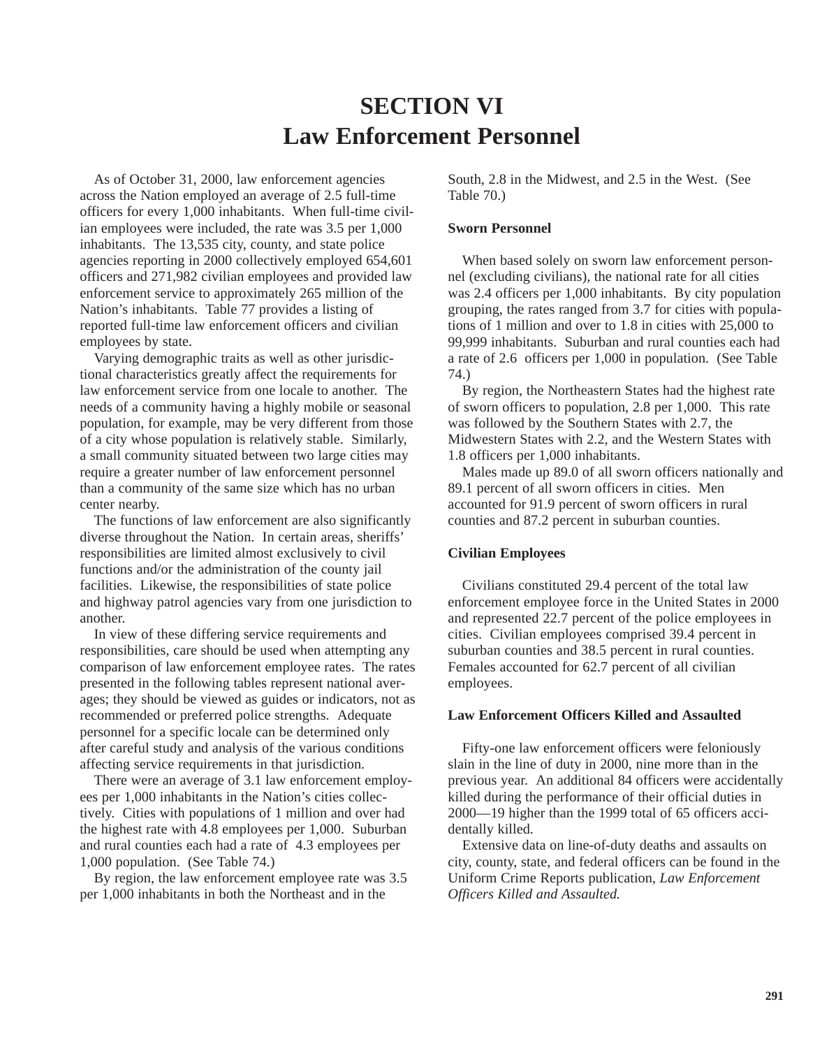# SECTION VI
# Law Enforcement Personnel

As of October 31, 2000, law enforcement agencies across the Nation employed an average of 2.5 full-time officers for every 1,000 inhabitants. When full-time civilian employees were included, the rate was 3.5 per 1,000 inhabitants. The 13,535 city, county, and state police agencies reporting in 2000 collectively employed 654,601 officers and 271,982 civilian employees and provided law enforcement service to approximately 265 million of the Nation's inhabitants. Table 77 provides a listing of reported full-time law enforcement officers and civilian employees by state.

Varying demographic traits as well as other jurisdictional characteristics greatly affect the requirements for law enforcement service from one locale to another. The needs of a community having a highly mobile or seasonal population, for example, may be very different from those of a city whose population is relatively stable. Similarly, a small community situated between two large cities may require a greater number of law enforcement personnel than a community of the same size which has no urban center nearby.

The functions of law enforcement are also significantly diverse throughout the Nation. In certain areas, sheriffs' responsibilities are limited almost exclusively to civil functions and/or the administration of the county jail facilities. Likewise, the responsibilities of state police and highway patrol agencies vary from one jurisdiction to another.

In view of these differing service requirements and responsibilities, care should be used when attempting any comparison of law enforcement employee rates. The rates presented in the following tables represent national averages; they should be viewed as guides or indicators, not as recommended or preferred police strengths. Adequate personnel for a specific locale can be determined only after careful study and analysis of the various conditions affecting service requirements in that jurisdiction.

There were an average of 3.1 law enforcement employees per 1,000 inhabitants in the Nation's cities collectively. Cities with populations of 1 million and over had the highest rate with 4.8 employees per 1,000. Suburban and rural counties each had a rate of 4.3 employees per 1,000 population. (See Table 74.)

By region, the law enforcement employee rate was 3.5 per 1,000 inhabitants in both the Northeast and in the South, 2.8 in the Midwest, and 2.5 in the West. (See Table 70.)

### Sworn Personnel

When based solely on sworn law enforcement personnel (excluding civilians), the national rate for all cities was 2.4 officers per 1,000 inhabitants. By city population grouping, the rates ranged from 3.7 for cities with populations of 1 million and over to 1.8 in cities with 25,000 to 99,999 inhabitants. Suburban and rural counties each had a rate of 2.6 officers per 1,000 in population. (See Table 74.)

By region, the Northeastern States had the highest rate of sworn officers to population, 2.8 per 1,000. This rate was followed by the Southern States with 2.7, the Midwestern States with 2.2, and the Western States with 1.8 officers per 1,000 inhabitants.

Males made up 89.0 of all sworn officers nationally and 89.1 percent of all sworn officers in cities. Men accounted for 91.9 percent of sworn officers in rural counties and 87.2 percent in suburban counties.

### Civilian Employees

Civilians constituted 29.4 percent of the total law enforcement employee force in the United States in 2000 and represented 22.7 percent of the police employees in cities. Civilian employees comprised 39.4 percent in suburban counties and 38.5 percent in rural counties. Females accounted for 62.7 percent of all civilian employees.

### Law Enforcement Officers Killed and Assaulted

Fifty-one law enforcement officers were feloniously slain in the line of duty in 2000, nine more than in the previous year. An additional 84 officers were accidentally killed during the performance of their official duties in 2000—19 higher than the 1999 total of 65 officers accidentally killed.

Extensive data on line-of-duty deaths and assaults on city, county, state, and federal officers can be found in the Uniform Crime Reports publication, *Law Enforcement Officers Killed and Assaulted.*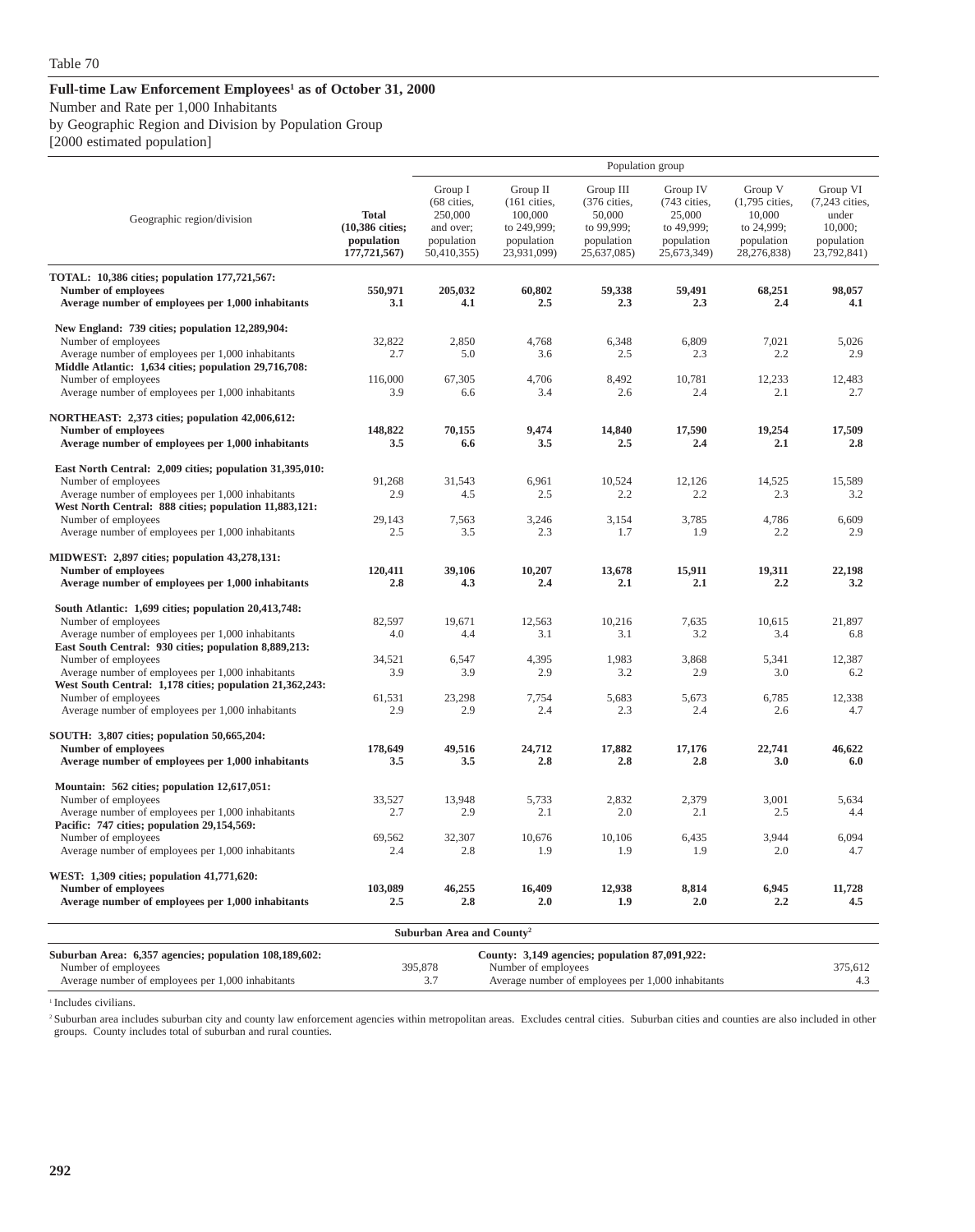Table 70

**Full-time Law Enforcement Employees[1] as of October 31, 2000**

Number and Rate per 1,000 Inhabitants

by Geographic Region and Division by Population Group

[2000 estimated population]

| Geographic region/division | Total (10,386 cities; population 177,721,567) | Population group: Group I (68 cities, 250,000 and over; population 50,410,355) | Group II (161 cities, 100,000 to 249,999; population 23,931,099) | Group III (376 cities, 50,000 to 99,999; population 25,637,085) | Group IV (743 cities, 25,000 to 49,999; population 25,673,349) | Group V (1,795 cities, 10,000 to 24,999; population 28,276,838) | Group VI (7,243 cities, under 10,000; population 23,792,841) |
|---|---|---|---|---|---|---|---|
| **TOTAL: 10,386 cities; population 177,721,567:** | | | | | | | |
| **Number of employees** | **550,971** | **205,032** | **60,802** | **59,338** | **59,491** | **68,251** | **98,057** |
| **Average number of employees per 1,000 inhabitants** | **3.1** | **4.1** | **2.5** | **2.3** | **2.3** | **2.4** | **4.1** |
| **New England: 739 cities; population 12,289,904:** | | | | | | | |
| Number of employees | 32,822 | 2,850 | 4,768 | 6,348 | 6,809 | 7,021 | 5,026 |
| Average number of employees per 1,000 inhabitants | 2.7 | 5.0 | 3.6 | 2.5 | 2.3 | 2.2 | 2.9 |
| **Middle Atlantic: 1,634 cities; population 29,716,708:** | | | | | | | |
| Number of employees | 116,000 | 67,305 | 4,706 | 8,492 | 10,781 | 12,233 | 12,483 |
| Average number of employees per 1,000 inhabitants | 3.9 | 6.6 | 3.4 | 2.6 | 2.4 | 2.1 | 2.7 |
| **NORTHEAST: 2,373 cities; population 42,006,612:** | | | | | | | |
| **Number of employees** | **148,822** | **70,155** | **9,474** | **14,840** | **17,590** | **19,254** | **17,509** |
| **Average number of employees per 1,000 inhabitants** | **3.5** | **6.6** | **3.5** | **2.5** | **2.4** | **2.1** | **2.8** |
| **East North Central: 2,009 cities; population 31,395,010:** | | | | | | | |
| Number of employees | 91,268 | 31,543 | 6,961 | 10,524 | 12,126 | 14,525 | 15,589 |
| Average number of employees per 1,000 inhabitants | 2.9 | 4.5 | 2.5 | 2.2 | 2.2 | 2.3 | 3.2 |
| **West North Central: 888 cities; population 11,883,121:** | | | | | | | |
| Number of employees | 29,143 | 7,563 | 3,246 | 3,154 | 3,785 | 4,786 | 6,609 |
| Average number of employees per 1,000 inhabitants | 2.5 | 3.5 | 2.3 | 1.7 | 1.9 | 2.2 | 2.9 |
| **MIDWEST: 2,897 cities; population 43,278,131:** | | | | | | | |
| **Number of employees** | **120,411** | **39,106** | **10,207** | **13,678** | **15,911** | **19,311** | **22,198** |
| **Average number of employees per 1,000 inhabitants** | **2.8** | **4.3** | **2.4** | **2.1** | **2.1** | **2.2** | **3.2** |
| **South Atlantic: 1,699 cities; population 20,413,748:** | | | | | | | |
| Number of employees | 82,597 | 19,671 | 12,563 | 10,216 | 7,635 | 10,615 | 21,897 |
| Average number of employees per 1,000 inhabitants | 4.0 | 4.4 | 3.1 | 3.1 | 3.2 | 3.4 | 6.8 |
| **East South Central: 930 cities; population 8,889,213:** | | | | | | | |
| Number of employees | 34,521 | 6,547 | 4,395 | 1,983 | 3,868 | 5,341 | 12,387 |
| Average number of employees per 1,000 inhabitants | 3.9 | 3.9 | 2.9 | 3.2 | 2.9 | 3.0 | 6.2 |
| **West South Central: 1,178 cities; population 21,362,243:** | | | | | | | |
| Number of employees | 61,531 | 23,298 | 7,754 | 5,683 | 5,673 | 6,785 | 12,338 |
| Average number of employees per 1,000 inhabitants | 2.9 | 2.9 | 2.4 | 2.3 | 2.4 | 2.6 | 4.7 |
| **SOUTH: 3,807 cities; population 50,665,204:** | | | | | | | |
| **Number of employees** | **178,649** | **49,516** | **24,712** | **17,882** | **17,176** | **22,741** | **46,622** |
| **Average number of employees per 1,000 inhabitants** | **3.5** | **3.5** | **2.8** | **2.8** | **2.8** | **3.0** | **6.0** |
| **Mountain: 562 cities; population 12,617,051:** | | | | | | | |
| Number of employees | 33,527 | 13,948 | 5,733 | 2,832 | 2,379 | 3,001 | 5,634 |
| Average number of employees per 1,000 inhabitants | 2.7 | 2.9 | 2.1 | 2.0 | 2.1 | 2.5 | 4.4 |
| **Pacific: 747 cities; population 29,154,569:** | | | | | | | |
| Number of employees | 69,562 | 32,307 | 10,676 | 10,106 | 6,435 | 3,944 | 6,094 |
| Average number of employees per 1,000 inhabitants | 2.4 | 2.8 | 1.9 | 1.9 | 1.9 | 2.0 | 4.7 |
| **WEST: 1,309 cities; population 41,771,620:** | | | | | | | |
| **Number of employees** | **103,089** | **46,255** | **16,409** | **12,938** | **8,814** | **6,945** | **11,728** |
| **Average number of employees per 1,000 inhabitants** | **2.5** | **2.8** | **2.0** | **1.9** | **2.0** | **2.2** | **4.5** |

**Suburban Area and County[2]**

| Suburban Area: 6,357 agencies; population 108,189,602: | | County: 3,149 agencies; population 87,091,922: | |
|---|---|---|---|
| Number of employees | 395,878 | Number of employees | 375,612 |
| Average number of employees per 1,000 inhabitants | 3.7 | Average number of employees per 1,000 inhabitants | 4.3 |

[1] Includes civilians.

[2] Suburban area includes suburban city and county law enforcement agencies within metropolitan areas. Excludes central cities. Suburban cities and counties are also included in other groups. County includes total of suburban and rural counties.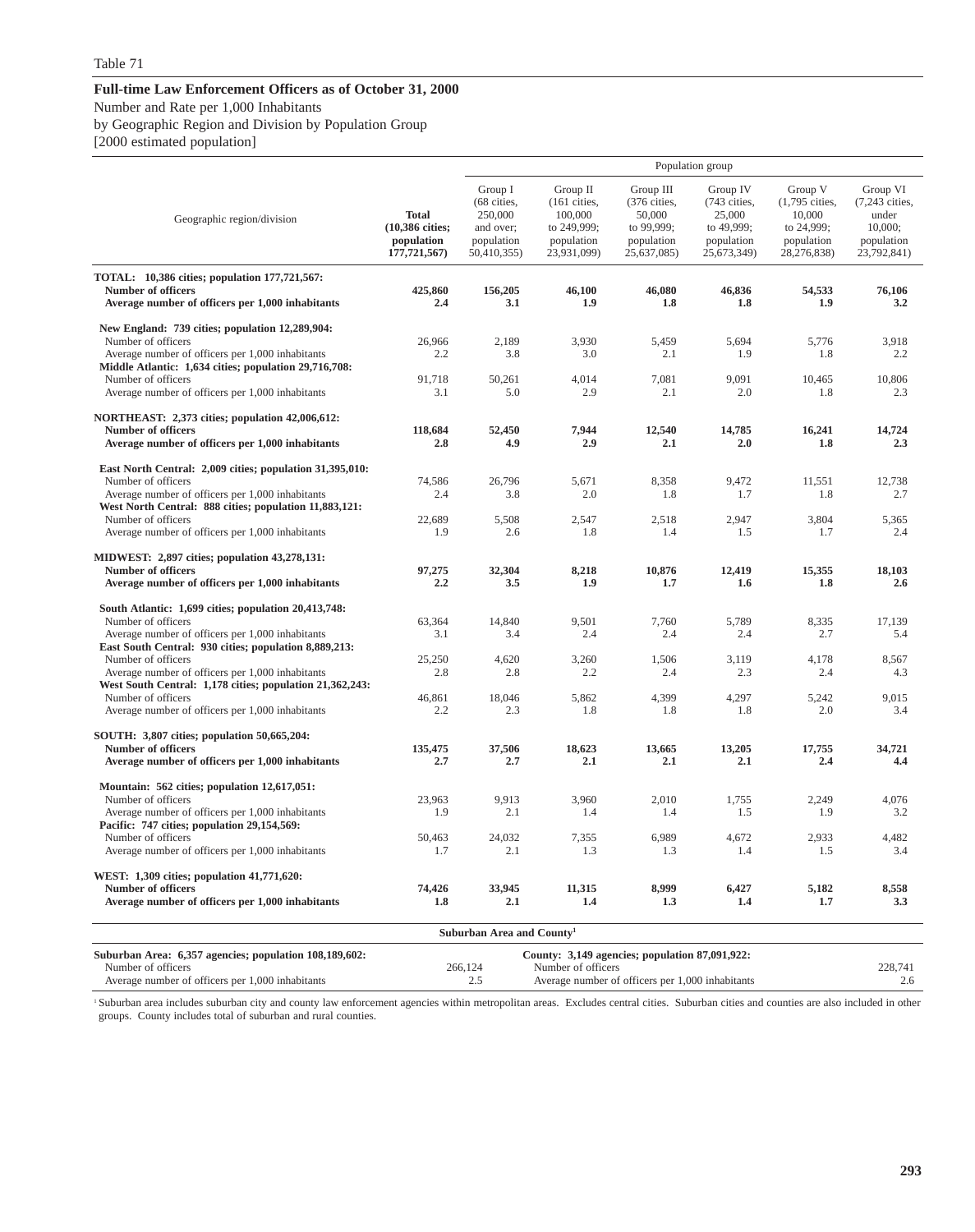Table 71

**Full-time Law Enforcement Officers as of October 31, 2000**

Number and Rate per 1,000 Inhabitants
by Geographic Region and Division by Population Group
[2000 estimated population]

| Geographic region/division | Total (10,386 cities; population 177,721,567) | Population group | | | | | |
|---|---|---|---|---|---|---|---|
| | | Group I (68 cities, 250,000 and over; population 50,410,355) | Group II (161 cities, 100,000 to 249,999; population 23,931,099) | Group III (376 cities, 50,000 to 99,999; population 25,637,085) | Group IV (743 cities, 25,000 to 49,999; population 25,673,349) | Group V (1,795 cities, 10,000 to 24,999; population 28,276,838) | Group VI (7,243 cities, under 10,000; population 23,792,841) |
| **TOTAL: 10,386 cities; population 177,721,567:** | | | | | | | |
| **Number of officers** | **425,860** | **156,205** | **46,100** | **46,080** | **46,836** | **54,533** | **76,106** |
| **Average number of officers per 1,000 inhabitants** | **2.4** | **3.1** | **1.9** | **1.8** | **1.8** | **1.9** | **3.2** |
| **New England: 739 cities; population 12,289,904:** | | | | | | | |
| Number of officers | 26,966 | 2,189 | 3,930 | 5,459 | 5,694 | 5,776 | 3,918 |
| Average number of officers per 1,000 inhabitants | 2.2 | 3.8 | 3.0 | 2.1 | 1.9 | 1.8 | 2.2 |
| **Middle Atlantic: 1,634 cities; population 29,716,708:** | | | | | | | |
| Number of officers | 91,718 | 50,261 | 4,014 | 7,081 | 9,091 | 10,465 | 10,806 |
| Average number of officers per 1,000 inhabitants | 3.1 | 5.0 | 2.9 | 2.1 | 2.0 | 1.8 | 2.3 |
| **NORTHEAST: 2,373 cities; population 42,006,612:** | | | | | | | |
| **Number of officers** | **118,684** | **52,450** | **7,944** | **12,540** | **14,785** | **16,241** | **14,724** |
| **Average number of officers per 1,000 inhabitants** | **2.8** | **4.9** | **2.9** | **2.1** | **2.0** | **1.8** | **2.3** |
| **East North Central: 2,009 cities; population 31,395,010:** | | | | | | | |
| Number of officers | 74,586 | 26,796 | 5,671 | 8,358 | 9,472 | 11,551 | 12,738 |
| Average number of officers per 1,000 inhabitants | 2.4 | 3.8 | 2.0 | 1.8 | 1.7 | 1.8 | 2.7 |
| **West North Central: 888 cities; population 11,883,121:** | | | | | | | |
| Number of officers | 22,689 | 5,508 | 2,547 | 2,518 | 2,947 | 3,804 | 5,365 |
| Average number of officers per 1,000 inhabitants | 1.9 | 2.6 | 1.8 | 1.4 | 1.5 | 1.7 | 2.4 |
| **MIDWEST: 2,897 cities; population 43,278,131:** | | | | | | | |
| **Number of officers** | **97,275** | **32,304** | **8,218** | **10,876** | **12,419** | **15,355** | **18,103** |
| **Average number of officers per 1,000 inhabitants** | **2.2** | **3.5** | **1.9** | **1.7** | **1.6** | **1.8** | **2.6** |
| **South Atlantic: 1,699 cities; population 20,413,748:** | | | | | | | |
| Number of officers | 63,364 | 14,840 | 9,501 | 7,760 | 5,789 | 8,335 | 17,139 |
| Average number of officers per 1,000 inhabitants | 3.1 | 3.4 | 2.4 | 2.4 | 2.4 | 2.7 | 5.4 |
| **East South Central: 930 cities; population 8,889,213:** | | | | | | | |
| Number of officers | 25,250 | 4,620 | 3,260 | 1,506 | 3,119 | 4,178 | 8,567 |
| Average number of officers per 1,000 inhabitants | 2.8 | 2.8 | 2.2 | 2.4 | 2.3 | 2.4 | 4.3 |
| **West South Central: 1,178 cities; population 21,362,243:** | | | | | | | |
| Number of officers | 46,861 | 18,046 | 5,862 | 4,399 | 4,297 | 5,242 | 9,015 |
| Average number of officers per 1,000 inhabitants | 2.2 | 2.3 | 1.8 | 1.8 | 1.8 | 2.0 | 3.4 |
| **SOUTH: 3,807 cities; population 50,665,204:** | | | | | | | |
| **Number of officers** | **135,475** | **37,506** | **18,623** | **13,665** | **13,205** | **17,755** | **34,721** |
| **Average number of officers per 1,000 inhabitants** | **2.7** | **2.7** | **2.1** | **2.1** | **2.1** | **2.4** | **4.4** |
| **Mountain: 562 cities; population 12,617,051:** | | | | | | | |
| Number of officers | 23,963 | 9,913 | 3,960 | 2,010 | 1,755 | 2,249 | 4,076 |
| Average number of officers per 1,000 inhabitants | 1.9 | 2.1 | 1.4 | 1.4 | 1.5 | 1.9 | 3.2 |
| **Pacific: 747 cities; population 29,154,569:** | | | | | | | |
| Number of officers | 50,463 | 24,032 | 7,355 | 6,989 | 4,672 | 2,933 | 4,482 |
| Average number of officers per 1,000 inhabitants | 1.7 | 2.1 | 1.3 | 1.3 | 1.4 | 1.5 | 3.4 |
| **WEST: 1,309 cities; population 41,771,620:** | | | | | | | |
| **Number of officers** | **74,426** | **33,945** | **11,315** | **8,999** | **6,427** | **5,182** | **8,558** |
| **Average number of officers per 1,000 inhabitants** | **1.8** | **2.1** | **1.4** | **1.3** | **1.4** | **1.7** | **3.3** |

**Suburban Area and County[1]**

| Suburban Area: 6,357 agencies; population 108,189,602: | | County: 3,149 agencies; population 87,091,922: | |
|---|---|---|---|
| Number of officers | 266,124 | Number of officers | 228,741 |
| Average number of officers per 1,000 inhabitants | 2.5 | Average number of officers per 1,000 inhabitants | 2.6 |

[1] Suburban area includes suburban city and county law enforcement agencies within metropolitan areas. Excludes central cities. Suburban cities and counties are also included in other groups. County includes total of suburban and rural counties.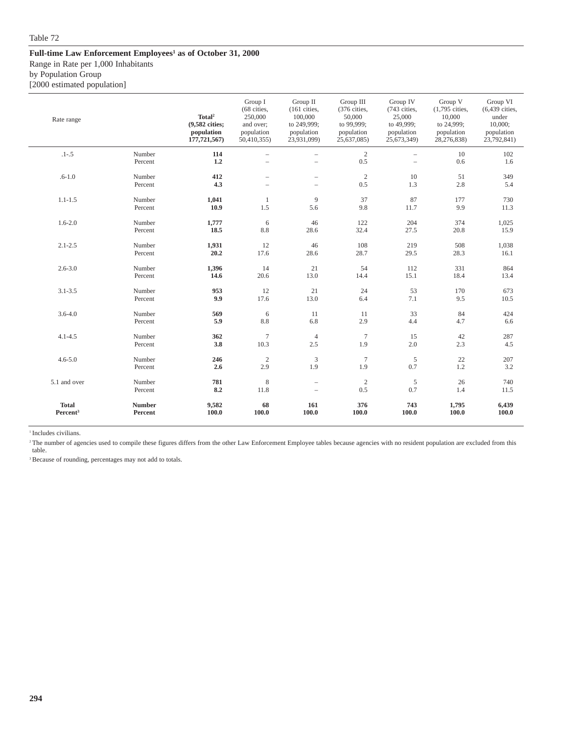Table 72

**Full-time Law Enforcement Employees[1] as of October 31, 2000**

Range in Rate per 1,000 Inhabitants
by Population Group
[2000 estimated population]

| Rate range | | **Total[2] (9,582 cities; population 177,721,567)** | Group I (68 cities, 250,000 and over; population 50,410,355) | Group II (161 cities, 100,000 to 249,999; population 23,931,099) | Group III (376 cities, 50,000 to 99,999; population 25,637,085) | Group IV (743 cities, 25,000 to 49,999; population 25,673,349) | Group V (1,795 cities, 10,000 to 24,999; population 28,276,838) | Group VI (6,439 cities, under 10,000; population 23,792,841) |
|---|---|---|---|---|---|---|---|---|
| .1-.5 | Number | **114** | – | – | 2 | – | 10 | 102 |
| | Percent | **1.2** | – | – | 0.5 | – | 0.6 | 1.6 |
| .6-1.0 | Number | **412** | – | – | 2 | 10 | 51 | 349 |
| | Percent | **4.3** | – | – | 0.5 | 1.3 | 2.8 | 5.4 |
| 1.1-1.5 | Number | **1,041** | 1 | 9 | 37 | 87 | 177 | 730 |
| | Percent | **10.9** | 1.5 | 5.6 | 9.8 | 11.7 | 9.9 | 11.3 |
| 1.6-2.0 | Number | **1,777** | 6 | 46 | 122 | 204 | 374 | 1,025 |
| | Percent | **18.5** | 8.8 | 28.6 | 32.4 | 27.5 | 20.8 | 15.9 |
| 2.1-2.5 | Number | **1,931** | 12 | 46 | 108 | 219 | 508 | 1,038 |
| | Percent | **20.2** | 17.6 | 28.6 | 28.7 | 29.5 | 28.3 | 16.1 |
| 2.6-3.0 | Number | **1,396** | 14 | 21 | 54 | 112 | 331 | 864 |
| | Percent | **14.6** | 20.6 | 13.0 | 14.4 | 15.1 | 18.4 | 13.4 |
| 3.1-3.5 | Number | **953** | 12 | 21 | 24 | 53 | 170 | 673 |
| | Percent | **9.9** | 17.6 | 13.0 | 6.4 | 7.1 | 9.5 | 10.5 |
| 3.6-4.0 | Number | **569** | 6 | 11 | 11 | 33 | 84 | 424 |
| | Percent | **5.9** | 8.8 | 6.8 | 2.9 | 4.4 | 4.7 | 6.6 |
| 4.1-4.5 | Number | **362** | 7 | 4 | 7 | 15 | 42 | 287 |
| | Percent | **3.8** | 10.3 | 2.5 | 1.9 | 2.0 | 2.3 | 4.5 |
| 4.6-5.0 | Number | **246** | 2 | 3 | 7 | 5 | 22 | 207 |
| | Percent | **2.6** | 2.9 | 1.9 | 1.9 | 0.7 | 1.2 | 3.2 |
| 5.1 and over | Number | **781** | 8 | – | 2 | 5 | 26 | 740 |
| | Percent | **8.2** | 11.8 | – | 0.5 | 0.7 | 1.4 | 11.5 |
| **Total** | **Number** | **9,582** | **68** | **161** | **376** | **743** | **1,795** | **6,439** |
| **Percent[3]** | **Percent** | **100.0** | **100.0** | **100.0** | **100.0** | **100.0** | **100.0** | **100.0** |

[1] Includes civilians.

[2] The number of agencies used to compile these figures differs from the other Law Enforcement Employee tables because agencies with no resident population are excluded from this table.

[3] Because of rounding, percentages may not add to totals.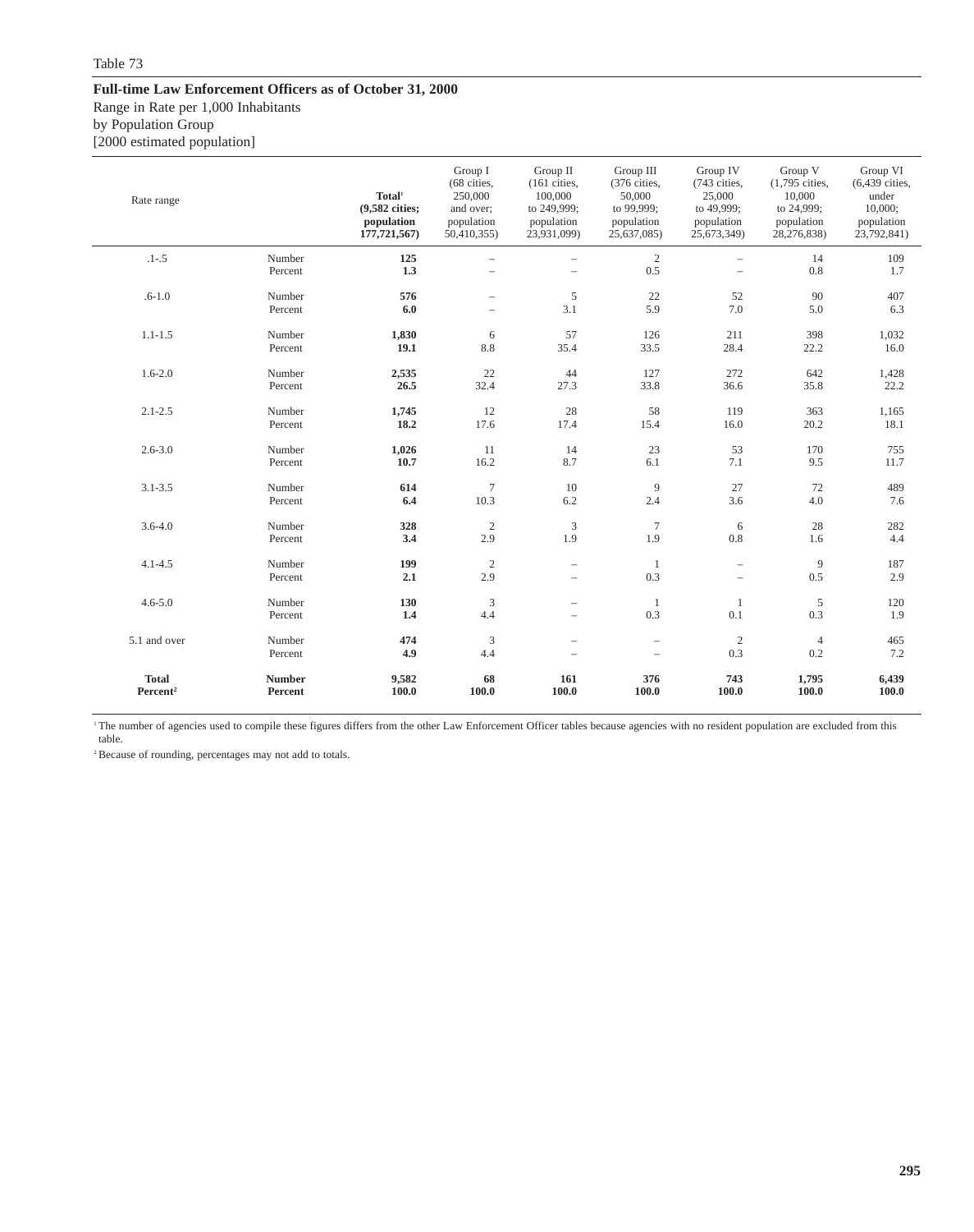Table 73

**Full-time Law Enforcement Officers as of October 31, 2000**

Range in Rate per 1,000 Inhabitants
by Population Group
[2000 estimated population]

| Rate range | | **Total[1] (9,582 cities; population 177,721,567)** | Group I (68 cities, 250,000 and over; population 50,410,355) | Group II (161 cities, 100,000 to 249,999; population 23,931,099) | Group III (376 cities, 50,000 to 99,999; population 25,637,085) | Group IV (743 cities, 25,000 to 49,999; population 25,673,349) | Group V (1,795 cities, 10,000 to 24,999; population 28,276,838) | Group VI (6,439 cities, under 10,000; population 23,792,841) |
|---|---|---|---|---|---|---|---|---|
| .1-.5 | Number | **125** | – | – | 2 | – | 14 | 109 |
| | Percent | **1.3** | – | – | 0.5 | – | 0.8 | 1.7 |
| .6-1.0 | Number | **576** | – | 5 | 22 | 52 | 90 | 407 |
| | Percent | **6.0** | – | 3.1 | 5.9 | 7.0 | 5.0 | 6.3 |
| 1.1-1.5 | Number | **1,830** | 6 | 57 | 126 | 211 | 398 | 1,032 |
| | Percent | **19.1** | 8.8 | 35.4 | 33.5 | 28.4 | 22.2 | 16.0 |
| 1.6-2.0 | Number | **2,535** | 22 | 44 | 127 | 272 | 642 | 1,428 |
| | Percent | **26.5** | 32.4 | 27.3 | 33.8 | 36.6 | 35.8 | 22.2 |
| 2.1-2.5 | Number | **1,745** | 12 | 28 | 58 | 119 | 363 | 1,165 |
| | Percent | **18.2** | 17.6 | 17.4 | 15.4 | 16.0 | 20.2 | 18.1 |
| 2.6-3.0 | Number | **1,026** | 11 | 14 | 23 | 53 | 170 | 755 |
| | Percent | **10.7** | 16.2 | 8.7 | 6.1 | 7.1 | 9.5 | 11.7 |
| 3.1-3.5 | Number | **614** | 7 | 10 | 9 | 27 | 72 | 489 |
| | Percent | **6.4** | 10.3 | 6.2 | 2.4 | 3.6 | 4.0 | 7.6 |
| 3.6-4.0 | Number | **328** | 2 | 3 | 7 | 6 | 28 | 282 |
| | Percent | **3.4** | 2.9 | 1.9 | 1.9 | 0.8 | 1.6 | 4.4 |
| 4.1-4.5 | Number | **199** | 2 | – | 1 | – | 9 | 187 |
| | Percent | **2.1** | 2.9 | – | 0.3 | – | 0.5 | 2.9 |
| 4.6-5.0 | Number | **130** | 3 | – | 1 | 1 | 5 | 120 |
| | Percent | **1.4** | 4.4 | – | 0.3 | 0.1 | 0.3 | 1.9 |
| 5.1 and over | Number | **474** | 3 | – | – | 2 | 4 | 465 |
| | Percent | **4.9** | 4.4 | – | – | 0.3 | 0.2 | 7.2 |
| **Total** | **Number** | **9,582** | **68** | **161** | **376** | **743** | **1,795** | **6,439** |
| **Percent[2]** | **Percent** | **100.0** | **100.0** | **100.0** | **100.0** | **100.0** | **100.0** | **100.0** |

[1] The number of agencies used to compile these figures differs from the other Law Enforcement Officer tables because agencies with no resident population are excluded from this table.

[2] Because of rounding, percentages may not add to totals.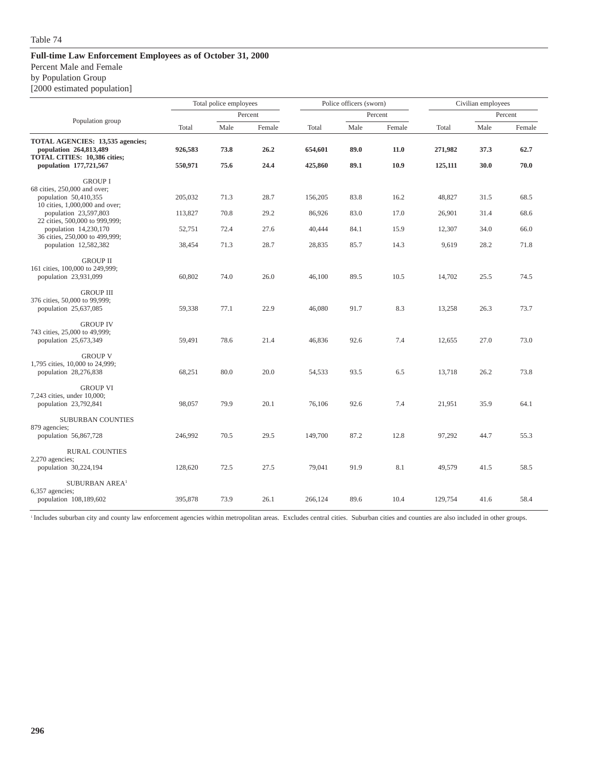Table 74

**Full-time Law Enforcement Employees as of October 31, 2000**

Percent Male and Female

by Population Group

[2000 estimated population]

| Population group | Total police employees | | | Police officers (sworn) | | | Civilian employees | | |
|---|---|---|---|---|---|---|---|---|---|
| | | Percent | | | Percent | | | Percent | |
| | Total | Male | Female | Total | Male | Female | Total | Male | Female |
| **TOTAL AGENCIES: 13,535 agencies; population 264,813,489** | **926,583** | **73.8** | **26.2** | **654,601** | **89.0** | **11.0** | **271,982** | **37.3** | **62.7** |
| **TOTAL CITIES: 10,386 cities; population 177,721,567** | **550,971** | **75.6** | **24.4** | **425,860** | **89.1** | **10.9** | **125,111** | **30.0** | **70.0** |
| GROUP I | | | | | | | | | |
| 68 cities, 250,000 and over; population 50,410,355 | 205,032 | 71.3 | 28.7 | 156,205 | 83.8 | 16.2 | 48,827 | 31.5 | 68.5 |
| 10 cities, 1,000,000 and over; population 23,597,803 | 113,827 | 70.8 | 29.2 | 86,926 | 83.0 | 17.0 | 26,901 | 31.4 | 68.6 |
| 22 cities, 500,000 to 999,999; population 14,230,170 | 52,751 | 72.4 | 27.6 | 40,444 | 84.1 | 15.9 | 12,307 | 34.0 | 66.0 |
| 36 cities, 250,000 to 499,999; population 12,582,382 | 38,454 | 71.3 | 28.7 | 28,835 | 85.7 | 14.3 | 9,619 | 28.2 | 71.8 |
| GROUP II | | | | | | | | | |
| 161 cities, 100,000 to 249,999; population 23,931,099 | 60,802 | 74.0 | 26.0 | 46,100 | 89.5 | 10.5 | 14,702 | 25.5 | 74.5 |
| GROUP III | | | | | | | | | |
| 376 cities, 50,000 to 99,999; population 25,637,085 | 59,338 | 77.1 | 22.9 | 46,080 | 91.7 | 8.3 | 13,258 | 26.3 | 73.7 |
| GROUP IV | | | | | | | | | |
| 743 cities, 25,000 to 49,999; population 25,673,349 | 59,491 | 78.6 | 21.4 | 46,836 | 92.6 | 7.4 | 12,655 | 27.0 | 73.0 |
| GROUP V | | | | | | | | | |
| 1,795 cities, 10,000 to 24,999; population 28,276,838 | 68,251 | 80.0 | 20.0 | 54,533 | 93.5 | 6.5 | 13,718 | 26.2 | 73.8 |
| GROUP VI | | | | | | | | | |
| 7,243 cities, under 10,000; population 23,792,841 | 98,057 | 79.9 | 20.1 | 76,106 | 92.6 | 7.4 | 21,951 | 35.9 | 64.1 |
| SUBURBAN COUNTIES | | | | | | | | | |
| 879 agencies; population 56,867,728 | 246,992 | 70.5 | 29.5 | 149,700 | 87.2 | 12.8 | 97,292 | 44.7 | 55.3 |
| RURAL COUNTIES | | | | | | | | | |
| 2,270 agencies; population 30,224,194 | 128,620 | 72.5 | 27.5 | 79,041 | 91.9 | 8.1 | 49,579 | 41.5 | 58.5 |
| SUBURBAN AREA[1] | | | | | | | | | |
| 6,357 agencies; population 108,189,602 | 395,878 | 73.9 | 26.1 | 266,124 | 89.6 | 10.4 | 129,754 | 41.6 | 58.4 |

[1] Includes suburban city and county law enforcement agencies within metropolitan areas. Excludes central cities. Suburban cities and counties are also included in other groups.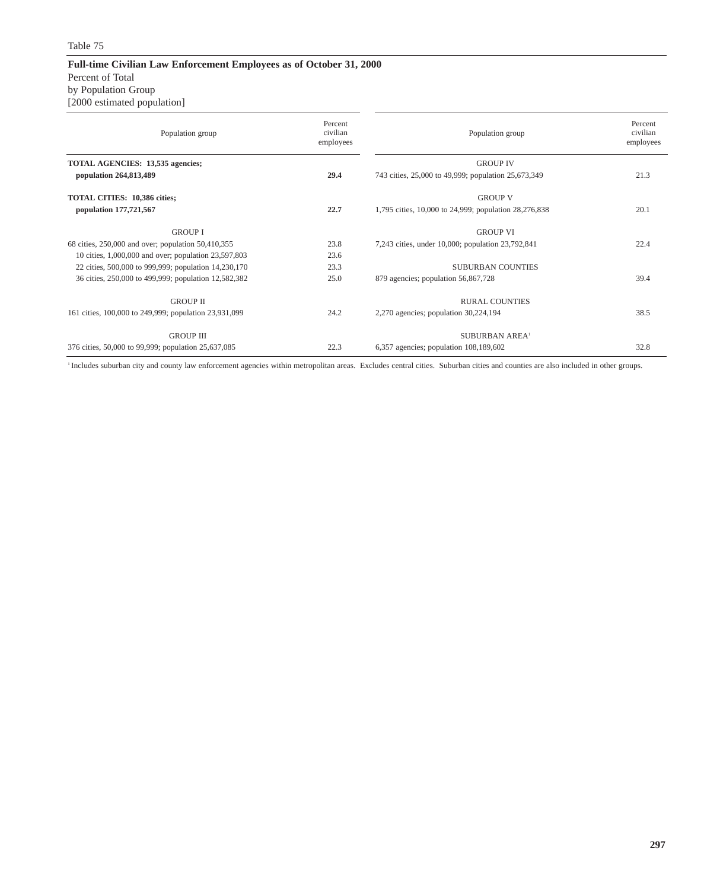Table 75

**Full-time Civilian Law Enforcement Employees as of October 31, 2000**

Percent of Total
by Population Group
[2000 estimated population]

| Population group | Percent civilian employees |
|---|---|
| **TOTAL AGENCIES: 13,535 agencies; population 264,813,489** | **29.4** |
| **TOTAL CITIES: 10,386 cities; population 177,721,567** | **22.7** |
| GROUP I | |
| 68 cities, 250,000 and over; population 50,410,355 | 23.8 |
| 10 cities, 1,000,000 and over; population 23,597,803 | 23.6 |
| 22 cities, 500,000 to 999,999; population 14,230,170 | 23.3 |
| 36 cities, 250,000 to 499,999; population 12,582,382 | 25.0 |
| GROUP II | |
| 161 cities, 100,000 to 249,999; population 23,931,099 | 24.2 |
| GROUP III | |
| 376 cities, 50,000 to 99,999; population 25,637,085 | 22.3 |
| GROUP IV | |
| 743 cities, 25,000 to 49,999; population 25,673,349 | 21.3 |
| GROUP V | |
| 1,795 cities, 10,000 to 24,999; population 28,276,838 | 20.1 |
| GROUP VI | |
| 7,243 cities, under 10,000; population 23,792,841 | 22.4 |
| SUBURBAN COUNTIES | |
| 879 agencies; population 56,867,728 | 39.4 |
| RURAL COUNTIES | |
| 2,270 agencies; population 30,224,194 | 38.5 |
| SUBURBAN AREA[1] | |
| 6,357 agencies; population 108,189,602 | 32.8 |

[1] Includes suburban city and county law enforcement agencies within metropolitan areas. Excludes central cities. Suburban cities and counties are also included in other groups.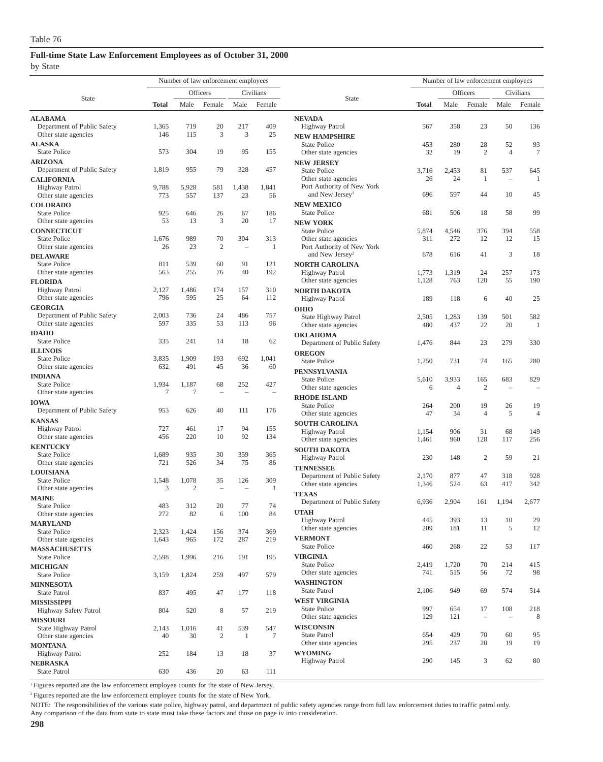Table 76

## Full-time State Law Enforcement Employees as of October 31, 2000

by State

| State | Total | Officers Male | Officers Female | Civilians Male | Civilians Female |
|---|---|---|---|---|---|
| **ALABAMA** | | | | | |
| Department of Public Safety | 1,365 | 719 | 20 | 217 | 409 |
| Other state agencies | 146 | 115 | 3 | 3 | 25 |
| **ALASKA** | | | | | |
| State Police | 573 | 304 | 19 | 95 | 155 |
| **ARIZONA** | | | | | |
| Department of Public Safety | 1,819 | 955 | 79 | 328 | 457 |
| **CALIFORNIA** | | | | | |
| Highway Patrol | 9,788 | 5,928 | 581 | 1,438 | 1,841 |
| Other state agencies | 773 | 557 | 137 | 23 | 56 |
| **COLORADO** | | | | | |
| State Police | 925 | 646 | 26 | 67 | 186 |
| Other state agencies | 53 | 13 | 3 | 20 | 17 |
| **CONNECTICUT** | | | | | |
| State Police | 1,676 | 989 | 70 | 304 | 313 |
| Other state agencies | 26 | 23 | 2 | – | 1 |
| **DELAWARE** | | | | | |
| State Police | 811 | 539 | 60 | 91 | 121 |
| Other state agencies | 563 | 255 | 76 | 40 | 192 |
| **FLORIDA** | | | | | |
| Highway Patrol | 2,127 | 1,486 | 174 | 157 | 310 |
| Other state agencies | 796 | 595 | 25 | 64 | 112 |
| **GEORGIA** | | | | | |
| Department of Public Safety | 2,003 | 736 | 24 | 486 | 757 |
| Other state agencies | 597 | 335 | 53 | 113 | 96 |
| **IDAHO** | | | | | |
| State Police | 335 | 241 | 14 | 18 | 62 |
| **ILLINOIS** | | | | | |
| State Police | 3,835 | 1,909 | 193 | 692 | 1,041 |
| Other state agencies | 632 | 491 | 45 | 36 | 60 |
| **INDIANA** | | | | | |
| State Police | 1,934 | 1,187 | 68 | 252 | 427 |
| Other state agencies | 7 | 7 | – | – | – |
| **IOWA** | | | | | |
| Department of Public Safety | 953 | 626 | 40 | 111 | 176 |
| **KANSAS** | | | | | |
| Highway Patrol | 727 | 461 | 17 | 94 | 155 |
| Other state agencies | 456 | 220 | 10 | 92 | 134 |
| **KENTUCKY** | | | | | |
| State Police | 1,689 | 935 | 30 | 359 | 365 |
| Other state agencies | 721 | 526 | 34 | 75 | 86 |
| **LOUISIANA** | | | | | |
| State Police | 1,548 | 1,078 | 35 | 126 | 309 |
| Other state agencies | 3 | 2 | – | – | 1 |
| **MAINE** | | | | | |
| State Police | 483 | 312 | 20 | 77 | 74 |
| Other state agencies | 272 | 82 | 6 | 100 | 84 |
| **MARYLAND** | | | | | |
| State Police | 2,323 | 1,424 | 156 | 374 | 369 |
| Other state agencies | 1,643 | 965 | 172 | 287 | 219 |
| **MASSACHUSETTS** | | | | | |
| State Police | 2,598 | 1,996 | 216 | 191 | 195 |
| **MICHIGAN** | | | | | |
| State Police | 3,159 | 1,824 | 259 | 497 | 579 |
| **MINNESOTA** | | | | | |
| State Patrol | 837 | 495 | 47 | 177 | 118 |
| **MISSISSIPPI** | | | | | |
| Highway Safety Patrol | 804 | 520 | 8 | 57 | 219 |
| **MISSOURI** | | | | | |
| State Highway Patrol | 2,143 | 1,016 | 41 | 539 | 547 |
| Other state agencies | 40 | 30 | 2 | 1 | 7 |
| **MONTANA** | | | | | |
| Highway Patrol | 252 | 184 | 13 | 18 | 37 |
| **NEBRASKA** | | | | | |
| State Patrol | 630 | 436 | 20 | 63 | 111 |
| **NEVADA** | | | | | |
| Highway Patrol | 567 | 358 | 23 | 50 | 136 |
| **NEW HAMPSHIRE** | | | | | |
| State Police | 453 | 280 | 28 | 52 | 93 |
| Other state agencies | 32 | 19 | 2 | 4 | 7 |
| **NEW JERSEY** | | | | | |
| State Police | 3,716 | 2,453 | 81 | 537 | 645 |
| Other state agencies | 26 | 24 | 1 | – | 1 |
| Port Authority of New York and New Jersey[1] | 696 | 597 | 44 | 10 | 45 |
| **NEW MEXICO** | | | | | |
| State Police | 681 | 506 | 18 | 58 | 99 |
| **NEW YORK** | | | | | |
| State Police | 5,874 | 4,546 | 376 | 394 | 558 |
| Other state agencies | 311 | 272 | 12 | 12 | 15 |
| Port Authority of New York and New Jersey[2] | 678 | 616 | 41 | 3 | 18 |
| **NORTH CAROLINA** | | | | | |
| Highway Patrol | 1,773 | 1,319 | 24 | 257 | 173 |
| Other state agencies | 1,128 | 763 | 120 | 55 | 190 |
| **NORTH DAKOTA** | | | | | |
| Highway Patrol | 189 | 118 | 6 | 40 | 25 |
| **OHIO** | | | | | |
| State Highway Patrol | 2,505 | 1,283 | 139 | 501 | 582 |
| Other state agencies | 480 | 437 | 22 | 20 | 1 |
| **OKLAHOMA** | | | | | |
| Department of Public Safety | 1,476 | 844 | 23 | 279 | 330 |
| **OREGON** | | | | | |
| State Police | 1,250 | 731 | 74 | 165 | 280 |
| **PENNSYLVANIA** | | | | | |
| State Police | 5,610 | 3,933 | 165 | 683 | 829 |
| Other state agencies | 6 | 4 | 2 | – | – |
| **RHODE ISLAND** | | | | | |
| State Police | 264 | 200 | 19 | 26 | 19 |
| Other state agencies | 47 | 34 | 4 | 5 | 4 |
| **SOUTH CAROLINA** | | | | | |
| Highway Patrol | 1,154 | 906 | 31 | 68 | 149 |
| Other state agencies | 1,461 | 960 | 128 | 117 | 256 |
| **SOUTH DAKOTA** | | | | | |
| Highway Patrol | 230 | 148 | 2 | 59 | 21 |
| **TENNESSEE** | | | | | |
| Department of Public Safety | 2,170 | 877 | 47 | 318 | 928 |
| Other state agencies | 1,346 | 524 | 63 | 417 | 342 |
| **TEXAS** | | | | | |
| Department of Public Safety | 6,936 | 2,904 | 161 | 1,194 | 2,677 |
| **UTAH** | | | | | |
| Highway Patrol | 445 | 393 | 13 | 10 | 29 |
| Other state agencies | 209 | 181 | 11 | 5 | 12 |
| **VERMONT** | | | | | |
| State Police | 460 | 268 | 22 | 53 | 117 |
| **VIRGINIA** | | | | | |
| State Police | 2,419 | 1,720 | 70 | 214 | 415 |
| Other state agencies | 741 | 515 | 56 | 72 | 98 |
| **WASHINGTON** | | | | | |
| State Patrol | 2,106 | 949 | 69 | 574 | 514 |
| **WEST VIRGINIA** | | | | | |
| State Police | 997 | 654 | 17 | 108 | 218 |
| Other state agencies | 129 | 121 | – | – | 8 |
| **WISCONSIN** | | | | | |
| State Patrol | 654 | 429 | 70 | 60 | 95 |
| Other state agencies | 295 | 237 | 20 | 19 | 19 |
| **WYOMING** | | | | | |
| Highway Patrol | 290 | 145 | 3 | 62 | 80 |

[1] Figures reported are the law enforcement employee counts for the state of New Jersey.

[2] Figures reported are the law enforcement employee counts for the state of New York.

NOTE: The responsibilities of the various state police, highway patrol, and department of public safety agencies range from full law enforcement duties to traffic patrol only. Any comparison of the data from state to state must take these factors and those on page iv into consideration.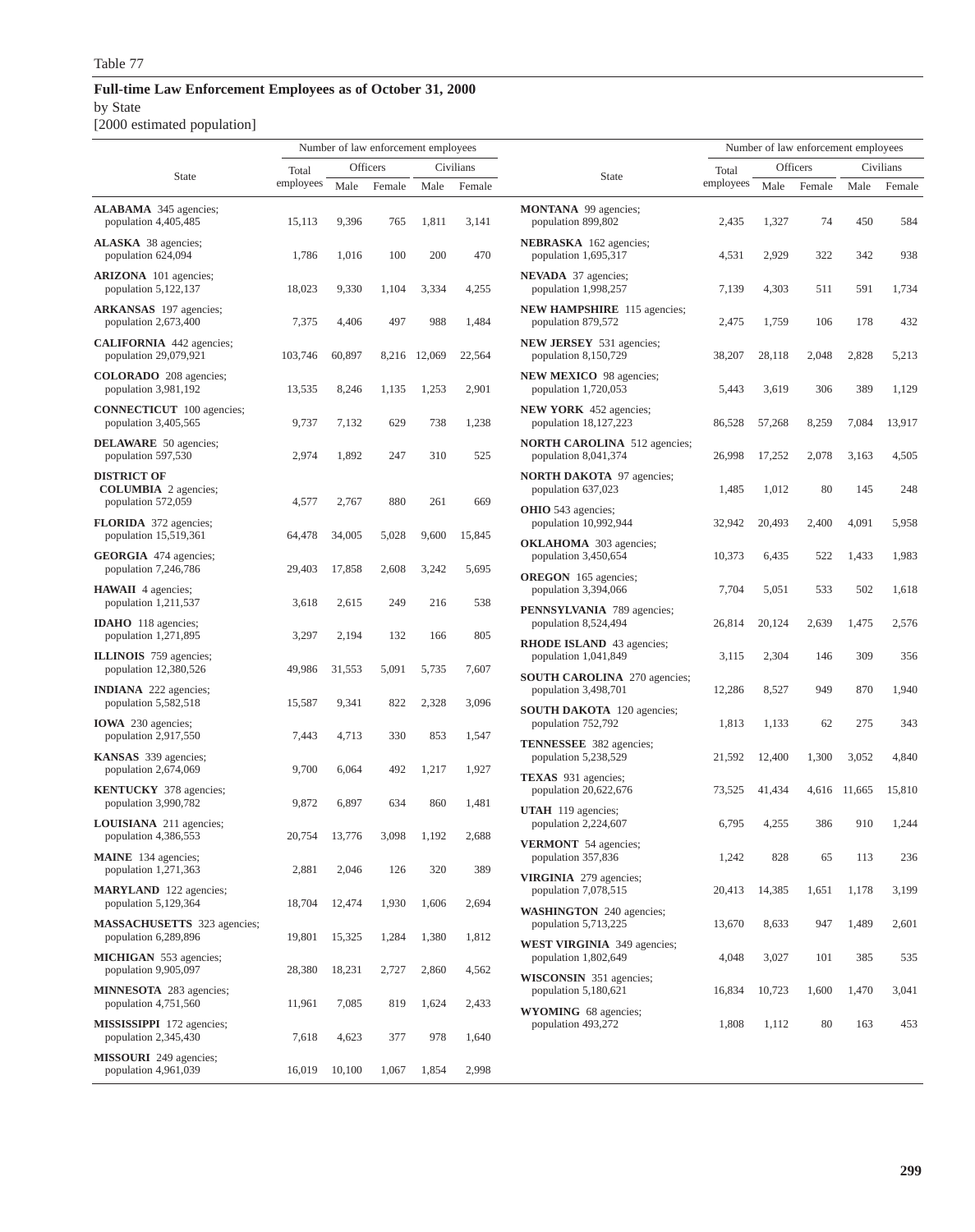Table 77

**Full-time Law Enforcement Employees as of October 31, 2000**

by State

[2000 estimated population]

| State | Total employees | Officers | | Civilians | |
|---|---|---|---|---|---|
| | | Male | Female | Male | Female |
| **ALABAMA** 345 agencies; population 4,405,485 | 15,113 | 9,396 | 765 | 1,811 | 3,141 |
| **ALASKA** 38 agencies; population 624,094 | 1,786 | 1,016 | 100 | 200 | 470 |
| **ARIZONA** 101 agencies; population 5,122,137 | 18,023 | 9,330 | 1,104 | 3,334 | 4,255 |
| **ARKANSAS** 197 agencies; population 2,673,400 | 7,375 | 4,406 | 497 | 988 | 1,484 |
| **CALIFORNIA** 442 agencies; population 29,079,921 | 103,746 | 60,897 | 8,216 | 12,069 | 22,564 |
| **COLORADO** 208 agencies; population 3,981,192 | 13,535 | 8,246 | 1,135 | 1,253 | 2,901 |
| **CONNECTICUT** 100 agencies; population 3,405,565 | 9,737 | 7,132 | 629 | 738 | 1,238 |
| **DELAWARE** 50 agencies; population 597,530 | 2,974 | 1,892 | 247 | 310 | 525 |
| **DISTRICT OF COLUMBIA** 2 agencies; population 572,059 | 4,577 | 2,767 | 880 | 261 | 669 |
| **FLORIDA** 372 agencies; population 15,519,361 | 64,478 | 34,005 | 5,028 | 9,600 | 15,845 |
| **GEORGIA** 474 agencies; population 7,246,786 | 29,403 | 17,858 | 2,608 | 3,242 | 5,695 |
| **HAWAII** 4 agencies; population 1,211,537 | 3,618 | 2,615 | 249 | 216 | 538 |
| **IDAHO** 118 agencies; population 1,271,895 | 3,297 | 2,194 | 132 | 166 | 805 |
| **ILLINOIS** 759 agencies; population 12,380,526 | 49,986 | 31,553 | 5,091 | 5,735 | 7,607 |
| **INDIANA** 222 agencies; population 5,582,518 | 15,587 | 9,341 | 822 | 2,328 | 3,096 |
| **IOWA** 230 agencies; population 2,917,550 | 7,443 | 4,713 | 330 | 853 | 1,547 |
| **KANSAS** 339 agencies; population 2,674,069 | 9,700 | 6,064 | 492 | 1,217 | 1,927 |
| **KENTUCKY** 378 agencies; population 3,990,782 | 9,872 | 6,897 | 634 | 860 | 1,481 |
| **LOUISIANA** 211 agencies; population 4,386,553 | 20,754 | 13,776 | 3,098 | 1,192 | 2,688 |
| **MAINE** 134 agencies; population 1,271,363 | 2,881 | 2,046 | 126 | 320 | 389 |
| **MARYLAND** 122 agencies; population 5,129,364 | 18,704 | 12,474 | 1,930 | 1,606 | 2,694 |
| **MASSACHUSETTS** 323 agencies; population 6,289,896 | 19,801 | 15,325 | 1,284 | 1,380 | 1,812 |
| **MICHIGAN** 553 agencies; population 9,905,097 | 28,380 | 18,231 | 2,727 | 2,860 | 4,562 |
| **MINNESOTA** 283 agencies; population 4,751,560 | 11,961 | 7,085 | 819 | 1,624 | 2,433 |
| **MISSISSIPPI** 172 agencies; population 2,345,430 | 7,618 | 4,623 | 377 | 978 | 1,640 |
| **MISSOURI** 249 agencies; population 4,961,039 | 16,019 | 10,100 | 1,067 | 1,854 | 2,998 |
| **MONTANA** 99 agencies; population 899,802 | 2,435 | 1,327 | 74 | 450 | 584 |
| **NEBRASKA** 162 agencies; population 1,695,317 | 4,531 | 2,929 | 322 | 342 | 938 |
| **NEVADA** 37 agencies; population 1,998,257 | 7,139 | 4,303 | 511 | 591 | 1,734 |
| **NEW HAMPSHIRE** 115 agencies; population 879,572 | 2,475 | 1,759 | 106 | 178 | 432 |
| **NEW JERSEY** 531 agencies; population 8,150,729 | 38,207 | 28,118 | 2,048 | 2,828 | 5,213 |
| **NEW MEXICO** 98 agencies; population 1,720,053 | 5,443 | 3,619 | 306 | 389 | 1,129 |
| **NEW YORK** 452 agencies; population 18,127,223 | 86,528 | 57,268 | 8,259 | 7,084 | 13,917 |
| **NORTH CAROLINA** 512 agencies; population 8,041,374 | 26,998 | 17,252 | 2,078 | 3,163 | 4,505 |
| **NORTH DAKOTA** 97 agencies; population 637,023 | 1,485 | 1,012 | 80 | 145 | 248 |
| **OHIO** 543 agencies; population 10,992,944 | 32,942 | 20,493 | 2,400 | 4,091 | 5,958 |
| **OKLAHOMA** 303 agencies; population 3,450,654 | 10,373 | 6,435 | 522 | 1,433 | 1,983 |
| **OREGON** 165 agencies; population 3,394,066 | 7,704 | 5,051 | 533 | 502 | 1,618 |
| **PENNSYLVANIA** 789 agencies; population 8,524,494 | 26,814 | 20,124 | 2,639 | 1,475 | 2,576 |
| **RHODE ISLAND** 43 agencies; population 1,041,849 | 3,115 | 2,304 | 146 | 309 | 356 |
| **SOUTH CAROLINA** 270 agencies; population 3,498,701 | 12,286 | 8,527 | 949 | 870 | 1,940 |
| **SOUTH DAKOTA** 120 agencies; population 752,792 | 1,813 | 1,133 | 62 | 275 | 343 |
| **TENNESSEE** 382 agencies; population 5,238,529 | 21,592 | 12,400 | 1,300 | 3,052 | 4,840 |
| **TEXAS** 931 agencies; population 20,622,676 | 73,525 | 41,434 | 4,616 | 11,665 | 15,810 |
| **UTAH** 119 agencies; population 2,224,607 | 6,795 | 4,255 | 386 | 910 | 1,244 |
| **VERMONT** 54 agencies; population 357,836 | 1,242 | 828 | 65 | 113 | 236 |
| **VIRGINIA** 279 agencies; population 7,078,515 | 20,413 | 14,385 | 1,651 | 1,178 | 3,199 |
| **WASHINGTON** 240 agencies; population 5,713,225 | 13,670 | 8,633 | 947 | 1,489 | 2,601 |
| **WEST VIRGINIA** 349 agencies; population 1,802,649 | 4,048 | 3,027 | 101 | 385 | 535 |
| **WISCONSIN** 351 agencies; population 5,180,621 | 16,834 | 10,723 | 1,600 | 1,470 | 3,041 |
| **WYOMING** 68 agencies; population 493,272 | 1,808 | 1,112 | 80 | 163 | 453 |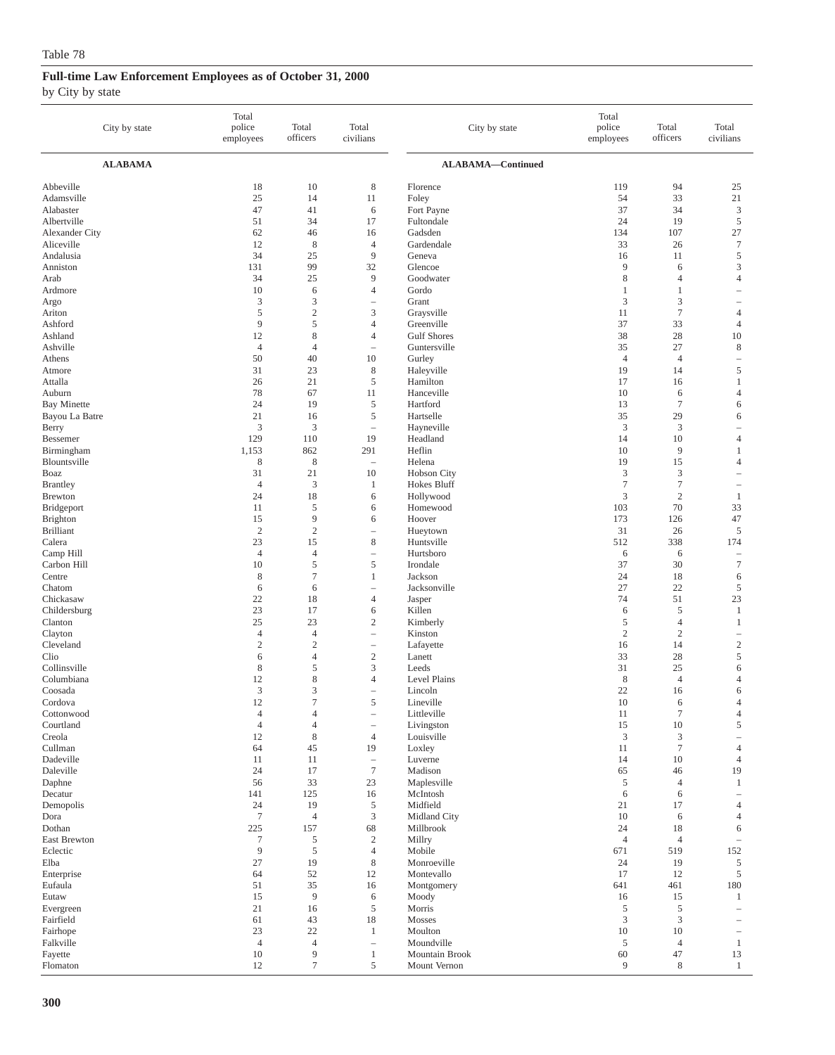Table 78

## Full-time Law Enforcement Employees as of October 31, 2000

by City by state

| City by state | Total police employees | Total officers | Total civilians |
|---|---|---|---|
| **ALABAMA** | | | |
| Abbeville | 18 | 10 | 8 |
| Adamsville | 25 | 14 | 11 |
| Alabaster | 47 | 41 | 6 |
| Albertville | 51 | 34 | 17 |
| Alexander City | 62 | 46 | 16 |
| Aliceville | 12 | 8 | 4 |
| Andalusia | 34 | 25 | 9 |
| Anniston | 131 | 99 | 32 |
| Arab | 34 | 25 | 9 |
| Ardmore | 10 | 6 | 4 |
| Argo | 3 | 3 | – |
| Ariton | 5 | 2 | 3 |
| Ashford | 9 | 5 | 4 |
| Ashland | 12 | 8 | 4 |
| Ashville | 4 | 4 | – |
| Athens | 50 | 40 | 10 |
| Atmore | 31 | 23 | 8 |
| Attalla | 26 | 21 | 5 |
| Auburn | 78 | 67 | 11 |
| Bay Minette | 24 | 19 | 5 |
| Bayou La Batre | 21 | 16 | 5 |
| Berry | 3 | 3 | – |
| Bessemer | 129 | 110 | 19 |
| Birmingham | 1,153 | 862 | 291 |
| Blountsville | 8 | 8 | – |
| Boaz | 31 | 21 | 10 |
| Brantley | 4 | 3 | 1 |
| Brewton | 24 | 18 | 6 |
| Bridgeport | 11 | 5 | 6 |
| Brighton | 15 | 9 | 6 |
| Brilliant | 2 | 2 | – |
| Calera | 23 | 15 | 8 |
| Camp Hill | 4 | 4 | – |
| Carbon Hill | 10 | 5 | 5 |
| Centre | 8 | 7 | 1 |
| Chatom | 6 | 6 | – |
| Chickasaw | 22 | 18 | 4 |
| Childersburg | 23 | 17 | 6 |
| Clanton | 25 | 23 | 2 |
| Clayton | 4 | 4 | – |
| Cleveland | 2 | 2 | – |
| Clio | 6 | 4 | 2 |
| Collinsville | 8 | 5 | 3 |
| Columbiana | 12 | 8 | 4 |
| Coosada | 3 | 3 | – |
| Cordova | 12 | 7 | 5 |
| Cottonwood | 4 | 4 | – |
| Courtland | 4 | 4 | – |
| Creola | 12 | 8 | 4 |
| Cullman | 64 | 45 | 19 |
| Dadeville | 11 | 11 | – |
| Daleville | 24 | 17 | 7 |
| Daphne | 56 | 33 | 23 |
| Decatur | 141 | 125 | 16 |
| Demopolis | 24 | 19 | 5 |
| Dora | 7 | 4 | 3 |
| Dothan | 225 | 157 | 68 |
| East Brewton | 7 | 5 | 2 |
| Eclectic | 9 | 5 | 4 |
| Elba | 27 | 19 | 8 |
| Enterprise | 64 | 52 | 12 |
| Eufaula | 51 | 35 | 16 |
| Eutaw | 15 | 9 | 6 |
| Evergreen | 21 | 16 | 5 |
| Fairfield | 61 | 43 | 18 |
| Fairhope | 23 | 22 | 1 |
| Falkville | 4 | 4 | – |
| Fayette | 10 | 9 | 1 |
| Flomaton | 12 | 7 | 5 |
| **ALABAMA—Continued** | | | |
| Florence | 119 | 94 | 25 |
| Foley | 54 | 33 | 21 |
| Fort Payne | 37 | 34 | 3 |
| Fultondale | 24 | 19 | 5 |
| Gadsden | 134 | 107 | 27 |
| Gardendale | 33 | 26 | 7 |
| Geneva | 16 | 11 | 5 |
| Glencoe | 9 | 6 | 3 |
| Goodwater | 8 | 4 | 4 |
| Gordo | 1 | 1 | – |
| Grant | 3 | 3 | – |
| Graysville | 11 | 7 | 4 |
| Greenville | 37 | 33 | 4 |
| Gulf Shores | 38 | 28 | 10 |
| Guntersville | 35 | 27 | 8 |
| Gurley | 4 | 4 | – |
| Haleyville | 19 | 14 | 5 |
| Hamilton | 17 | 16 | 1 |
| Hanceville | 10 | 6 | 4 |
| Hartford | 13 | 7 | 6 |
| Hartselle | 35 | 29 | 6 |
| Hayneville | 3 | 3 | – |
| Headland | 14 | 10 | 4 |
| Heflin | 10 | 9 | 1 |
| Helena | 19 | 15 | 4 |
| Hobson City | 3 | 3 | – |
| Hokes Bluff | 7 | 7 | – |
| Hollywood | 3 | 2 | 1 |
| Homewood | 103 | 70 | 33 |
| Hoover | 173 | 126 | 47 |
| Hueytown | 31 | 26 | 5 |
| Huntsville | 512 | 338 | 174 |
| Hurtsboro | 6 | 6 | – |
| Irondale | 37 | 30 | 7 |
| Jackson | 24 | 18 | 6 |
| Jacksonville | 27 | 22 | 5 |
| Jasper | 74 | 51 | 23 |
| Killen | 6 | 5 | 1 |
| Kimberly | 5 | 4 | 1 |
| Kinston | 2 | 2 | – |
| Lafayette | 16 | 14 | 2 |
| Lanett | 33 | 28 | 5 |
| Leeds | 31 | 25 | 6 |
| Level Plains | 8 | 4 | 4 |
| Lincoln | 22 | 16 | 6 |
| Lineville | 10 | 6 | 4 |
| Littleville | 11 | 7 | 4 |
| Livingston | 15 | 10 | 5 |
| Louisville | 3 | 3 | – |
| Loxley | 11 | 7 | 4 |
| Luverne | 14 | 10 | 4 |
| Madison | 65 | 46 | 19 |
| Maplesville | 5 | 4 | 1 |
| McIntosh | 6 | 6 | – |
| Midfield | 21 | 17 | 4 |
| Midland City | 10 | 6 | 4 |
| Millbrook | 24 | 18 | 6 |
| Millry | 4 | 4 | – |
| Mobile | 671 | 519 | 152 |
| Monroeville | 24 | 19 | 5 |
| Montevallo | 17 | 12 | 5 |
| Montgomery | 641 | 461 | 180 |
| Moody | 16 | 15 | 1 |
| Morris | 5 | 5 | – |
| Mosses | 3 | 3 | – |
| Moulton | 10 | 10 | – |
| Moundville | 5 | 4 | 1 |
| Mountain Brook | 60 | 47 | 13 |
| Mount Vernon | 9 | 8 | 1 |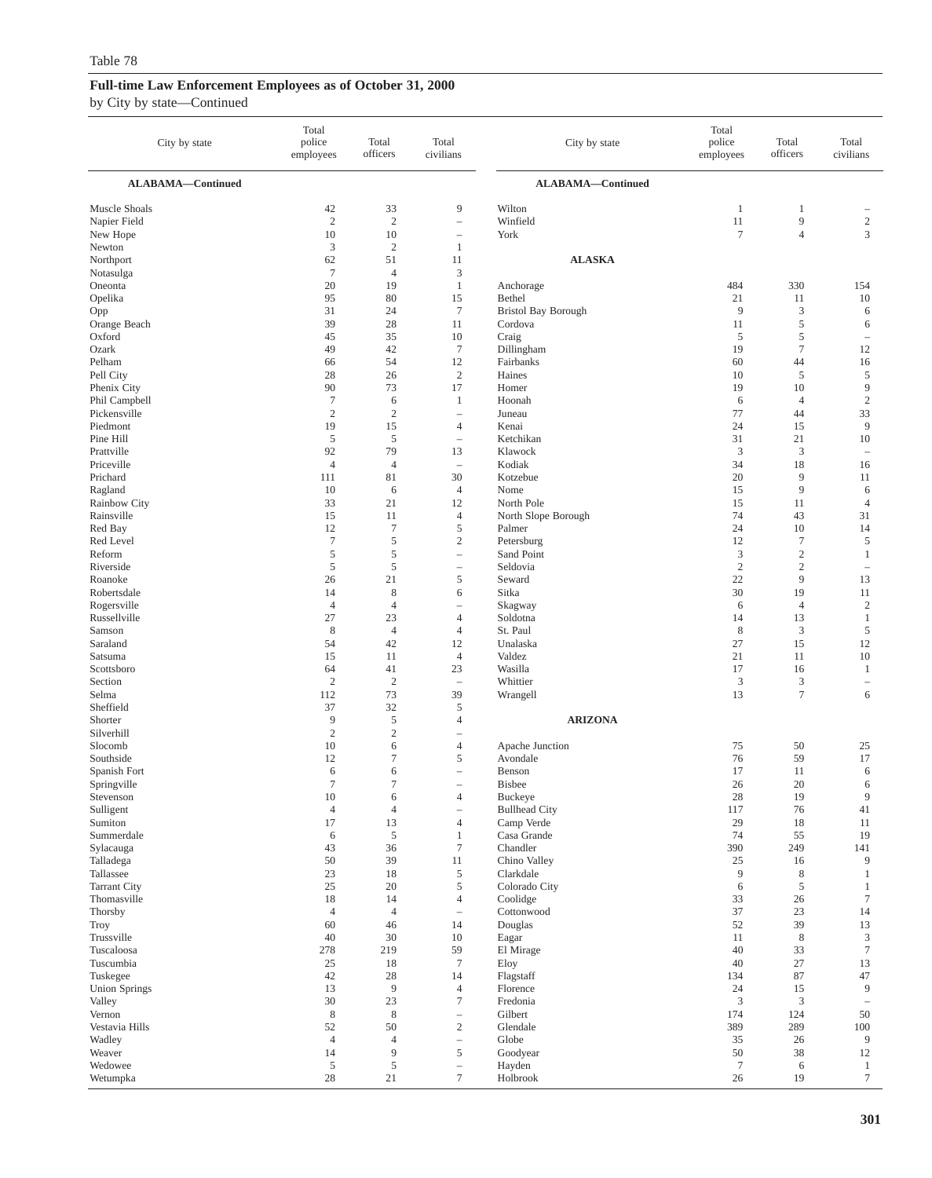Table 78

**Full-time Law Enforcement Employees as of October 31, 2000**

by City by state—Continued

| City by state | Total police employees | Total officers | Total civilians |
|---|---|---|---|
| **ALABAMA—Continued** | | | |
| Muscle Shoals | 42 | 33 | 9 |
| Napier Field | 2 | 2 | – |
| New Hope | 10 | 10 | – |
| Newton | 3 | 2 | 1 |
| Northport | 62 | 51 | 11 |
| Notasulga | 7 | 4 | 3 |
| Oneonta | 20 | 19 | 1 |
| Opelika | 95 | 80 | 15 |
| Opp | 31 | 24 | 7 |
| Orange Beach | 39 | 28 | 11 |
| Oxford | 45 | 35 | 10 |
| Ozark | 49 | 42 | 7 |
| Pelham | 66 | 54 | 12 |
| Pell City | 28 | 26 | 2 |
| Phenix City | 90 | 73 | 17 |
| Phil Campbell | 7 | 6 | 1 |
| Pickensville | 2 | 2 | – |
| Piedmont | 19 | 15 | 4 |
| Pine Hill | 5 | 5 | – |
| Prattville | 92 | 79 | 13 |
| Priceville | 4 | 4 | – |
| Prichard | 111 | 81 | 30 |
| Ragland | 10 | 6 | 4 |
| Rainbow City | 33 | 21 | 12 |
| Rainsville | 15 | 11 | 4 |
| Red Bay | 12 | 7 | 5 |
| Red Level | 7 | 5 | 2 |
| Reform | 5 | 5 | – |
| Riverside | 5 | 5 | – |
| Roanoke | 26 | 21 | 5 |
| Robertsdale | 14 | 8 | 6 |
| Rogersville | 4 | 4 | – |
| Russellville | 27 | 23 | 4 |
| Samson | 8 | 4 | 4 |
| Saraland | 54 | 42 | 12 |
| Satsuma | 15 | 11 | 4 |
| Scottsboro | 64 | 41 | 23 |
| Section | 2 | 2 | – |
| Selma | 112 | 73 | 39 |
| Sheffield | 37 | 32 | 5 |
| Shorter | 9 | 5 | 4 |
| Silverhill | 2 | 2 | – |
| Slocomb | 10 | 6 | 4 |
| Southside | 12 | 7 | 5 |
| Spanish Fort | 6 | 6 | – |
| Springville | 7 | 7 | – |
| Stevenson | 10 | 6 | 4 |
| Sulligent | 4 | 4 | – |
| Sumiton | 17 | 13 | 4 |
| Summerdale | 6 | 5 | 1 |
| Sylacauga | 43 | 36 | 7 |
| Talladega | 50 | 39 | 11 |
| Tallassee | 23 | 18 | 5 |
| Tarrant City | 25 | 20 | 5 |
| Thomasville | 18 | 14 | 4 |
| Thorsby | 4 | 4 | – |
| Troy | 60 | 46 | 14 |
| Trussville | 40 | 30 | 10 |
| Tuscaloosa | 278 | 219 | 59 |
| Tuscumbia | 25 | 18 | 7 |
| Tuskegee | 42 | 28 | 14 |
| Union Springs | 13 | 9 | 4 |
| Valley | 30 | 23 | 7 |
| Vernon | 8 | 8 | – |
| Vestavia Hills | 52 | 50 | 2 |
| Wadley | 4 | 4 | – |
| Weaver | 14 | 9 | 5 |
| Wedowee | 5 | 5 | – |
| Wetumpka | 28 | 21 | 7 |
| Wilton | 1 | 1 | – |
| Winfield | 11 | 9 | 2 |
| York | 7 | 4 | 3 |
| **ALASKA** | | | |
| Anchorage | 484 | 330 | 154 |
| Bethel | 21 | 11 | 10 |
| Bristol Bay Borough | 9 | 3 | 6 |
| Cordova | 11 | 5 | 6 |
| Craig | 5 | 5 | – |
| Dillingham | 19 | 7 | 12 |
| Fairbanks | 60 | 44 | 16 |
| Haines | 10 | 5 | 5 |
| Homer | 19 | 10 | 9 |
| Hoonah | 6 | 4 | 2 |
| Juneau | 77 | 44 | 33 |
| Kenai | 24 | 15 | 9 |
| Ketchikan | 31 | 21 | 10 |
| Klawock | 3 | 3 | – |
| Kodiak | 34 | 18 | 16 |
| Kotzebue | 20 | 9 | 11 |
| Nome | 15 | 9 | 6 |
| North Pole | 15 | 11 | 4 |
| North Slope Borough | 74 | 43 | 31 |
| Palmer | 24 | 10 | 14 |
| Petersburg | 12 | 7 | 5 |
| Sand Point | 3 | 2 | 1 |
| Seldovia | 2 | 2 | – |
| Seward | 22 | 9 | 13 |
| Sitka | 30 | 19 | 11 |
| Skagway | 6 | 4 | 2 |
| Soldotna | 14 | 13 | 1 |
| St. Paul | 8 | 3 | 5 |
| Unalaska | 27 | 15 | 12 |
| Valdez | 21 | 11 | 10 |
| Wasilla | 17 | 16 | 1 |
| Whittier | 3 | 3 | – |
| Wrangell | 13 | 7 | 6 |
| **ARIZONA** | | | |
| Apache Junction | 75 | 50 | 25 |
| Avondale | 76 | 59 | 17 |
| Benson | 17 | 11 | 6 |
| Bisbee | 26 | 20 | 6 |
| Buckeye | 28 | 19 | 9 |
| Bullhead City | 117 | 76 | 41 |
| Camp Verde | 29 | 18 | 11 |
| Casa Grande | 74 | 55 | 19 |
| Chandler | 390 | 249 | 141 |
| Chino Valley | 25 | 16 | 9 |
| Clarkdale | 9 | 8 | 1 |
| Colorado City | 6 | 5 | 1 |
| Coolidge | 33 | 26 | 7 |
| Cottonwood | 37 | 23 | 14 |
| Douglas | 52 | 39 | 13 |
| Eagar | 11 | 8 | 3 |
| El Mirage | 40 | 33 | 7 |
| Eloy | 40 | 27 | 13 |
| Flagstaff | 134 | 87 | 47 |
| Florence | 24 | 15 | 9 |
| Fredonia | 3 | 3 | – |
| Gilbert | 174 | 124 | 50 |
| Glendale | 389 | 289 | 100 |
| Globe | 35 | 26 | 9 |
| Goodyear | 50 | 38 | 12 |
| Hayden | 7 | 6 | 1 |
| Holbrook | 26 | 19 | 7 |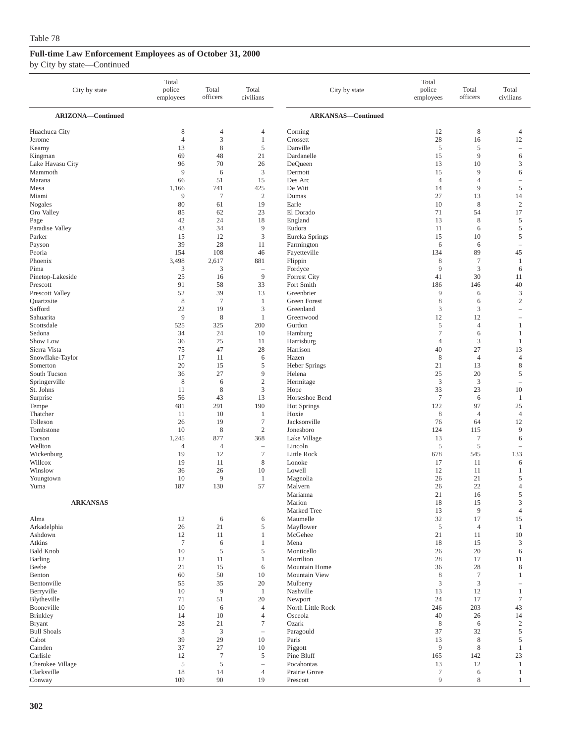Table 78

## Full-time Law Enforcement Employees as of October 31, 2000

by City by state—Continued

| City by state | Total police employees | Total officers | Total civilians |
|---|---|---|---|
| **ARIZONA—Continued** | | | |
| Huachuca City | 8 | 4 | 4 |
| Jerome | 4 | 3 | 1 |
| Kearny | 13 | 8 | 5 |
| Kingman | 69 | 48 | 21 |
| Lake Havasu City | 96 | 70 | 26 |
| Mammoth | 9 | 6 | 3 |
| Marana | 66 | 51 | 15 |
| Mesa | 1,166 | 741 | 425 |
| Miami | 9 | 7 | 2 |
| Nogales | 80 | 61 | 19 |
| Oro Valley | 85 | 62 | 23 |
| Page | 42 | 24 | 18 |
| Paradise Valley | 43 | 34 | 9 |
| Parker | 15 | 12 | 3 |
| Payson | 39 | 28 | 11 |
| Peoria | 154 | 108 | 46 |
| Phoenix | 3,498 | 2,617 | 881 |
| Pima | 3 | 3 | – |
| Pinetop-Lakeside | 25 | 16 | 9 |
| Prescott | 91 | 58 | 33 |
| Prescott Valley | 52 | 39 | 13 |
| Quartzsite | 8 | 7 | 1 |
| Safford | 22 | 19 | 3 |
| Sahuarita | 9 | 8 | 1 |
| Scottsdale | 525 | 325 | 200 |
| Sedona | 34 | 24 | 10 |
| Show Low | 36 | 25 | 11 |
| Sierra Vista | 75 | 47 | 28 |
| Snowflake-Taylor | 17 | 11 | 6 |
| Somerton | 20 | 15 | 5 |
| South Tucson | 36 | 27 | 9 |
| Springerville | 8 | 6 | 2 |
| St. Johns | 11 | 8 | 3 |
| Surprise | 56 | 43 | 13 |
| Tempe | 481 | 291 | 190 |
| Thatcher | 11 | 10 | 1 |
| Tolleson | 26 | 19 | 7 |
| Tombstone | 10 | 8 | 2 |
| Tucson | 1,245 | 877 | 368 |
| Wellton | 4 | 4 | – |
| Wickenburg | 19 | 12 | 7 |
| Willcox | 19 | 11 | 8 |
| Winslow | 36 | 26 | 10 |
| Youngtown | 10 | 9 | 1 |
| Yuma | 187 | 130 | 57 |
| **ARKANSAS** | | | |
| Alma | 12 | 6 | 6 |
| Arkadelphia | 26 | 21 | 5 |
| Ashdown | 12 | 11 | 1 |
| Atkins | 7 | 6 | 1 |
| Bald Knob | 10 | 5 | 5 |
| Barling | 12 | 11 | 1 |
| Beebe | 21 | 15 | 6 |
| Benton | 60 | 50 | 10 |
| Bentonville | 55 | 35 | 20 |
| Berryville | 10 | 9 | 1 |
| Blytheville | 71 | 51 | 20 |
| Booneville | 10 | 6 | 4 |
| Brinkley | 14 | 10 | 4 |
| Bryant | 28 | 21 | 7 |
| Bull Shoals | 3 | 3 | – |
| Cabot | 39 | 29 | 10 |
| Camden | 37 | 27 | 10 |
| Carlisle | 12 | 7 | 5 |
| Cherokee Village | 5 | 5 | – |
| Clarksville | 18 | 14 | 4 |
| Conway | 109 | 90 | 19 |
| **ARKANSAS—Continued** | | | |
| Corning | 12 | 8 | 4 |
| Crossett | 28 | 16 | 12 |
| Danville | 5 | 5 | – |
| Dardanelle | 15 | 9 | 6 |
| DeQueen | 13 | 10 | 3 |
| Dermott | 15 | 9 | 6 |
| Des Arc | 4 | 4 | – |
| De Witt | 14 | 9 | 5 |
| Dumas | 27 | 13 | 14 |
| Earle | 10 | 8 | 2 |
| El Dorado | 71 | 54 | 17 |
| England | 13 | 8 | 5 |
| Eudora | 11 | 6 | 5 |
| Eureka Springs | 15 | 10 | 5 |
| Farmington | 6 | 6 | – |
| Fayetteville | 134 | 89 | 45 |
| Flippin | 8 | 7 | 1 |
| Fordyce | 9 | 3 | 6 |
| Forrest City | 41 | 30 | 11 |
| Fort Smith | 186 | 146 | 40 |
| Greenbrier | 9 | 6 | 3 |
| Green Forest | 8 | 6 | 2 |
| Greenland | 3 | 3 | – |
| Greenwood | 12 | 12 | – |
| Gurdon | 5 | 4 | 1 |
| Hamburg | 7 | 6 | 1 |
| Harrisburg | 4 | 3 | 1 |
| Harrison | 40 | 27 | 13 |
| Hazen | 8 | 4 | 4 |
| Heber Springs | 21 | 13 | 8 |
| Helena | 25 | 20 | 5 |
| Hermitage | 3 | 3 | – |
| Hope | 33 | 23 | 10 |
| Horseshoe Bend | 7 | 6 | 1 |
| Hot Springs | 122 | 97 | 25 |
| Hoxie | 8 | 4 | 4 |
| Jacksonville | 76 | 64 | 12 |
| Jonesboro | 124 | 115 | 9 |
| Lake Village | 13 | 7 | 6 |
| Lincoln | 5 | 5 | – |
| Little Rock | 678 | 545 | 133 |
| Lonoke | 17 | 11 | 6 |
| Lowell | 12 | 11 | 1 |
| Magnolia | 26 | 21 | 5 |
| Malvern | 26 | 22 | 4 |
| Marianna | 21 | 16 | 5 |
| Marion | 18 | 15 | 3 |
| Marked Tree | 13 | 9 | 4 |
| Maumelle | 32 | 17 | 15 |
| Mayflower | 5 | 4 | 1 |
| McGehee | 21 | 11 | 10 |
| Mena | 18 | 15 | 3 |
| Monticello | 26 | 20 | 6 |
| Morrilton | 28 | 17 | 11 |
| Mountain Home | 36 | 28 | 8 |
| Mountain View | 8 | 7 | 1 |
| Mulberry | 3 | 3 | – |
| Nashville | 13 | 12 | 1 |
| Newport | 24 | 17 | 7 |
| North Little Rock | 246 | 203 | 43 |
| Osceola | 40 | 26 | 14 |
| Ozark | 8 | 6 | 2 |
| Paragould | 37 | 32 | 5 |
| Paris | 13 | 8 | 5 |
| Piggott | 9 | 8 | 1 |
| Pine Bluff | 165 | 142 | 23 |
| Pocahontas | 13 | 12 | 1 |
| Prairie Grove | 7 | 6 | 1 |
| Prescott | 9 | 8 | 1 |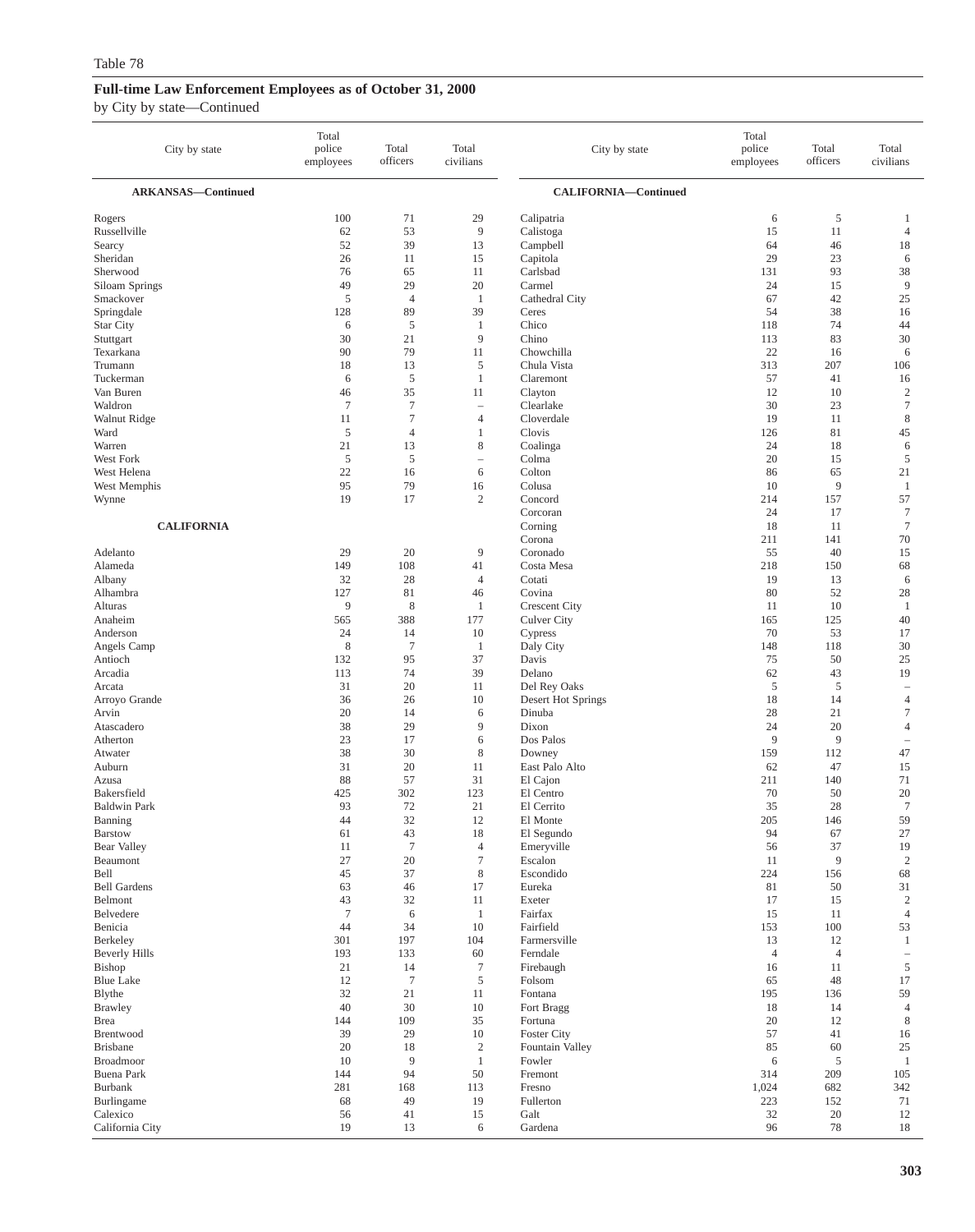Table 78

**Full-time Law Enforcement Employees as of October 31, 2000**

by City by state—Continued

| City by state | Total police employees | Total officers | Total civilians |
|---|---|---|---|
| **ARKANSAS—Continued** | | | |
| Rogers | 100 | 71 | 29 |
| Russellville | 62 | 53 | 9 |
| Searcy | 52 | 39 | 13 |
| Sheridan | 26 | 11 | 15 |
| Sherwood | 76 | 65 | 11 |
| Siloam Springs | 49 | 29 | 20 |
| Smackover | 5 | 4 | 1 |
| Springdale | 128 | 89 | 39 |
| Star City | 6 | 5 | 1 |
| Stuttgart | 30 | 21 | 9 |
| Texarkana | 90 | 79 | 11 |
| Trumann | 18 | 13 | 5 |
| Tuckerman | 6 | 5 | 1 |
| Van Buren | 46 | 35 | 11 |
| Waldron | 7 | 7 | – |
| Walnut Ridge | 11 | 7 | 4 |
| Ward | 5 | 4 | 1 |
| Warren | 21 | 13 | 8 |
| West Fork | 5 | 5 | – |
| West Helena | 22 | 16 | 6 |
| West Memphis | 95 | 79 | 16 |
| Wynne | 19 | 17 | 2 |
| **CALIFORNIA** | | | |
| Adelanto | 29 | 20 | 9 |
| Alameda | 149 | 108 | 41 |
| Albany | 32 | 28 | 4 |
| Alhambra | 127 | 81 | 46 |
| Alturas | 9 | 8 | 1 |
| Anaheim | 565 | 388 | 177 |
| Anderson | 24 | 14 | 10 |
| Angels Camp | 8 | 7 | 1 |
| Antioch | 132 | 95 | 37 |
| Arcadia | 113 | 74 | 39 |
| Arcata | 31 | 20 | 11 |
| Arroyo Grande | 36 | 26 | 10 |
| Arvin | 20 | 14 | 6 |
| Atascadero | 38 | 29 | 9 |
| Atherton | 23 | 17 | 6 |
| Atwater | 38 | 30 | 8 |
| Auburn | 31 | 20 | 11 |
| Azusa | 88 | 57 | 31 |
| Bakersfield | 425 | 302 | 123 |
| Baldwin Park | 93 | 72 | 21 |
| Banning | 44 | 32 | 12 |
| Barstow | 61 | 43 | 18 |
| Bear Valley | 11 | 7 | 4 |
| Beaumont | 27 | 20 | 7 |
| Bell | 45 | 37 | 8 |
| Bell Gardens | 63 | 46 | 17 |
| Belmont | 43 | 32 | 11 |
| Belvedere | 7 | 6 | 1 |
| Benicia | 44 | 34 | 10 |
| Berkeley | 301 | 197 | 104 |
| Beverly Hills | 193 | 133 | 60 |
| Bishop | 21 | 14 | 7 |
| Blue Lake | 12 | 7 | 5 |
| Blythe | 32 | 21 | 11 |
| Brawley | 40 | 30 | 10 |
| Brea | 144 | 109 | 35 |
| Brentwood | 39 | 29 | 10 |
| Brisbane | 20 | 18 | 2 |
| Broadmoor | 10 | 9 | 1 |
| Buena Park | 144 | 94 | 50 |
| Burbank | 281 | 168 | 113 |
| Burlingame | 68 | 49 | 19 |
| Calexico | 56 | 41 | 15 |
| California City | 19 | 13 | 6 |
| **CALIFORNIA—Continued** | | | |
| Calipatria | 6 | 5 | 1 |
| Calistoga | 15 | 11 | 4 |
| Campbell | 64 | 46 | 18 |
| Capitola | 29 | 23 | 6 |
| Carlsbad | 131 | 93 | 38 |
| Carmel | 24 | 15 | 9 |
| Cathedral City | 67 | 42 | 25 |
| Ceres | 54 | 38 | 16 |
| Chico | 118 | 74 | 44 |
| Chino | 113 | 83 | 30 |
| Chowchilla | 22 | 16 | 6 |
| Chula Vista | 313 | 207 | 106 |
| Claremont | 57 | 41 | 16 |
| Clayton | 12 | 10 | 2 |
| Clearlake | 30 | 23 | 7 |
| Cloverdale | 19 | 11 | 8 |
| Clovis | 126 | 81 | 45 |
| Coalinga | 24 | 18 | 6 |
| Colma | 20 | 15 | 5 |
| Colton | 86 | 65 | 21 |
| Colusa | 10 | 9 | 1 |
| Concord | 214 | 157 | 57 |
| Corcoran | 24 | 17 | 7 |
| Corning | 18 | 11 | 7 |
| Corona | 211 | 141 | 70 |
| Coronado | 55 | 40 | 15 |
| Costa Mesa | 218 | 150 | 68 |
| Cotati | 19 | 13 | 6 |
| Covina | 80 | 52 | 28 |
| Crescent City | 11 | 10 | 1 |
| Culver City | 165 | 125 | 40 |
| Cypress | 70 | 53 | 17 |
| Daly City | 148 | 118 | 30 |
| Davis | 75 | 50 | 25 |
| Delano | 62 | 43 | 19 |
| Del Rey Oaks | 5 | 5 | – |
| Desert Hot Springs | 18 | 14 | 4 |
| Dinuba | 28 | 21 | 7 |
| Dixon | 24 | 20 | 4 |
| Dos Palos | 9 | 9 | – |
| Downey | 159 | 112 | 47 |
| East Palo Alto | 62 | 47 | 15 |
| El Cajon | 211 | 140 | 71 |
| El Centro | 70 | 50 | 20 |
| El Cerrito | 35 | 28 | 7 |
| El Monte | 205 | 146 | 59 |
| El Segundo | 94 | 67 | 27 |
| Emeryville | 56 | 37 | 19 |
| Escalon | 11 | 9 | 2 |
| Escondido | 224 | 156 | 68 |
| Eureka | 81 | 50 | 31 |
| Exeter | 17 | 15 | 2 |
| Fairfax | 15 | 11 | 4 |
| Fairfield | 153 | 100 | 53 |
| Farmersville | 13 | 12 | 1 |
| Ferndale | 4 | 4 | – |
| Firebaugh | 16 | 11 | 5 |
| Folsom | 65 | 48 | 17 |
| Fontana | 195 | 136 | 59 |
| Fort Bragg | 18 | 14 | 4 |
| Fortuna | 20 | 12 | 8 |
| Foster City | 57 | 41 | 16 |
| Fountain Valley | 85 | 60 | 25 |
| Fowler | 6 | 5 | 1 |
| Fremont | 314 | 209 | 105 |
| Fresno | 1,024 | 682 | 342 |
| Fullerton | 223 | 152 | 71 |
| Galt | 32 | 20 | 12 |
| Gardena | 96 | 78 | 18 |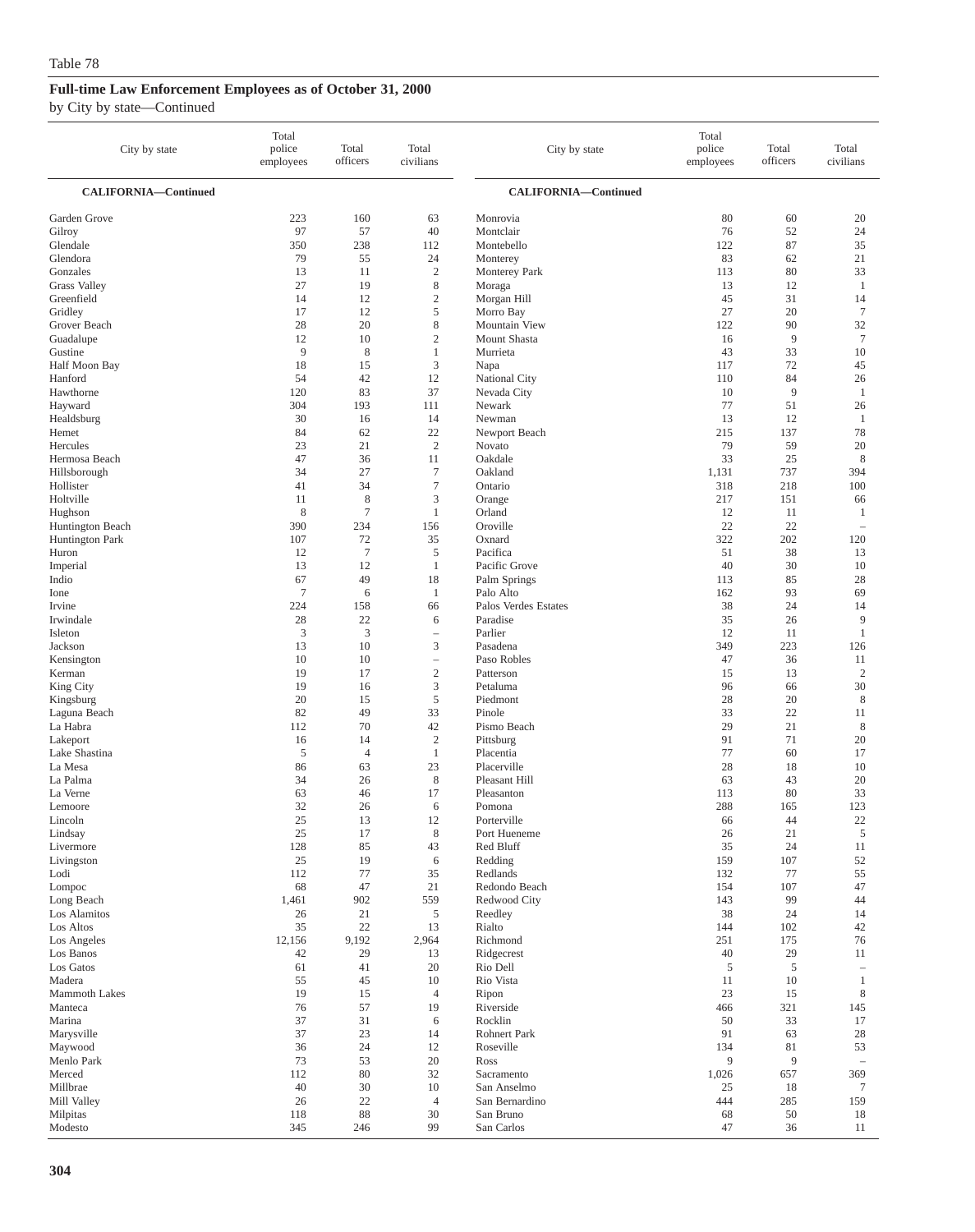Table 78

## Full-time Law Enforcement Employees as of October 31, 2000

by City by state—Continued

| City by state | Total police employees | Total officers | Total civilians |
|---|---|---|---|
| **CALIFORNIA—Continued** | | | |
| Garden Grove | 223 | 160 | 63 |
| Gilroy | 97 | 57 | 40 |
| Glendale | 350 | 238 | 112 |
| Glendora | 79 | 55 | 24 |
| Gonzales | 13 | 11 | 2 |
| Grass Valley | 27 | 19 | 8 |
| Greenfield | 14 | 12 | 2 |
| Gridley | 17 | 12 | 5 |
| Grover Beach | 28 | 20 | 8 |
| Guadalupe | 12 | 10 | 2 |
| Gustine | 9 | 8 | 1 |
| Half Moon Bay | 18 | 15 | 3 |
| Hanford | 54 | 42 | 12 |
| Hawthorne | 120 | 83 | 37 |
| Hayward | 304 | 193 | 111 |
| Healdsburg | 30 | 16 | 14 |
| Hemet | 84 | 62 | 22 |
| Hercules | 23 | 21 | 2 |
| Hermosa Beach | 47 | 36 | 11 |
| Hillsborough | 34 | 27 | 7 |
| Hollister | 41 | 34 | 7 |
| Holtville | 11 | 8 | 3 |
| Hughson | 8 | 7 | 1 |
| Huntington Beach | 390 | 234 | 156 |
| Huntington Park | 107 | 72 | 35 |
| Huron | 12 | 7 | 5 |
| Imperial | 13 | 12 | 1 |
| Indio | 67 | 49 | 18 |
| Ione | 7 | 6 | 1 |
| Irvine | 224 | 158 | 66 |
| Irwindale | 28 | 22 | 6 |
| Isleton | 3 | 3 | – |
| Jackson | 13 | 10 | 3 |
| Kensington | 10 | 10 | – |
| Kerman | 19 | 17 | 2 |
| King City | 19 | 16 | 3 |
| Kingsburg | 20 | 15 | 5 |
| Laguna Beach | 82 | 49 | 33 |
| La Habra | 112 | 70 | 42 |
| Lakeport | 16 | 14 | 2 |
| Lake Shastina | 5 | 4 | 1 |
| La Mesa | 86 | 63 | 23 |
| La Palma | 34 | 26 | 8 |
| La Verne | 63 | 46 | 17 |
| Lemoore | 32 | 26 | 6 |
| Lincoln | 25 | 13 | 12 |
| Lindsay | 25 | 17 | 8 |
| Livermore | 128 | 85 | 43 |
| Livingston | 25 | 19 | 6 |
| Lodi | 112 | 77 | 35 |
| Lompoc | 68 | 47 | 21 |
| Long Beach | 1,461 | 902 | 559 |
| Los Alamitos | 26 | 21 | 5 |
| Los Altos | 35 | 22 | 13 |
| Los Angeles | 12,156 | 9,192 | 2,964 |
| Los Banos | 42 | 29 | 13 |
| Los Gatos | 61 | 41 | 20 |
| Madera | 55 | 45 | 10 |
| Mammoth Lakes | 19 | 15 | 4 |
| Manteca | 76 | 57 | 19 |
| Marina | 37 | 31 | 6 |
| Marysville | 37 | 23 | 14 |
| Maywood | 36 | 24 | 12 |
| Menlo Park | 73 | 53 | 20 |
| Merced | 112 | 80 | 32 |
| Millbrae | 40 | 30 | 10 |
| Mill Valley | 26 | 22 | 4 |
| Milpitas | 118 | 88 | 30 |
| Modesto | 345 | 246 | 99 |
| Monrovia | 80 | 60 | 20 |
| Montclair | 76 | 52 | 24 |
| Montebello | 122 | 87 | 35 |
| Monterey | 83 | 62 | 21 |
| Monterey Park | 113 | 80 | 33 |
| Moraga | 13 | 12 | 1 |
| Morgan Hill | 45 | 31 | 14 |
| Morro Bay | 27 | 20 | 7 |
| Mountain View | 122 | 90 | 32 |
| Mount Shasta | 16 | 9 | 7 |
| Murrieta | 43 | 33 | 10 |
| Napa | 117 | 72 | 45 |
| National City | 110 | 84 | 26 |
| Nevada City | 10 | 9 | 1 |
| Newark | 77 | 51 | 26 |
| Newman | 13 | 12 | 1 |
| Newport Beach | 215 | 137 | 78 |
| Novato | 79 | 59 | 20 |
| Oakdale | 33 | 25 | 8 |
| Oakland | 1,131 | 737 | 394 |
| Ontario | 318 | 218 | 100 |
| Orange | 217 | 151 | 66 |
| Orland | 12 | 11 | 1 |
| Oroville | 22 | 22 | – |
| Oxnard | 322 | 202 | 120 |
| Pacifica | 51 | 38 | 13 |
| Pacific Grove | 40 | 30 | 10 |
| Palm Springs | 113 | 85 | 28 |
| Palo Alto | 162 | 93 | 69 |
| Palos Verdes Estates | 38 | 24 | 14 |
| Paradise | 35 | 26 | 9 |
| Parlier | 12 | 11 | 1 |
| Pasadena | 349 | 223 | 126 |
| Paso Robles | 47 | 36 | 11 |
| Patterson | 15 | 13 | 2 |
| Petaluma | 96 | 66 | 30 |
| Piedmont | 28 | 20 | 8 |
| Pinole | 33 | 22 | 11 |
| Pismo Beach | 29 | 21 | 8 |
| Pittsburg | 91 | 71 | 20 |
| Placentia | 77 | 60 | 17 |
| Placerville | 28 | 18 | 10 |
| Pleasant Hill | 63 | 43 | 20 |
| Pleasanton | 113 | 80 | 33 |
| Pomona | 288 | 165 | 123 |
| Porterville | 66 | 44 | 22 |
| Port Hueneme | 26 | 21 | 5 |
| Red Bluff | 35 | 24 | 11 |
| Redding | 159 | 107 | 52 |
| Redlands | 132 | 77 | 55 |
| Redondo Beach | 154 | 107 | 47 |
| Redwood City | 143 | 99 | 44 |
| Reedley | 38 | 24 | 14 |
| Rialto | 144 | 102 | 42 |
| Richmond | 251 | 175 | 76 |
| Ridgecrest | 40 | 29 | 11 |
| Rio Dell | 5 | 5 | – |
| Rio Vista | 11 | 10 | 1 |
| Ripon | 23 | 15 | 8 |
| Riverside | 466 | 321 | 145 |
| Rocklin | 50 | 33 | 17 |
| Rohnert Park | 91 | 63 | 28 |
| Roseville | 134 | 81 | 53 |
| Ross | 9 | 9 | – |
| Sacramento | 1,026 | 657 | 369 |
| San Anselmo | 25 | 18 | 7 |
| San Bernardino | 444 | 285 | 159 |
| San Bruno | 68 | 50 | 18 |
| San Carlos | 47 | 36 | 11 |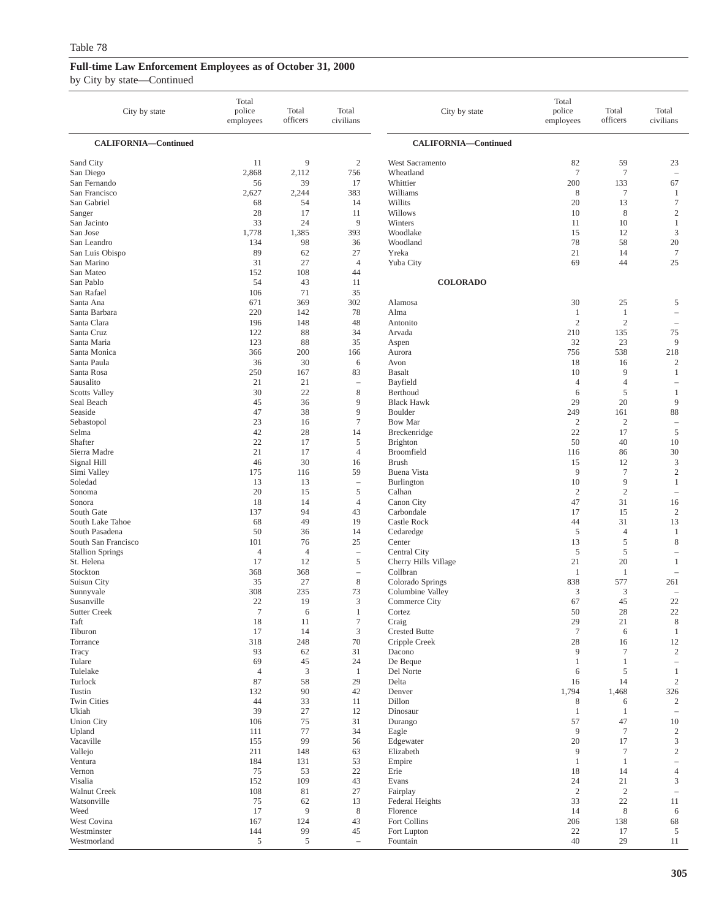Table 78

**Full-time Law Enforcement Employees as of October 31, 2000**

by City by state—Continued

| City by state | Total police employees | Total officers | Total civilians |
|---|---|---|---|
| **CALIFORNIA—Continued** | | | |
| Sand City | 11 | 9 | 2 |
| San Diego | 2,868 | 2,112 | 756 |
| San Fernando | 56 | 39 | 17 |
| San Francisco | 2,627 | 2,244 | 383 |
| San Gabriel | 68 | 54 | 14 |
| Sanger | 28 | 17 | 11 |
| San Jacinto | 33 | 24 | 9 |
| San Jose | 1,778 | 1,385 | 393 |
| San Leandro | 134 | 98 | 36 |
| San Luis Obispo | 89 | 62 | 27 |
| San Marino | 31 | 27 | 4 |
| San Mateo | 152 | 108 | 44 |
| San Pablo | 54 | 43 | 11 |
| San Rafael | 106 | 71 | 35 |
| Santa Ana | 671 | 369 | 302 |
| Santa Barbara | 220 | 142 | 78 |
| Santa Clara | 196 | 148 | 48 |
| Santa Cruz | 122 | 88 | 34 |
| Santa Maria | 123 | 88 | 35 |
| Santa Monica | 366 | 200 | 166 |
| Santa Paula | 36 | 30 | 6 |
| Santa Rosa | 250 | 167 | 83 |
| Sausalito | 21 | 21 | – |
| Scotts Valley | 30 | 22 | 8 |
| Seal Beach | 45 | 36 | 9 |
| Seaside | 47 | 38 | 9 |
| Sebastopol | 23 | 16 | 7 |
| Selma | 42 | 28 | 14 |
| Shafter | 22 | 17 | 5 |
| Sierra Madre | 21 | 17 | 4 |
| Signal Hill | 46 | 30 | 16 |
| Simi Valley | 175 | 116 | 59 |
| Soledad | 13 | 13 | – |
| Sonoma | 20 | 15 | 5 |
| Sonora | 18 | 14 | 4 |
| South Gate | 137 | 94 | 43 |
| South Lake Tahoe | 68 | 49 | 19 |
| South Pasadena | 50 | 36 | 14 |
| South San Francisco | 101 | 76 | 25 |
| Stallion Springs | 4 | 4 | – |
| St. Helena | 17 | 12 | 5 |
| Stockton | 368 | 368 | – |
| Suisun City | 35 | 27 | 8 |
| Sunnyvale | 308 | 235 | 73 |
| Susanville | 22 | 19 | 3 |
| Sutter Creek | 7 | 6 | 1 |
| Taft | 18 | 11 | 7 |
| Tiburon | 17 | 14 | 3 |
| Torrance | 318 | 248 | 70 |
| Tracy | 93 | 62 | 31 |
| Tulare | 69 | 45 | 24 |
| Tulelake | 4 | 3 | 1 |
| Turlock | 87 | 58 | 29 |
| Tustin | 132 | 90 | 42 |
| Twin Cities | 44 | 33 | 11 |
| Ukiah | 39 | 27 | 12 |
| Union City | 106 | 75 | 31 |
| Upland | 111 | 77 | 34 |
| Vacaville | 155 | 99 | 56 |
| Vallejo | 211 | 148 | 63 |
| Ventura | 184 | 131 | 53 |
| Vernon | 75 | 53 | 22 |
| Visalia | 152 | 109 | 43 |
| Walnut Creek | 108 | 81 | 27 |
| Watsonville | 75 | 62 | 13 |
| Weed | 17 | 9 | 8 |
| West Covina | 167 | 124 | 43 |
| Westminster | 144 | 99 | 45 |
| Westmorland | 5 | 5 | – |
| West Sacramento | 82 | 59 | 23 |
| Wheatland | 7 | 7 | – |
| Whittier | 200 | 133 | 67 |
| Williams | 8 | 7 | 1 |
| Willits | 20 | 13 | 7 |
| Willows | 10 | 8 | 2 |
| Winters | 11 | 10 | 1 |
| Woodlake | 15 | 12 | 3 |
| Woodland | 78 | 58 | 20 |
| Yreka | 21 | 14 | 7 |
| Yuba City | 69 | 44 | 25 |
| **COLORADO** | | | |
| Alamosa | 30 | 25 | 5 |
| Alma | 1 | 1 | – |
| Antonito | 2 | 2 | – |
| Arvada | 210 | 135 | 75 |
| Aspen | 32 | 23 | 9 |
| Aurora | 756 | 538 | 218 |
| Avon | 18 | 16 | 2 |
| Basalt | 10 | 9 | 1 |
| Bayfield | 4 | 4 | – |
| Berthoud | 6 | 5 | 1 |
| Black Hawk | 29 | 20 | 9 |
| Boulder | 249 | 161 | 88 |
| Bow Mar | 2 | 2 | – |
| Breckenridge | 22 | 17 | 5 |
| Brighton | 50 | 40 | 10 |
| Broomfield | 116 | 86 | 30 |
| Brush | 15 | 12 | 3 |
| Buena Vista | 9 | 7 | 2 |
| Burlington | 10 | 9 | 1 |
| Calhan | 2 | 2 | – |
| Canon City | 47 | 31 | 16 |
| Carbondale | 17 | 15 | 2 |
| Castle Rock | 44 | 31 | 13 |
| Cedaredge | 5 | 4 | 1 |
| Center | 13 | 5 | 8 |
| Central City | 5 | 5 | – |
| Cherry Hills Village | 21 | 20 | 1 |
| Collbran | 1 | 1 | – |
| Colorado Springs | 838 | 577 | 261 |
| Columbine Valley | 3 | 3 | – |
| Commerce City | 67 | 45 | 22 |
| Cortez | 50 | 28 | 22 |
| Craig | 29 | 21 | 8 |
| Crested Butte | 7 | 6 | 1 |
| Cripple Creek | 28 | 16 | 12 |
| Dacono | 9 | 7 | 2 |
| De Beque | 1 | 1 | – |
| Del Norte | 6 | 5 | 1 |
| Delta | 16 | 14 | 2 |
| Denver | 1,794 | 1,468 | 326 |
| Dillon | 8 | 6 | 2 |
| Dinosaur | 1 | 1 | – |
| Durango | 57 | 47 | 10 |
| Eagle | 9 | 7 | 2 |
| Edgewater | 20 | 17 | 3 |
| Elizabeth | 9 | 7 | 2 |
| Empire | 1 | 1 | – |
| Erie | 18 | 14 | 4 |
| Evans | 24 | 21 | 3 |
| Fairplay | 2 | 2 | – |
| Federal Heights | 33 | 22 | 11 |
| Florence | 14 | 8 | 6 |
| Fort Collins | 206 | 138 | 68 |
| Fort Lupton | 22 | 17 | 5 |
| Fountain | 40 | 29 | 11 |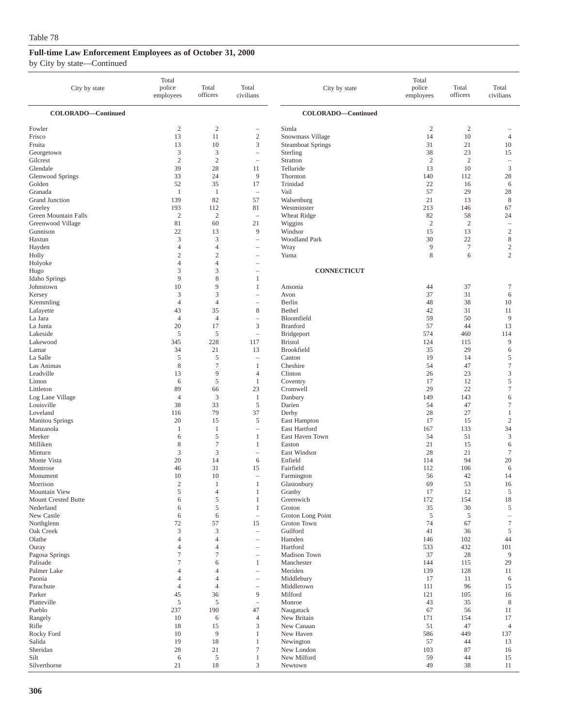Table 78

## Full-time Law Enforcement Employees as of October 31, 2000

by City by state—Continued

| City by state | Total police employees | Total officers | Total civilians |
|---|---|---|---|
| **COLORADO—Continued** | | | |
| Fowler | 2 | 2 | – |
| Frisco | 13 | 11 | 2 |
| Fruita | 13 | 10 | 3 |
| Georgetown | 3 | 3 | – |
| Gilcrest | 2 | 2 | – |
| Glendale | 39 | 28 | 11 |
| Glenwood Springs | 33 | 24 | 9 |
| Golden | 52 | 35 | 17 |
| Granada | 1 | 1 | – |
| Grand Junction | 139 | 82 | 57 |
| Greeley | 193 | 112 | 81 |
| Green Mountain Falls | 2 | 2 | – |
| Greenwood Village | 81 | 60 | 21 |
| Gunnison | 22 | 13 | 9 |
| Haxtun | 3 | 3 | – |
| Hayden | 4 | 4 | – |
| Holly | 2 | 2 | – |
| Holyoke | 4 | 4 | – |
| Hugo | 3 | 3 | – |
| Idaho Springs | 9 | 8 | 1 |
| Johnstown | 10 | 9 | 1 |
| Kersey | 3 | 3 | – |
| Kremmling | 4 | 4 | – |
| Lafayette | 43 | 35 | 8 |
| La Jara | 4 | 4 | – |
| La Junta | 20 | 17 | 3 |
| Lakeside | 5 | 5 | – |
| Lakewood | 345 | 228 | 117 |
| Lamar | 34 | 21 | 13 |
| La Salle | 5 | 5 | – |
| Las Animas | 8 | 7 | 1 |
| Leadville | 13 | 9 | 4 |
| Limon | 6 | 5 | 1 |
| Littleton | 89 | 66 | 23 |
| Log Lane Village | 4 | 3 | 1 |
| Louisville | 38 | 33 | 5 |
| Loveland | 116 | 79 | 37 |
| Manitou Springs | 20 | 15 | 5 |
| Manzanola | 1 | 1 | – |
| Meeker | 6 | 5 | 1 |
| Milliken | 8 | 7 | 1 |
| Minturn | 3 | 3 | – |
| Monte Vista | 20 | 14 | 6 |
| Montrose | 46 | 31 | 15 |
| Monument | 10 | 10 | – |
| Morrison | 2 | 1 | 1 |
| Mountain View | 5 | 4 | 1 |
| Mount Crested Butte | 6 | 5 | 1 |
| Nederland | 6 | 5 | 1 |
| New Castle | 6 | 6 | – |
| Northglenn | 72 | 57 | 15 |
| Oak Creek | 3 | 3 | – |
| Olathe | 4 | 4 | – |
| Ouray | 4 | 4 | – |
| Pagosa Springs | 7 | 7 | – |
| Palisade | 7 | 6 | 1 |
| Palmer Lake | 4 | 4 | – |
| Paonia | 4 | 4 | – |
| Parachute | 4 | 4 | – |
| Parker | 45 | 36 | 9 |
| Platteville | 5 | 5 | – |
| Pueblo | 237 | 190 | 47 |
| Rangely | 10 | 6 | 4 |
| Rifle | 18 | 15 | 3 |
| Rocky Ford | 10 | 9 | 1 |
| Salida | 19 | 18 | 1 |
| Sheridan | 28 | 21 | 7 |
| Silt | 6 | 5 | 1 |
| Silverthorne | 21 | 18 | 3 |
| Simla | 2 | 2 | – |
| Snowmass Village | 14 | 10 | 4 |
| Steamboat Springs | 31 | 21 | 10 |
| Sterling | 38 | 23 | 15 |
| Stratton | 2 | 2 | – |
| Telluride | 13 | 10 | 3 |
| Thornton | 140 | 112 | 28 |
| Trinidad | 22 | 16 | 6 |
| Vail | 57 | 29 | 28 |
| Walsenburg | 21 | 13 | 8 |
| Westminster | 213 | 146 | 67 |
| Wheat Ridge | 82 | 58 | 24 |
| Wiggins | 2 | 2 | – |
| Windsor | 15 | 13 | 2 |
| Woodland Park | 30 | 22 | 8 |
| Wray | 9 | 7 | 2 |
| Yuma | 8 | 6 | 2 |
| **CONNECTICUT** | | | |
| Ansonia | 44 | 37 | 7 |
| Avon | 37 | 31 | 6 |
| Berlin | 48 | 38 | 10 |
| Bethel | 42 | 31 | 11 |
| Bloomfield | 59 | 50 | 9 |
| Branford | 57 | 44 | 13 |
| Bridgeport | 574 | 460 | 114 |
| Bristol | 124 | 115 | 9 |
| Brookfield | 35 | 29 | 6 |
| Canton | 19 | 14 | 5 |
| Cheshire | 54 | 47 | 7 |
| Clinton | 26 | 23 | 3 |
| Coventry | 17 | 12 | 5 |
| Cromwell | 29 | 22 | 7 |
| Danbury | 149 | 143 | 6 |
| Darien | 54 | 47 | 7 |
| Derby | 28 | 27 | 1 |
| East Hampton | 17 | 15 | 2 |
| East Hartford | 167 | 133 | 34 |
| East Haven Town | 54 | 51 | 3 |
| Easton | 21 | 15 | 6 |
| East Windsor | 28 | 21 | 7 |
| Enfield | 114 | 94 | 20 |
| Fairfield | 112 | 106 | 6 |
| Farmington | 56 | 42 | 14 |
| Glastonbury | 69 | 53 | 16 |
| Granby | 17 | 12 | 5 |
| Greenwich | 172 | 154 | 18 |
| Groton | 35 | 30 | 5 |
| Groton Long Point | 5 | 5 | – |
| Groton Town | 74 | 67 | 7 |
| Guilford | 41 | 36 | 5 |
| Hamden | 146 | 102 | 44 |
| Hartford | 533 | 432 | 101 |
| Madison Town | 37 | 28 | 9 |
| Manchester | 144 | 115 | 29 |
| Meriden | 139 | 128 | 11 |
| Middlebury | 17 | 11 | 6 |
| Middletown | 111 | 96 | 15 |
| Milford | 121 | 105 | 16 |
| Monroe | 43 | 35 | 8 |
| Naugatuck | 67 | 56 | 11 |
| New Britain | 171 | 154 | 17 |
| New Canaan | 51 | 47 | 4 |
| New Haven | 586 | 449 | 137 |
| Newington | 57 | 44 | 13 |
| New London | 103 | 87 | 16 |
| New Milford | 59 | 44 | 15 |
| Newtown | 49 | 38 | 11 |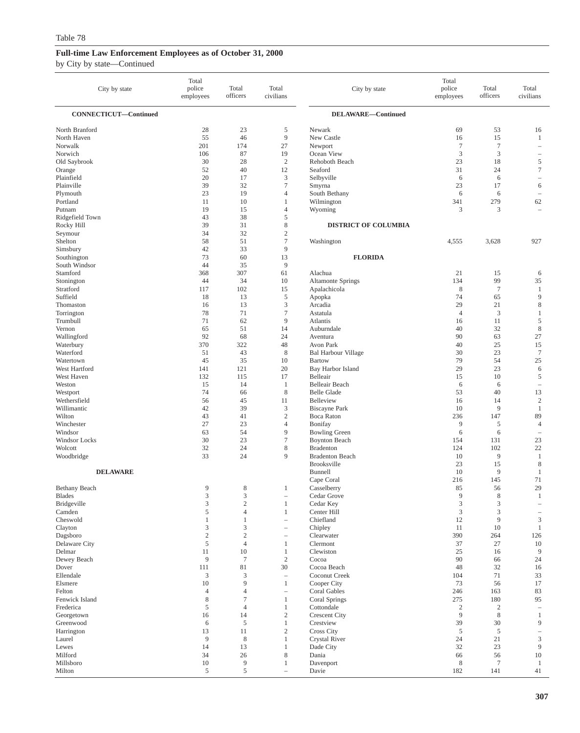Table 78

**Full-time Law Enforcement Employees as of October 31, 2000**

by City by state—Continued

| City by state | Total police employees | Total officers | Total civilians |
|---|---|---|---|
| **CONNECTICUT—Continued** | | | |
| North Branford | 28 | 23 | 5 |
| North Haven | 55 | 46 | 9 |
| Norwalk | 201 | 174 | 27 |
| Norwich | 106 | 87 | 19 |
| Old Saybrook | 30 | 28 | 2 |
| Orange | 52 | 40 | 12 |
| Plainfield | 20 | 17 | 3 |
| Plainville | 39 | 32 | 7 |
| Plymouth | 23 | 19 | 4 |
| Portland | 11 | 10 | 1 |
| Putnam | 19 | 15 | 4 |
| Ridgefield Town | 43 | 38 | 5 |
| Rocky Hill | 39 | 31 | 8 |
| Seymour | 34 | 32 | 2 |
| Shelton | 58 | 51 | 7 |
| Simsbury | 42 | 33 | 9 |
| Southington | 73 | 60 | 13 |
| South Windsor | 44 | 35 | 9 |
| Stamford | 368 | 307 | 61 |
| Stonington | 44 | 34 | 10 |
| Stratford | 117 | 102 | 15 |
| Suffield | 18 | 13 | 5 |
| Thomaston | 16 | 13 | 3 |
| Torrington | 78 | 71 | 7 |
| Trumbull | 71 | 62 | 9 |
| Vernon | 65 | 51 | 14 |
| Wallingford | 92 | 68 | 24 |
| Waterbury | 370 | 322 | 48 |
| Waterford | 51 | 43 | 8 |
| Watertown | 45 | 35 | 10 |
| West Hartford | 141 | 121 | 20 |
| West Haven | 132 | 115 | 17 |
| Weston | 15 | 14 | 1 |
| Westport | 74 | 66 | 8 |
| Wethersfield | 56 | 45 | 11 |
| Willimantic | 42 | 39 | 3 |
| Wilton | 43 | 41 | 2 |
| Winchester | 27 | 23 | 4 |
| Windsor | 63 | 54 | 9 |
| Windsor Locks | 30 | 23 | 7 |
| Wolcott | 32 | 24 | 8 |
| Woodbridge | 33 | 24 | 9 |
| **DELAWARE** | | | |
| Bethany Beach | 9 | 8 | 1 |
| Blades | 3 | 3 | – |
| Bridgeville | 3 | 2 | 1 |
| Camden | 5 | 4 | 1 |
| Cheswold | 1 | 1 | – |
| Clayton | 3 | 3 | – |
| Dagsboro | 2 | 2 | – |
| Delaware City | 5 | 4 | 1 |
| Delmar | 11 | 10 | 1 |
| Dewey Beach | 9 | 7 | 2 |
| Dover | 111 | 81 | 30 |
| Ellendale | 3 | 3 | – |
| Elsmere | 10 | 9 | 1 |
| Felton | 4 | 4 | – |
| Fenwick Island | 8 | 7 | 1 |
| Frederica | 5 | 4 | 1 |
| Georgetown | 16 | 14 | 2 |
| Greenwood | 6 | 5 | 1 |
| Harrington | 13 | 11 | 2 |
| Laurel | 9 | 8 | 1 |
| Lewes | 14 | 13 | 1 |
| Milford | 34 | 26 | 8 |
| Millsboro | 10 | 9 | 1 |
| Milton | 5 | 5 | – |
| **DELAWARE—Continued** | | | |
| Newark | 69 | 53 | 16 |
| New Castle | 16 | 15 | 1 |
| Newport | 7 | 7 | – |
| Ocean View | 3 | 3 | – |
| Rehoboth Beach | 23 | 18 | 5 |
| Seaford | 31 | 24 | 7 |
| Selbyville | 6 | 6 | – |
| Smyrna | 23 | 17 | 6 |
| South Bethany | 6 | 6 | – |
| Wilmington | 341 | 279 | 62 |
| Wyoming | 3 | 3 | – |
| **DISTRICT OF COLUMBIA** | | | |
| Washington | 4,555 | 3,628 | 927 |
| **FLORIDA** | | | |
| Alachua | 21 | 15 | 6 |
| Altamonte Springs | 134 | 99 | 35 |
| Apalachicola | 8 | 7 | 1 |
| Apopka | 74 | 65 | 9 |
| Arcadia | 29 | 21 | 8 |
| Astatula | 4 | 3 | 1 |
| Atlantis | 16 | 11 | 5 |
| Auburndale | 40 | 32 | 8 |
| Aventura | 90 | 63 | 27 |
| Avon Park | 40 | 25 | 15 |
| Bal Harbour Village | 30 | 23 | 7 |
| Bartow | 79 | 54 | 25 |
| Bay Harbor Island | 29 | 23 | 6 |
| Belleair | 15 | 10 | 5 |
| Belleair Beach | 6 | 6 | – |
| Belle Glade | 53 | 40 | 13 |
| Belleview | 16 | 14 | 2 |
| Biscayne Park | 10 | 9 | 1 |
| Boca Raton | 236 | 147 | 89 |
| Bonifay | 9 | 5 | 4 |
| Bowling Green | 6 | 6 | – |
| Boynton Beach | 154 | 131 | 23 |
| Bradenton | 124 | 102 | 22 |
| Bradenton Beach | 10 | 9 | 1 |
| Brooksville | 23 | 15 | 8 |
| Bunnell | 10 | 9 | 1 |
| Cape Coral | 216 | 145 | 71 |
| Casselberry | 85 | 56 | 29 |
| Cedar Grove | 9 | 8 | 1 |
| Cedar Key | 3 | 3 | – |
| Center Hill | 3 | 3 | – |
| Chiefland | 12 | 9 | 3 |
| Chipley | 11 | 10 | 1 |
| Clearwater | 390 | 264 | 126 |
| Clermont | 37 | 27 | 10 |
| Clewiston | 25 | 16 | 9 |
| Cocoa | 90 | 66 | 24 |
| Cocoa Beach | 48 | 32 | 16 |
| Coconut Creek | 104 | 71 | 33 |
| Cooper City | 73 | 56 | 17 |
| Coral Gables | 246 | 163 | 83 |
| Coral Springs | 275 | 180 | 95 |
| Cottondale | 2 | 2 | – |
| Crescent City | 9 | 8 | 1 |
| Crestview | 39 | 30 | 9 |
| Cross City | 5 | 5 | – |
| Crystal River | 24 | 21 | 3 |
| Dade City | 32 | 23 | 9 |
| Dania | 66 | 56 | 10 |
| Davenport | 8 | 7 | 1 |
| Davie | 182 | 141 | 41 |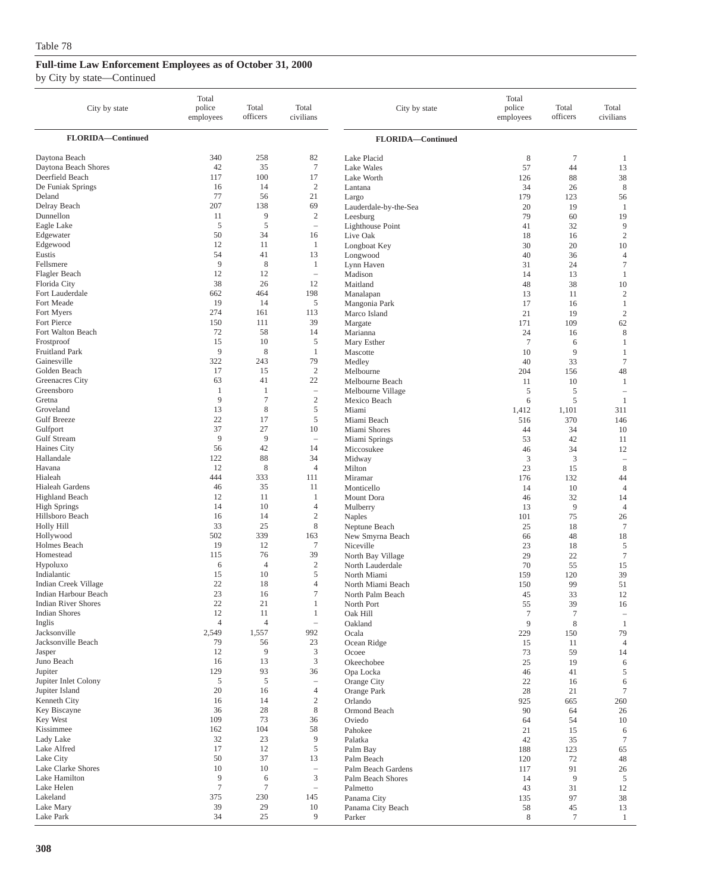Table 78

## Full-time Law Enforcement Employees as of October 31, 2000

by City by state—Continued

| City by state | Total police employees | Total officers | Total civilians |
|---|---|---|---|
| **FLORIDA—Continued** | | | |
| Daytona Beach | 340 | 258 | 82 |
| Daytona Beach Shores | 42 | 35 | 7 |
| Deerfield Beach | 117 | 100 | 17 |
| De Funiak Springs | 16 | 14 | 2 |
| Deland | 77 | 56 | 21 |
| Delray Beach | 207 | 138 | 69 |
| Dunnellon | 11 | 9 | 2 |
| Eagle Lake | 5 | 5 | – |
| Edgewater | 50 | 34 | 16 |
| Edgewood | 12 | 11 | 1 |
| Eustis | 54 | 41 | 13 |
| Fellsmere | 9 | 8 | 1 |
| Flagler Beach | 12 | 12 | – |
| Florida City | 38 | 26 | 12 |
| Fort Lauderdale | 662 | 464 | 198 |
| Fort Meade | 19 | 14 | 5 |
| Fort Myers | 274 | 161 | 113 |
| Fort Pierce | 150 | 111 | 39 |
| Fort Walton Beach | 72 | 58 | 14 |
| Frostproof | 15 | 10 | 5 |
| Fruitland Park | 9 | 8 | 1 |
| Gainesville | 322 | 243 | 79 |
| Golden Beach | 17 | 15 | 2 |
| Greenacres City | 63 | 41 | 22 |
| Greensboro | 1 | 1 | – |
| Gretna | 9 | 7 | 2 |
| Groveland | 13 | 8 | 5 |
| Gulf Breeze | 22 | 17 | 5 |
| Gulfport | 37 | 27 | 10 |
| Gulf Stream | 9 | 9 | – |
| Haines City | 56 | 42 | 14 |
| Hallandale | 122 | 88 | 34 |
| Havana | 12 | 8 | 4 |
| Hialeah | 444 | 333 | 111 |
| Hialeah Gardens | 46 | 35 | 11 |
| Highland Beach | 12 | 11 | 1 |
| High Springs | 14 | 10 | 4 |
| Hillsboro Beach | 16 | 14 | 2 |
| Holly Hill | 33 | 25 | 8 |
| Hollywood | 502 | 339 | 163 |
| Holmes Beach | 19 | 12 | 7 |
| Homestead | 115 | 76 | 39 |
| Hypoluxo | 6 | 4 | 2 |
| Indialantic | 15 | 10 | 5 |
| Indian Creek Village | 22 | 18 | 4 |
| Indian Harbour Beach | 23 | 16 | 7 |
| Indian River Shores | 22 | 21 | 1 |
| Indian Shores | 12 | 11 | 1 |
| Inglis | 4 | 4 | – |
| Jacksonville | 2,549 | 1,557 | 992 |
| Jacksonville Beach | 79 | 56 | 23 |
| Jasper | 12 | 9 | 3 |
| Juno Beach | 16 | 13 | 3 |
| Jupiter | 129 | 93 | 36 |
| Jupiter Inlet Colony | 5 | 5 | – |
| Jupiter Island | 20 | 16 | 4 |
| Kenneth City | 16 | 14 | 2 |
| Key Biscayne | 36 | 28 | 8 |
| Key West | 109 | 73 | 36 |
| Kissimmee | 162 | 104 | 58 |
| Lady Lake | 32 | 23 | 9 |
| Lake Alfred | 17 | 12 | 5 |
| Lake City | 50 | 37 | 13 |
| Lake Clarke Shores | 10 | 10 | – |
| Lake Hamilton | 9 | 6 | 3 |
| Lake Helen | 7 | 7 | – |
| Lakeland | 375 | 230 | 145 |
| Lake Mary | 39 | 29 | 10 |
| Lake Park | 34 | 25 | 9 |
| Lake Placid | 8 | 7 | 1 |
| Lake Wales | 57 | 44 | 13 |
| Lake Worth | 126 | 88 | 38 |
| Lantana | 34 | 26 | 8 |
| Largo | 179 | 123 | 56 |
| Lauderdale-by-the-Sea | 20 | 19 | 1 |
| Leesburg | 79 | 60 | 19 |
| Lighthouse Point | 41 | 32 | 9 |
| Live Oak | 18 | 16 | 2 |
| Longboat Key | 30 | 20 | 10 |
| Longwood | 40 | 36 | 4 |
| Lynn Haven | 31 | 24 | 7 |
| Madison | 14 | 13 | 1 |
| Maitland | 48 | 38 | 10 |
| Manalapan | 13 | 11 | 2 |
| Mangonia Park | 17 | 16 | 1 |
| Marco Island | 21 | 19 | 2 |
| Margate | 171 | 109 | 62 |
| Marianna | 24 | 16 | 8 |
| Mary Esther | 7 | 6 | 1 |
| Mascotte | 10 | 9 | 1 |
| Medley | 40 | 33 | 7 |
| Melbourne | 204 | 156 | 48 |
| Melbourne Beach | 11 | 10 | 1 |
| Melbourne Village | 5 | 5 | – |
| Mexico Beach | 6 | 5 | 1 |
| Miami | 1,412 | 1,101 | 311 |
| Miami Beach | 516 | 370 | 146 |
| Miami Shores | 44 | 34 | 10 |
| Miami Springs | 53 | 42 | 11 |
| Miccosukee | 46 | 34 | 12 |
| Midway | 3 | 3 | – |
| Milton | 23 | 15 | 8 |
| Miramar | 176 | 132 | 44 |
| Monticello | 14 | 10 | 4 |
| Mount Dora | 46 | 32 | 14 |
| Mulberry | 13 | 9 | 4 |
| Naples | 101 | 75 | 26 |
| Neptune Beach | 25 | 18 | 7 |
| New Smyrna Beach | 66 | 48 | 18 |
| Niceville | 23 | 18 | 5 |
| North Bay Village | 29 | 22 | 7 |
| North Lauderdale | 70 | 55 | 15 |
| North Miami | 159 | 120 | 39 |
| North Miami Beach | 150 | 99 | 51 |
| North Palm Beach | 45 | 33 | 12 |
| North Port | 55 | 39 | 16 |
| Oak Hill | 7 | 7 | – |
| Oakland | 9 | 8 | 1 |
| Ocala | 229 | 150 | 79 |
| Ocean Ridge | 15 | 11 | 4 |
| Ocoee | 73 | 59 | 14 |
| Okeechobee | 25 | 19 | 6 |
| Opa Locka | 46 | 41 | 5 |
| Orange City | 22 | 16 | 6 |
| Orange Park | 28 | 21 | 7 |
| Orlando | 925 | 665 | 260 |
| Ormond Beach | 90 | 64 | 26 |
| Oviedo | 64 | 54 | 10 |
| Pahokee | 21 | 15 | 6 |
| Palatka | 42 | 35 | 7 |
| Palm Bay | 188 | 123 | 65 |
| Palm Beach | 120 | 72 | 48 |
| Palm Beach Gardens | 117 | 91 | 26 |
| Palm Beach Shores | 14 | 9 | 5 |
| Palmetto | 43 | 31 | 12 |
| Panama City | 135 | 97 | 38 |
| Panama City Beach | 58 | 45 | 13 |
| Parker | 8 | 7 | 1 |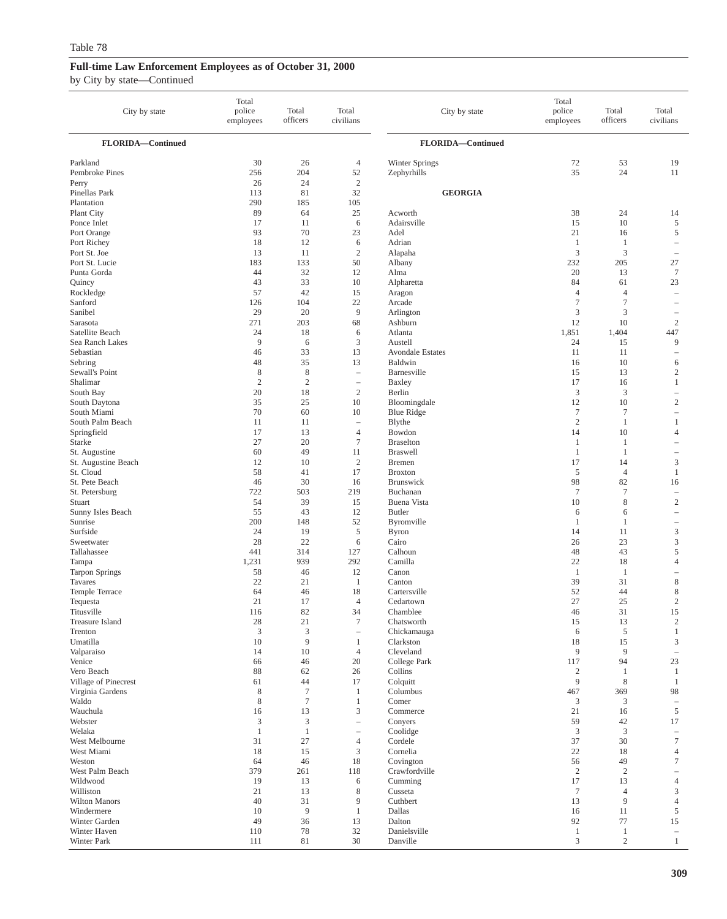Table 78

**Full-time Law Enforcement Employees as of October 31, 2000**

by City by state—Continued

| City by state | Total police employees | Total officers | Total civilians |
|---|---|---|---|
| **FLORIDA—Continued** | | | |
| Parkland | 30 | 26 | 4 |
| Pembroke Pines | 256 | 204 | 52 |
| Perry | 26 | 24 | 2 |
| Pinellas Park | 113 | 81 | 32 |
| Plantation | 290 | 185 | 105 |
| Plant City | 89 | 64 | 25 |
| Ponce Inlet | 17 | 11 | 6 |
| Port Orange | 93 | 70 | 23 |
| Port Richey | 18 | 12 | 6 |
| Port St. Joe | 13 | 11 | 2 |
| Port St. Lucie | 183 | 133 | 50 |
| Punta Gorda | 44 | 32 | 12 |
| Quincy | 43 | 33 | 10 |
| Rockledge | 57 | 42 | 15 |
| Sanford | 126 | 104 | 22 |
| Sanibel | 29 | 20 | 9 |
| Sarasota | 271 | 203 | 68 |
| Satellite Beach | 24 | 18 | 6 |
| Sea Ranch Lakes | 9 | 6 | 3 |
| Sebastian | 46 | 33 | 13 |
| Sebring | 48 | 35 | 13 |
| Sewall's Point | 8 | 8 | – |
| Shalimar | 2 | 2 | – |
| South Bay | 20 | 18 | 2 |
| South Daytona | 35 | 25 | 10 |
| South Miami | 70 | 60 | 10 |
| South Palm Beach | 11 | 11 | – |
| Springfield | 17 | 13 | 4 |
| Starke | 27 | 20 | 7 |
| St. Augustine | 60 | 49 | 11 |
| St. Augustine Beach | 12 | 10 | 2 |
| St. Cloud | 58 | 41 | 17 |
| St. Pete Beach | 46 | 30 | 16 |
| St. Petersburg | 722 | 503 | 219 |
| Stuart | 54 | 39 | 15 |
| Sunny Isles Beach | 55 | 43 | 12 |
| Sunrise | 200 | 148 | 52 |
| Surfside | 24 | 19 | 5 |
| Sweetwater | 28 | 22 | 6 |
| Tallahassee | 441 | 314 | 127 |
| Tampa | 1,231 | 939 | 292 |
| Tarpon Springs | 58 | 46 | 12 |
| Tavares | 22 | 21 | 1 |
| Temple Terrace | 64 | 46 | 18 |
| Tequesta | 21 | 17 | 4 |
| Titusville | 116 | 82 | 34 |
| Treasure Island | 28 | 21 | 7 |
| Trenton | 3 | 3 | – |
| Umatilla | 10 | 9 | 1 |
| Valparaiso | 14 | 10 | 4 |
| Venice | 66 | 46 | 20 |
| Vero Beach | 88 | 62 | 26 |
| Village of Pinecrest | 61 | 44 | 17 |
| Virginia Gardens | 8 | 7 | 1 |
| Waldo | 8 | 7 | 1 |
| Wauchula | 16 | 13 | 3 |
| Webster | 3 | 3 | – |
| Welaka | 1 | 1 | – |
| West Melbourne | 31 | 27 | 4 |
| West Miami | 18 | 15 | 3 |
| Weston | 64 | 46 | 18 |
| West Palm Beach | 379 | 261 | 118 |
| Wildwood | 19 | 13 | 6 |
| Williston | 21 | 13 | 8 |
| Wilton Manors | 40 | 31 | 9 |
| Windermere | 10 | 9 | 1 |
| Winter Garden | 49 | 36 | 13 |
| Winter Haven | 110 | 78 | 32 |
| Winter Park | 111 | 81 | 30 |
| Winter Springs | 72 | 53 | 19 |
| Zephyrhills | 35 | 24 | 11 |
| **GEORGIA** | | | |
| Acworth | 38 | 24 | 14 |
| Adairsville | 15 | 10 | 5 |
| Adel | 21 | 16 | 5 |
| Adrian | 1 | 1 | – |
| Alapaha | 3 | 3 | – |
| Albany | 232 | 205 | 27 |
| Alma | 20 | 13 | 7 |
| Alpharetta | 84 | 61 | 23 |
| Aragon | 4 | 4 | – |
| Arcade | 7 | 7 | – |
| Arlington | 3 | 3 | – |
| Ashburn | 12 | 10 | 2 |
| Atlanta | 1,851 | 1,404 | 447 |
| Austell | 24 | 15 | 9 |
| Avondale Estates | 11 | 11 | – |
| Baldwin | 16 | 10 | 6 |
| Barnesville | 15 | 13 | 2 |
| Baxley | 17 | 16 | 1 |
| Berlin | 3 | 3 | – |
| Bloomingdale | 12 | 10 | 2 |
| Blue Ridge | 7 | 7 | – |
| Blythe | 2 | 1 | 1 |
| Bowdon | 14 | 10 | 4 |
| Braselton | 1 | 1 | – |
| Braswell | 1 | 1 | – |
| Bremen | 17 | 14 | 3 |
| Broxton | 5 | 4 | 1 |
| Brunswick | 98 | 82 | 16 |
| Buchanan | 7 | 7 | – |
| Buena Vista | 10 | 8 | 2 |
| Butler | 6 | 6 | – |
| Byromville | 1 | 1 | – |
| Byron | 14 | 11 | 3 |
| Cairo | 26 | 23 | 3 |
| Calhoun | 48 | 43 | 5 |
| Camilla | 22 | 18 | 4 |
| Canon | 1 | 1 | – |
| Canton | 39 | 31 | 8 |
| Cartersville | 52 | 44 | 8 |
| Cedartown | 27 | 25 | 2 |
| Chamblee | 46 | 31 | 15 |
| Chatsworth | 15 | 13 | 2 |
| Chickamauga | 6 | 5 | 1 |
| Clarkston | 18 | 15 | 3 |
| Cleveland | 9 | 9 | – |
| College Park | 117 | 94 | 23 |
| Collins | 2 | 1 | 1 |
| Colquitt | 9 | 8 | 1 |
| Columbus | 467 | 369 | 98 |
| Comer | 3 | 3 | – |
| Commerce | 21 | 16 | 5 |
| Conyers | 59 | 42 | 17 |
| Coolidge | 3 | 3 | – |
| Cordele | 37 | 30 | 7 |
| Cornelia | 22 | 18 | 4 |
| Covington | 56 | 49 | 7 |
| Crawfordville | 2 | 2 | – |
| Cumming | 17 | 13 | 4 |
| Cusseta | 7 | 4 | 3 |
| Cuthbert | 13 | 9 | 4 |
| Dallas | 16 | 11 | 5 |
| Dalton | 92 | 77 | 15 |
| Danielsville | 1 | 1 | – |
| Danville | 3 | 2 | 1 |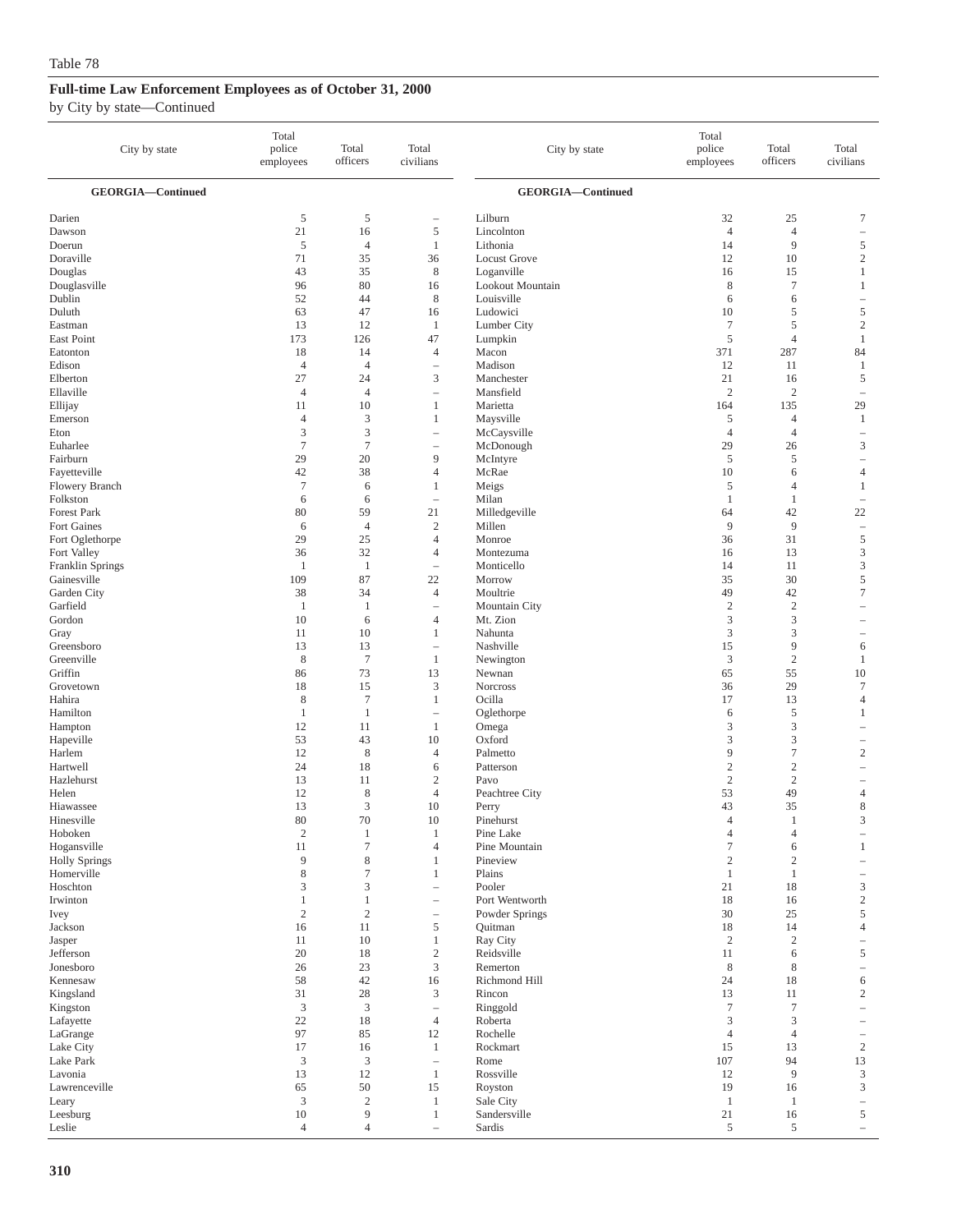Table 78

## Full-time Law Enforcement Employees as of October 31, 2000

by City by state—Continued

| City by state | Total police employees | Total officers | Total civilians |
|---|---|---|---|
| **GEORGIA—Continued** | | | |
| Darien | 5 | 5 | – |
| Dawson | 21 | 16 | 5 |
| Doerun | 5 | 4 | 1 |
| Doraville | 71 | 35 | 36 |
| Douglas | 43 | 35 | 8 |
| Douglasville | 96 | 80 | 16 |
| Dublin | 52 | 44 | 8 |
| Duluth | 63 | 47 | 16 |
| Eastman | 13 | 12 | 1 |
| East Point | 173 | 126 | 47 |
| Eatonton | 18 | 14 | 4 |
| Edison | 4 | 4 | – |
| Elberton | 27 | 24 | 3 |
| Ellaville | 4 | 4 | – |
| Ellijay | 11 | 10 | 1 |
| Emerson | 4 | 3 | 1 |
| Eton | 3 | 3 | – |
| Euharlee | 7 | 7 | – |
| Fairburn | 29 | 20 | 9 |
| Fayetteville | 42 | 38 | 4 |
| Flowery Branch | 7 | 6 | 1 |
| Folkston | 6 | 6 | – |
| Forest Park | 80 | 59 | 21 |
| Fort Gaines | 6 | 4 | 2 |
| Fort Oglethorpe | 29 | 25 | 4 |
| Fort Valley | 36 | 32 | 4 |
| Franklin Springs | 1 | 1 | – |
| Gainesville | 109 | 87 | 22 |
| Garden City | 38 | 34 | 4 |
| Garfield | 1 | 1 | – |
| Gordon | 10 | 6 | 4 |
| Gray | 11 | 10 | 1 |
| Greensboro | 13 | 13 | – |
| Greenville | 8 | 7 | 1 |
| Griffin | 86 | 73 | 13 |
| Grovetown | 18 | 15 | 3 |
| Hahira | 8 | 7 | 1 |
| Hamilton | 1 | 1 | – |
| Hampton | 12 | 11 | 1 |
| Hapeville | 53 | 43 | 10 |
| Harlem | 12 | 8 | 4 |
| Hartwell | 24 | 18 | 6 |
| Hazlehurst | 13 | 11 | 2 |
| Helen | 12 | 8 | 4 |
| Hiawassee | 13 | 3 | 10 |
| Hinesville | 80 | 70 | 10 |
| Hoboken | 2 | 1 | 1 |
| Hogansville | 11 | 7 | 4 |
| Holly Springs | 9 | 8 | 1 |
| Homerville | 8 | 7 | 1 |
| Hoschton | 3 | 3 | – |
| Irwinton | 1 | 1 | – |
| Ivey | 2 | 2 | – |
| Jackson | 16 | 11 | 5 |
| Jasper | 11 | 10 | 1 |
| Jefferson | 20 | 18 | 2 |
| Jonesboro | 26 | 23 | 3 |
| Kennesaw | 58 | 42 | 16 |
| Kingsland | 31 | 28 | 3 |
| Kingston | 3 | 3 | – |
| Lafayette | 22 | 18 | 4 |
| LaGrange | 97 | 85 | 12 |
| Lake City | 17 | 16 | 1 |
| Lake Park | 3 | 3 | – |
| Lavonia | 13 | 12 | 1 |
| Lawrenceville | 65 | 50 | 15 |
| Leary | 3 | 2 | 1 |
| Leesburg | 10 | 9 | 1 |
| Leslie | 4 | 4 | – |
| Lilburn | 32 | 25 | 7 |
| Lincolnton | 4 | 4 | – |
| Lithonia | 14 | 9 | 5 |
| Locust Grove | 12 | 10 | 2 |
| Loganville | 16 | 15 | 1 |
| Lookout Mountain | 8 | 7 | 1 |
| Louisville | 6 | 6 | – |
| Ludowici | 10 | 5 | 5 |
| Lumber City | 7 | 5 | 2 |
| Lumpkin | 5 | 4 | 1 |
| Macon | 371 | 287 | 84 |
| Madison | 12 | 11 | 1 |
| Manchester | 21 | 16 | 5 |
| Mansfield | 2 | 2 | – |
| Marietta | 164 | 135 | 29 |
| Maysville | 5 | 4 | 1 |
| McCaysville | 4 | 4 | – |
| McDonough | 29 | 26 | 3 |
| McIntyre | 5 | 5 | – |
| McRae | 10 | 6 | 4 |
| Meigs | 5 | 4 | 1 |
| Milan | 1 | 1 | – |
| Milledgeville | 64 | 42 | 22 |
| Millen | 9 | 9 | – |
| Monroe | 36 | 31 | 5 |
| Montezuma | 16 | 13 | 3 |
| Monticello | 14 | 11 | 3 |
| Morrow | 35 | 30 | 5 |
| Moultrie | 49 | 42 | 7 |
| Mountain City | 2 | 2 | – |
| Mt. Zion | 3 | 3 | – |
| Nahunta | 3 | 3 | – |
| Nashville | 15 | 9 | 6 |
| Newington | 3 | 2 | 1 |
| Newnan | 65 | 55 | 10 |
| Norcross | 36 | 29 | 7 |
| Ocilla | 17 | 13 | 4 |
| Oglethorpe | 6 | 5 | 1 |
| Omega | 3 | 3 | – |
| Oxford | 3 | 3 | – |
| Palmetto | 9 | 7 | 2 |
| Patterson | 2 | 2 | – |
| Pavo | 2 | 2 | – |
| Peachtree City | 53 | 49 | 4 |
| Perry | 43 | 35 | 8 |
| Pinehurst | 4 | 1 | 3 |
| Pine Lake | 4 | 4 | – |
| Pine Mountain | 7 | 6 | 1 |
| Pineview | 2 | 2 | – |
| Plains | 1 | 1 | – |
| Pooler | 21 | 18 | 3 |
| Port Wentworth | 18 | 16 | 2 |
| Powder Springs | 30 | 25 | 5 |
| Quitman | 18 | 14 | 4 |
| Ray City | 2 | 2 | – |
| Reidsville | 11 | 6 | 5 |
| Remerton | 8 | 8 | – |
| Richmond Hill | 24 | 18 | 6 |
| Rincon | 13 | 11 | 2 |
| Ringgold | 7 | 7 | – |
| Roberta | 3 | 3 | – |
| Rochelle | 4 | 4 | – |
| Rockmart | 15 | 13 | 2 |
| Rome | 107 | 94 | 13 |
| Rossville | 12 | 9 | 3 |
| Royston | 19 | 16 | 3 |
| Sale City | 1 | 1 | – |
| Sandersville | 21 | 16 | 5 |
| Sardis | 5 | 5 | – |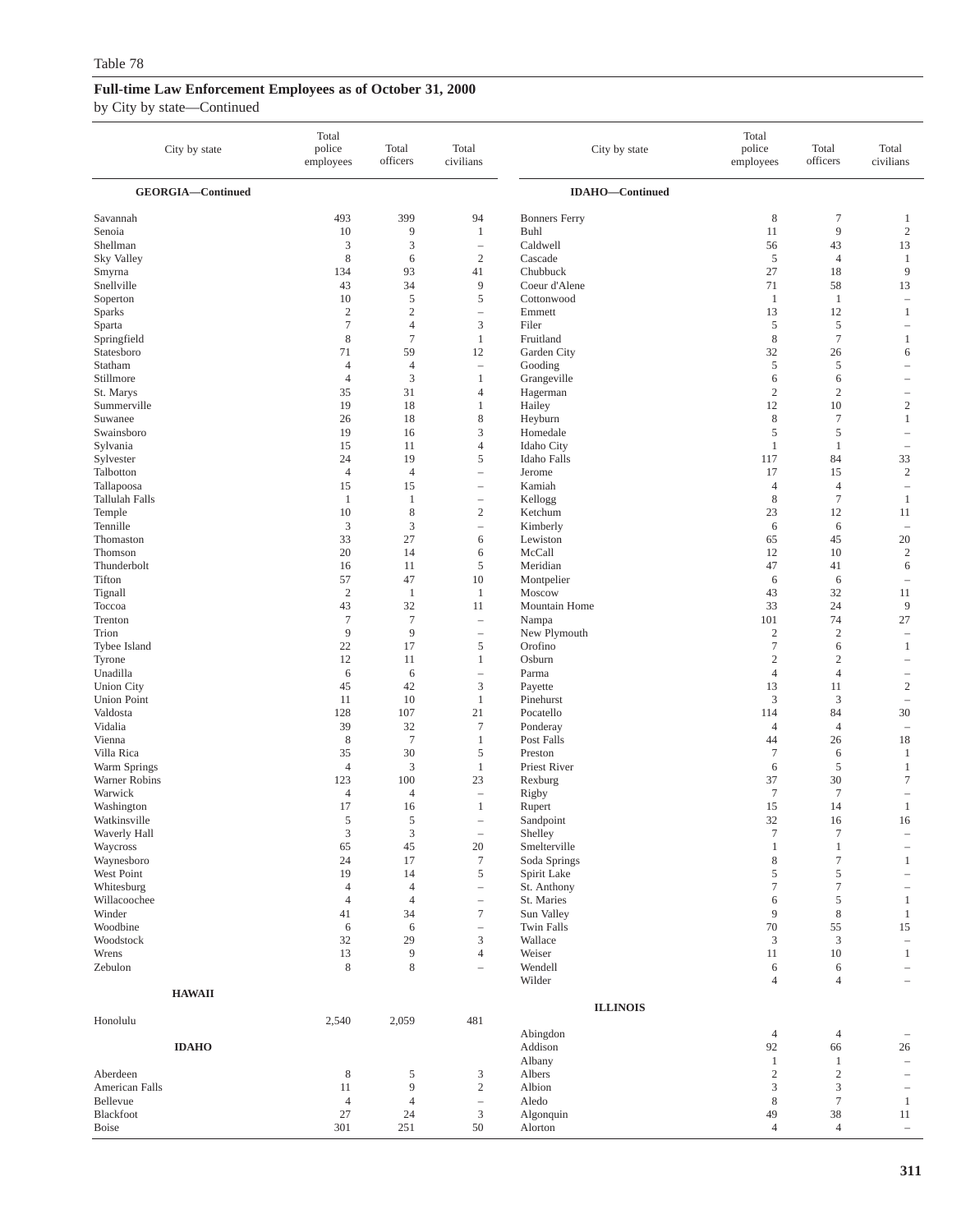Table 78

**Full-time Law Enforcement Employees as of October 31, 2000**

by City by state—Continued

| City by state | Total police employees | Total officers | Total civilians |
|---|---|---|---|
| **GEORGIA—Continued** | | | |
| Savannah | 493 | 399 | 94 |
| Senoia | 10 | 9 | 1 |
| Shellman | 3 | 3 | – |
| Sky Valley | 8 | 6 | 2 |
| Smyrna | 134 | 93 | 41 |
| Snellville | 43 | 34 | 9 |
| Soperton | 10 | 5 | 5 |
| Sparks | 2 | 2 | – |
| Sparta | 7 | 4 | 3 |
| Springfield | 8 | 7 | 1 |
| Statesboro | 71 | 59 | 12 |
| Statham | 4 | 4 | – |
| Stillmore | 4 | 3 | 1 |
| St. Marys | 35 | 31 | 4 |
| Summerville | 19 | 18 | 1 |
| Suwanee | 26 | 18 | 8 |
| Swainsboro | 19 | 16 | 3 |
| Sylvania | 15 | 11 | 4 |
| Sylvester | 24 | 19 | 5 |
| Talbotton | 4 | 4 | – |
| Tallapoosa | 15 | 15 | – |
| Tallulah Falls | 1 | 1 | – |
| Temple | 10 | 8 | 2 |
| Tennille | 3 | 3 | – |
| Thomaston | 33 | 27 | 6 |
| Thomson | 20 | 14 | 6 |
| Thunderbolt | 16 | 11 | 5 |
| Tifton | 57 | 47 | 10 |
| Tignall | 2 | 1 | 1 |
| Toccoa | 43 | 32 | 11 |
| Trenton | 7 | 7 | – |
| Trion | 9 | 9 | – |
| Tybee Island | 22 | 17 | 5 |
| Tyrone | 12 | 11 | 1 |
| Unadilla | 6 | 6 | – |
| Union City | 45 | 42 | 3 |
| Union Point | 11 | 10 | 1 |
| Valdosta | 128 | 107 | 21 |
| Vidalia | 39 | 32 | 7 |
| Vienna | 8 | 7 | 1 |
| Villa Rica | 35 | 30 | 5 |
| Warm Springs | 4 | 3 | 1 |
| Warner Robins | 123 | 100 | 23 |
| Warwick | 4 | 4 | – |
| Washington | 17 | 16 | 1 |
| Watkinsville | 5 | 5 | – |
| Waverly Hall | 3 | 3 | – |
| Waycross | 65 | 45 | 20 |
| Waynesboro | 24 | 17 | 7 |
| West Point | 19 | 14 | 5 |
| Whitesburg | 4 | 4 | – |
| Willacoochee | 4 | 4 | – |
| Winder | 41 | 34 | 7 |
| Woodbine | 6 | 6 | – |
| Woodstock | 32 | 29 | 3 |
| Wrens | 13 | 9 | 4 |
| Zebulon | 8 | 8 | – |
| **HAWAII** | | | |
| Honolulu | 2,540 | 2,059 | 481 |
| **IDAHO** | | | |
| Aberdeen | 8 | 5 | 3 |
| American Falls | 11 | 9 | 2 |
| Bellevue | 4 | 4 | – |
| Blackfoot | 27 | 24 | 3 |
| Boise | 301 | 251 | 50 |
| **IDAHO—Continued** | | | |
| Bonners Ferry | 8 | 7 | 1 |
| Buhl | 11 | 9 | 2 |
| Caldwell | 56 | 43 | 13 |
| Cascade | 5 | 4 | 1 |
| Chubbuck | 27 | 18 | 9 |
| Coeur d'Alene | 71 | 58 | 13 |
| Cottonwood | 1 | 1 | – |
| Emmett | 13 | 12 | 1 |
| Filer | 5 | 5 | – |
| Fruitland | 8 | 7 | 1 |
| Garden City | 32 | 26 | 6 |
| Gooding | 5 | 5 | – |
| Grangeville | 6 | 6 | – |
| Hagerman | 2 | 2 | – |
| Hailey | 12 | 10 | 2 |
| Heyburn | 8 | 7 | 1 |
| Homedale | 5 | 5 | – |
| Idaho City | 1 | 1 | – |
| Idaho Falls | 117 | 84 | 33 |
| Jerome | 17 | 15 | 2 |
| Kamiah | 4 | 4 | – |
| Kellogg | 8 | 7 | 1 |
| Ketchum | 23 | 12 | 11 |
| Kimberly | 6 | 6 | – |
| Lewiston | 65 | 45 | 20 |
| McCall | 12 | 10 | 2 |
| Meridian | 47 | 41 | 6 |
| Montpelier | 6 | 6 | – |
| Moscow | 43 | 32 | 11 |
| Mountain Home | 33 | 24 | 9 |
| Nampa | 101 | 74 | 27 |
| New Plymouth | 2 | 2 | – |
| Orofino | 7 | 6 | 1 |
| Osburn | 2 | 2 | – |
| Parma | 4 | 4 | – |
| Payette | 13 | 11 | 2 |
| Pinehurst | 3 | 3 | – |
| Pocatello | 114 | 84 | 30 |
| Ponderay | 4 | 4 | – |
| Post Falls | 44 | 26 | 18 |
| Preston | 7 | 6 | 1 |
| Priest River | 6 | 5 | 1 |
| Rexburg | 37 | 30 | 7 |
| Rigby | 7 | 7 | – |
| Rupert | 15 | 14 | 1 |
| Sandpoint | 32 | 16 | 16 |
| Shelley | 7 | 7 | – |
| Smelterville | 1 | 1 | – |
| Soda Springs | 8 | 7 | 1 |
| Spirit Lake | 5 | 5 | – |
| St. Anthony | 7 | 7 | – |
| St. Maries | 6 | 5 | 1 |
| Sun Valley | 9 | 8 | 1 |
| Twin Falls | 70 | 55 | 15 |
| Wallace | 3 | 3 | – |
| Weiser | 11 | 10 | 1 |
| Wendell | 6 | 6 | – |
| Wilder | 4 | 4 | – |
| **ILLINOIS** | | | |
| Abingdon | 4 | 4 | – |
| Addison | 92 | 66 | 26 |
| Albany | 1 | 1 | – |
| Albers | 2 | 2 | – |
| Albion | 3 | 3 | – |
| Aledo | 8 | 7 | 1 |
| Algonquin | 49 | 38 | 11 |
| Alorton | 4 | 4 | – |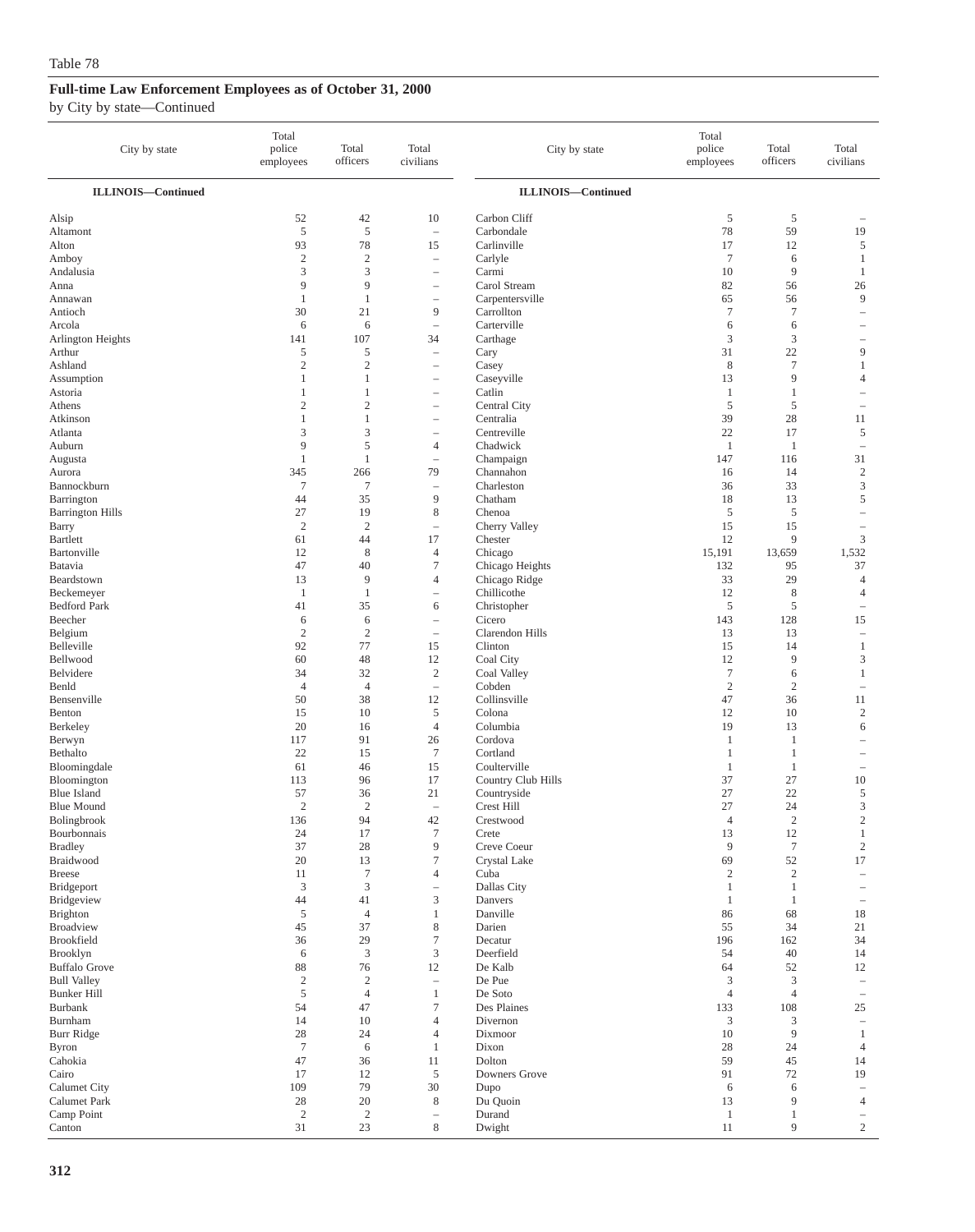Table 78

## Full-time Law Enforcement Employees as of October 31, 2000

by City by state—Continued

| City by state | Total police employees | Total officers | Total civilians |
|---|---|---|---|
| **ILLINOIS—Continued** | | | |
| Alsip | 52 | 42 | 10 |
| Altamont | 5 | 5 | – |
| Alton | 93 | 78 | 15 |
| Amboy | 2 | 2 | – |
| Andalusia | 3 | 3 | – |
| Anna | 9 | 9 | – |
| Annawan | 1 | 1 | – |
| Antioch | 30 | 21 | 9 |
| Arcola | 6 | 6 | – |
| Arlington Heights | 141 | 107 | 34 |
| Arthur | 5 | 5 | – |
| Ashland | 2 | 2 | – |
| Assumption | 1 | 1 | – |
| Astoria | 1 | 1 | – |
| Athens | 2 | 2 | – |
| Atkinson | 1 | 1 | – |
| Atlanta | 3 | 3 | – |
| Auburn | 9 | 5 | 4 |
| Augusta | 1 | 1 | – |
| Aurora | 345 | 266 | 79 |
| Bannockburn | 7 | 7 | – |
| Barrington | 44 | 35 | 9 |
| Barrington Hills | 27 | 19 | 8 |
| Barry | 2 | 2 | – |
| Bartlett | 61 | 44 | 17 |
| Bartonville | 12 | 8 | 4 |
| Batavia | 47 | 40 | 7 |
| Beardstown | 13 | 9 | 4 |
| Beckemeyer | 1 | 1 | – |
| Bedford Park | 41 | 35 | 6 |
| Beecher | 6 | 6 | – |
| Belgium | 2 | 2 | – |
| Belleville | 92 | 77 | 15 |
| Bellwood | 60 | 48 | 12 |
| Belvidere | 34 | 32 | 2 |
| Benld | 4 | 4 | – |
| Bensenville | 50 | 38 | 12 |
| Benton | 15 | 10 | 5 |
| Berkeley | 20 | 16 | 4 |
| Berwyn | 117 | 91 | 26 |
| Bethalto | 22 | 15 | 7 |
| Bloomingdale | 61 | 46 | 15 |
| Bloomington | 113 | 96 | 17 |
| Blue Island | 57 | 36 | 21 |
| Blue Mound | 2 | 2 | – |
| Bolingbrook | 136 | 94 | 42 |
| Bourbonnais | 24 | 17 | 7 |
| Bradley | 37 | 28 | 9 |
| Braidwood | 20 | 13 | 7 |
| Breese | 11 | 7 | 4 |
| Bridgeport | 3 | 3 | – |
| Bridgeview | 44 | 41 | 3 |
| Brighton | 5 | 4 | 1 |
| Broadview | 45 | 37 | 8 |
| Brookfield | 36 | 29 | 7 |
| Brooklyn | 6 | 3 | 3 |
| Buffalo Grove | 88 | 76 | 12 |
| Bull Valley | 2 | 2 | – |
| Bunker Hill | 5 | 4 | 1 |
| Burbank | 54 | 47 | 7 |
| Burnham | 14 | 10 | 4 |
| Burr Ridge | 28 | 24 | 4 |
| Byron | 7 | 6 | 1 |
| Cahokia | 47 | 36 | 11 |
| Cairo | 17 | 12 | 5 |
| Calumet City | 109 | 79 | 30 |
| Calumet Park | 28 | 20 | 8 |
| Camp Point | 2 | 2 | – |
| Canton | 31 | 23 | 8 |
| Carbon Cliff | 5 | 5 | – |
| Carbondale | 78 | 59 | 19 |
| Carlinville | 17 | 12 | 5 |
| Carlyle | 7 | 6 | 1 |
| Carmi | 10 | 9 | 1 |
| Carol Stream | 82 | 56 | 26 |
| Carpentersville | 65 | 56 | 9 |
| Carrollton | 7 | 7 | – |
| Carterville | 6 | 6 | – |
| Carthage | 3 | 3 | – |
| Cary | 31 | 22 | 9 |
| Casey | 8 | 7 | 1 |
| Caseyville | 13 | 9 | 4 |
| Catlin | 1 | 1 | – |
| Central City | 5 | 5 | – |
| Centralia | 39 | 28 | 11 |
| Centreville | 22 | 17 | 5 |
| Chadwick | 1 | 1 | – |
| Champaign | 147 | 116 | 31 |
| Channahon | 16 | 14 | 2 |
| Charleston | 36 | 33 | 3 |
| Chatham | 18 | 13 | 5 |
| Chenoa | 5 | 5 | – |
| Cherry Valley | 15 | 15 | – |
| Chester | 12 | 9 | 3 |
| Chicago | 15,191 | 13,659 | 1,532 |
| Chicago Heights | 132 | 95 | 37 |
| Chicago Ridge | 33 | 29 | 4 |
| Chillicothe | 12 | 8 | 4 |
| Christopher | 5 | 5 | – |
| Cicero | 143 | 128 | 15 |
| Clarendon Hills | 13 | 13 | – |
| Clinton | 15 | 14 | 1 |
| Coal City | 12 | 9 | 3 |
| Coal Valley | 7 | 6 | 1 |
| Cobden | 2 | 2 | – |
| Collinsville | 47 | 36 | 11 |
| Colona | 12 | 10 | 2 |
| Columbia | 19 | 13 | 6 |
| Cordova | 1 | 1 | – |
| Cortland | 1 | 1 | – |
| Coulterville | 1 | 1 | – |
| Country Club Hills | 37 | 27 | 10 |
| Countryside | 27 | 22 | 5 |
| Crest Hill | 27 | 24 | 3 |
| Crestwood | 4 | 2 | 2 |
| Crete | 13 | 12 | 1 |
| Creve Coeur | 9 | 7 | 2 |
| Crystal Lake | 69 | 52 | 17 |
| Cuba | 2 | 2 | – |
| Dallas City | 1 | 1 | – |
| Danvers | 1 | 1 | – |
| Danville | 86 | 68 | 18 |
| Darien | 55 | 34 | 21 |
| Decatur | 196 | 162 | 34 |
| Deerfield | 54 | 40 | 14 |
| De Kalb | 64 | 52 | 12 |
| De Pue | 3 | 3 | – |
| De Soto | 4 | 4 | – |
| Des Plaines | 133 | 108 | 25 |
| Divernon | 3 | 3 | – |
| Dixmoor | 10 | 9 | 1 |
| Dixon | 28 | 24 | 4 |
| Dolton | 59 | 45 | 14 |
| Downers Grove | 91 | 72 | 19 |
| Dupo | 6 | 6 | – |
| Du Quoin | 13 | 9 | 4 |
| Durand | 1 | 1 | – |
| Dwight | 11 | 9 | 2 |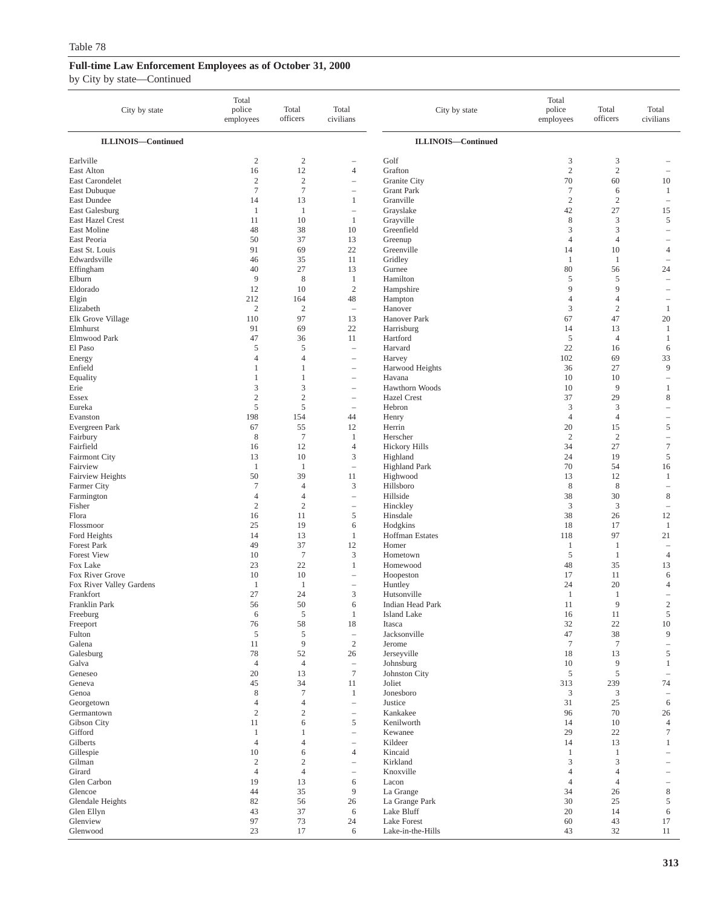Table 78

## Full-time Law Enforcement Employees as of October 31, 2000

by City by state—Continued

| City by state | Total police employees | Total officers | Total civilians |
|---|---|---|---|
| **ILLINOIS—Continued** | | | |
| Earlville | 2 | 2 | – |
| East Alton | 16 | 12 | 4 |
| East Carondelet | 2 | 2 | – |
| East Dubuque | 7 | 7 | – |
| East Dundee | 14 | 13 | 1 |
| East Galesburg | 1 | 1 | – |
| East Hazel Crest | 11 | 10 | 1 |
| East Moline | 48 | 38 | 10 |
| East Peoria | 50 | 37 | 13 |
| East St. Louis | 91 | 69 | 22 |
| Edwardsville | 46 | 35 | 11 |
| Effingham | 40 | 27 | 13 |
| Elburn | 9 | 8 | 1 |
| Eldorado | 12 | 10 | 2 |
| Elgin | 212 | 164 | 48 |
| Elizabeth | 2 | 2 | – |
| Elk Grove Village | 110 | 97 | 13 |
| Elmhurst | 91 | 69 | 22 |
| Elmwood Park | 47 | 36 | 11 |
| El Paso | 5 | 5 | – |
| Energy | 4 | 4 | – |
| Enfield | 1 | 1 | – |
| Equality | 1 | 1 | – |
| Erie | 3 | 3 | – |
| Essex | 2 | 2 | – |
| Eureka | 5 | 5 | – |
| Evanston | 198 | 154 | 44 |
| Evergreen Park | 67 | 55 | 12 |
| Fairbury | 8 | 7 | 1 |
| Fairfield | 16 | 12 | 4 |
| Fairmont City | 13 | 10 | 3 |
| Fairview | 1 | 1 | – |
| Fairview Heights | 50 | 39 | 11 |
| Farmer City | 7 | 4 | 3 |
| Farmington | 4 | 4 | – |
| Fisher | 2 | 2 | – |
| Flora | 16 | 11 | 5 |
| Flossmoor | 25 | 19 | 6 |
| Ford Heights | 14 | 13 | 1 |
| Forest Park | 49 | 37 | 12 |
| Forest View | 10 | 7 | 3 |
| Fox Lake | 23 | 22 | 1 |
| Fox River Grove | 10 | 10 | – |
| Fox River Valley Gardens | 1 | 1 | – |
| Frankfort | 27 | 24 | 3 |
| Franklin Park | 56 | 50 | 6 |
| Freeburg | 6 | 5 | 1 |
| Freeport | 76 | 58 | 18 |
| Fulton | 5 | 5 | – |
| Galena | 11 | 9 | 2 |
| Galesburg | 78 | 52 | 26 |
| Galva | 4 | 4 | – |
| Geneseo | 20 | 13 | 7 |
| Geneva | 45 | 34 | 11 |
| Genoa | 8 | 7 | 1 |
| Georgetown | 4 | 4 | – |
| Germantown | 2 | 2 | – |
| Gibson City | 11 | 6 | 5 |
| Gifford | 1 | 1 | – |
| Gilberts | 4 | 4 | – |
| Gillespie | 10 | 6 | 4 |
| Gilman | 2 | 2 | – |
| Girard | 4 | 4 | – |
| Glen Carbon | 19 | 13 | 6 |
| Glencoe | 44 | 35 | 9 |
| Glendale Heights | 82 | 56 | 26 |
| Glen Ellyn | 43 | 37 | 6 |
| Glenview | 97 | 73 | 24 |
| Glenwood | 23 | 17 | 6 |
| Golf | 3 | 3 | – |
| Grafton | 2 | 2 | – |
| Granite City | 70 | 60 | 10 |
| Grant Park | 7 | 6 | 1 |
| Granville | 2 | 2 | – |
| Grayslake | 42 | 27 | 15 |
| Grayville | 8 | 3 | 5 |
| Greenfield | 3 | 3 | – |
| Greenup | 4 | 4 | – |
| Greenville | 14 | 10 | 4 |
| Gridley | 1 | 1 | – |
| Gurnee | 80 | 56 | 24 |
| Hamilton | 5 | 5 | – |
| Hampshire | 9 | 9 | – |
| Hampton | 4 | 4 | – |
| Hanover | 3 | 2 | 1 |
| Hanover Park | 67 | 47 | 20 |
| Harrisburg | 14 | 13 | 1 |
| Hartford | 5 | 4 | 1 |
| Harvard | 22 | 16 | 6 |
| Harvey | 102 | 69 | 33 |
| Harwood Heights | 36 | 27 | 9 |
| Havana | 10 | 10 | – |
| Hawthorn Woods | 10 | 9 | 1 |
| Hazel Crest | 37 | 29 | 8 |
| Hebron | 3 | 3 | – |
| Henry | 4 | 4 | – |
| Herrin | 20 | 15 | 5 |
| Herscher | 2 | 2 | – |
| Hickory Hills | 34 | 27 | 7 |
| Highland | 24 | 19 | 5 |
| Highland Park | 70 | 54 | 16 |
| Highwood | 13 | 12 | 1 |
| Hillsboro | 8 | 8 | – |
| Hillside | 38 | 30 | 8 |
| Hinckley | 3 | 3 | – |
| Hinsdale | 38 | 26 | 12 |
| Hodgkins | 18 | 17 | 1 |
| Hoffman Estates | 118 | 97 | 21 |
| Homer | 1 | 1 | – |
| Hometown | 5 | 1 | 4 |
| Homewood | 48 | 35 | 13 |
| Hoopeston | 17 | 11 | 6 |
| Huntley | 24 | 20 | 4 |
| Hutsonville | 1 | 1 | – |
| Indian Head Park | 11 | 9 | 2 |
| Island Lake | 16 | 11 | 5 |
| Itasca | 32 | 22 | 10 |
| Jacksonville | 47 | 38 | 9 |
| Jerome | 7 | 7 | – |
| Jerseyville | 18 | 13 | 5 |
| Johnsburg | 10 | 9 | 1 |
| Johnston City | 5 | 5 | – |
| Joliet | 313 | 239 | 74 |
| Jonesboro | 3 | 3 | – |
| Justice | 31 | 25 | 6 |
| Kankakee | 96 | 70 | 26 |
| Kenilworth | 14 | 10 | 4 |
| Kewanee | 29 | 22 | 7 |
| Kildeer | 14 | 13 | 1 |
| Kincaid | 1 | 1 | – |
| Kirkland | 3 | 3 | – |
| Knoxville | 4 | 4 | – |
| Lacon | 4 | 4 | – |
| La Grange | 34 | 26 | 8 |
| La Grange Park | 30 | 25 | 5 |
| Lake Bluff | 20 | 14 | 6 |
| Lake Forest | 60 | 43 | 17 |
| Lake-in-the-Hills | 43 | 32 | 11 |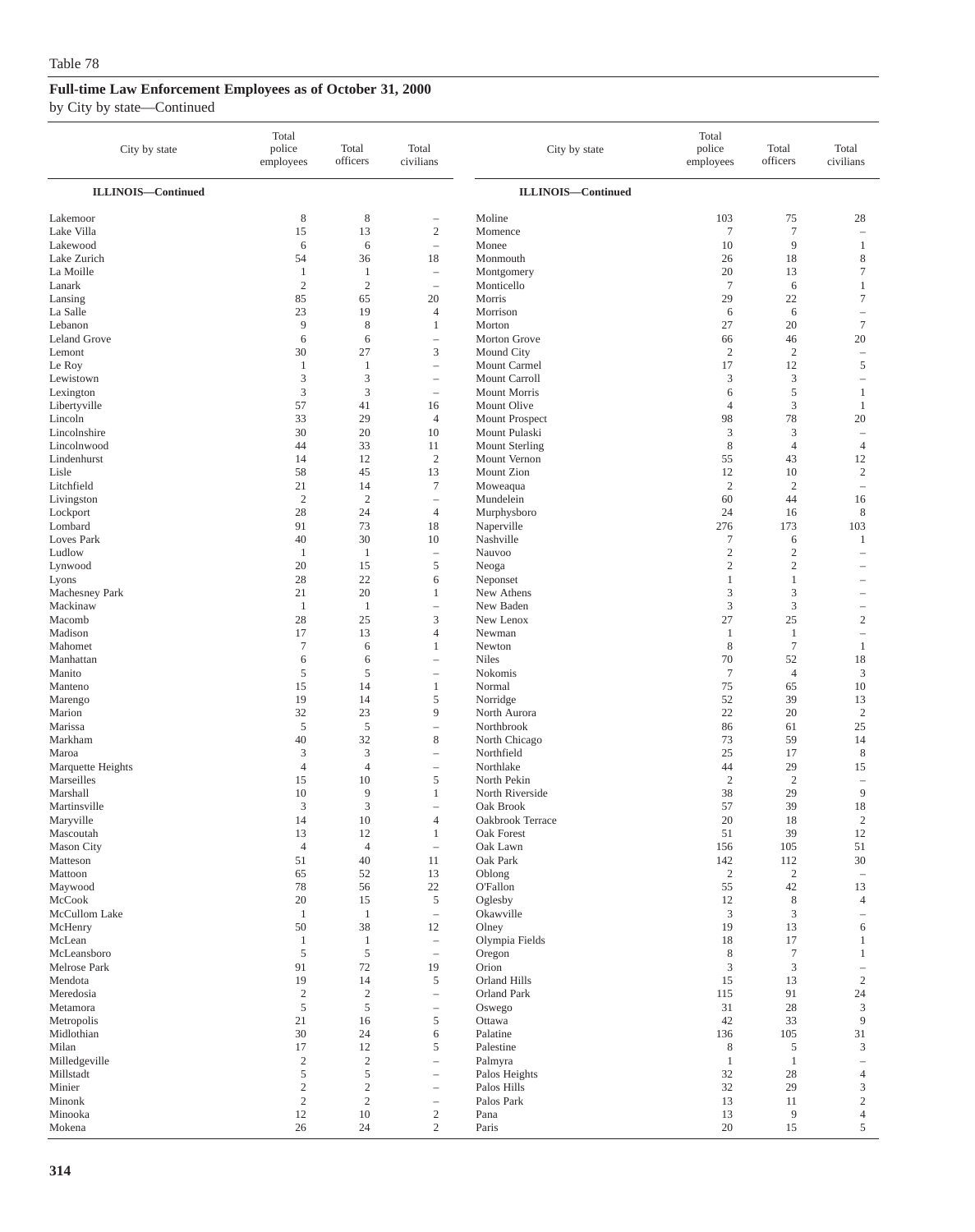Table 78

## Full-time Law Enforcement Employees as of October 31, 2000

by City by state—Continued

| City by state | Total police employees | Total officers | Total civilians |
|---|---|---|---|
| **ILLINOIS—Continued** | | | |
| Lakemoor | 8 | 8 | – |
| Lake Villa | 15 | 13 | 2 |
| Lakewood | 6 | 6 | – |
| Lake Zurich | 54 | 36 | 18 |
| La Moille | 1 | 1 | – |
| Lanark | 2 | 2 | – |
| Lansing | 85 | 65 | 20 |
| La Salle | 23 | 19 | 4 |
| Lebanon | 9 | 8 | 1 |
| Leland Grove | 6 | 6 | – |
| Lemont | 30 | 27 | 3 |
| Le Roy | 1 | 1 | – |
| Lewistown | 3 | 3 | – |
| Lexington | 3 | 3 | – |
| Libertyville | 57 | 41 | 16 |
| Lincoln | 33 | 29 | 4 |
| Lincolnshire | 30 | 20 | 10 |
| Lincolnwood | 44 | 33 | 11 |
| Lindenhurst | 14 | 12 | 2 |
| Lisle | 58 | 45 | 13 |
| Litchfield | 21 | 14 | 7 |
| Livingston | 2 | 2 | – |
| Lockport | 28 | 24 | 4 |
| Lombard | 91 | 73 | 18 |
| Loves Park | 40 | 30 | 10 |
| Ludlow | 1 | 1 | – |
| Lynwood | 20 | 15 | 5 |
| Lyons | 28 | 22 | 6 |
| Machesney Park | 21 | 20 | 1 |
| Mackinaw | 1 | 1 | – |
| Macomb | 28 | 25 | 3 |
| Madison | 17 | 13 | 4 |
| Mahomet | 7 | 6 | 1 |
| Manhattan | 6 | 6 | – |
| Manito | 5 | 5 | – |
| Manteno | 15 | 14 | 1 |
| Marengo | 19 | 14 | 5 |
| Marion | 32 | 23 | 9 |
| Marissa | 5 | 5 | – |
| Markham | 40 | 32 | 8 |
| Maroa | 3 | 3 | – |
| Marquette Heights | 4 | 4 | – |
| Marseilles | 15 | 10 | 5 |
| Marshall | 10 | 9 | 1 |
| Martinsville | 3 | 3 | – |
| Maryville | 14 | 10 | 4 |
| Mascoutah | 13 | 12 | 1 |
| Mason City | 4 | 4 | – |
| Matteson | 51 | 40 | 11 |
| Mattoon | 65 | 52 | 13 |
| Maywood | 78 | 56 | 22 |
| McCook | 20 | 15 | 5 |
| McCullom Lake | 1 | 1 | – |
| McHenry | 50 | 38 | 12 |
| McLean | 1 | 1 | – |
| McLeansboro | 5 | 5 | – |
| Melrose Park | 91 | 72 | 19 |
| Mendota | 19 | 14 | 5 |
| Meredosia | 2 | 2 | – |
| Metamora | 5 | 5 | – |
| Metropolis | 21 | 16 | 5 |
| Midlothian | 30 | 24 | 6 |
| Milan | 17 | 12 | 5 |
| Milledgeville | 2 | 2 | – |
| Millstadt | 5 | 5 | – |
| Minier | 2 | 2 | – |
| Minonk | 2 | 2 | – |
| Minooka | 12 | 10 | 2 |
| Mokena | 26 | 24 | 2 |
| Moline | 103 | 75 | 28 |
| Momence | 7 | 7 | – |
| Monee | 10 | 9 | 1 |
| Monmouth | 26 | 18 | 8 |
| Montgomery | 20 | 13 | 7 |
| Monticello | 7 | 6 | 1 |
| Morris | 29 | 22 | 7 |
| Morrison | 6 | 6 | – |
| Morton | 27 | 20 | 7 |
| Morton Grove | 66 | 46 | 20 |
| Mound City | 2 | 2 | – |
| Mount Carmel | 17 | 12 | 5 |
| Mount Carroll | 3 | 3 | – |
| Mount Morris | 6 | 5 | 1 |
| Mount Olive | 4 | 3 | 1 |
| Mount Prospect | 98 | 78 | 20 |
| Mount Pulaski | 3 | 3 | – |
| Mount Sterling | 8 | 4 | 4 |
| Mount Vernon | 55 | 43 | 12 |
| Mount Zion | 12 | 10 | 2 |
| Moweaqua | 2 | 2 | – |
| Mundelein | 60 | 44 | 16 |
| Murphysboro | 24 | 16 | 8 |
| Naperville | 276 | 173 | 103 |
| Nashville | 7 | 6 | 1 |
| Nauvoo | 2 | 2 | – |
| Neoga | 2 | 2 | – |
| Neponset | 1 | 1 | – |
| New Athens | 3 | 3 | – |
| New Baden | 3 | 3 | – |
| New Lenox | 27 | 25 | 2 |
| Newman | 1 | 1 | – |
| Newton | 8 | 7 | 1 |
| Niles | 70 | 52 | 18 |
| Nokomis | 7 | 4 | 3 |
| Normal | 75 | 65 | 10 |
| Norridge | 52 | 39 | 13 |
| North Aurora | 22 | 20 | 2 |
| Northbrook | 86 | 61 | 25 |
| North Chicago | 73 | 59 | 14 |
| Northfield | 25 | 17 | 8 |
| Northlake | 44 | 29 | 15 |
| North Pekin | 2 | 2 | – |
| North Riverside | 38 | 29 | 9 |
| Oak Brook | 57 | 39 | 18 |
| Oakbrook Terrace | 20 | 18 | 2 |
| Oak Forest | 51 | 39 | 12 |
| Oak Lawn | 156 | 105 | 51 |
| Oak Park | 142 | 112 | 30 |
| Oblong | 2 | 2 | – |
| O'Fallon | 55 | 42 | 13 |
| Oglesby | 12 | 8 | 4 |
| Okawville | 3 | 3 | – |
| Olney | 19 | 13 | 6 |
| Olympia Fields | 18 | 17 | 1 |
| Oregon | 8 | 7 | 1 |
| Orion | 3 | 3 | – |
| Orland Hills | 15 | 13 | 2 |
| Orland Park | 115 | 91 | 24 |
| Oswego | 31 | 28 | 3 |
| Ottawa | 42 | 33 | 9 |
| Palatine | 136 | 105 | 31 |
| Palestine | 8 | 5 | 3 |
| Palmyra | 1 | 1 | – |
| Palos Heights | 32 | 28 | 4 |
| Palos Hills | 32 | 29 | 3 |
| Palos Park | 13 | 11 | 2 |
| Pana | 13 | 9 | 4 |
| Paris | 20 | 15 | 5 |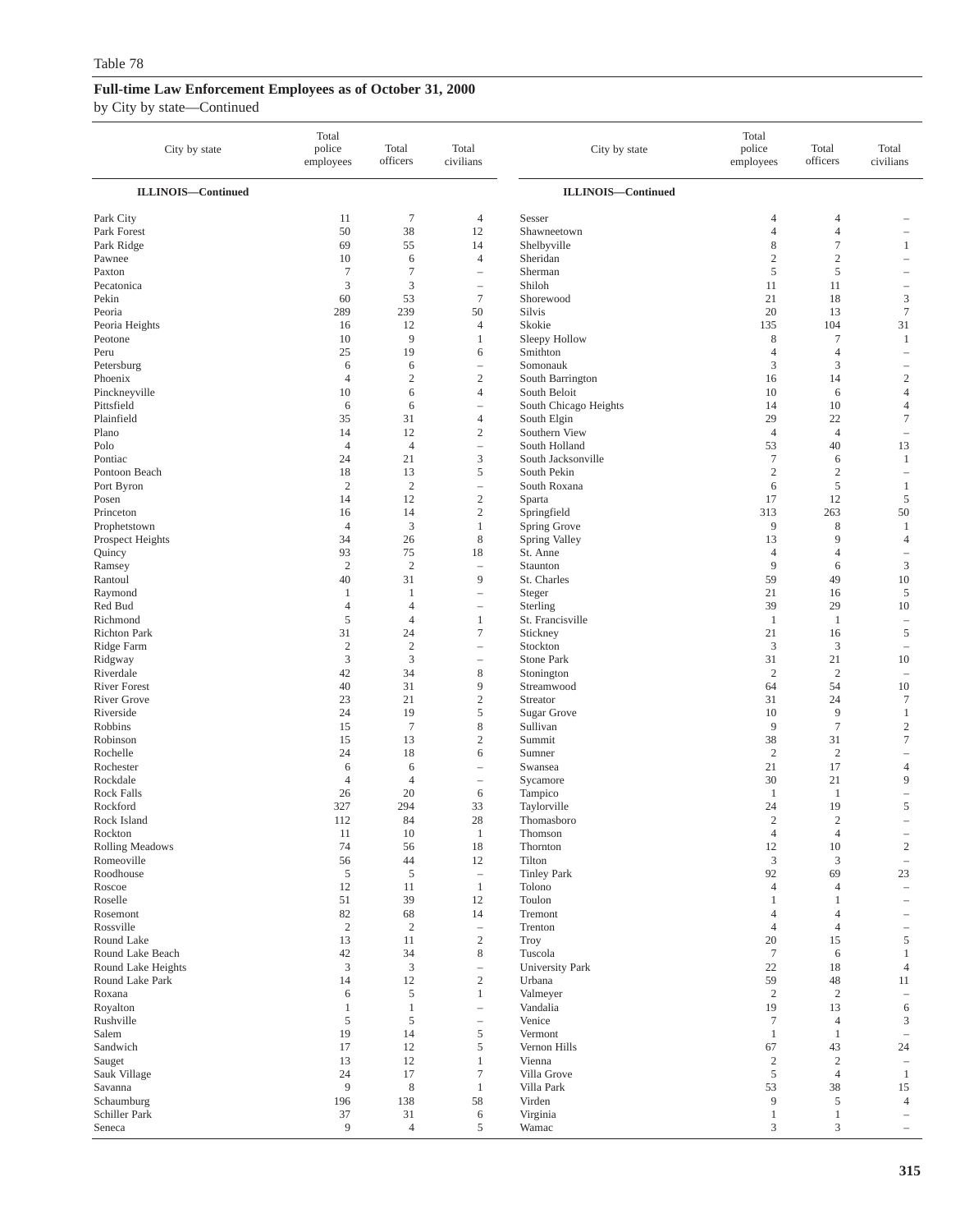Table 78

**Full-time Law Enforcement Employees as of October 31, 2000**

by City by state—Continued

| City by state | Total police employees | Total officers | Total civilians |
|---|---|---|---|
| **ILLINOIS—Continued** | | | |
| Park City | 11 | 7 | 4 |
| Park Forest | 50 | 38 | 12 |
| Park Ridge | 69 | 55 | 14 |
| Pawnee | 10 | 6 | 4 |
| Paxton | 7 | 7 | – |
| Pecatonica | 3 | 3 | – |
| Pekin | 60 | 53 | 7 |
| Peoria | 289 | 239 | 50 |
| Peoria Heights | 16 | 12 | 4 |
| Peotone | 10 | 9 | 1 |
| Peru | 25 | 19 | 6 |
| Petersburg | 6 | 6 | – |
| Phoenix | 4 | 2 | 2 |
| Pinckneyville | 10 | 6 | 4 |
| Pittsfield | 6 | 6 | – |
| Plainfield | 35 | 31 | 4 |
| Plano | 14 | 12 | 2 |
| Polo | 4 | 4 | – |
| Pontiac | 24 | 21 | 3 |
| Pontoon Beach | 18 | 13 | 5 |
| Port Byron | 2 | 2 | – |
| Posen | 14 | 12 | 2 |
| Princeton | 16 | 14 | 2 |
| Prophetstown | 4 | 3 | 1 |
| Prospect Heights | 34 | 26 | 8 |
| Quincy | 93 | 75 | 18 |
| Ramsey | 2 | 2 | – |
| Rantoul | 40 | 31 | 9 |
| Raymond | 1 | 1 | – |
| Red Bud | 4 | 4 | – |
| Richmond | 5 | 4 | 1 |
| Richton Park | 31 | 24 | 7 |
| Ridge Farm | 2 | 2 | – |
| Ridgway | 3 | 3 | – |
| Riverdale | 42 | 34 | 8 |
| River Forest | 40 | 31 | 9 |
| River Grove | 23 | 21 | 2 |
| Riverside | 24 | 19 | 5 |
| Robbins | 15 | 7 | 8 |
| Robinson | 15 | 13 | 2 |
| Rochelle | 24 | 18 | 6 |
| Rochester | 6 | 6 | – |
| Rockdale | 4 | 4 | – |
| Rock Falls | 26 | 20 | 6 |
| Rockford | 327 | 294 | 33 |
| Rock Island | 112 | 84 | 28 |
| Rockton | 11 | 10 | 1 |
| Rolling Meadows | 74 | 56 | 18 |
| Romeoville | 56 | 44 | 12 |
| Roodhouse | 5 | 5 | – |
| Roscoe | 12 | 11 | 1 |
| Roselle | 51 | 39 | 12 |
| Rosemont | 82 | 68 | 14 |
| Rossville | 2 | 2 | – |
| Round Lake | 13 | 11 | 2 |
| Round Lake Beach | 42 | 34 | 8 |
| Round Lake Heights | 3 | 3 | – |
| Round Lake Park | 14 | 12 | 2 |
| Roxana | 6 | 5 | 1 |
| Royalton | 1 | 1 | – |
| Rushville | 5 | 5 | – |
| Salem | 19 | 14 | 5 |
| Sandwich | 17 | 12 | 5 |
| Sauget | 13 | 12 | 1 |
| Sauk Village | 24 | 17 | 7 |
| Savanna | 9 | 8 | 1 |
| Schaumburg | 196 | 138 | 58 |
| Schiller Park | 37 | 31 | 6 |
| Seneca | 9 | 4 | 5 |
| Sesser | 4 | 4 | – |
| Shawneetown | 4 | 4 | – |
| Shelbyville | 8 | 7 | 1 |
| Sheridan | 2 | 2 | – |
| Sherman | 5 | 5 | – |
| Shiloh | 11 | 11 | – |
| Shorewood | 21 | 18 | 3 |
| Silvis | 20 | 13 | 7 |
| Skokie | 135 | 104 | 31 |
| Sleepy Hollow | 8 | 7 | 1 |
| Smithton | 4 | 4 | – |
| Somonauk | 3 | 3 | – |
| South Barrington | 16 | 14 | 2 |
| South Beloit | 10 | 6 | 4 |
| South Chicago Heights | 14 | 10 | 4 |
| South Elgin | 29 | 22 | 7 |
| Southern View | 4 | 4 | – |
| South Holland | 53 | 40 | 13 |
| South Jacksonville | 7 | 6 | 1 |
| South Pekin | 2 | 2 | – |
| South Roxana | 6 | 5 | 1 |
| Sparta | 17 | 12 | 5 |
| Springfield | 313 | 263 | 50 |
| Spring Grove | 9 | 8 | 1 |
| Spring Valley | 13 | 9 | 4 |
| St. Anne | 4 | 4 | – |
| Staunton | 9 | 6 | 3 |
| St. Charles | 59 | 49 | 10 |
| Steger | 21 | 16 | 5 |
| Sterling | 39 | 29 | 10 |
| St. Francisville | 1 | 1 | – |
| Stickney | 21 | 16 | 5 |
| Stockton | 3 | 3 | – |
| Stone Park | 31 | 21 | 10 |
| Stonington | 2 | 2 | – |
| Streamwood | 64 | 54 | 10 |
| Streator | 31 | 24 | 7 |
| Sugar Grove | 10 | 9 | 1 |
| Sullivan | 9 | 7 | 2 |
| Summit | 38 | 31 | 7 |
| Sumner | 2 | 2 | – |
| Swansea | 21 | 17 | 4 |
| Sycamore | 30 | 21 | 9 |
| Tampico | 1 | 1 | – |
| Taylorville | 24 | 19 | 5 |
| Thomasboro | 2 | 2 | – |
| Thomson | 4 | 4 | – |
| Thornton | 12 | 10 | 2 |
| Tilton | 3 | 3 | – |
| Tinley Park | 92 | 69 | 23 |
| Tolono | 4 | 4 | – |
| Toulon | 1 | 1 | – |
| Tremont | 4 | 4 | – |
| Trenton | 4 | 4 | – |
| Troy | 20 | 15 | 5 |
| Tuscola | 7 | 6 | 1 |
| University Park | 22 | 18 | 4 |
| Urbana | 59 | 48 | 11 |
| Valmeyer | 2 | 2 | – |
| Vandalia | 19 | 13 | 6 |
| Venice | 7 | 4 | 3 |
| Vermont | 1 | 1 | – |
| Vernon Hills | 67 | 43 | 24 |
| Vienna | 2 | 2 | – |
| Villa Grove | 5 | 4 | 1 |
| Villa Park | 53 | 38 | 15 |
| Virden | 9 | 5 | 4 |
| Virginia | 1 | 1 | – |
| Wamac | 3 | 3 | – |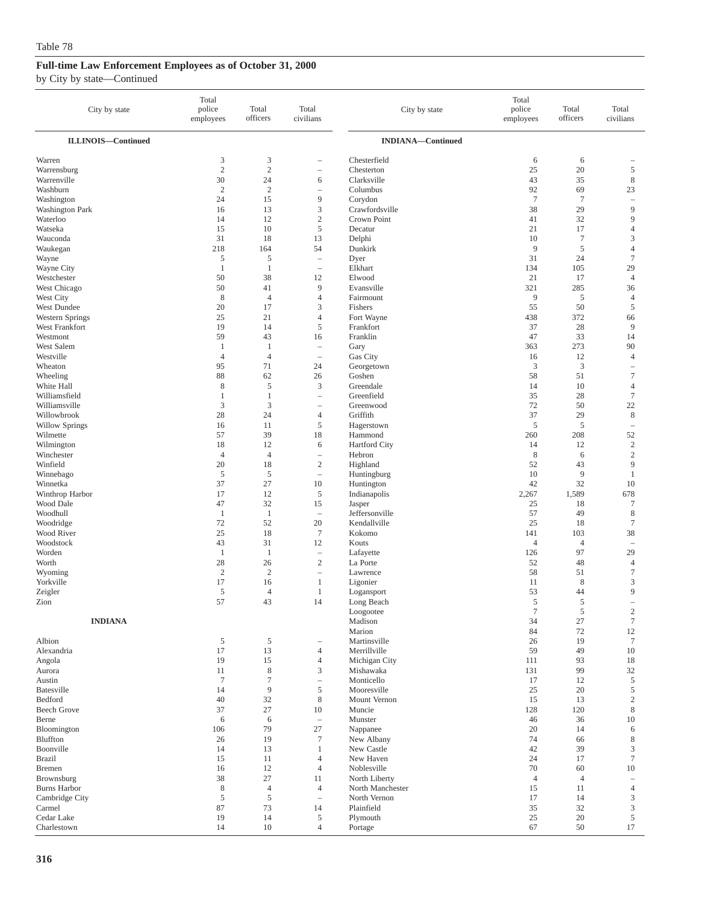Table 78

## Full-time Law Enforcement Employees as of October 31, 2000

by City by state—Continued

| City by state | Total police employees | Total officers | Total civilians |
|---|---|---|---|
| **ILLINOIS—Continued** | | | |
| Warren | 3 | 3 | – |
| Warrensburg | 2 | 2 | – |
| Warrenville | 30 | 24 | 6 |
| Washburn | 2 | 2 | – |
| Washington | 24 | 15 | 9 |
| Washington Park | 16 | 13 | 3 |
| Waterloo | 14 | 12 | 2 |
| Watseka | 15 | 10 | 5 |
| Wauconda | 31 | 18 | 13 |
| Waukegan | 218 | 164 | 54 |
| Wayne | 5 | 5 | – |
| Wayne City | 1 | 1 | – |
| Westchester | 50 | 38 | 12 |
| West Chicago | 50 | 41 | 9 |
| West City | 8 | 4 | 4 |
| West Dundee | 20 | 17 | 3 |
| Western Springs | 25 | 21 | 4 |
| West Frankfort | 19 | 14 | 5 |
| Westmont | 59 | 43 | 16 |
| West Salem | 1 | 1 | – |
| Westville | 4 | 4 | – |
| Wheaton | 95 | 71 | 24 |
| Wheeling | 88 | 62 | 26 |
| White Hall | 8 | 5 | 3 |
| Williamsfield | 1 | 1 | – |
| Williamsville | 3 | 3 | – |
| Willowbrook | 28 | 24 | 4 |
| Willow Springs | 16 | 11 | 5 |
| Wilmette | 57 | 39 | 18 |
| Wilmington | 18 | 12 | 6 |
| Winchester | 4 | 4 | – |
| Winfield | 20 | 18 | 2 |
| Winnebago | 5 | 5 | – |
| Winnetka | 37 | 27 | 10 |
| Winthrop Harbor | 17 | 12 | 5 |
| Wood Dale | 47 | 32 | 15 |
| Woodhull | 1 | 1 | – |
| Woodridge | 72 | 52 | 20 |
| Wood River | 25 | 18 | 7 |
| Woodstock | 43 | 31 | 12 |
| Worden | 1 | 1 | – |
| Worth | 28 | 26 | 2 |
| Wyoming | 2 | 2 | – |
| Yorkville | 17 | 16 | 1 |
| Zeigler | 5 | 4 | 1 |
| Zion | 57 | 43 | 14 |
| **INDIANA** | | | |
| Albion | 5 | 5 | – |
| Alexandria | 17 | 13 | 4 |
| Angola | 19 | 15 | 4 |
| Aurora | 11 | 8 | 3 |
| Austin | 7 | 7 | – |
| Batesville | 14 | 9 | 5 |
| Bedford | 40 | 32 | 8 |
| Beech Grove | 37 | 27 | 10 |
| Berne | 6 | 6 | – |
| Bloomington | 106 | 79 | 27 |
| Bluffton | 26 | 19 | 7 |
| Boonville | 14 | 13 | 1 |
| Brazil | 15 | 11 | 4 |
| Bremen | 16 | 12 | 4 |
| Brownsburg | 38 | 27 | 11 |
| Burns Harbor | 8 | 4 | 4 |
| Cambridge City | 5 | 5 | – |
| Carmel | 87 | 73 | 14 |
| Cedar Lake | 19 | 14 | 5 |
| Charlestown | 14 | 10 | 4 |
| **INDIANA—Continued** | | | |
| Chesterfield | 6 | 6 | – |
| Chesterton | 25 | 20 | 5 |
| Clarksville | 43 | 35 | 8 |
| Columbus | 92 | 69 | 23 |
| Corydon | 7 | 7 | – |
| Crawfordsville | 38 | 29 | 9 |
| Crown Point | 41 | 32 | 9 |
| Decatur | 21 | 17 | 4 |
| Delphi | 10 | 7 | 3 |
| Dunkirk | 9 | 5 | 4 |
| Dyer | 31 | 24 | 7 |
| Elkhart | 134 | 105 | 29 |
| Elwood | 21 | 17 | 4 |
| Evansville | 321 | 285 | 36 |
| Fairmount | 9 | 5 | 4 |
| Fishers | 55 | 50 | 5 |
| Fort Wayne | 438 | 372 | 66 |
| Frankfort | 37 | 28 | 9 |
| Franklin | 47 | 33 | 14 |
| Gary | 363 | 273 | 90 |
| Gas City | 16 | 12 | 4 |
| Georgetown | 3 | 3 | – |
| Goshen | 58 | 51 | 7 |
| Greendale | 14 | 10 | 4 |
| Greenfield | 35 | 28 | 7 |
| Greenwood | 72 | 50 | 22 |
| Griffith | 37 | 29 | 8 |
| Hagerstown | 5 | 5 | – |
| Hammond | 260 | 208 | 52 |
| Hartford City | 14 | 12 | 2 |
| Hebron | 8 | 6 | 2 |
| Highland | 52 | 43 | 9 |
| Huntingburg | 10 | 9 | 1 |
| Huntington | 42 | 32 | 10 |
| Indianapolis | 2,267 | 1,589 | 678 |
| Jasper | 25 | 18 | 7 |
| Jeffersonville | 57 | 49 | 8 |
| Kendallville | 25 | 18 | 7 |
| Kokomo | 141 | 103 | 38 |
| Kouts | 4 | 4 | – |
| Lafayette | 126 | 97 | 29 |
| La Porte | 52 | 48 | 4 |
| Lawrence | 58 | 51 | 7 |
| Ligonier | 11 | 8 | 3 |
| Logansport | 53 | 44 | 9 |
| Long Beach | 5 | 5 | – |
| Loogootee | 7 | 5 | 2 |
| Madison | 34 | 27 | 7 |
| Marion | 84 | 72 | 12 |
| Martinsville | 26 | 19 | 7 |
| Merrillville | 59 | 49 | 10 |
| Michigan City | 111 | 93 | 18 |
| Mishawaka | 131 | 99 | 32 |
| Monticello | 17 | 12 | 5 |
| Mooresville | 25 | 20 | 5 |
| Mount Vernon | 15 | 13 | 2 |
| Muncie | 128 | 120 | 8 |
| Munster | 46 | 36 | 10 |
| Nappanee | 20 | 14 | 6 |
| New Albany | 74 | 66 | 8 |
| New Castle | 42 | 39 | 3 |
| New Haven | 24 | 17 | 7 |
| Noblesville | 70 | 60 | 10 |
| North Liberty | 4 | 4 | – |
| North Manchester | 15 | 11 | 4 |
| North Vernon | 17 | 14 | 3 |
| Plainfield | 35 | 32 | 3 |
| Plymouth | 25 | 20 | 5 |
| Portage | 67 | 50 | 17 |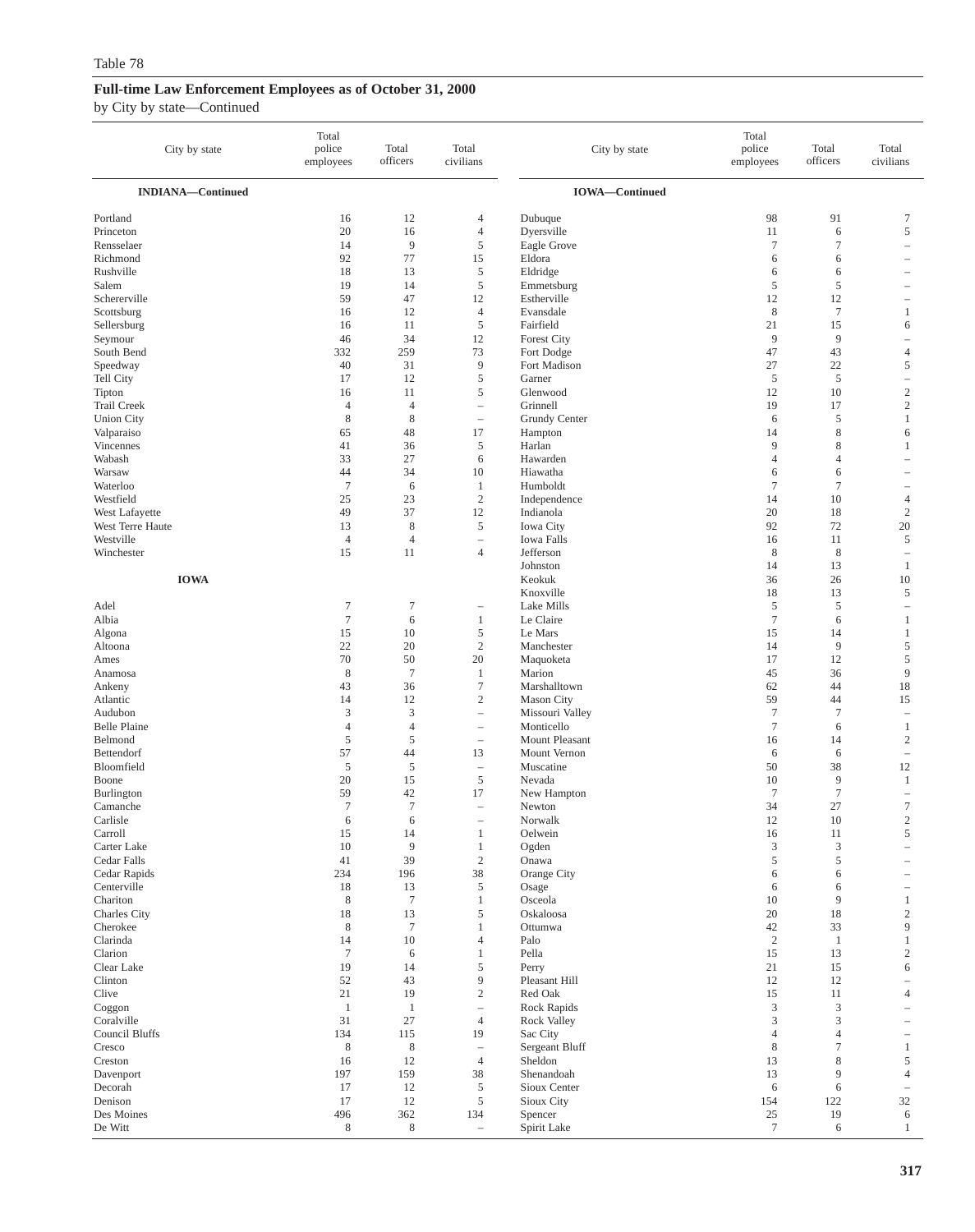Table 78

## Full-time Law Enforcement Employees as of October 31, 2000

by City by state—Continued

| City by state | Total police employees | Total officers | Total civilians |
|---|---|---|---|
| **INDIANA—Continued** | | | |
| Portland | 16 | 12 | 4 |
| Princeton | 20 | 16 | 4 |
| Rensselaer | 14 | 9 | 5 |
| Richmond | 92 | 77 | 15 |
| Rushville | 18 | 13 | 5 |
| Salem | 19 | 14 | 5 |
| Schererville | 59 | 47 | 12 |
| Scottsburg | 16 | 12 | 4 |
| Sellersburg | 16 | 11 | 5 |
| Seymour | 46 | 34 | 12 |
| South Bend | 332 | 259 | 73 |
| Speedway | 40 | 31 | 9 |
| Tell City | 17 | 12 | 5 |
| Tipton | 16 | 11 | 5 |
| Trail Creek | 4 | 4 | – |
| Union City | 8 | 8 | – |
| Valparaiso | 65 | 48 | 17 |
| Vincennes | 41 | 36 | 5 |
| Wabash | 33 | 27 | 6 |
| Warsaw | 44 | 34 | 10 |
| Waterloo | 7 | 6 | 1 |
| Westfield | 25 | 23 | 2 |
| West Lafayette | 49 | 37 | 12 |
| West Terre Haute | 13 | 8 | 5 |
| Westville | 4 | 4 | – |
| Winchester | 15 | 11 | 4 |
| **IOWA** | | | |
| Adel | 7 | 7 | – |
| Albia | 7 | 6 | 1 |
| Algona | 15 | 10 | 5 |
| Altoona | 22 | 20 | 2 |
| Ames | 70 | 50 | 20 |
| Anamosa | 8 | 7 | 1 |
| Ankeny | 43 | 36 | 7 |
| Atlantic | 14 | 12 | 2 |
| Audubon | 3 | 3 | – |
| Belle Plaine | 4 | 4 | – |
| Belmond | 5 | 5 | – |
| Bettendorf | 57 | 44 | 13 |
| Bloomfield | 5 | 5 | – |
| Boone | 20 | 15 | 5 |
| Burlington | 59 | 42 | 17 |
| Camanche | 7 | 7 | – |
| Carlisle | 6 | 6 | – |
| Carroll | 15 | 14 | 1 |
| Carter Lake | 10 | 9 | 1 |
| Cedar Falls | 41 | 39 | 2 |
| Cedar Rapids | 234 | 196 | 38 |
| Centerville | 18 | 13 | 5 |
| Chariton | 8 | 7 | 1 |
| Charles City | 18 | 13 | 5 |
| Cherokee | 8 | 7 | 1 |
| Clarinda | 14 | 10 | 4 |
| Clarion | 7 | 6 | 1 |
| Clear Lake | 19 | 14 | 5 |
| Clinton | 52 | 43 | 9 |
| Clive | 21 | 19 | 2 |
| Coggon | 1 | 1 | – |
| Coralville | 31 | 27 | 4 |
| Council Bluffs | 134 | 115 | 19 |
| Cresco | 8 | 8 | – |
| Creston | 16 | 12 | 4 |
| Davenport | 197 | 159 | 38 |
| Decorah | 17 | 12 | 5 |
| Denison | 17 | 12 | 5 |
| Des Moines | 496 | 362 | 134 |
| De Witt | 8 | 8 | – |
| **IOWA—Continued** | | | |
| Dubuque | 98 | 91 | 7 |
| Dyersville | 11 | 6 | 5 |
| Eagle Grove | 7 | 7 | – |
| Eldora | 6 | 6 | – |
| Eldridge | 6 | 6 | – |
| Emmetsburg | 5 | 5 | – |
| Estherville | 12 | 12 | – |
| Evansdale | 8 | 7 | 1 |
| Fairfield | 21 | 15 | 6 |
| Forest City | 9 | 9 | – |
| Fort Dodge | 47 | 43 | 4 |
| Fort Madison | 27 | 22 | 5 |
| Garner | 5 | 5 | – |
| Glenwood | 12 | 10 | 2 |
| Grinnell | 19 | 17 | 2 |
| Grundy Center | 6 | 5 | 1 |
| Hampton | 14 | 8 | 6 |
| Harlan | 9 | 8 | 1 |
| Hawarden | 4 | 4 | – |
| Hiawatha | 6 | 6 | – |
| Humboldt | 7 | 7 | – |
| Independence | 14 | 10 | 4 |
| Indianola | 20 | 18 | 2 |
| Iowa City | 92 | 72 | 20 |
| Iowa Falls | 16 | 11 | 5 |
| Jefferson | 8 | 8 | – |
| Johnston | 14 | 13 | 1 |
| Keokuk | 36 | 26 | 10 |
| Knoxville | 18 | 13 | 5 |
| Lake Mills | 5 | 5 | – |
| Le Claire | 7 | 6 | 1 |
| Le Mars | 15 | 14 | 1 |
| Manchester | 14 | 9 | 5 |
| Maquoketa | 17 | 12 | 5 |
| Marion | 45 | 36 | 9 |
| Marshalltown | 62 | 44 | 18 |
| Mason City | 59 | 44 | 15 |
| Missouri Valley | 7 | 7 | – |
| Monticello | 7 | 6 | 1 |
| Mount Pleasant | 16 | 14 | 2 |
| Mount Vernon | 6 | 6 | – |
| Muscatine | 50 | 38 | 12 |
| Nevada | 10 | 9 | 1 |
| New Hampton | 7 | 7 | – |
| Newton | 34 | 27 | 7 |
| Norwalk | 12 | 10 | 2 |
| Oelwein | 16 | 11 | 5 |
| Ogden | 3 | 3 | – |
| Onawa | 5 | 5 | – |
| Orange City | 6 | 6 | – |
| Osage | 6 | 6 | – |
| Osceola | 10 | 9 | 1 |
| Oskaloosa | 20 | 18 | 2 |
| Ottumwa | 42 | 33 | 9 |
| Palo | 2 | 1 | 1 |
| Pella | 15 | 13 | 2 |
| Perry | 21 | 15 | 6 |
| Pleasant Hill | 12 | 12 | – |
| Red Oak | 15 | 11 | 4 |
| Rock Rapids | 3 | 3 | – |
| Rock Valley | 3 | 3 | – |
| Sac City | 4 | 4 | – |
| Sergeant Bluff | 8 | 7 | 1 |
| Sheldon | 13 | 8 | 5 |
| Shenandoah | 13 | 9 | 4 |
| Sioux Center | 6 | 6 | – |
| Sioux City | 154 | 122 | 32 |
| Spencer | 25 | 19 | 6 |
| Spirit Lake | 7 | 6 | 1 |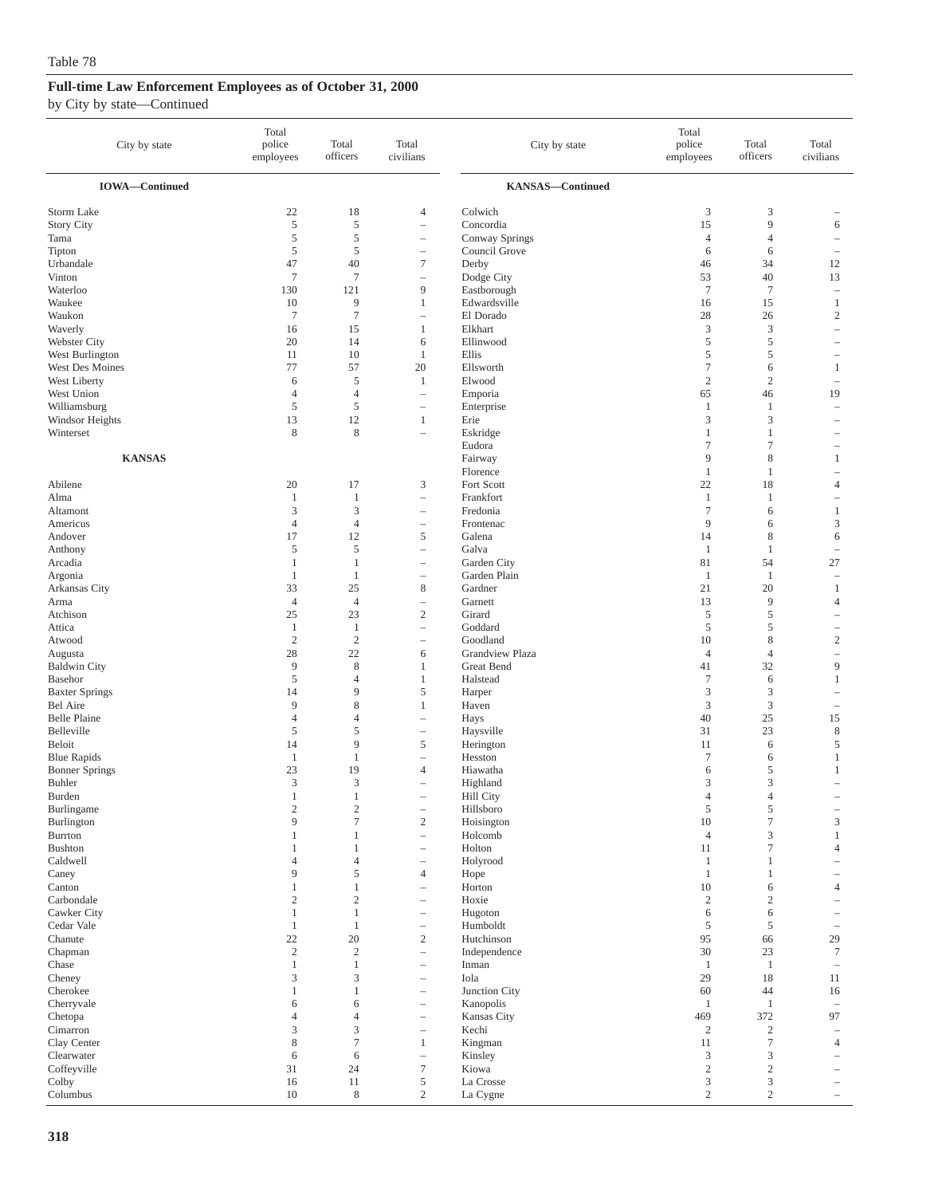Table 78

## Full-time Law Enforcement Employees as of October 31, 2000

by City by state—Continued

| City by state | Total police employees | Total officers | Total civilians |
|---|---|---|---|
| **IOWA—Continued** | | | |
| Storm Lake | 22 | 18 | 4 |
| Story City | 5 | 5 | – |
| Tama | 5 | 5 | – |
| Tipton | 5 | 5 | – |
| Urbandale | 47 | 40 | 7 |
| Vinton | 7 | 7 | – |
| Waterloo | 130 | 121 | 9 |
| Waukee | 10 | 9 | 1 |
| Waukon | 7 | 7 | – |
| Waverly | 16 | 15 | 1 |
| Webster City | 20 | 14 | 6 |
| West Burlington | 11 | 10 | 1 |
| West Des Moines | 77 | 57 | 20 |
| West Liberty | 6 | 5 | 1 |
| West Union | 4 | 4 | – |
| Williamsburg | 5 | 5 | – |
| Windsor Heights | 13 | 12 | 1 |
| Winterset | 8 | 8 | – |
| **KANSAS** | | | |
| Abilene | 20 | 17 | 3 |
| Alma | 1 | 1 | – |
| Altamont | 3 | 3 | – |
| Americus | 4 | 4 | – |
| Andover | 17 | 12 | 5 |
| Anthony | 5 | 5 | – |
| Arcadia | 1 | 1 | – |
| Argonia | 1 | 1 | – |
| Arkansas City | 33 | 25 | 8 |
| Arma | 4 | 4 | – |
| Atchison | 25 | 23 | 2 |
| Attica | 1 | 1 | – |
| Atwood | 2 | 2 | – |
| Augusta | 28 | 22 | 6 |
| Baldwin City | 9 | 8 | 1 |
| Basehor | 5 | 4 | 1 |
| Baxter Springs | 14 | 9 | 5 |
| Bel Aire | 9 | 8 | 1 |
| Belle Plaine | 4 | 4 | – |
| Belleville | 5 | 5 | – |
| Beloit | 14 | 9 | 5 |
| Blue Rapids | 1 | 1 | – |
| Bonner Springs | 23 | 19 | 4 |
| Buhler | 3 | 3 | – |
| Burden | 1 | 1 | – |
| Burlingame | 2 | 2 | – |
| Burlington | 9 | 7 | 2 |
| Burrton | 1 | 1 | – |
| Bushton | 1 | 1 | – |
| Caldwell | 4 | 4 | – |
| Caney | 9 | 5 | 4 |
| Canton | 1 | 1 | – |
| Carbondale | 2 | 2 | – |
| Cawker City | 1 | 1 | – |
| Cedar Vale | 1 | 1 | – |
| Chanute | 22 | 20 | 2 |
| Chapman | 2 | 2 | – |
| Chase | 1 | 1 | – |
| Cheney | 3 | 3 | – |
| Cherokee | 1 | 1 | – |
| Cherryvale | 6 | 6 | – |
| Chetopa | 4 | 4 | – |
| Cimarron | 3 | 3 | – |
| Clay Center | 8 | 7 | 1 |
| Clearwater | 6 | 6 | – |
| Coffeyville | 31 | 24 | 7 |
| Colby | 16 | 11 | 5 |
| Columbus | 10 | 8 | 2 |
| **KANSAS—Continued** | | | |
| Colwich | 3 | 3 | – |
| Concordia | 15 | 9 | 6 |
| Conway Springs | 4 | 4 | – |
| Council Grove | 6 | 6 | – |
| Derby | 46 | 34 | 12 |
| Dodge City | 53 | 40 | 13 |
| Eastborough | 7 | 7 | – |
| Edwardsville | 16 | 15 | 1 |
| El Dorado | 28 | 26 | 2 |
| Elkhart | 3 | 3 | – |
| Ellinwood | 5 | 5 | – |
| Ellis | 5 | 5 | – |
| Ellsworth | 7 | 6 | 1 |
| Elwood | 2 | 2 | – |
| Emporia | 65 | 46 | 19 |
| Enterprise | 1 | 1 | – |
| Erie | 3 | 3 | – |
| Eskridge | 1 | 1 | – |
| Eudora | 7 | 7 | – |
| Fairway | 9 | 8 | 1 |
| Florence | 1 | 1 | – |
| Fort Scott | 22 | 18 | 4 |
| Frankfort | 1 | 1 | – |
| Fredonia | 7 | 6 | 1 |
| Frontenac | 9 | 6 | 3 |
| Galena | 14 | 8 | 6 |
| Galva | 1 | 1 | – |
| Garden City | 81 | 54 | 27 |
| Garden Plain | 1 | 1 | – |
| Gardner | 21 | 20 | 1 |
| Garnett | 13 | 9 | 4 |
| Girard | 5 | 5 | – |
| Goddard | 5 | 5 | – |
| Goodland | 10 | 8 | 2 |
| Grandview Plaza | 4 | 4 | – |
| Great Bend | 41 | 32 | 9 |
| Halstead | 7 | 6 | 1 |
| Harper | 3 | 3 | – |
| Haven | 3 | 3 | – |
| Hays | 40 | 25 | 15 |
| Haysville | 31 | 23 | 8 |
| Herington | 11 | 6 | 5 |
| Hesston | 7 | 6 | 1 |
| Hiawatha | 6 | 5 | 1 |
| Highland | 3 | 3 | – |
| Hill City | 4 | 4 | – |
| Hillsboro | 5 | 5 | – |
| Hoisington | 10 | 7 | 3 |
| Holcomb | 4 | 3 | 1 |
| Holton | 11 | 7 | 4 |
| Holyrood | 1 | 1 | – |
| Hope | 1 | 1 | – |
| Horton | 10 | 6 | 4 |
| Hoxie | 2 | 2 | – |
| Hugoton | 6 | 6 | – |
| Humboldt | 5 | 5 | – |
| Hutchinson | 95 | 66 | 29 |
| Independence | 30 | 23 | 7 |
| Inman | 1 | 1 | – |
| Iola | 29 | 18 | 11 |
| Junction City | 60 | 44 | 16 |
| Kanopolis | 1 | 1 | – |
| Kansas City | 469 | 372 | 97 |
| Kechi | 2 | 2 | – |
| Kingman | 11 | 7 | 4 |
| Kinsley | 3 | 3 | – |
| Kiowa | 2 | 2 | – |
| La Crosse | 3 | 3 | – |
| La Cygne | 2 | 2 | – |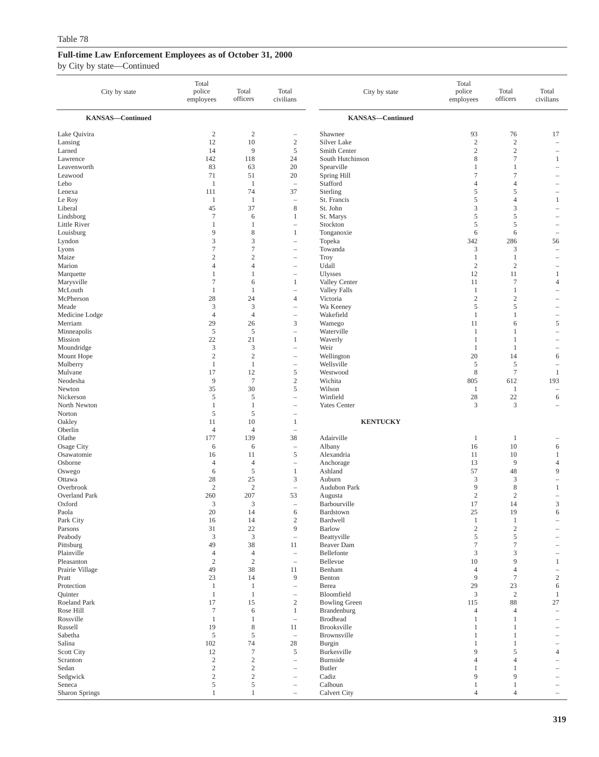Table 78

**Full-time Law Enforcement Employees as of October 31, 2000**

by City by state—Continued

| City by state | Total police employees | Total officers | Total civilians |
|---|---|---|---|
| **KANSAS—Continued** | | | |
| Lake Quivira | 2 | 2 | – |
| Lansing | 12 | 10 | 2 |
| Larned | 14 | 9 | 5 |
| Lawrence | 142 | 118 | 24 |
| Leavenworth | 83 | 63 | 20 |
| Leawood | 71 | 51 | 20 |
| Lebo | 1 | 1 | – |
| Lenexa | 111 | 74 | 37 |
| Le Roy | 1 | 1 | – |
| Liberal | 45 | 37 | 8 |
| Lindsborg | 7 | 6 | 1 |
| Little River | 1 | 1 | – |
| Louisburg | 9 | 8 | 1 |
| Lyndon | 3 | 3 | – |
| Lyons | 7 | 7 | – |
| Maize | 2 | 2 | – |
| Marion | 4 | 4 | – |
| Marquette | 1 | 1 | – |
| Marysville | 7 | 6 | 1 |
| McLouth | 1 | 1 | – |
| McPherson | 28 | 24 | 4 |
| Meade | 3 | 3 | – |
| Medicine Lodge | 4 | 4 | – |
| Merriam | 29 | 26 | 3 |
| Minneapolis | 5 | 5 | – |
| Mission | 22 | 21 | 1 |
| Moundridge | 3 | 3 | – |
| Mount Hope | 2 | 2 | – |
| Mulberry | 1 | 1 | – |
| Mulvane | 17 | 12 | 5 |
| Neodesha | 9 | 7 | 2 |
| Newton | 35 | 30 | 5 |
| Nickerson | 5 | 5 | – |
| North Newton | 1 | 1 | – |
| Norton | 5 | 5 | – |
| Oakley | 11 | 10 | 1 |
| Oberlin | 4 | 4 | – |
| Olathe | 177 | 139 | 38 |
| Osage City | 6 | 6 | – |
| Osawatomie | 16 | 11 | 5 |
| Osborne | 4 | 4 | – |
| Oswego | 6 | 5 | 1 |
| Ottawa | 28 | 25 | 3 |
| Overbrook | 2 | 2 | – |
| Overland Park | 260 | 207 | 53 |
| Oxford | 3 | 3 | – |
| Paola | 20 | 14 | 6 |
| Park City | 16 | 14 | 2 |
| Parsons | 31 | 22 | 9 |
| Peabody | 3 | 3 | – |
| Pittsburg | 49 | 38 | 11 |
| Plainville | 4 | 4 | – |
| Pleasanton | 2 | 2 | – |
| Prairie Village | 49 | 38 | 11 |
| Pratt | 23 | 14 | 9 |
| Protection | 1 | 1 | – |
| Quinter | 1 | 1 | – |
| Roeland Park | 17 | 15 | 2 |
| Rose Hill | 7 | 6 | 1 |
| Rossville | 1 | 1 | – |
| Russell | 19 | 8 | 11 |
| Sabetha | 5 | 5 | – |
| Salina | 102 | 74 | 28 |
| Scott City | 12 | 7 | 5 |
| Scranton | 2 | 2 | – |
| Sedan | 2 | 2 | – |
| Sedgwick | 2 | 2 | – |
| Seneca | 5 | 5 | – |
| Sharon Springs | 1 | 1 | – |
| Shawnee | 93 | 76 | 17 |
| Silver Lake | 2 | 2 | – |
| Smith Center | 2 | 2 | – |
| South Hutchinson | 8 | 7 | 1 |
| Spearville | 1 | 1 | – |
| Spring Hill | 7 | 7 | – |
| Stafford | 4 | 4 | – |
| Sterling | 5 | 5 | – |
| St. Francis | 5 | 4 | 1 |
| St. John | 3 | 3 | – |
| St. Marys | 5 | 5 | – |
| Stockton | 5 | 5 | – |
| Tonganoxie | 6 | 6 | – |
| Topeka | 342 | 286 | 56 |
| Towanda | 3 | 3 | – |
| Troy | 1 | 1 | – |
| Udall | 2 | 2 | – |
| Ulysses | 12 | 11 | 1 |
| Valley Center | 11 | 7 | 4 |
| Valley Falls | 1 | 1 | – |
| Victoria | 2 | 2 | – |
| Wa Keeney | 5 | 5 | – |
| Wakefield | 1 | 1 | – |
| Wamego | 11 | 6 | 5 |
| Waterville | 1 | 1 | – |
| Waverly | 1 | 1 | – |
| Weir | 1 | 1 | – |
| Wellington | 20 | 14 | 6 |
| Wellsville | 5 | 5 | – |
| Westwood | 8 | 7 | 1 |
| Wichita | 805 | 612 | 193 |
| Wilson | 1 | 1 | – |
| Winfield | 28 | 22 | 6 |
| Yates Center | 3 | 3 | – |
| **KENTUCKY** | | | |
| Adairville | 1 | 1 | – |
| Albany | 16 | 10 | 6 |
| Alexandria | 11 | 10 | 1 |
| Anchorage | 13 | 9 | 4 |
| Ashland | 57 | 48 | 9 |
| Auburn | 3 | 3 | – |
| Audubon Park | 9 | 8 | 1 |
| Augusta | 2 | 2 | – |
| Barbourville | 17 | 14 | 3 |
| Bardstown | 25 | 19 | 6 |
| Bardwell | 1 | 1 | – |
| Barlow | 2 | 2 | – |
| Beattyville | 5 | 5 | – |
| Beaver Dam | 7 | 7 | – |
| Bellefonte | 3 | 3 | – |
| Bellevue | 10 | 9 | 1 |
| Benham | 4 | 4 | – |
| Benton | 9 | 7 | 2 |
| Berea | 29 | 23 | 6 |
| Bloomfield | 3 | 2 | 1 |
| Bowling Green | 115 | 88 | 27 |
| Brandenburg | 4 | 4 | – |
| Brodhead | 1 | 1 | – |
| Brooksville | 1 | 1 | – |
| Brownsville | 1 | 1 | – |
| Burgin | 1 | 1 | – |
| Burkesville | 9 | 5 | 4 |
| Burnside | 4 | 4 | – |
| Butler | 1 | 1 | – |
| Cadiz | 9 | 9 | – |
| Calhoun | 1 | 1 | – |
| Calvert City | 4 | 4 | – |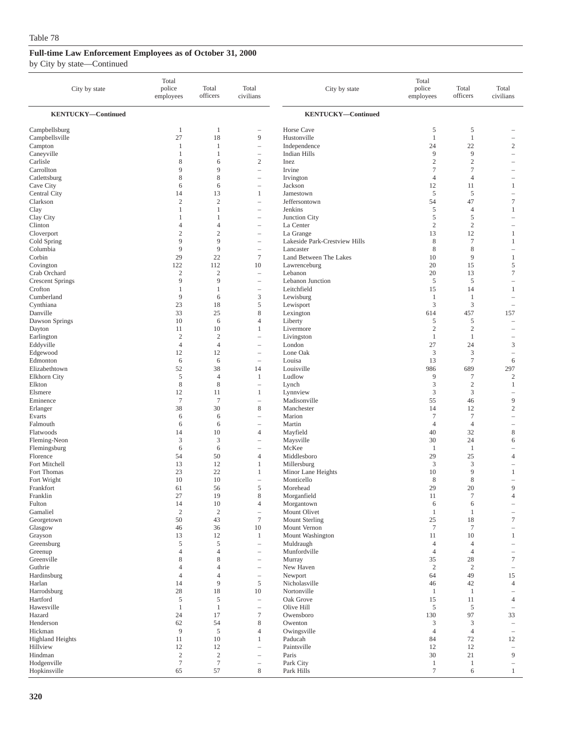Table 78

## Full-time Law Enforcement Employees as of October 31, 2000

by City by state—Continued

| City by state | Total police employees | Total officers | Total civilians |
|---|---|---|---|
| **KENTUCKY—Continued** | | | |
| Campbellsburg | 1 | 1 | – |
| Campbellsville | 27 | 18 | 9 |
| Campton | 1 | 1 | – |
| Caneyville | 1 | 1 | – |
| Carlisle | 8 | 6 | 2 |
| Carrollton | 9 | 9 | – |
| Catlettsburg | 8 | 8 | – |
| Cave City | 6 | 6 | – |
| Central City | 14 | 13 | 1 |
| Clarkson | 2 | 2 | – |
| Clay | 1 | 1 | – |
| Clay City | 1 | 1 | – |
| Clinton | 4 | 4 | – |
| Cloverport | 2 | 2 | – |
| Cold Spring | 9 | 9 | – |
| Columbia | 9 | 9 | – |
| Corbin | 29 | 22 | 7 |
| Covington | 122 | 112 | 10 |
| Crab Orchard | 2 | 2 | – |
| Crescent Springs | 9 | 9 | – |
| Crofton | 1 | 1 | – |
| Cumberland | 9 | 6 | 3 |
| Cynthiana | 23 | 18 | 5 |
| Danville | 33 | 25 | 8 |
| Dawson Springs | 10 | 6 | 4 |
| Dayton | 11 | 10 | 1 |
| Earlington | 2 | 2 | – |
| Eddyville | 4 | 4 | – |
| Edgewood | 12 | 12 | – |
| Edmonton | 6 | 6 | – |
| Elizabethtown | 52 | 38 | 14 |
| Elkhorn City | 5 | 4 | 1 |
| Elkton | 8 | 8 | – |
| Elsmere | 12 | 11 | 1 |
| Eminence | 7 | 7 | – |
| Erlanger | 38 | 30 | 8 |
| Evarts | 6 | 6 | – |
| Falmouth | 6 | 6 | – |
| Flatwoods | 14 | 10 | 4 |
| Fleming-Neon | 3 | 3 | – |
| Flemingsburg | 6 | 6 | – |
| Florence | 54 | 50 | 4 |
| Fort Mitchell | 13 | 12 | 1 |
| Fort Thomas | 23 | 22 | 1 |
| Fort Wright | 10 | 10 | – |
| Frankfort | 61 | 56 | 5 |
| Franklin | 27 | 19 | 8 |
| Fulton | 14 | 10 | 4 |
| Gamaliel | 2 | 2 | – |
| Georgetown | 50 | 43 | 7 |
| Glasgow | 46 | 36 | 10 |
| Grayson | 13 | 12 | 1 |
| Greensburg | 5 | 5 | – |
| Greenup | 4 | 4 | – |
| Greenville | 8 | 8 | – |
| Guthrie | 4 | 4 | – |
| Hardinsburg | 4 | 4 | – |
| Harlan | 14 | 9 | 5 |
| Harrodsburg | 28 | 18 | 10 |
| Hartford | 5 | 5 | – |
| Hawesville | 1 | 1 | – |
| Hazard | 24 | 17 | 7 |
| Henderson | 62 | 54 | 8 |
| Hickman | 9 | 5 | 4 |
| Highland Heights | 11 | 10 | 1 |
| Hillview | 12 | 12 | – |
| Hindman | 2 | 2 | – |
| Hodgenville | 7 | 7 | – |
| Hopkinsville | 65 | 57 | 8 |
| Horse Cave | 5 | 5 | – |
| Hustonville | 1 | 1 | – |
| Independence | 24 | 22 | 2 |
| Indian Hills | 9 | 9 | – |
| Inez | 2 | 2 | – |
| Irvine | 7 | 7 | – |
| Irvington | 4 | 4 | – |
| Jackson | 12 | 11 | 1 |
| Jamestown | 5 | 5 | – |
| Jeffersontown | 54 | 47 | 7 |
| Jenkins | 5 | 4 | 1 |
| Junction City | 5 | 5 | – |
| La Center | 2 | 2 | – |
| La Grange | 13 | 12 | 1 |
| Lakeside Park-Crestview Hills | 8 | 7 | 1 |
| Lancaster | 8 | 8 | – |
| Land Between The Lakes | 10 | 9 | 1 |
| Lawrenceburg | 20 | 15 | 5 |
| Lebanon | 20 | 13 | 7 |
| Lebanon Junction | 5 | 5 | – |
| Leitchfield | 15 | 14 | 1 |
| Lewisburg | 1 | 1 | – |
| Lewisport | 3 | 3 | – |
| Lexington | 614 | 457 | 157 |
| Liberty | 5 | 5 | – |
| Livermore | 2 | 2 | – |
| Livingston | 1 | 1 | – |
| London | 27 | 24 | 3 |
| Lone Oak | 3 | 3 | – |
| Louisa | 13 | 7 | 6 |
| Louisville | 986 | 689 | 297 |
| Ludlow | 9 | 7 | 2 |
| Lynch | 3 | 2 | 1 |
| Lynnview | 3 | 3 | – |
| Madisonville | 55 | 46 | 9 |
| Manchester | 14 | 12 | 2 |
| Marion | 7 | 7 | – |
| Martin | 4 | 4 | – |
| Mayfield | 40 | 32 | 8 |
| Maysville | 30 | 24 | 6 |
| McKee | 1 | 1 | – |
| Middlesboro | 29 | 25 | 4 |
| Millersburg | 3 | 3 | – |
| Minor Lane Heights | 10 | 9 | 1 |
| Monticello | 8 | 8 | – |
| Morehead | 29 | 20 | 9 |
| Morganfield | 11 | 7 | 4 |
| Morgantown | 6 | 6 | – |
| Mount Olivet | 1 | 1 | – |
| Mount Sterling | 25 | 18 | 7 |
| Mount Vernon | 7 | 7 | – |
| Mount Washington | 11 | 10 | 1 |
| Muldraugh | 4 | 4 | – |
| Munfordville | 4 | 4 | – |
| Murray | 35 | 28 | 7 |
| New Haven | 2 | 2 | – |
| Newport | 64 | 49 | 15 |
| Nicholasville | 46 | 42 | 4 |
| Nortonville | 1 | 1 | – |
| Oak Grove | 15 | 11 | 4 |
| Olive Hill | 5 | 5 | – |
| Owensboro | 130 | 97 | 33 |
| Owenton | 3 | 3 | – |
| Owingsville | 4 | 4 | – |
| Paducah | 84 | 72 | 12 |
| Paintsville | 12 | 12 | – |
| Paris | 30 | 21 | 9 |
| Park City | 1 | 1 | – |
| Park Hills | 7 | 6 | 1 |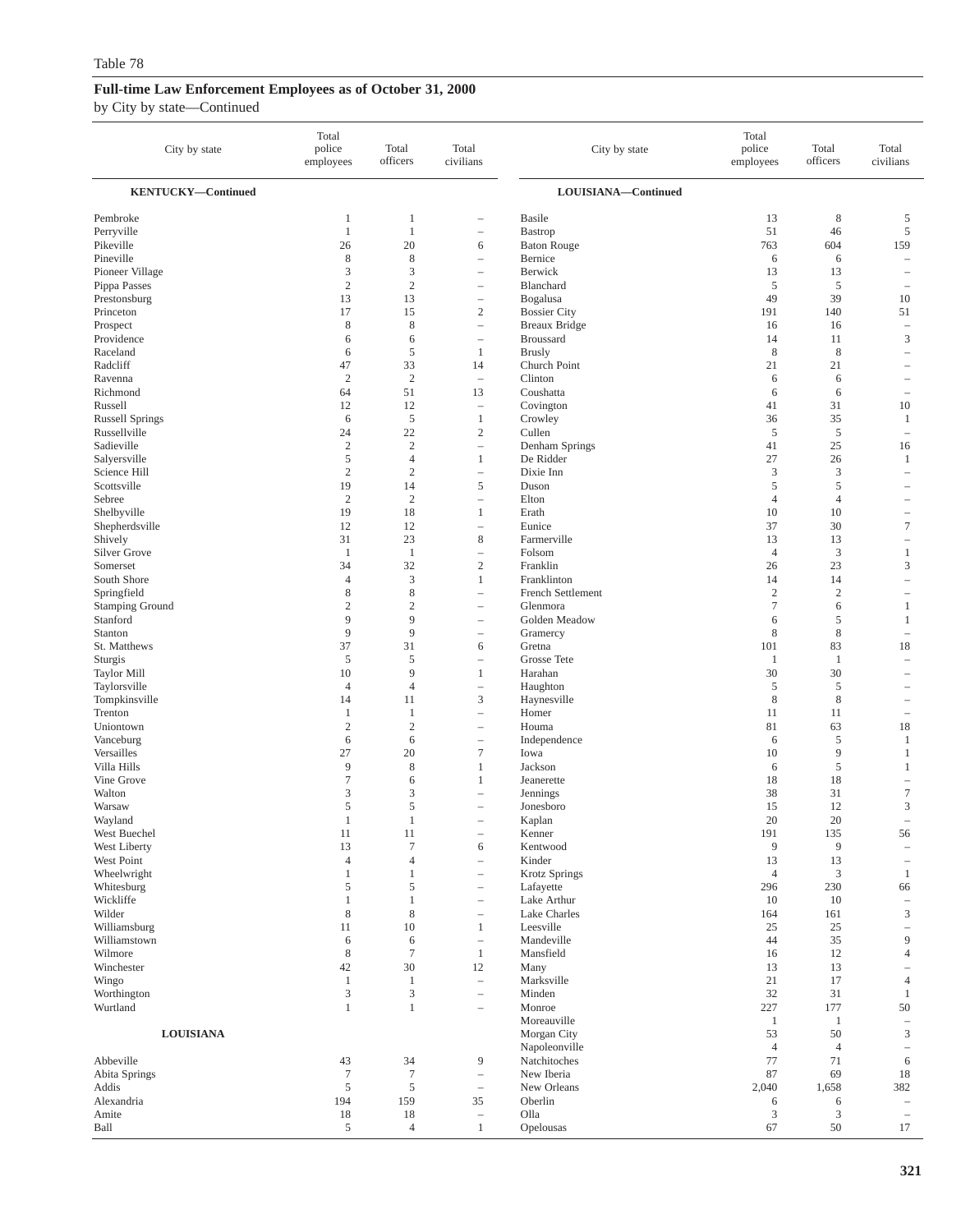Table 78

## Full-time Law Enforcement Employees as of October 31, 2000

by City by state—Continued

| City by state | Total police employees | Total officers | Total civilians |
|---|---|---|---|
| **KENTUCKY—Continued** | | | |
| Pembroke | 1 | 1 | – |
| Perryville | 1 | 1 | – |
| Pikeville | 26 | 20 | 6 |
| Pineville | 8 | 8 | – |
| Pioneer Village | 3 | 3 | – |
| Pippa Passes | 2 | 2 | – |
| Prestonsburg | 13 | 13 | – |
| Princeton | 17 | 15 | 2 |
| Prospect | 8 | 8 | – |
| Providence | 6 | 6 | – |
| Raceland | 6 | 5 | 1 |
| Radcliff | 47 | 33 | 14 |
| Ravenna | 2 | 2 | – |
| Richmond | 64 | 51 | 13 |
| Russell | 12 | 12 | – |
| Russell Springs | 6 | 5 | 1 |
| Russellville | 24 | 22 | 2 |
| Sadieville | 2 | 2 | – |
| Salyersville | 5 | 4 | 1 |
| Science Hill | 2 | 2 | – |
| Scottsville | 19 | 14 | 5 |
| Sebree | 2 | 2 | – |
| Shelbyville | 19 | 18 | 1 |
| Shepherdsville | 12 | 12 | – |
| Shively | 31 | 23 | 8 |
| Silver Grove | 1 | 1 | – |
| Somerset | 34 | 32 | 2 |
| South Shore | 4 | 3 | 1 |
| Springfield | 8 | 8 | – |
| Stamping Ground | 2 | 2 | – |
| Stanford | 9 | 9 | – |
| Stanton | 9 | 9 | – |
| St. Matthews | 37 | 31 | 6 |
| Sturgis | 5 | 5 | – |
| Taylor Mill | 10 | 9 | 1 |
| Taylorsville | 4 | 4 | – |
| Tompkinsville | 14 | 11 | 3 |
| Trenton | 1 | 1 | – |
| Uniontown | 2 | 2 | – |
| Vanceburg | 6 | 6 | – |
| Versailles | 27 | 20 | 7 |
| Villa Hills | 9 | 8 | 1 |
| Vine Grove | 7 | 6 | 1 |
| Walton | 3 | 3 | – |
| Warsaw | 5 | 5 | – |
| Wayland | 1 | 1 | – |
| West Buechel | 11 | 11 | – |
| West Liberty | 13 | 7 | 6 |
| West Point | 4 | 4 | – |
| Wheelwright | 1 | 1 | – |
| Whitesburg | 5 | 5 | – |
| Wickliffe | 1 | 1 | – |
| Wilder | 8 | 8 | – |
| Williamsburg | 11 | 10 | 1 |
| Williamstown | 6 | 6 | – |
| Wilmore | 8 | 7 | 1 |
| Winchester | 42 | 30 | 12 |
| Wingo | 1 | 1 | – |
| Worthington | 3 | 3 | – |
| Wurtland | 1 | 1 | – |
| **LOUISIANA** | | | |
| Abbeville | 43 | 34 | 9 |
| Abita Springs | 7 | 7 | – |
| Addis | 5 | 5 | – |
| Alexandria | 194 | 159 | 35 |
| Amite | 18 | 18 | – |
| Ball | 5 | 4 | 1 |
| **LOUISIANA—Continued** | | | |
| Basile | 13 | 8 | 5 |
| Bastrop | 51 | 46 | 5 |
| Baton Rouge | 763 | 604 | 159 |
| Bernice | 6 | 6 | – |
| Berwick | 13 | 13 | – |
| Blanchard | 5 | 5 | – |
| Bogalusa | 49 | 39 | 10 |
| Bossier City | 191 | 140 | 51 |
| Breaux Bridge | 16 | 16 | – |
| Broussard | 14 | 11 | 3 |
| Brusly | 8 | 8 | – |
| Church Point | 21 | 21 | – |
| Clinton | 6 | 6 | – |
| Coushatta | 6 | 6 | – |
| Covington | 41 | 31 | 10 |
| Crowley | 36 | 35 | 1 |
| Cullen | 5 | 5 | – |
| Denham Springs | 41 | 25 | 16 |
| De Ridder | 27 | 26 | 1 |
| Dixie Inn | 3 | 3 | – |
| Duson | 5 | 5 | – |
| Elton | 4 | 4 | – |
| Erath | 10 | 10 | – |
| Eunice | 37 | 30 | 7 |
| Farmerville | 13 | 13 | – |
| Folsom | 4 | 3 | 1 |
| Franklin | 26 | 23 | 3 |
| Franklinton | 14 | 14 | – |
| French Settlement | 2 | 2 | – |
| Glenmora | 7 | 6 | 1 |
| Golden Meadow | 6 | 5 | 1 |
| Gramercy | 8 | 8 | – |
| Gretna | 101 | 83 | 18 |
| Grosse Tete | 1 | 1 | – |
| Harahan | 30 | 30 | – |
| Haughton | 5 | 5 | – |
| Haynesville | 8 | 8 | – |
| Homer | 11 | 11 | – |
| Houma | 81 | 63 | 18 |
| Independence | 6 | 5 | 1 |
| Iowa | 10 | 9 | 1 |
| Jackson | 6 | 5 | 1 |
| Jeanerette | 18 | 18 | – |
| Jennings | 38 | 31 | 7 |
| Jonesboro | 15 | 12 | 3 |
| Kaplan | 20 | 20 | – |
| Kenner | 191 | 135 | 56 |
| Kentwood | 9 | 9 | – |
| Kinder | 13 | 13 | – |
| Krotz Springs | 4 | 3 | 1 |
| Lafayette | 296 | 230 | 66 |
| Lake Arthur | 10 | 10 | – |
| Lake Charles | 164 | 161 | 3 |
| Leesville | 25 | 25 | – |
| Mandeville | 44 | 35 | 9 |
| Mansfield | 16 | 12 | 4 |
| Many | 13 | 13 | – |
| Marksville | 21 | 17 | 4 |
| Minden | 32 | 31 | 1 |
| Monroe | 227 | 177 | 50 |
| Moreauville | 1 | 1 | – |
| Morgan City | 53 | 50 | 3 |
| Napoleonville | 4 | 4 | – |
| Natchitoches | 77 | 71 | 6 |
| New Iberia | 87 | 69 | 18 |
| New Orleans | 2,040 | 1,658 | 382 |
| Oberlin | 6 | 6 | – |
| Olla | 3 | 3 | – |
| Opelousas | 67 | 50 | 17 |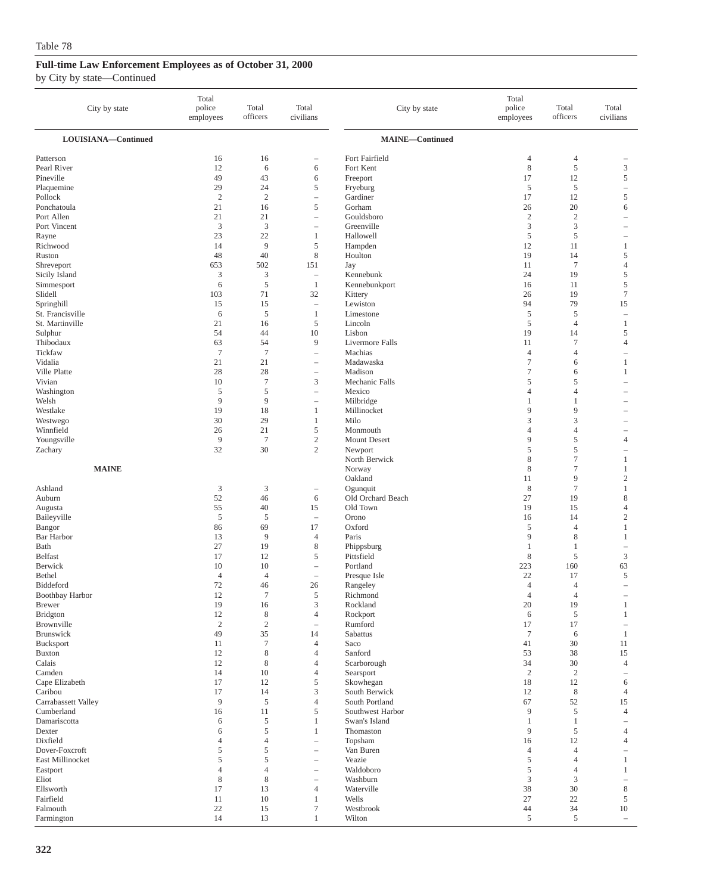Table 78

## Full-time Law Enforcement Employees as of October 31, 2000

by City by state—Continued

| City by state | Total police employees | Total officers | Total civilians |
|---|---|---|---|
| **LOUISIANA—Continued** | | | |
| Patterson | 16 | 16 | – |
| Pearl River | 12 | 6 | 6 |
| Pineville | 49 | 43 | 6 |
| Plaquemine | 29 | 24 | 5 |
| Pollock | 2 | 2 | – |
| Ponchatoula | 21 | 16 | 5 |
| Port Allen | 21 | 21 | – |
| Port Vincent | 3 | 3 | – |
| Rayne | 23 | 22 | 1 |
| Richwood | 14 | 9 | 5 |
| Ruston | 48 | 40 | 8 |
| Shreveport | 653 | 502 | 151 |
| Sicily Island | 3 | 3 | – |
| Simmesport | 6 | 5 | 1 |
| Slidell | 103 | 71 | 32 |
| Springhill | 15 | 15 | – |
| St. Francisville | 6 | 5 | 1 |
| St. Martinville | 21 | 16 | 5 |
| Sulphur | 54 | 44 | 10 |
| Thibodaux | 63 | 54 | 9 |
| Tickfaw | 7 | 7 | – |
| Vidalia | 21 | 21 | – |
| Ville Platte | 28 | 28 | – |
| Vivian | 10 | 7 | 3 |
| Washington | 5 | 5 | – |
| Welsh | 9 | 9 | – |
| Westlake | 19 | 18 | 1 |
| Westwego | 30 | 29 | 1 |
| Winnfield | 26 | 21 | 5 |
| Youngsville | 9 | 7 | 2 |
| Zachary | 32 | 30 | 2 |
| **MAINE** | | | |
| Ashland | 3 | 3 | – |
| Auburn | 52 | 46 | 6 |
| Augusta | 55 | 40 | 15 |
| Baileyville | 5 | 5 | – |
| Bangor | 86 | 69 | 17 |
| Bar Harbor | 13 | 9 | 4 |
| Bath | 27 | 19 | 8 |
| Belfast | 17 | 12 | 5 |
| Berwick | 10 | 10 | – |
| Bethel | 4 | 4 | – |
| Biddeford | 72 | 46 | 26 |
| Boothbay Harbor | 12 | 7 | 5 |
| Brewer | 19 | 16 | 3 |
| Bridgton | 12 | 8 | 4 |
| Brownville | 2 | 2 | – |
| Brunswick | 49 | 35 | 14 |
| Bucksport | 11 | 7 | 4 |
| Buxton | 12 | 8 | 4 |
| Calais | 12 | 8 | 4 |
| Camden | 14 | 10 | 4 |
| Cape Elizabeth | 17 | 12 | 5 |
| Caribou | 17 | 14 | 3 |
| Carrabassett Valley | 9 | 5 | 4 |
| Cumberland | 16 | 11 | 5 |
| Damariscotta | 6 | 5 | 1 |
| Dexter | 6 | 5 | 1 |
| Dixfield | 4 | 4 | – |
| Dover-Foxcroft | 5 | 5 | – |
| East Millinocket | 5 | 5 | – |
| Eastport | 4 | 4 | – |
| Eliot | 8 | 8 | – |
| Ellsworth | 17 | 13 | 4 |
| Fairfield | 11 | 10 | 1 |
| Falmouth | 22 | 15 | 7 |
| Farmington | 14 | 13 | 1 |
| **MAINE—Continued** | | | |
| Fort Fairfield | 4 | 4 | – |
| Fort Kent | 8 | 5 | 3 |
| Freeport | 17 | 12 | 5 |
| Fryeburg | 5 | 5 | – |
| Gardiner | 17 | 12 | 5 |
| Gorham | 26 | 20 | 6 |
| Gouldsboro | 2 | 2 | – |
| Greenville | 3 | 3 | – |
| Hallowell | 5 | 5 | – |
| Hampden | 12 | 11 | 1 |
| Houlton | 19 | 14 | 5 |
| Jay | 11 | 7 | 4 |
| Kennebunk | 24 | 19 | 5 |
| Kennebunkport | 16 | 11 | 5 |
| Kittery | 26 | 19 | 7 |
| Lewiston | 94 | 79 | 15 |
| Limestone | 5 | 5 | – |
| Lincoln | 5 | 4 | 1 |
| Lisbon | 19 | 14 | 5 |
| Livermore Falls | 11 | 7 | 4 |
| Machias | 4 | 4 | – |
| Madawaska | 7 | 6 | 1 |
| Madison | 7 | 6 | 1 |
| Mechanic Falls | 5 | 5 | – |
| Mexico | 4 | 4 | – |
| Milbridge | 1 | 1 | – |
| Millinocket | 9 | 9 | – |
| Milo | 3 | 3 | – |
| Monmouth | 4 | 4 | – |
| Mount Desert | 9 | 5 | 4 |
| Newport | 5 | 5 | – |
| North Berwick | 8 | 7 | 1 |
| Norway | 8 | 7 | 1 |
| Oakland | 11 | 9 | 2 |
| Ogunquit | 8 | 7 | 1 |
| Old Orchard Beach | 27 | 19 | 8 |
| Old Town | 19 | 15 | 4 |
| Orono | 16 | 14 | 2 |
| Oxford | 5 | 4 | 1 |
| Paris | 9 | 8 | 1 |
| Phippsburg | 1 | 1 | – |
| Pittsfield | 8 | 5 | 3 |
| Portland | 223 | 160 | 63 |
| Presque Isle | 22 | 17 | 5 |
| Rangeley | 4 | 4 | – |
| Richmond | 4 | 4 | – |
| Rockland | 20 | 19 | 1 |
| Rockport | 6 | 5 | 1 |
| Rumford | 17 | 17 | – |
| Sabattus | 7 | 6 | 1 |
| Saco | 41 | 30 | 11 |
| Sanford | 53 | 38 | 15 |
| Scarborough | 34 | 30 | 4 |
| Searsport | 2 | 2 | – |
| Skowhegan | 18 | 12 | 6 |
| South Berwick | 12 | 8 | 4 |
| South Portland | 67 | 52 | 15 |
| Southwest Harbor | 9 | 5 | 4 |
| Swan's Island | 1 | 1 | – |
| Thomaston | 9 | 5 | 4 |
| Topsham | 16 | 12 | 4 |
| Van Buren | 4 | 4 | – |
| Veazie | 5 | 4 | 1 |
| Waldoboro | 5 | 4 | 1 |
| Washburn | 3 | 3 | – |
| Waterville | 38 | 30 | 8 |
| Wells | 27 | 22 | 5 |
| Westbrook | 44 | 34 | 10 |
| Wilton | 5 | 5 | – |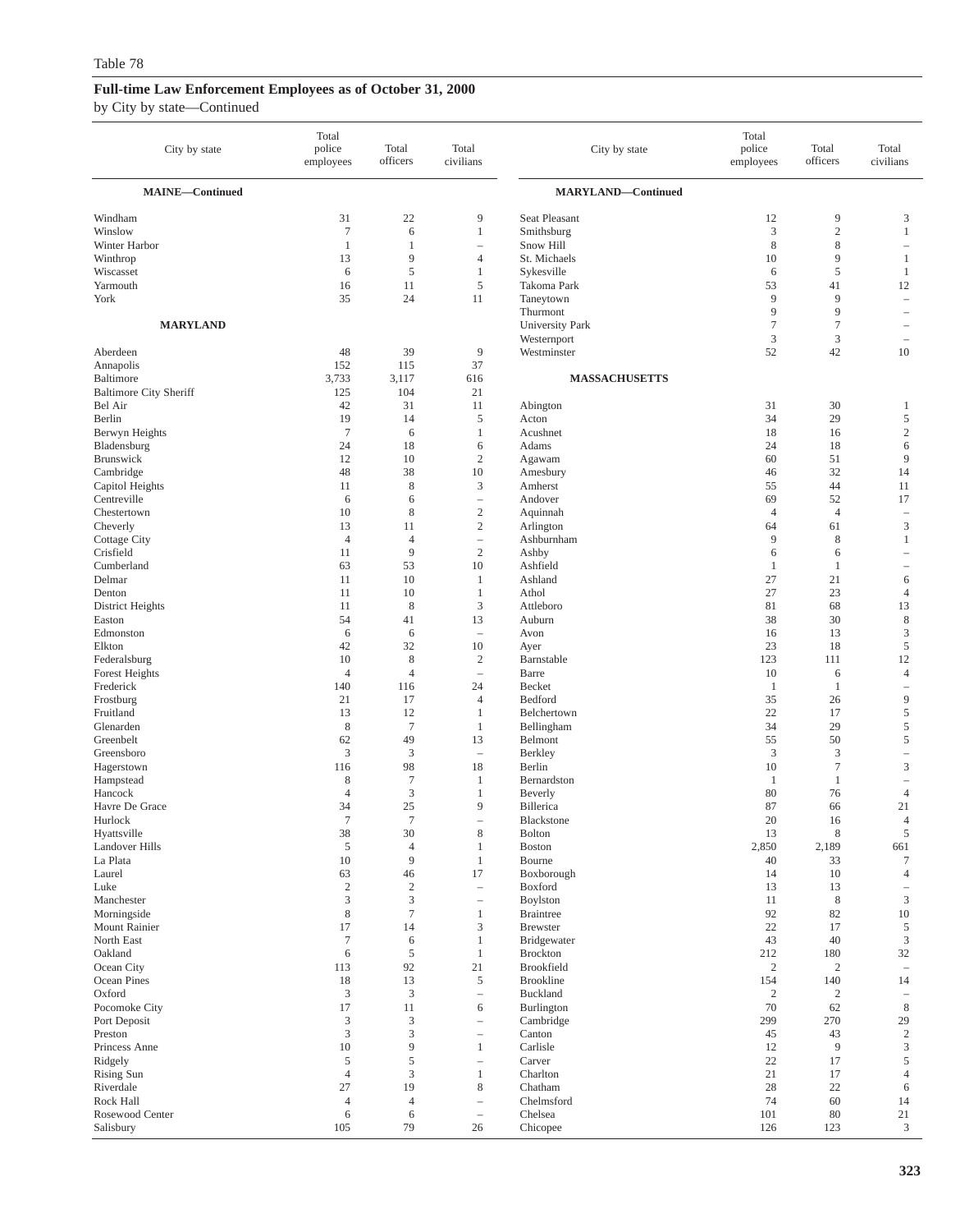Table 78

**Full-time Law Enforcement Employees as of October 31, 2000**

by City by state—Continued

| City by state | Total police employees | Total officers | Total civilians |
|---|---|---|---|
| **MAINE—Continued** | | | |
| Windham | 31 | 22 | 9 |
| Winslow | 7 | 6 | 1 |
| Winter Harbor | 1 | 1 | – |
| Winthrop | 13 | 9 | 4 |
| Wiscasset | 6 | 5 | 1 |
| Yarmouth | 16 | 11 | 5 |
| York | 35 | 24 | 11 |
| **MARYLAND** | | | |
| Aberdeen | 48 | 39 | 9 |
| Annapolis | 152 | 115 | 37 |
| Baltimore | 3,733 | 3,117 | 616 |
| Baltimore City Sheriff | 125 | 104 | 21 |
| Bel Air | 42 | 31 | 11 |
| Berlin | 19 | 14 | 5 |
| Berwyn Heights | 7 | 6 | 1 |
| Bladensburg | 24 | 18 | 6 |
| Brunswick | 12 | 10 | 2 |
| Cambridge | 48 | 38 | 10 |
| Capitol Heights | 11 | 8 | 3 |
| Centreville | 6 | 6 | – |
| Chestertown | 10 | 8 | 2 |
| Cheverly | 13 | 11 | 2 |
| Cottage City | 4 | 4 | – |
| Crisfield | 11 | 9 | 2 |
| Cumberland | 63 | 53 | 10 |
| Delmar | 11 | 10 | 1 |
| Denton | 11 | 10 | 1 |
| District Heights | 11 | 8 | 3 |
| Easton | 54 | 41 | 13 |
| Edmonston | 6 | 6 | – |
| Elkton | 42 | 32 | 10 |
| Federalsburg | 10 | 8 | 2 |
| Forest Heights | 4 | 4 | – |
| Frederick | 140 | 116 | 24 |
| Frostburg | 21 | 17 | 4 |
| Fruitland | 13 | 12 | 1 |
| Glenarden | 8 | 7 | 1 |
| Greenbelt | 62 | 49 | 13 |
| Greensboro | 3 | 3 | – |
| Hagerstown | 116 | 98 | 18 |
| Hampstead | 8 | 7 | 1 |
| Hancock | 4 | 3 | 1 |
| Havre De Grace | 34 | 25 | 9 |
| Hurlock | 7 | 7 | – |
| Hyattsville | 38 | 30 | 8 |
| Landover Hills | 5 | 4 | 1 |
| La Plata | 10 | 9 | 1 |
| Laurel | 63 | 46 | 17 |
| Luke | 2 | 2 | – |
| Manchester | 3 | 3 | – |
| Morningside | 8 | 7 | 1 |
| Mount Rainier | 17 | 14 | 3 |
| North East | 7 | 6 | 1 |
| Oakland | 6 | 5 | 1 |
| Ocean City | 113 | 92 | 21 |
| Ocean Pines | 18 | 13 | 5 |
| Oxford | 3 | 3 | – |
| Pocomoke City | 17 | 11 | 6 |
| Port Deposit | 3 | 3 | – |
| Preston | 3 | 3 | – |
| Princess Anne | 10 | 9 | 1 |
| Ridgely | 5 | 5 | – |
| Rising Sun | 4 | 3 | 1 |
| Riverdale | 27 | 19 | 8 |
| Rock Hall | 4 | 4 | – |
| Rosewood Center | 6 | 6 | – |
| Salisbury | 105 | 79 | 26 |
| **MARYLAND—Continued** | | | |
| Seat Pleasant | 12 | 9 | 3 |
| Smithsburg | 3 | 2 | 1 |
| Snow Hill | 8 | 8 | – |
| St. Michaels | 10 | 9 | 1 |
| Sykesville | 6 | 5 | 1 |
| Takoma Park | 53 | 41 | 12 |
| Taneytown | 9 | 9 | – |
| Thurmont | 9 | 9 | – |
| University Park | 7 | 7 | – |
| Westernport | 3 | 3 | – |
| Westminster | 52 | 42 | 10 |
| **MASSACHUSETTS** | | | |
| Abington | 31 | 30 | 1 |
| Acton | 34 | 29 | 5 |
| Acushnet | 18 | 16 | 2 |
| Adams | 24 | 18 | 6 |
| Agawam | 60 | 51 | 9 |
| Amesbury | 46 | 32 | 14 |
| Amherst | 55 | 44 | 11 |
| Andover | 69 | 52 | 17 |
| Aquinnah | 4 | 4 | – |
| Arlington | 64 | 61 | 3 |
| Ashburnham | 9 | 8 | 1 |
| Ashby | 6 | 6 | – |
| Ashfield | 1 | 1 | – |
| Ashland | 27 | 21 | 6 |
| Athol | 27 | 23 | 4 |
| Attleboro | 81 | 68 | 13 |
| Auburn | 38 | 30 | 8 |
| Avon | 16 | 13 | 3 |
| Ayer | 23 | 18 | 5 |
| Barnstable | 123 | 111 | 12 |
| Barre | 10 | 6 | 4 |
| Becket | 1 | 1 | – |
| Bedford | 35 | 26 | 9 |
| Belchertown | 22 | 17 | 5 |
| Bellingham | 34 | 29 | 5 |
| Belmont | 55 | 50 | 5 |
| Berkley | 3 | 3 | – |
| Berlin | 10 | 7 | 3 |
| Bernardston | 1 | 1 | – |
| Beverly | 80 | 76 | 4 |
| Billerica | 87 | 66 | 21 |
| Blackstone | 20 | 16 | 4 |
| Bolton | 13 | 8 | 5 |
| Boston | 2,850 | 2,189 | 661 |
| Bourne | 40 | 33 | 7 |
| Boxborough | 14 | 10 | 4 |
| Boxford | 13 | 13 | – |
| Boylston | 11 | 8 | 3 |
| Braintree | 92 | 82 | 10 |
| Brewster | 22 | 17 | 5 |
| Bridgewater | 43 | 40 | 3 |
| Brockton | 212 | 180 | 32 |
| Brookfield | 2 | 2 | – |
| Brookline | 154 | 140 | 14 |
| Buckland | 2 | 2 | – |
| Burlington | 70 | 62 | 8 |
| Cambridge | 299 | 270 | 29 |
| Canton | 45 | 43 | 2 |
| Carlisle | 12 | 9 | 3 |
| Carver | 22 | 17 | 5 |
| Charlton | 21 | 17 | 4 |
| Chatham | 28 | 22 | 6 |
| Chelmsford | 74 | 60 | 14 |
| Chelsea | 101 | 80 | 21 |
| Chicopee | 126 | 123 | 3 |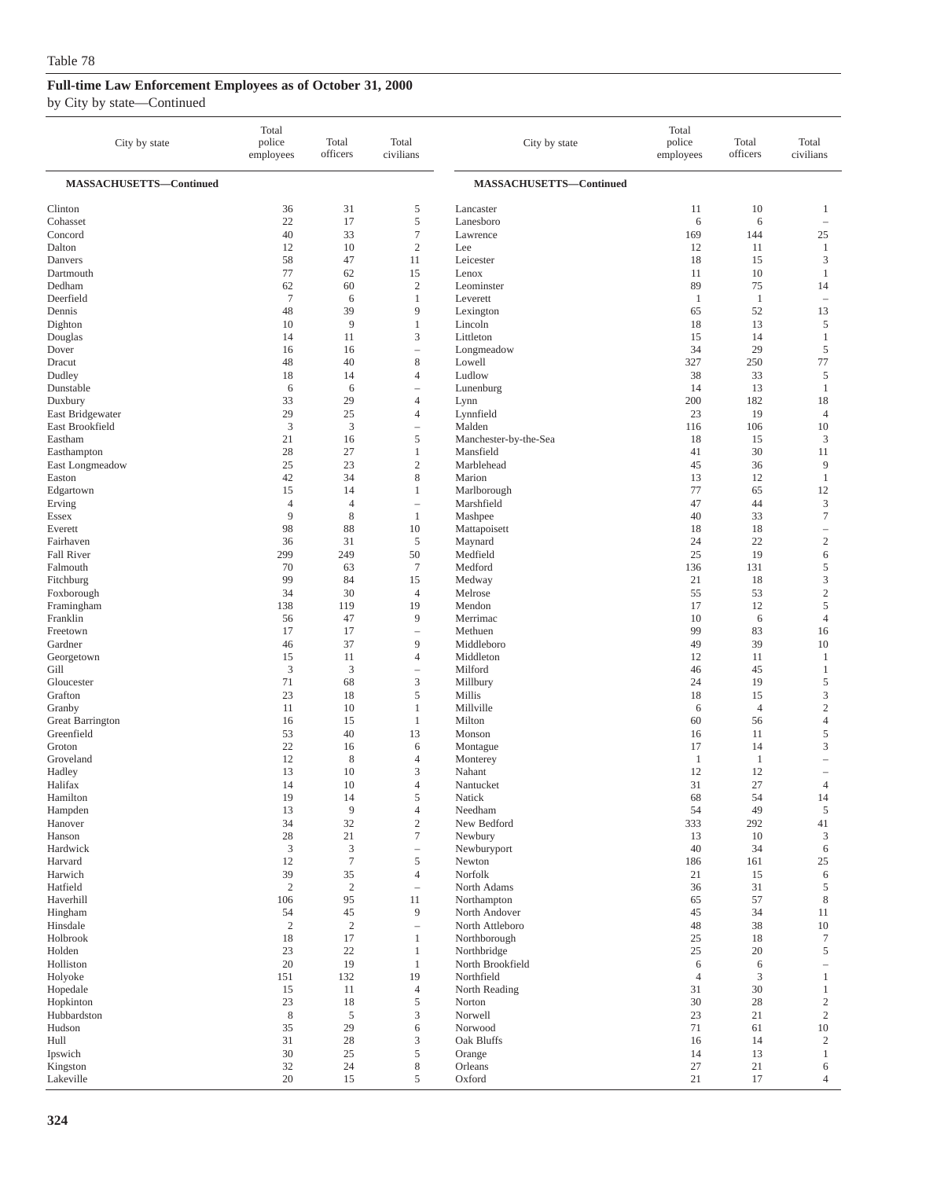Table 78

## Full-time Law Enforcement Employees as of October 31, 2000

by City by state—Continued

| City by state | Total police employees | Total officers | Total civilians |
|---|---|---|---|
| **MASSACHUSETTS—Continued** | | | |
| Clinton | 36 | 31 | 5 |
| Cohasset | 22 | 17 | 5 |
| Concord | 40 | 33 | 7 |
| Dalton | 12 | 10 | 2 |
| Danvers | 58 | 47 | 11 |
| Dartmouth | 77 | 62 | 15 |
| Dedham | 62 | 60 | 2 |
| Deerfield | 7 | 6 | 1 |
| Dennis | 48 | 39 | 9 |
| Dighton | 10 | 9 | 1 |
| Douglas | 14 | 11 | 3 |
| Dover | 16 | 16 | – |
| Dracut | 48 | 40 | 8 |
| Dudley | 18 | 14 | 4 |
| Dunstable | 6 | 6 | – |
| Duxbury | 33 | 29 | 4 |
| East Bridgewater | 29 | 25 | 4 |
| East Brookfield | 3 | 3 | – |
| Eastham | 21 | 16 | 5 |
| Easthampton | 28 | 27 | 1 |
| East Longmeadow | 25 | 23 | 2 |
| Easton | 42 | 34 | 8 |
| Edgartown | 15 | 14 | 1 |
| Erving | 4 | 4 | – |
| Essex | 9 | 8 | 1 |
| Everett | 98 | 88 | 10 |
| Fairhaven | 36 | 31 | 5 |
| Fall River | 299 | 249 | 50 |
| Falmouth | 70 | 63 | 7 |
| Fitchburg | 99 | 84 | 15 |
| Foxborough | 34 | 30 | 4 |
| Framingham | 138 | 119 | 19 |
| Franklin | 56 | 47 | 9 |
| Freetown | 17 | 17 | – |
| Gardner | 46 | 37 | 9 |
| Georgetown | 15 | 11 | 4 |
| Gill | 3 | 3 | – |
| Gloucester | 71 | 68 | 3 |
| Grafton | 23 | 18 | 5 |
| Granby | 11 | 10 | 1 |
| Great Barrington | 16 | 15 | 1 |
| Greenfield | 53 | 40 | 13 |
| Groton | 22 | 16 | 6 |
| Groveland | 12 | 8 | 4 |
| Hadley | 13 | 10 | 3 |
| Halifax | 14 | 10 | 4 |
| Hamilton | 19 | 14 | 5 |
| Hampden | 13 | 9 | 4 |
| Hanover | 34 | 32 | 2 |
| Hanson | 28 | 21 | 7 |
| Hardwick | 3 | 3 | – |
| Harvard | 12 | 7 | 5 |
| Harwich | 39 | 35 | 4 |
| Hatfield | 2 | 2 | – |
| Haverhill | 106 | 95 | 11 |
| Hingham | 54 | 45 | 9 |
| Hinsdale | 2 | 2 | – |
| Holbrook | 18 | 17 | 1 |
| Holden | 23 | 22 | 1 |
| Holliston | 20 | 19 | 1 |
| Holyoke | 151 | 132 | 19 |
| Hopedale | 15 | 11 | 4 |
| Hopkinton | 23 | 18 | 5 |
| Hubbardston | 8 | 5 | 3 |
| Hudson | 35 | 29 | 6 |
| Hull | 31 | 28 | 3 |
| Ipswich | 30 | 25 | 5 |
| Kingston | 32 | 24 | 8 |
| Lakeville | 20 | 15 | 5 |
| Lancaster | 11 | 10 | 1 |
| Lanesboro | 6 | 6 | – |
| Lawrence | 169 | 144 | 25 |
| Lee | 12 | 11 | 1 |
| Leicester | 18 | 15 | 3 |
| Lenox | 11 | 10 | 1 |
| Leominster | 89 | 75 | 14 |
| Leverett | 1 | 1 | – |
| Lexington | 65 | 52 | 13 |
| Lincoln | 18 | 13 | 5 |
| Littleton | 15 | 14 | 1 |
| Longmeadow | 34 | 29 | 5 |
| Lowell | 327 | 250 | 77 |
| Ludlow | 38 | 33 | 5 |
| Lunenburg | 14 | 13 | 1 |
| Lynn | 200 | 182 | 18 |
| Lynnfield | 23 | 19 | 4 |
| Malden | 116 | 106 | 10 |
| Manchester-by-the-Sea | 18 | 15 | 3 |
| Mansfield | 41 | 30 | 11 |
| Marblehead | 45 | 36 | 9 |
| Marion | 13 | 12 | 1 |
| Marlborough | 77 | 65 | 12 |
| Marshfield | 47 | 44 | 3 |
| Mashpee | 40 | 33 | 7 |
| Mattapoisett | 18 | 18 | – |
| Maynard | 24 | 22 | 2 |
| Medfield | 25 | 19 | 6 |
| Medford | 136 | 131 | 5 |
| Medway | 21 | 18 | 3 |
| Melrose | 55 | 53 | 2 |
| Mendon | 17 | 12 | 5 |
| Merrimac | 10 | 6 | 4 |
| Methuen | 99 | 83 | 16 |
| Middleboro | 49 | 39 | 10 |
| Middleton | 12 | 11 | 1 |
| Milford | 46 | 45 | 1 |
| Millbury | 24 | 19 | 5 |
| Millis | 18 | 15 | 3 |
| Millville | 6 | 4 | 2 |
| Milton | 60 | 56 | 4 |
| Monson | 16 | 11 | 5 |
| Montague | 17 | 14 | 3 |
| Monterey | 1 | 1 | – |
| Nahant | 12 | 12 | – |
| Nantucket | 31 | 27 | 4 |
| Natick | 68 | 54 | 14 |
| Needham | 54 | 49 | 5 |
| New Bedford | 333 | 292 | 41 |
| Newbury | 13 | 10 | 3 |
| Newburyport | 40 | 34 | 6 |
| Newton | 186 | 161 | 25 |
| Norfolk | 21 | 15 | 6 |
| North Adams | 36 | 31 | 5 |
| Northampton | 65 | 57 | 8 |
| North Andover | 45 | 34 | 11 |
| North Attleboro | 48 | 38 | 10 |
| Northborough | 25 | 18 | 7 |
| Northbridge | 25 | 20 | 5 |
| North Brookfield | 6 | 6 | – |
| Northfield | 4 | 3 | 1 |
| North Reading | 31 | 30 | 1 |
| Norton | 30 | 28 | 2 |
| Norwell | 23 | 21 | 2 |
| Norwood | 71 | 61 | 10 |
| Oak Bluffs | 16 | 14 | 2 |
| Orange | 14 | 13 | 1 |
| Orleans | 27 | 21 | 6 |
| Oxford | 21 | 17 | 4 |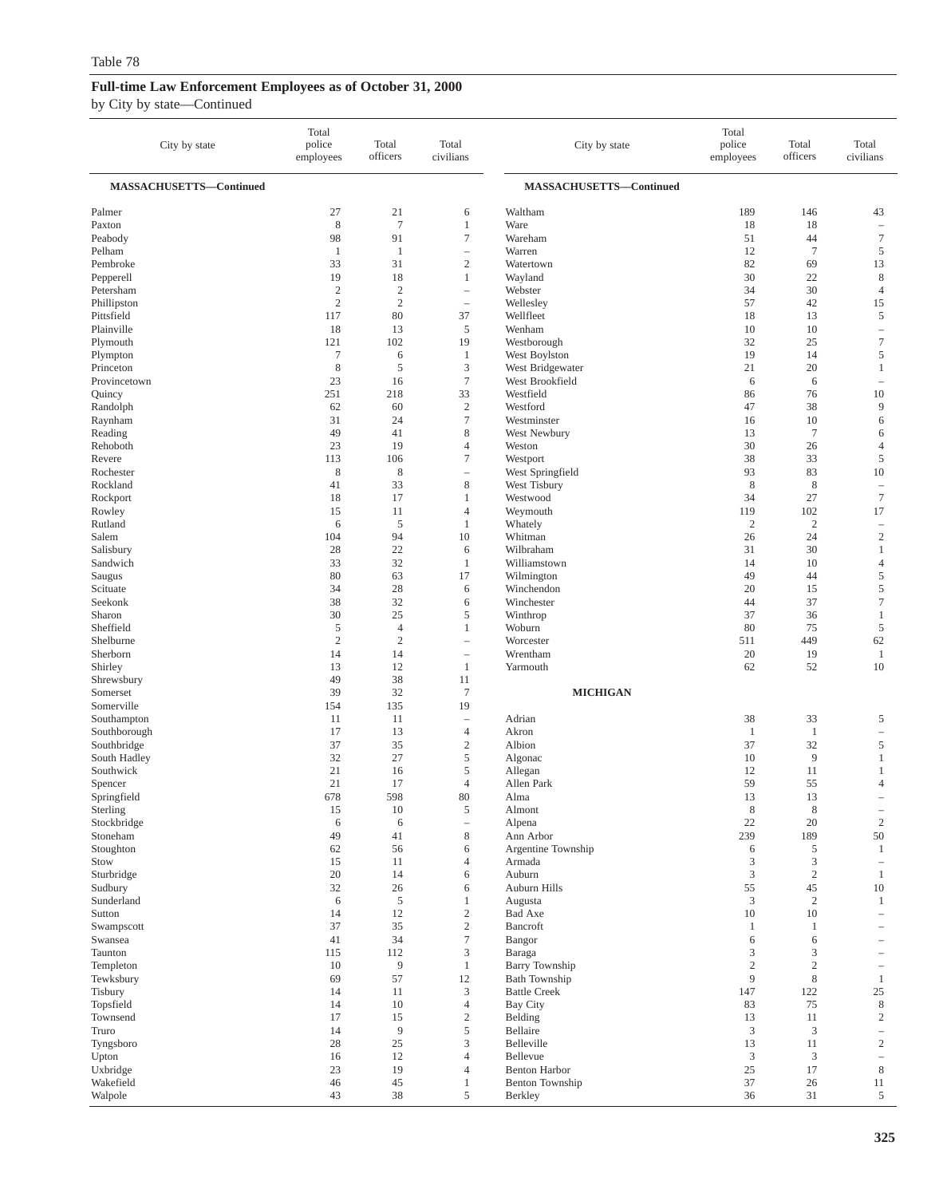Table 78

## Full-time Law Enforcement Employees as of October 31, 2000

by City by state—Continued

| City by state | Total police employees | Total officers | Total civilians |
|---|---|---|---|
| **MASSACHUSETTS—Continued** | | | |
| Palmer | 27 | 21 | 6 |
| Paxton | 8 | 7 | 1 |
| Peabody | 98 | 91 | 7 |
| Pelham | 1 | 1 | – |
| Pembroke | 33 | 31 | 2 |
| Pepperell | 19 | 18 | 1 |
| Petersham | 2 | 2 | – |
| Phillipston | 2 | 2 | – |
| Pittsfield | 117 | 80 | 37 |
| Plainville | 18 | 13 | 5 |
| Plymouth | 121 | 102 | 19 |
| Plympton | 7 | 6 | 1 |
| Princeton | 8 | 5 | 3 |
| Provincetown | 23 | 16 | 7 |
| Quincy | 251 | 218 | 33 |
| Randolph | 62 | 60 | 2 |
| Raynham | 31 | 24 | 7 |
| Reading | 49 | 41 | 8 |
| Rehoboth | 23 | 19 | 4 |
| Revere | 113 | 106 | 7 |
| Rochester | 8 | 8 | – |
| Rockland | 41 | 33 | 8 |
| Rockport | 18 | 17 | 1 |
| Rowley | 15 | 11 | 4 |
| Rutland | 6 | 5 | 1 |
| Salem | 104 | 94 | 10 |
| Salisbury | 28 | 22 | 6 |
| Sandwich | 33 | 32 | 1 |
| Saugus | 80 | 63 | 17 |
| Scituate | 34 | 28 | 6 |
| Seekonk | 38 | 32 | 6 |
| Sharon | 30 | 25 | 5 |
| Sheffield | 5 | 4 | 1 |
| Shelburne | 2 | 2 | – |
| Sherborn | 14 | 14 | – |
| Shirley | 13 | 12 | 1 |
| Shrewsbury | 49 | 38 | 11 |
| Somerset | 39 | 32 | 7 |
| Somerville | 154 | 135 | 19 |
| Southampton | 11 | 11 | – |
| Southborough | 17 | 13 | 4 |
| Southbridge | 37 | 35 | 2 |
| South Hadley | 32 | 27 | 5 |
| Southwick | 21 | 16 | 5 |
| Spencer | 21 | 17 | 4 |
| Springfield | 678 | 598 | 80 |
| Sterling | 15 | 10 | 5 |
| Stockbridge | 6 | 6 | – |
| Stoneham | 49 | 41 | 8 |
| Stoughton | 62 | 56 | 6 |
| Stow | 15 | 11 | 4 |
| Sturbridge | 20 | 14 | 6 |
| Sudbury | 32 | 26 | 6 |
| Sunderland | 6 | 5 | 1 |
| Sutton | 14 | 12 | 2 |
| Swampscott | 37 | 35 | 2 |
| Swansea | 41 | 34 | 7 |
| Taunton | 115 | 112 | 3 |
| Templeton | 10 | 9 | 1 |
| Tewksbury | 69 | 57 | 12 |
| Tisbury | 14 | 11 | 3 |
| Topsfield | 14 | 10 | 4 |
| Townsend | 17 | 15 | 2 |
| Truro | 14 | 9 | 5 |
| Tyngsboro | 28 | 25 | 3 |
| Upton | 16 | 12 | 4 |
| Uxbridge | 23 | 19 | 4 |
| Wakefield | 46 | 45 | 1 |
| Walpole | 43 | 38 | 5 |
| Waltham | 189 | 146 | 43 |
| Ware | 18 | 18 | – |
| Wareham | 51 | 44 | 7 |
| Warren | 12 | 7 | 5 |
| Watertown | 82 | 69 | 13 |
| Wayland | 30 | 22 | 8 |
| Webster | 34 | 30 | 4 |
| Wellesley | 57 | 42 | 15 |
| Wellfleet | 18 | 13 | 5 |
| Wenham | 10 | 10 | – |
| Westborough | 32 | 25 | 7 |
| West Boylston | 19 | 14 | 5 |
| West Bridgewater | 21 | 20 | 1 |
| West Brookfield | 6 | 6 | – |
| Westfield | 86 | 76 | 10 |
| Westford | 47 | 38 | 9 |
| Westminster | 16 | 10 | 6 |
| West Newbury | 13 | 7 | 6 |
| Weston | 30 | 26 | 4 |
| Westport | 38 | 33 | 5 |
| West Springfield | 93 | 83 | 10 |
| West Tisbury | 8 | 8 | – |
| Westwood | 34 | 27 | 7 |
| Weymouth | 119 | 102 | 17 |
| Whately | 2 | 2 | – |
| Whitman | 26 | 24 | 2 |
| Wilbraham | 31 | 30 | 1 |
| Williamstown | 14 | 10 | 4 |
| Wilmington | 49 | 44 | 5 |
| Winchendon | 20 | 15 | 5 |
| Winchester | 44 | 37 | 7 |
| Winthrop | 37 | 36 | 1 |
| Woburn | 80 | 75 | 5 |
| Worcester | 511 | 449 | 62 |
| Wrentham | 20 | 19 | 1 |
| Yarmouth | 62 | 52 | 10 |
| **MICHIGAN** | | | |
| Adrian | 38 | 33 | 5 |
| Akron | 1 | 1 | – |
| Albion | 37 | 32 | 5 |
| Algonac | 10 | 9 | 1 |
| Allegan | 12 | 11 | 1 |
| Allen Park | 59 | 55 | 4 |
| Alma | 13 | 13 | – |
| Almont | 8 | 8 | – |
| Alpena | 22 | 20 | 2 |
| Ann Arbor | 239 | 189 | 50 |
| Argentine Township | 6 | 5 | 1 |
| Armada | 3 | 3 | – |
| Auburn | 3 | 2 | 1 |
| Auburn Hills | 55 | 45 | 10 |
| Augusta | 3 | 2 | 1 |
| Bad Axe | 10 | 10 | – |
| Bancroft | 1 | 1 | – |
| Bangor | 6 | 6 | – |
| Baraga | 3 | 3 | – |
| Barry Township | 2 | 2 | – |
| Bath Township | 9 | 8 | 1 |
| Battle Creek | 147 | 122 | 25 |
| Bay City | 83 | 75 | 8 |
| Belding | 13 | 11 | 2 |
| Bellaire | 3 | 3 | – |
| Belleville | 13 | 11 | 2 |
| Bellevue | 3 | 3 | – |
| Benton Harbor | 25 | 17 | 8 |
| Benton Township | 37 | 26 | 11 |
| Berkley | 36 | 31 | 5 |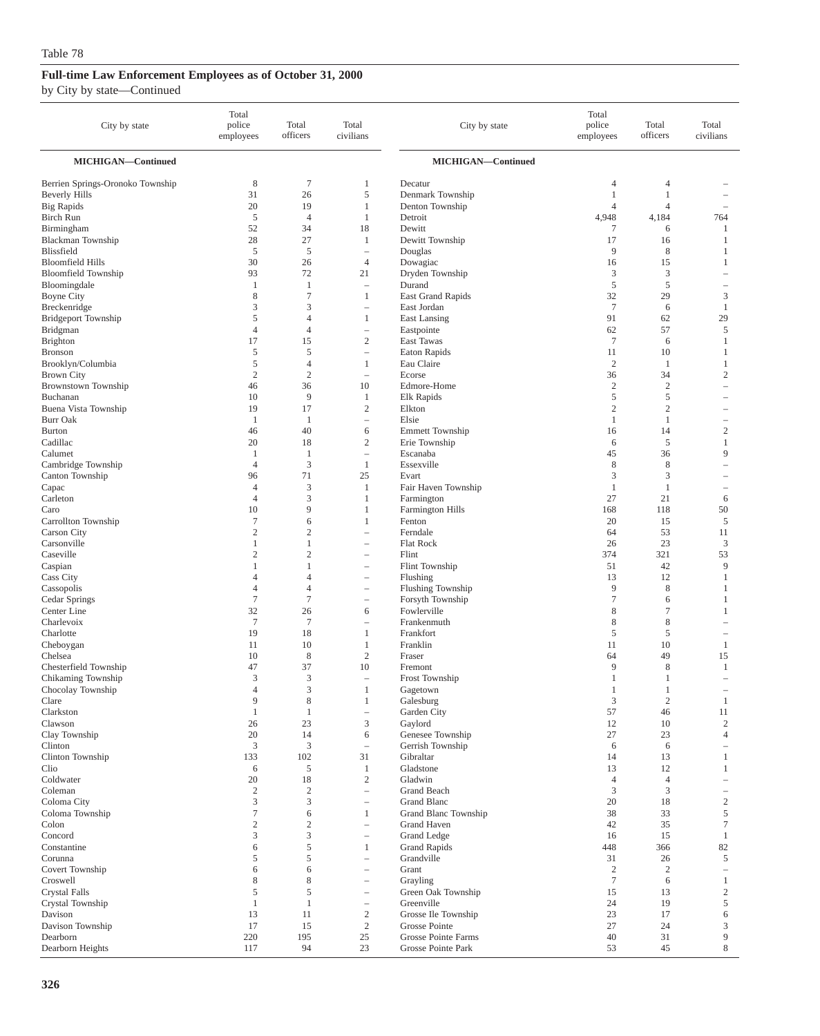Table 78

## Full-time Law Enforcement Employees as of October 31, 2000

by City by state—Continued

| City by state | Total police employees | Total officers | Total civilians |
|---|---|---|---|
| **MICHIGAN—Continued** | | | |
| Berrien Springs-Oronoko Township | 8 | 7 | 1 |
| Beverly Hills | 31 | 26 | 5 |
| Big Rapids | 20 | 19 | 1 |
| Birch Run | 5 | 4 | 1 |
| Birmingham | 52 | 34 | 18 |
| Blackman Township | 28 | 27 | 1 |
| Blissfield | 5 | 5 | – |
| Bloomfield Hills | 30 | 26 | 4 |
| Bloomfield Township | 93 | 72 | 21 |
| Bloomingdale | 1 | 1 | – |
| Boyne City | 8 | 7 | 1 |
| Breckenridge | 3 | 3 | – |
| Bridgeport Township | 5 | 4 | 1 |
| Bridgman | 4 | 4 | – |
| Brighton | 17 | 15 | 2 |
| Bronson | 5 | 5 | – |
| Brooklyn/Columbia | 5 | 4 | 1 |
| Brown City | 2 | 2 | – |
| Brownstown Township | 46 | 36 | 10 |
| Buchanan | 10 | 9 | 1 |
| Buena Vista Township | 19 | 17 | 2 |
| Burr Oak | 1 | 1 | – |
| Burton | 46 | 40 | 6 |
| Cadillac | 20 | 18 | 2 |
| Calumet | 1 | 1 | – |
| Cambridge Township | 4 | 3 | 1 |
| Canton Township | 96 | 71 | 25 |
| Capac | 4 | 3 | 1 |
| Carleton | 4 | 3 | 1 |
| Caro | 10 | 9 | 1 |
| Carrollton Township | 7 | 6 | 1 |
| Carson City | 2 | 2 | – |
| Carsonville | 1 | 1 | – |
| Caseville | 2 | 2 | – |
| Caspian | 1 | 1 | – |
| Cass City | 4 | 4 | – |
| Cassopolis | 4 | 4 | – |
| Cedar Springs | 7 | 7 | – |
| Center Line | 32 | 26 | 6 |
| Charlevoix | 7 | 7 | – |
| Charlotte | 19 | 18 | 1 |
| Cheboygan | 11 | 10 | 1 |
| Chelsea | 10 | 8 | 2 |
| Chesterfield Township | 47 | 37 | 10 |
| Chikaming Township | 3 | 3 | – |
| Chocolay Township | 4 | 3 | 1 |
| Clare | 9 | 8 | 1 |
| Clarkston | 1 | 1 | – |
| Clawson | 26 | 23 | 3 |
| Clay Township | 20 | 14 | 6 |
| Clinton | 3 | 3 | – |
| Clinton Township | 133 | 102 | 31 |
| Clio | 6 | 5 | 1 |
| Coldwater | 20 | 18 | 2 |
| Coleman | 2 | 2 | – |
| Coloma City | 3 | 3 | – |
| Coloma Township | 7 | 6 | 1 |
| Colon | 2 | 2 | – |
| Concord | 3 | 3 | – |
| Constantine | 6 | 5 | 1 |
| Corunna | 5 | 5 | – |
| Covert Township | 6 | 6 | – |
| Croswell | 8 | 8 | – |
| Crystal Falls | 5 | 5 | – |
| Crystal Township | 1 | 1 | – |
| Davison | 13 | 11 | 2 |
| Davison Township | 17 | 15 | 2 |
| Dearborn | 220 | 195 | 25 |
| Dearborn Heights | 117 | 94 | 23 |
| Decatur | 4 | 4 | – |
| Denmark Township | 1 | 1 | – |
| Denton Township | 4 | 4 | – |
| Detroit | 4,948 | 4,184 | 764 |
| Dewitt | 7 | 6 | 1 |
| Dewitt Township | 17 | 16 | 1 |
| Douglas | 9 | 8 | 1 |
| Dowagiac | 16 | 15 | 1 |
| Dryden Township | 3 | 3 | – |
| Durand | 5 | 5 | – |
| East Grand Rapids | 32 | 29 | 3 |
| East Jordan | 7 | 6 | 1 |
| East Lansing | 91 | 62 | 29 |
| Eastpointe | 62 | 57 | 5 |
| East Tawas | 7 | 6 | 1 |
| Eaton Rapids | 11 | 10 | 1 |
| Eau Claire | 2 | 1 | 1 |
| Ecorse | 36 | 34 | 2 |
| Edmore-Home | 2 | 2 | – |
| Elk Rapids | 5 | 5 | – |
| Elkton | 2 | 2 | – |
| Elsie | 1 | 1 | – |
| Emmett Township | 16 | 14 | 2 |
| Erie Township | 6 | 5 | 1 |
| Escanaba | 45 | 36 | 9 |
| Essexville | 8 | 8 | – |
| Evart | 3 | 3 | – |
| Fair Haven Township | 1 | 1 | – |
| Farmington | 27 | 21 | 6 |
| Farmington Hills | 168 | 118 | 50 |
| Fenton | 20 | 15 | 5 |
| Ferndale | 64 | 53 | 11 |
| Flat Rock | 26 | 23 | 3 |
| Flint | 374 | 321 | 53 |
| Flint Township | 51 | 42 | 9 |
| Flushing | 13 | 12 | 1 |
| Flushing Township | 9 | 8 | 1 |
| Forsyth Township | 7 | 6 | 1 |
| Fowlerville | 8 | 7 | 1 |
| Frankenmuth | 8 | 8 | – |
| Frankfort | 5 | 5 | – |
| Franklin | 11 | 10 | 1 |
| Fraser | 64 | 49 | 15 |
| Fremont | 9 | 8 | 1 |
| Frost Township | 1 | 1 | – |
| Gagetown | 1 | 1 | – |
| Galesburg | 3 | 2 | 1 |
| Garden City | 57 | 46 | 11 |
| Gaylord | 12 | 10 | 2 |
| Genesee Township | 27 | 23 | 4 |
| Gerrish Township | 6 | 6 | – |
| Gibraltar | 14 | 13 | 1 |
| Gladstone | 13 | 12 | 1 |
| Gladwin | 4 | 4 | – |
| Grand Beach | 3 | 3 | – |
| Grand Blanc | 20 | 18 | 2 |
| Grand Blanc Township | 38 | 33 | 5 |
| Grand Haven | 42 | 35 | 7 |
| Grand Ledge | 16 | 15 | 1 |
| Grand Rapids | 448 | 366 | 82 |
| Grandville | 31 | 26 | 5 |
| Grant | 2 | 2 | – |
| Grayling | 7 | 6 | 1 |
| Green Oak Township | 15 | 13 | 2 |
| Greenville | 24 | 19 | 5 |
| Grosse Ile Township | 23 | 17 | 6 |
| Grosse Pointe | 27 | 24 | 3 |
| Grosse Pointe Farms | 40 | 31 | 9 |
| Grosse Pointe Park | 53 | 45 | 8 |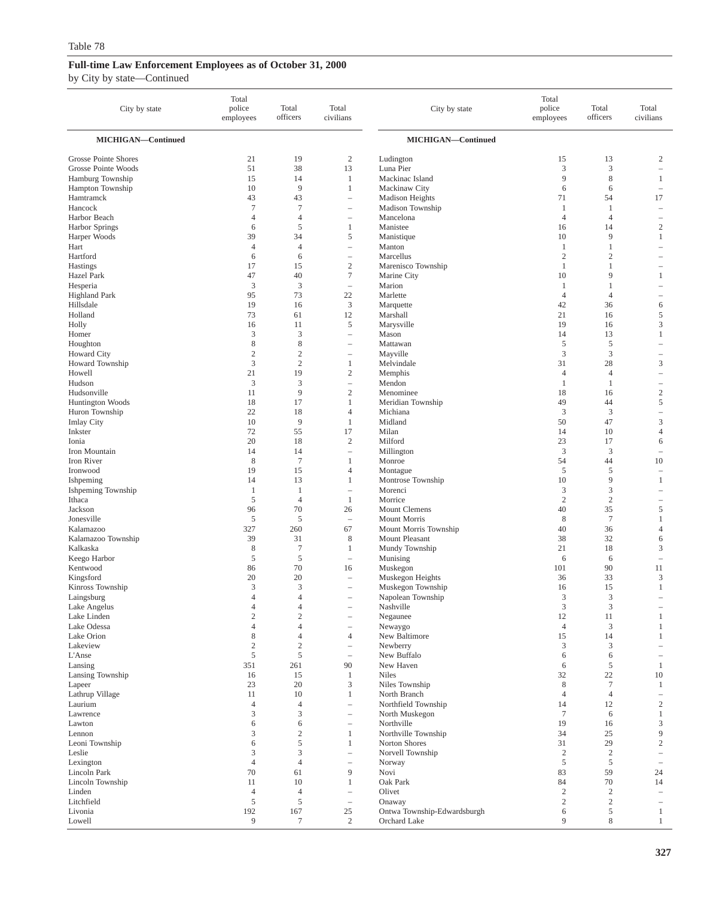Table 78

## Full-time Law Enforcement Employees as of October 31, 2000

by City by state—Continued

| City by state | Total police employees | Total officers | Total civilians |
|---|---|---|---|
| **MICHIGAN—Continued** | | | |
| Grosse Pointe Shores | 21 | 19 | 2 |
| Grosse Pointe Woods | 51 | 38 | 13 |
| Hamburg Township | 15 | 14 | 1 |
| Hampton Township | 10 | 9 | 1 |
| Hamtramck | 43 | 43 | – |
| Hancock | 7 | 7 | – |
| Harbor Beach | 4 | 4 | – |
| Harbor Springs | 6 | 5 | 1 |
| Harper Woods | 39 | 34 | 5 |
| Hart | 4 | 4 | – |
| Hartford | 6 | 6 | – |
| Hastings | 17 | 15 | 2 |
| Hazel Park | 47 | 40 | 7 |
| Hesperia | 3 | 3 | – |
| Highland Park | 95 | 73 | 22 |
| Hillsdale | 19 | 16 | 3 |
| Holland | 73 | 61 | 12 |
| Holly | 16 | 11 | 5 |
| Homer | 3 | 3 | – |
| Houghton | 8 | 8 | – |
| Howard City | 2 | 2 | – |
| Howard Township | 3 | 2 | 1 |
| Howell | 21 | 19 | 2 |
| Hudson | 3 | 3 | – |
| Hudsonville | 11 | 9 | 2 |
| Huntington Woods | 18 | 17 | 1 |
| Huron Township | 22 | 18 | 4 |
| Imlay City | 10 | 9 | 1 |
| Inkster | 72 | 55 | 17 |
| Ionia | 20 | 18 | 2 |
| Iron Mountain | 14 | 14 | – |
| Iron River | 8 | 7 | 1 |
| Ironwood | 19 | 15 | 4 |
| Ishpeming | 14 | 13 | 1 |
| Ishpeming Township | 1 | 1 | – |
| Ithaca | 5 | 4 | 1 |
| Jackson | 96 | 70 | 26 |
| Jonesville | 5 | 5 | – |
| Kalamazoo | 327 | 260 | 67 |
| Kalamazoo Township | 39 | 31 | 8 |
| Kalkaska | 8 | 7 | 1 |
| Keego Harbor | 5 | 5 | – |
| Kentwood | 86 | 70 | 16 |
| Kingsford | 20 | 20 | – |
| Kinross Township | 3 | 3 | – |
| Laingsburg | 4 | 4 | – |
| Lake Angelus | 4 | 4 | – |
| Lake Linden | 2 | 2 | – |
| Lake Odessa | 4 | 4 | – |
| Lake Orion | 8 | 4 | 4 |
| Lakeview | 2 | 2 | – |
| L'Anse | 5 | 5 | – |
| Lansing | 351 | 261 | 90 |
| Lansing Township | 16 | 15 | 1 |
| Lapeer | 23 | 20 | 3 |
| Lathrup Village | 11 | 10 | 1 |
| Laurium | 4 | 4 | – |
| Lawrence | 3 | 3 | – |
| Lawton | 6 | 6 | – |
| Lennon | 3 | 2 | 1 |
| Leoni Township | 6 | 5 | 1 |
| Leslie | 3 | 3 | – |
| Lexington | 4 | 4 | – |
| Lincoln Park | 70 | 61 | 9 |
| Lincoln Township | 11 | 10 | 1 |
| Linden | 4 | 4 | – |
| Litchfield | 5 | 5 | – |
| Livonia | 192 | 167 | 25 |
| Lowell | 9 | 7 | 2 |
| Ludington | 15 | 13 | 2 |
| Luna Pier | 3 | 3 | – |
| Mackinac Island | 9 | 8 | 1 |
| Mackinaw City | 6 | 6 | – |
| Madison Heights | 71 | 54 | 17 |
| Madison Township | 1 | 1 | – |
| Mancelona | 4 | 4 | – |
| Manistee | 16 | 14 | 2 |
| Manistique | 10 | 9 | 1 |
| Manton | 1 | 1 | – |
| Marcellus | 2 | 2 | – |
| Marenisco Township | 1 | 1 | – |
| Marine City | 10 | 9 | 1 |
| Marion | 1 | 1 | – |
| Marlette | 4 | 4 | – |
| Marquette | 42 | 36 | 6 |
| Marshall | 21 | 16 | 5 |
| Marysville | 19 | 16 | 3 |
| Mason | 14 | 13 | 1 |
| Mattawan | 5 | 5 | – |
| Mayville | 3 | 3 | – |
| Melvindale | 31 | 28 | 3 |
| Memphis | 4 | 4 | – |
| Mendon | 1 | 1 | – |
| Menominee | 18 | 16 | 2 |
| Meridian Township | 49 | 44 | 5 |
| Michiana | 3 | 3 | – |
| Midland | 50 | 47 | 3 |
| Milan | 14 | 10 | 4 |
| Milford | 23 | 17 | 6 |
| Millington | 3 | 3 | – |
| Monroe | 54 | 44 | 10 |
| Montague | 5 | 5 | – |
| Montrose Township | 10 | 9 | 1 |
| Morenci | 3 | 3 | – |
| Morrice | 2 | 2 | – |
| Mount Clemens | 40 | 35 | 5 |
| Mount Morris | 8 | 7 | 1 |
| Mount Morris Township | 40 | 36 | 4 |
| Mount Pleasant | 38 | 32 | 6 |
| Mundy Township | 21 | 18 | 3 |
| Munising | 6 | 6 | – |
| Muskegon | 101 | 90 | 11 |
| Muskegon Heights | 36 | 33 | 3 |
| Muskegon Township | 16 | 15 | 1 |
| Napolean Township | 3 | 3 | – |
| Nashville | 3 | 3 | – |
| Negaunee | 12 | 11 | 1 |
| Newaygo | 4 | 3 | 1 |
| New Baltimore | 15 | 14 | 1 |
| Newberry | 3 | 3 | – |
| New Buffalo | 6 | 6 | – |
| New Haven | 6 | 5 | 1 |
| Niles | 32 | 22 | 10 |
| Niles Township | 8 | 7 | 1 |
| North Branch | 4 | 4 | – |
| Northfield Township | 14 | 12 | 2 |
| North Muskegon | 7 | 6 | 1 |
| Northville | 19 | 16 | 3 |
| Northville Township | 34 | 25 | 9 |
| Norton Shores | 31 | 29 | 2 |
| Norvell Township | 2 | 2 | – |
| Norway | 5 | 5 | – |
| Novi | 83 | 59 | 24 |
| Oak Park | 84 | 70 | 14 |
| Olivet | 2 | 2 | – |
| Onaway | 2 | 2 | – |
| Ontwa Township-Edwardsburgh | 6 | 5 | 1 |
| Orchard Lake | 9 | 8 | 1 |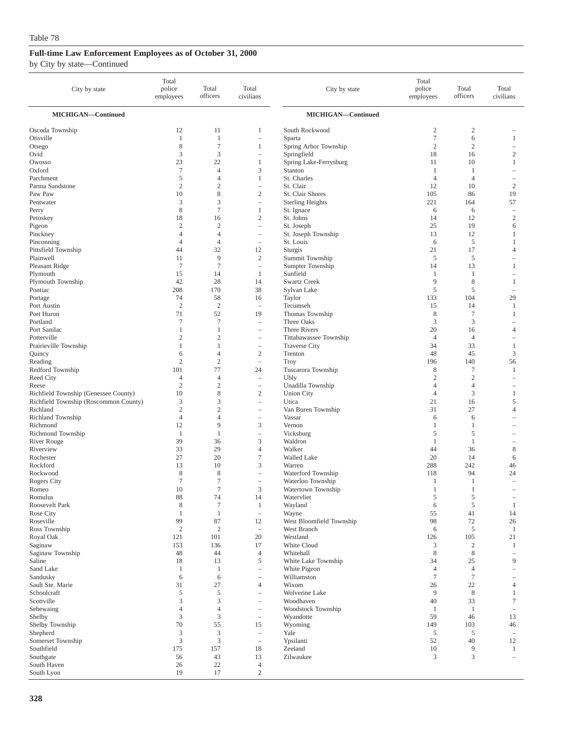Table 78

## Full-time Law Enforcement Employees as of October 31, 2000

by City by state—Continued

| City by state | Total police employees | Total officers | Total civilians |
|---|---|---|---|
| **MICHIGAN—Continued** | | | |
| Oscoda Township | 12 | 11 | 1 |
| Otisville | 1 | 1 | – |
| Otsego | 8 | 7 | 1 |
| Ovid | 3 | 3 | – |
| Owosso | 23 | 22 | 1 |
| Oxford | 7 | 4 | 3 |
| Parchment | 5 | 4 | 1 |
| Parma Sandstone | 2 | 2 | – |
| Paw Paw | 10 | 8 | 2 |
| Pentwater | 3 | 3 | – |
| Perry | 8 | 7 | 1 |
| Petoskey | 18 | 16 | 2 |
| Pigeon | 2 | 2 | – |
| Pinckney | 4 | 4 | – |
| Pinconning | 4 | 4 | – |
| Pittsfield Township | 44 | 32 | 12 |
| Plainwell | 11 | 9 | 2 |
| Pleasant Ridge | 7 | 7 | – |
| Plymouth | 15 | 14 | 1 |
| Plymouth Township | 42 | 28 | 14 |
| Pontiac | 208 | 170 | 38 |
| Portage | 74 | 58 | 16 |
| Port Austin | 2 | 2 | – |
| Port Huron | 71 | 52 | 19 |
| Portland | 7 | 7 | – |
| Port Sanilac | 1 | 1 | – |
| Potterville | 2 | 2 | – |
| Prairieville Township | 1 | 1 | – |
| Quincy | 6 | 4 | 2 |
| Reading | 2 | 2 | – |
| Redford Township | 101 | 77 | 24 |
| Reed City | 4 | 4 | – |
| Reese | 2 | 2 | – |
| Richfield Township (Genessee County) | 10 | 8 | 2 |
| Richfield Township (Roscommon County) | 3 | 3 | – |
| Richland | 2 | 2 | – |
| Richland Township | 4 | 4 | – |
| Richmond | 12 | 9 | 3 |
| Richmond Township | 1 | 1 | – |
| River Rouge | 39 | 36 | 3 |
| Riverview | 33 | 29 | 4 |
| Rochester | 27 | 20 | 7 |
| Rockford | 13 | 10 | 3 |
| Rockwood | 8 | 8 | – |
| Rogers City | 7 | 7 | – |
| Romeo | 10 | 7 | 3 |
| Romulus | 88 | 74 | 14 |
| Roosevelt Park | 8 | 7 | 1 |
| Rose City | 1 | 1 | – |
| Roseville | 99 | 87 | 12 |
| Ross Township | 2 | 2 | – |
| Royal Oak | 121 | 101 | 20 |
| Saginaw | 153 | 136 | 17 |
| Saginaw Township | 48 | 44 | 4 |
| Saline | 18 | 13 | 5 |
| Sand Lake | 1 | 1 | – |
| Sandusky | 6 | 6 | – |
| Sault Ste. Marie | 31 | 27 | 4 |
| Schoolcraft | 5 | 5 | – |
| Scottville | 3 | 3 | – |
| Sebewaing | 4 | 4 | – |
| Shelby | 3 | 3 | – |
| Shelby Township | 70 | 55 | 15 |
| Shepherd | 3 | 3 | – |
| Somerset Township | 3 | 3 | – |
| Southfield | 175 | 157 | 18 |
| Southgate | 56 | 43 | 13 |
| South Haven | 26 | 22 | 4 |
| South Lyon | 19 | 17 | 2 |
| South Rockwood | 2 | 2 | – |
| Sparta | 7 | 6 | 1 |
| Spring Arbor Township | 2 | 2 | – |
| Springfield | 18 | 16 | 2 |
| Spring Lake-Ferrysburg | 11 | 10 | 1 |
| Stanton | 1 | 1 | – |
| St. Charles | 4 | 4 | – |
| St. Clair | 12 | 10 | 2 |
| St. Clair Shores | 105 | 86 | 19 |
| Sterling Heights | 221 | 164 | 57 |
| St. Ignace | 6 | 6 | – |
| St. Johns | 14 | 12 | 2 |
| St. Joseph | 25 | 19 | 6 |
| St. Joseph Township | 13 | 12 | 1 |
| St. Louis | 6 | 5 | 1 |
| Sturgis | 21 | 17 | 4 |
| Summit Township | 5 | 5 | – |
| Sumpter Township | 14 | 13 | 1 |
| Sunfield | 1 | 1 | – |
| Swartz Creek | 9 | 8 | 1 |
| Sylvan Lake | 5 | 5 | – |
| Taylor | 133 | 104 | 29 |
| Tecumseh | 15 | 14 | 1 |
| Thomas Township | 8 | 7 | 1 |
| Three Oaks | 3 | 3 | – |
| Three Rivers | 20 | 16 | 4 |
| Tittabawassee Township | 4 | 4 | – |
| Traverse City | 34 | 33 | 1 |
| Trenton | 48 | 45 | 3 |
| Troy | 196 | 140 | 56 |
| Tuscarora Township | 8 | 7 | 1 |
| Ubly | 2 | 2 | – |
| Unadilla Township | 4 | 4 | – |
| Union City | 4 | 3 | 1 |
| Utica | 21 | 16 | 5 |
| Van Buren Township | 31 | 27 | 4 |
| Vassar | 6 | 6 | – |
| Vernon | 1 | 1 | – |
| Vicksburg | 5 | 5 | – |
| Waldron | 1 | 1 | – |
| Walker | 44 | 36 | 8 |
| Walled Lake | 20 | 14 | 6 |
| Warren | 288 | 242 | 46 |
| Waterford Township | 118 | 94 | 24 |
| Waterloo Township | 1 | 1 | – |
| Watertown Township | 1 | 1 | – |
| Watervliet | 5 | 5 | – |
| Wayland | 6 | 5 | 1 |
| Wayne | 55 | 41 | 14 |
| West Bloomfield Township | 98 | 72 | 26 |
| West Branch | 6 | 5 | 1 |
| Westland | 126 | 105 | 21 |
| White Cloud | 3 | 2 | 1 |
| Whitehall | 8 | 8 | – |
| White Lake Township | 34 | 25 | 9 |
| White Pigeon | 4 | 4 | – |
| Williamston | 7 | 7 | – |
| Wixom | 26 | 22 | 4 |
| Wolverine Lake | 9 | 8 | 1 |
| Woodhaven | 40 | 33 | 7 |
| Woodstock Township | 1 | 1 | – |
| Wyandotte | 59 | 46 | 13 |
| Wyoming | 149 | 103 | 46 |
| Yale | 5 | 5 | – |
| Ypsilanti | 52 | 40 | 12 |
| Zeeland | 10 | 9 | 1 |
| Zilwaukee | 3 | 3 | – |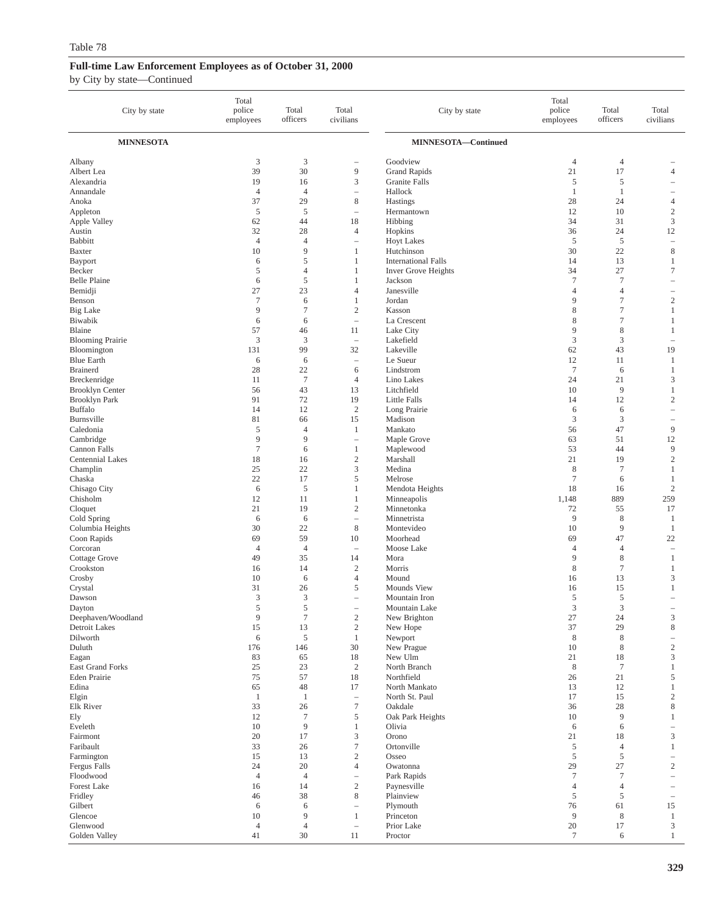Table 78

**Full-time Law Enforcement Employees as of October 31, 2000**

by City by state—Continued

| City by state | Total police employees | Total officers | Total civilians |
|---|---|---|---|
| **MINNESOTA** | | | |
| Albany | 3 | 3 | – |
| Albert Lea | 39 | 30 | 9 |
| Alexandria | 19 | 16 | 3 |
| Annandale | 4 | 4 | – |
| Anoka | 37 | 29 | 8 |
| Appleton | 5 | 5 | – |
| Apple Valley | 62 | 44 | 18 |
| Austin | 32 | 28 | 4 |
| Babbitt | 4 | 4 | – |
| Baxter | 10 | 9 | 1 |
| Bayport | 6 | 5 | 1 |
| Becker | 5 | 4 | 1 |
| Belle Plaine | 6 | 5 | 1 |
| Bemidji | 27 | 23 | 4 |
| Benson | 7 | 6 | 1 |
| Big Lake | 9 | 7 | 2 |
| Biwabik | 6 | 6 | – |
| Blaine | 57 | 46 | 11 |
| Blooming Prairie | 3 | 3 | – |
| Bloomington | 131 | 99 | 32 |
| Blue Earth | 6 | 6 | – |
| Brainerd | 28 | 22 | 6 |
| Breckenridge | 11 | 7 | 4 |
| Brooklyn Center | 56 | 43 | 13 |
| Brooklyn Park | 91 | 72 | 19 |
| Buffalo | 14 | 12 | 2 |
| Burnsville | 81 | 66 | 15 |
| Caledonia | 5 | 4 | 1 |
| Cambridge | 9 | 9 | – |
| Cannon Falls | 7 | 6 | 1 |
| Centennial Lakes | 18 | 16 | 2 |
| Champlin | 25 | 22 | 3 |
| Chaska | 22 | 17 | 5 |
| Chisago City | 6 | 5 | 1 |
| Chisholm | 12 | 11 | 1 |
| Cloquet | 21 | 19 | 2 |
| Cold Spring | 6 | 6 | – |
| Columbia Heights | 30 | 22 | 8 |
| Coon Rapids | 69 | 59 | 10 |
| Corcoran | 4 | 4 | – |
| Cottage Grove | 49 | 35 | 14 |
| Crookston | 16 | 14 | 2 |
| Crosby | 10 | 6 | 4 |
| Crystal | 31 | 26 | 5 |
| Dawson | 3 | 3 | – |
| Dayton | 5 | 5 | – |
| Deephaven/Woodland | 9 | 7 | 2 |
| Detroit Lakes | 15 | 13 | 2 |
| Dilworth | 6 | 5 | 1 |
| Duluth | 176 | 146 | 30 |
| Eagan | 83 | 65 | 18 |
| East Grand Forks | 25 | 23 | 2 |
| Eden Prairie | 75 | 57 | 18 |
| Edina | 65 | 48 | 17 |
| Elgin | 1 | 1 | – |
| Elk River | 33 | 26 | 7 |
| Ely | 12 | 7 | 5 |
| Eveleth | 10 | 9 | 1 |
| Fairmont | 20 | 17 | 3 |
| Faribault | 33 | 26 | 7 |
| Farmington | 15 | 13 | 2 |
| Fergus Falls | 24 | 20 | 4 |
| Floodwood | 4 | 4 | – |
| Forest Lake | 16 | 14 | 2 |
| Fridley | 46 | 38 | 8 |
| Gilbert | 6 | 6 | – |
| Glencoe | 10 | 9 | 1 |
| Glenwood | 4 | 4 | – |
| Golden Valley | 41 | 30 | 11 |
| **MINNESOTA—Continued** | | | |
| Goodview | 4 | 4 | – |
| Grand Rapids | 21 | 17 | 4 |
| Granite Falls | 5 | 5 | – |
| Hallock | 1 | 1 | – |
| Hastings | 28 | 24 | 4 |
| Hermantown | 12 | 10 | 2 |
| Hibbing | 34 | 31 | 3 |
| Hopkins | 36 | 24 | 12 |
| Hoyt Lakes | 5 | 5 | – |
| Hutchinson | 30 | 22 | 8 |
| International Falls | 14 | 13 | 1 |
| Inver Grove Heights | 34 | 27 | 7 |
| Jackson | 7 | 7 | – |
| Janesville | 4 | 4 | – |
| Jordan | 9 | 7 | 2 |
| Kasson | 8 | 7 | 1 |
| La Crescent | 8 | 7 | 1 |
| Lake City | 9 | 8 | 1 |
| Lakefield | 3 | 3 | – |
| Lakeville | 62 | 43 | 19 |
| Le Sueur | 12 | 11 | 1 |
| Lindstrom | 7 | 6 | 1 |
| Lino Lakes | 24 | 21 | 3 |
| Litchfield | 10 | 9 | 1 |
| Little Falls | 14 | 12 | 2 |
| Long Prairie | 6 | 6 | – |
| Madison | 3 | 3 | – |
| Mankato | 56 | 47 | 9 |
| Maple Grove | 63 | 51 | 12 |
| Maplewood | 53 | 44 | 9 |
| Marshall | 21 | 19 | 2 |
| Medina | 8 | 7 | 1 |
| Melrose | 7 | 6 | 1 |
| Mendota Heights | 18 | 16 | 2 |
| Minneapolis | 1,148 | 889 | 259 |
| Minnetonka | 72 | 55 | 17 |
| Minnetrista | 9 | 8 | 1 |
| Montevideo | 10 | 9 | 1 |
| Moorhead | 69 | 47 | 22 |
| Moose Lake | 4 | 4 | – |
| Mora | 9 | 8 | 1 |
| Morris | 8 | 7 | 1 |
| Mound | 16 | 13 | 3 |
| Mounds View | 16 | 15 | 1 |
| Mountain Iron | 5 | 5 | – |
| Mountain Lake | 3 | 3 | – |
| New Brighton | 27 | 24 | 3 |
| New Hope | 37 | 29 | 8 |
| Newport | 8 | 8 | – |
| New Prague | 10 | 8 | 2 |
| New Ulm | 21 | 18 | 3 |
| North Branch | 8 | 7 | 1 |
| Northfield | 26 | 21 | 5 |
| North Mankato | 13 | 12 | 1 |
| North St. Paul | 17 | 15 | 2 |
| Oakdale | 36 | 28 | 8 |
| Oak Park Heights | 10 | 9 | 1 |
| Olivia | 6 | 6 | – |
| Orono | 21 | 18 | 3 |
| Ortonville | 5 | 4 | 1 |
| Osseo | 5 | 5 | – |
| Owatonna | 29 | 27 | 2 |
| Park Rapids | 7 | 7 | – |
| Paynesville | 4 | 4 | – |
| Plainview | 5 | 5 | – |
| Plymouth | 76 | 61 | 15 |
| Princeton | 9 | 8 | 1 |
| Prior Lake | 20 | 17 | 3 |
| Proctor | 7 | 6 | 1 |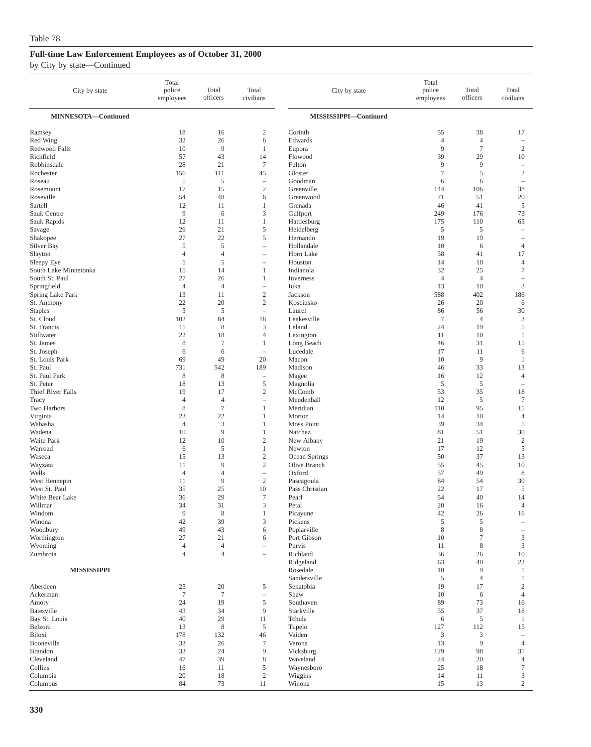Table 78

## Full-time Law Enforcement Employees as of October 31, 2000

by City by state—Continued

| City by state | Total police employees | Total officers | Total civilians |
|---|---|---|---|
| **MINNESOTA—Continued** | | | |
| Ramsey | 18 | 16 | 2 |
| Red Wing | 32 | 26 | 6 |
| Redwood Falls | 10 | 9 | 1 |
| Richfield | 57 | 43 | 14 |
| Robbinsdale | 28 | 21 | 7 |
| Rochester | 156 | 111 | 45 |
| Roseau | 5 | 5 | – |
| Rosemount | 17 | 15 | 2 |
| Roseville | 54 | 48 | 6 |
| Sartell | 12 | 11 | 1 |
| Sauk Centre | 9 | 6 | 3 |
| Sauk Rapids | 12 | 11 | 1 |
| Savage | 26 | 21 | 5 |
| Shakopee | 27 | 22 | 5 |
| Silver Bay | 5 | 5 | – |
| Slayton | 4 | 4 | – |
| Sleepy Eye | 5 | 5 | – |
| South Lake Minnetonka | 15 | 14 | 1 |
| South St. Paul | 27 | 26 | 1 |
| Springfield | 4 | 4 | – |
| Spring Lake Park | 13 | 11 | 2 |
| St. Anthony | 22 | 20 | 2 |
| Staples | 5 | 5 | – |
| St. Cloud | 102 | 84 | 18 |
| St. Francis | 11 | 8 | 3 |
| Stillwater | 22 | 18 | 4 |
| St. James | 8 | 7 | 1 |
| St. Joseph | 6 | 6 | – |
| St. Louis Park | 69 | 49 | 20 |
| St. Paul | 731 | 542 | 189 |
| St. Paul Park | 8 | 8 | – |
| St. Peter | 18 | 13 | 5 |
| Thief River Falls | 19 | 17 | 2 |
| Tracy | 4 | 4 | – |
| Two Harbors | 8 | 7 | 1 |
| Virginia | 23 | 22 | 1 |
| Wabasha | 4 | 3 | 1 |
| Wadena | 10 | 9 | 1 |
| Waite Park | 12 | 10 | 2 |
| Warroad | 6 | 5 | 1 |
| Waseca | 15 | 13 | 2 |
| Wayzata | 11 | 9 | 2 |
| Wells | 4 | 4 | – |
| West Hennepin | 11 | 9 | 2 |
| West St. Paul | 35 | 25 | 10 |
| White Bear Lake | 36 | 29 | 7 |
| Willmar | 34 | 31 | 3 |
| Windom | 9 | 8 | 1 |
| Winona | 42 | 39 | 3 |
| Woodbury | 49 | 43 | 6 |
| Worthington | 27 | 21 | 6 |
| Wyoming | 4 | 4 | – |
| Zumbrota | 4 | 4 | – |
| **MISSISSIPPI** | | | |
| Aberdeen | 25 | 20 | 5 |
| Ackerman | 7 | 7 | – |
| Amory | 24 | 19 | 5 |
| Batesville | 43 | 34 | 9 |
| Bay St. Louis | 40 | 29 | 11 |
| Belzoni | 13 | 8 | 5 |
| Biloxi | 178 | 132 | 46 |
| Booneville | 33 | 26 | 7 |
| Brandon | 33 | 24 | 9 |
| Cleveland | 47 | 39 | 8 |
| Collins | 16 | 11 | 5 |
| Columbia | 20 | 18 | 2 |
| Columbus | 84 | 73 | 11 |
| **MISSISSIPPI—Continued** | | | |
| Corinth | 55 | 38 | 17 |
| Edwards | 4 | 4 | – |
| Eupora | 9 | 7 | 2 |
| Flowood | 39 | 29 | 10 |
| Fulton | 9 | 9 | – |
| Gloster | 7 | 5 | 2 |
| Goodman | 6 | 6 | – |
| Greenville | 144 | 106 | 38 |
| Greenwood | 71 | 51 | 20 |
| Grenada | 46 | 41 | 5 |
| Gulfport | 249 | 176 | 73 |
| Hattiesburg | 175 | 110 | 65 |
| Heidelberg | 5 | 5 | – |
| Hernando | 19 | 19 | – |
| Hollandale | 10 | 6 | 4 |
| Horn Lake | 58 | 41 | 17 |
| Houston | 14 | 10 | 4 |
| Indianola | 32 | 25 | 7 |
| Inverness | 4 | 4 | – |
| Iuka | 13 | 10 | 3 |
| Jackson | 588 | 402 | 186 |
| Kosciusko | 26 | 20 | 6 |
| Laurel | 86 | 56 | 30 |
| Leakesville | 7 | 4 | 3 |
| Leland | 24 | 19 | 5 |
| Lexington | 11 | 10 | 1 |
| Long Beach | 46 | 31 | 15 |
| Lucedale | 17 | 11 | 6 |
| Macon | 10 | 9 | 1 |
| Madison | 46 | 33 | 13 |
| Magee | 16 | 12 | 4 |
| Magnolia | 5 | 5 | – |
| McComb | 53 | 35 | 18 |
| Mendenhall | 12 | 5 | 7 |
| Meridian | 110 | 95 | 15 |
| Morton | 14 | 10 | 4 |
| Moss Point | 39 | 34 | 5 |
| Natchez | 81 | 51 | 30 |
| New Albany | 21 | 19 | 2 |
| Newton | 17 | 12 | 5 |
| Ocean Springs | 50 | 37 | 13 |
| Olive Branch | 55 | 45 | 10 |
| Oxford | 57 | 49 | 8 |
| Pascagoula | 84 | 54 | 30 |
| Pass Christian | 22 | 17 | 5 |
| Pearl | 54 | 40 | 14 |
| Petal | 20 | 16 | 4 |
| Picayune | 42 | 26 | 16 |
| Pickens | 5 | 5 | – |
| Poplarville | 8 | 8 | – |
| Port Gibson | 10 | 7 | 3 |
| Purvis | 11 | 8 | 3 |
| Richland | 36 | 26 | 10 |
| Ridgeland | 63 | 40 | 23 |
| Rosedale | 10 | 9 | 1 |
| Sandersville | 5 | 4 | 1 |
| Senatobia | 19 | 17 | 2 |
| Shaw | 10 | 6 | 4 |
| Southaven | 89 | 73 | 16 |
| Starkville | 55 | 37 | 18 |
| Tchula | 6 | 5 | 1 |
| Tupelo | 127 | 112 | 15 |
| Vaiden | 3 | 3 | – |
| Verona | 13 | 9 | 4 |
| Vicksburg | 129 | 98 | 31 |
| Waveland | 24 | 20 | 4 |
| Waynesboro | 25 | 18 | 7 |
| Wiggins | 14 | 11 | 3 |
| Winona | 15 | 13 | 2 |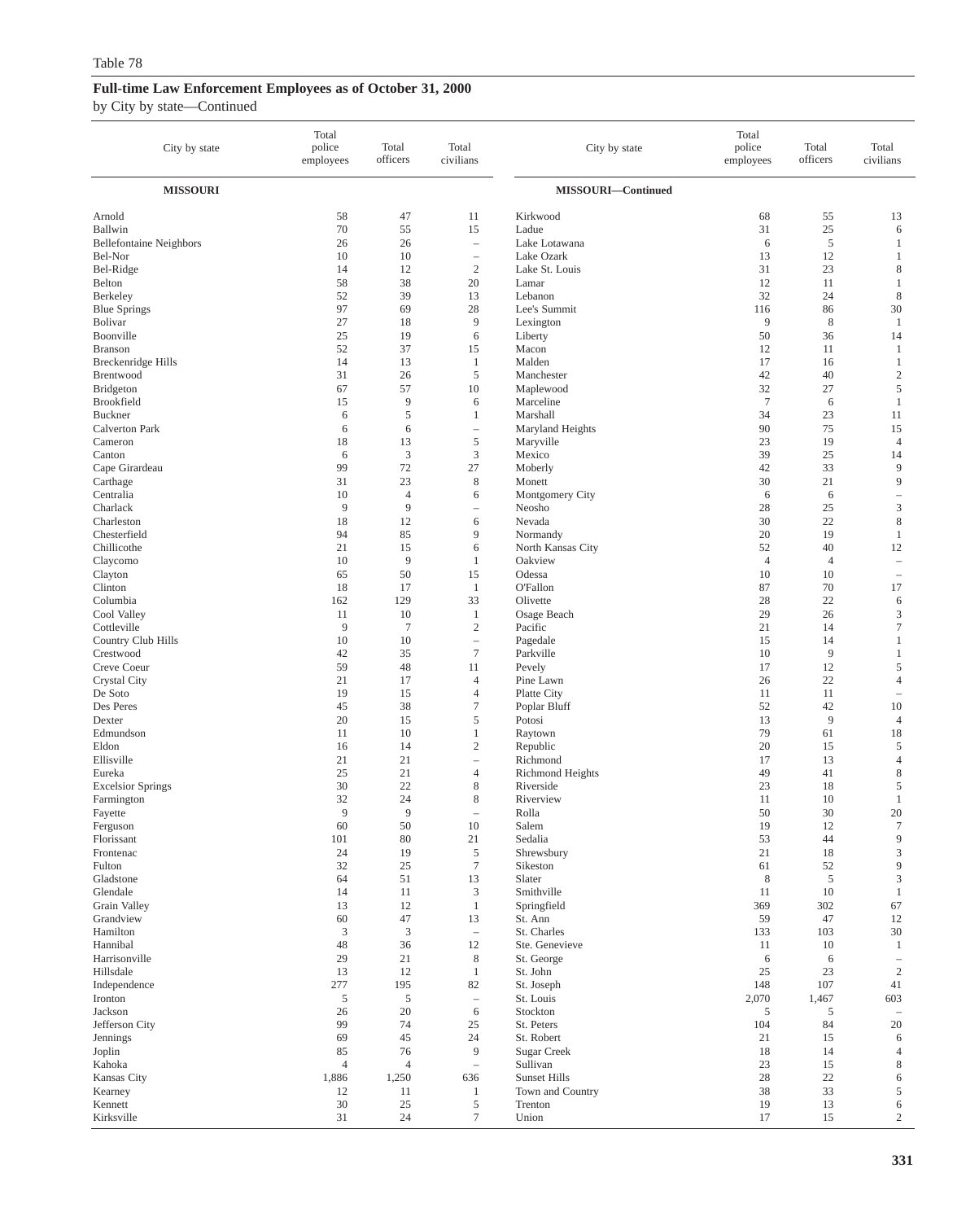Table 78

**Full-time Law Enforcement Employees as of October 31, 2000**

by City by state—Continued

| City by state | Total police employees | Total officers | Total civilians |
|---|---|---|---|
| **MISSOURI** | | | |
| Arnold | 58 | 47 | 11 |
| Ballwin | 70 | 55 | 15 |
| Bellefontaine Neighbors | 26 | 26 | – |
| Bel-Nor | 10 | 10 | – |
| Bel-Ridge | 14 | 12 | 2 |
| Belton | 58 | 38 | 20 |
| Berkeley | 52 | 39 | 13 |
| Blue Springs | 97 | 69 | 28 |
| Bolivar | 27 | 18 | 9 |
| Boonville | 25 | 19 | 6 |
| Branson | 52 | 37 | 15 |
| Breckenridge Hills | 14 | 13 | 1 |
| Brentwood | 31 | 26 | 5 |
| Bridgeton | 67 | 57 | 10 |
| Brookfield | 15 | 9 | 6 |
| Buckner | 6 | 5 | 1 |
| Calverton Park | 6 | 6 | – |
| Cameron | 18 | 13 | 5 |
| Canton | 6 | 3 | 3 |
| Cape Girardeau | 99 | 72 | 27 |
| Carthage | 31 | 23 | 8 |
| Centralia | 10 | 4 | 6 |
| Charlack | 9 | 9 | – |
| Charleston | 18 | 12 | 6 |
| Chesterfield | 94 | 85 | 9 |
| Chillicothe | 21 | 15 | 6 |
| Claycomo | 10 | 9 | 1 |
| Clayton | 65 | 50 | 15 |
| Clinton | 18 | 17 | 1 |
| Columbia | 162 | 129 | 33 |
| Cool Valley | 11 | 10 | 1 |
| Cottleville | 9 | 7 | 2 |
| Country Club Hills | 10 | 10 | – |
| Crestwood | 42 | 35 | 7 |
| Creve Coeur | 59 | 48 | 11 |
| Crystal City | 21 | 17 | 4 |
| De Soto | 19 | 15 | 4 |
| Des Peres | 45 | 38 | 7 |
| Dexter | 20 | 15 | 5 |
| Edmundson | 11 | 10 | 1 |
| Eldon | 16 | 14 | 2 |
| Ellisville | 21 | 21 | – |
| Eureka | 25 | 21 | 4 |
| Excelsior Springs | 30 | 22 | 8 |
| Farmington | 32 | 24 | 8 |
| Fayette | 9 | 9 | – |
| Ferguson | 60 | 50 | 10 |
| Florissant | 101 | 80 | 21 |
| Frontenac | 24 | 19 | 5 |
| Fulton | 32 | 25 | 7 |
| Gladstone | 64 | 51 | 13 |
| Glendale | 14 | 11 | 3 |
| Grain Valley | 13 | 12 | 1 |
| Grandview | 60 | 47 | 13 |
| Hamilton | 3 | 3 | – |
| Hannibal | 48 | 36 | 12 |
| Harrisonville | 29 | 21 | 8 |
| Hillsdale | 13 | 12 | 1 |
| Independence | 277 | 195 | 82 |
| Ironton | 5 | 5 | – |
| Jackson | 26 | 20 | 6 |
| Jefferson City | 99 | 74 | 25 |
| Jennings | 69 | 45 | 24 |
| Joplin | 85 | 76 | 9 |
| Kahoka | 4 | 4 | – |
| Kansas City | 1,886 | 1,250 | 636 |
| Kearney | 12 | 11 | 1 |
| Kennett | 30 | 25 | 5 |
| Kirksville | 31 | 24 | 7 |
| **MISSOURI—Continued** | | | |
| Kirkwood | 68 | 55 | 13 |
| Ladue | 31 | 25 | 6 |
| Lake Lotawana | 6 | 5 | 1 |
| Lake Ozark | 13 | 12 | 1 |
| Lake St. Louis | 31 | 23 | 8 |
| Lamar | 12 | 11 | 1 |
| Lebanon | 32 | 24 | 8 |
| Lee's Summit | 116 | 86 | 30 |
| Lexington | 9 | 8 | 1 |
| Liberty | 50 | 36 | 14 |
| Macon | 12 | 11 | 1 |
| Malden | 17 | 16 | 1 |
| Manchester | 42 | 40 | 2 |
| Maplewood | 32 | 27 | 5 |
| Marceline | 7 | 6 | 1 |
| Marshall | 34 | 23 | 11 |
| Maryland Heights | 90 | 75 | 15 |
| Maryville | 23 | 19 | 4 |
| Mexico | 39 | 25 | 14 |
| Moberly | 42 | 33 | 9 |
| Monett | 30 | 21 | 9 |
| Montgomery City | 6 | 6 | – |
| Neosho | 28 | 25 | 3 |
| Nevada | 30 | 22 | 8 |
| Normandy | 20 | 19 | 1 |
| North Kansas City | 52 | 40 | 12 |
| Oakview | 4 | 4 | – |
| Odessa | 10 | 10 | – |
| O'Fallon | 87 | 70 | 17 |
| Olivette | 28 | 22 | 6 |
| Osage Beach | 29 | 26 | 3 |
| Pacific | 21 | 14 | 7 |
| Pagedale | 15 | 14 | 1 |
| Parkville | 10 | 9 | 1 |
| Pevely | 17 | 12 | 5 |
| Pine Lawn | 26 | 22 | 4 |
| Platte City | 11 | 11 | – |
| Poplar Bluff | 52 | 42 | 10 |
| Potosi | 13 | 9 | 4 |
| Raytown | 79 | 61 | 18 |
| Republic | 20 | 15 | 5 |
| Richmond | 17 | 13 | 4 |
| Richmond Heights | 49 | 41 | 8 |
| Riverside | 23 | 18 | 5 |
| Riverview | 11 | 10 | 1 |
| Rolla | 50 | 30 | 20 |
| Salem | 19 | 12 | 7 |
| Sedalia | 53 | 44 | 9 |
| Shrewsbury | 21 | 18 | 3 |
| Sikeston | 61 | 52 | 9 |
| Slater | 8 | 5 | 3 |
| Smithville | 11 | 10 | 1 |
| Springfield | 369 | 302 | 67 |
| St. Ann | 59 | 47 | 12 |
| St. Charles | 133 | 103 | 30 |
| Ste. Genevieve | 11 | 10 | 1 |
| St. George | 6 | 6 | – |
| St. John | 25 | 23 | 2 |
| St. Joseph | 148 | 107 | 41 |
| St. Louis | 2,070 | 1,467 | 603 |
| Stockton | 5 | 5 | – |
| St. Peters | 104 | 84 | 20 |
| St. Robert | 21 | 15 | 6 |
| Sugar Creek | 18 | 14 | 4 |
| Sullivan | 23 | 15 | 8 |
| Sunset Hills | 28 | 22 | 6 |
| Town and Country | 38 | 33 | 5 |
| Trenton | 19 | 13 | 6 |
| Union | 17 | 15 | 2 |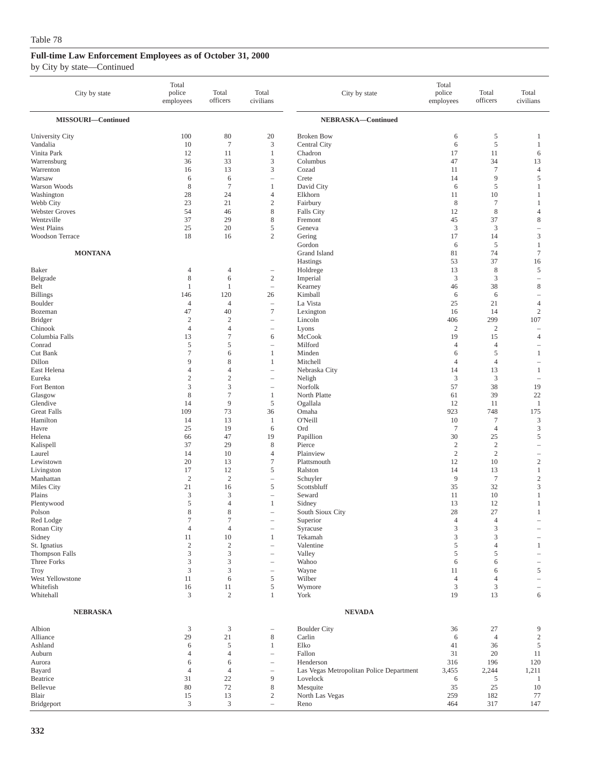Table 78

## Full-time Law Enforcement Employees as of October 31, 2000

by City by state—Continued

| City by state | Total police employees | Total officers | Total civilians |
|---|---|---|---|
| **MISSOURI—Continued** | | | |
| University City | 100 | 80 | 20 |
| Vandalia | 10 | 7 | 3 |
| Vinita Park | 12 | 11 | 1 |
| Warrensburg | 36 | 33 | 3 |
| Warrenton | 16 | 13 | 3 |
| Warsaw | 6 | 6 | – |
| Warson Woods | 8 | 7 | 1 |
| Washington | 28 | 24 | 4 |
| Webb City | 23 | 21 | 2 |
| Webster Groves | 54 | 46 | 8 |
| Wentzville | 37 | 29 | 8 |
| West Plains | 25 | 20 | 5 |
| Woodson Terrace | 18 | 16 | 2 |
| **MONTANA** | | | |
| Baker | 4 | 4 | – |
| Belgrade | 8 | 6 | 2 |
| Belt | 1 | 1 | – |
| Billings | 146 | 120 | 26 |
| Boulder | 4 | 4 | – |
| Bozeman | 47 | 40 | 7 |
| Bridger | 2 | 2 | – |
| Chinook | 4 | 4 | – |
| Columbia Falls | 13 | 7 | 6 |
| Conrad | 5 | 5 | – |
| Cut Bank | 7 | 6 | 1 |
| Dillon | 9 | 8 | 1 |
| East Helena | 4 | 4 | – |
| Eureka | 2 | 2 | – |
| Fort Benton | 3 | 3 | – |
| Glasgow | 8 | 7 | 1 |
| Glendive | 14 | 9 | 5 |
| Great Falls | 109 | 73 | 36 |
| Hamilton | 14 | 13 | 1 |
| Havre | 25 | 19 | 6 |
| Helena | 66 | 47 | 19 |
| Kalispell | 37 | 29 | 8 |
| Laurel | 14 | 10 | 4 |
| Lewistown | 20 | 13 | 7 |
| Livingston | 17 | 12 | 5 |
| Manhattan | 2 | 2 | – |
| Miles City | 21 | 16 | 5 |
| Plains | 3 | 3 | – |
| Plentywood | 5 | 4 | 1 |
| Polson | 8 | 8 | – |
| Red Lodge | 7 | 7 | – |
| Ronan City | 4 | 4 | – |
| Sidney | 11 | 10 | 1 |
| St. Ignatius | 2 | 2 | – |
| Thompson Falls | 3 | 3 | – |
| Three Forks | 3 | 3 | – |
| Troy | 3 | 3 | – |
| West Yellowstone | 11 | 6 | 5 |
| Whitefish | 16 | 11 | 5 |
| Whitehall | 3 | 2 | 1 |
| **NEBRASKA** | | | |
| Albion | 3 | 3 | – |
| Alliance | 29 | 21 | 8 |
| Ashland | 6 | 5 | 1 |
| Auburn | 4 | 4 | – |
| Aurora | 6 | 6 | – |
| Bayard | 4 | 4 | – |
| Beatrice | 31 | 22 | 9 |
| Bellevue | 80 | 72 | 8 |
| Blair | 15 | 13 | 2 |
| Bridgeport | 3 | 3 | – |
| **NEBRASKA—Continued** | | | |
| Broken Bow | 6 | 5 | 1 |
| Central City | 6 | 5 | 1 |
| Chadron | 17 | 11 | 6 |
| Columbus | 47 | 34 | 13 |
| Cozad | 11 | 7 | 4 |
| Crete | 14 | 9 | 5 |
| David City | 6 | 5 | 1 |
| Elkhorn | 11 | 10 | 1 |
| Fairbury | 8 | 7 | 1 |
| Falls City | 12 | 8 | 4 |
| Fremont | 45 | 37 | 8 |
| Geneva | 3 | 3 | – |
| Gering | 17 | 14 | 3 |
| Gordon | 6 | 5 | 1 |
| Grand Island | 81 | 74 | 7 |
| Hastings | 53 | 37 | 16 |
| Holdrege | 13 | 8 | 5 |
| Imperial | 3 | 3 | – |
| Kearney | 46 | 38 | 8 |
| Kimball | 6 | 6 | – |
| La Vista | 25 | 21 | 4 |
| Lexington | 16 | 14 | 2 |
| Lincoln | 406 | 299 | 107 |
| Lyons | 2 | 2 | – |
| McCook | 19 | 15 | 4 |
| Milford | 4 | 4 | – |
| Minden | 6 | 5 | 1 |
| Mitchell | 4 | 4 | – |
| Nebraska City | 14 | 13 | 1 |
| Neligh | 3 | 3 | – |
| Norfolk | 57 | 38 | 19 |
| North Platte | 61 | 39 | 22 |
| Ogallala | 12 | 11 | 1 |
| Omaha | 923 | 748 | 175 |
| O'Neill | 10 | 7 | 3 |
| Ord | 7 | 4 | 3 |
| Papillion | 30 | 25 | 5 |
| Pierce | 2 | 2 | – |
| Plainview | 2 | 2 | – |
| Plattsmouth | 12 | 10 | 2 |
| Ralston | 14 | 13 | 1 |
| Schuyler | 9 | 7 | 2 |
| Scottsbluff | 35 | 32 | 3 |
| Seward | 11 | 10 | 1 |
| Sidney | 13 | 12 | 1 |
| South Sioux City | 28 | 27 | 1 |
| Superior | 4 | 4 | – |
| Syracuse | 3 | 3 | – |
| Tekamah | 3 | 3 | – |
| Valentine | 5 | 4 | 1 |
| Valley | 5 | 5 | – |
| Wahoo | 6 | 6 | – |
| Wayne | 11 | 6 | 5 |
| Wilber | 4 | 4 | – |
| Wymore | 3 | 3 | – |
| York | 19 | 13 | 6 |
| **NEVADA** | | | |
| Boulder City | 36 | 27 | 9 |
| Carlin | 6 | 4 | 2 |
| Elko | 41 | 36 | 5 |
| Fallon | 31 | 20 | 11 |
| Henderson | 316 | 196 | 120 |
| Las Vegas Metropolitan Police Department | 3,455 | 2,244 | 1,211 |
| Lovelock | 6 | 5 | 1 |
| Mesquite | 35 | 25 | 10 |
| North Las Vegas | 259 | 182 | 77 |
| Reno | 464 | 317 | 147 |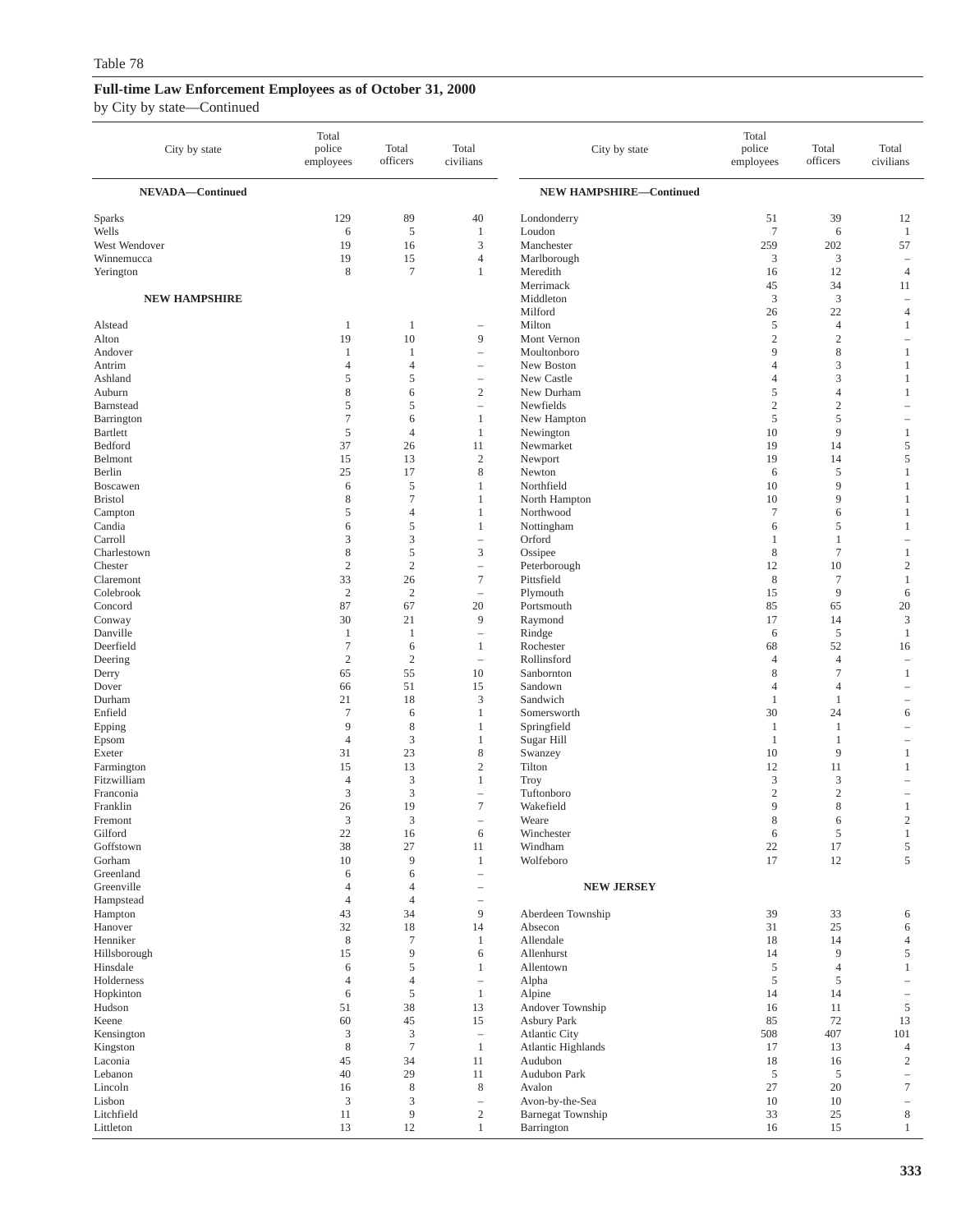Table 78

**Full-time Law Enforcement Employees as of October 31, 2000**

by City by state—Continued

| City by state | Total police employees | Total officers | Total civilians |
|---|---|---|---|
| **NEVADA—Continued** | | | |
| Sparks | 129 | 89 | 40 |
| Wells | 6 | 5 | 1 |
| West Wendover | 19 | 16 | 3 |
| Winnemucca | 19 | 15 | 4 |
| Yerington | 8 | 7 | 1 |
| **NEW HAMPSHIRE** | | | |
| Alstead | 1 | 1 | – |
| Alton | 19 | 10 | 9 |
| Andover | 1 | 1 | – |
| Antrim | 4 | 4 | – |
| Ashland | 5 | 5 | – |
| Auburn | 8 | 6 | 2 |
| Barnstead | 5 | 5 | – |
| Barrington | 7 | 6 | 1 |
| Bartlett | 5 | 4 | 1 |
| Bedford | 37 | 26 | 11 |
| Belmont | 15 | 13 | 2 |
| Berlin | 25 | 17 | 8 |
| Boscawen | 6 | 5 | 1 |
| Bristol | 8 | 7 | 1 |
| Campton | 5 | 4 | 1 |
| Candia | 6 | 5 | 1 |
| Carroll | 3 | 3 | – |
| Charlestown | 8 | 5 | 3 |
| Chester | 2 | 2 | – |
| Claremont | 33 | 26 | 7 |
| Colebrook | 2 | 2 | – |
| Concord | 87 | 67 | 20 |
| Conway | 30 | 21 | 9 |
| Danville | 1 | 1 | – |
| Deerfield | 7 | 6 | 1 |
| Deering | 2 | 2 | – |
| Derry | 65 | 55 | 10 |
| Dover | 66 | 51 | 15 |
| Durham | 21 | 18 | 3 |
| Enfield | 7 | 6 | 1 |
| Epping | 9 | 8 | 1 |
| Epsom | 4 | 3 | 1 |
| Exeter | 31 | 23 | 8 |
| Farmington | 15 | 13 | 2 |
| Fitzwilliam | 4 | 3 | 1 |
| Franconia | 3 | 3 | – |
| Franklin | 26 | 19 | 7 |
| Fremont | 3 | 3 | – |
| Gilford | 22 | 16 | 6 |
| Goffstown | 38 | 27 | 11 |
| Gorham | 10 | 9 | 1 |
| Greenland | 6 | 6 | – |
| Greenville | 4 | 4 | – |
| Hampstead | 4 | 4 | – |
| Hampton | 43 | 34 | 9 |
| Hanover | 32 | 18 | 14 |
| Henniker | 8 | 7 | 1 |
| Hillsborough | 15 | 9 | 6 |
| Hinsdale | 6 | 5 | 1 |
| Holderness | 4 | 4 | – |
| Hopkinton | 6 | 5 | 1 |
| Hudson | 51 | 38 | 13 |
| Keene | 60 | 45 | 15 |
| Kensington | 3 | 3 | – |
| Kingston | 8 | 7 | 1 |
| Laconia | 45 | 34 | 11 |
| Lebanon | 40 | 29 | 11 |
| Lincoln | 16 | 8 | 8 |
| Lisbon | 3 | 3 | – |
| Litchfield | 11 | 9 | 2 |
| Littleton | 13 | 12 | 1 |
| **NEW HAMPSHIRE—Continued** | | | |
| Londonderry | 51 | 39 | 12 |
| Loudon | 7 | 6 | 1 |
| Manchester | 259 | 202 | 57 |
| Marlborough | 3 | 3 | – |
| Meredith | 16 | 12 | 4 |
| Merrimack | 45 | 34 | 11 |
| Middleton | 3 | 3 | – |
| Milford | 26 | 22 | 4 |
| Milton | 5 | 4 | 1 |
| Mont Vernon | 2 | 2 | – |
| Moultonboro | 9 | 8 | 1 |
| New Boston | 4 | 3 | 1 |
| New Castle | 4 | 3 | 1 |
| New Durham | 5 | 4 | 1 |
| Newfields | 2 | 2 | – |
| New Hampton | 5 | 5 | – |
| Newington | 10 | 9 | 1 |
| Newmarket | 19 | 14 | 5 |
| Newport | 19 | 14 | 5 |
| Newton | 6 | 5 | 1 |
| Northfield | 10 | 9 | 1 |
| North Hampton | 10 | 9 | 1 |
| Northwood | 7 | 6 | 1 |
| Nottingham | 6 | 5 | 1 |
| Orford | 1 | 1 | – |
| Ossipee | 8 | 7 | 1 |
| Peterborough | 12 | 10 | 2 |
| Pittsfield | 8 | 7 | 1 |
| Plymouth | 15 | 9 | 6 |
| Portsmouth | 85 | 65 | 20 |
| Raymond | 17 | 14 | 3 |
| Rindge | 6 | 5 | 1 |
| Rochester | 68 | 52 | 16 |
| Rollinsford | 4 | 4 | – |
| Sanbornton | 8 | 7 | 1 |
| Sandown | 4 | 4 | – |
| Sandwich | 1 | 1 | – |
| Somersworth | 30 | 24 | 6 |
| Springfield | 1 | 1 | – |
| Sugar Hill | 1 | 1 | – |
| Swanzey | 10 | 9 | 1 |
| Tilton | 12 | 11 | 1 |
| Troy | 3 | 3 | – |
| Tuftonboro | 2 | 2 | – |
| Wakefield | 9 | 8 | 1 |
| Weare | 8 | 6 | 2 |
| Winchester | 6 | 5 | 1 |
| Windham | 22 | 17 | 5 |
| Wolfeboro | 17 | 12 | 5 |
| **NEW JERSEY** | | | |
| Aberdeen Township | 39 | 33 | 6 |
| Absecon | 31 | 25 | 6 |
| Allendale | 18 | 14 | 4 |
| Allenhurst | 14 | 9 | 5 |
| Allentown | 5 | 4 | 1 |
| Alpha | 5 | 5 | – |
| Alpine | 14 | 14 | – |
| Andover Township | 16 | 11 | 5 |
| Asbury Park | 85 | 72 | 13 |
| Atlantic City | 508 | 407 | 101 |
| Atlantic Highlands | 17 | 13 | 4 |
| Audubon | 18 | 16 | 2 |
| Audubon Park | 5 | 5 | – |
| Avalon | 27 | 20 | 7 |
| Avon-by-the-Sea | 10 | 10 | – |
| Barnegat Township | 33 | 25 | 8 |
| Barrington | 16 | 15 | 1 |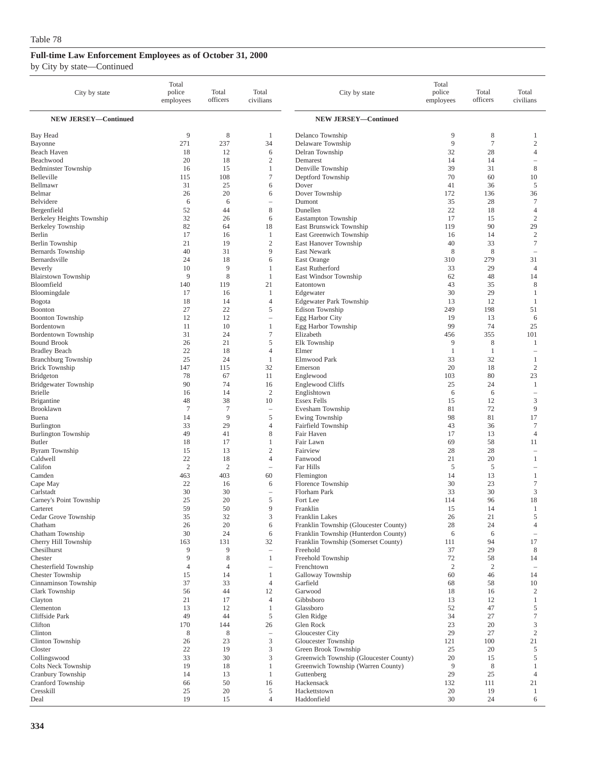Table 78

## Full-time Law Enforcement Employees as of October 31, 2000

by City by state—Continued

| City by state | Total police employees | Total officers | Total civilians |
|---|---|---|---|
| **NEW JERSEY—Continued** | | | |
| Bay Head | 9 | 8 | 1 |
| Bayonne | 271 | 237 | 34 |
| Beach Haven | 18 | 12 | 6 |
| Beachwood | 20 | 18 | 2 |
| Bedminster Township | 16 | 15 | 1 |
| Belleville | 115 | 108 | 7 |
| Bellmawr | 31 | 25 | 6 |
| Belmar | 26 | 20 | 6 |
| Belvidere | 6 | 6 | – |
| Bergenfield | 52 | 44 | 8 |
| Berkeley Heights Township | 32 | 26 | 6 |
| Berkeley Township | 82 | 64 | 18 |
| Berlin | 17 | 16 | 1 |
| Berlin Township | 21 | 19 | 2 |
| Bernards Township | 40 | 31 | 9 |
| Bernardsville | 24 | 18 | 6 |
| Beverly | 10 | 9 | 1 |
| Blairstown Township | 9 | 8 | 1 |
| Bloomfield | 140 | 119 | 21 |
| Bloomingdale | 17 | 16 | 1 |
| Bogota | 18 | 14 | 4 |
| Boonton | 27 | 22 | 5 |
| Boonton Township | 12 | 12 | – |
| Bordentown | 11 | 10 | 1 |
| Bordentown Township | 31 | 24 | 7 |
| Bound Brook | 26 | 21 | 5 |
| Bradley Beach | 22 | 18 | 4 |
| Branchburg Township | 25 | 24 | 1 |
| Brick Township | 147 | 115 | 32 |
| Bridgeton | 78 | 67 | 11 |
| Bridgewater Township | 90 | 74 | 16 |
| Brielle | 16 | 14 | 2 |
| Brigantine | 48 | 38 | 10 |
| Brooklawn | 7 | 7 | – |
| Buena | 14 | 9 | 5 |
| Burlington | 33 | 29 | 4 |
| Burlington Township | 49 | 41 | 8 |
| Butler | 18 | 17 | 1 |
| Byram Township | 15 | 13 | 2 |
| Caldwell | 22 | 18 | 4 |
| Califon | 2 | 2 | – |
| Camden | 463 | 403 | 60 |
| Cape May | 22 | 16 | 6 |
| Carlstadt | 30 | 30 | – |
| Carney's Point Township | 25 | 20 | 5 |
| Carteret | 59 | 50 | 9 |
| Cedar Grove Township | 35 | 32 | 3 |
| Chatham | 26 | 20 | 6 |
| Chatham Township | 30 | 24 | 6 |
| Cherry Hill Township | 163 | 131 | 32 |
| Chesilhurst | 9 | 9 | – |
| Chester | 9 | 8 | 1 |
| Chesterfield Township | 4 | 4 | – |
| Chester Township | 15 | 14 | 1 |
| Cinnaminson Township | 37 | 33 | 4 |
| Clark Township | 56 | 44 | 12 |
| Clayton | 21 | 17 | 4 |
| Clementon | 13 | 12 | 1 |
| Cliffside Park | 49 | 44 | 5 |
| Clifton | 170 | 144 | 26 |
| Clinton | 8 | 8 | – |
| Clinton Township | 26 | 23 | 3 |
| Closter | 22 | 19 | 3 |
| Collingswood | 33 | 30 | 3 |
| Colts Neck Township | 19 | 18 | 1 |
| Cranbury Township | 14 | 13 | 1 |
| Cranford Township | 66 | 50 | 16 |
| Cresskill | 25 | 20 | 5 |
| Deal | 19 | 15 | 4 |
| Delanco Township | 9 | 8 | 1 |
| Delaware Township | 9 | 7 | 2 |
| Delran Township | 32 | 28 | 4 |
| Demarest | 14 | 14 | – |
| Denville Township | 39 | 31 | 8 |
| Deptford Township | 70 | 60 | 10 |
| Dover | 41 | 36 | 5 |
| Dover Township | 172 | 136 | 36 |
| Dumont | 35 | 28 | 7 |
| Dunellen | 22 | 18 | 4 |
| Eastampton Township | 17 | 15 | 2 |
| East Brunswick Township | 119 | 90 | 29 |
| East Greenwich Township | 16 | 14 | 2 |
| East Hanover Township | 40 | 33 | 7 |
| East Newark | 8 | 8 | – |
| East Orange | 310 | 279 | 31 |
| East Rutherford | 33 | 29 | 4 |
| East Windsor Township | 62 | 48 | 14 |
| Eatontown | 43 | 35 | 8 |
| Edgewater | 30 | 29 | 1 |
| Edgewater Park Township | 13 | 12 | 1 |
| Edison Township | 249 | 198 | 51 |
| Egg Harbor City | 19 | 13 | 6 |
| Egg Harbor Township | 99 | 74 | 25 |
| Elizabeth | 456 | 355 | 101 |
| Elk Township | 9 | 8 | 1 |
| Elmer | 1 | 1 | – |
| Elmwood Park | 33 | 32 | 1 |
| Emerson | 20 | 18 | 2 |
| Englewood | 103 | 80 | 23 |
| Englewood Cliffs | 25 | 24 | 1 |
| Englishtown | 6 | 6 | – |
| Essex Fells | 15 | 12 | 3 |
| Evesham Township | 81 | 72 | 9 |
| Ewing Township | 98 | 81 | 17 |
| Fairfield Township | 43 | 36 | 7 |
| Fair Haven | 17 | 13 | 4 |
| Fair Lawn | 69 | 58 | 11 |
| Fairview | 28 | 28 | – |
| Fanwood | 21 | 20 | 1 |
| Far Hills | 5 | 5 | – |
| Flemington | 14 | 13 | 1 |
| Florence Township | 30 | 23 | 7 |
| Florham Park | 33 | 30 | 3 |
| Fort Lee | 114 | 96 | 18 |
| Franklin | 15 | 14 | 1 |
| Franklin Lakes | 26 | 21 | 5 |
| Franklin Township (Gloucester County) | 28 | 24 | 4 |
| Franklin Township (Hunterdon County) | 6 | 6 | – |
| Franklin Township (Somerset County) | 111 | 94 | 17 |
| Freehold | 37 | 29 | 8 |
| Freehold Township | 72 | 58 | 14 |
| Frenchtown | 2 | 2 | – |
| Galloway Township | 60 | 46 | 14 |
| Garfield | 68 | 58 | 10 |
| Garwood | 18 | 16 | 2 |
| Gibbsboro | 13 | 12 | 1 |
| Glassboro | 52 | 47 | 5 |
| Glen Ridge | 34 | 27 | 7 |
| Glen Rock | 23 | 20 | 3 |
| Gloucester City | 29 | 27 | 2 |
| Gloucester Township | 121 | 100 | 21 |
| Green Brook Township | 25 | 20 | 5 |
| Greenwich Township (Gloucester County) | 20 | 15 | 5 |
| Greenwich Township (Warren County) | 9 | 8 | 1 |
| Guttenberg | 29 | 25 | 4 |
| Hackensack | 132 | 111 | 21 |
| Hackettstown | 20 | 19 | 1 |
| Haddonfield | 30 | 24 | 6 |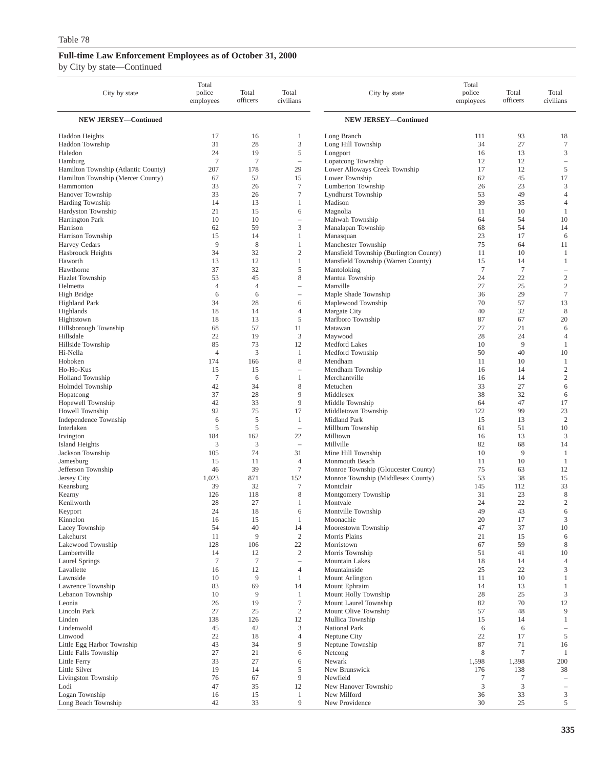Table 78

## Full-time Law Enforcement Employees as of October 31, 2000

by City by state—Continued

| City by state | Total police employees | Total officers | Total civilians |
|---|---|---|---|
| **NEW JERSEY—Continued** | | | |
| Haddon Heights | 17 | 16 | 1 |
| Haddon Township | 31 | 28 | 3 |
| Haledon | 24 | 19 | 5 |
| Hamburg | 7 | 7 | – |
| Hamilton Township (Atlantic County) | 207 | 178 | 29 |
| Hamilton Township (Mercer County) | 67 | 52 | 15 |
| Hammonton | 33 | 26 | 7 |
| Hanover Township | 33 | 26 | 7 |
| Harding Township | 14 | 13 | 1 |
| Hardyston Township | 21 | 15 | 6 |
| Harrington Park | 10 | 10 | – |
| Harrison | 62 | 59 | 3 |
| Harrison Township | 15 | 14 | 1 |
| Harvey Cedars | 9 | 8 | 1 |
| Hasbrouck Heights | 34 | 32 | 2 |
| Haworth | 13 | 12 | 1 |
| Hawthorne | 37 | 32 | 5 |
| Hazlet Township | 53 | 45 | 8 |
| Helmetta | 4 | 4 | – |
| High Bridge | 6 | 6 | – |
| Highland Park | 34 | 28 | 6 |
| Highlands | 18 | 14 | 4 |
| Hightstown | 18 | 13 | 5 |
| Hillsborough Township | 68 | 57 | 11 |
| Hillsdale | 22 | 19 | 3 |
| Hillside Township | 85 | 73 | 12 |
| Hi-Nella | 4 | 3 | 1 |
| Hoboken | 174 | 166 | 8 |
| Ho-Ho-Kus | 15 | 15 | – |
| Holland Township | 7 | 6 | 1 |
| Holmdel Township | 42 | 34 | 8 |
| Hopatcong | 37 | 28 | 9 |
| Hopewell Township | 42 | 33 | 9 |
| Howell Township | 92 | 75 | 17 |
| Independence Township | 6 | 5 | 1 |
| Interlaken | 5 | 5 | – |
| Irvington | 184 | 162 | 22 |
| Island Heights | 3 | 3 | – |
| Jackson Township | 105 | 74 | 31 |
| Jamesburg | 15 | 11 | 4 |
| Jefferson Township | 46 | 39 | 7 |
| Jersey City | 1,023 | 871 | 152 |
| Keansburg | 39 | 32 | 7 |
| Kearny | 126 | 118 | 8 |
| Kenilworth | 28 | 27 | 1 |
| Keyport | 24 | 18 | 6 |
| Kinnelon | 16 | 15 | 1 |
| Lacey Township | 54 | 40 | 14 |
| Lakehurst | 11 | 9 | 2 |
| Lakewood Township | 128 | 106 | 22 |
| Lambertville | 14 | 12 | 2 |
| Laurel Springs | 7 | 7 | – |
| Lavallette | 16 | 12 | 4 |
| Lawnside | 10 | 9 | 1 |
| Lawrence Township | 83 | 69 | 14 |
| Lebanon Township | 10 | 9 | 1 |
| Leonia | 26 | 19 | 7 |
| Lincoln Park | 27 | 25 | 2 |
| Linden | 138 | 126 | 12 |
| Lindenwold | 45 | 42 | 3 |
| Linwood | 22 | 18 | 4 |
| Little Egg Harbor Township | 43 | 34 | 9 |
| Little Falls Township | 27 | 21 | 6 |
| Little Ferry | 33 | 27 | 6 |
| Little Silver | 19 | 14 | 5 |
| Livingston Township | 76 | 67 | 9 |
| Lodi | 47 | 35 | 12 |
| Logan Township | 16 | 15 | 1 |
| Long Beach Township | 42 | 33 | 9 |
| Long Branch | 111 | 93 | 18 |
| Long Hill Township | 34 | 27 | 7 |
| Longport | 16 | 13 | 3 |
| Lopatcong Township | 12 | 12 | – |
| Lower Alloways Creek Township | 17 | 12 | 5 |
| Lower Township | 62 | 45 | 17 |
| Lumberton Township | 26 | 23 | 3 |
| Lyndhurst Township | 53 | 49 | 4 |
| Madison | 39 | 35 | 4 |
| Magnolia | 11 | 10 | 1 |
| Mahwah Township | 64 | 54 | 10 |
| Manalapan Township | 68 | 54 | 14 |
| Manasquan | 23 | 17 | 6 |
| Manchester Township | 75 | 64 | 11 |
| Mansfield Township (Burlington County) | 11 | 10 | 1 |
| Mansfield Township (Warren County) | 15 | 14 | 1 |
| Mantoloking | 7 | 7 | – |
| Mantua Township | 24 | 22 | 2 |
| Manville | 27 | 25 | 2 |
| Maple Shade Township | 36 | 29 | 7 |
| Maplewood Township | 70 | 57 | 13 |
| Margate City | 40 | 32 | 8 |
| Marlboro Township | 87 | 67 | 20 |
| Matawan | 27 | 21 | 6 |
| Maywood | 28 | 24 | 4 |
| Medford Lakes | 10 | 9 | 1 |
| Medford Township | 50 | 40 | 10 |
| Mendham | 11 | 10 | 1 |
| Mendham Township | 16 | 14 | 2 |
| Merchantville | 16 | 14 | 2 |
| Metuchen | 33 | 27 | 6 |
| Middlesex | 38 | 32 | 6 |
| Middle Township | 64 | 47 | 17 |
| Middletown Township | 122 | 99 | 23 |
| Midland Park | 15 | 13 | 2 |
| Millburn Township | 61 | 51 | 10 |
| Milltown | 16 | 13 | 3 |
| Millville | 82 | 68 | 14 |
| Mine Hill Township | 10 | 9 | 1 |
| Monmouth Beach | 11 | 10 | 1 |
| Monroe Township (Gloucester County) | 75 | 63 | 12 |
| Monroe Township (Middlesex County) | 53 | 38 | 15 |
| Montclair | 145 | 112 | 33 |
| Montgomery Township | 31 | 23 | 8 |
| Montvale | 24 | 22 | 2 |
| Montville Township | 49 | 43 | 6 |
| Moonachie | 20 | 17 | 3 |
| Moorestown Township | 47 | 37 | 10 |
| Morris Plains | 21 | 15 | 6 |
| Morristown | 67 | 59 | 8 |
| Morris Township | 51 | 41 | 10 |
| Mountain Lakes | 18 | 14 | 4 |
| Mountainside | 25 | 22 | 3 |
| Mount Arlington | 11 | 10 | 1 |
| Mount Ephraim | 14 | 13 | 1 |
| Mount Holly Township | 28 | 25 | 3 |
| Mount Laurel Township | 82 | 70 | 12 |
| Mount Olive Township | 57 | 48 | 9 |
| Mullica Township | 15 | 14 | 1 |
| National Park | 6 | 6 | – |
| Neptune City | 22 | 17 | 5 |
| Neptune Township | 87 | 71 | 16 |
| Netcong | 8 | 7 | 1 |
| Newark | 1,598 | 1,398 | 200 |
| New Brunswick | 176 | 138 | 38 |
| Newfield | 7 | 7 | – |
| New Hanover Township | 3 | 3 | – |
| New Milford | 36 | 33 | 3 |
| New Providence | 30 | 25 | 5 |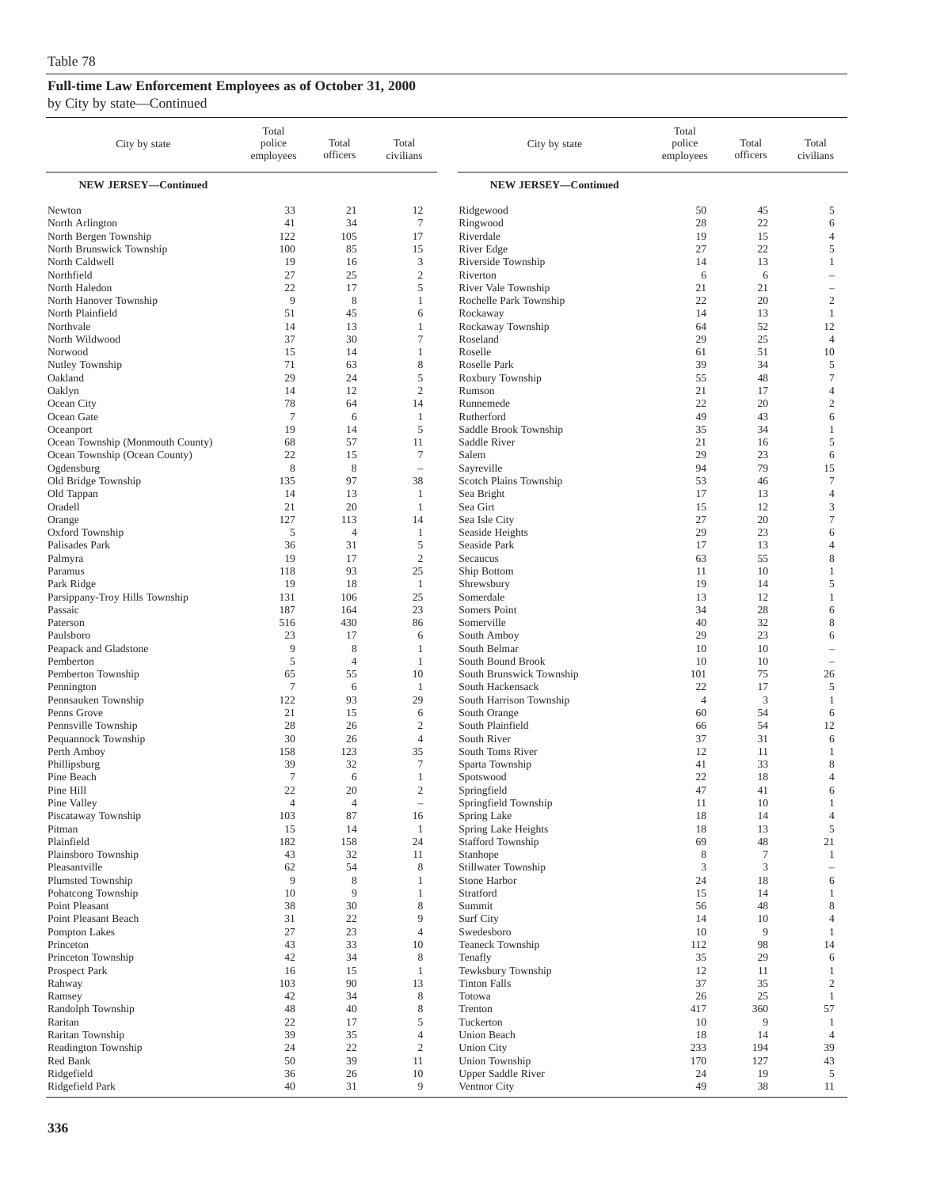Table 78

## Full-time Law Enforcement Employees as of October 31, 2000

by City by state—Continued

| City by state | Total police employees | Total officers | Total civilians |
|---|---|---|---|
| **NEW JERSEY—Continued** | | | |
| Newton | 33 | 21 | 12 |
| North Arlington | 41 | 34 | 7 |
| North Bergen Township | 122 | 105 | 17 |
| North Brunswick Township | 100 | 85 | 15 |
| North Caldwell | 19 | 16 | 3 |
| Northfield | 27 | 25 | 2 |
| North Haledon | 22 | 17 | 5 |
| North Hanover Township | 9 | 8 | 1 |
| North Plainfield | 51 | 45 | 6 |
| Northvale | 14 | 13 | 1 |
| North Wildwood | 37 | 30 | 7 |
| Norwood | 15 | 14 | 1 |
| Nutley Township | 71 | 63 | 8 |
| Oakland | 29 | 24 | 5 |
| Oaklyn | 14 | 12 | 2 |
| Ocean City | 78 | 64 | 14 |
| Ocean Gate | 7 | 6 | 1 |
| Oceanport | 19 | 14 | 5 |
| Ocean Township (Monmouth County) | 68 | 57 | 11 |
| Ocean Township (Ocean County) | 22 | 15 | 7 |
| Ogdensburg | 8 | 8 | – |
| Old Bridge Township | 135 | 97 | 38 |
| Old Tappan | 14 | 13 | 1 |
| Oradell | 21 | 20 | 1 |
| Orange | 127 | 113 | 14 |
| Oxford Township | 5 | 4 | 1 |
| Palisades Park | 36 | 31 | 5 |
| Palmyra | 19 | 17 | 2 |
| Paramus | 118 | 93 | 25 |
| Park Ridge | 19 | 18 | 1 |
| Parsippany-Troy Hills Township | 131 | 106 | 25 |
| Passaic | 187 | 164 | 23 |
| Paterson | 516 | 430 | 86 |
| Paulsboro | 23 | 17 | 6 |
| Peapack and Gladstone | 9 | 8 | 1 |
| Pemberton | 5 | 4 | 1 |
| Pemberton Township | 65 | 55 | 10 |
| Pennington | 7 | 6 | 1 |
| Pennsauken Township | 122 | 93 | 29 |
| Penns Grove | 21 | 15 | 6 |
| Pennsville Township | 28 | 26 | 2 |
| Pequannock Township | 30 | 26 | 4 |
| Perth Amboy | 158 | 123 | 35 |
| Phillipsburg | 39 | 32 | 7 |
| Pine Beach | 7 | 6 | 1 |
| Pine Hill | 22 | 20 | 2 |
| Pine Valley | 4 | 4 | – |
| Piscataway Township | 103 | 87 | 16 |
| Pitman | 15 | 14 | 1 |
| Plainfield | 182 | 158 | 24 |
| Plainsboro Township | 43 | 32 | 11 |
| Pleasantville | 62 | 54 | 8 |
| Plumsted Township | 9 | 8 | 1 |
| Pohatcong Township | 10 | 9 | 1 |
| Point Pleasant | 38 | 30 | 8 |
| Point Pleasant Beach | 31 | 22 | 9 |
| Pompton Lakes | 27 | 23 | 4 |
| Princeton | 43 | 33 | 10 |
| Princeton Township | 42 | 34 | 8 |
| Prospect Park | 16 | 15 | 1 |
| Rahway | 103 | 90 | 13 |
| Ramsey | 42 | 34 | 8 |
| Randolph Township | 48 | 40 | 8 |
| Raritan | 22 | 17 | 5 |
| Raritan Township | 39 | 35 | 4 |
| Readington Township | 24 | 22 | 2 |
| Red Bank | 50 | 39 | 11 |
| Ridgefield | 36 | 26 | 10 |
| Ridgefield Park | 40 | 31 | 9 |
| Ridgewood | 50 | 45 | 5 |
| Ringwood | 28 | 22 | 6 |
| Riverdale | 19 | 15 | 4 |
| River Edge | 27 | 22 | 5 |
| Riverside Township | 14 | 13 | 1 |
| Riverton | 6 | 6 | – |
| River Vale Township | 21 | 21 | – |
| Rochelle Park Township | 22 | 20 | 2 |
| Rockaway | 14 | 13 | 1 |
| Rockaway Township | 64 | 52 | 12 |
| Roseland | 29 | 25 | 4 |
| Roselle | 61 | 51 | 10 |
| Roselle Park | 39 | 34 | 5 |
| Roxbury Township | 55 | 48 | 7 |
| Rumson | 21 | 17 | 4 |
| Runnemede | 22 | 20 | 2 |
| Rutherford | 49 | 43 | 6 |
| Saddle Brook Township | 35 | 34 | 1 |
| Saddle River | 21 | 16 | 5 |
| Salem | 29 | 23 | 6 |
| Sayreville | 94 | 79 | 15 |
| Scotch Plains Township | 53 | 46 | 7 |
| Sea Bright | 17 | 13 | 4 |
| Sea Girt | 15 | 12 | 3 |
| Sea Isle City | 27 | 20 | 7 |
| Seaside Heights | 29 | 23 | 6 |
| Seaside Park | 17 | 13 | 4 |
| Secaucus | 63 | 55 | 8 |
| Ship Bottom | 11 | 10 | 1 |
| Shrewsbury | 19 | 14 | 5 |
| Somerdale | 13 | 12 | 1 |
| Somers Point | 34 | 28 | 6 |
| Somerville | 40 | 32 | 8 |
| South Amboy | 29 | 23 | 6 |
| South Belmar | 10 | 10 | – |
| South Bound Brook | 10 | 10 | – |
| South Brunswick Township | 101 | 75 | 26 |
| South Hackensack | 22 | 17 | 5 |
| South Harrison Township | 4 | 3 | 1 |
| South Orange | 60 | 54 | 6 |
| South Plainfield | 66 | 54 | 12 |
| South River | 37 | 31 | 6 |
| South Toms River | 12 | 11 | 1 |
| Sparta Township | 41 | 33 | 8 |
| Spotswood | 22 | 18 | 4 |
| Springfield | 47 | 41 | 6 |
| Springfield Township | 11 | 10 | 1 |
| Spring Lake | 18 | 14 | 4 |
| Spring Lake Heights | 18 | 13 | 5 |
| Stafford Township | 69 | 48 | 21 |
| Stanhope | 8 | 7 | 1 |
| Stillwater Township | 3 | 3 | – |
| Stone Harbor | 24 | 18 | 6 |
| Stratford | 15 | 14 | 1 |
| Summit | 56 | 48 | 8 |
| Surf City | 14 | 10 | 4 |
| Swedesboro | 10 | 9 | 1 |
| Teaneck Township | 112 | 98 | 14 |
| Tenafly | 35 | 29 | 6 |
| Tewksbury Township | 12 | 11 | 1 |
| Tinton Falls | 37 | 35 | 2 |
| Totowa | 26 | 25 | 1 |
| Trenton | 417 | 360 | 57 |
| Tuckerton | 10 | 9 | 1 |
| Union Beach | 18 | 14 | 4 |
| Union City | 233 | 194 | 39 |
| Union Township | 170 | 127 | 43 |
| Upper Saddle River | 24 | 19 | 5 |
| Ventnor City | 49 | 38 | 11 |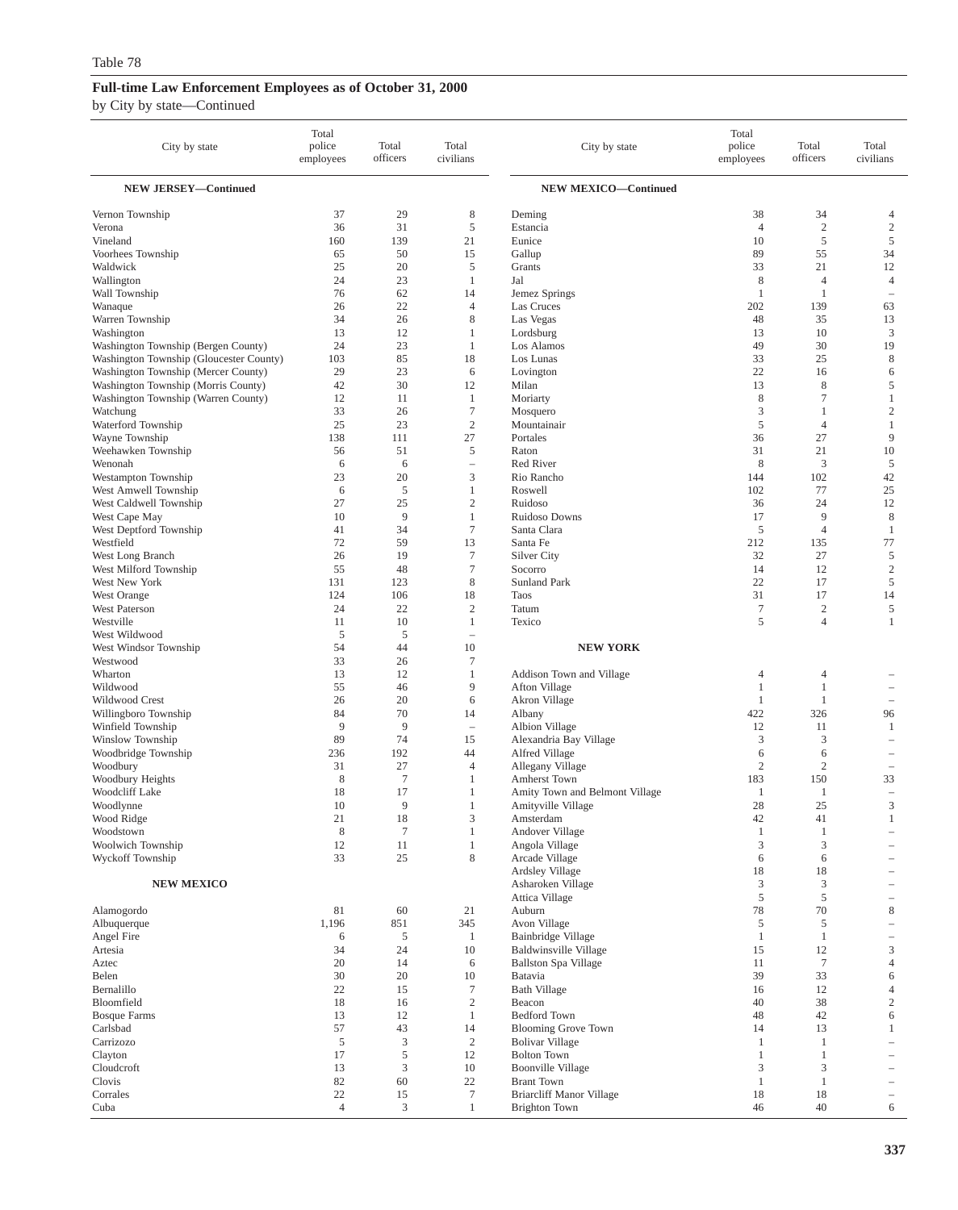Table 78

**Full-time Law Enforcement Employees as of October 31, 2000**

by City by state—Continued

| City by state | Total police employees | Total officers | Total civilians |
|---|---|---|---|
| **NEW JERSEY—Continued** | | | |
| Vernon Township | 37 | 29 | 8 |
| Verona | 36 | 31 | 5 |
| Vineland | 160 | 139 | 21 |
| Voorhees Township | 65 | 50 | 15 |
| Waldwick | 25 | 20 | 5 |
| Wallington | 24 | 23 | 1 |
| Wall Township | 76 | 62 | 14 |
| Wanaque | 26 | 22 | 4 |
| Warren Township | 34 | 26 | 8 |
| Washington | 13 | 12 | 1 |
| Washington Township (Bergen County) | 24 | 23 | 1 |
| Washington Township (Gloucester County) | 103 | 85 | 18 |
| Washington Township (Mercer County) | 29 | 23 | 6 |
| Washington Township (Morris County) | 42 | 30 | 12 |
| Washington Township (Warren County) | 12 | 11 | 1 |
| Watchung | 33 | 26 | 7 |
| Waterford Township | 25 | 23 | 2 |
| Wayne Township | 138 | 111 | 27 |
| Weehawken Township | 56 | 51 | 5 |
| Wenonah | 6 | 6 | – |
| Westampton Township | 23 | 20 | 3 |
| West Amwell Township | 6 | 5 | 1 |
| West Caldwell Township | 27 | 25 | 2 |
| West Cape May | 10 | 9 | 1 |
| West Deptford Township | 41 | 34 | 7 |
| Westfield | 72 | 59 | 13 |
| West Long Branch | 26 | 19 | 7 |
| West Milford Township | 55 | 48 | 7 |
| West New York | 131 | 123 | 8 |
| West Orange | 124 | 106 | 18 |
| West Paterson | 24 | 22 | 2 |
| Westville | 11 | 10 | 1 |
| West Wildwood | 5 | 5 | – |
| West Windsor Township | 54 | 44 | 10 |
| Westwood | 33 | 26 | 7 |
| Wharton | 13 | 12 | 1 |
| Wildwood | 55 | 46 | 9 |
| Wildwood Crest | 26 | 20 | 6 |
| Willingboro Township | 84 | 70 | 14 |
| Winfield Township | 9 | 9 | – |
| Winslow Township | 89 | 74 | 15 |
| Woodbridge Township | 236 | 192 | 44 |
| Woodbury | 31 | 27 | 4 |
| Woodbury Heights | 8 | 7 | 1 |
| Woodcliff Lake | 18 | 17 | 1 |
| Woodlynne | 10 | 9 | 1 |
| Wood Ridge | 21 | 18 | 3 |
| Woodstown | 8 | 7 | 1 |
| Woolwich Township | 12 | 11 | 1 |
| Wyckoff Township | 33 | 25 | 8 |
| **NEW MEXICO** | | | |
| Alamogordo | 81 | 60 | 21 |
| Albuquerque | 1,196 | 851 | 345 |
| Angel Fire | 6 | 5 | 1 |
| Artesia | 34 | 24 | 10 |
| Aztec | 20 | 14 | 6 |
| Belen | 30 | 20 | 10 |
| Bernalillo | 22 | 15 | 7 |
| Bloomfield | 18 | 16 | 2 |
| Bosque Farms | 13 | 12 | 1 |
| Carlsbad | 57 | 43 | 14 |
| Carrizozo | 5 | 3 | 2 |
| Clayton | 17 | 5 | 12 |
| Cloudcroft | 13 | 3 | 10 |
| Clovis | 82 | 60 | 22 |
| Corrales | 22 | 15 | 7 |
| Cuba | 4 | 3 | 1 |
| **NEW MEXICO—Continued** | | | |
| Deming | 38 | 34 | 4 |
| Estancia | 4 | 2 | 2 |
| Eunice | 10 | 5 | 5 |
| Gallup | 89 | 55 | 34 |
| Grants | 33 | 21 | 12 |
| Jal | 8 | 4 | 4 |
| Jemez Springs | 1 | 1 | – |
| Las Cruces | 202 | 139 | 63 |
| Las Vegas | 48 | 35 | 13 |
| Lordsburg | 13 | 10 | 3 |
| Los Alamos | 49 | 30 | 19 |
| Los Lunas | 33 | 25 | 8 |
| Lovington | 22 | 16 | 6 |
| Milan | 13 | 8 | 5 |
| Moriarty | 8 | 7 | 1 |
| Mosquero | 3 | 1 | 2 |
| Mountainair | 5 | 4 | 1 |
| Portales | 36 | 27 | 9 |
| Raton | 31 | 21 | 10 |
| Red River | 8 | 3 | 5 |
| Rio Rancho | 144 | 102 | 42 |
| Roswell | 102 | 77 | 25 |
| Ruidoso | 36 | 24 | 12 |
| Ruidoso Downs | 17 | 9 | 8 |
| Santa Clara | 5 | 4 | 1 |
| Santa Fe | 212 | 135 | 77 |
| Silver City | 32 | 27 | 5 |
| Socorro | 14 | 12 | 2 |
| Sunland Park | 22 | 17 | 5 |
| Taos | 31 | 17 | 14 |
| Tatum | 7 | 2 | 5 |
| Texico | 5 | 4 | 1 |
| **NEW YORK** | | | |
| Addison Town and Village | 4 | 4 | – |
| Afton Village | 1 | 1 | – |
| Akron Village | 1 | 1 | – |
| Albany | 422 | 326 | 96 |
| Albion Village | 12 | 11 | 1 |
| Alexandria Bay Village | 3 | 3 | – |
| Alfred Village | 6 | 6 | – |
| Allegany Village | 2 | 2 | – |
| Amherst Town | 183 | 150 | 33 |
| Amity Town and Belmont Village | 1 | 1 | – |
| Amityville Village | 28 | 25 | 3 |
| Amsterdam | 42 | 41 | 1 |
| Andover Village | 1 | 1 | – |
| Angola Village | 3 | 3 | – |
| Arcade Village | 6 | 6 | – |
| Ardsley Village | 18 | 18 | – |
| Asharoken Village | 3 | 3 | – |
| Attica Village | 5 | 5 | – |
| Auburn | 78 | 70 | 8 |
| Avon Village | 5 | 5 | – |
| Bainbridge Village | 1 | 1 | – |
| Baldwinsville Village | 15 | 12 | 3 |
| Ballston Spa Village | 11 | 7 | 4 |
| Batavia | 39 | 33 | 6 |
| Bath Village | 16 | 12 | 4 |
| Beacon | 40 | 38 | 2 |
| Bedford Town | 48 | 42 | 6 |
| Blooming Grove Town | 14 | 13 | 1 |
| Bolivar Village | 1 | 1 | – |
| Bolton Town | 1 | 1 | – |
| Boonville Village | 3 | 3 | – |
| Brant Town | 1 | 1 | – |
| Briarcliff Manor Village | 18 | 18 | – |
| Brighton Town | 46 | 40 | 6 |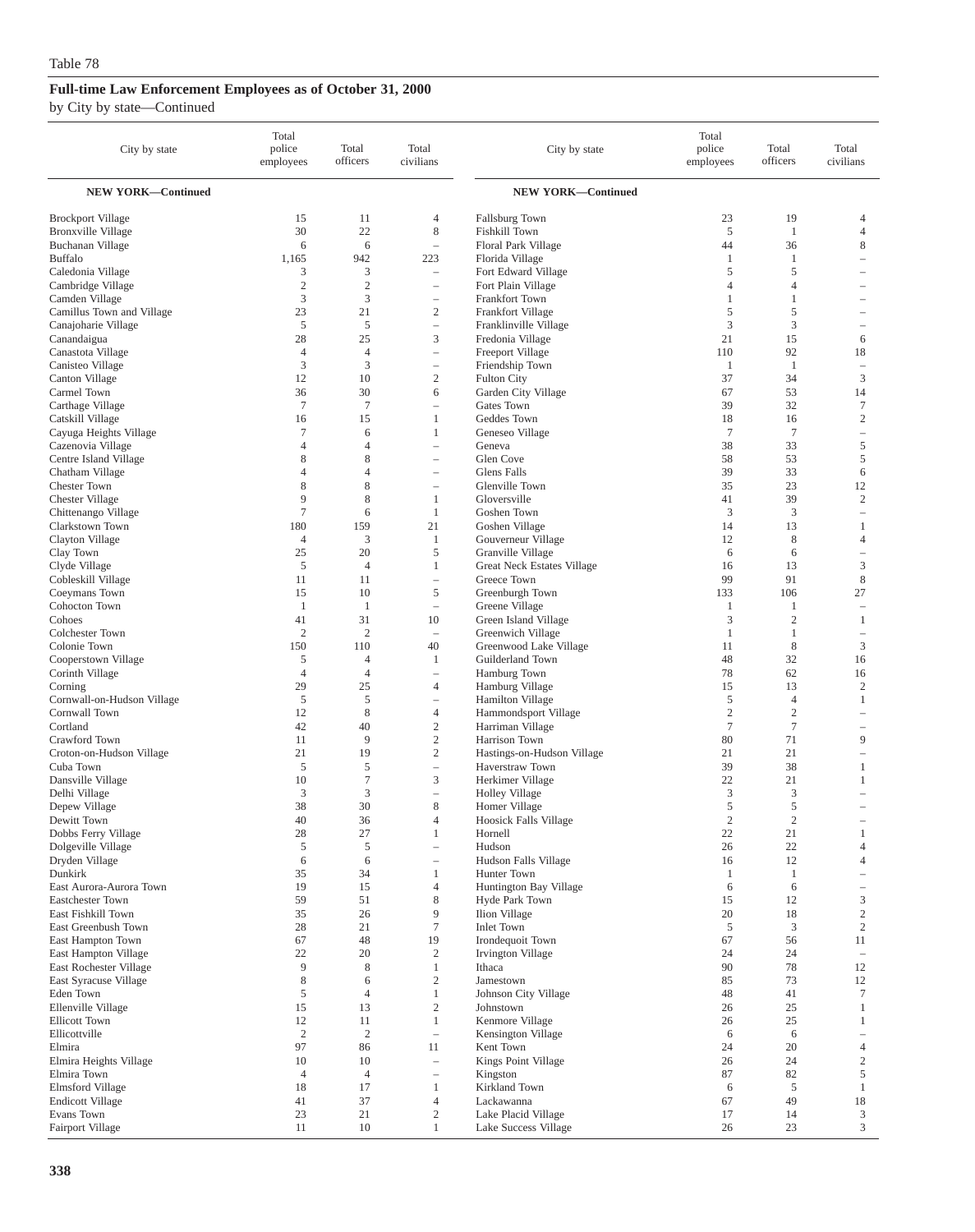Table 78

**Full-time Law Enforcement Employees as of October 31, 2000**

by City by state—Continued

| City by state | Total police employees | Total officers | Total civilians |
|---|---|---|---|
| **NEW YORK—Continued** | | | |
| Brockport Village | 15 | 11 | 4 |
| Bronxville Village | 30 | 22 | 8 |
| Buchanan Village | 6 | 6 | – |
| Buffalo | 1,165 | 942 | 223 |
| Caledonia Village | 3 | 3 | – |
| Cambridge Village | 2 | 2 | – |
| Camden Village | 3 | 3 | – |
| Camillus Town and Village | 23 | 21 | 2 |
| Canajoharie Village | 5 | 5 | – |
| Canandaigua | 28 | 25 | 3 |
| Canastota Village | 4 | 4 | – |
| Canisteo Village | 3 | 3 | – |
| Canton Village | 12 | 10 | 2 |
| Carmel Town | 36 | 30 | 6 |
| Carthage Village | 7 | 7 | – |
| Catskill Village | 16 | 15 | 1 |
| Cayuga Heights Village | 7 | 6 | 1 |
| Cazenovia Village | 4 | 4 | – |
| Centre Island Village | 8 | 8 | – |
| Chatham Village | 4 | 4 | – |
| Chester Town | 8 | 8 | – |
| Chester Village | 9 | 8 | 1 |
| Chittenango Village | 7 | 6 | 1 |
| Clarkstown Town | 180 | 159 | 21 |
| Clayton Village | 4 | 3 | 1 |
| Clay Town | 25 | 20 | 5 |
| Clyde Village | 5 | 4 | 1 |
| Cobleskill Village | 11 | 11 | – |
| Coeymans Town | 15 | 10 | 5 |
| Cohocton Town | 1 | 1 | – |
| Cohoes | 41 | 31 | 10 |
| Colchester Town | 2 | 2 | – |
| Colonie Town | 150 | 110 | 40 |
| Cooperstown Village | 5 | 4 | 1 |
| Corinth Village | 4 | 4 | – |
| Corning | 29 | 25 | 4 |
| Cornwall-on-Hudson Village | 5 | 5 | – |
| Cornwall Town | 12 | 8 | 4 |
| Cortland | 42 | 40 | 2 |
| Crawford Town | 11 | 9 | 2 |
| Croton-on-Hudson Village | 21 | 19 | 2 |
| Cuba Town | 5 | 5 | – |
| Dansville Village | 10 | 7 | 3 |
| Delhi Village | 3 | 3 | – |
| Depew Village | 38 | 30 | 8 |
| Dewitt Town | 40 | 36 | 4 |
| Dobbs Ferry Village | 28 | 27 | 1 |
| Dolgeville Village | 5 | 5 | – |
| Dryden Village | 6 | 6 | – |
| Dunkirk | 35 | 34 | 1 |
| East Aurora-Aurora Town | 19 | 15 | 4 |
| Eastchester Town | 59 | 51 | 8 |
| East Fishkill Town | 35 | 26 | 9 |
| East Greenbush Town | 28 | 21 | 7 |
| East Hampton Town | 67 | 48 | 19 |
| East Hampton Village | 22 | 20 | 2 |
| East Rochester Village | 9 | 8 | 1 |
| East Syracuse Village | 8 | 6 | 2 |
| Eden Town | 5 | 4 | 1 |
| Ellenville Village | 15 | 13 | 2 |
| Ellicott Town | 12 | 11 | 1 |
| Ellicottville | 2 | 2 | – |
| Elmira | 97 | 86 | 11 |
| Elmira Heights Village | 10 | 10 | – |
| Elmira Town | 4 | 4 | – |
| Elmsford Village | 18 | 17 | 1 |
| Endicott Village | 41 | 37 | 4 |
| Evans Town | 23 | 21 | 2 |
| Fairport Village | 11 | 10 | 1 |
| Fallsburg Town | 23 | 19 | 4 |
| Fishkill Town | 5 | 1 | 4 |
| Floral Park Village | 44 | 36 | 8 |
| Florida Village | 1 | 1 | – |
| Fort Edward Village | 5 | 5 | – |
| Fort Plain Village | 4 | 4 | – |
| Frankfort Town | 1 | 1 | – |
| Frankfort Village | 5 | 5 | – |
| Franklinville Village | 3 | 3 | – |
| Fredonia Village | 21 | 15 | 6 |
| Freeport Village | 110 | 92 | 18 |
| Friendship Town | 1 | 1 | – |
| Fulton City | 37 | 34 | 3 |
| Garden City Village | 67 | 53 | 14 |
| Gates Town | 39 | 32 | 7 |
| Geddes Town | 18 | 16 | 2 |
| Geneseo Village | 7 | 7 | – |
| Geneva | 38 | 33 | 5 |
| Glen Cove | 58 | 53 | 5 |
| Glens Falls | 39 | 33 | 6 |
| Glenville Town | 35 | 23 | 12 |
| Gloversville | 41 | 39 | 2 |
| Goshen Town | 3 | 3 | – |
| Goshen Village | 14 | 13 | 1 |
| Gouverneur Village | 12 | 8 | 4 |
| Granville Village | 6 | 6 | – |
| Great Neck Estates Village | 16 | 13 | 3 |
| Greece Town | 99 | 91 | 8 |
| Greenburgh Town | 133 | 106 | 27 |
| Greene Village | 1 | 1 | – |
| Green Island Village | 3 | 2 | 1 |
| Greenwich Village | 1 | 1 | – |
| Greenwood Lake Village | 11 | 8 | 3 |
| Guilderland Town | 48 | 32 | 16 |
| Hamburg Town | 78 | 62 | 16 |
| Hamburg Village | 15 | 13 | 2 |
| Hamilton Village | 5 | 4 | 1 |
| Hammondsport Village | 2 | 2 | – |
| Harriman Village | 7 | 7 | – |
| Harrison Town | 80 | 71 | 9 |
| Hastings-on-Hudson Village | 21 | 21 | – |
| Haverstraw Town | 39 | 38 | 1 |
| Herkimer Village | 22 | 21 | 1 |
| Holley Village | 3 | 3 | – |
| Homer Village | 5 | 5 | – |
| Hoosick Falls Village | 2 | 2 | – |
| Hornell | 22 | 21 | 1 |
| Hudson | 26 | 22 | 4 |
| Hudson Falls Village | 16 | 12 | 4 |
| Hunter Town | 1 | 1 | – |
| Huntington Bay Village | 6 | 6 | – |
| Hyde Park Town | 15 | 12 | 3 |
| Ilion Village | 20 | 18 | 2 |
| Inlet Town | 5 | 3 | 2 |
| Irondequoit Town | 67 | 56 | 11 |
| Irvington Village | 24 | 24 | – |
| Ithaca | 90 | 78 | 12 |
| Jamestown | 85 | 73 | 12 |
| Johnson City Village | 48 | 41 | 7 |
| Johnstown | 26 | 25 | 1 |
| Kenmore Village | 26 | 25 | 1 |
| Kensington Village | 6 | 6 | – |
| Kent Town | 24 | 20 | 4 |
| Kings Point Village | 26 | 24 | 2 |
| Kingston | 87 | 82 | 5 |
| Kirkland Town | 6 | 5 | 1 |
| Lackawanna | 67 | 49 | 18 |
| Lake Placid Village | 17 | 14 | 3 |
| Lake Success Village | 26 | 23 | 3 |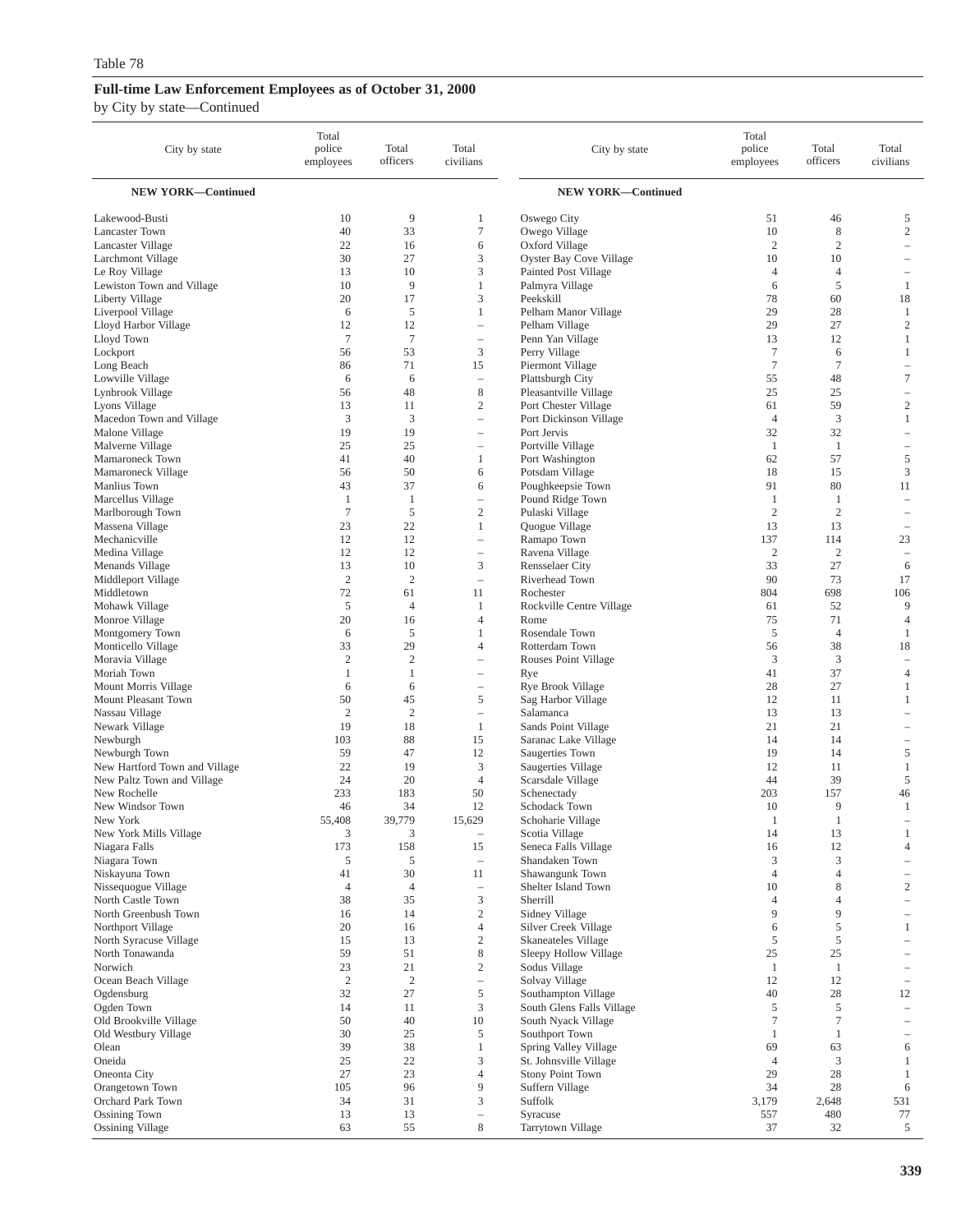Table 78

**Full-time Law Enforcement Employees as of October 31, 2000**

by City by state—Continued

| City by state | Total police employees | Total officers | Total civilians |
|---|---|---|---|
| **NEW YORK—Continued** | | | |
| Lakewood-Busti | 10 | 9 | 1 |
| Lancaster Town | 40 | 33 | 7 |
| Lancaster Village | 22 | 16 | 6 |
| Larchmont Village | 30 | 27 | 3 |
| Le Roy Village | 13 | 10 | 3 |
| Lewiston Town and Village | 10 | 9 | 1 |
| Liberty Village | 20 | 17 | 3 |
| Liverpool Village | 6 | 5 | 1 |
| Lloyd Harbor Village | 12 | 12 | – |
| Lloyd Town | 7 | 7 | – |
| Lockport | 56 | 53 | 3 |
| Long Beach | 86 | 71 | 15 |
| Lowville Village | 6 | 6 | – |
| Lynbrook Village | 56 | 48 | 8 |
| Lyons Village | 13 | 11 | 2 |
| Macedon Town and Village | 3 | 3 | – |
| Malone Village | 19 | 19 | – |
| Malverne Village | 25 | 25 | – |
| Mamaroneck Town | 41 | 40 | 1 |
| Mamaroneck Village | 56 | 50 | 6 |
| Manlius Town | 43 | 37 | 6 |
| Marcellus Village | 1 | 1 | – |
| Marlborough Town | 7 | 5 | 2 |
| Massena Village | 23 | 22 | 1 |
| Mechanicville | 12 | 12 | – |
| Medina Village | 12 | 12 | – |
| Menands Village | 13 | 10 | 3 |
| Middleport Village | 2 | 2 | – |
| Middletown | 72 | 61 | 11 |
| Mohawk Village | 5 | 4 | 1 |
| Monroe Village | 20 | 16 | 4 |
| Montgomery Town | 6 | 5 | 1 |
| Monticello Village | 33 | 29 | 4 |
| Moravia Village | 2 | 2 | – |
| Moriah Town | 1 | 1 | – |
| Mount Morris Village | 6 | 6 | – |
| Mount Pleasant Town | 50 | 45 | 5 |
| Nassau Village | 2 | 2 | – |
| Newark Village | 19 | 18 | 1 |
| Newburgh | 103 | 88 | 15 |
| Newburgh Town | 59 | 47 | 12 |
| New Hartford Town and Village | 22 | 19 | 3 |
| New Paltz Town and Village | 24 | 20 | 4 |
| New Rochelle | 233 | 183 | 50 |
| New Windsor Town | 46 | 34 | 12 |
| New York | 55,408 | 39,779 | 15,629 |
| New York Mills Village | 3 | 3 | – |
| Niagara Falls | 173 | 158 | 15 |
| Niagara Town | 5 | 5 | – |
| Niskayuna Town | 41 | 30 | 11 |
| Nissequogue Village | 4 | 4 | – |
| North Castle Town | 38 | 35 | 3 |
| North Greenbush Town | 16 | 14 | 2 |
| Northport Village | 20 | 16 | 4 |
| North Syracuse Village | 15 | 13 | 2 |
| North Tonawanda | 59 | 51 | 8 |
| Norwich | 23 | 21 | 2 |
| Ocean Beach Village | 2 | 2 | – |
| Ogdensburg | 32 | 27 | 5 |
| Ogden Town | 14 | 11 | 3 |
| Old Brookville Village | 50 | 40 | 10 |
| Old Westbury Village | 30 | 25 | 5 |
| Olean | 39 | 38 | 1 |
| Oneida | 25 | 22 | 3 |
| Oneonta City | 27 | 23 | 4 |
| Orangetown Town | 105 | 96 | 9 |
| Orchard Park Town | 34 | 31 | 3 |
| Ossining Town | 13 | 13 | – |
| Ossining Village | 63 | 55 | 8 |
| Oswego City | 51 | 46 | 5 |
| Owego Village | 10 | 8 | 2 |
| Oxford Village | 2 | 2 | – |
| Oyster Bay Cove Village | 10 | 10 | – |
| Painted Post Village | 4 | 4 | – |
| Palmyra Village | 6 | 5 | 1 |
| Peekskill | 78 | 60 | 18 |
| Pelham Manor Village | 29 | 28 | 1 |
| Pelham Village | 29 | 27 | 2 |
| Penn Yan Village | 13 | 12 | 1 |
| Perry Village | 7 | 6 | 1 |
| Piermont Village | 7 | 7 | – |
| Plattsburgh City | 55 | 48 | 7 |
| Pleasantville Village | 25 | 25 | – |
| Port Chester Village | 61 | 59 | 2 |
| Port Dickinson Village | 4 | 3 | 1 |
| Port Jervis | 32 | 32 | – |
| Portville Village | 1 | 1 | – |
| Port Washington | 62 | 57 | 5 |
| Potsdam Village | 18 | 15 | 3 |
| Poughkeepsie Town | 91 | 80 | 11 |
| Pound Ridge Town | 1 | 1 | – |
| Pulaski Village | 2 | 2 | – |
| Quogue Village | 13 | 13 | – |
| Ramapo Town | 137 | 114 | 23 |
| Ravena Village | 2 | 2 | – |
| Rensselaer City | 33 | 27 | 6 |
| Riverhead Town | 90 | 73 | 17 |
| Rochester | 804 | 698 | 106 |
| Rockville Centre Village | 61 | 52 | 9 |
| Rome | 75 | 71 | 4 |
| Rosendale Town | 5 | 4 | 1 |
| Rotterdam Town | 56 | 38 | 18 |
| Rouses Point Village | 3 | 3 | – |
| Rye | 41 | 37 | 4 |
| Rye Brook Village | 28 | 27 | 1 |
| Sag Harbor Village | 12 | 11 | 1 |
| Salamanca | 13 | 13 | – |
| Sands Point Village | 21 | 21 | – |
| Saranac Lake Village | 14 | 14 | – |
| Saugerties Town | 19 | 14 | 5 |
| Saugerties Village | 12 | 11 | 1 |
| Scarsdale Village | 44 | 39 | 5 |
| Schenectady | 203 | 157 | 46 |
| Schodack Town | 10 | 9 | 1 |
| Schoharie Village | 1 | 1 | – |
| Scotia Village | 14 | 13 | 1 |
| Seneca Falls Village | 16 | 12 | 4 |
| Shandaken Town | 3 | 3 | – |
| Shawangunk Town | 4 | 4 | – |
| Shelter Island Town | 10 | 8 | 2 |
| Sherrill | 4 | 4 | – |
| Sidney Village | 9 | 9 | – |
| Silver Creek Village | 6 | 5 | 1 |
| Skaneateles Village | 5 | 5 | – |
| Sleepy Hollow Village | 25 | 25 | – |
| Sodus Village | 1 | 1 | – |
| Solvay Village | 12 | 12 | – |
| Southampton Village | 40 | 28 | 12 |
| South Glens Falls Village | 5 | 5 | – |
| South Nyack Village | 7 | 7 | – |
| Southport Town | 1 | 1 | – |
| Spring Valley Village | 69 | 63 | 6 |
| St. Johnsville Village | 4 | 3 | 1 |
| Stony Point Town | 29 | 28 | 1 |
| Suffern Village | 34 | 28 | 6 |
| Suffolk | 3,179 | 2,648 | 531 |
| Syracuse | 557 | 480 | 77 |
| Tarrytown Village | 37 | 32 | 5 |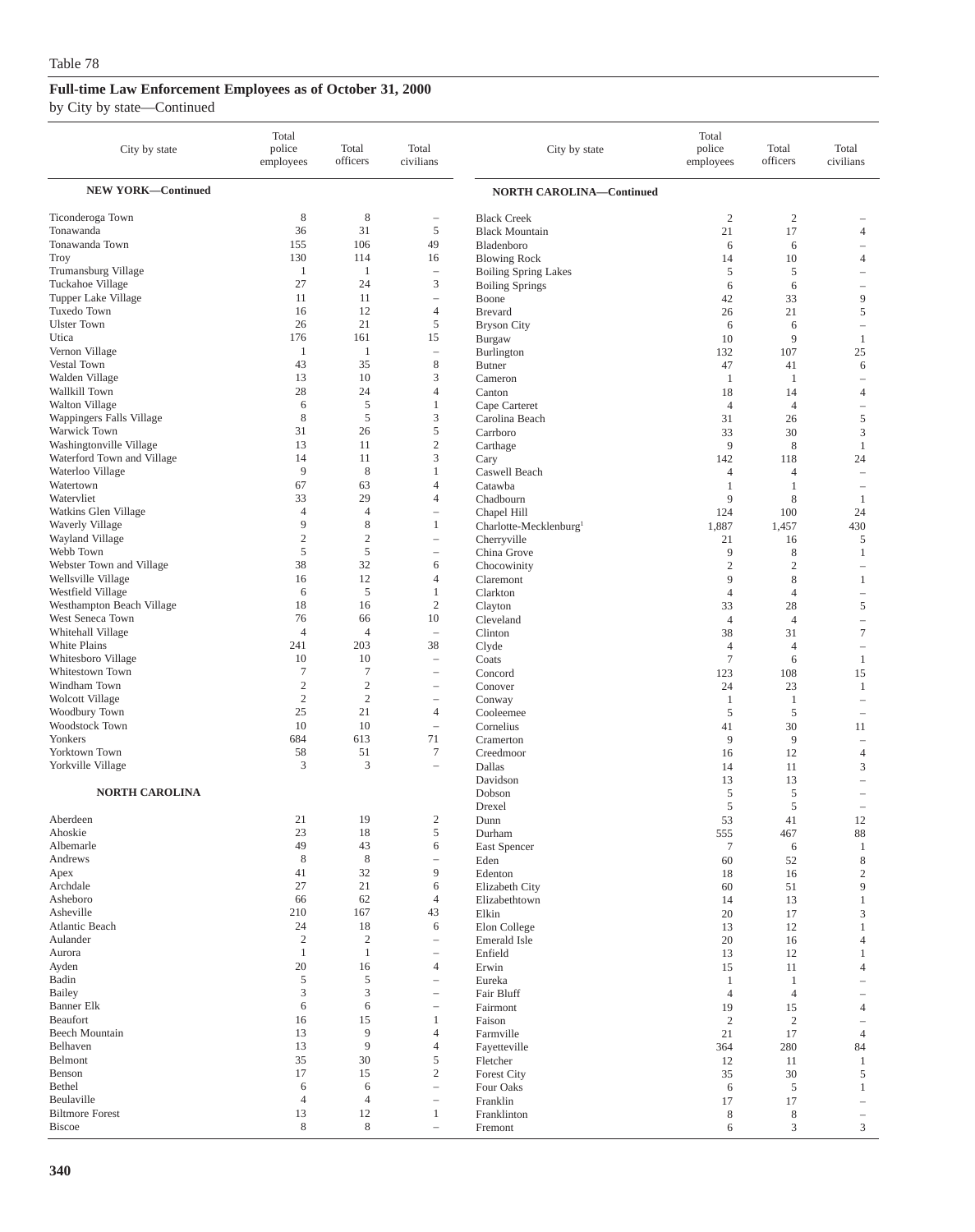Table 78

## Full-time Law Enforcement Employees as of October 31, 2000

by City by state—Continued

| City by state | Total police employees | Total officers | Total civilians |
|---|---|---|---|
| **NEW YORK—Continued** | | | |
| Ticonderoga Town | 8 | 8 | – |
| Tonawanda | 36 | 31 | 5 |
| Tonawanda Town | 155 | 106 | 49 |
| Troy | 130 | 114 | 16 |
| Trumansburg Village | 1 | 1 | – |
| Tuckahoe Village | 27 | 24 | 3 |
| Tupper Lake Village | 11 | 11 | – |
| Tuxedo Town | 16 | 12 | 4 |
| Ulster Town | 26 | 21 | 5 |
| Utica | 176 | 161 | 15 |
| Vernon Village | 1 | 1 | – |
| Vestal Town | 43 | 35 | 8 |
| Walden Village | 13 | 10 | 3 |
| Wallkill Town | 28 | 24 | 4 |
| Walton Village | 6 | 5 | 1 |
| Wappingers Falls Village | 8 | 5 | 3 |
| Warwick Town | 31 | 26 | 5 |
| Washingtonville Village | 13 | 11 | 2 |
| Waterford Town and Village | 14 | 11 | 3 |
| Waterloo Village | 9 | 8 | 1 |
| Watertown | 67 | 63 | 4 |
| Watervliet | 33 | 29 | 4 |
| Watkins Glen Village | 4 | 4 | – |
| Waverly Village | 9 | 8 | 1 |
| Wayland Village | 2 | 2 | – |
| Webb Town | 5 | 5 | – |
| Webster Town and Village | 38 | 32 | 6 |
| Wellsville Village | 16 | 12 | 4 |
| Westfield Village | 6 | 5 | 1 |
| Westhampton Beach Village | 18 | 16 | 2 |
| West Seneca Town | 76 | 66 | 10 |
| Whitehall Village | 4 | 4 | – |
| White Plains | 241 | 203 | 38 |
| Whitesboro Village | 10 | 10 | – |
| Whitestown Town | 7 | 7 | – |
| Windham Town | 2 | 2 | – |
| Wolcott Village | 2 | 2 | – |
| Woodbury Town | 25 | 21 | 4 |
| Woodstock Town | 10 | 10 | – |
| Yonkers | 684 | 613 | 71 |
| Yorktown Town | 58 | 51 | 7 |
| Yorkville Village | 3 | 3 | – |
| **NORTH CAROLINA** | | | |
| Aberdeen | 21 | 19 | 2 |
| Ahoskie | 23 | 18 | 5 |
| Albemarle | 49 | 43 | 6 |
| Andrews | 8 | 8 | – |
| Apex | 41 | 32 | 9 |
| Archdale | 27 | 21 | 6 |
| Asheboro | 66 | 62 | 4 |
| Asheville | 210 | 167 | 43 |
| Atlantic Beach | 24 | 18 | 6 |
| Aulander | 2 | 2 | – |
| Aurora | 1 | 1 | – |
| Ayden | 20 | 16 | 4 |
| Badin | 5 | 5 | – |
| Bailey | 3 | 3 | – |
| Banner Elk | 6 | 6 | – |
| Beaufort | 16 | 15 | 1 |
| Beech Mountain | 13 | 9 | 4 |
| Belhaven | 13 | 9 | 4 |
| Belmont | 35 | 30 | 5 |
| Benson | 17 | 15 | 2 |
| Bethel | 6 | 6 | – |
| Beulaville | 4 | 4 | – |
| Biltmore Forest | 13 | 12 | 1 |
| Biscoe | 8 | 8 | – |
| **NORTH CAROLINA—Continued** | | | |
| Black Creek | 2 | 2 | – |
| Black Mountain | 21 | 17 | 4 |
| Bladenboro | 6 | 6 | – |
| Blowing Rock | 14 | 10 | 4 |
| Boiling Spring Lakes | 5 | 5 | – |
| Boiling Springs | 6 | 6 | – |
| Boone | 42 | 33 | 9 |
| Brevard | 26 | 21 | 5 |
| Bryson City | 6 | 6 | – |
| Burgaw | 10 | 9 | 1 |
| Burlington | 132 | 107 | 25 |
| Butner | 47 | 41 | 6 |
| Cameron | 1 | 1 | – |
| Canton | 18 | 14 | 4 |
| Cape Carteret | 4 | 4 | – |
| Carolina Beach | 31 | 26 | 5 |
| Carrboro | 33 | 30 | 3 |
| Carthage | 9 | 8 | 1 |
| Cary | 142 | 118 | 24 |
| Caswell Beach | 4 | 4 | – |
| Catawba | 1 | 1 | – |
| Chadbourn | 9 | 8 | 1 |
| Chapel Hill | 124 | 100 | 24 |
| Charlotte-Mecklenburg[1] | 1,887 | 1,457 | 430 |
| Cherryville | 21 | 16 | 5 |
| China Grove | 9 | 8 | 1 |
| Chocowinity | 2 | 2 | – |
| Claremont | 9 | 8 | 1 |
| Clarkton | 4 | 4 | – |
| Clayton | 33 | 28 | 5 |
| Cleveland | 4 | 4 | – |
| Clinton | 38 | 31 | 7 |
| Clyde | 4 | 4 | – |
| Coats | 7 | 6 | 1 |
| Concord | 123 | 108 | 15 |
| Conover | 24 | 23 | 1 |
| Conway | 1 | 1 | – |
| Cooleemee | 5 | 5 | – |
| Cornelius | 41 | 30 | 11 |
| Cramerton | 9 | 9 | – |
| Creedmoor | 16 | 12 | 4 |
| Dallas | 14 | 11 | 3 |
| Davidson | 13 | 13 | – |
| Dobson | 5 | 5 | – |
| Drexel | 5 | 5 | – |
| Dunn | 53 | 41 | 12 |
| Durham | 555 | 467 | 88 |
| East Spencer | 7 | 6 | 1 |
| Eden | 60 | 52 | 8 |
| Edenton | 18 | 16 | 2 |
| Elizabeth City | 60 | 51 | 9 |
| Elizabethtown | 14 | 13 | 1 |
| Elkin | 20 | 17 | 3 |
| Elon College | 13 | 12 | 1 |
| Emerald Isle | 20 | 16 | 4 |
| Enfield | 13 | 12 | 1 |
| Erwin | 15 | 11 | 4 |
| Eureka | 1 | 1 | – |
| Fair Bluff | 4 | 4 | – |
| Fairmont | 19 | 15 | 4 |
| Faison | 2 | 2 | – |
| Farmville | 21 | 17 | 4 |
| Fayetteville | 364 | 280 | 84 |
| Fletcher | 12 | 11 | 1 |
| Forest City | 35 | 30 | 5 |
| Four Oaks | 6 | 5 | 1 |
| Franklin | 17 | 17 | – |
| Franklinton | 8 | 8 | – |
| Fremont | 6 | 3 | 3 |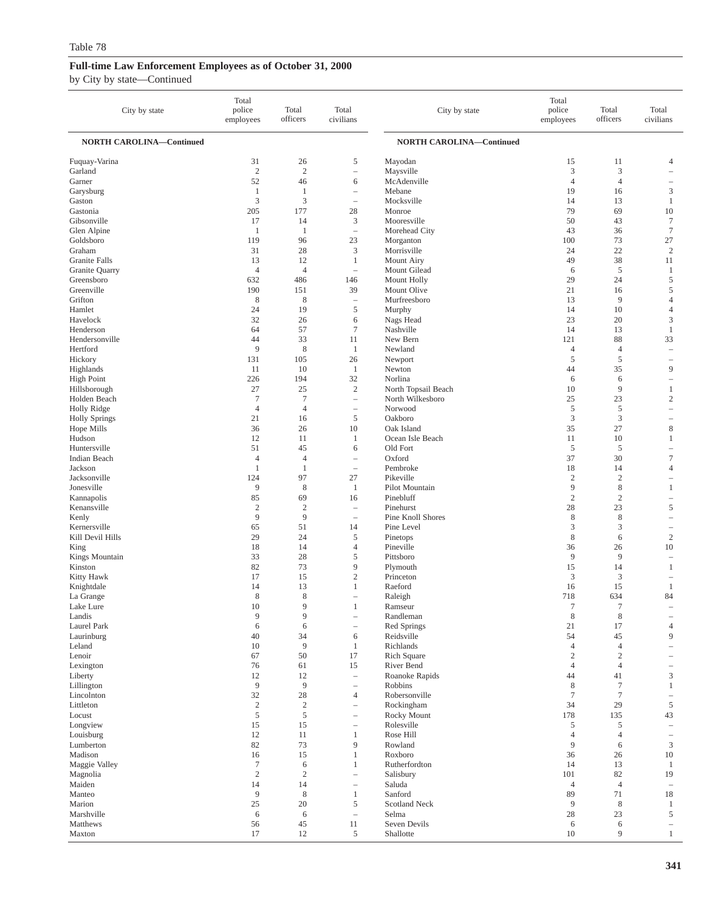Table 78

**Full-time Law Enforcement Employees as of October 31, 2000**

by City by state—Continued

| City by state | Total police employees | Total officers | Total civilians |
|---|---|---|---|
| **NORTH CAROLINA—Continued** | | | |
| Fuquay-Varina | 31 | 26 | 5 |
| Garland | 2 | 2 | – |
| Garner | 52 | 46 | 6 |
| Garysburg | 1 | 1 | – |
| Gaston | 3 | 3 | – |
| Gastonia | 205 | 177 | 28 |
| Gibsonville | 17 | 14 | 3 |
| Glen Alpine | 1 | 1 | – |
| Goldsboro | 119 | 96 | 23 |
| Graham | 31 | 28 | 3 |
| Granite Falls | 13 | 12 | 1 |
| Granite Quarry | 4 | 4 | – |
| Greensboro | 632 | 486 | 146 |
| Greenville | 190 | 151 | 39 |
| Grifton | 8 | 8 | – |
| Hamlet | 24 | 19 | 5 |
| Havelock | 32 | 26 | 6 |
| Henderson | 64 | 57 | 7 |
| Hendersonville | 44 | 33 | 11 |
| Hertford | 9 | 8 | 1 |
| Hickory | 131 | 105 | 26 |
| Highlands | 11 | 10 | 1 |
| High Point | 226 | 194 | 32 |
| Hillsborough | 27 | 25 | 2 |
| Holden Beach | 7 | 7 | – |
| Holly Ridge | 4 | 4 | – |
| Holly Springs | 21 | 16 | 5 |
| Hope Mills | 36 | 26 | 10 |
| Hudson | 12 | 11 | 1 |
| Huntersville | 51 | 45 | 6 |
| Indian Beach | 4 | 4 | – |
| Jackson | 1 | 1 | – |
| Jacksonville | 124 | 97 | 27 |
| Jonesville | 9 | 8 | 1 |
| Kannapolis | 85 | 69 | 16 |
| Kenansville | 2 | 2 | – |
| Kenly | 9 | 9 | – |
| Kernersville | 65 | 51 | 14 |
| Kill Devil Hills | 29 | 24 | 5 |
| King | 18 | 14 | 4 |
| Kings Mountain | 33 | 28 | 5 |
| Kinston | 82 | 73 | 9 |
| Kitty Hawk | 17 | 15 | 2 |
| Knightdale | 14 | 13 | 1 |
| La Grange | 8 | 8 | – |
| Lake Lure | 10 | 9 | 1 |
| Landis | 9 | 9 | – |
| Laurel Park | 6 | 6 | – |
| Laurinburg | 40 | 34 | 6 |
| Leland | 10 | 9 | 1 |
| Lenoir | 67 | 50 | 17 |
| Lexington | 76 | 61 | 15 |
| Liberty | 12 | 12 | – |
| Lillington | 9 | 9 | – |
| Lincolnton | 32 | 28 | 4 |
| Littleton | 2 | 2 | – |
| Locust | 5 | 5 | – |
| Longview | 15 | 15 | – |
| Louisburg | 12 | 11 | 1 |
| Lumberton | 82 | 73 | 9 |
| Madison | 16 | 15 | 1 |
| Maggie Valley | 7 | 6 | 1 |
| Magnolia | 2 | 2 | – |
| Maiden | 14 | 14 | – |
| Manteo | 9 | 8 | 1 |
| Marion | 25 | 20 | 5 |
| Marshville | 6 | 6 | – |
| Matthews | 56 | 45 | 11 |
| Maxton | 17 | 12 | 5 |
| Mayodan | 15 | 11 | 4 |
| Maysville | 3 | 3 | – |
| McAdenville | 4 | 4 | – |
| Mebane | 19 | 16 | 3 |
| Mocksville | 14 | 13 | 1 |
| Monroe | 79 | 69 | 10 |
| Mooresville | 50 | 43 | 7 |
| Morehead City | 43 | 36 | 7 |
| Morganton | 100 | 73 | 27 |
| Morrisville | 24 | 22 | 2 |
| Mount Airy | 49 | 38 | 11 |
| Mount Gilead | 6 | 5 | 1 |
| Mount Holly | 29 | 24 | 5 |
| Mount Olive | 21 | 16 | 5 |
| Murfreesboro | 13 | 9 | 4 |
| Murphy | 14 | 10 | 4 |
| Nags Head | 23 | 20 | 3 |
| Nashville | 14 | 13 | 1 |
| New Bern | 121 | 88 | 33 |
| Newland | 4 | 4 | – |
| Newport | 5 | 5 | – |
| Newton | 44 | 35 | 9 |
| Norlina | 6 | 6 | – |
| North Topsail Beach | 10 | 9 | 1 |
| North Wilkesboro | 25 | 23 | 2 |
| Norwood | 5 | 5 | – |
| Oakboro | 3 | 3 | – |
| Oak Island | 35 | 27 | 8 |
| Ocean Isle Beach | 11 | 10 | 1 |
| Old Fort | 5 | 5 | – |
| Oxford | 37 | 30 | 7 |
| Pembroke | 18 | 14 | 4 |
| Pikeville | 2 | 2 | – |
| Pilot Mountain | 9 | 8 | 1 |
| Pinebluff | 2 | 2 | – |
| Pinehurst | 28 | 23 | 5 |
| Pine Knoll Shores | 8 | 8 | – |
| Pine Level | 3 | 3 | – |
| Pinetops | 8 | 6 | 2 |
| Pineville | 36 | 26 | 10 |
| Pittsboro | 9 | 9 | – |
| Plymouth | 15 | 14 | 1 |
| Princeton | 3 | 3 | – |
| Raeford | 16 | 15 | 1 |
| Raleigh | 718 | 634 | 84 |
| Ramseur | 7 | 7 | – |
| Randleman | 8 | 8 | – |
| Red Springs | 21 | 17 | 4 |
| Reidsville | 54 | 45 | 9 |
| Richlands | 4 | 4 | – |
| Rich Square | 2 | 2 | – |
| River Bend | 4 | 4 | – |
| Roanoke Rapids | 44 | 41 | 3 |
| Robbins | 8 | 7 | 1 |
| Robersonville | 7 | 7 | – |
| Rockingham | 34 | 29 | 5 |
| Rocky Mount | 178 | 135 | 43 |
| Rolesville | 5 | 5 | – |
| Rose Hill | 4 | 4 | – |
| Rowland | 9 | 6 | 3 |
| Roxboro | 36 | 26 | 10 |
| Rutherfordton | 14 | 13 | 1 |
| Salisbury | 101 | 82 | 19 |
| Saluda | 4 | 4 | – |
| Sanford | 89 | 71 | 18 |
| Scotland Neck | 9 | 8 | 1 |
| Selma | 28 | 23 | 5 |
| Seven Devils | 6 | 6 | – |
| Shallotte | 10 | 9 | 1 |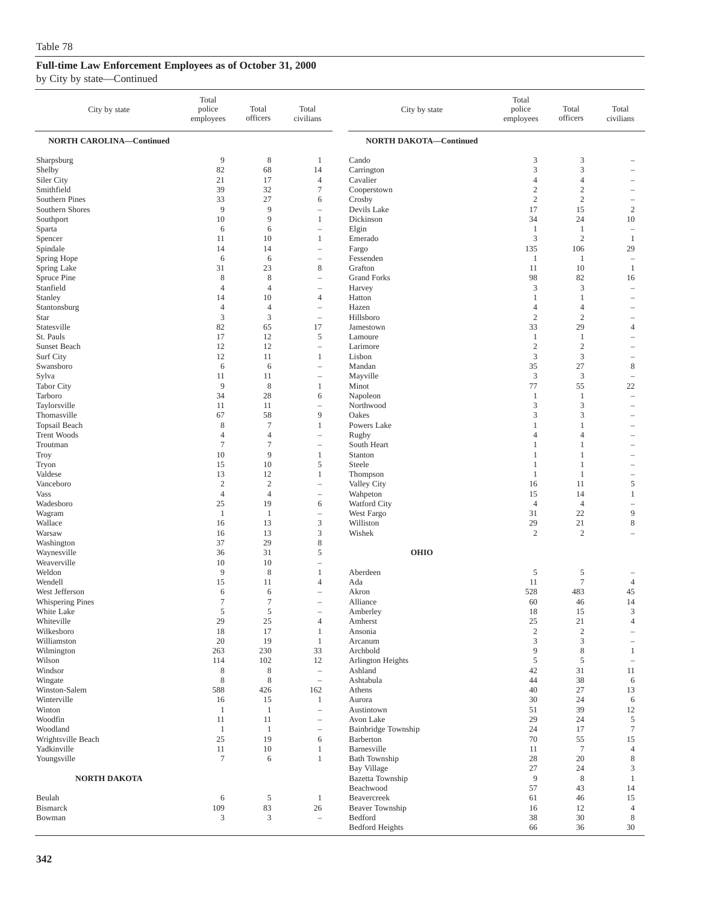Table 78

## Full-time Law Enforcement Employees as of October 31, 2000

by City by state—Continued

| City by state | Total police employees | Total officers | Total civilians |
|---|---|---|---|
| **NORTH CAROLINA—Continued** | | | |
| Sharpsburg | 9 | 8 | 1 |
| Shelby | 82 | 68 | 14 |
| Siler City | 21 | 17 | 4 |
| Smithfield | 39 | 32 | 7 |
| Southern Pines | 33 | 27 | 6 |
| Southern Shores | 9 | 9 | – |
| Southport | 10 | 9 | 1 |
| Sparta | 6 | 6 | – |
| Spencer | 11 | 10 | 1 |
| Spindale | 14 | 14 | – |
| Spring Hope | 6 | 6 | – |
| Spring Lake | 31 | 23 | 8 |
| Spruce Pine | 8 | 8 | – |
| Stanfield | 4 | 4 | – |
| Stanley | 14 | 10 | 4 |
| Stantonsburg | 4 | 4 | – |
| Star | 3 | 3 | – |
| Statesville | 82 | 65 | 17 |
| St. Pauls | 17 | 12 | 5 |
| Sunset Beach | 12 | 12 | – |
| Surf City | 12 | 11 | 1 |
| Swansboro | 6 | 6 | – |
| Sylva | 11 | 11 | – |
| Tabor City | 9 | 8 | 1 |
| Tarboro | 34 | 28 | 6 |
| Taylorsville | 11 | 11 | – |
| Thomasville | 67 | 58 | 9 |
| Topsail Beach | 8 | 7 | 1 |
| Trent Woods | 4 | 4 | – |
| Troutman | 7 | 7 | – |
| Troy | 10 | 9 | 1 |
| Tryon | 15 | 10 | 5 |
| Valdese | 13 | 12 | 1 |
| Vanceboro | 2 | 2 | – |
| Vass | 4 | 4 | – |
| Wadesboro | 25 | 19 | 6 |
| Wagram | 1 | 1 | – |
| Wallace | 16 | 13 | 3 |
| Warsaw | 16 | 13 | 3 |
| Washington | 37 | 29 | 8 |
| Waynesville | 36 | 31 | 5 |
| Weaverville | 10 | 10 | – |
| Weldon | 9 | 8 | 1 |
| Wendell | 15 | 11 | 4 |
| West Jefferson | 6 | 6 | – |
| Whispering Pines | 7 | 7 | – |
| White Lake | 5 | 5 | – |
| Whiteville | 29 | 25 | 4 |
| Wilkesboro | 18 | 17 | 1 |
| Williamston | 20 | 19 | 1 |
| Wilmington | 263 | 230 | 33 |
| Wilson | 114 | 102 | 12 |
| Windsor | 8 | 8 | – |
| Wingate | 8 | 8 | – |
| Winston-Salem | 588 | 426 | 162 |
| Winterville | 16 | 15 | 1 |
| Winton | 1 | 1 | – |
| Woodfin | 11 | 11 | – |
| Woodland | 1 | 1 | – |
| Wrightsville Beach | 25 | 19 | 6 |
| Yadkinville | 11 | 10 | 1 |
| Youngsville | 7 | 6 | 1 |
| **NORTH DAKOTA** | | | |
| Beulah | 6 | 5 | 1 |
| Bismarck | 109 | 83 | 26 |
| Bowman | 3 | 3 | – |
| **NORTH DAKOTA—Continued** | | | |
| Cando | 3 | 3 | – |
| Carrington | 3 | 3 | – |
| Cavalier | 4 | 4 | – |
| Cooperstown | 2 | 2 | – |
| Crosby | 2 | 2 | – |
| Devils Lake | 17 | 15 | 2 |
| Dickinson | 34 | 24 | 10 |
| Elgin | 1 | 1 | – |
| Emerado | 3 | 2 | 1 |
| Fargo | 135 | 106 | 29 |
| Fessenden | 1 | 1 | – |
| Grafton | 11 | 10 | 1 |
| Grand Forks | 98 | 82 | 16 |
| Harvey | 3 | 3 | – |
| Hatton | 1 | 1 | – |
| Hazen | 4 | 4 | – |
| Hillsboro | 2 | 2 | – |
| Jamestown | 33 | 29 | 4 |
| Lamoure | 1 | 1 | – |
| Larimore | 2 | 2 | – |
| Lisbon | 3 | 3 | – |
| Mandan | 35 | 27 | 8 |
| Mayville | 3 | 3 | – |
| Minot | 77 | 55 | 22 |
| Napoleon | 1 | 1 | – |
| Northwood | 3 | 3 | – |
| Oakes | 3 | 3 | – |
| Powers Lake | 1 | 1 | – |
| Rugby | 4 | 4 | – |
| South Heart | 1 | 1 | – |
| Stanton | 1 | 1 | – |
| Steele | 1 | 1 | – |
| Thompson | 1 | 1 | – |
| Valley City | 16 | 11 | 5 |
| Wahpeton | 15 | 14 | 1 |
| Watford City | 4 | 4 | – |
| West Fargo | 31 | 22 | 9 |
| Williston | 29 | 21 | 8 |
| Wishek | 2 | 2 | – |
| **OHIO** | | | |
| Aberdeen | 5 | 5 | – |
| Ada | 11 | 7 | 4 |
| Akron | 528 | 483 | 45 |
| Alliance | 60 | 46 | 14 |
| Amberley | 18 | 15 | 3 |
| Amherst | 25 | 21 | 4 |
| Ansonia | 2 | 2 | – |
| Arcanum | 3 | 3 | – |
| Archbold | 9 | 8 | 1 |
| Arlington Heights | 5 | 5 | – |
| Ashland | 42 | 31 | 11 |
| Ashtabula | 44 | 38 | 6 |
| Athens | 40 | 27 | 13 |
| Aurora | 30 | 24 | 6 |
| Austintown | 51 | 39 | 12 |
| Avon Lake | 29 | 24 | 5 |
| Bainbridge Township | 24 | 17 | 7 |
| Barberton | 70 | 55 | 15 |
| Barnesville | 11 | 7 | 4 |
| Bath Township | 28 | 20 | 8 |
| Bay Village | 27 | 24 | 3 |
| Bazetta Township | 9 | 8 | 1 |
| Beachwood | 57 | 43 | 14 |
| Beavercreek | 61 | 46 | 15 |
| Beaver Township | 16 | 12 | 4 |
| Bedford | 38 | 30 | 8 |
| Bedford Heights | 66 | 36 | 30 |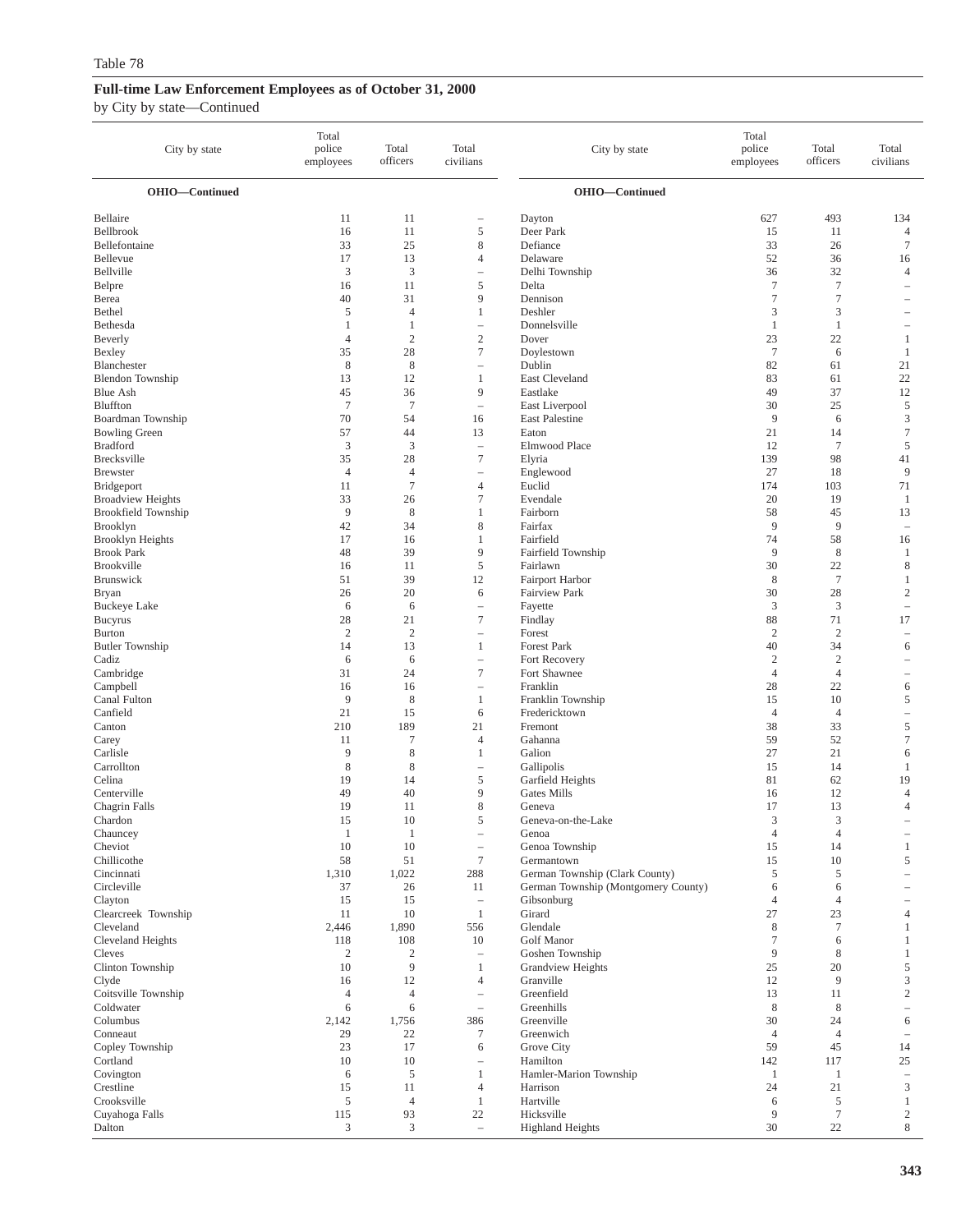Table 78

**Full-time Law Enforcement Employees as of October 31, 2000**

by City by state—Continued

| City by state | Total police employees | Total officers | Total civilians |
|---|---|---|---|
| **OHIO—Continued** | | | |
| Bellaire | 11 | 11 | – |
| Bellbrook | 16 | 11 | 5 |
| Bellefontaine | 33 | 25 | 8 |
| Bellevue | 17 | 13 | 4 |
| Bellville | 3 | 3 | – |
| Belpre | 16 | 11 | 5 |
| Berea | 40 | 31 | 9 |
| Bethel | 5 | 4 | 1 |
| Bethesda | 1 | 1 | – |
| Beverly | 4 | 2 | 2 |
| Bexley | 35 | 28 | 7 |
| Blanchester | 8 | 8 | – |
| Blendon Township | 13 | 12 | 1 |
| Blue Ash | 45 | 36 | 9 |
| Bluffton | 7 | 7 | – |
| Boardman Township | 70 | 54 | 16 |
| Bowling Green | 57 | 44 | 13 |
| Bradford | 3 | 3 | – |
| Brecksville | 35 | 28 | 7 |
| Brewster | 4 | 4 | – |
| Bridgeport | 11 | 7 | 4 |
| Broadview Heights | 33 | 26 | 7 |
| Brookfield Township | 9 | 8 | 1 |
| Brooklyn | 42 | 34 | 8 |
| Brooklyn Heights | 17 | 16 | 1 |
| Brook Park | 48 | 39 | 9 |
| Brookville | 16 | 11 | 5 |
| Brunswick | 51 | 39 | 12 |
| Bryan | 26 | 20 | 6 |
| Buckeye Lake | 6 | 6 | – |
| Bucyrus | 28 | 21 | 7 |
| Burton | 2 | 2 | – |
| Butler Township | 14 | 13 | 1 |
| Cadiz | 6 | 6 | – |
| Cambridge | 31 | 24 | 7 |
| Campbell | 16 | 16 | – |
| Canal Fulton | 9 | 8 | 1 |
| Canfield | 21 | 15 | 6 |
| Canton | 210 | 189 | 21 |
| Carey | 11 | 7 | 4 |
| Carlisle | 9 | 8 | 1 |
| Carrollton | 8 | 8 | – |
| Celina | 19 | 14 | 5 |
| Centerville | 49 | 40 | 9 |
| Chagrin Falls | 19 | 11 | 8 |
| Chardon | 15 | 10 | 5 |
| Chauncey | 1 | 1 | – |
| Cheviot | 10 | 10 | – |
| Chillicothe | 58 | 51 | 7 |
| Cincinnati | 1,310 | 1,022 | 288 |
| Circleville | 37 | 26 | 11 |
| Clayton | 15 | 15 | – |
| Clearcreek Township | 11 | 10 | 1 |
| Cleveland | 2,446 | 1,890 | 556 |
| Cleveland Heights | 118 | 108 | 10 |
| Cleves | 2 | 2 | – |
| Clinton Township | 10 | 9 | 1 |
| Clyde | 16 | 12 | 4 |
| Coitsville Township | 4 | 4 | – |
| Coldwater | 6 | 6 | – |
| Columbus | 2,142 | 1,756 | 386 |
| Conneaut | 29 | 22 | 7 |
| Copley Township | 23 | 17 | 6 |
| Cortland | 10 | 10 | – |
| Covington | 6 | 5 | 1 |
| Crestline | 15 | 11 | 4 |
| Crooksville | 5 | 4 | 1 |
| Cuyahoga Falls | 115 | 93 | 22 |
| Dalton | 3 | 3 | – |
| Dayton | 627 | 493 | 134 |
| Deer Park | 15 | 11 | 4 |
| Defiance | 33 | 26 | 7 |
| Delaware | 52 | 36 | 16 |
| Delhi Township | 36 | 32 | 4 |
| Delta | 7 | 7 | – |
| Dennison | 7 | 7 | – |
| Deshler | 3 | 3 | – |
| Donnelsville | 1 | 1 | – |
| Dover | 23 | 22 | 1 |
| Doylestown | 7 | 6 | 1 |
| Dublin | 82 | 61 | 21 |
| East Cleveland | 83 | 61 | 22 |
| Eastlake | 49 | 37 | 12 |
| East Liverpool | 30 | 25 | 5 |
| East Palestine | 9 | 6 | 3 |
| Eaton | 21 | 14 | 7 |
| Elmwood Place | 12 | 7 | 5 |
| Elyria | 139 | 98 | 41 |
| Englewood | 27 | 18 | 9 |
| Euclid | 174 | 103 | 71 |
| Evendale | 20 | 19 | 1 |
| Fairborn | 58 | 45 | 13 |
| Fairfax | 9 | 9 | – |
| Fairfield | 74 | 58 | 16 |
| Fairfield Township | 9 | 8 | 1 |
| Fairlawn | 30 | 22 | 8 |
| Fairport Harbor | 8 | 7 | 1 |
| Fairview Park | 30 | 28 | 2 |
| Fayette | 3 | 3 | – |
| Findlay | 88 | 71 | 17 |
| Forest | 2 | 2 | – |
| Forest Park | 40 | 34 | 6 |
| Fort Recovery | 2 | 2 | – |
| Fort Shawnee | 4 | 4 | – |
| Franklin | 28 | 22 | 6 |
| Franklin Township | 15 | 10 | 5 |
| Fredericktown | 4 | 4 | – |
| Fremont | 38 | 33 | 5 |
| Gahanna | 59 | 52 | 7 |
| Galion | 27 | 21 | 6 |
| Gallipolis | 15 | 14 | 1 |
| Garfield Heights | 81 | 62 | 19 |
| Gates Mills | 16 | 12 | 4 |
| Geneva | 17 | 13 | 4 |
| Geneva-on-the-Lake | 3 | 3 | – |
| Genoa | 4 | 4 | – |
| Genoa Township | 15 | 14 | 1 |
| Germantown | 15 | 10 | 5 |
| German Township (Clark County) | 5 | 5 | – |
| German Township (Montgomery County) | 6 | 6 | – |
| Gibsonburg | 4 | 4 | – |
| Girard | 27 | 23 | 4 |
| Glendale | 8 | 7 | 1 |
| Golf Manor | 7 | 6 | 1 |
| Goshen Township | 9 | 8 | 1 |
| Grandview Heights | 25 | 20 | 5 |
| Granville | 12 | 9 | 3 |
| Greenfield | 13 | 11 | 2 |
| Greenhills | 8 | 8 | – |
| Greenville | 30 | 24 | 6 |
| Greenwich | 4 | 4 | – |
| Grove City | 59 | 45 | 14 |
| Hamilton | 142 | 117 | 25 |
| Hamler-Marion Township | 1 | 1 | – |
| Harrison | 24 | 21 | 3 |
| Hartville | 6 | 5 | 1 |
| Hicksville | 9 | 7 | 2 |
| Highland Heights | 30 | 22 | 8 |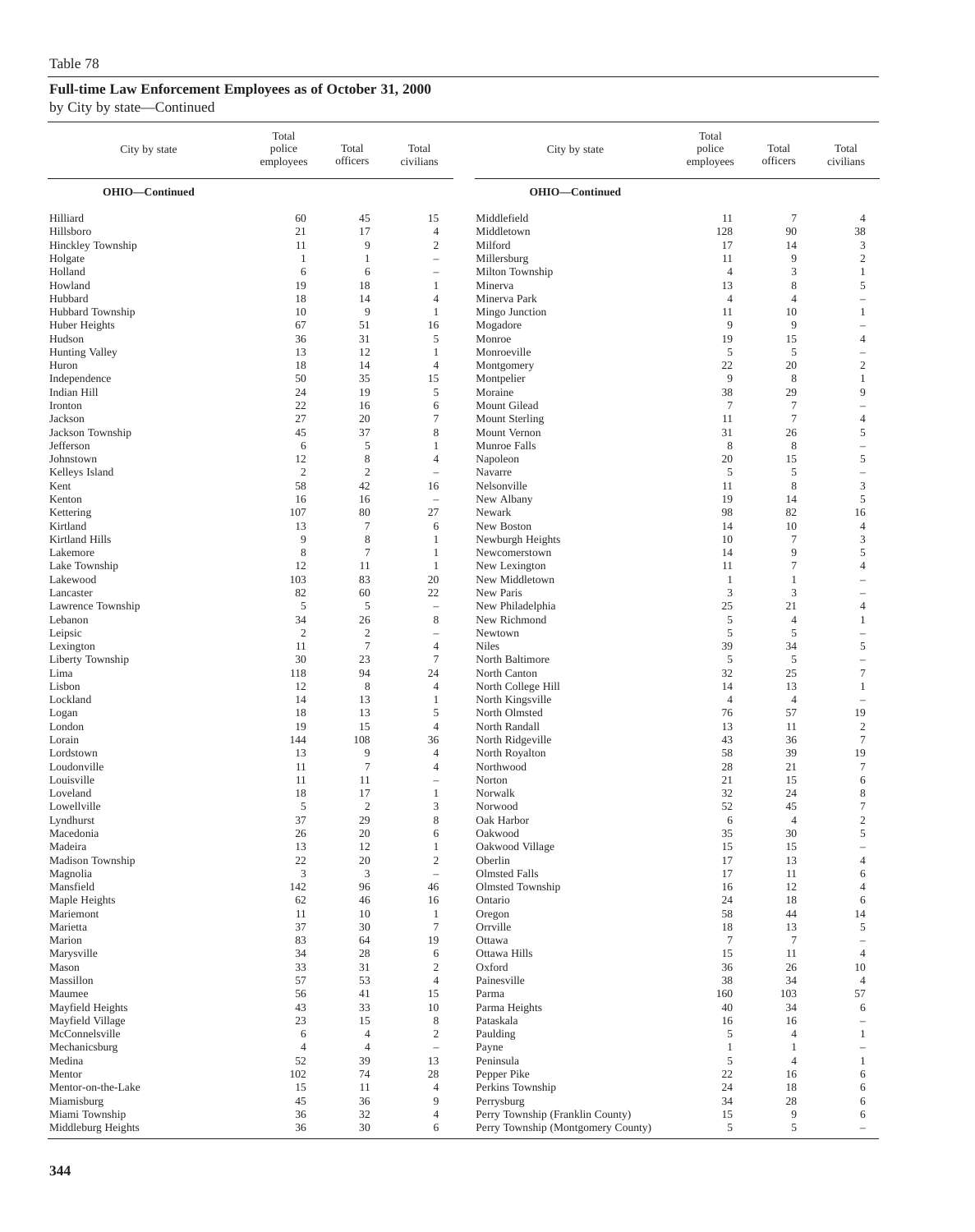Table 78

## Full-time Law Enforcement Employees as of October 31, 2000

by City by state—Continued

| City by state | Total police employees | Total officers | Total civilians |
|---|---|---|---|
| **OHIO—Continued** | | | |
| Hilliard | 60 | 45 | 15 |
| Hillsboro | 21 | 17 | 4 |
| Hinckley Township | 11 | 9 | 2 |
| Holgate | 1 | 1 | – |
| Holland | 6 | 6 | – |
| Howland | 19 | 18 | 1 |
| Hubbard | 18 | 14 | 4 |
| Hubbard Township | 10 | 9 | 1 |
| Huber Heights | 67 | 51 | 16 |
| Hudson | 36 | 31 | 5 |
| Hunting Valley | 13 | 12 | 1 |
| Huron | 18 | 14 | 4 |
| Independence | 50 | 35 | 15 |
| Indian Hill | 24 | 19 | 5 |
| Ironton | 22 | 16 | 6 |
| Jackson | 27 | 20 | 7 |
| Jackson Township | 45 | 37 | 8 |
| Jefferson | 6 | 5 | 1 |
| Johnstown | 12 | 8 | 4 |
| Kelleys Island | 2 | 2 | – |
| Kent | 58 | 42 | 16 |
| Kenton | 16 | 16 | – |
| Kettering | 107 | 80 | 27 |
| Kirtland | 13 | 7 | 6 |
| Kirtland Hills | 9 | 8 | 1 |
| Lakemore | 8 | 7 | 1 |
| Lake Township | 12 | 11 | 1 |
| Lakewood | 103 | 83 | 20 |
| Lancaster | 82 | 60 | 22 |
| Lawrence Township | 5 | 5 | – |
| Lebanon | 34 | 26 | 8 |
| Leipsic | 2 | 2 | – |
| Lexington | 11 | 7 | 4 |
| Liberty Township | 30 | 23 | 7 |
| Lima | 118 | 94 | 24 |
| Lisbon | 12 | 8 | 4 |
| Lockland | 14 | 13 | 1 |
| Logan | 18 | 13 | 5 |
| London | 19 | 15 | 4 |
| Lorain | 144 | 108 | 36 |
| Lordstown | 13 | 9 | 4 |
| Loudonville | 11 | 7 | 4 |
| Louisville | 11 | 11 | – |
| Loveland | 18 | 17 | 1 |
| Lowellville | 5 | 2 | 3 |
| Lyndhurst | 37 | 29 | 8 |
| Macedonia | 26 | 20 | 6 |
| Madeira | 13 | 12 | 1 |
| Madison Township | 22 | 20 | 2 |
| Magnolia | 3 | 3 | – |
| Mansfield | 142 | 96 | 46 |
| Maple Heights | 62 | 46 | 16 |
| Mariemont | 11 | 10 | 1 |
| Marietta | 37 | 30 | 7 |
| Marion | 83 | 64 | 19 |
| Marysville | 34 | 28 | 6 |
| Mason | 33 | 31 | 2 |
| Massillon | 57 | 53 | 4 |
| Maumee | 56 | 41 | 15 |
| Mayfield Heights | 43 | 33 | 10 |
| Mayfield Village | 23 | 15 | 8 |
| McConnelsville | 6 | 4 | 2 |
| Mechanicsburg | 4 | 4 | – |
| Medina | 52 | 39 | 13 |
| Mentor | 102 | 74 | 28 |
| Mentor-on-the-Lake | 15 | 11 | 4 |
| Miamisburg | 45 | 36 | 9 |
| Miami Township | 36 | 32 | 4 |
| Middleburg Heights | 36 | 30 | 6 |
| Middlefield | 11 | 7 | 4 |
| Middletown | 128 | 90 | 38 |
| Milford | 17 | 14 | 3 |
| Millersburg | 11 | 9 | 2 |
| Milton Township | 4 | 3 | 1 |
| Minerva | 13 | 8 | 5 |
| Minerva Park | 4 | 4 | – |
| Mingo Junction | 11 | 10 | 1 |
| Mogadore | 9 | 9 | – |
| Monroe | 19 | 15 | 4 |
| Monroeville | 5 | 5 | – |
| Montgomery | 22 | 20 | 2 |
| Montpelier | 9 | 8 | 1 |
| Moraine | 38 | 29 | 9 |
| Mount Gilead | 7 | 7 | – |
| Mount Sterling | 11 | 7 | 4 |
| Mount Vernon | 31 | 26 | 5 |
| Munroe Falls | 8 | 8 | – |
| Napoleon | 20 | 15 | 5 |
| Navarre | 5 | 5 | – |
| Nelsonville | 11 | 8 | 3 |
| New Albany | 19 | 14 | 5 |
| Newark | 98 | 82 | 16 |
| New Boston | 14 | 10 | 4 |
| Newburgh Heights | 10 | 7 | 3 |
| Newcomerstown | 14 | 9 | 5 |
| New Lexington | 11 | 7 | 4 |
| New Middletown | 1 | 1 | – |
| New Paris | 3 | 3 | – |
| New Philadelphia | 25 | 21 | 4 |
| New Richmond | 5 | 4 | 1 |
| Newtown | 5 | 5 | – |
| Niles | 39 | 34 | 5 |
| North Baltimore | 5 | 5 | – |
| North Canton | 32 | 25 | 7 |
| North College Hill | 14 | 13 | 1 |
| North Kingsville | 4 | 4 | – |
| North Olmsted | 76 | 57 | 19 |
| North Randall | 13 | 11 | 2 |
| North Ridgeville | 43 | 36 | 7 |
| North Royalton | 58 | 39 | 19 |
| Northwood | 28 | 21 | 7 |
| Norton | 21 | 15 | 6 |
| Norwalk | 32 | 24 | 8 |
| Norwood | 52 | 45 | 7 |
| Oak Harbor | 6 | 4 | 2 |
| Oakwood | 35 | 30 | 5 |
| Oakwood Village | 15 | 15 | – |
| Oberlin | 17 | 13 | 4 |
| Olmsted Falls | 17 | 11 | 6 |
| Olmsted Township | 16 | 12 | 4 |
| Ontario | 24 | 18 | 6 |
| Oregon | 58 | 44 | 14 |
| Orrville | 18 | 13 | 5 |
| Ottawa | 7 | 7 | – |
| Ottawa Hills | 15 | 11 | 4 |
| Oxford | 36 | 26 | 10 |
| Painesville | 38 | 34 | 4 |
| Parma | 160 | 103 | 57 |
| Parma Heights | 40 | 34 | 6 |
| Pataskala | 16 | 16 | – |
| Paulding | 5 | 4 | 1 |
| Payne | 1 | 1 | – |
| Peninsula | 5 | 4 | 1 |
| Pepper Pike | 22 | 16 | 6 |
| Perkins Township | 24 | 18 | 6 |
| Perrysburg | 34 | 28 | 6 |
| Perry Township (Franklin County) | 15 | 9 | 6 |
| Perry Township (Montgomery County) | 5 | 5 | – |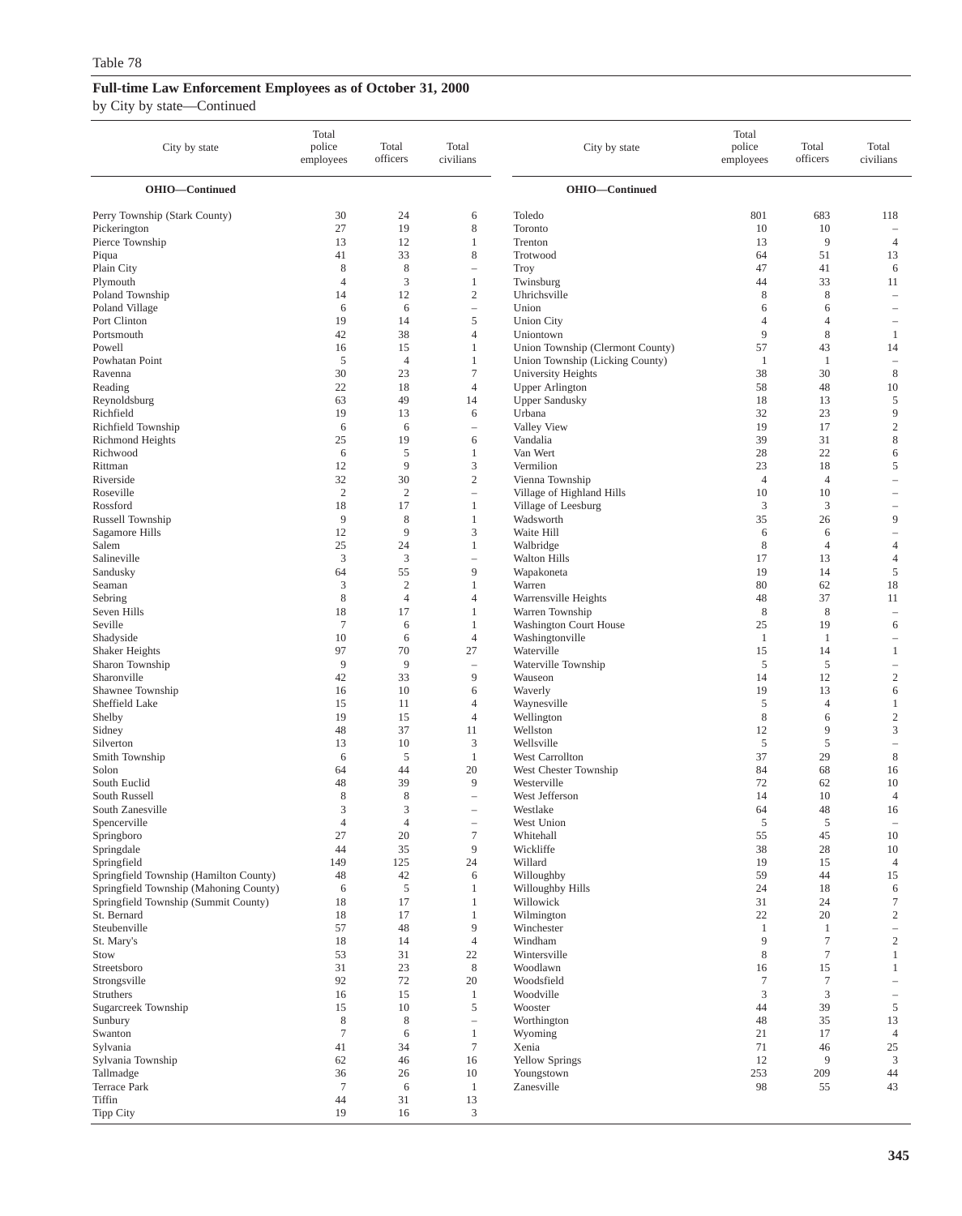Table 78

**Full-time Law Enforcement Employees as of October 31, 2000**

by City by state—Continued

| City by state | Total police employees | Total officers | Total civilians |
|---|---|---|---|
| **OHIO—Continued** | | | |
| Perry Township (Stark County) | 30 | 24 | 6 |
| Pickerington | 27 | 19 | 8 |
| Pierce Township | 13 | 12 | 1 |
| Piqua | 41 | 33 | 8 |
| Plain City | 8 | 8 | – |
| Plymouth | 4 | 3 | 1 |
| Poland Township | 14 | 12 | 2 |
| Poland Village | 6 | 6 | – |
| Port Clinton | 19 | 14 | 5 |
| Portsmouth | 42 | 38 | 4 |
| Powell | 16 | 15 | 1 |
| Powhatan Point | 5 | 4 | 1 |
| Ravenna | 30 | 23 | 7 |
| Reading | 22 | 18 | 4 |
| Reynoldsburg | 63 | 49 | 14 |
| Richfield | 19 | 13 | 6 |
| Richfield Township | 6 | 6 | – |
| Richmond Heights | 25 | 19 | 6 |
| Richwood | 6 | 5 | 1 |
| Rittman | 12 | 9 | 3 |
| Riverside | 32 | 30 | 2 |
| Roseville | 2 | 2 | – |
| Rossford | 18 | 17 | 1 |
| Russell Township | 9 | 8 | 1 |
| Sagamore Hills | 12 | 9 | 3 |
| Salem | 25 | 24 | 1 |
| Salineville | 3 | 3 | – |
| Sandusky | 64 | 55 | 9 |
| Seaman | 3 | 2 | 1 |
| Sebring | 8 | 4 | 4 |
| Seven Hills | 18 | 17 | 1 |
| Seville | 7 | 6 | 1 |
| Shadyside | 10 | 6 | 4 |
| Shaker Heights | 97 | 70 | 27 |
| Sharon Township | 9 | 9 | – |
| Sharonville | 42 | 33 | 9 |
| Shawnee Township | 16 | 10 | 6 |
| Sheffield Lake | 15 | 11 | 4 |
| Shelby | 19 | 15 | 4 |
| Sidney | 48 | 37 | 11 |
| Silverton | 13 | 10 | 3 |
| Smith Township | 6 | 5 | 1 |
| Solon | 64 | 44 | 20 |
| South Euclid | 48 | 39 | 9 |
| South Russell | 8 | 8 | – |
| South Zanesville | 3 | 3 | – |
| Spencerville | 4 | 4 | – |
| Springboro | 27 | 20 | 7 |
| Springdale | 44 | 35 | 9 |
| Springfield | 149 | 125 | 24 |
| Springfield Township (Hamilton County) | 48 | 42 | 6 |
| Springfield Township (Mahoning County) | 6 | 5 | 1 |
| Springfield Township (Summit County) | 18 | 17 | 1 |
| St. Bernard | 18 | 17 | 1 |
| Steubenville | 57 | 48 | 9 |
| St. Mary's | 18 | 14 | 4 |
| Stow | 53 | 31 | 22 |
| Streetsboro | 31 | 23 | 8 |
| Strongsville | 92 | 72 | 20 |
| Struthers | 16 | 15 | 1 |
| Sugarcreek Township | 15 | 10 | 5 |
| Sunbury | 8 | 8 | – |
| Swanton | 7 | 6 | 1 |
| Sylvania | 41 | 34 | 7 |
| Sylvania Township | 62 | 46 | 16 |
| Tallmadge | 36 | 26 | 10 |
| Terrace Park | 7 | 6 | 1 |
| Tiffin | 44 | 31 | 13 |
| Tipp City | 19 | 16 | 3 |
| Toledo | 801 | 683 | 118 |
| Toronto | 10 | 10 | – |
| Trenton | 13 | 9 | 4 |
| Trotwood | 64 | 51 | 13 |
| Troy | 47 | 41 | 6 |
| Twinsburg | 44 | 33 | 11 |
| Uhrichsville | 8 | 8 | – |
| Union | 6 | 6 | – |
| Union City | 4 | 4 | – |
| Uniontown | 9 | 8 | 1 |
| Union Township (Clermont County) | 57 | 43 | 14 |
| Union Township (Licking County) | 1 | 1 | – |
| University Heights | 38 | 30 | 8 |
| Upper Arlington | 58 | 48 | 10 |
| Upper Sandusky | 18 | 13 | 5 |
| Urbana | 32 | 23 | 9 |
| Valley View | 19 | 17 | 2 |
| Vandalia | 39 | 31 | 8 |
| Van Wert | 28 | 22 | 6 |
| Vermilion | 23 | 18 | 5 |
| Vienna Township | 4 | 4 | – |
| Village of Highland Hills | 10 | 10 | – |
| Village of Leesburg | 3 | 3 | – |
| Wadsworth | 35 | 26 | 9 |
| Waite Hill | 6 | 6 | – |
| Walbridge | 8 | 4 | 4 |
| Walton Hills | 17 | 13 | 4 |
| Wapakoneta | 19 | 14 | 5 |
| Warren | 80 | 62 | 18 |
| Warrensville Heights | 48 | 37 | 11 |
| Warren Township | 8 | 8 | – |
| Washington Court House | 25 | 19 | 6 |
| Washingtonville | 1 | 1 | – |
| Waterville | 15 | 14 | 1 |
| Waterville Township | 5 | 5 | – |
| Wauseon | 14 | 12 | 2 |
| Waverly | 19 | 13 | 6 |
| Waynesville | 5 | 4 | 1 |
| Wellington | 8 | 6 | 2 |
| Wellston | 12 | 9 | 3 |
| Wellsville | 5 | 5 | – |
| West Carrollton | 37 | 29 | 8 |
| West Chester Township | 84 | 68 | 16 |
| Westerville | 72 | 62 | 10 |
| West Jefferson | 14 | 10 | 4 |
| Westlake | 64 | 48 | 16 |
| West Union | 5 | 5 | – |
| Whitehall | 55 | 45 | 10 |
| Wickliffe | 38 | 28 | 10 |
| Willard | 19 | 15 | 4 |
| Willoughby | 59 | 44 | 15 |
| Willoughby Hills | 24 | 18 | 6 |
| Willowick | 31 | 24 | 7 |
| Wilmington | 22 | 20 | 2 |
| Winchester | 1 | 1 | – |
| Windham | 9 | 7 | 2 |
| Wintersville | 8 | 7 | 1 |
| Woodlawn | 16 | 15 | 1 |
| Woodsfield | 7 | 7 | – |
| Woodville | 3 | 3 | – |
| Wooster | 44 | 39 | 5 |
| Worthington | 48 | 35 | 13 |
| Wyoming | 21 | 17 | 4 |
| Xenia | 71 | 46 | 25 |
| Yellow Springs | 12 | 9 | 3 |
| Youngstown | 253 | 209 | 44 |
| Zanesville | 98 | 55 | 43 |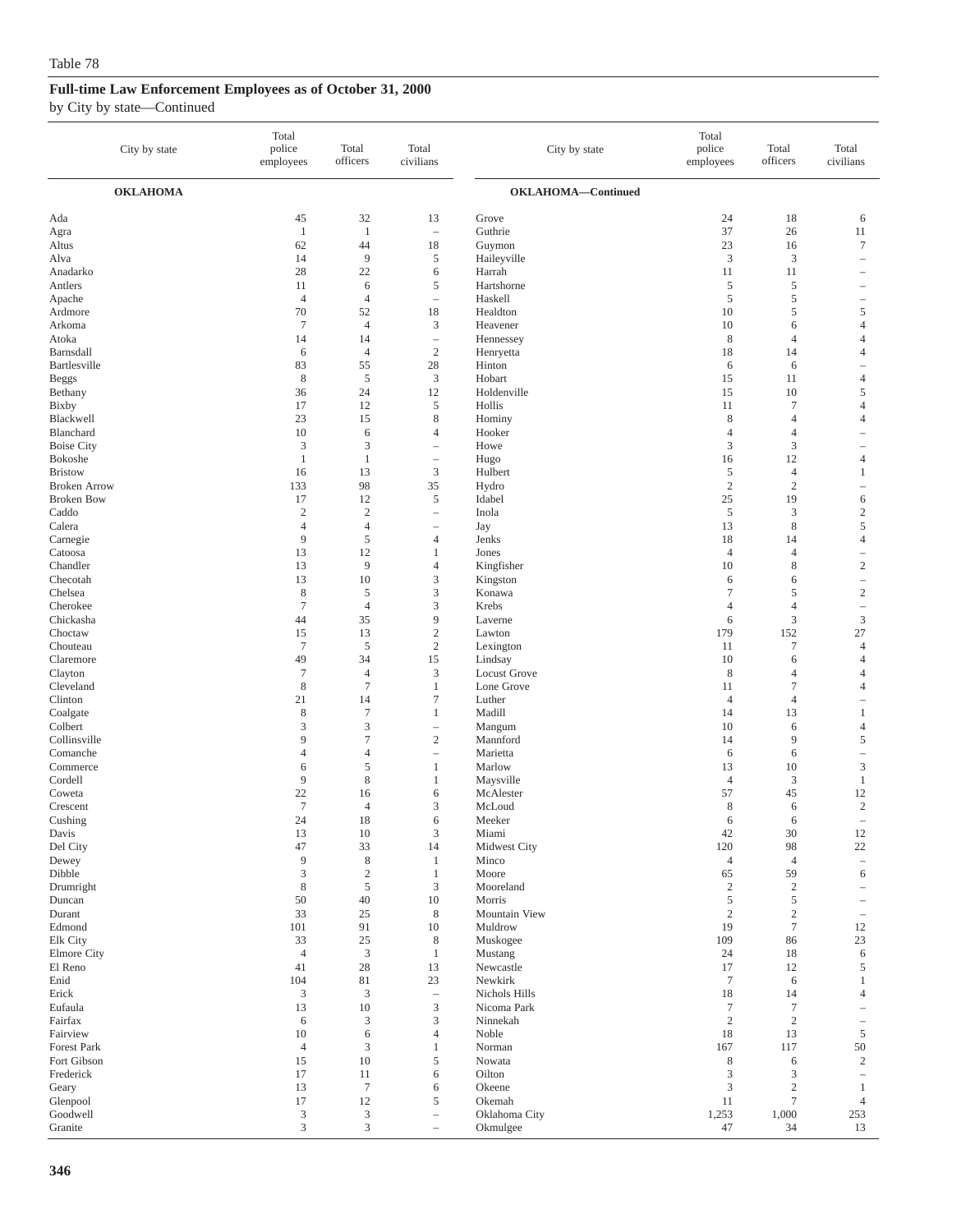Table 78

## Full-time Law Enforcement Employees as of October 31, 2000

by City by state—Continued

| City by state | Total police employees | Total officers | Total civilians |
|---|---|---|---|
| **OKLAHOMA** | | | |
| Ada | 45 | 32 | 13 |
| Agra | 1 | 1 | – |
| Altus | 62 | 44 | 18 |
| Alva | 14 | 9 | 5 |
| Anadarko | 28 | 22 | 6 |
| Antlers | 11 | 6 | 5 |
| Apache | 4 | 4 | – |
| Ardmore | 70 | 52 | 18 |
| Arkoma | 7 | 4 | 3 |
| Atoka | 14 | 14 | – |
| Barnsdall | 6 | 4 | 2 |
| Bartlesville | 83 | 55 | 28 |
| Beggs | 8 | 5 | 3 |
| Bethany | 36 | 24 | 12 |
| Bixby | 17 | 12 | 5 |
| Blackwell | 23 | 15 | 8 |
| Blanchard | 10 | 6 | 4 |
| Boise City | 3 | 3 | – |
| Bokoshe | 1 | 1 | – |
| Bristow | 16 | 13 | 3 |
| Broken Arrow | 133 | 98 | 35 |
| Broken Bow | 17 | 12 | 5 |
| Caddo | 2 | 2 | – |
| Calera | 4 | 4 | – |
| Carnegie | 9 | 5 | 4 |
| Catoosa | 13 | 12 | 1 |
| Chandler | 13 | 9 | 4 |
| Checotah | 13 | 10 | 3 |
| Chelsea | 8 | 5 | 3 |
| Cherokee | 7 | 4 | 3 |
| Chickasha | 44 | 35 | 9 |
| Choctaw | 15 | 13 | 2 |
| Chouteau | 7 | 5 | 2 |
| Claremore | 49 | 34 | 15 |
| Clayton | 7 | 4 | 3 |
| Cleveland | 8 | 7 | 1 |
| Clinton | 21 | 14 | 7 |
| Coalgate | 8 | 7 | 1 |
| Colbert | 3 | 3 | – |
| Collinsville | 9 | 7 | 2 |
| Comanche | 4 | 4 | – |
| Commerce | 6 | 5 | 1 |
| Cordell | 9 | 8 | 1 |
| Coweta | 22 | 16 | 6 |
| Crescent | 7 | 4 | 3 |
| Cushing | 24 | 18 | 6 |
| Davis | 13 | 10 | 3 |
| Del City | 47 | 33 | 14 |
| Dewey | 9 | 8 | 1 |
| Dibble | 3 | 2 | 1 |
| Drumright | 8 | 5 | 3 |
| Duncan | 50 | 40 | 10 |
| Durant | 33 | 25 | 8 |
| Edmond | 101 | 91 | 10 |
| Elk City | 33 | 25 | 8 |
| Elmore City | 4 | 3 | 1 |
| El Reno | 41 | 28 | 13 |
| Enid | 104 | 81 | 23 |
| Erick | 3 | 3 | – |
| Eufaula | 13 | 10 | 3 |
| Fairfax | 6 | 3 | 3 |
| Fairview | 10 | 6 | 4 |
| Forest Park | 4 | 3 | 1 |
| Fort Gibson | 15 | 10 | 5 |
| Frederick | 17 | 11 | 6 |
| Geary | 13 | 7 | 6 |
| Glenpool | 17 | 12 | 5 |
| Goodwell | 3 | 3 | – |
| Granite | 3 | 3 | – |
| **OKLAHOMA—Continued** | | | |
| Grove | 24 | 18 | 6 |
| Guthrie | 37 | 26 | 11 |
| Guymon | 23 | 16 | 7 |
| Haileyville | 3 | 3 | – |
| Harrah | 11 | 11 | – |
| Hartshorne | 5 | 5 | – |
| Haskell | 5 | 5 | – |
| Healdton | 10 | 5 | 5 |
| Heavener | 10 | 6 | 4 |
| Hennessey | 8 | 4 | 4 |
| Henryetta | 18 | 14 | 4 |
| Hinton | 6 | 6 | – |
| Hobart | 15 | 11 | 4 |
| Holdenville | 15 | 10 | 5 |
| Hollis | 11 | 7 | 4 |
| Hominy | 8 | 4 | 4 |
| Hooker | 4 | 4 | – |
| Howe | 3 | 3 | – |
| Hugo | 16 | 12 | 4 |
| Hulbert | 5 | 4 | 1 |
| Hydro | 2 | 2 | – |
| Idabel | 25 | 19 | 6 |
| Inola | 5 | 3 | 2 |
| Jay | 13 | 8 | 5 |
| Jenks | 18 | 14 | 4 |
| Jones | 4 | 4 | – |
| Kingfisher | 10 | 8 | 2 |
| Kingston | 6 | 6 | – |
| Konawa | 7 | 5 | 2 |
| Krebs | 4 | 4 | – |
| Laverne | 6 | 3 | 3 |
| Lawton | 179 | 152 | 27 |
| Lexington | 11 | 7 | 4 |
| Lindsay | 10 | 6 | 4 |
| Locust Grove | 8 | 4 | 4 |
| Lone Grove | 11 | 7 | 4 |
| Luther | 4 | 4 | – |
| Madill | 14 | 13 | 1 |
| Mangum | 10 | 6 | 4 |
| Mannford | 14 | 9 | 5 |
| Marietta | 6 | 6 | – |
| Marlow | 13 | 10 | 3 |
| Maysville | 4 | 3 | 1 |
| McAlester | 57 | 45 | 12 |
| McLoud | 8 | 6 | 2 |
| Meeker | 6 | 6 | – |
| Miami | 42 | 30 | 12 |
| Midwest City | 120 | 98 | 22 |
| Minco | 4 | 4 | – |
| Moore | 65 | 59 | 6 |
| Mooreland | 2 | 2 | – |
| Morris | 5 | 5 | – |
| Mountain View | 2 | 2 | – |
| Muldrow | 19 | 7 | 12 |
| Muskogee | 109 | 86 | 23 |
| Mustang | 24 | 18 | 6 |
| Newcastle | 17 | 12 | 5 |
| Newkirk | 7 | 6 | 1 |
| Nichols Hills | 18 | 14 | 4 |
| Nicoma Park | 7 | 7 | – |
| Ninnekah | 2 | 2 | – |
| Noble | 18 | 13 | 5 |
| Norman | 167 | 117 | 50 |
| Nowata | 8 | 6 | 2 |
| Oilton | 3 | 3 | – |
| Okeene | 3 | 2 | 1 |
| Okemah | 11 | 7 | 4 |
| Oklahoma City | 1,253 | 1,000 | 253 |
| Okmulgee | 47 | 34 | 13 |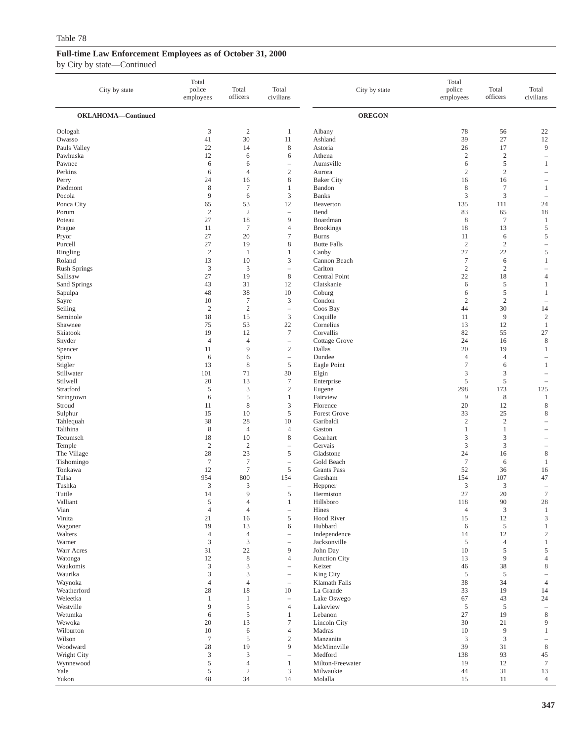Table 78

**Full-time Law Enforcement Employees as of October 31, 2000**

by City by state—Continued

| City by state | Total police employees | Total officers | Total civilians |
|---|---|---|---|
| **OKLAHOMA—Continued** | | | |
| Oologah | 3 | 2 | 1 |
| Owasso | 41 | 30 | 11 |
| Pauls Valley | 22 | 14 | 8 |
| Pawhuska | 12 | 6 | 6 |
| Pawnee | 6 | 6 | – |
| Perkins | 6 | 4 | 2 |
| Perry | 24 | 16 | 8 |
| Piedmont | 8 | 7 | 1 |
| Pocola | 9 | 6 | 3 |
| Ponca City | 65 | 53 | 12 |
| Porum | 2 | 2 | – |
| Poteau | 27 | 18 | 9 |
| Prague | 11 | 7 | 4 |
| Pryor | 27 | 20 | 7 |
| Purcell | 27 | 19 | 8 |
| Ringling | 2 | 1 | 1 |
| Roland | 13 | 10 | 3 |
| Rush Springs | 3 | 3 | – |
| Sallisaw | 27 | 19 | 8 |
| Sand Springs | 43 | 31 | 12 |
| Sapulpa | 48 | 38 | 10 |
| Sayre | 10 | 7 | 3 |
| Seiling | 2 | 2 | – |
| Seminole | 18 | 15 | 3 |
| Shawnee | 75 | 53 | 22 |
| Skiatook | 19 | 12 | 7 |
| Snyder | 4 | 4 | – |
| Spencer | 11 | 9 | 2 |
| Spiro | 6 | 6 | – |
| Stigler | 13 | 8 | 5 |
| Stillwater | 101 | 71 | 30 |
| Stilwell | 20 | 13 | 7 |
| Stratford | 5 | 3 | 2 |
| Stringtown | 6 | 5 | 1 |
| Stroud | 11 | 8 | 3 |
| Sulphur | 15 | 10 | 5 |
| Tahlequah | 38 | 28 | 10 |
| Talihina | 8 | 4 | 4 |
| Tecumseh | 18 | 10 | 8 |
| Temple | 2 | 2 | – |
| The Village | 28 | 23 | 5 |
| Tishomingo | 7 | 7 | – |
| Tonkawa | 12 | 7 | 5 |
| Tulsa | 954 | 800 | 154 |
| Tushka | 3 | 3 | – |
| Tuttle | 14 | 9 | 5 |
| Valliant | 5 | 4 | 1 |
| Vian | 4 | 4 | – |
| Vinita | 21 | 16 | 5 |
| Wagoner | 19 | 13 | 6 |
| Walters | 4 | 4 | – |
| Warner | 3 | 3 | – |
| Warr Acres | 31 | 22 | 9 |
| Watonga | 12 | 8 | 4 |
| Waukomis | 3 | 3 | – |
| Waurika | 3 | 3 | – |
| Waynoka | 4 | 4 | – |
| Weatherford | 28 | 18 | 10 |
| Weleetka | 1 | 1 | – |
| Westville | 9 | 5 | 4 |
| Wetumka | 6 | 5 | 1 |
| Wewoka | 20 | 13 | 7 |
| Wilburton | 10 | 6 | 4 |
| Wilson | 7 | 5 | 2 |
| Woodward | 28 | 19 | 9 |
| Wright City | 3 | 3 | – |
| Wynnewood | 5 | 4 | 1 |
| Yale | 5 | 2 | 3 |
| Yukon | 48 | 34 | 14 |
| **OREGON** | | | |
| Albany | 78 | 56 | 22 |
| Ashland | 39 | 27 | 12 |
| Astoria | 26 | 17 | 9 |
| Athena | 2 | 2 | – |
| Aumsville | 6 | 5 | 1 |
| Aurora | 2 | 2 | – |
| Baker City | 16 | 16 | – |
| Bandon | 8 | 7 | 1 |
| Banks | 3 | 3 | – |
| Beaverton | 135 | 111 | 24 |
| Bend | 83 | 65 | 18 |
| Boardman | 8 | 7 | 1 |
| Brookings | 18 | 13 | 5 |
| Burns | 11 | 6 | 5 |
| Butte Falls | 2 | 2 | – |
| Canby | 27 | 22 | 5 |
| Cannon Beach | 7 | 6 | 1 |
| Carlton | 2 | 2 | – |
| Central Point | 22 | 18 | 4 |
| Clatskanie | 6 | 5 | 1 |
| Coburg | 6 | 5 | 1 |
| Condon | 2 | 2 | – |
| Coos Bay | 44 | 30 | 14 |
| Coquille | 11 | 9 | 2 |
| Cornelius | 13 | 12 | 1 |
| Corvallis | 82 | 55 | 27 |
| Cottage Grove | 24 | 16 | 8 |
| Dallas | 20 | 19 | 1 |
| Dundee | 4 | 4 | – |
| Eagle Point | 7 | 6 | 1 |
| Elgin | 3 | 3 | – |
| Enterprise | 5 | 5 | – |
| Eugene | 298 | 173 | 125 |
| Fairview | 9 | 8 | 1 |
| Florence | 20 | 12 | 8 |
| Forest Grove | 33 | 25 | 8 |
| Garibaldi | 2 | 2 | – |
| Gaston | 1 | 1 | – |
| Gearhart | 3 | 3 | – |
| Gervais | 3 | 3 | – |
| Gladstone | 24 | 16 | 8 |
| Gold Beach | 7 | 6 | 1 |
| Grants Pass | 52 | 36 | 16 |
| Gresham | 154 | 107 | 47 |
| Heppner | 3 | 3 | – |
| Hermiston | 27 | 20 | 7 |
| Hillsboro | 118 | 90 | 28 |
| Hines | 4 | 3 | 1 |
| Hood River | 15 | 12 | 3 |
| Hubbard | 6 | 5 | 1 |
| Independence | 14 | 12 | 2 |
| Jacksonville | 5 | 4 | 1 |
| John Day | 10 | 5 | 5 |
| Junction City | 13 | 9 | 4 |
| Keizer | 46 | 38 | 8 |
| King City | 5 | 5 | – |
| Klamath Falls | 38 | 34 | 4 |
| La Grande | 33 | 19 | 14 |
| Lake Oswego | 67 | 43 | 24 |
| Lakeview | 5 | 5 | – |
| Lebanon | 27 | 19 | 8 |
| Lincoln City | 30 | 21 | 9 |
| Madras | 10 | 9 | 1 |
| Manzanita | 3 | 3 | – |
| McMinnville | 39 | 31 | 8 |
| Medford | 138 | 93 | 45 |
| Milton-Freewater | 19 | 12 | 7 |
| Milwaukie | 44 | 31 | 13 |
| Molalla | 15 | 11 | 4 |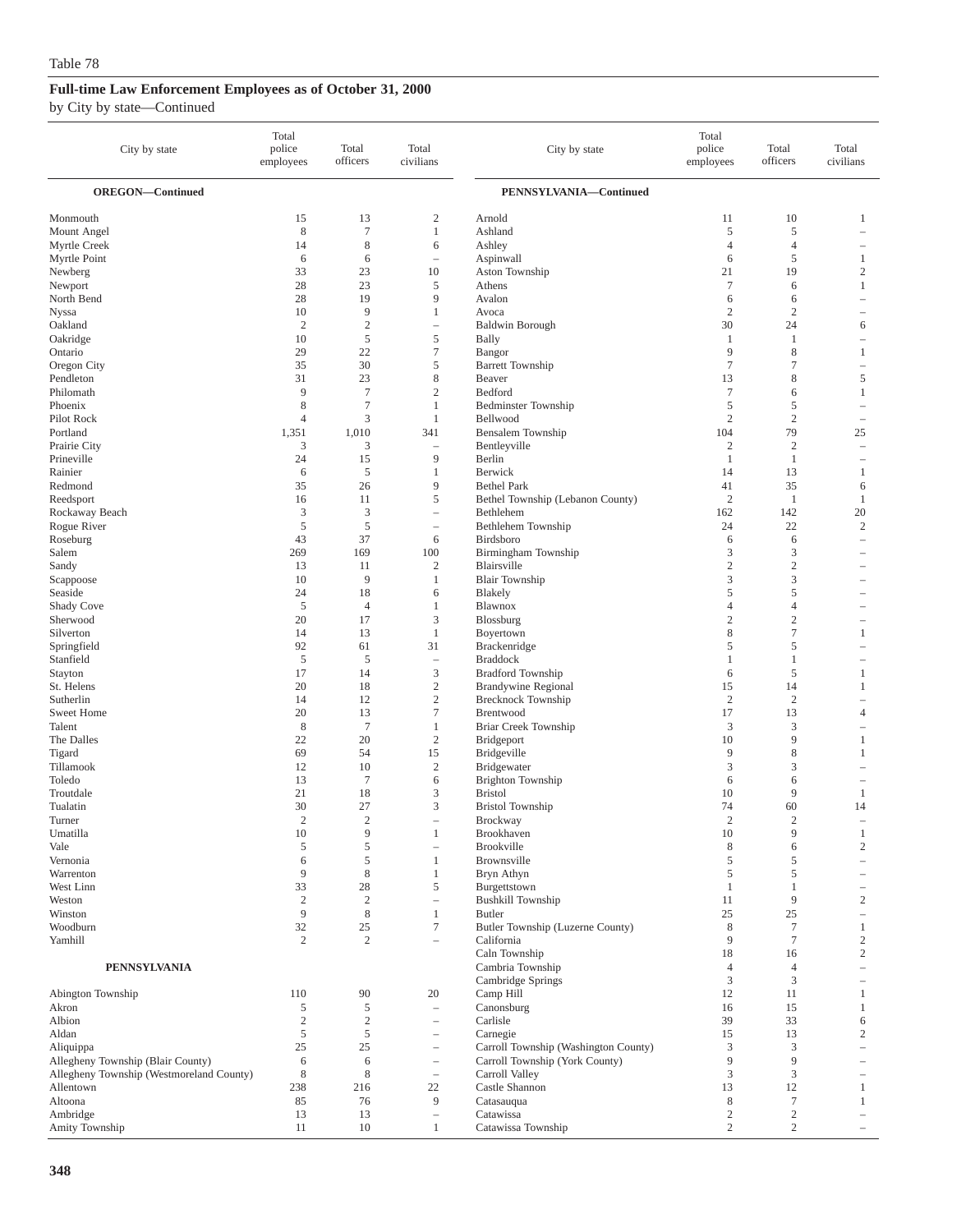Table 78

## Full-time Law Enforcement Employees as of October 31, 2000

by City by state—Continued

| City by state | Total police employees | Total officers | Total civilians |
|---|---|---|---|
| **OREGON—Continued** | | | |
| Monmouth | 15 | 13 | 2 |
| Mount Angel | 8 | 7 | 1 |
| Myrtle Creek | 14 | 8 | 6 |
| Myrtle Point | 6 | 6 | – |
| Newberg | 33 | 23 | 10 |
| Newport | 28 | 23 | 5 |
| North Bend | 28 | 19 | 9 |
| Nyssa | 10 | 9 | 1 |
| Oakland | 2 | 2 | – |
| Oakridge | 10 | 5 | 5 |
| Ontario | 29 | 22 | 7 |
| Oregon City | 35 | 30 | 5 |
| Pendleton | 31 | 23 | 8 |
| Philomath | 9 | 7 | 2 |
| Phoenix | 8 | 7 | 1 |
| Pilot Rock | 4 | 3 | 1 |
| Portland | 1,351 | 1,010 | 341 |
| Prairie City | 3 | 3 | – |
| Prineville | 24 | 15 | 9 |
| Rainier | 6 | 5 | 1 |
| Redmond | 35 | 26 | 9 |
| Reedsport | 16 | 11 | 5 |
| Rockaway Beach | 3 | 3 | – |
| Rogue River | 5 | 5 | – |
| Roseburg | 43 | 37 | 6 |
| Salem | 269 | 169 | 100 |
| Sandy | 13 | 11 | 2 |
| Scappoose | 10 | 9 | 1 |
| Seaside | 24 | 18 | 6 |
| Shady Cove | 5 | 4 | 1 |
| Sherwood | 20 | 17 | 3 |
| Silverton | 14 | 13 | 1 |
| Springfield | 92 | 61 | 31 |
| Stanfield | 5 | 5 | – |
| Stayton | 17 | 14 | 3 |
| St. Helens | 20 | 18 | 2 |
| Sutherlin | 14 | 12 | 2 |
| Sweet Home | 20 | 13 | 7 |
| Talent | 8 | 7 | 1 |
| The Dalles | 22 | 20 | 2 |
| Tigard | 69 | 54 | 15 |
| Tillamook | 12 | 10 | 2 |
| Toledo | 13 | 7 | 6 |
| Troutdale | 21 | 18 | 3 |
| Tualatin | 30 | 27 | 3 |
| Turner | 2 | 2 | – |
| Umatilla | 10 | 9 | 1 |
| Vale | 5 | 5 | – |
| Vernonia | 6 | 5 | 1 |
| Warrenton | 9 | 8 | 1 |
| West Linn | 33 | 28 | 5 |
| Weston | 2 | 2 | – |
| Winston | 9 | 8 | 1 |
| Woodburn | 32 | 25 | 7 |
| Yamhill | 2 | 2 | – |
| **PENNSYLVANIA** | | | |
| Abington Township | 110 | 90 | 20 |
| Akron | 5 | 5 | – |
| Albion | 2 | 2 | – |
| Aldan | 5 | 5 | – |
| Aliquippa | 25 | 25 | – |
| Allegheny Township (Blair County) | 6 | 6 | – |
| Allegheny Township (Westmoreland County) | 8 | 8 | – |
| Allentown | 238 | 216 | 22 |
| Altoona | 85 | 76 | 9 |
| Ambridge | 13 | 13 | – |
| Amity Township | 11 | 10 | 1 |
| **PENNSYLVANIA—Continued** | | | |
| Arnold | 11 | 10 | 1 |
| Ashland | 5 | 5 | – |
| Ashley | 4 | 4 | – |
| Aspinwall | 6 | 5 | 1 |
| Aston Township | 21 | 19 | 2 |
| Athens | 7 | 6 | 1 |
| Avalon | 6 | 6 | – |
| Avoca | 2 | 2 | – |
| Baldwin Borough | 30 | 24 | 6 |
| Bally | 1 | 1 | – |
| Bangor | 9 | 8 | 1 |
| Barrett Township | 7 | 7 | – |
| Beaver | 13 | 8 | 5 |
| Bedford | 7 | 6 | 1 |
| Bedminster Township | 5 | 5 | – |
| Bellwood | 2 | 2 | – |
| Bensalem Township | 104 | 79 | 25 |
| Bentleyville | 2 | 2 | – |
| Berlin | 1 | 1 | – |
| Berwick | 14 | 13 | 1 |
| Bethel Park | 41 | 35 | 6 |
| Bethel Township (Lebanon County) | 2 | 1 | 1 |
| Bethlehem | 162 | 142 | 20 |
| Bethlehem Township | 24 | 22 | 2 |
| Birdsboro | 6 | 6 | – |
| Birmingham Township | 3 | 3 | – |
| Blairsville | 2 | 2 | – |
| Blair Township | 3 | 3 | – |
| Blakely | 5 | 5 | – |
| Blawnox | 4 | 4 | – |
| Blossburg | 2 | 2 | – |
| Boyertown | 8 | 7 | 1 |
| Brackenridge | 5 | 5 | – |
| Braddock | 1 | 1 | – |
| Bradford Township | 6 | 5 | 1 |
| Brandywine Regional | 15 | 14 | 1 |
| Brecknock Township | 2 | 2 | – |
| Brentwood | 17 | 13 | 4 |
| Briar Creek Township | 3 | 3 | – |
| Bridgeport | 10 | 9 | 1 |
| Bridgeville | 9 | 8 | 1 |
| Bridgewater | 3 | 3 | – |
| Brighton Township | 6 | 6 | – |
| Bristol | 10 | 9 | 1 |
| Bristol Township | 74 | 60 | 14 |
| Brockway | 2 | 2 | – |
| Brookhaven | 10 | 9 | 1 |
| Brookville | 8 | 6 | 2 |
| Brownsville | 5 | 5 | – |
| Bryn Athyn | 5 | 5 | – |
| Burgettstown | 1 | 1 | – |
| Bushkill Township | 11 | 9 | 2 |
| Butler | 25 | 25 | – |
| Butler Township (Luzerne County) | 8 | 7 | 1 |
| California | 9 | 7 | 2 |
| Caln Township | 18 | 16 | 2 |
| Cambria Township | 4 | 4 | – |
| Cambridge Springs | 3 | 3 | – |
| Camp Hill | 12 | 11 | 1 |
| Canonsburg | 16 | 15 | 1 |
| Carlisle | 39 | 33 | 6 |
| Carnegie | 15 | 13 | 2 |
| Carroll Township (Washington County) | 3 | 3 | – |
| Carroll Township (York County) | 9 | 9 | – |
| Carroll Valley | 3 | 3 | – |
| Castle Shannon | 13 | 12 | 1 |
| Catasauqua | 8 | 7 | 1 |
| Catawissa | 2 | 2 | – |
| Catawissa Township | 2 | 2 | – |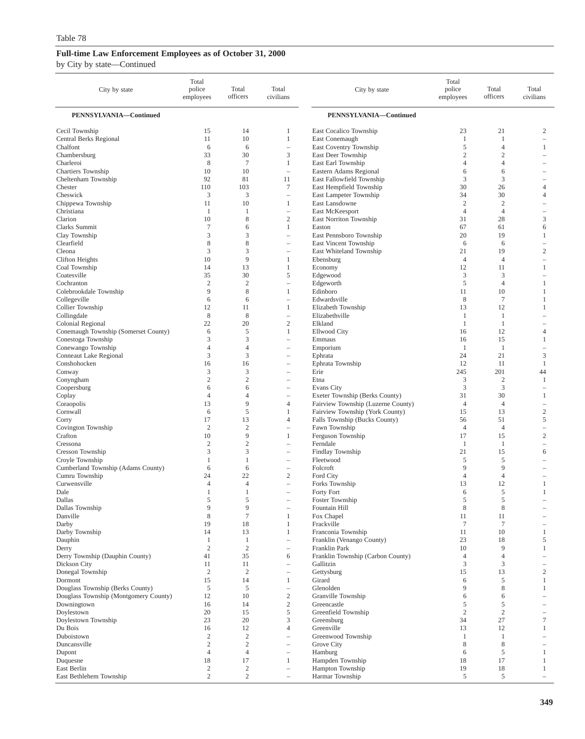Table 78

**Full-time Law Enforcement Employees as of October 31, 2000**

by City by state—Continued

| City by state | Total police employees | Total officers | Total civilians |
|---|---|---|---|
| **PENNSYLVANIA—Continued** | | | |
| Cecil Township | 15 | 14 | 1 |
| Central Berks Regional | 11 | 10 | 1 |
| Chalfont | 6 | 6 | – |
| Chambersburg | 33 | 30 | 3 |
| Charleroi | 8 | 7 | 1 |
| Chartiers Township | 10 | 10 | – |
| Cheltenham Township | 92 | 81 | 11 |
| Chester | 110 | 103 | 7 |
| Cheswick | 3 | 3 | – |
| Chippewa Township | 11 | 10 | 1 |
| Christiana | 1 | 1 | – |
| Clarion | 10 | 8 | 2 |
| Clarks Summit | 7 | 6 | 1 |
| Clay Township | 3 | 3 | – |
| Clearfield | 8 | 8 | – |
| Cleona | 3 | 3 | – |
| Clifton Heights | 10 | 9 | 1 |
| Coal Township | 14 | 13 | 1 |
| Coatesville | 35 | 30 | 5 |
| Cochranton | 2 | 2 | – |
| Colebrookdale Township | 9 | 8 | 1 |
| Collegeville | 6 | 6 | – |
| Collier Township | 12 | 11 | 1 |
| Collingdale | 8 | 8 | – |
| Colonial Regional | 22 | 20 | 2 |
| Conemaugh Township (Somerset County) | 6 | 5 | 1 |
| Conestoga Township | 3 | 3 | – |
| Conewango Township | 4 | 4 | – |
| Conneaut Lake Regional | 3 | 3 | – |
| Conshohocken | 16 | 16 | – |
| Conway | 3 | 3 | – |
| Conyngham | 2 | 2 | – |
| Coopersburg | 6 | 6 | – |
| Coplay | 4 | 4 | – |
| Coraopolis | 13 | 9 | 4 |
| Cornwall | 6 | 5 | 1 |
| Corry | 17 | 13 | 4 |
| Covington Township | 2 | 2 | – |
| Crafton | 10 | 9 | 1 |
| Cressona | 2 | 2 | – |
| Cresson Township | 3 | 3 | – |
| Croyle Township | 1 | 1 | – |
| Cumberland Township (Adams County) | 6 | 6 | – |
| Cumru Township | 24 | 22 | 2 |
| Curwensville | 4 | 4 | – |
| Dale | 1 | 1 | – |
| Dallas | 5 | 5 | – |
| Dallas Township | 9 | 9 | – |
| Danville | 8 | 7 | 1 |
| Darby | 19 | 18 | 1 |
| Darby Township | 14 | 13 | 1 |
| Dauphin | 1 | 1 | – |
| Derry | 2 | 2 | – |
| Derry Township (Dauphin County) | 41 | 35 | 6 |
| Dickson City | 11 | 11 | – |
| Donegal Township | 2 | 2 | – |
| Dormont | 15 | 14 | 1 |
| Douglass Township (Berks County) | 5 | 5 | – |
| Douglass Township (Montgomery County) | 12 | 10 | 2 |
| Downingtown | 16 | 14 | 2 |
| Doylestown | 20 | 15 | 5 |
| Doylestown Township | 23 | 20 | 3 |
| Du Bois | 16 | 12 | 4 |
| Duboistown | 2 | 2 | – |
| Duncansville | 2 | 2 | – |
| Dupont | 4 | 4 | – |
| Duquesne | 18 | 17 | 1 |
| East Berlin | 2 | 2 | – |
| East Bethlehem Township | 2 | 2 | – |
| East Cocalico Township | 23 | 21 | 2 |
| East Conemaugh | 1 | 1 | – |
| East Coventry Township | 5 | 4 | 1 |
| East Deer Township | 2 | 2 | – |
| East Earl Township | 4 | 4 | – |
| Eastern Adams Regional | 6 | 6 | – |
| East Fallowfield Township | 3 | 3 | – |
| East Hempfield Township | 30 | 26 | 4 |
| East Lampeter Township | 34 | 30 | 4 |
| East Lansdowne | 2 | 2 | – |
| East McKeesport | 4 | 4 | – |
| East Norriton Township | 31 | 28 | 3 |
| Easton | 67 | 61 | 6 |
| East Pennsboro Township | 20 | 19 | 1 |
| East Vincent Township | 6 | 6 | – |
| East Whiteland Township | 21 | 19 | 2 |
| Ebensburg | 4 | 4 | – |
| Economy | 12 | 11 | 1 |
| Edgewood | 3 | 3 | – |
| Edgeworth | 5 | 4 | 1 |
| Edinboro | 11 | 10 | 1 |
| Edwardsville | 8 | 7 | 1 |
| Elizabeth Township | 13 | 12 | 1 |
| Elizabethville | 1 | 1 | – |
| Elkland | 1 | 1 | – |
| Ellwood City | 16 | 12 | 4 |
| Emmaus | 16 | 15 | 1 |
| Emporium | 1 | 1 | – |
| Ephrata | 24 | 21 | 3 |
| Ephrata Township | 12 | 11 | 1 |
| Erie | 245 | 201 | 44 |
| Etna | 3 | 2 | 1 |
| Evans City | 3 | 3 | – |
| Exeter Township (Berks County) | 31 | 30 | 1 |
| Fairview Township (Luzerne County) | 4 | 4 | – |
| Fairview Township (York County) | 15 | 13 | 2 |
| Falls Township (Bucks County) | 56 | 51 | 5 |
| Fawn Township | 4 | 4 | – |
| Ferguson Township | 17 | 15 | 2 |
| Ferndale | 1 | 1 | – |
| Findlay Township | 21 | 15 | 6 |
| Fleetwood | 5 | 5 | – |
| Folcroft | 9 | 9 | – |
| Ford City | 4 | 4 | – |
| Forks Township | 13 | 12 | 1 |
| Forty Fort | 6 | 5 | 1 |
| Foster Township | 5 | 5 | – |
| Fountain Hill | 8 | 8 | – |
| Fox Chapel | 11 | 11 | – |
| Frackville | 7 | 7 | – |
| Franconia Township | 11 | 10 | 1 |
| Franklin (Venango County) | 23 | 18 | 5 |
| Franklin Park | 10 | 9 | 1 |
| Franklin Township (Carbon County) | 4 | 4 | – |
| Gallitzin | 3 | 3 | – |
| Gettysburg | 15 | 13 | 2 |
| Girard | 6 | 5 | 1 |
| Glenolden | 9 | 8 | 1 |
| Granville Township | 6 | 6 | – |
| Greencastle | 5 | 5 | – |
| Greenfield Township | 2 | 2 | – |
| Greensburg | 34 | 27 | 7 |
| Greenville | 13 | 12 | 1 |
| Greenwood Township | 1 | 1 | – |
| Grove City | 8 | 8 | – |
| Hamburg | 6 | 5 | 1 |
| Hampden Township | 18 | 17 | 1 |
| Hampton Township | 19 | 18 | 1 |
| Harmar Township | 5 | 5 | – |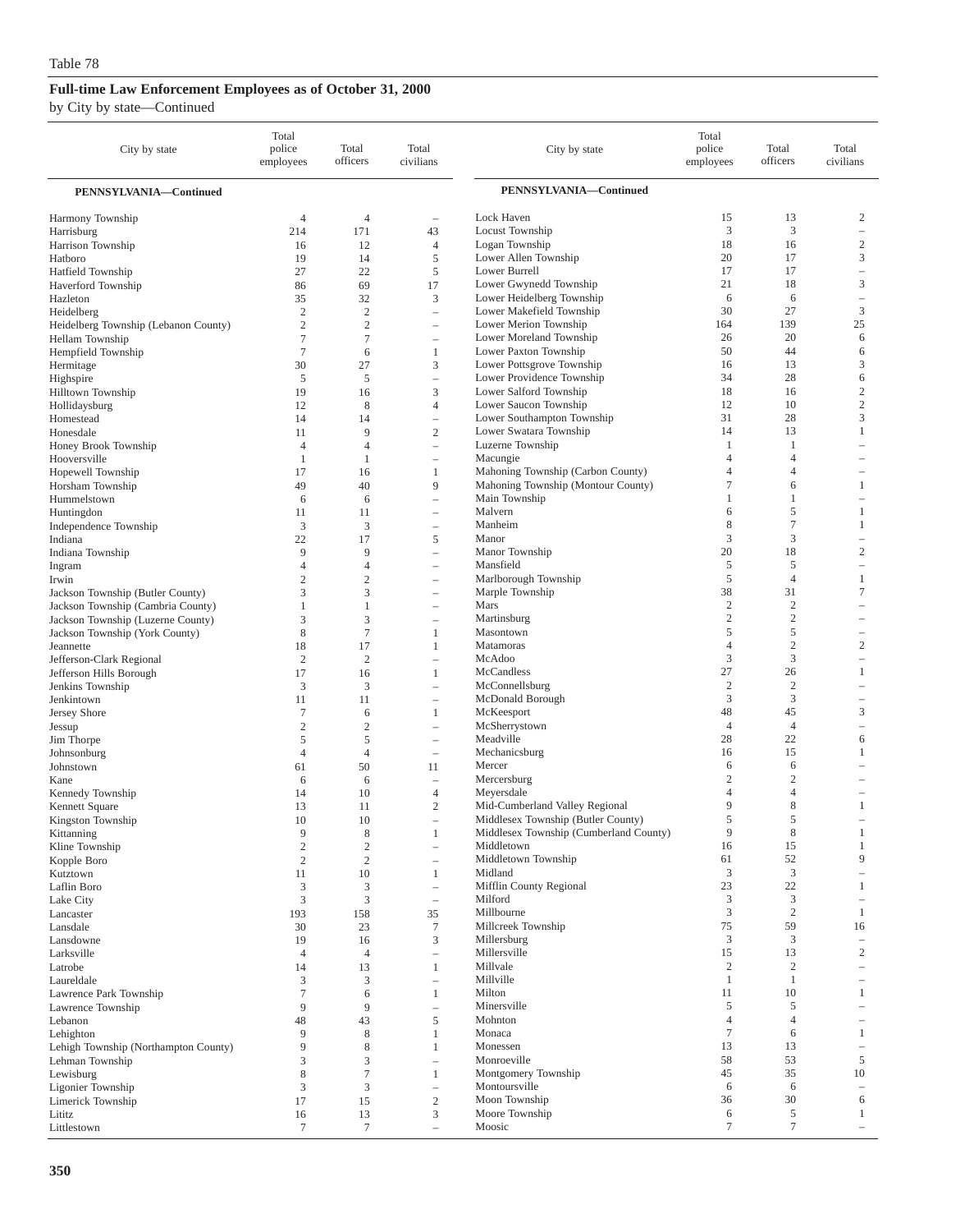Table 78

## Full-time Law Enforcement Employees as of October 31, 2000

by City by state—Continued

| City by state | Total police employees | Total officers | Total civilians |
|---|---|---|---|
| **PENNSYLVANIA—Continued** | | | |
| Harmony Township | 4 | 4 | – |
| Harrisburg | 214 | 171 | 43 |
| Harrison Township | 16 | 12 | 4 |
| Hatboro | 19 | 14 | 5 |
| Hatfield Township | 27 | 22 | 5 |
| Haverford Township | 86 | 69 | 17 |
| Hazleton | 35 | 32 | 3 |
| Heidelberg | 2 | 2 | – |
| Heidelberg Township (Lebanon County) | 2 | 2 | – |
| Hellam Township | 7 | 7 | – |
| Hempfield Township | 7 | 6 | 1 |
| Hermitage | 30 | 27 | 3 |
| Highspire | 5 | 5 | – |
| Hilltown Township | 19 | 16 | 3 |
| Hollidaysburg | 12 | 8 | 4 |
| Homestead | 14 | 14 | – |
| Honesdale | 11 | 9 | 2 |
| Honey Brook Township | 4 | 4 | – |
| Hooversville | 1 | 1 | – |
| Hopewell Township | 17 | 16 | 1 |
| Horsham Township | 49 | 40 | 9 |
| Hummelstown | 6 | 6 | – |
| Huntingdon | 11 | 11 | – |
| Independence Township | 3 | 3 | – |
| Indiana | 22 | 17 | 5 |
| Indiana Township | 9 | 9 | – |
| Ingram | 4 | 4 | – |
| Irwin | 2 | 2 | – |
| Jackson Township (Butler County) | 3 | 3 | – |
| Jackson Township (Cambria County) | 1 | 1 | – |
| Jackson Township (Luzerne County) | 3 | 3 | – |
| Jackson Township (York County) | 8 | 7 | 1 |
| Jeannette | 18 | 17 | 1 |
| Jefferson-Clark Regional | 2 | 2 | – |
| Jefferson Hills Borough | 17 | 16 | 1 |
| Jenkins Township | 3 | 3 | – |
| Jenkintown | 11 | 11 | – |
| Jersey Shore | 7 | 6 | 1 |
| Jessup | 2 | 2 | – |
| Jim Thorpe | 5 | 5 | – |
| Johnsonburg | 4 | 4 | – |
| Johnstown | 61 | 50 | 11 |
| Kane | 6 | 6 | – |
| Kennedy Township | 14 | 10 | 4 |
| Kennett Square | 13 | 11 | 2 |
| Kingston Township | 10 | 10 | – |
| Kittanning | 9 | 8 | 1 |
| Kline Township | 2 | 2 | – |
| Kopple Boro | 2 | 2 | – |
| Kutztown | 11 | 10 | 1 |
| Laflin Boro | 3 | 3 | – |
| Lake City | 3 | 3 | – |
| Lancaster | 193 | 158 | 35 |
| Lansdale | 30 | 23 | 7 |
| Lansdowne | 19 | 16 | 3 |
| Larksville | 4 | 4 | – |
| Latrobe | 14 | 13 | 1 |
| Laureldale | 3 | 3 | – |
| Lawrence Park Township | 7 | 6 | 1 |
| Lawrence Township | 9 | 9 | – |
| Lebanon | 48 | 43 | 5 |
| Lehighton | 9 | 8 | 1 |
| Lehigh Township (Northampton County) | 9 | 8 | 1 |
| Lehman Township | 3 | 3 | – |
| Lewisburg | 8 | 7 | 1 |
| Ligonier Township | 3 | 3 | – |
| Limerick Township | 17 | 15 | 2 |
| Lititz | 16 | 13 | 3 |
| Littlestown | 7 | 7 | – |
| Lock Haven | 15 | 13 | 2 |
| Locust Township | 3 | 3 | – |
| Logan Township | 18 | 16 | 2 |
| Lower Allen Township | 20 | 17 | 3 |
| Lower Burrell | 17 | 17 | – |
| Lower Gwynedd Township | 21 | 18 | 3 |
| Lower Heidelberg Township | 6 | 6 | – |
| Lower Makefield Township | 30 | 27 | 3 |
| Lower Merion Township | 164 | 139 | 25 |
| Lower Moreland Township | 26 | 20 | 6 |
| Lower Paxton Township | 50 | 44 | 6 |
| Lower Pottsgrove Township | 16 | 13 | 3 |
| Lower Providence Township | 34 | 28 | 6 |
| Lower Salford Township | 18 | 16 | 2 |
| Lower Saucon Township | 12 | 10 | 2 |
| Lower Southampton Township | 31 | 28 | 3 |
| Lower Swatara Township | 14 | 13 | 1 |
| Luzerne Township | 1 | 1 | – |
| Macungie | 4 | 4 | – |
| Mahoning Township (Carbon County) | 4 | 4 | – |
| Mahoning Township (Montour County) | 7 | 6 | 1 |
| Main Township | 1 | 1 | – |
| Malvern | 6 | 5 | 1 |
| Manheim | 8 | 7 | 1 |
| Manor | 3 | 3 | – |
| Manor Township | 20 | 18 | 2 |
| Mansfield | 5 | 5 | – |
| Marlborough Township | 5 | 4 | 1 |
| Marple Township | 38 | 31 | 7 |
| Mars | 2 | 2 | – |
| Martinsburg | 2 | 2 | – |
| Masontown | 5 | 5 | – |
| Matamoras | 4 | 2 | 2 |
| McAdoo | 3 | 3 | – |
| McCandless | 27 | 26 | 1 |
| McConnellsburg | 2 | 2 | – |
| McDonald Borough | 3 | 3 | – |
| McKeesport | 48 | 45 | 3 |
| McSherrystown | 4 | 4 | – |
| Meadville | 28 | 22 | 6 |
| Mechanicsburg | 16 | 15 | 1 |
| Mercer | 6 | 6 | – |
| Mercersburg | 2 | 2 | – |
| Meyersdale | 4 | 4 | – |
| Mid-Cumberland Valley Regional | 9 | 8 | 1 |
| Middlesex Township (Butler County) | 5 | 5 | – |
| Middlesex Township (Cumberland County) | 9 | 8 | 1 |
| Middletown | 16 | 15 | 1 |
| Middletown Township | 61 | 52 | 9 |
| Midland | 3 | 3 | – |
| Mifflin County Regional | 23 | 22 | 1 |
| Milford | 3 | 3 | – |
| Millbourne | 3 | 2 | 1 |
| Millcreek Township | 75 | 59 | 16 |
| Millersburg | 3 | 3 | – |
| Millersville | 15 | 13 | 2 |
| Millvale | 2 | 2 | – |
| Millville | 1 | 1 | – |
| Milton | 11 | 10 | 1 |
| Minersville | 5 | 5 | – |
| Mohnton | 4 | 4 | – |
| Monaca | 7 | 6 | 1 |
| Monessen | 13 | 13 | – |
| Monroeville | 58 | 53 | 5 |
| Montgomery Township | 45 | 35 | 10 |
| Montoursville | 6 | 6 | – |
| Moon Township | 36 | 30 | 6 |
| Moore Township | 6 | 5 | 1 |
| Moosic | 7 | 7 | – |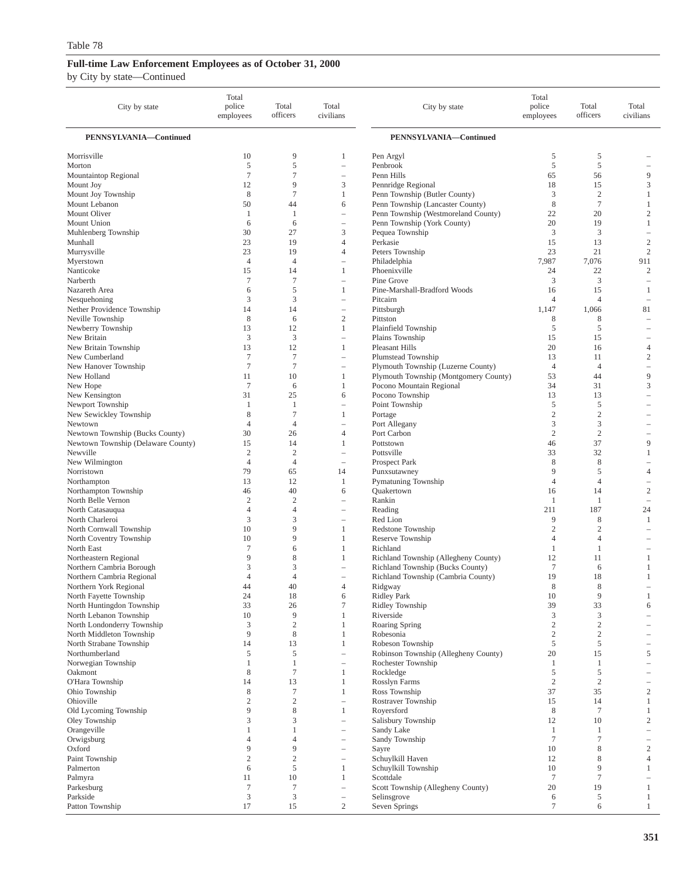Table 78

## Full-time Law Enforcement Employees as of October 31, 2000

by City by state—Continued

| City by state | Total police employees | Total officers | Total civilians |
|---|---|---|---|
| **PENNSYLVANIA—Continued** | | | |
| Morrisville | 10 | 9 | 1 |
| Morton | 5 | 5 | – |
| Mountaintop Regional | 7 | 7 | – |
| Mount Joy | 12 | 9 | 3 |
| Mount Joy Township | 8 | 7 | 1 |
| Mount Lebanon | 50 | 44 | 6 |
| Mount Oliver | 1 | 1 | – |
| Mount Union | 6 | 6 | – |
| Muhlenberg Township | 30 | 27 | 3 |
| Munhall | 23 | 19 | 4 |
| Murrysville | 23 | 19 | 4 |
| Myerstown | 4 | 4 | – |
| Nanticoke | 15 | 14 | 1 |
| Narberth | 7 | 7 | – |
| Nazareth Area | 6 | 5 | 1 |
| Nesquehoning | 3 | 3 | – |
| Nether Providence Township | 14 | 14 | – |
| Neville Township | 8 | 6 | 2 |
| Newberry Township | 13 | 12 | 1 |
| New Britain | 3 | 3 | – |
| New Britain Township | 13 | 12 | 1 |
| New Cumberland | 7 | 7 | – |
| New Hanover Township | 7 | 7 | – |
| New Holland | 11 | 10 | 1 |
| New Hope | 7 | 6 | 1 |
| New Kensington | 31 | 25 | 6 |
| Newport Township | 1 | 1 | – |
| New Sewickley Township | 8 | 7 | 1 |
| Newtown | 4 | 4 | – |
| Newtown Township (Bucks County) | 30 | 26 | 4 |
| Newtown Township (Delaware County) | 15 | 14 | 1 |
| Newville | 2 | 2 | – |
| New Wilmington | 4 | 4 | – |
| Norristown | 79 | 65 | 14 |
| Northampton | 13 | 12 | 1 |
| Northampton Township | 46 | 40 | 6 |
| North Belle Vernon | 2 | 2 | – |
| North Catasauqua | 4 | 4 | – |
| North Charleroi | 3 | 3 | – |
| North Cornwall Township | 10 | 9 | 1 |
| North Coventry Township | 10 | 9 | 1 |
| North East | 7 | 6 | 1 |
| Northeastern Regional | 9 | 8 | 1 |
| Northern Cambria Borough | 3 | 3 | – |
| Northern Cambria Regional | 4 | 4 | – |
| Northern York Regional | 44 | 40 | 4 |
| North Fayette Township | 24 | 18 | 6 |
| North Huntingdon Township | 33 | 26 | 7 |
| North Lebanon Township | 10 | 9 | 1 |
| North Londonderry Township | 3 | 2 | 1 |
| North Middleton Township | 9 | 8 | 1 |
| North Strabane Township | 14 | 13 | 1 |
| Northumberland | 5 | 5 | – |
| Norwegian Township | 1 | 1 | – |
| Oakmont | 8 | 7 | 1 |
| O'Hara Township | 14 | 13 | 1 |
| Ohio Township | 8 | 7 | 1 |
| Ohioville | 2 | 2 | – |
| Old Lycoming Township | 9 | 8 | 1 |
| Oley Township | 3 | 3 | – |
| Orangeville | 1 | 1 | – |
| Orwigsburg | 4 | 4 | – |
| Oxford | 9 | 9 | – |
| Paint Township | 2 | 2 | – |
| Palmerton | 6 | 5 | 1 |
| Palmyra | 11 | 10 | 1 |
| Parkesburg | 7 | 7 | – |
| Parkside | 3 | 3 | – |
| Patton Township | 17 | 15 | 2 |
| Pen Argyl | 5 | 5 | – |
| Penbrook | 5 | 5 | – |
| Penn Hills | 65 | 56 | 9 |
| Pennridge Regional | 18 | 15 | 3 |
| Penn Township (Butler County) | 3 | 2 | 1 |
| Penn Township (Lancaster County) | 8 | 7 | 1 |
| Penn Township (Westmoreland County) | 22 | 20 | 2 |
| Penn Township (York County) | 20 | 19 | 1 |
| Pequea Township | 3 | 3 | – |
| Perkasie | 15 | 13 | 2 |
| Peters Township | 23 | 21 | 2 |
| Philadelphia | 7,987 | 7,076 | 911 |
| Phoenixville | 24 | 22 | 2 |
| Pine Grove | 3 | 3 | – |
| Pine-Marshall-Bradford Woods | 16 | 15 | 1 |
| Pitcairn | 4 | 4 | – |
| Pittsburgh | 1,147 | 1,066 | 81 |
| Pittston | 8 | 8 | – |
| Plainfield Township | 5 | 5 | – |
| Plains Township | 15 | 15 | – |
| Pleasant Hills | 20 | 16 | 4 |
| Plumstead Township | 13 | 11 | 2 |
| Plymouth Township (Luzerne County) | 4 | 4 | – |
| Plymouth Township (Montgomery County) | 53 | 44 | 9 |
| Pocono Mountain Regional | 34 | 31 | 3 |
| Pocono Township | 13 | 13 | – |
| Point Township | 5 | 5 | – |
| Portage | 2 | 2 | – |
| Port Allegany | 3 | 3 | – |
| Port Carbon | 2 | 2 | – |
| Pottstown | 46 | 37 | 9 |
| Pottsville | 33 | 32 | 1 |
| Prospect Park | 8 | 8 | – |
| Punxsutawney | 9 | 5 | 4 |
| Pymatuning Township | 4 | 4 | – |
| Quakertown | 16 | 14 | 2 |
| Rankin | 1 | 1 | – |
| Reading | 211 | 187 | 24 |
| Red Lion | 9 | 8 | 1 |
| Redstone Township | 2 | 2 | – |
| Reserve Township | 4 | 4 | – |
| Richland | 1 | 1 | – |
| Richland Township (Allegheny County) | 12 | 11 | 1 |
| Richland Township (Bucks County) | 7 | 6 | 1 |
| Richland Township (Cambria County) | 19 | 18 | 1 |
| Ridgway | 8 | 8 | – |
| Ridley Park | 10 | 9 | 1 |
| Ridley Township | 39 | 33 | 6 |
| Riverside | 3 | 3 | – |
| Roaring Spring | 2 | 2 | – |
| Robesonia | 2 | 2 | – |
| Robeson Township | 5 | 5 | – |
| Robinson Township (Allegheny County) | 20 | 15 | 5 |
| Rochester Township | 1 | 1 | – |
| Rockledge | 5 | 5 | – |
| Rosslyn Farms | 2 | 2 | – |
| Ross Township | 37 | 35 | 2 |
| Rostraver Township | 15 | 14 | 1 |
| Royersford | 8 | 7 | 1 |
| Salisbury Township | 12 | 10 | 2 |
| Sandy Lake | 1 | 1 | – |
| Sandy Township | 7 | 7 | – |
| Sayre | 10 | 8 | 2 |
| Schuylkill Haven | 12 | 8 | 4 |
| Schuylkill Township | 10 | 9 | 1 |
| Scottdale | 7 | 7 | – |
| Scott Township (Allegheny County) | 20 | 19 | 1 |
| Selinsgrove | 6 | 5 | 1 |
| Seven Springs | 7 | 6 | 1 |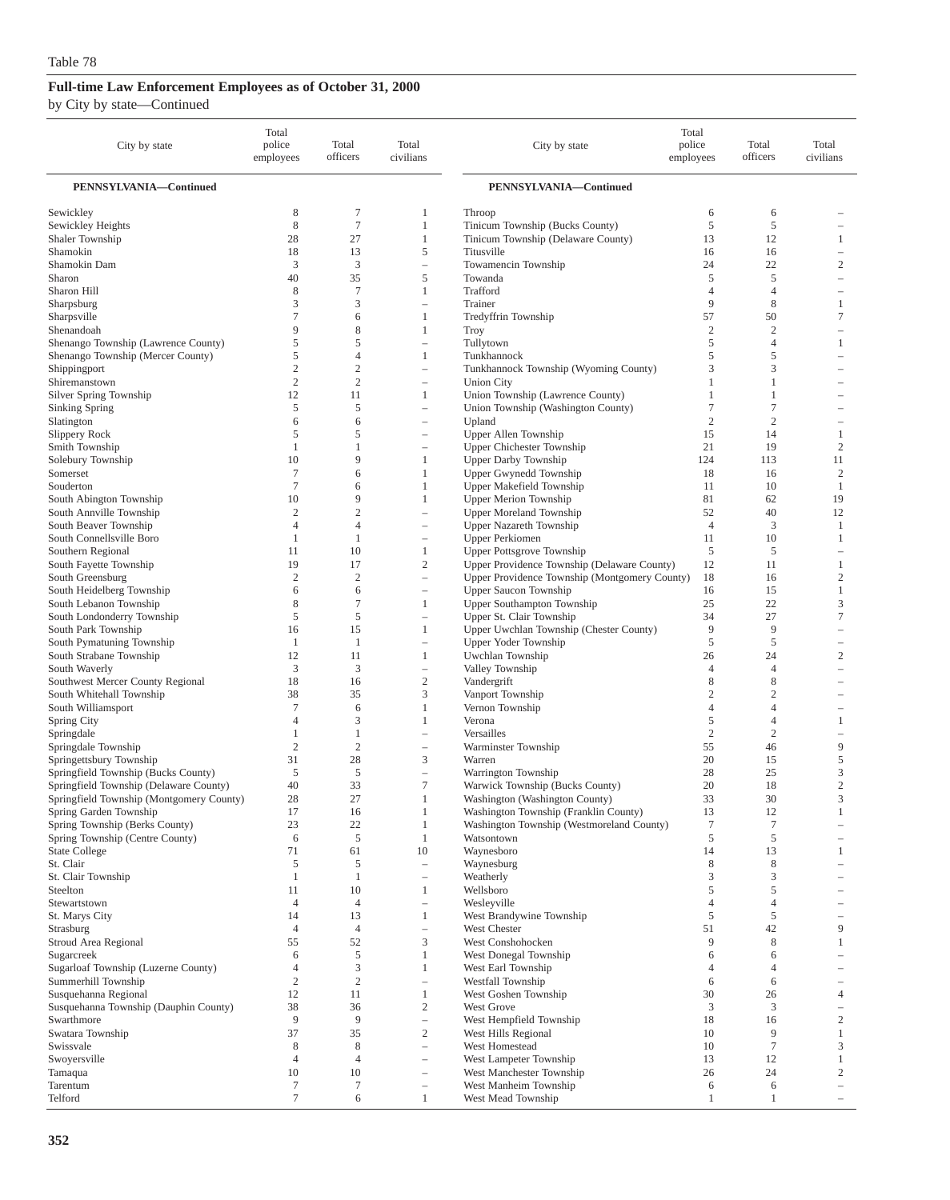Table 78

## Full-time Law Enforcement Employees as of October 31, 2000

by City by state—Continued

| City by state | Total police employees | Total officers | Total civilians |
|---|---|---|---|
| **PENNSYLVANIA—Continued** | | | |
| Sewickley | 8 | 7 | 1 |
| Sewickley Heights | 8 | 7 | 1 |
| Shaler Township | 28 | 27 | 1 |
| Shamokin | 18 | 13 | 5 |
| Shamokin Dam | 3 | 3 | – |
| Sharon | 40 | 35 | 5 |
| Sharon Hill | 8 | 7 | 1 |
| Sharpsburg | 3 | 3 | – |
| Sharpsville | 7 | 6 | 1 |
| Shenandoah | 9 | 8 | 1 |
| Shenango Township (Lawrence County) | 5 | 5 | – |
| Shenango Township (Mercer County) | 5 | 4 | 1 |
| Shippingport | 2 | 2 | – |
| Shiremanstown | 2 | 2 | – |
| Silver Spring Township | 12 | 11 | 1 |
| Sinking Spring | 5 | 5 | – |
| Slatington | 6 | 6 | – |
| Slippery Rock | 5 | 5 | – |
| Smith Township | 1 | 1 | – |
| Solebury Township | 10 | 9 | 1 |
| Somerset | 7 | 6 | 1 |
| Souderton | 7 | 6 | 1 |
| South Abington Township | 10 | 9 | 1 |
| South Annville Township | 2 | 2 | – |
| South Beaver Township | 4 | 4 | – |
| South Connellsville Boro | 1 | 1 | – |
| Southern Regional | 11 | 10 | 1 |
| South Fayette Township | 19 | 17 | 2 |
| South Greensburg | 2 | 2 | – |
| South Heidelberg Township | 6 | 6 | – |
| South Lebanon Township | 8 | 7 | 1 |
| South Londonderry Township | 5 | 5 | – |
| South Park Township | 16 | 15 | 1 |
| South Pymatuning Township | 1 | 1 | – |
| South Strabane Township | 12 | 11 | 1 |
| South Waverly | 3 | 3 | – |
| Southwest Mercer County Regional | 18 | 16 | 2 |
| South Whitehall Township | 38 | 35 | 3 |
| South Williamsport | 7 | 6 | 1 |
| Spring City | 4 | 3 | 1 |
| Springdale | 1 | 1 | – |
| Springdale Township | 2 | 2 | – |
| Springettsbury Township | 31 | 28 | 3 |
| Springfield Township (Bucks County) | 5 | 5 | – |
| Springfield Township (Delaware County) | 40 | 33 | 7 |
| Springfield Township (Montgomery County) | 28 | 27 | 1 |
| Spring Garden Township | 17 | 16 | 1 |
| Spring Township (Berks County) | 23 | 22 | 1 |
| Spring Township (Centre County) | 6 | 5 | 1 |
| State College | 71 | 61 | 10 |
| St. Clair | 5 | 5 | – |
| St. Clair Township | 1 | 1 | – |
| Steelton | 11 | 10 | 1 |
| Stewartstown | 4 | 4 | – |
| St. Marys City | 14 | 13 | 1 |
| Strasburg | 4 | 4 | – |
| Stroud Area Regional | 55 | 52 | 3 |
| Sugarcreek | 6 | 5 | 1 |
| Sugarloaf Township (Luzerne County) | 4 | 3 | 1 |
| Summerhill Township | 2 | 2 | – |
| Susquehanna Regional | 12 | 11 | 1 |
| Susquehanna Township (Dauphin County) | 38 | 36 | 2 |
| Swarthmore | 9 | 9 | – |
| Swatara Township | 37 | 35 | 2 |
| Swissvale | 8 | 8 | – |
| Swoyersville | 4 | 4 | – |
| Tamaqua | 10 | 10 | – |
| Tarentum | 7 | 7 | – |
| Telford | 7 | 6 | 1 |
| Throop | 6 | 6 | – |
| Tinicum Township (Bucks County) | 5 | 5 | – |
| Tinicum Township (Delaware County) | 13 | 12 | 1 |
| Titusville | 16 | 16 | – |
| Towamencin Township | 24 | 22 | 2 |
| Towanda | 5 | 5 | – |
| Trafford | 4 | 4 | – |
| Trainer | 9 | 8 | 1 |
| Tredyffrin Township | 57 | 50 | 7 |
| Troy | 2 | 2 | – |
| Tullytown | 5 | 4 | 1 |
| Tunkhannock | 5 | 5 | – |
| Tunkhannock Township (Wyoming County) | 3 | 3 | – |
| Union City | 1 | 1 | – |
| Union Township (Lawrence County) | 1 | 1 | – |
| Union Township (Washington County) | 7 | 7 | – |
| Upland | 2 | 2 | – |
| Upper Allen Township | 15 | 14 | 1 |
| Upper Chichester Township | 21 | 19 | 2 |
| Upper Darby Township | 124 | 113 | 11 |
| Upper Gwynedd Township | 18 | 16 | 2 |
| Upper Makefield Township | 11 | 10 | 1 |
| Upper Merion Township | 81 | 62 | 19 |
| Upper Moreland Township | 52 | 40 | 12 |
| Upper Nazareth Township | 4 | 3 | 1 |
| Upper Perkiomen | 11 | 10 | 1 |
| Upper Pottsgrove Township | 5 | 5 | – |
| Upper Providence Township (Delaware County) | 12 | 11 | 1 |
| Upper Providence Township (Montgomery County) | 18 | 16 | 2 |
| Upper Saucon Township | 16 | 15 | 1 |
| Upper Southampton Township | 25 | 22 | 3 |
| Upper St. Clair Township | 34 | 27 | 7 |
| Upper Uwchlan Township (Chester County) | 9 | 9 | – |
| Upper Yoder Township | 5 | 5 | – |
| Uwchlan Township | 26 | 24 | 2 |
| Valley Township | 4 | 4 | – |
| Vandergrift | 8 | 8 | – |
| Vanport Township | 2 | 2 | – |
| Vernon Township | 4 | 4 | – |
| Verona | 5 | 4 | 1 |
| Versailles | 2 | 2 | – |
| Warminster Township | 55 | 46 | 9 |
| Warren | 20 | 15 | 5 |
| Warrington Township | 28 | 25 | 3 |
| Warwick Township (Bucks County) | 20 | 18 | 2 |
| Washington (Washington County) | 33 | 30 | 3 |
| Washington Township (Franklin County) | 13 | 12 | 1 |
| Washington Township (Westmoreland County) | 7 | 7 | – |
| Watsontown | 5 | 5 | – |
| Waynesboro | 14 | 13 | 1 |
| Waynesburg | 8 | 8 | – |
| Weatherly | 3 | 3 | – |
| Wellsboro | 5 | 5 | – |
| Wesleyville | 4 | 4 | – |
| West Brandywine Township | 5 | 5 | – |
| West Chester | 51 | 42 | 9 |
| West Conshohocken | 9 | 8 | 1 |
| West Donegal Township | 6 | 6 | – |
| West Earl Township | 4 | 4 | – |
| Westfall Township | 6 | 6 | – |
| West Goshen Township | 30 | 26 | 4 |
| West Grove | 3 | 3 | – |
| West Hempfield Township | 18 | 16 | 2 |
| West Hills Regional | 10 | 9 | 1 |
| West Homestead | 10 | 7 | 3 |
| West Lampeter Township | 13 | 12 | 1 |
| West Manchester Township | 26 | 24 | 2 |
| West Manheim Township | 6 | 6 | – |
| West Mead Township | 1 | 1 | – |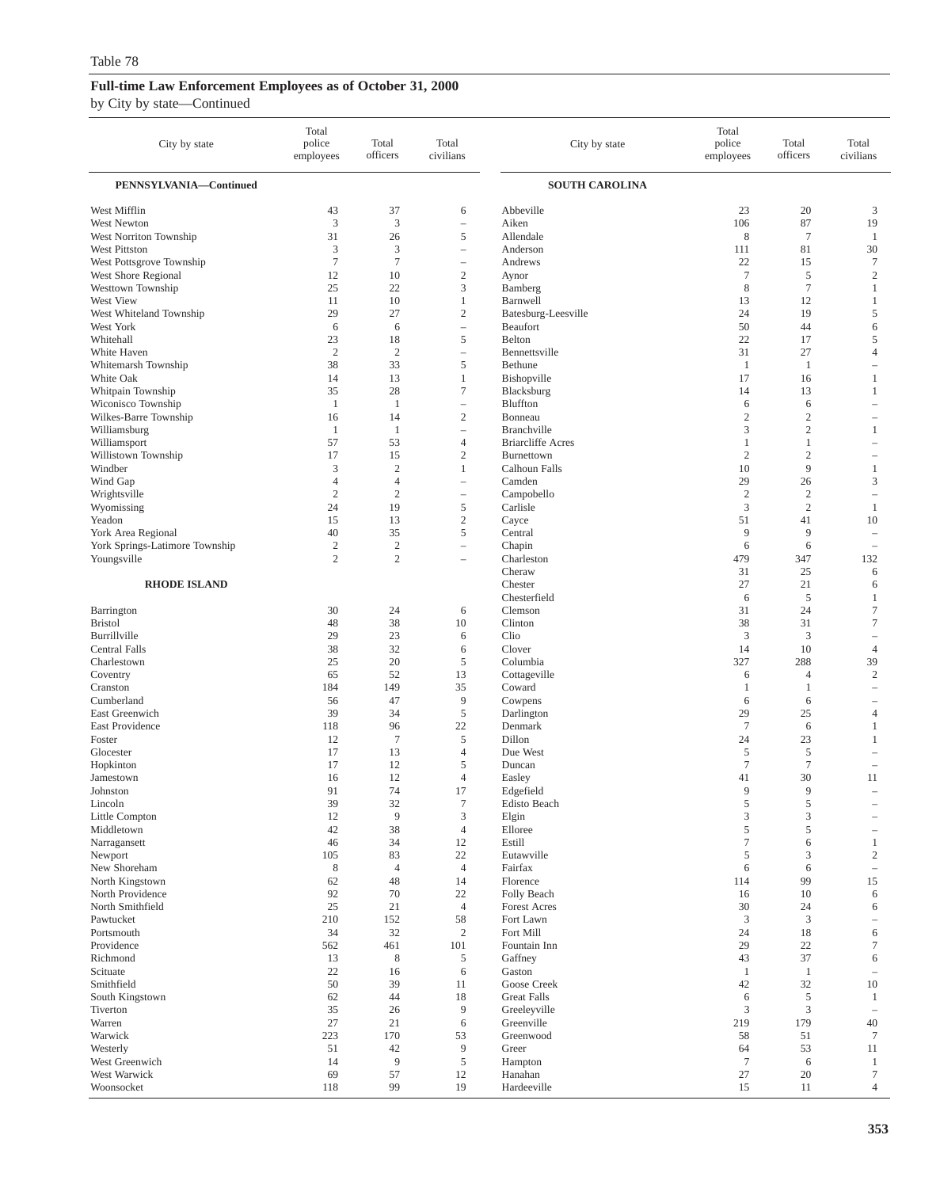Table 78

**Full-time Law Enforcement Employees as of October 31, 2000**

by City by state—Continued

| City by state | Total police employees | Total officers | Total civilians |
|---|---|---|---|
| **PENNSYLVANIA—Continued** | | | |
| West Mifflin | 43 | 37 | 6 |
| West Newton | 3 | 3 | – |
| West Norriton Township | 31 | 26 | 5 |
| West Pittston | 3 | 3 | – |
| West Pottsgrove Township | 7 | 7 | – |
| West Shore Regional | 12 | 10 | 2 |
| Westtown Township | 25 | 22 | 3 |
| West View | 11 | 10 | 1 |
| West Whiteland Township | 29 | 27 | 2 |
| West York | 6 | 6 | – |
| Whitehall | 23 | 18 | 5 |
| White Haven | 2 | 2 | – |
| Whitemarsh Township | 38 | 33 | 5 |
| White Oak | 14 | 13 | 1 |
| Whitpain Township | 35 | 28 | 7 |
| Wiconisco Township | 1 | 1 | – |
| Wilkes-Barre Township | 16 | 14 | 2 |
| Williamsburg | 1 | 1 | – |
| Williamsport | 57 | 53 | 4 |
| Willistown Township | 17 | 15 | 2 |
| Windber | 3 | 2 | 1 |
| Wind Gap | 4 | 4 | – |
| Wrightsville | 2 | 2 | – |
| Wyomissing | 24 | 19 | 5 |
| Yeadon | 15 | 13 | 2 |
| York Area Regional | 40 | 35 | 5 |
| York Springs-Latimore Township | 2 | 2 | – |
| Youngsville | 2 | 2 | – |
| **RHODE ISLAND** | | | |
| Barrington | 30 | 24 | 6 |
| Bristol | 48 | 38 | 10 |
| Burrillville | 29 | 23 | 6 |
| Central Falls | 38 | 32 | 6 |
| Charlestown | 25 | 20 | 5 |
| Coventry | 65 | 52 | 13 |
| Cranston | 184 | 149 | 35 |
| Cumberland | 56 | 47 | 9 |
| East Greenwich | 39 | 34 | 5 |
| East Providence | 118 | 96 | 22 |
| Foster | 12 | 7 | 5 |
| Glocester | 17 | 13 | 4 |
| Hopkinton | 17 | 12 | 5 |
| Jamestown | 16 | 12 | 4 |
| Johnston | 91 | 74 | 17 |
| Lincoln | 39 | 32 | 7 |
| Little Compton | 12 | 9 | 3 |
| Middletown | 42 | 38 | 4 |
| Narragansett | 46 | 34 | 12 |
| Newport | 105 | 83 | 22 |
| New Shoreham | 8 | 4 | 4 |
| North Kingstown | 62 | 48 | 14 |
| North Providence | 92 | 70 | 22 |
| North Smithfield | 25 | 21 | 4 |
| Pawtucket | 210 | 152 | 58 |
| Portsmouth | 34 | 32 | 2 |
| Providence | 562 | 461 | 101 |
| Richmond | 13 | 8 | 5 |
| Scituate | 22 | 16 | 6 |
| Smithfield | 50 | 39 | 11 |
| South Kingstown | 62 | 44 | 18 |
| Tiverton | 35 | 26 | 9 |
| Warren | 27 | 21 | 6 |
| Warwick | 223 | 170 | 53 |
| Westerly | 51 | 42 | 9 |
| West Greenwich | 14 | 9 | 5 |
| West Warwick | 69 | 57 | 12 |
| Woonsocket | 118 | 99 | 19 |
| **SOUTH CAROLINA** | | | |
| Abbeville | 23 | 20 | 3 |
| Aiken | 106 | 87 | 19 |
| Allendale | 8 | 7 | 1 |
| Anderson | 111 | 81 | 30 |
| Andrews | 22 | 15 | 7 |
| Aynor | 7 | 5 | 2 |
| Bamberg | 8 | 7 | 1 |
| Barnwell | 13 | 12 | 1 |
| Batesburg-Leesville | 24 | 19 | 5 |
| Beaufort | 50 | 44 | 6 |
| Belton | 22 | 17 | 5 |
| Bennettsville | 31 | 27 | 4 |
| Bethune | 1 | 1 | – |
| Bishopville | 17 | 16 | 1 |
| Blacksburg | 14 | 13 | 1 |
| Bluffton | 6 | 6 | – |
| Bonneau | 2 | 2 | – |
| Branchville | 3 | 2 | 1 |
| Briarcliffe Acres | 1 | 1 | – |
| Burnettown | 2 | 2 | – |
| Calhoun Falls | 10 | 9 | 1 |
| Camden | 29 | 26 | 3 |
| Campobello | 2 | 2 | – |
| Carlisle | 3 | 2 | 1 |
| Cayce | 51 | 41 | 10 |
| Central | 9 | 9 | – |
| Chapin | 6 | 6 | – |
| Charleston | 479 | 347 | 132 |
| Cheraw | 31 | 25 | 6 |
| Chester | 27 | 21 | 6 |
| Chesterfield | 6 | 5 | 1 |
| Clemson | 31 | 24 | 7 |
| Clinton | 38 | 31 | 7 |
| Clio | 3 | 3 | – |
| Clover | 14 | 10 | 4 |
| Columbia | 327 | 288 | 39 |
| Cottageville | 6 | 4 | 2 |
| Coward | 1 | 1 | – |
| Cowpens | 6 | 6 | – |
| Darlington | 29 | 25 | 4 |
| Denmark | 7 | 6 | 1 |
| Dillon | 24 | 23 | 1 |
| Due West | 5 | 5 | – |
| Duncan | 7 | 7 | – |
| Easley | 41 | 30 | 11 |
| Edgefield | 9 | 9 | – |
| Edisto Beach | 5 | 5 | – |
| Elgin | 3 | 3 | – |
| Elloree | 5 | 5 | – |
| Estill | 7 | 6 | 1 |
| Eutawville | 5 | 3 | 2 |
| Fairfax | 6 | 6 | – |
| Florence | 114 | 99 | 15 |
| Folly Beach | 16 | 10 | 6 |
| Forest Acres | 30 | 24 | 6 |
| Fort Lawn | 3 | 3 | – |
| Fort Mill | 24 | 18 | 6 |
| Fountain Inn | 29 | 22 | 7 |
| Gaffney | 43 | 37 | 6 |
| Gaston | 1 | 1 | – |
| Goose Creek | 42 | 32 | 10 |
| Great Falls | 6 | 5 | 1 |
| Greeleyville | 3 | 3 | – |
| Greenville | 219 | 179 | 40 |
| Greenwood | 58 | 51 | 7 |
| Greer | 64 | 53 | 11 |
| Hampton | 7 | 6 | 1 |
| Hanahan | 27 | 20 | 7 |
| Hardeeville | 15 | 11 | 4 |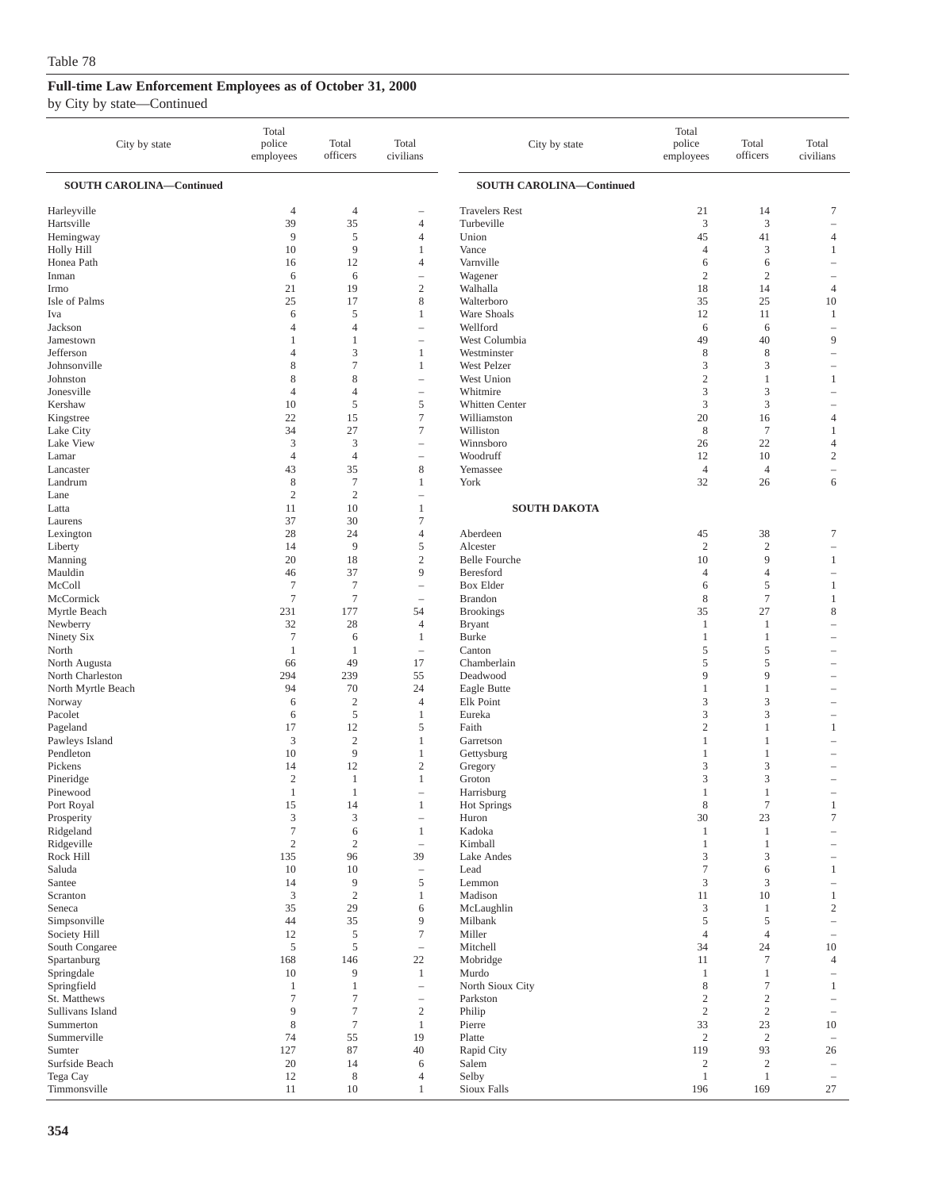Table 78

## Full-time Law Enforcement Employees as of October 31, 2000

by City by state—Continued

| City by state | Total police employees | Total officers | Total civilians |
|---|---|---|---|
| **SOUTH CAROLINA—Continued** | | | |
| Harleyville | 4 | 4 | – |
| Hartsville | 39 | 35 | 4 |
| Hemingway | 9 | 5 | 4 |
| Holly Hill | 10 | 9 | 1 |
| Honea Path | 16 | 12 | 4 |
| Inman | 6 | 6 | – |
| Irmo | 21 | 19 | 2 |
| Isle of Palms | 25 | 17 | 8 |
| Iva | 6 | 5 | 1 |
| Jackson | 4 | 4 | – |
| Jamestown | 1 | 1 | – |
| Jefferson | 4 | 3 | 1 |
| Johnsonville | 8 | 7 | 1 |
| Johnston | 8 | 8 | – |
| Jonesville | 4 | 4 | – |
| Kershaw | 10 | 5 | 5 |
| Kingstree | 22 | 15 | 7 |
| Lake City | 34 | 27 | 7 |
| Lake View | 3 | 3 | – |
| Lamar | 4 | 4 | – |
| Lancaster | 43 | 35 | 8 |
| Landrum | 8 | 7 | 1 |
| Lane | 2 | 2 | – |
| Latta | 11 | 10 | 1 |
| Laurens | 37 | 30 | 7 |
| Lexington | 28 | 24 | 4 |
| Liberty | 14 | 9 | 5 |
| Manning | 20 | 18 | 2 |
| Mauldin | 46 | 37 | 9 |
| McColl | 7 | 7 | – |
| McCormick | 7 | 7 | – |
| Myrtle Beach | 231 | 177 | 54 |
| Newberry | 32 | 28 | 4 |
| Ninety Six | 7 | 6 | 1 |
| North | 1 | 1 | – |
| North Augusta | 66 | 49 | 17 |
| North Charleston | 294 | 239 | 55 |
| North Myrtle Beach | 94 | 70 | 24 |
| Norway | 6 | 2 | 4 |
| Pacolet | 6 | 5 | 1 |
| Pageland | 17 | 12 | 5 |
| Pawleys Island | 3 | 2 | 1 |
| Pendleton | 10 | 9 | 1 |
| Pickens | 14 | 12 | 2 |
| Pineridge | 2 | 1 | 1 |
| Pinewood | 1 | 1 | – |
| Port Royal | 15 | 14 | 1 |
| Prosperity | 3 | 3 | – |
| Ridgeland | 7 | 6 | 1 |
| Ridgeville | 2 | 2 | – |
| Rock Hill | 135 | 96 | 39 |
| Saluda | 10 | 10 | – |
| Santee | 14 | 9 | 5 |
| Scranton | 3 | 2 | 1 |
| Seneca | 35 | 29 | 6 |
| Simpsonville | 44 | 35 | 9 |
| Society Hill | 12 | 5 | 7 |
| South Congaree | 5 | 5 | – |
| Spartanburg | 168 | 146 | 22 |
| Springdale | 10 | 9 | 1 |
| Springfield | 1 | 1 | – |
| St. Matthews | 7 | 7 | – |
| Sullivans Island | 9 | 7 | 2 |
| Summerton | 8 | 7 | 1 |
| Summerville | 74 | 55 | 19 |
| Sumter | 127 | 87 | 40 |
| Surfside Beach | 20 | 14 | 6 |
| Tega Cay | 12 | 8 | 4 |
| Timmonsville | 11 | 10 | 1 |
| Travelers Rest | 21 | 14 | 7 |
| Turbeville | 3 | 3 | – |
| Union | 45 | 41 | 4 |
| Vance | 4 | 3 | 1 |
| Varnville | 6 | 6 | – |
| Wagener | 2 | 2 | – |
| Walhalla | 18 | 14 | 4 |
| Walterboro | 35 | 25 | 10 |
| Ware Shoals | 12 | 11 | 1 |
| Wellford | 6 | 6 | – |
| West Columbia | 49 | 40 | 9 |
| Westminster | 8 | 8 | – |
| West Pelzer | 3 | 3 | – |
| West Union | 2 | 1 | 1 |
| Whitmire | 3 | 3 | – |
| Whitten Center | 3 | 3 | – |
| Williamston | 20 | 16 | 4 |
| Williston | 8 | 7 | 1 |
| Winnsboro | 26 | 22 | 4 |
| Woodruff | 12 | 10 | 2 |
| Yemassee | 4 | 4 | – |
| York | 32 | 26 | 6 |
| **SOUTH DAKOTA** | | | |
| Aberdeen | 45 | 38 | 7 |
| Alcester | 2 | 2 | – |
| Belle Fourche | 10 | 9 | 1 |
| Beresford | 4 | 4 | – |
| Box Elder | 6 | 5 | 1 |
| Brandon | 8 | 7 | 1 |
| Brookings | 35 | 27 | 8 |
| Bryant | 1 | 1 | – |
| Burke | 1 | 1 | – |
| Canton | 5 | 5 | – |
| Chamberlain | 5 | 5 | – |
| Deadwood | 9 | 9 | – |
| Eagle Butte | 1 | 1 | – |
| Elk Point | 3 | 3 | – |
| Eureka | 3 | 3 | – |
| Faith | 2 | 1 | 1 |
| Garretson | 1 | 1 | – |
| Gettysburg | 1 | 1 | – |
| Gregory | 3 | 3 | – |
| Groton | 3 | 3 | – |
| Harrisburg | 1 | 1 | – |
| Hot Springs | 8 | 7 | 1 |
| Huron | 30 | 23 | 7 |
| Kadoka | 1 | 1 | – |
| Kimball | 1 | 1 | – |
| Lake Andes | 3 | 3 | – |
| Lead | 7 | 6 | 1 |
| Lemmon | 3 | 3 | – |
| Madison | 11 | 10 | 1 |
| McLaughlin | 3 | 1 | 2 |
| Milbank | 5 | 5 | – |
| Miller | 4 | 4 | – |
| Mitchell | 34 | 24 | 10 |
| Mobridge | 11 | 7 | 4 |
| Murdo | 1 | 1 | – |
| North Sioux City | 8 | 7 | 1 |
| Parkston | 2 | 2 | – |
| Philip | 2 | 2 | – |
| Pierre | 33 | 23 | 10 |
| Platte | 2 | 2 | – |
| Rapid City | 119 | 93 | 26 |
| Salem | 2 | 2 | – |
| Selby | 1 | 1 | – |
| Sioux Falls | 196 | 169 | 27 |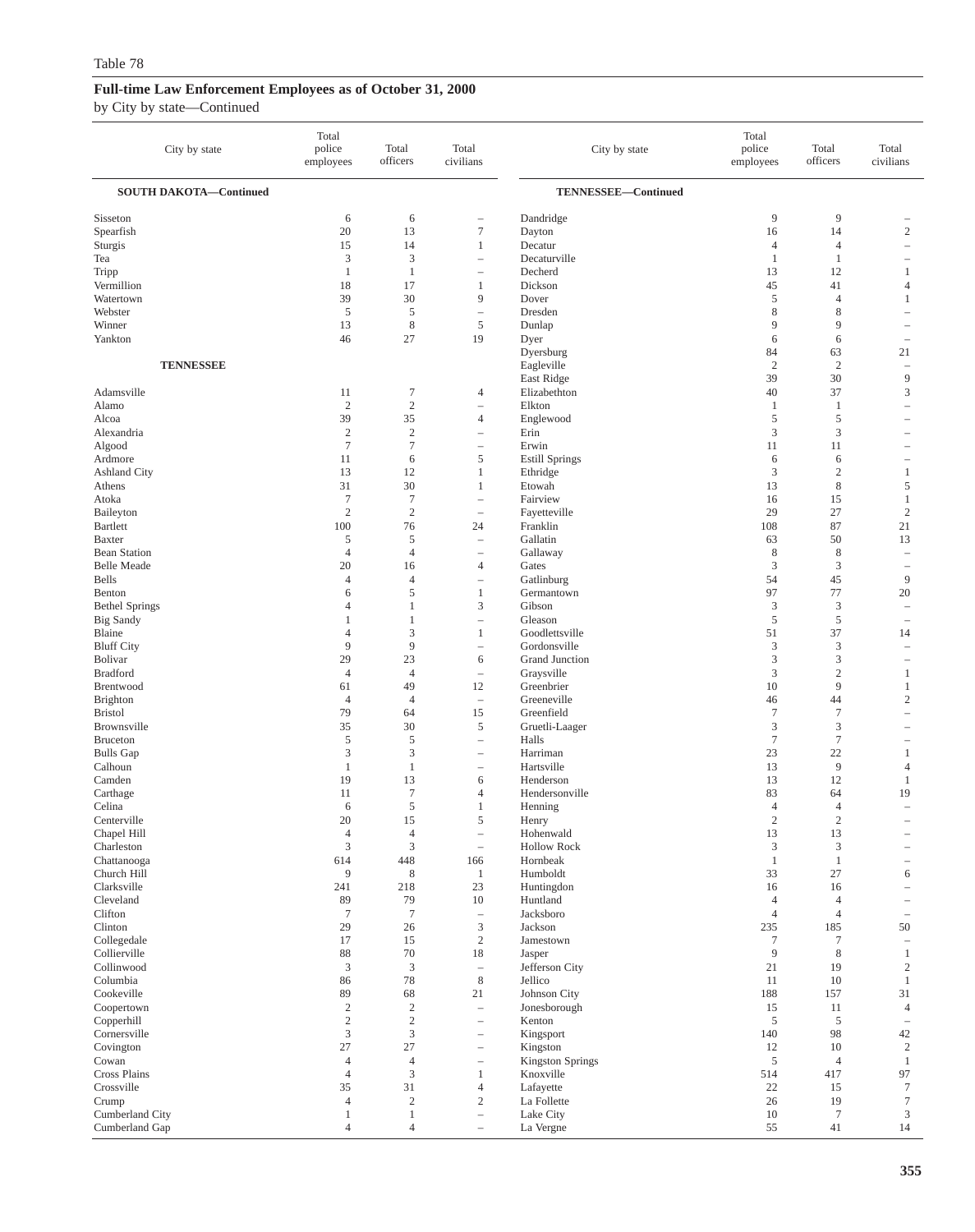Table 78

## Full-time Law Enforcement Employees as of October 31, 2000

by City by state—Continued

| City by state | Total police employees | Total officers | Total civilians |
|---|---|---|---|
| **SOUTH DAKOTA—Continued** | | | |
| Sisseton | 6 | 6 | – |
| Spearfish | 20 | 13 | 7 |
| Sturgis | 15 | 14 | 1 |
| Tea | 3 | 3 | – |
| Tripp | 1 | 1 | – |
| Vermillion | 18 | 17 | 1 |
| Watertown | 39 | 30 | 9 |
| Webster | 5 | 5 | – |
| Winner | 13 | 8 | 5 |
| Yankton | 46 | 27 | 19 |
| **TENNESSEE** | | | |
| Adamsville | 11 | 7 | 4 |
| Alamo | 2 | 2 | – |
| Alcoa | 39 | 35 | 4 |
| Alexandria | 2 | 2 | – |
| Algood | 7 | 7 | – |
| Ardmore | 11 | 6 | 5 |
| Ashland City | 13 | 12 | 1 |
| Athens | 31 | 30 | 1 |
| Atoka | 7 | 7 | – |
| Baileyton | 2 | 2 | – |
| Bartlett | 100 | 76 | 24 |
| Baxter | 5 | 5 | – |
| Bean Station | 4 | 4 | – |
| Belle Meade | 20 | 16 | 4 |
| Bells | 4 | 4 | – |
| Benton | 6 | 5 | 1 |
| Bethel Springs | 4 | 1 | 3 |
| Big Sandy | 1 | 1 | – |
| Blaine | 4 | 3 | 1 |
| Bluff City | 9 | 9 | – |
| Bolivar | 29 | 23 | 6 |
| Bradford | 4 | 4 | – |
| Brentwood | 61 | 49 | 12 |
| Brighton | 4 | 4 | – |
| Bristol | 79 | 64 | 15 |
| Brownsville | 35 | 30 | 5 |
| Bruceton | 5 | 5 | – |
| Bulls Gap | 3 | 3 | – |
| Calhoun | 1 | 1 | – |
| Camden | 19 | 13 | 6 |
| Carthage | 11 | 7 | 4 |
| Celina | 6 | 5 | 1 |
| Centerville | 20 | 15 | 5 |
| Chapel Hill | 4 | 4 | – |
| Charleston | 3 | 3 | – |
| Chattanooga | 614 | 448 | 166 |
| Church Hill | 9 | 8 | 1 |
| Clarksville | 241 | 218 | 23 |
| Cleveland | 89 | 79 | 10 |
| Clifton | 7 | 7 | – |
| Clinton | 29 | 26 | 3 |
| Collegedale | 17 | 15 | 2 |
| Collierville | 88 | 70 | 18 |
| Collinwood | 3 | 3 | – |
| Columbia | 86 | 78 | 8 |
| Cookeville | 89 | 68 | 21 |
| Coopertown | 2 | 2 | – |
| Copperhill | 2 | 2 | – |
| Cornersville | 3 | 3 | – |
| Covington | 27 | 27 | – |
| Cowan | 4 | 4 | – |
| Cross Plains | 4 | 3 | 1 |
| Crossville | 35 | 31 | 4 |
| Crump | 4 | 2 | 2 |
| Cumberland City | 1 | 1 | – |
| Cumberland Gap | 4 | 4 | – |
| **TENNESSEE—Continued** | | | |
| Dandridge | 9 | 9 | – |
| Dayton | 16 | 14 | 2 |
| Decatur | 4 | 4 | – |
| Decaturville | 1 | 1 | – |
| Decherd | 13 | 12 | 1 |
| Dickson | 45 | 41 | 4 |
| Dover | 5 | 4 | 1 |
| Dresden | 8 | 8 | – |
| Dunlap | 9 | 9 | – |
| Dyer | 6 | 6 | – |
| Dyersburg | 84 | 63 | 21 |
| Eagleville | 2 | 2 | – |
| East Ridge | 39 | 30 | 9 |
| Elizabethton | 40 | 37 | 3 |
| Elkton | 1 | 1 | – |
| Englewood | 5 | 5 | – |
| Erin | 3 | 3 | – |
| Erwin | 11 | 11 | – |
| Estill Springs | 6 | 6 | – |
| Ethridge | 3 | 2 | 1 |
| Etowah | 13 | 8 | 5 |
| Fairview | 16 | 15 | 1 |
| Fayetteville | 29 | 27 | 2 |
| Franklin | 108 | 87 | 21 |
| Gallatin | 63 | 50 | 13 |
| Gallaway | 8 | 8 | – |
| Gates | 3 | 3 | – |
| Gatlinburg | 54 | 45 | 9 |
| Germantown | 97 | 77 | 20 |
| Gibson | 3 | 3 | – |
| Gleason | 5 | 5 | – |
| Goodlettsville | 51 | 37 | 14 |
| Gordonsville | 3 | 3 | – |
| Grand Junction | 3 | 3 | – |
| Graysville | 3 | 2 | 1 |
| Greenbrier | 10 | 9 | 1 |
| Greeneville | 46 | 44 | 2 |
| Greenfield | 7 | 7 | – |
| Gruetli-Laager | 3 | 3 | – |
| Halls | 7 | 7 | – |
| Harriman | 23 | 22 | 1 |
| Hartsville | 13 | 9 | 4 |
| Henderson | 13 | 12 | 1 |
| Hendersonville | 83 | 64 | 19 |
| Henning | 4 | 4 | – |
| Henry | 2 | 2 | – |
| Hohenwald | 13 | 13 | – |
| Hollow Rock | 3 | 3 | – |
| Hornbeak | 1 | 1 | – |
| Humboldt | 33 | 27 | 6 |
| Huntingdon | 16 | 16 | – |
| Huntland | 4 | 4 | – |
| Jacksboro | 4 | 4 | – |
| Jackson | 235 | 185 | 50 |
| Jamestown | 7 | 7 | – |
| Jasper | 9 | 8 | 1 |
| Jefferson City | 21 | 19 | 2 |
| Jellico | 11 | 10 | 1 |
| Johnson City | 188 | 157 | 31 |
| Jonesborough | 15 | 11 | 4 |
| Kenton | 5 | 5 | – |
| Kingsport | 140 | 98 | 42 |
| Kingston | 12 | 10 | 2 |
| Kingston Springs | 5 | 4 | 1 |
| Knoxville | 514 | 417 | 97 |
| Lafayette | 22 | 15 | 7 |
| La Follette | 26 | 19 | 7 |
| Lake City | 10 | 7 | 3 |
| La Vergne | 55 | 41 | 14 |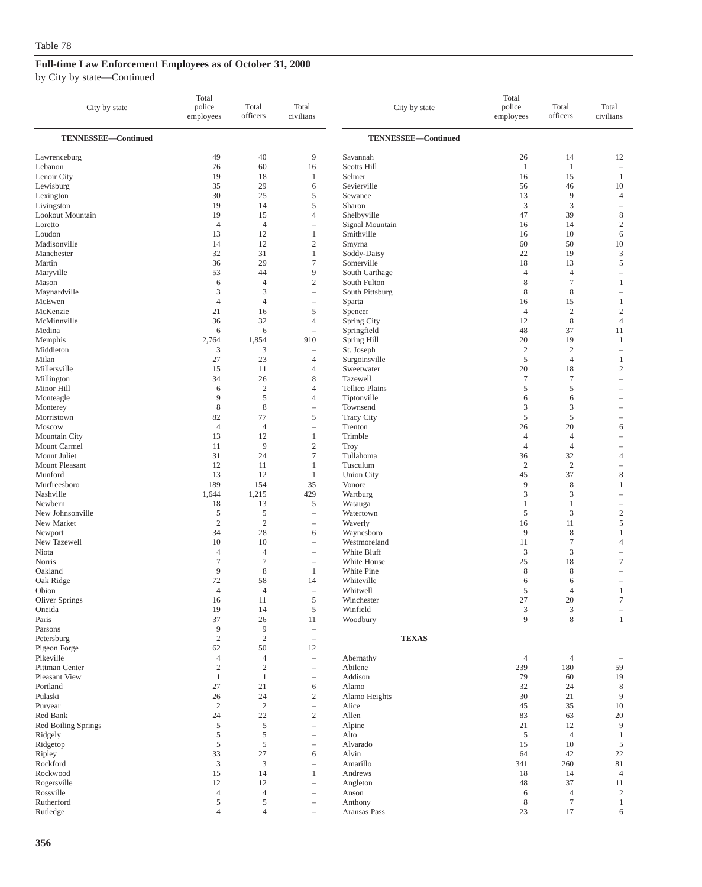Table 78

## Full-time Law Enforcement Employees as of October 31, 2000

by City by state—Continued

| City by state | Total police employees | Total officers | Total civilians |
|---|---|---|---|
| **TENNESSEE—Continued** | | | |
| Lawrenceburg | 49 | 40 | 9 |
| Lebanon | 76 | 60 | 16 |
| Lenoir City | 19 | 18 | 1 |
| Lewisburg | 35 | 29 | 6 |
| Lexington | 30 | 25 | 5 |
| Livingston | 19 | 14 | 5 |
| Lookout Mountain | 19 | 15 | 4 |
| Loretto | 4 | 4 | – |
| Loudon | 13 | 12 | 1 |
| Madisonville | 14 | 12 | 2 |
| Manchester | 32 | 31 | 1 |
| Martin | 36 | 29 | 7 |
| Maryville | 53 | 44 | 9 |
| Mason | 6 | 4 | 2 |
| Maynardville | 3 | 3 | – |
| McEwen | 4 | 4 | – |
| McKenzie | 21 | 16 | 5 |
| McMinnville | 36 | 32 | 4 |
| Medina | 6 | 6 | – |
| Memphis | 2,764 | 1,854 | 910 |
| Middleton | 3 | 3 | – |
| Milan | 27 | 23 | 4 |
| Millersville | 15 | 11 | 4 |
| Millington | 34 | 26 | 8 |
| Minor Hill | 6 | 2 | 4 |
| Monteagle | 9 | 5 | 4 |
| Monterey | 8 | 8 | – |
| Morristown | 82 | 77 | 5 |
| Moscow | 4 | 4 | – |
| Mountain City | 13 | 12 | 1 |
| Mount Carmel | 11 | 9 | 2 |
| Mount Juliet | 31 | 24 | 7 |
| Mount Pleasant | 12 | 11 | 1 |
| Munford | 13 | 12 | 1 |
| Murfreesboro | 189 | 154 | 35 |
| Nashville | 1,644 | 1,215 | 429 |
| Newbern | 18 | 13 | 5 |
| New Johnsonville | 5 | 5 | – |
| New Market | 2 | 2 | – |
| Newport | 34 | 28 | 6 |
| New Tazewell | 10 | 10 | – |
| Niota | 4 | 4 | – |
| Norris | 7 | 7 | – |
| Oakland | 9 | 8 | 1 |
| Oak Ridge | 72 | 58 | 14 |
| Obion | 4 | 4 | – |
| Oliver Springs | 16 | 11 | 5 |
| Oneida | 19 | 14 | 5 |
| Paris | 37 | 26 | 11 |
| Parsons | 9 | 9 | – |
| Petersburg | 2 | 2 | – |
| Pigeon Forge | 62 | 50 | 12 |
| Pikeville | 4 | 4 | – |
| Pittman Center | 2 | 2 | – |
| Pleasant View | 1 | 1 | – |
| Portland | 27 | 21 | 6 |
| Pulaski | 26 | 24 | 2 |
| Puryear | 2 | 2 | – |
| Red Bank | 24 | 22 | 2 |
| Red Boiling Springs | 5 | 5 | – |
| Ridgely | 5 | 5 | – |
| Ridgetop | 5 | 5 | – |
| Ripley | 33 | 27 | 6 |
| Rockford | 3 | 3 | – |
| Rockwood | 15 | 14 | 1 |
| Rogersville | 12 | 12 | – |
| Rossville | 4 | 4 | – |
| Rutherford | 5 | 5 | – |
| Rutledge | 4 | 4 | – |
| Savannah | 26 | 14 | 12 |
| Scotts Hill | 1 | 1 | – |
| Selmer | 16 | 15 | 1 |
| Sevierville | 56 | 46 | 10 |
| Sewanee | 13 | 9 | 4 |
| Sharon | 3 | 3 | – |
| Shelbyville | 47 | 39 | 8 |
| Signal Mountain | 16 | 14 | 2 |
| Smithville | 16 | 10 | 6 |
| Smyrna | 60 | 50 | 10 |
| Soddy-Daisy | 22 | 19 | 3 |
| Somerville | 18 | 13 | 5 |
| South Carthage | 4 | 4 | – |
| South Fulton | 8 | 7 | 1 |
| South Pittsburg | 8 | 8 | – |
| Sparta | 16 | 15 | 1 |
| Spencer | 4 | 2 | 2 |
| Spring City | 12 | 8 | 4 |
| Springfield | 48 | 37 | 11 |
| Spring Hill | 20 | 19 | 1 |
| St. Joseph | 2 | 2 | – |
| Surgoinsville | 5 | 4 | 1 |
| Sweetwater | 20 | 18 | 2 |
| Tazewell | 7 | 7 | – |
| Tellico Plains | 5 | 5 | – |
| Tiptonville | 6 | 6 | – |
| Townsend | 3 | 3 | – |
| Tracy City | 5 | 5 | – |
| Trenton | 26 | 20 | 6 |
| Trimble | 4 | 4 | – |
| Troy | 4 | 4 | – |
| Tullahoma | 36 | 32 | 4 |
| Tusculum | 2 | 2 | – |
| Union City | 45 | 37 | 8 |
| Vonore | 9 | 8 | 1 |
| Wartburg | 3 | 3 | – |
| Watauga | 1 | 1 | – |
| Watertown | 5 | 3 | 2 |
| Waverly | 16 | 11 | 5 |
| Waynesboro | 9 | 8 | 1 |
| Westmoreland | 11 | 7 | 4 |
| White Bluff | 3 | 3 | – |
| White House | 25 | 18 | 7 |
| White Pine | 8 | 8 | – |
| Whiteville | 6 | 6 | – |
| Whitwell | 5 | 4 | 1 |
| Winchester | 27 | 20 | 7 |
| Winfield | 3 | 3 | – |
| Woodbury | 9 | 8 | 1 |
| **TEXAS** | | | |
| Abernathy | 4 | 4 | – |
| Abilene | 239 | 180 | 59 |
| Addison | 79 | 60 | 19 |
| Alamo | 32 | 24 | 8 |
| Alamo Heights | 30 | 21 | 9 |
| Alice | 45 | 35 | 10 |
| Allen | 83 | 63 | 20 |
| Alpine | 21 | 12 | 9 |
| Alto | 5 | 4 | 1 |
| Alvarado | 15 | 10 | 5 |
| Alvin | 64 | 42 | 22 |
| Amarillo | 341 | 260 | 81 |
| Andrews | 18 | 14 | 4 |
| Angleton | 48 | 37 | 11 |
| Anson | 6 | 4 | 2 |
| Anthony | 8 | 7 | 1 |
| Aransas Pass | 23 | 17 | 6 |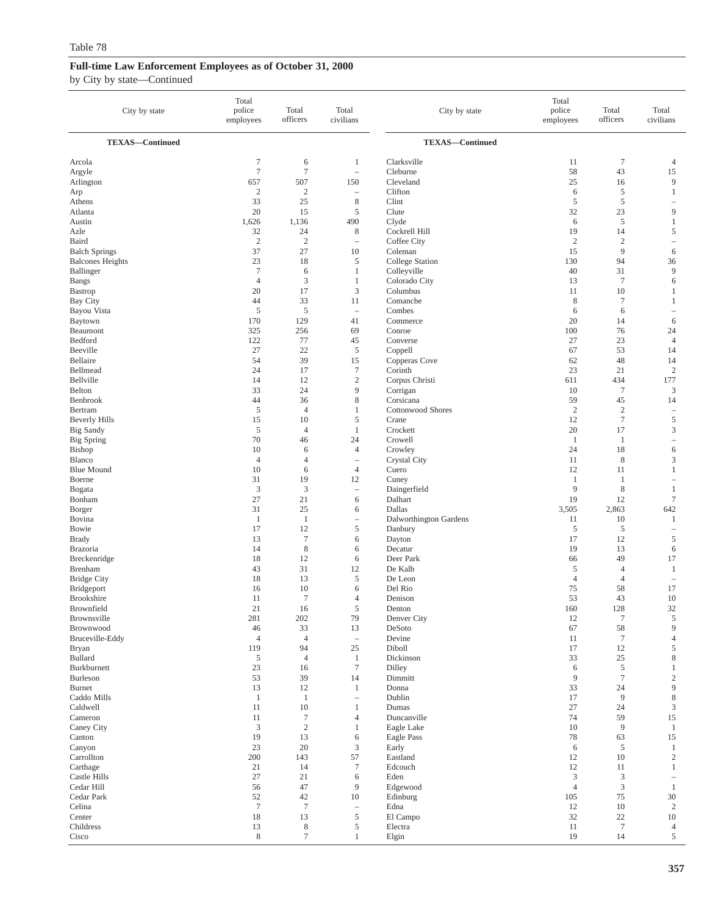Table 78

## Full-time Law Enforcement Employees as of October 31, 2000

by City by state—Continued

| City by state | Total police employees | Total officers | Total civilians |
|---|---|---|---|
| **TEXAS—Continued** | | | |
| Arcola | 7 | 6 | 1 |
| Argyle | 7 | 7 | – |
| Arlington | 657 | 507 | 150 |
| Arp | 2 | 2 | – |
| Athens | 33 | 25 | 8 |
| Atlanta | 20 | 15 | 5 |
| Austin | 1,626 | 1,136 | 490 |
| Azle | 32 | 24 | 8 |
| Baird | 2 | 2 | – |
| Balch Springs | 37 | 27 | 10 |
| Balcones Heights | 23 | 18 | 5 |
| Ballinger | 7 | 6 | 1 |
| Bangs | 4 | 3 | 1 |
| Bastrop | 20 | 17 | 3 |
| Bay City | 44 | 33 | 11 |
| Bayou Vista | 5 | 5 | – |
| Baytown | 170 | 129 | 41 |
| Beaumont | 325 | 256 | 69 |
| Bedford | 122 | 77 | 45 |
| Beeville | 27 | 22 | 5 |
| Bellaire | 54 | 39 | 15 |
| Bellmead | 24 | 17 | 7 |
| Bellville | 14 | 12 | 2 |
| Belton | 33 | 24 | 9 |
| Benbrook | 44 | 36 | 8 |
| Bertram | 5 | 4 | 1 |
| Beverly Hills | 15 | 10 | 5 |
| Big Sandy | 5 | 4 | 1 |
| Big Spring | 70 | 46 | 24 |
| Bishop | 10 | 6 | 4 |
| Blanco | 4 | 4 | – |
| Blue Mound | 10 | 6 | 4 |
| Boerne | 31 | 19 | 12 |
| Bogata | 3 | 3 | – |
| Bonham | 27 | 21 | 6 |
| Borger | 31 | 25 | 6 |
| Bovina | 1 | 1 | – |
| Bowie | 17 | 12 | 5 |
| Brady | 13 | 7 | 6 |
| Brazoria | 14 | 8 | 6 |
| Breckenridge | 18 | 12 | 6 |
| Brenham | 43 | 31 | 12 |
| Bridge City | 18 | 13 | 5 |
| Bridgeport | 16 | 10 | 6 |
| Brookshire | 11 | 7 | 4 |
| Brownfield | 21 | 16 | 5 |
| Brownsville | 281 | 202 | 79 |
| Brownwood | 46 | 33 | 13 |
| Bruceville-Eddy | 4 | 4 | – |
| Bryan | 119 | 94 | 25 |
| Bullard | 5 | 4 | 1 |
| Burkburnett | 23 | 16 | 7 |
| Burleson | 53 | 39 | 14 |
| Burnet | 13 | 12 | 1 |
| Caddo Mills | 1 | 1 | – |
| Caldwell | 11 | 10 | 1 |
| Cameron | 11 | 7 | 4 |
| Caney City | 3 | 2 | 1 |
| Canton | 19 | 13 | 6 |
| Canyon | 23 | 20 | 3 |
| Carrollton | 200 | 143 | 57 |
| Carthage | 21 | 14 | 7 |
| Castle Hills | 27 | 21 | 6 |
| Cedar Hill | 56 | 47 | 9 |
| Cedar Park | 52 | 42 | 10 |
| Celina | 7 | 7 | – |
| Center | 18 | 13 | 5 |
| Childress | 13 | 8 | 5 |
| Cisco | 8 | 7 | 1 |
| Clarksville | 11 | 7 | 4 |
| Cleburne | 58 | 43 | 15 |
| Cleveland | 25 | 16 | 9 |
| Clifton | 6 | 5 | 1 |
| Clint | 5 | 5 | – |
| Clute | 32 | 23 | 9 |
| Clyde | 6 | 5 | 1 |
| Cockrell Hill | 19 | 14 | 5 |
| Coffee City | 2 | 2 | – |
| Coleman | 15 | 9 | 6 |
| College Station | 130 | 94 | 36 |
| Colleyville | 40 | 31 | 9 |
| Colorado City | 13 | 7 | 6 |
| Columbus | 11 | 10 | 1 |
| Comanche | 8 | 7 | 1 |
| Combes | 6 | 6 | – |
| Commerce | 20 | 14 | 6 |
| Conroe | 100 | 76 | 24 |
| Converse | 27 | 23 | 4 |
| Coppell | 67 | 53 | 14 |
| Copperas Cove | 62 | 48 | 14 |
| Corinth | 23 | 21 | 2 |
| Corpus Christi | 611 | 434 | 177 |
| Corrigan | 10 | 7 | 3 |
| Corsicana | 59 | 45 | 14 |
| Cottonwood Shores | 2 | 2 | – |
| Crane | 12 | 7 | 5 |
| Crockett | 20 | 17 | 3 |
| Crowell | 1 | 1 | – |
| Crowley | 24 | 18 | 6 |
| Crystal City | 11 | 8 | 3 |
| Cuero | 12 | 11 | 1 |
| Cuney | 1 | 1 | – |
| Daingerfield | 9 | 8 | 1 |
| Dalhart | 19 | 12 | 7 |
| Dallas | 3,505 | 2,863 | 642 |
| Dalworthington Gardens | 11 | 10 | 1 |
| Danbury | 5 | 5 | – |
| Dayton | 17 | 12 | 5 |
| Decatur | 19 | 13 | 6 |
| Deer Park | 66 | 49 | 17 |
| De Kalb | 5 | 4 | 1 |
| De Leon | 4 | 4 | – |
| Del Rio | 75 | 58 | 17 |
| Denison | 53 | 43 | 10 |
| Denton | 160 | 128 | 32 |
| Denver City | 12 | 7 | 5 |
| DeSoto | 67 | 58 | 9 |
| Devine | 11 | 7 | 4 |
| Diboll | 17 | 12 | 5 |
| Dickinson | 33 | 25 | 8 |
| Dilley | 6 | 5 | 1 |
| Dimmitt | 9 | 7 | 2 |
| Donna | 33 | 24 | 9 |
| Dublin | 17 | 9 | 8 |
| Dumas | 27 | 24 | 3 |
| Duncanville | 74 | 59 | 15 |
| Eagle Lake | 10 | 9 | 1 |
| Eagle Pass | 78 | 63 | 15 |
| Early | 6 | 5 | 1 |
| Eastland | 12 | 10 | 2 |
| Edcouch | 12 | 11 | 1 |
| Eden | 3 | 3 | – |
| Edgewood | 4 | 3 | 1 |
| Edinburg | 105 | 75 | 30 |
| Edna | 12 | 10 | 2 |
| El Campo | 32 | 22 | 10 |
| Electra | 11 | 7 | 4 |
| Elgin | 19 | 14 | 5 |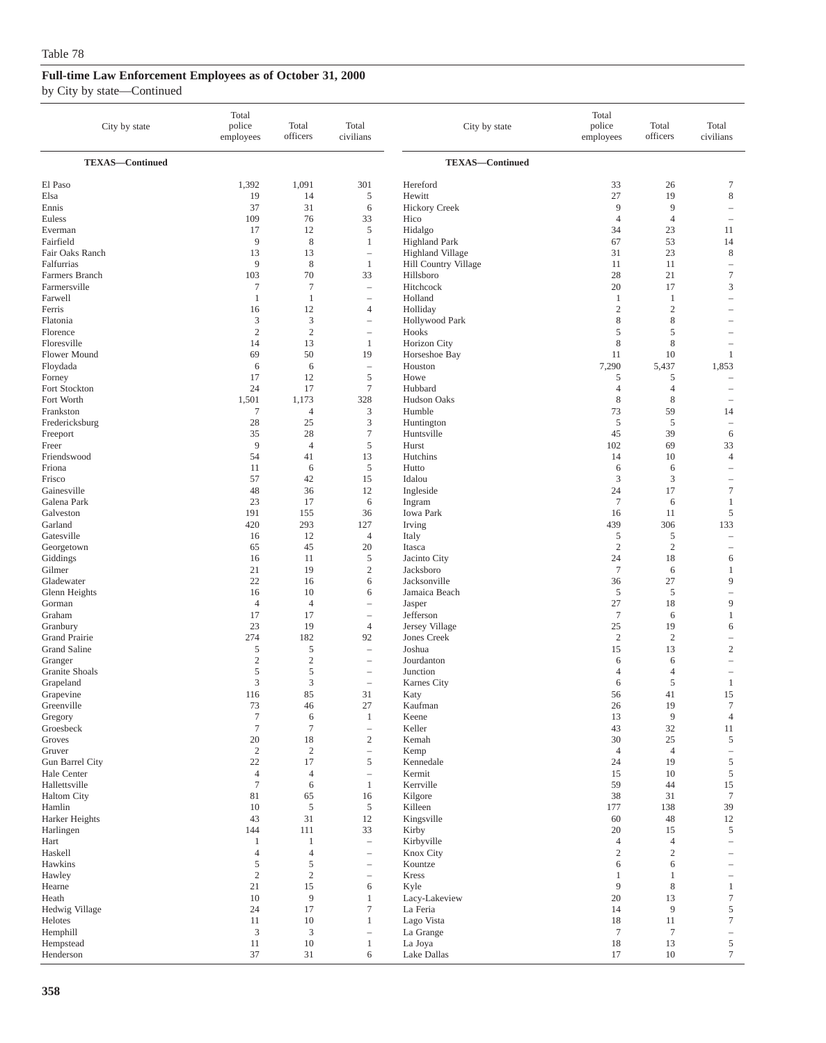Table 78

**Full-time Law Enforcement Employees as of October 31, 2000**

by City by state—Continued

| City by state | Total police employees | Total officers | Total civilians |
|---|---|---|---|
| **TEXAS—Continued** | | | |
| El Paso | 1,392 | 1,091 | 301 |
| Elsa | 19 | 14 | 5 |
| Ennis | 37 | 31 | 6 |
| Euless | 109 | 76 | 33 |
| Everman | 17 | 12 | 5 |
| Fairfield | 9 | 8 | 1 |
| Fair Oaks Ranch | 13 | 13 | – |
| Falfurrias | 9 | 8 | 1 |
| Farmers Branch | 103 | 70 | 33 |
| Farmersville | 7 | 7 | – |
| Farwell | 1 | 1 | – |
| Ferris | 16 | 12 | 4 |
| Flatonia | 3 | 3 | – |
| Florence | 2 | 2 | – |
| Floresville | 14 | 13 | 1 |
| Flower Mound | 69 | 50 | 19 |
| Floydada | 6 | 6 | – |
| Forney | 17 | 12 | 5 |
| Fort Stockton | 24 | 17 | 7 |
| Fort Worth | 1,501 | 1,173 | 328 |
| Frankston | 7 | 4 | 3 |
| Fredericksburg | 28 | 25 | 3 |
| Freeport | 35 | 28 | 7 |
| Freer | 9 | 4 | 5 |
| Friendswood | 54 | 41 | 13 |
| Friona | 11 | 6 | 5 |
| Frisco | 57 | 42 | 15 |
| Gainesville | 48 | 36 | 12 |
| Galena Park | 23 | 17 | 6 |
| Galveston | 191 | 155 | 36 |
| Garland | 420 | 293 | 127 |
| Gatesville | 16 | 12 | 4 |
| Georgetown | 65 | 45 | 20 |
| Giddings | 16 | 11 | 5 |
| Gilmer | 21 | 19 | 2 |
| Gladewater | 22 | 16 | 6 |
| Glenn Heights | 16 | 10 | 6 |
| Gorman | 4 | 4 | – |
| Graham | 17 | 17 | – |
| Granbury | 23 | 19 | 4 |
| Grand Prairie | 274 | 182 | 92 |
| Grand Saline | 5 | 5 | – |
| Granger | 2 | 2 | – |
| Granite Shoals | 5 | 5 | – |
| Grapeland | 3 | 3 | – |
| Grapevine | 116 | 85 | 31 |
| Greenville | 73 | 46 | 27 |
| Gregory | 7 | 6 | 1 |
| Groesbeck | 7 | 7 | – |
| Groves | 20 | 18 | 2 |
| Gruver | 2 | 2 | – |
| Gun Barrel City | 22 | 17 | 5 |
| Hale Center | 4 | 4 | – |
| Hallettsville | 7 | 6 | 1 |
| Haltom City | 81 | 65 | 16 |
| Hamlin | 10 | 5 | 5 |
| Harker Heights | 43 | 31 | 12 |
| Harlingen | 144 | 111 | 33 |
| Hart | 1 | 1 | – |
| Haskell | 4 | 4 | – |
| Hawkins | 5 | 5 | – |
| Hawley | 2 | 2 | – |
| Hearne | 21 | 15 | 6 |
| Heath | 10 | 9 | 1 |
| Hedwig Village | 24 | 17 | 7 |
| Helotes | 11 | 10 | 1 |
| Hemphill | 3 | 3 | – |
| Hempstead | 11 | 10 | 1 |
| Henderson | 37 | 31 | 6 |
| Hereford | 33 | 26 | 7 |
| Hewitt | 27 | 19 | 8 |
| Hickory Creek | 9 | 9 | – |
| Hico | 4 | 4 | – |
| Hidalgo | 34 | 23 | 11 |
| Highland Park | 67 | 53 | 14 |
| Highland Village | 31 | 23 | 8 |
| Hill Country Village | 11 | 11 | – |
| Hillsboro | 28 | 21 | 7 |
| Hitchcock | 20 | 17 | 3 |
| Holland | 1 | 1 | – |
| Holliday | 2 | 2 | – |
| Hollywood Park | 8 | 8 | – |
| Hooks | 5 | 5 | – |
| Horizon City | 8 | 8 | – |
| Horseshoe Bay | 11 | 10 | 1 |
| Houston | 7,290 | 5,437 | 1,853 |
| Howe | 5 | 5 | – |
| Hubbard | 4 | 4 | – |
| Hudson Oaks | 8 | 8 | – |
| Humble | 73 | 59 | 14 |
| Huntington | 5 | 5 | – |
| Huntsville | 45 | 39 | 6 |
| Hurst | 102 | 69 | 33 |
| Hutchins | 14 | 10 | 4 |
| Hutto | 6 | 6 | – |
| Idalou | 3 | 3 | – |
| Ingleside | 24 | 17 | 7 |
| Ingram | 7 | 6 | 1 |
| Iowa Park | 16 | 11 | 5 |
| Irving | 439 | 306 | 133 |
| Italy | 5 | 5 | – |
| Itasca | 2 | 2 | – |
| Jacinto City | 24 | 18 | 6 |
| Jacksboro | 7 | 6 | 1 |
| Jacksonville | 36 | 27 | 9 |
| Jamaica Beach | 5 | 5 | – |
| Jasper | 27 | 18 | 9 |
| Jefferson | 7 | 6 | 1 |
| Jersey Village | 25 | 19 | 6 |
| Jones Creek | 2 | 2 | – |
| Joshua | 15 | 13 | 2 |
| Jourdanton | 6 | 6 | – |
| Junction | 4 | 4 | – |
| Karnes City | 6 | 5 | 1 |
| Katy | 56 | 41 | 15 |
| Kaufman | 26 | 19 | 7 |
| Keene | 13 | 9 | 4 |
| Keller | 43 | 32 | 11 |
| Kemah | 30 | 25 | 5 |
| Kemp | 4 | 4 | – |
| Kennedale | 24 | 19 | 5 |
| Kermit | 15 | 10 | 5 |
| Kerrville | 59 | 44 | 15 |
| Kilgore | 38 | 31 | 7 |
| Killeen | 177 | 138 | 39 |
| Kingsville | 60 | 48 | 12 |
| Kirby | 20 | 15 | 5 |
| Kirbyville | 4 | 4 | – |
| Knox City | 2 | 2 | – |
| Kountze | 6 | 6 | – |
| Kress | 1 | 1 | – |
| Kyle | 9 | 8 | 1 |
| Lacy-Lakeview | 20 | 13 | 7 |
| La Feria | 14 | 9 | 5 |
| Lago Vista | 18 | 11 | 7 |
| La Grange | 7 | 7 | – |
| La Joya | 18 | 13 | 5 |
| Lake Dallas | 17 | 10 | 7 |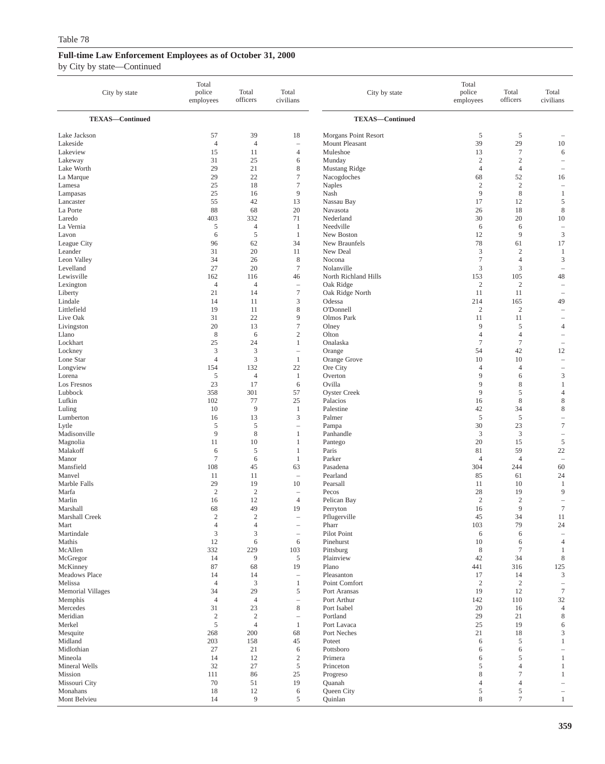Table 78

**Full-time Law Enforcement Employees as of October 31, 2000**

by City by state—Continued

| City by state | Total police employees | Total officers | Total civilians |
|---|---|---|---|
| **TEXAS—Continued** | | | |
| Lake Jackson | 57 | 39 | 18 |
| Lakeside | 4 | 4 | – |
| Lakeview | 15 | 11 | 4 |
| Lakeway | 31 | 25 | 6 |
| Lake Worth | 29 | 21 | 8 |
| La Marque | 29 | 22 | 7 |
| Lamesa | 25 | 18 | 7 |
| Lampasas | 25 | 16 | 9 |
| Lancaster | 55 | 42 | 13 |
| La Porte | 88 | 68 | 20 |
| Laredo | 403 | 332 | 71 |
| La Vernia | 5 | 4 | 1 |
| Lavon | 6 | 5 | 1 |
| League City | 96 | 62 | 34 |
| Leander | 31 | 20 | 11 |
| Leon Valley | 34 | 26 | 8 |
| Levelland | 27 | 20 | 7 |
| Lewisville | 162 | 116 | 46 |
| Lexington | 4 | 4 | – |
| Liberty | 21 | 14 | 7 |
| Lindale | 14 | 11 | 3 |
| Littlefield | 19 | 11 | 8 |
| Live Oak | 31 | 22 | 9 |
| Livingston | 20 | 13 | 7 |
| Llano | 8 | 6 | 2 |
| Lockhart | 25 | 24 | 1 |
| Lockney | 3 | 3 | – |
| Lone Star | 4 | 3 | 1 |
| Longview | 154 | 132 | 22 |
| Lorena | 5 | 4 | 1 |
| Los Fresnos | 23 | 17 | 6 |
| Lubbock | 358 | 301 | 57 |
| Lufkin | 102 | 77 | 25 |
| Luling | 10 | 9 | 1 |
| Lumberton | 16 | 13 | 3 |
| Lytle | 5 | 5 | – |
| Madisonville | 9 | 8 | 1 |
| Magnolia | 11 | 10 | 1 |
| Malakoff | 6 | 5 | 1 |
| Manor | 7 | 6 | 1 |
| Mansfield | 108 | 45 | 63 |
| Manvel | 11 | 11 | – |
| Marble Falls | 29 | 19 | 10 |
| Marfa | 2 | 2 | – |
| Marlin | 16 | 12 | 4 |
| Marshall | 68 | 49 | 19 |
| Marshall Creek | 2 | 2 | – |
| Mart | 4 | 4 | – |
| Martindale | 3 | 3 | – |
| Mathis | 12 | 6 | 6 |
| McAllen | 332 | 229 | 103 |
| McGregor | 14 | 9 | 5 |
| McKinney | 87 | 68 | 19 |
| Meadows Place | 14 | 14 | – |
| Melissa | 4 | 3 | 1 |
| Memorial Villages | 34 | 29 | 5 |
| Memphis | 4 | 4 | – |
| Mercedes | 31 | 23 | 8 |
| Meridian | 2 | 2 | – |
| Merkel | 5 | 4 | 1 |
| Mesquite | 268 | 200 | 68 |
| Midland | 203 | 158 | 45 |
| Midlothian | 27 | 21 | 6 |
| Mineola | 14 | 12 | 2 |
| Mineral Wells | 32 | 27 | 5 |
| Mission | 111 | 86 | 25 |
| Missouri City | 70 | 51 | 19 |
| Monahans | 18 | 12 | 6 |
| Mont Belvieu | 14 | 9 | 5 |
| Morgans Point Resort | 5 | 5 | – |
| Mount Pleasant | 39 | 29 | 10 |
| Muleshoe | 13 | 7 | 6 |
| Munday | 2 | 2 | – |
| Mustang Ridge | 4 | 4 | – |
| Nacogdoches | 68 | 52 | 16 |
| Naples | 2 | 2 | – |
| Nash | 9 | 8 | 1 |
| Nassau Bay | 17 | 12 | 5 |
| Navasota | 26 | 18 | 8 |
| Nederland | 30 | 20 | 10 |
| Needville | 6 | 6 | – |
| New Boston | 12 | 9 | 3 |
| New Braunfels | 78 | 61 | 17 |
| New Deal | 3 | 2 | 1 |
| Nocona | 7 | 4 | 3 |
| Nolanville | 3 | 3 | – |
| North Richland Hills | 153 | 105 | 48 |
| Oak Ridge | 2 | 2 | – |
| Oak Ridge North | 11 | 11 | – |
| Odessa | 214 | 165 | 49 |
| O'Donnell | 2 | 2 | – |
| Olmos Park | 11 | 11 | – |
| Olney | 9 | 5 | 4 |
| Olton | 4 | 4 | – |
| Onalaska | 7 | 7 | – |
| Orange | 54 | 42 | 12 |
| Orange Grove | 10 | 10 | – |
| Ore City | 4 | 4 | – |
| Overton | 9 | 6 | 3 |
| Ovilla | 9 | 8 | 1 |
| Oyster Creek | 9 | 5 | 4 |
| Palacios | 16 | 8 | 8 |
| Palestine | 42 | 34 | 8 |
| Palmer | 5 | 5 | – |
| Pampa | 30 | 23 | 7 |
| Panhandle | 3 | 3 | – |
| Pantego | 20 | 15 | 5 |
| Paris | 81 | 59 | 22 |
| Parker | 4 | 4 | – |
| Pasadena | 304 | 244 | 60 |
| Pearland | 85 | 61 | 24 |
| Pearsall | 11 | 10 | 1 |
| Pecos | 28 | 19 | 9 |
| Pelican Bay | 2 | 2 | – |
| Perryton | 16 | 9 | 7 |
| Pflugerville | 45 | 34 | 11 |
| Pharr | 103 | 79 | 24 |
| Pilot Point | 6 | 6 | – |
| Pinehurst | 10 | 6 | 4 |
| Pittsburg | 8 | 7 | 1 |
| Plainview | 42 | 34 | 8 |
| Plano | 441 | 316 | 125 |
| Pleasanton | 17 | 14 | 3 |
| Point Comfort | 2 | 2 | – |
| Port Aransas | 19 | 12 | 7 |
| Port Arthur | 142 | 110 | 32 |
| Port Isabel | 20 | 16 | 4 |
| Portland | 29 | 21 | 8 |
| Port Lavaca | 25 | 19 | 6 |
| Port Neches | 21 | 18 | 3 |
| Poteet | 6 | 5 | 1 |
| Pottsboro | 6 | 6 | – |
| Primera | 6 | 5 | 1 |
| Princeton | 5 | 4 | 1 |
| Progreso | 8 | 7 | 1 |
| Quanah | 4 | 4 | – |
| Queen City | 5 | 5 | – |
| Quinlan | 8 | 7 | 1 |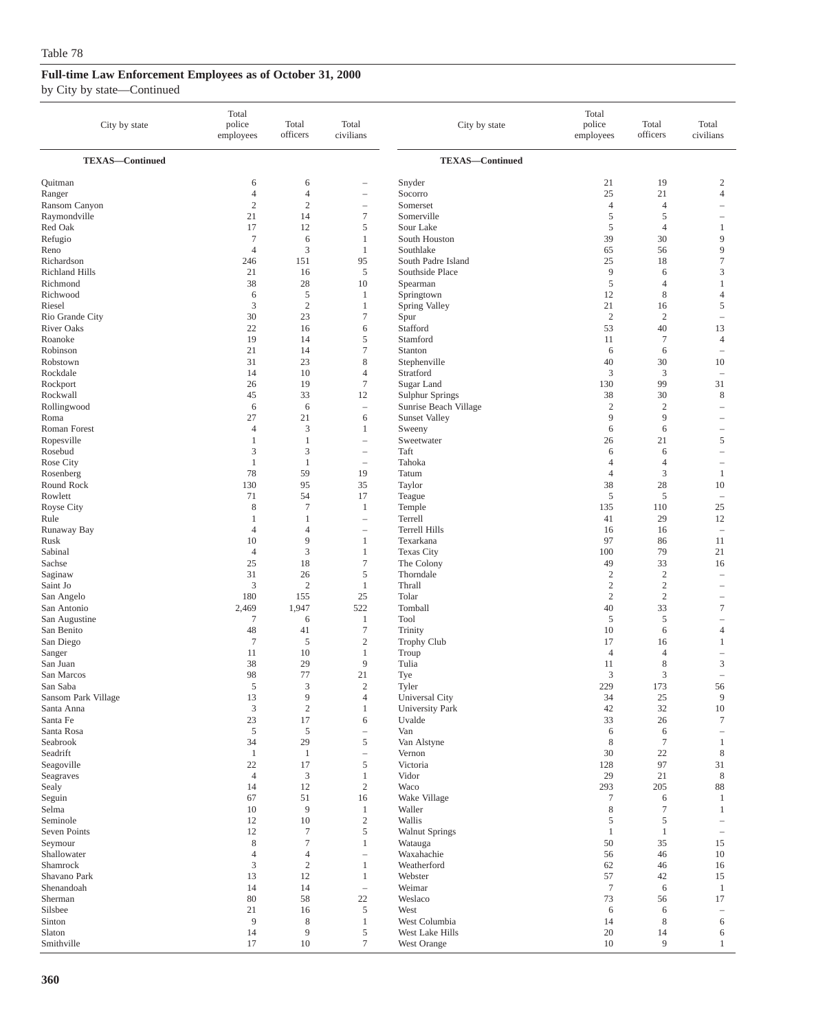Table 78

## Full-time Law Enforcement Employees as of October 31, 2000

by City by state—Continued

| City by state | Total police employees | Total officers | Total civilians |
|---|---|---|---|
| **TEXAS—Continued** | | | |
| Quitman | 6 | 6 | – |
| Ranger | 4 | 4 | – |
| Ransom Canyon | 2 | 2 | – |
| Raymondville | 21 | 14 | 7 |
| Red Oak | 17 | 12 | 5 |
| Refugio | 7 | 6 | 1 |
| Reno | 4 | 3 | 1 |
| Richardson | 246 | 151 | 95 |
| Richland Hills | 21 | 16 | 5 |
| Richmond | 38 | 28 | 10 |
| Richwood | 6 | 5 | 1 |
| Riesel | 3 | 2 | 1 |
| Rio Grande City | 30 | 23 | 7 |
| River Oaks | 22 | 16 | 6 |
| Roanoke | 19 | 14 | 5 |
| Robinson | 21 | 14 | 7 |
| Robstown | 31 | 23 | 8 |
| Rockdale | 14 | 10 | 4 |
| Rockport | 26 | 19 | 7 |
| Rockwall | 45 | 33 | 12 |
| Rollingwood | 6 | 6 | – |
| Roma | 27 | 21 | 6 |
| Roman Forest | 4 | 3 | 1 |
| Ropesville | 1 | 1 | – |
| Rosebud | 3 | 3 | – |
| Rose City | 1 | 1 | – |
| Rosenberg | 78 | 59 | 19 |
| Round Rock | 130 | 95 | 35 |
| Rowlett | 71 | 54 | 17 |
| Royse City | 8 | 7 | 1 |
| Rule | 1 | 1 | – |
| Runaway Bay | 4 | 4 | – |
| Rusk | 10 | 9 | 1 |
| Sabinal | 4 | 3 | 1 |
| Sachse | 25 | 18 | 7 |
| Saginaw | 31 | 26 | 5 |
| Saint Jo | 3 | 2 | 1 |
| San Angelo | 180 | 155 | 25 |
| San Antonio | 2,469 | 1,947 | 522 |
| San Augustine | 7 | 6 | 1 |
| San Benito | 48 | 41 | 7 |
| San Diego | 7 | 5 | 2 |
| Sanger | 11 | 10 | 1 |
| San Juan | 38 | 29 | 9 |
| San Marcos | 98 | 77 | 21 |
| San Saba | 5 | 3 | 2 |
| Sansom Park Village | 13 | 9 | 4 |
| Santa Anna | 3 | 2 | 1 |
| Santa Fe | 23 | 17 | 6 |
| Santa Rosa | 5 | 5 | – |
| Seabrook | 34 | 29 | 5 |
| Seadrift | 1 | 1 | – |
| Seagoville | 22 | 17 | 5 |
| Seagraves | 4 | 3 | 1 |
| Sealy | 14 | 12 | 2 |
| Seguin | 67 | 51 | 16 |
| Selma | 10 | 9 | 1 |
| Seminole | 12 | 10 | 2 |
| Seven Points | 12 | 7 | 5 |
| Seymour | 8 | 7 | 1 |
| Shallowater | 4 | 4 | – |
| Shamrock | 3 | 2 | 1 |
| Shavano Park | 13 | 12 | 1 |
| Shenandoah | 14 | 14 | – |
| Sherman | 80 | 58 | 22 |
| Silsbee | 21 | 16 | 5 |
| Sinton | 9 | 8 | 1 |
| Slaton | 14 | 9 | 5 |
| Smithville | 17 | 10 | 7 |
| Snyder | 21 | 19 | 2 |
| Socorro | 25 | 21 | 4 |
| Somerset | 4 | 4 | – |
| Somerville | 5 | 5 | – |
| Sour Lake | 5 | 4 | 1 |
| South Houston | 39 | 30 | 9 |
| Southlake | 65 | 56 | 9 |
| South Padre Island | 25 | 18 | 7 |
| Southside Place | 9 | 6 | 3 |
| Spearman | 5 | 4 | 1 |
| Springtown | 12 | 8 | 4 |
| Spring Valley | 21 | 16 | 5 |
| Spur | 2 | 2 | – |
| Stafford | 53 | 40 | 13 |
| Stamford | 11 | 7 | 4 |
| Stanton | 6 | 6 | – |
| Stephenville | 40 | 30 | 10 |
| Stratford | 3 | 3 | – |
| Sugar Land | 130 | 99 | 31 |
| Sulphur Springs | 38 | 30 | 8 |
| Sunrise Beach Village | 2 | 2 | – |
| Sunset Valley | 9 | 9 | – |
| Sweeny | 6 | 6 | – |
| Sweetwater | 26 | 21 | 5 |
| Taft | 6 | 6 | – |
| Tahoka | 4 | 4 | – |
| Tatum | 4 | 3 | 1 |
| Taylor | 38 | 28 | 10 |
| Teague | 5 | 5 | – |
| Temple | 135 | 110 | 25 |
| Terrell | 41 | 29 | 12 |
| Terrell Hills | 16 | 16 | – |
| Texarkana | 97 | 86 | 11 |
| Texas City | 100 | 79 | 21 |
| The Colony | 49 | 33 | 16 |
| Thorndale | 2 | 2 | – |
| Thrall | 2 | 2 | – |
| Tolar | 2 | 2 | – |
| Tomball | 40 | 33 | 7 |
| Tool | 5 | 5 | – |
| Trinity | 10 | 6 | 4 |
| Trophy Club | 17 | 16 | 1 |
| Troup | 4 | 4 | – |
| Tulia | 11 | 8 | 3 |
| Tye | 3 | 3 | – |
| Tyler | 229 | 173 | 56 |
| Universal City | 34 | 25 | 9 |
| University Park | 42 | 32 | 10 |
| Uvalde | 33 | 26 | 7 |
| Van | 6 | 6 | – |
| Van Alstyne | 8 | 7 | 1 |
| Vernon | 30 | 22 | 8 |
| Victoria | 128 | 97 | 31 |
| Vidor | 29 | 21 | 8 |
| Waco | 293 | 205 | 88 |
| Wake Village | 7 | 6 | 1 |
| Waller | 8 | 7 | 1 |
| Wallis | 5 | 5 | – |
| Walnut Springs | 1 | 1 | – |
| Watauga | 50 | 35 | 15 |
| Waxahachie | 56 | 46 | 10 |
| Weatherford | 62 | 46 | 16 |
| Webster | 57 | 42 | 15 |
| Weimar | 7 | 6 | 1 |
| Weslaco | 73 | 56 | 17 |
| West | 6 | 6 | – |
| West Columbia | 14 | 8 | 6 |
| West Lake Hills | 20 | 14 | 6 |
| West Orange | 10 | 9 | 1 |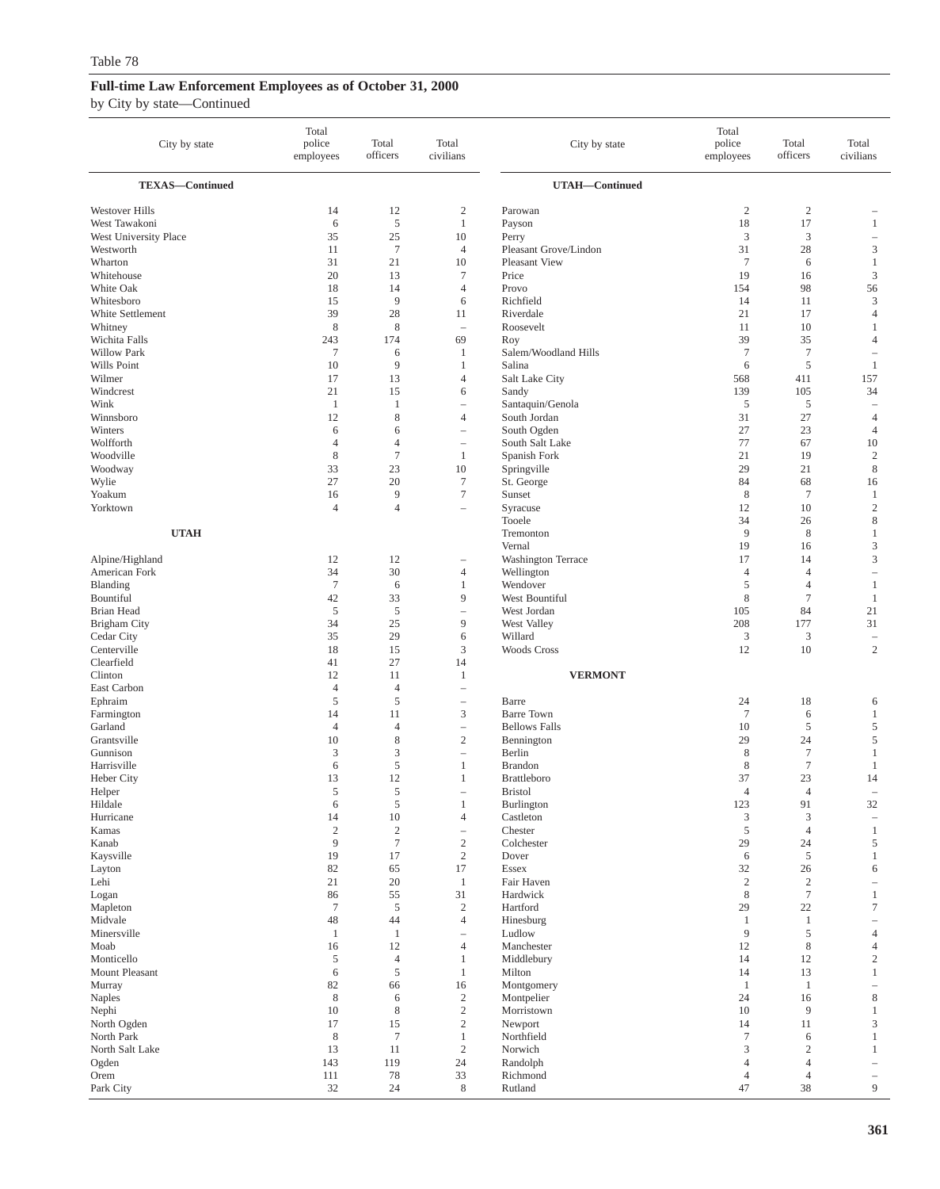Table 78

## Full-time Law Enforcement Employees as of October 31, 2000

by City by state—Continued

| City by state | Total police employees | Total officers | Total civilians |
|---|---|---|---|
| **TEXAS—Continued** | | | |
| Westover Hills | 14 | 12 | 2 |
| West Tawakoni | 6 | 5 | 1 |
| West University Place | 35 | 25 | 10 |
| Westworth | 11 | 7 | 4 |
| Wharton | 31 | 21 | 10 |
| Whitehouse | 20 | 13 | 7 |
| White Oak | 18 | 14 | 4 |
| Whitesboro | 15 | 9 | 6 |
| White Settlement | 39 | 28 | 11 |
| Whitney | 8 | 8 | – |
| Wichita Falls | 243 | 174 | 69 |
| Willow Park | 7 | 6 | 1 |
| Wills Point | 10 | 9 | 1 |
| Wilmer | 17 | 13 | 4 |
| Windcrest | 21 | 15 | 6 |
| Wink | 1 | 1 | – |
| Winnsboro | 12 | 8 | 4 |
| Winters | 6 | 6 | – |
| Wolfforth | 4 | 4 | – |
| Woodville | 8 | 7 | 1 |
| Woodway | 33 | 23 | 10 |
| Wylie | 27 | 20 | 7 |
| Yoakum | 16 | 9 | 7 |
| Yorktown | 4 | 4 | – |
| **UTAH** | | | |
| Alpine/Highland | 12 | 12 | – |
| American Fork | 34 | 30 | 4 |
| Blanding | 7 | 6 | 1 |
| Bountiful | 42 | 33 | 9 |
| Brian Head | 5 | 5 | – |
| Brigham City | 34 | 25 | 9 |
| Cedar City | 35 | 29 | 6 |
| Centerville | 18 | 15 | 3 |
| Clearfield | 41 | 27 | 14 |
| Clinton | 12 | 11 | 1 |
| East Carbon | 4 | 4 | – |
| Ephraim | 5 | 5 | – |
| Farmington | 14 | 11 | 3 |
| Garland | 4 | 4 | – |
| Grantsville | 10 | 8 | 2 |
| Gunnison | 3 | 3 | – |
| Harrisville | 6 | 5 | 1 |
| Heber City | 13 | 12 | 1 |
| Helper | 5 | 5 | – |
| Hildale | 6 | 5 | 1 |
| Hurricane | 14 | 10 | 4 |
| Kamas | 2 | 2 | – |
| Kanab | 9 | 7 | 2 |
| Kaysville | 19 | 17 | 2 |
| Layton | 82 | 65 | 17 |
| Lehi | 21 | 20 | 1 |
| Logan | 86 | 55 | 31 |
| Mapleton | 7 | 5 | 2 |
| Midvale | 48 | 44 | 4 |
| Minersville | 1 | 1 | – |
| Moab | 16 | 12 | 4 |
| Monticello | 5 | 4 | 1 |
| Mount Pleasant | 6 | 5 | 1 |
| Murray | 82 | 66 | 16 |
| Naples | 8 | 6 | 2 |
| Nephi | 10 | 8 | 2 |
| North Ogden | 17 | 15 | 2 |
| North Park | 8 | 7 | 1 |
| North Salt Lake | 13 | 11 | 2 |
| Ogden | 143 | 119 | 24 |
| Orem | 111 | 78 | 33 |
| Park City | 32 | 24 | 8 |
| **UTAH—Continued** | | | |
| Parowan | 2 | 2 | – |
| Payson | 18 | 17 | 1 |
| Perry | 3 | 3 | – |
| Pleasant Grove/Lindon | 31 | 28 | 3 |
| Pleasant View | 7 | 6 | 1 |
| Price | 19 | 16 | 3 |
| Provo | 154 | 98 | 56 |
| Richfield | 14 | 11 | 3 |
| Riverdale | 21 | 17 | 4 |
| Roosevelt | 11 | 10 | 1 |
| Roy | 39 | 35 | 4 |
| Salem/Woodland Hills | 7 | 7 | – |
| Salina | 6 | 5 | 1 |
| Salt Lake City | 568 | 411 | 157 |
| Sandy | 139 | 105 | 34 |
| Santaquin/Genola | 5 | 5 | – |
| South Jordan | 31 | 27 | 4 |
| South Ogden | 27 | 23 | 4 |
| South Salt Lake | 77 | 67 | 10 |
| Spanish Fork | 21 | 19 | 2 |
| Springville | 29 | 21 | 8 |
| St. George | 84 | 68 | 16 |
| Sunset | 8 | 7 | 1 |
| Syracuse | 12 | 10 | 2 |
| Tooele | 34 | 26 | 8 |
| Tremonton | 9 | 8 | 1 |
| Vernal | 19 | 16 | 3 |
| Washington Terrace | 17 | 14 | 3 |
| Wellington | 4 | 4 | – |
| Wendover | 5 | 4 | 1 |
| West Bountiful | 8 | 7 | 1 |
| West Jordan | 105 | 84 | 21 |
| West Valley | 208 | 177 | 31 |
| Willard | 3 | 3 | – |
| Woods Cross | 12 | 10 | 2 |
| **VERMONT** | | | |
| Barre | 24 | 18 | 6 |
| Barre Town | 7 | 6 | 1 |
| Bellows Falls | 10 | 5 | 5 |
| Bennington | 29 | 24 | 5 |
| Berlin | 8 | 7 | 1 |
| Brandon | 8 | 7 | 1 |
| Brattleboro | 37 | 23 | 14 |
| Bristol | 4 | 4 | – |
| Burlington | 123 | 91 | 32 |
| Castleton | 3 | 3 | – |
| Chester | 5 | 4 | 1 |
| Colchester | 29 | 24 | 5 |
| Dover | 6 | 5 | 1 |
| Essex | 32 | 26 | 6 |
| Fair Haven | 2 | 2 | – |
| Hardwick | 8 | 7 | 1 |
| Hartford | 29 | 22 | 7 |
| Hinesburg | 1 | 1 | – |
| Ludlow | 9 | 5 | 4 |
| Manchester | 12 | 8 | 4 |
| Middlebury | 14 | 12 | 2 |
| Milton | 14 | 13 | 1 |
| Montgomery | 1 | 1 | – |
| Montpelier | 24 | 16 | 8 |
| Morristown | 10 | 9 | 1 |
| Newport | 14 | 11 | 3 |
| Northfield | 7 | 6 | 1 |
| Norwich | 3 | 2 | 1 |
| Randolph | 4 | 4 | – |
| Richmond | 4 | 4 | – |
| Rutland | 47 | 38 | 9 |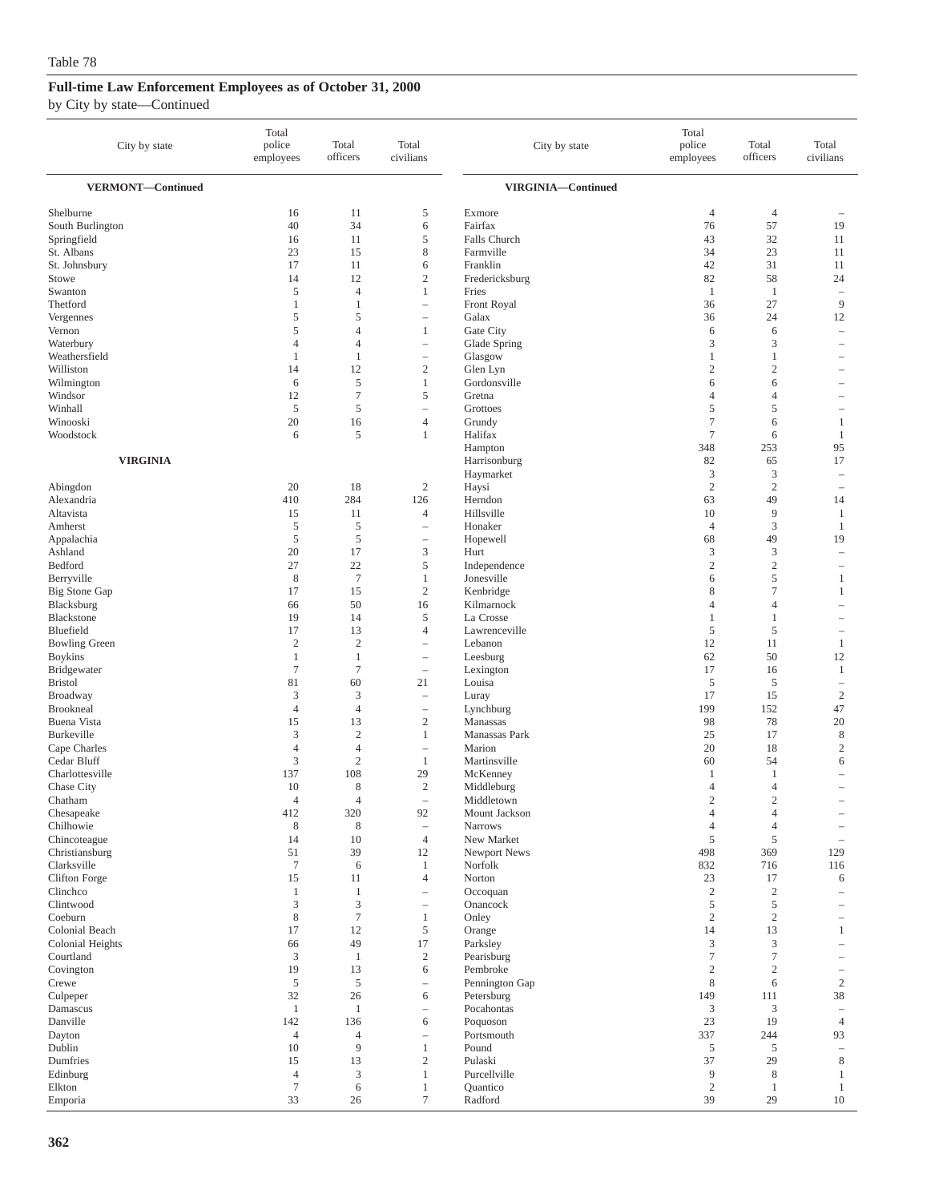Table 78

**Full-time Law Enforcement Employees as of October 31, 2000**

by City by state—Continued

| City by state | Total police employees | Total officers | Total civilians |
|---|---|---|---|
| **VERMONT—Continued** | | | |
| Shelburne | 16 | 11 | 5 |
| South Burlington | 40 | 34 | 6 |
| Springfield | 16 | 11 | 5 |
| St. Albans | 23 | 15 | 8 |
| St. Johnsbury | 17 | 11 | 6 |
| Stowe | 14 | 12 | 2 |
| Swanton | 5 | 4 | 1 |
| Thetford | 1 | 1 | – |
| Vergennes | 5 | 5 | – |
| Vernon | 5 | 4 | 1 |
| Waterbury | 4 | 4 | – |
| Weathersfield | 1 | 1 | – |
| Williston | 14 | 12 | 2 |
| Wilmington | 6 | 5 | 1 |
| Windsor | 12 | 7 | 5 |
| Winhall | 5 | 5 | – |
| Winooski | 20 | 16 | 4 |
| Woodstock | 6 | 5 | 1 |
| **VIRGINIA** | | | |
| Abingdon | 20 | 18 | 2 |
| Alexandria | 410 | 284 | 126 |
| Altavista | 15 | 11 | 4 |
| Amherst | 5 | 5 | – |
| Appalachia | 5 | 5 | – |
| Ashland | 20 | 17 | 3 |
| Bedford | 27 | 22 | 5 |
| Berryville | 8 | 7 | 1 |
| Big Stone Gap | 17 | 15 | 2 |
| Blacksburg | 66 | 50 | 16 |
| Blackstone | 19 | 14 | 5 |
| Bluefield | 17 | 13 | 4 |
| Bowling Green | 2 | 2 | – |
| Boykins | 1 | 1 | – |
| Bridgewater | 7 | 7 | – |
| Bristol | 81 | 60 | 21 |
| Broadway | 3 | 3 | – |
| Brookneal | 4 | 4 | – |
| Buena Vista | 15 | 13 | 2 |
| Burkeville | 3 | 2 | 1 |
| Cape Charles | 4 | 4 | – |
| Cedar Bluff | 3 | 2 | 1 |
| Charlottesville | 137 | 108 | 29 |
| Chase City | 10 | 8 | 2 |
| Chatham | 4 | 4 | – |
| Chesapeake | 412 | 320 | 92 |
| Chilhowie | 8 | 8 | – |
| Chincoteague | 14 | 10 | 4 |
| Christiansburg | 51 | 39 | 12 |
| Clarksville | 7 | 6 | 1 |
| Clifton Forge | 15 | 11 | 4 |
| Clinchco | 1 | 1 | – |
| Clintwood | 3 | 3 | – |
| Coeburn | 8 | 7 | 1 |
| Colonial Beach | 17 | 12 | 5 |
| Colonial Heights | 66 | 49 | 17 |
| Courtland | 3 | 1 | 2 |
| Covington | 19 | 13 | 6 |
| Crewe | 5 | 5 | – |
| Culpeper | 32 | 26 | 6 |
| Damascus | 1 | 1 | – |
| Danville | 142 | 136 | 6 |
| Dayton | 4 | 4 | – |
| Dublin | 10 | 9 | 1 |
| Dumfries | 15 | 13 | 2 |
| Edinburg | 4 | 3 | 1 |
| Elkton | 7 | 6 | 1 |
| Emporia | 33 | 26 | 7 |
| **VIRGINIA—Continued** | | | |
| Exmore | 4 | 4 | – |
| Fairfax | 76 | 57 | 19 |
| Falls Church | 43 | 32 | 11 |
| Farmville | 34 | 23 | 11 |
| Franklin | 42 | 31 | 11 |
| Fredericksburg | 82 | 58 | 24 |
| Fries | 1 | 1 | – |
| Front Royal | 36 | 27 | 9 |
| Galax | 36 | 24 | 12 |
| Gate City | 6 | 6 | – |
| Glade Spring | 3 | 3 | – |
| Glasgow | 1 | 1 | – |
| Glen Lyn | 2 | 2 | – |
| Gordonsville | 6 | 6 | – |
| Gretna | 4 | 4 | – |
| Grottoes | 5 | 5 | – |
| Grundy | 7 | 6 | 1 |
| Halifax | 7 | 6 | 1 |
| Hampton | 348 | 253 | 95 |
| Harrisonburg | 82 | 65 | 17 |
| Haymarket | 3 | 3 | – |
| Haysi | 2 | 2 | – |
| Herndon | 63 | 49 | 14 |
| Hillsville | 10 | 9 | 1 |
| Honaker | 4 | 3 | 1 |
| Hopewell | 68 | 49 | 19 |
| Hurt | 3 | 3 | – |
| Independence | 2 | 2 | – |
| Jonesville | 6 | 5 | 1 |
| Kenbridge | 8 | 7 | 1 |
| Kilmarnock | 4 | 4 | – |
| La Crosse | 1 | 1 | – |
| Lawrenceville | 5 | 5 | – |
| Lebanon | 12 | 11 | 1 |
| Leesburg | 62 | 50 | 12 |
| Lexington | 17 | 16 | 1 |
| Louisa | 5 | 5 | – |
| Luray | 17 | 15 | 2 |
| Lynchburg | 199 | 152 | 47 |
| Manassas | 98 | 78 | 20 |
| Manassas Park | 25 | 17 | 8 |
| Marion | 20 | 18 | 2 |
| Martinsville | 60 | 54 | 6 |
| McKenney | 1 | 1 | – |
| Middleburg | 4 | 4 | – |
| Middletown | 2 | 2 | – |
| Mount Jackson | 4 | 4 | – |
| Narrows | 4 | 4 | – |
| New Market | 5 | 5 | – |
| Newport News | 498 | 369 | 129 |
| Norfolk | 832 | 716 | 116 |
| Norton | 23 | 17 | 6 |
| Occoquan | 2 | 2 | – |
| Onancock | 5 | 5 | – |
| Onley | 2 | 2 | – |
| Orange | 14 | 13 | 1 |
| Parksley | 3 | 3 | – |
| Pearisburg | 7 | 7 | – |
| Pembroke | 2 | 2 | – |
| Pennington Gap | 8 | 6 | 2 |
| Petersburg | 149 | 111 | 38 |
| Pocahontas | 3 | 3 | – |
| Poquoson | 23 | 19 | 4 |
| Portsmouth | 337 | 244 | 93 |
| Pound | 5 | 5 | – |
| Pulaski | 37 | 29 | 8 |
| Purcellville | 9 | 8 | 1 |
| Quantico | 2 | 1 | 1 |
| Radford | 39 | 29 | 10 |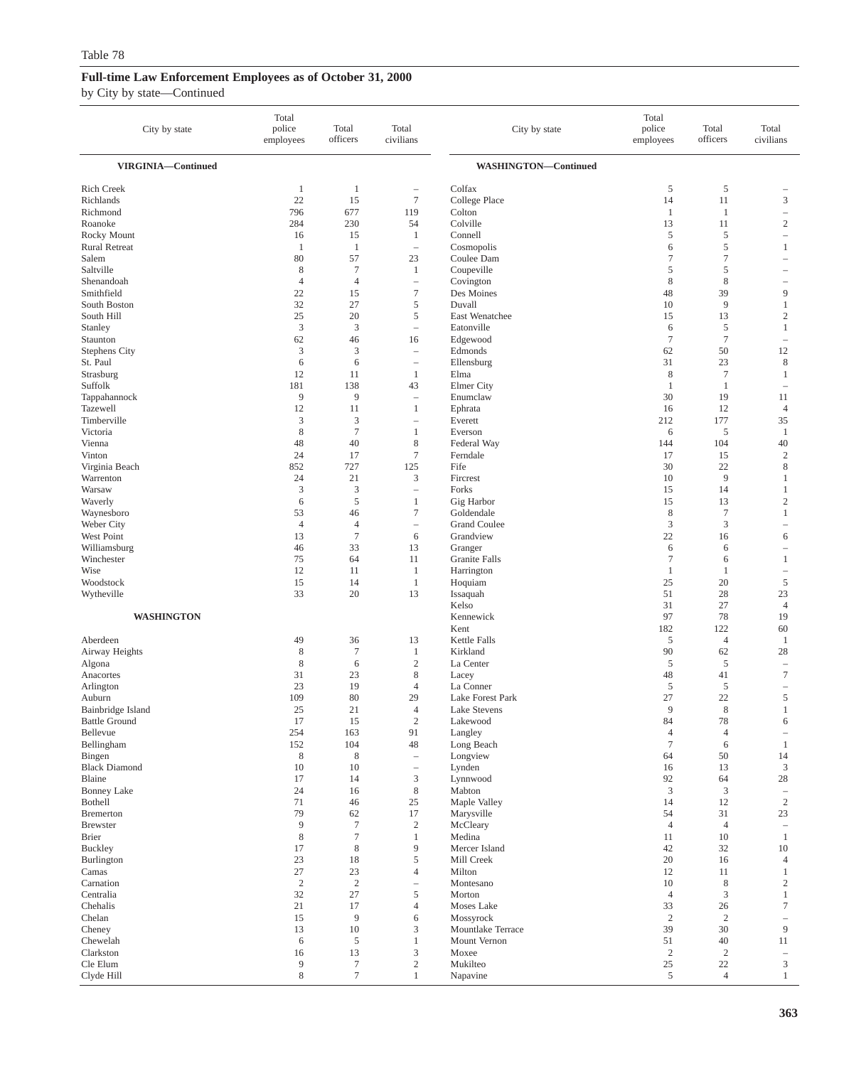Table 78

**Full-time Law Enforcement Employees as of October 31, 2000**

by City by state—Continued

| City by state | Total police employees | Total officers | Total civilians |
|---|---|---|---|
| **VIRGINIA—Continued** | | | |
| Rich Creek | 1 | 1 | – |
| Richlands | 22 | 15 | 7 |
| Richmond | 796 | 677 | 119 |
| Roanoke | 284 | 230 | 54 |
| Rocky Mount | 16 | 15 | 1 |
| Rural Retreat | 1 | 1 | – |
| Salem | 80 | 57 | 23 |
| Saltville | 8 | 7 | 1 |
| Shenandoah | 4 | 4 | – |
| Smithfield | 22 | 15 | 7 |
| South Boston | 32 | 27 | 5 |
| South Hill | 25 | 20 | 5 |
| Stanley | 3 | 3 | – |
| Staunton | 62 | 46 | 16 |
| Stephens City | 3 | 3 | – |
| St. Paul | 6 | 6 | – |
| Strasburg | 12 | 11 | 1 |
| Suffolk | 181 | 138 | 43 |
| Tappahannock | 9 | 9 | – |
| Tazewell | 12 | 11 | 1 |
| Timberville | 3 | 3 | – |
| Victoria | 8 | 7 | 1 |
| Vienna | 48 | 40 | 8 |
| Vinton | 24 | 17 | 7 |
| Virginia Beach | 852 | 727 | 125 |
| Warrenton | 24 | 21 | 3 |
| Warsaw | 3 | 3 | – |
| Waverly | 6 | 5 | 1 |
| Waynesboro | 53 | 46 | 7 |
| Weber City | 4 | 4 | – |
| West Point | 13 | 7 | 6 |
| Williamsburg | 46 | 33 | 13 |
| Winchester | 75 | 64 | 11 |
| Wise | 12 | 11 | 1 |
| Woodstock | 15 | 14 | 1 |
| Wytheville | 33 | 20 | 13 |
| **WASHINGTON** | | | |
| Aberdeen | 49 | 36 | 13 |
| Airway Heights | 8 | 7 | 1 |
| Algona | 8 | 6 | 2 |
| Anacortes | 31 | 23 | 8 |
| Arlington | 23 | 19 | 4 |
| Auburn | 109 | 80 | 29 |
| Bainbridge Island | 25 | 21 | 4 |
| Battle Ground | 17 | 15 | 2 |
| Bellevue | 254 | 163 | 91 |
| Bellingham | 152 | 104 | 48 |
| Bingen | 8 | 8 | – |
| Black Diamond | 10 | 10 | – |
| Blaine | 17 | 14 | 3 |
| Bonney Lake | 24 | 16 | 8 |
| Bothell | 71 | 46 | 25 |
| Bremerton | 79 | 62 | 17 |
| Brewster | 9 | 7 | 2 |
| Brier | 8 | 7 | 1 |
| Buckley | 17 | 8 | 9 |
| Burlington | 23 | 18 | 5 |
| Camas | 27 | 23 | 4 |
| Carnation | 2 | 2 | – |
| Centralia | 32 | 27 | 5 |
| Chehalis | 21 | 17 | 4 |
| Chelan | 15 | 9 | 6 |
| Cheney | 13 | 10 | 3 |
| Chewelah | 6 | 5 | 1 |
| Clarkston | 16 | 13 | 3 |
| Cle Elum | 9 | 7 | 2 |
| Clyde Hill | 8 | 7 | 1 |
| **WASHINGTON—Continued** | | | |
| Colfax | 5 | 5 | – |
| College Place | 14 | 11 | 3 |
| Colton | 1 | 1 | – |
| Colville | 13 | 11 | 2 |
| Connell | 5 | 5 | – |
| Cosmopolis | 6 | 5 | 1 |
| Coulee Dam | 7 | 7 | – |
| Coupeville | 5 | 5 | – |
| Covington | 8 | 8 | – |
| Des Moines | 48 | 39 | 9 |
| Duvall | 10 | 9 | 1 |
| East Wenatchee | 15 | 13 | 2 |
| Eatonville | 6 | 5 | 1 |
| Edgewood | 7 | 7 | – |
| Edmonds | 62 | 50 | 12 |
| Ellensburg | 31 | 23 | 8 |
| Elma | 8 | 7 | 1 |
| Elmer City | 1 | 1 | – |
| Enumclaw | 30 | 19 | 11 |
| Ephrata | 16 | 12 | 4 |
| Everett | 212 | 177 | 35 |
| Everson | 6 | 5 | 1 |
| Federal Way | 144 | 104 | 40 |
| Ferndale | 17 | 15 | 2 |
| Fife | 30 | 22 | 8 |
| Fircrest | 10 | 9 | 1 |
| Forks | 15 | 14 | 1 |
| Gig Harbor | 15 | 13 | 2 |
| Goldendale | 8 | 7 | 1 |
| Grand Coulee | 3 | 3 | – |
| Grandview | 22 | 16 | 6 |
| Granger | 6 | 6 | – |
| Granite Falls | 7 | 6 | 1 |
| Harrington | 1 | 1 | – |
| Hoquiam | 25 | 20 | 5 |
| Issaquah | 51 | 28 | 23 |
| Kelso | 31 | 27 | 4 |
| Kennewick | 97 | 78 | 19 |
| Kent | 182 | 122 | 60 |
| Kettle Falls | 5 | 4 | 1 |
| Kirkland | 90 | 62 | 28 |
| La Center | 5 | 5 | – |
| Lacey | 48 | 41 | 7 |
| La Conner | 5 | 5 | – |
| Lake Forest Park | 27 | 22 | 5 |
| Lake Stevens | 9 | 8 | 1 |
| Lakewood | 84 | 78 | 6 |
| Langley | 4 | 4 | – |
| Long Beach | 7 | 6 | 1 |
| Longview | 64 | 50 | 14 |
| Lynden | 16 | 13 | 3 |
| Lynnwood | 92 | 64 | 28 |
| Mabton | 3 | 3 | – |
| Maple Valley | 14 | 12 | 2 |
| Marysville | 54 | 31 | 23 |
| McCleary | 4 | 4 | – |
| Medina | 11 | 10 | 1 |
| Mercer Island | 42 | 32 | 10 |
| Mill Creek | 20 | 16 | 4 |
| Milton | 12 | 11 | 1 |
| Montesano | 10 | 8 | 2 |
| Morton | 4 | 3 | 1 |
| Moses Lake | 33 | 26 | 7 |
| Mossyrock | 2 | 2 | – |
| Mountlake Terrace | 39 | 30 | 9 |
| Mount Vernon | 51 | 40 | 11 |
| Moxee | 2 | 2 | – |
| Mukilteo | 25 | 22 | 3 |
| Napavine | 5 | 4 | 1 |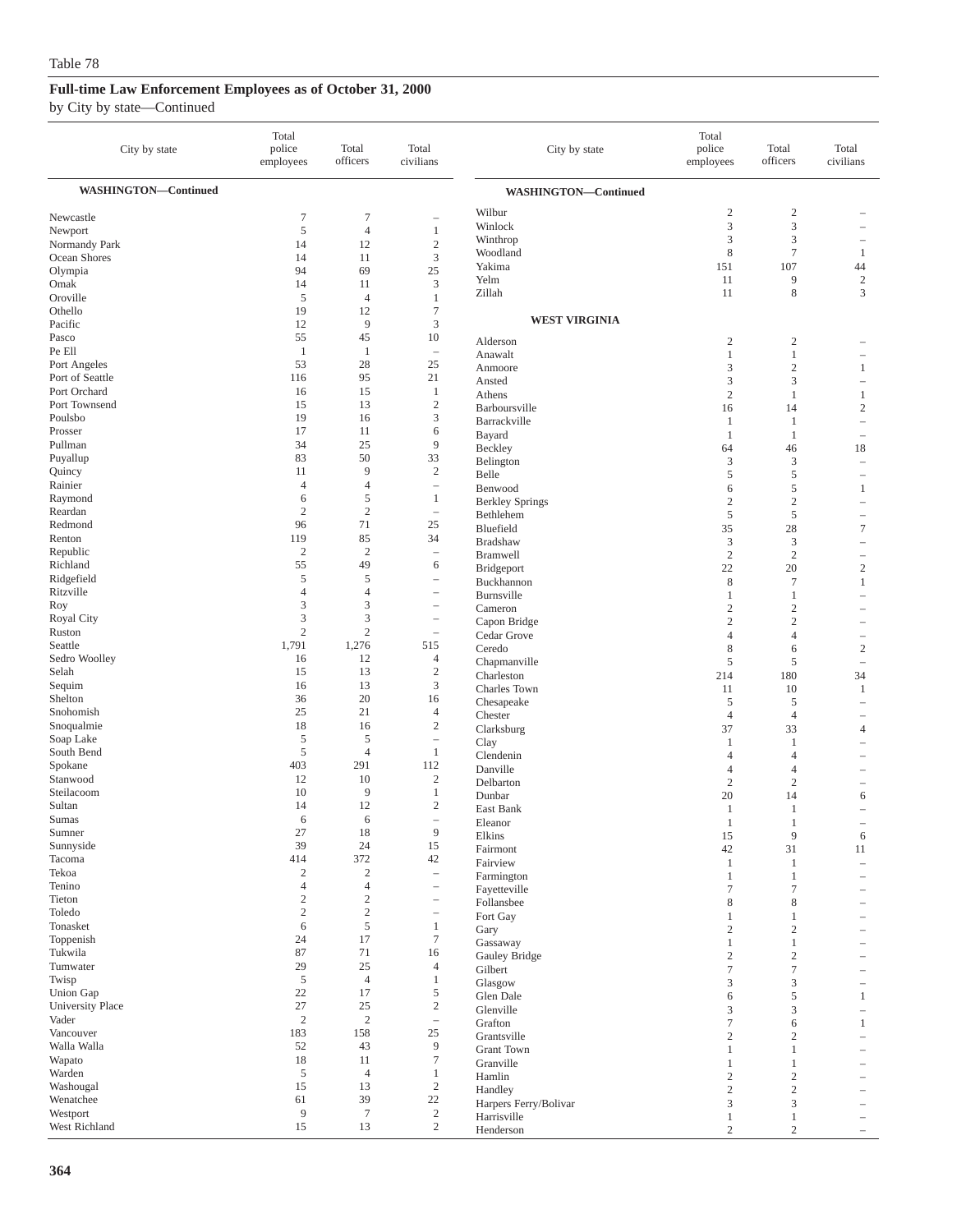Table 78

**Full-time Law Enforcement Employees as of October 31, 2000**

by City by state—Continued

| City by state | Total police employees | Total officers | Total civilians |
|---|---|---|---|
| **WASHINGTON—Continued** | | | |
| Newcastle | 7 | 7 | – |
| Newport | 5 | 4 | 1 |
| Normandy Park | 14 | 12 | 2 |
| Ocean Shores | 14 | 11 | 3 |
| Olympia | 94 | 69 | 25 |
| Omak | 14 | 11 | 3 |
| Oroville | 5 | 4 | 1 |
| Othello | 19 | 12 | 7 |
| Pacific | 12 | 9 | 3 |
| Pasco | 55 | 45 | 10 |
| Pe Ell | 1 | 1 | – |
| Port Angeles | 53 | 28 | 25 |
| Port of Seattle | 116 | 95 | 21 |
| Port Orchard | 16 | 15 | 1 |
| Port Townsend | 15 | 13 | 2 |
| Poulsbo | 19 | 16 | 3 |
| Prosser | 17 | 11 | 6 |
| Pullman | 34 | 25 | 9 |
| Puyallup | 83 | 50 | 33 |
| Quincy | 11 | 9 | 2 |
| Rainier | 4 | 4 | – |
| Raymond | 6 | 5 | 1 |
| Reardan | 2 | 2 | – |
| Redmond | 96 | 71 | 25 |
| Renton | 119 | 85 | 34 |
| Republic | 2 | 2 | – |
| Richland | 55 | 49 | 6 |
| Ridgefield | 5 | 5 | – |
| Ritzville | 4 | 4 | – |
| Roy | 3 | 3 | – |
| Royal City | 3 | 3 | – |
| Ruston | 2 | 2 | – |
| Seattle | 1,791 | 1,276 | 515 |
| Sedro Woolley | 16 | 12 | 4 |
| Selah | 15 | 13 | 2 |
| Sequim | 16 | 13 | 3 |
| Shelton | 36 | 20 | 16 |
| Snohomish | 25 | 21 | 4 |
| Snoqualmie | 18 | 16 | 2 |
| Soap Lake | 5 | 5 | – |
| South Bend | 5 | 4 | 1 |
| Spokane | 403 | 291 | 112 |
| Stanwood | 12 | 10 | 2 |
| Steilacoom | 10 | 9 | 1 |
| Sultan | 14 | 12 | 2 |
| Sumas | 6 | 6 | – |
| Sumner | 27 | 18 | 9 |
| Sunnyside | 39 | 24 | 15 |
| Tacoma | 414 | 372 | 42 |
| Tekoa | 2 | 2 | – |
| Tenino | 4 | 4 | – |
| Tieton | 2 | 2 | – |
| Toledo | 2 | 2 | – |
| Tonasket | 6 | 5 | 1 |
| Toppenish | 24 | 17 | 7 |
| Tukwila | 87 | 71 | 16 |
| Tumwater | 29 | 25 | 4 |
| Twisp | 5 | 4 | 1 |
| Union Gap | 22 | 17 | 5 |
| University Place | 27 | 25 | 2 |
| Vader | 2 | 2 | – |
| Vancouver | 183 | 158 | 25 |
| Walla Walla | 52 | 43 | 9 |
| Wapato | 18 | 11 | 7 |
| Warden | 5 | 4 | 1 |
| Washougal | 15 | 13 | 2 |
| Wenatchee | 61 | 39 | 22 |
| Westport | 9 | 7 | 2 |
| West Richland | 15 | 13 | 2 |
| Wilbur | 2 | 2 | – |
| Winlock | 3 | 3 | – |
| Winthrop | 3 | 3 | – |
| Woodland | 8 | 7 | 1 |
| Yakima | 151 | 107 | 44 |
| Yelm | 11 | 9 | 2 |
| Zillah | 11 | 8 | 3 |
| **WEST VIRGINIA** | | | |
| Alderson | 2 | 2 | – |
| Anawalt | 1 | 1 | – |
| Anmoore | 3 | 2 | 1 |
| Ansted | 3 | 3 | – |
| Athens | 2 | 1 | 1 |
| Barboursville | 16 | 14 | 2 |
| Barrackville | 1 | 1 | – |
| Bayard | 1 | 1 | – |
| Beckley | 64 | 46 | 18 |
| Belington | 3 | 3 | – |
| Belle | 5 | 5 | – |
| Benwood | 6 | 5 | 1 |
| Berkley Springs | 2 | 2 | – |
| Bethlehem | 5 | 5 | – |
| Bluefield | 35 | 28 | 7 |
| Bradshaw | 3 | 3 | – |
| Bramwell | 2 | 2 | – |
| Bridgeport | 22 | 20 | 2 |
| Buckhannon | 8 | 7 | 1 |
| Burnsville | 1 | 1 | – |
| Cameron | 2 | 2 | – |
| Capon Bridge | 2 | 2 | – |
| Cedar Grove | 4 | 4 | – |
| Ceredo | 8 | 6 | 2 |
| Chapmanville | 5 | 5 | – |
| Charleston | 214 | 180 | 34 |
| Charles Town | 11 | 10 | 1 |
| Chesapeake | 5 | 5 | – |
| Chester | 4 | 4 | – |
| Clarksburg | 37 | 33 | 4 |
| Clay | 1 | 1 | – |
| Clendenin | 4 | 4 | – |
| Danville | 4 | 4 | – |
| Delbarton | 2 | 2 | – |
| Dunbar | 20 | 14 | 6 |
| East Bank | 1 | 1 | – |
| Eleanor | 1 | 1 | – |
| Elkins | 15 | 9 | 6 |
| Fairmont | 42 | 31 | 11 |
| Fairview | 1 | 1 | – |
| Farmington | 1 | 1 | – |
| Fayetteville | 7 | 7 | – |
| Follansbee | 8 | 8 | – |
| Fort Gay | 1 | 1 | – |
| Gary | 2 | 2 | – |
| Gassaway | 1 | 1 | – |
| Gauley Bridge | 2 | 2 | – |
| Gilbert | 7 | 7 | – |
| Glasgow | 3 | 3 | – |
| Glen Dale | 6 | 5 | 1 |
| Glenville | 3 | 3 | – |
| Grafton | 7 | 6 | 1 |
| Grantsville | 2 | 2 | – |
| Grant Town | 1 | 1 | – |
| Granville | 1 | 1 | – |
| Hamlin | 2 | 2 | – |
| Handley | 2 | 2 | – |
| Harpers Ferry/Bolivar | 3 | 3 | – |
| Harrisville | 1 | 1 | – |
| Henderson | 2 | 2 | – |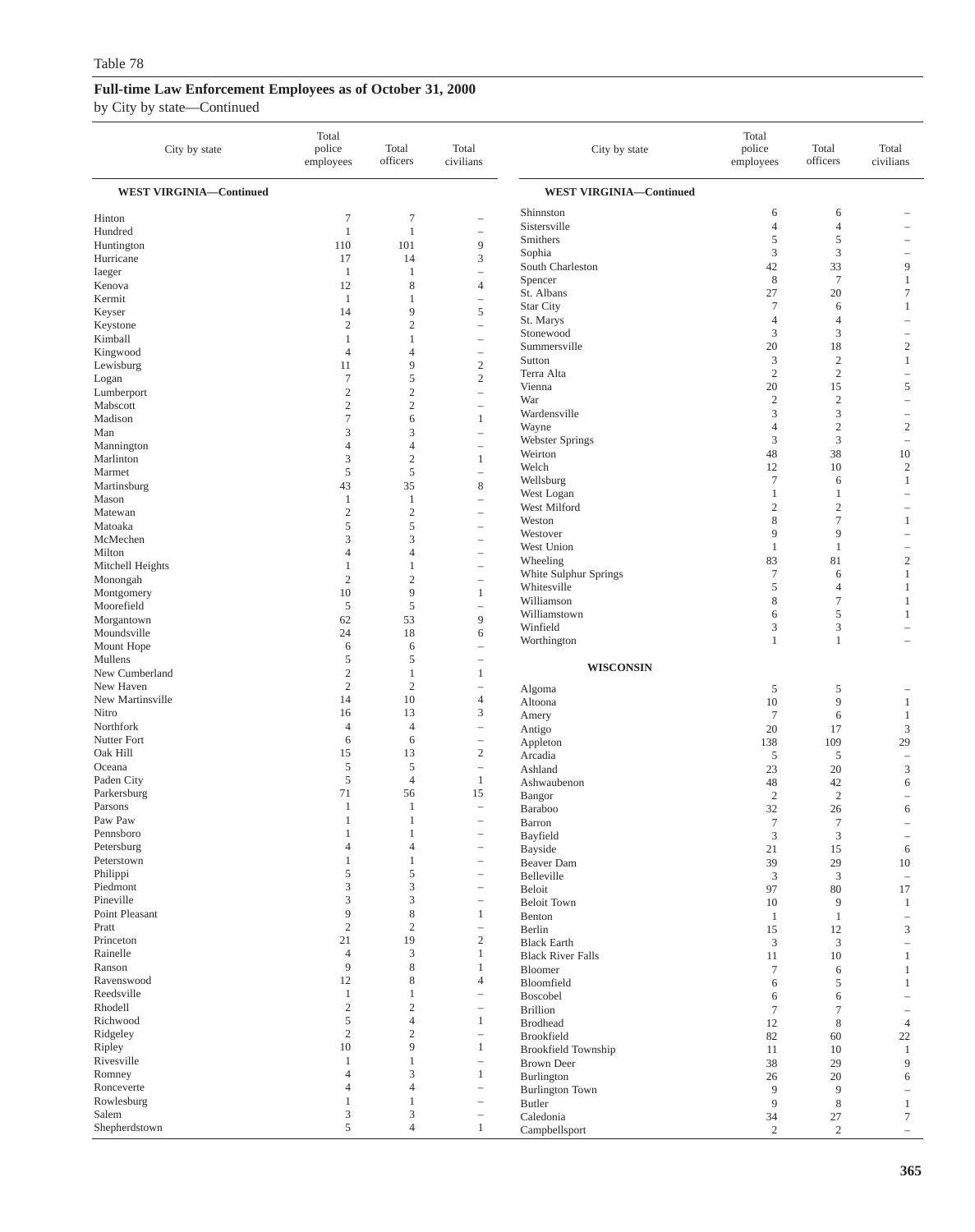Table 78

## Full-time Law Enforcement Employees as of October 31, 2000

by City by state—Continued

| City by state | Total police employees | Total officers | Total civilians |
|---|---|---|---|
| **WEST VIRGINIA—Continued** | | | |
| Hinton | 7 | 7 | – |
| Hundred | 1 | 1 | – |
| Huntington | 110 | 101 | 9 |
| Hurricane | 17 | 14 | 3 |
| Iaeger | 1 | 1 | – |
| Kenova | 12 | 8 | 4 |
| Kermit | 1 | 1 | – |
| Keyser | 14 | 9 | 5 |
| Keystone | 2 | 2 | – |
| Kimball | 1 | 1 | – |
| Kingwood | 4 | 4 | – |
| Lewisburg | 11 | 9 | 2 |
| Logan | 7 | 5 | 2 |
| Lumberport | 2 | 2 | – |
| Mabscott | 2 | 2 | – |
| Madison | 7 | 6 | 1 |
| Man | 3 | 3 | – |
| Mannington | 4 | 4 | – |
| Marlinton | 3 | 2 | 1 |
| Marmet | 5 | 5 | – |
| Martinsburg | 43 | 35 | 8 |
| Mason | 1 | 1 | – |
| Matewan | 2 | 2 | – |
| Matoaka | 5 | 5 | – |
| McMechen | 3 | 3 | – |
| Milton | 4 | 4 | – |
| Mitchell Heights | 1 | 1 | – |
| Monongah | 2 | 2 | – |
| Montgomery | 10 | 9 | 1 |
| Moorefield | 5 | 5 | – |
| Morgantown | 62 | 53 | 9 |
| Moundsville | 24 | 18 | 6 |
| Mount Hope | 6 | 6 | – |
| Mullens | 5 | 5 | – |
| New Cumberland | 2 | 1 | 1 |
| New Haven | 2 | 2 | – |
| New Martinsville | 14 | 10 | 4 |
| Nitro | 16 | 13 | 3 |
| Northfork | 4 | 4 | – |
| Nutter Fort | 6 | 6 | – |
| Oak Hill | 15 | 13 | 2 |
| Oceana | 5 | 5 | – |
| Paden City | 5 | 4 | 1 |
| Parkersburg | 71 | 56 | 15 |
| Parsons | 1 | 1 | – |
| Paw Paw | 1 | 1 | – |
| Pennsboro | 1 | 1 | – |
| Petersburg | 4 | 4 | – |
| Peterstown | 1 | 1 | – |
| Philippi | 5 | 5 | – |
| Piedmont | 3 | 3 | – |
| Pineville | 3 | 3 | – |
| Point Pleasant | 9 | 8 | 1 |
| Pratt | 2 | 2 | – |
| Princeton | 21 | 19 | 2 |
| Rainelle | 4 | 3 | 1 |
| Ranson | 9 | 8 | 1 |
| Ravenswood | 12 | 8 | 4 |
| Reedsville | 1 | 1 | – |
| Rhodell | 2 | 2 | – |
| Richwood | 5 | 4 | 1 |
| Ridgeley | 2 | 2 | – |
| Ripley | 10 | 9 | 1 |
| Rivesville | 1 | 1 | – |
| Romney | 4 | 3 | 1 |
| Ronceverte | 4 | 4 | – |
| Rowlesburg | 1 | 1 | – |
| Salem | 3 | 3 | – |
| Shepherdstown | 5 | 4 | 1 |
| Shinnston | 6 | 6 | – |
| Sistersville | 4 | 4 | – |
| Smithers | 5 | 5 | – |
| Sophia | 3 | 3 | – |
| South Charleston | 42 | 33 | 9 |
| Spencer | 8 | 7 | 1 |
| St. Albans | 27 | 20 | 7 |
| Star City | 7 | 6 | 1 |
| St. Marys | 4 | 4 | – |
| Stonewood | 3 | 3 | – |
| Summersville | 20 | 18 | 2 |
| Sutton | 3 | 2 | 1 |
| Terra Alta | 2 | 2 | – |
| Vienna | 20 | 15 | 5 |
| War | 2 | 2 | – |
| Wardensville | 3 | 3 | – |
| Wayne | 4 | 2 | 2 |
| Webster Springs | 3 | 3 | – |
| Weirton | 48 | 38 | 10 |
| Welch | 12 | 10 | 2 |
| Wellsburg | 7 | 6 | 1 |
| West Logan | 1 | 1 | – |
| West Milford | 2 | 2 | – |
| Weston | 8 | 7 | 1 |
| Westover | 9 | 9 | – |
| West Union | 1 | 1 | – |
| Wheeling | 83 | 81 | 2 |
| White Sulphur Springs | 7 | 6 | 1 |
| Whitesville | 5 | 4 | 1 |
| Williamson | 8 | 7 | 1 |
| Williamstown | 6 | 5 | 1 |
| Winfield | 3 | 3 | – |
| Worthington | 1 | 1 | – |
| **WISCONSIN** | | | |
| Algoma | 5 | 5 | – |
| Altoona | 10 | 9 | 1 |
| Amery | 7 | 6 | 1 |
| Antigo | 20 | 17 | 3 |
| Appleton | 138 | 109 | 29 |
| Arcadia | 5 | 5 | – |
| Ashland | 23 | 20 | 3 |
| Ashwaubenon | 48 | 42 | 6 |
| Bangor | 2 | 2 | – |
| Baraboo | 32 | 26 | 6 |
| Barron | 7 | 7 | – |
| Bayfield | 3 | 3 | – |
| Bayside | 21 | 15 | 6 |
| Beaver Dam | 39 | 29 | 10 |
| Belleville | 3 | 3 | – |
| Beloit | 97 | 80 | 17 |
| Beloit Town | 10 | 9 | 1 |
| Benton | 1 | 1 | – |
| Berlin | 15 | 12 | 3 |
| Black Earth | 3 | 3 | – |
| Black River Falls | 11 | 10 | 1 |
| Bloomer | 7 | 6 | 1 |
| Bloomfield | 6 | 5 | 1 |
| Boscobel | 6 | 6 | – |
| Brillion | 7 | 7 | – |
| Brodhead | 12 | 8 | 4 |
| Brookfield | 82 | 60 | 22 |
| Brookfield Township | 11 | 10 | 1 |
| Brown Deer | 38 | 29 | 9 |
| Burlington | 26 | 20 | 6 |
| Burlington Town | 9 | 9 | – |
| Butler | 9 | 8 | 1 |
| Caledonia | 34 | 27 | 7 |
| Campbellsport | 2 | 2 | – |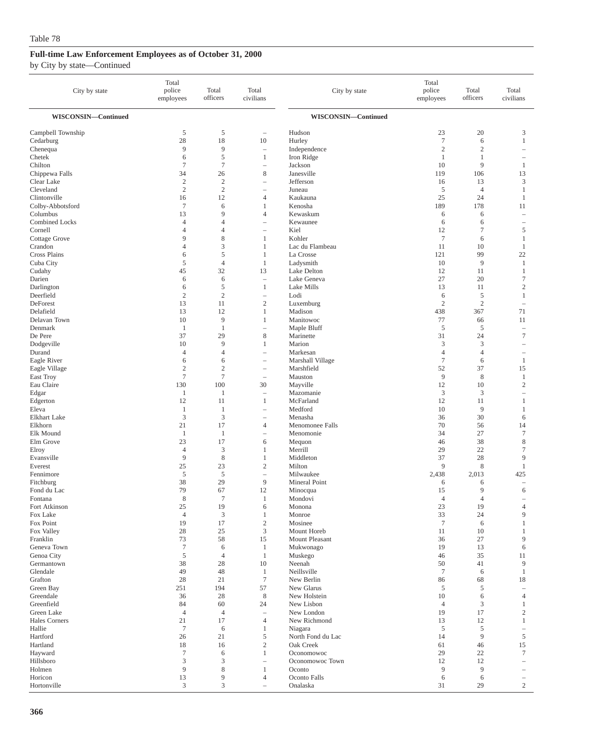Table 78

## Full-time Law Enforcement Employees as of October 31, 2000

by City by state—Continued

| City by state | Total police employees | Total officers | Total civilians |
|---|---|---|---|
| **WISCONSIN—Continued** | | | |
| Campbell Township | 5 | 5 | – |
| Cedarburg | 28 | 18 | 10 |
| Chenequa | 9 | 9 | – |
| Chetek | 6 | 5 | 1 |
| Chilton | 7 | 7 | – |
| Chippewa Falls | 34 | 26 | 8 |
| Clear Lake | 2 | 2 | – |
| Cleveland | 2 | 2 | – |
| Clintonville | 16 | 12 | 4 |
| Colby-Abbotsford | 7 | 6 | 1 |
| Columbus | 13 | 9 | 4 |
| Combined Locks | 4 | 4 | – |
| Cornell | 4 | 4 | – |
| Cottage Grove | 9 | 8 | 1 |
| Crandon | 4 | 3 | 1 |
| Cross Plains | 6 | 5 | 1 |
| Cuba City | 5 | 4 | 1 |
| Cudahy | 45 | 32 | 13 |
| Darien | 6 | 6 | – |
| Darlington | 6 | 5 | 1 |
| Deerfield | 2 | 2 | – |
| DeForest | 13 | 11 | 2 |
| Delafield | 13 | 12 | 1 |
| Delavan Town | 10 | 9 | 1 |
| Denmark | 1 | 1 | – |
| De Pere | 37 | 29 | 8 |
| Dodgeville | 10 | 9 | 1 |
| Durand | 4 | 4 | – |
| Eagle River | 6 | 6 | – |
| Eagle Village | 2 | 2 | – |
| East Troy | 7 | 7 | – |
| Eau Claire | 130 | 100 | 30 |
| Edgar | 1 | 1 | – |
| Edgerton | 12 | 11 | 1 |
| Eleva | 1 | 1 | – |
| Elkhart Lake | 3 | 3 | – |
| Elkhorn | 21 | 17 | 4 |
| Elk Mound | 1 | 1 | – |
| Elm Grove | 23 | 17 | 6 |
| Elroy | 4 | 3 | 1 |
| Evansville | 9 | 8 | 1 |
| Everest | 25 | 23 | 2 |
| Fennimore | 5 | 5 | – |
| Fitchburg | 38 | 29 | 9 |
| Fond du Lac | 79 | 67 | 12 |
| Fontana | 8 | 7 | 1 |
| Fort Atkinson | 25 | 19 | 6 |
| Fox Lake | 4 | 3 | 1 |
| Fox Point | 19 | 17 | 2 |
| Fox Valley | 28 | 25 | 3 |
| Franklin | 73 | 58 | 15 |
| Geneva Town | 7 | 6 | 1 |
| Genoa City | 5 | 4 | 1 |
| Germantown | 38 | 28 | 10 |
| Glendale | 49 | 48 | 1 |
| Grafton | 28 | 21 | 7 |
| Green Bay | 251 | 194 | 57 |
| Greendale | 36 | 28 | 8 |
| Greenfield | 84 | 60 | 24 |
| Green Lake | 4 | 4 | – |
| Hales Corners | 21 | 17 | 4 |
| Hallie | 7 | 6 | 1 |
| Hartford | 26 | 21 | 5 |
| Hartland | 18 | 16 | 2 |
| Hayward | 7 | 6 | 1 |
| Hillsboro | 3 | 3 | – |
| Holmen | 9 | 8 | 1 |
| Horicon | 13 | 9 | 4 |
| Hortonville | 3 | 3 | – |
| Hudson | 23 | 20 | 3 |
| Hurley | 7 | 6 | 1 |
| Independence | 2 | 2 | – |
| Iron Ridge | 1 | 1 | – |
| Jackson | 10 | 9 | 1 |
| Janesville | 119 | 106 | 13 |
| Jefferson | 16 | 13 | 3 |
| Juneau | 5 | 4 | 1 |
| Kaukauna | 25 | 24 | 1 |
| Kenosha | 189 | 178 | 11 |
| Kewaskum | 6 | 6 | – |
| Kewaunee | 6 | 6 | – |
| Kiel | 12 | 7 | 5 |
| Kohler | 7 | 6 | 1 |
| Lac du Flambeau | 11 | 10 | 1 |
| La Crosse | 121 | 99 | 22 |
| Ladysmith | 10 | 9 | 1 |
| Lake Delton | 12 | 11 | 1 |
| Lake Geneva | 27 | 20 | 7 |
| Lake Mills | 13 | 11 | 2 |
| Lodi | 6 | 5 | 1 |
| Luxemburg | 2 | 2 | – |
| Madison | 438 | 367 | 71 |
| Manitowoc | 77 | 66 | 11 |
| Maple Bluff | 5 | 5 | – |
| Marinette | 31 | 24 | 7 |
| Marion | 3 | 3 | – |
| Markesan | 4 | 4 | – |
| Marshall Village | 7 | 6 | 1 |
| Marshfield | 52 | 37 | 15 |
| Mauston | 9 | 8 | 1 |
| Mayville | 12 | 10 | 2 |
| Mazomanie | 3 | 3 | – |
| McFarland | 12 | 11 | 1 |
| Medford | 10 | 9 | 1 |
| Menasha | 36 | 30 | 6 |
| Menomonee Falls | 70 | 56 | 14 |
| Menomonie | 34 | 27 | 7 |
| Mequon | 46 | 38 | 8 |
| Merrill | 29 | 22 | 7 |
| Middleton | 37 | 28 | 9 |
| Milton | 9 | 8 | 1 |
| Milwaukee | 2,438 | 2,013 | 425 |
| Mineral Point | 6 | 6 | – |
| Minocqua | 15 | 9 | 6 |
| Mondovi | 4 | 4 | – |
| Monona | 23 | 19 | 4 |
| Monroe | 33 | 24 | 9 |
| Mosinee | 7 | 6 | 1 |
| Mount Horeb | 11 | 10 | 1 |
| Mount Pleasant | 36 | 27 | 9 |
| Mukwonago | 19 | 13 | 6 |
| Muskego | 46 | 35 | 11 |
| Neenah | 50 | 41 | 9 |
| Neillsville | 7 | 6 | 1 |
| New Berlin | 86 | 68 | 18 |
| New Glarus | 5 | 5 | – |
| New Holstein | 10 | 6 | 4 |
| New Lisbon | 4 | 3 | 1 |
| New London | 19 | 17 | 2 |
| New Richmond | 13 | 12 | 1 |
| Niagara | 5 | 5 | – |
| North Fond du Lac | 14 | 9 | 5 |
| Oak Creek | 61 | 46 | 15 |
| Oconomowoc | 29 | 22 | 7 |
| Oconomowoc Town | 12 | 12 | – |
| Oconto | 9 | 9 | – |
| Oconto Falls | 6 | 6 | – |
| Onalaska | 31 | 29 | 2 |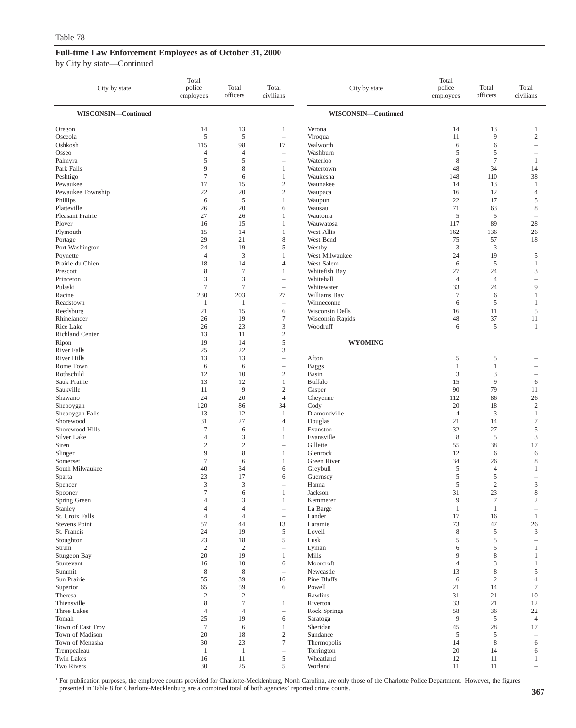Table 78

**Full-time Law Enforcement Employees as of October 31, 2000**

by City by state—Continued

| City by state | Total police employees | Total officers | Total civilians |
|---|---|---|---|
| **WISCONSIN—Continued** | | | |
| Oregon | 14 | 13 | 1 |
| Osceola | 5 | 5 | – |
| Oshkosh | 115 | 98 | 17 |
| Osseo | 4 | 4 | – |
| Palmyra | 5 | 5 | – |
| Park Falls | 9 | 8 | 1 |
| Peshtigo | 7 | 6 | 1 |
| Pewaukee | 17 | 15 | 2 |
| Pewaukee Township | 22 | 20 | 2 |
| Phillips | 6 | 5 | 1 |
| Platteville | 26 | 20 | 6 |
| Pleasant Prairie | 27 | 26 | 1 |
| Plover | 16 | 15 | 1 |
| Plymouth | 15 | 14 | 1 |
| Portage | 29 | 21 | 8 |
| Port Washington | 24 | 19 | 5 |
| Poynette | 4 | 3 | 1 |
| Prairie du Chien | 18 | 14 | 4 |
| Prescott | 8 | 7 | 1 |
| Princeton | 3 | 3 | – |
| Pulaski | 7 | 7 | – |
| Racine | 230 | 203 | 27 |
| Readstown | 1 | 1 | – |
| Reedsburg | 21 | 15 | 6 |
| Rhinelander | 26 | 19 | 7 |
| Rice Lake | 26 | 23 | 3 |
| Richland Center | 13 | 11 | 2 |
| Ripon | 19 | 14 | 5 |
| River Falls | 25 | 22 | 3 |
| River Hills | 13 | 13 | – |
| Rome Town | 6 | 6 | – |
| Rothschild | 12 | 10 | 2 |
| Sauk Prairie | 13 | 12 | 1 |
| Saukville | 11 | 9 | 2 |
| Shawano | 24 | 20 | 4 |
| Sheboygan | 120 | 86 | 34 |
| Sheboygan Falls | 13 | 12 | 1 |
| Shorewood | 31 | 27 | 4 |
| Shorewood Hills | 7 | 6 | 1 |
| Silver Lake | 4 | 3 | 1 |
| Siren | 2 | 2 | – |
| Slinger | 9 | 8 | 1 |
| Somerset | 7 | 6 | 1 |
| South Milwaukee | 40 | 34 | 6 |
| Sparta | 23 | 17 | 6 |
| Spencer | 3 | 3 | – |
| Spooner | 7 | 6 | 1 |
| Spring Green | 4 | 3 | 1 |
| Stanley | 4 | 4 | – |
| St. Croix Falls | 4 | 4 | – |
| Stevens Point | 57 | 44 | 13 |
| St. Francis | 24 | 19 | 5 |
| Stoughton | 23 | 18 | 5 |
| Strum | 2 | 2 | – |
| Sturgeon Bay | 20 | 19 | 1 |
| Sturtevant | 16 | 10 | 6 |
| Summit | 8 | 8 | – |
| Sun Prairie | 55 | 39 | 16 |
| Superior | 65 | 59 | 6 |
| Theresa | 2 | 2 | – |
| Thiensville | 8 | 7 | 1 |
| Three Lakes | 4 | 4 | – |
| Tomah | 25 | 19 | 6 |
| Town of East Troy | 7 | 6 | 1 |
| Town of Madison | 20 | 18 | 2 |
| Town of Menasha | 30 | 23 | 7 |
| Trempealeau | 1 | 1 | – |
| Twin Lakes | 16 | 11 | 5 |
| Two Rivers | 30 | 25 | 5 |
| Verona | 14 | 13 | 1 |
| Viroqua | 11 | 9 | 2 |
| Walworth | 6 | 6 | – |
| Washburn | 5 | 5 | – |
| Waterloo | 8 | 7 | 1 |
| Watertown | 48 | 34 | 14 |
| Waukesha | 148 | 110 | 38 |
| Waunakee | 14 | 13 | 1 |
| Waupaca | 16 | 12 | 4 |
| Waupun | 22 | 17 | 5 |
| Wausau | 71 | 63 | 8 |
| Wautoma | 5 | 5 | – |
| Wauwatosa | 117 | 89 | 28 |
| West Allis | 162 | 136 | 26 |
| West Bend | 75 | 57 | 18 |
| Westby | 3 | 3 | – |
| West Milwaukee | 24 | 19 | 5 |
| West Salem | 6 | 5 | 1 |
| Whitefish Bay | 27 | 24 | 3 |
| Whitehall | 4 | 4 | – |
| Whitewater | 33 | 24 | 9 |
| Williams Bay | 7 | 6 | 1 |
| Winneconne | 6 | 5 | 1 |
| Wisconsin Dells | 16 | 11 | 5 |
| Wisconsin Rapids | 48 | 37 | 11 |
| Woodruff | 6 | 5 | 1 |
| **WYOMING** | | | |
| Afton | 5 | 5 | – |
| Baggs | 1 | 1 | – |
| Basin | 3 | 3 | – |
| Buffalo | 15 | 9 | 6 |
| Casper | 90 | 79 | 11 |
| Cheyenne | 112 | 86 | 26 |
| Cody | 20 | 18 | 2 |
| Diamondville | 4 | 3 | 1 |
| Douglas | 21 | 14 | 7 |
| Evanston | 32 | 27 | 5 |
| Evansville | 8 | 5 | 3 |
| Gillette | 55 | 38 | 17 |
| Glenrock | 12 | 6 | 6 |
| Green River | 34 | 26 | 8 |
| Greybull | 5 | 4 | 1 |
| Guernsey | 5 | 5 | – |
| Hanna | 5 | 2 | 3 |
| Jackson | 31 | 23 | 8 |
| Kemmerer | 9 | 7 | 2 |
| La Barge | 1 | 1 | – |
| Lander | 17 | 16 | 1 |
| Laramie | 73 | 47 | 26 |
| Lovell | 8 | 5 | 3 |
| Lusk | 5 | 5 | – |
| Lyman | 6 | 5 | 1 |
| Mills | 9 | 8 | 1 |
| Moorcroft | 4 | 3 | 1 |
| Newcastle | 13 | 8 | 5 |
| Pine Bluffs | 6 | 2 | 4 |
| Powell | 21 | 14 | 7 |
| Rawlins | 31 | 21 | 10 |
| Riverton | 33 | 21 | 12 |
| Rock Springs | 58 | 36 | 22 |
| Saratoga | 9 | 5 | 4 |
| Sheridan | 45 | 28 | 17 |
| Sundance | 5 | 5 | – |
| Thermopolis | 14 | 8 | 6 |
| Torrington | 20 | 14 | 6 |
| Wheatland | 12 | 11 | 1 |
| Worland | 11 | 11 | – |

[1] For publication purposes, the employee counts provided for Charlotte-Mecklenburg, North Carolina, are only those of the Charlotte Police Department. However, the figures presented in Table 8 for Charlotte-Mecklenburg are a combined total of both agencies' reported crime counts.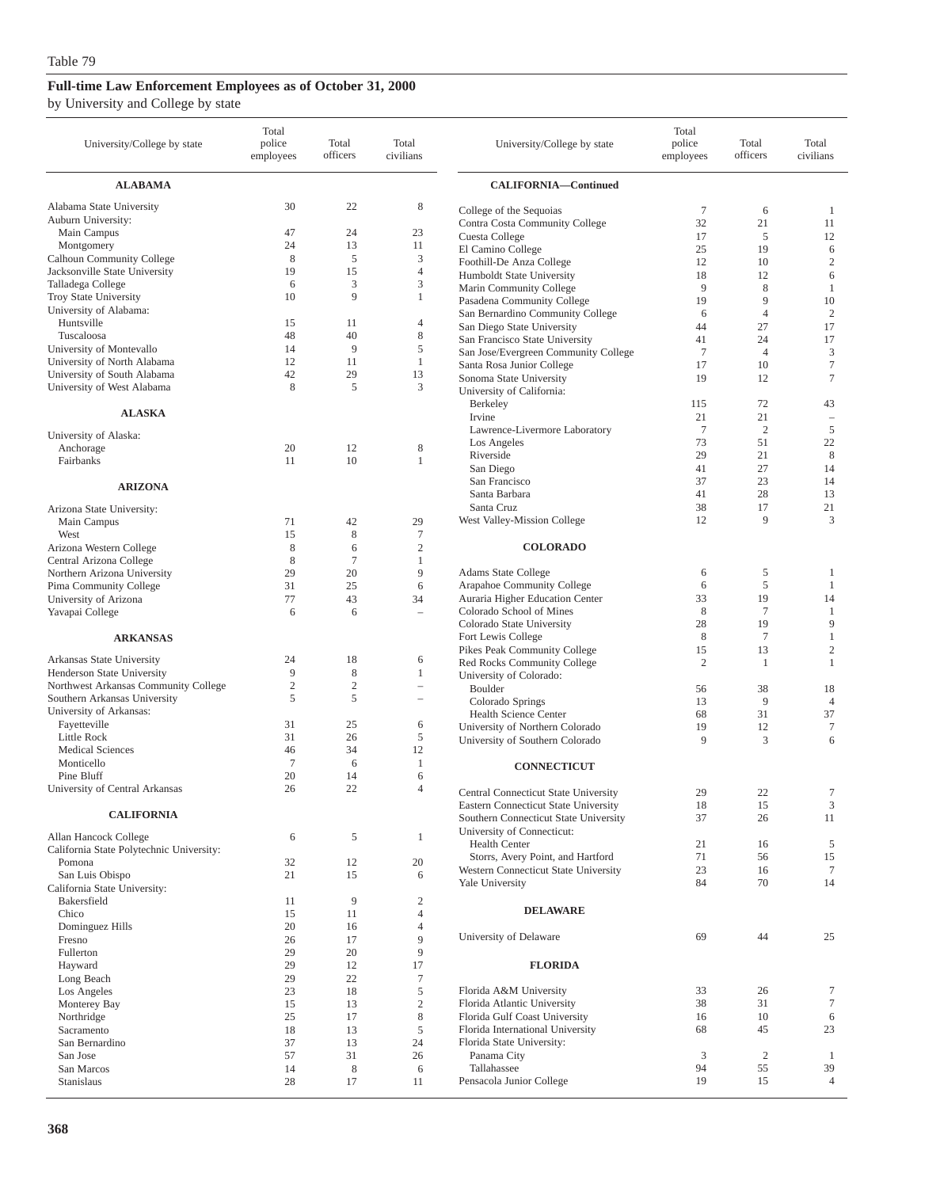Table 79

**Full-time Law Enforcement Employees as of October 31, 2000**

by University and College by state

| University/College by state | Total police employees | Total officers | Total civilians |
|---|---|---|---|
| **ALABAMA** | | | |
| Alabama State University | 30 | 22 | 8 |
| Auburn University: | | | |
| Main Campus | 47 | 24 | 23 |
| Montgomery | 24 | 13 | 11 |
| Calhoun Community College | 8 | 5 | 3 |
| Jacksonville State University | 19 | 15 | 4 |
| Talladega College | 6 | 3 | 3 |
| Troy State University | 10 | 9 | 1 |
| University of Alabama: | | | |
| Huntsville | 15 | 11 | 4 |
| Tuscaloosa | 48 | 40 | 8 |
| University of Montevallo | 14 | 9 | 5 |
| University of North Alabama | 12 | 11 | 1 |
| University of South Alabama | 42 | 29 | 13 |
| University of West Alabama | 8 | 5 | 3 |
| **ALASKA** | | | |
| University of Alaska: | | | |
| Anchorage | 20 | 12 | 8 |
| Fairbanks | 11 | 10 | 1 |
| **ARIZONA** | | | |
| Arizona State University: | | | |
| Main Campus | 71 | 42 | 29 |
| West | 15 | 8 | 7 |
| Arizona Western College | 8 | 6 | 2 |
| Central Arizona College | 8 | 7 | 1 |
| Northern Arizona University | 29 | 20 | 9 |
| Pima Community College | 31 | 25 | 6 |
| University of Arizona | 77 | 43 | 34 |
| Yavapai College | 6 | 6 | – |
| **ARKANSAS** | | | |
| Arkansas State University | 24 | 18 | 6 |
| Henderson State University | 9 | 8 | 1 |
| Northwest Arkansas Community College | 2 | 2 | – |
| Southern Arkansas University | 5 | 5 | – |
| University of Arkansas: | | | |
| Fayetteville | 31 | 25 | 6 |
| Little Rock | 31 | 26 | 5 |
| Medical Sciences | 46 | 34 | 12 |
| Monticello | 7 | 6 | 1 |
| Pine Bluff | 20 | 14 | 6 |
| University of Central Arkansas | 26 | 22 | 4 |
| **CALIFORNIA** | | | |
| Allan Hancock College | 6 | 5 | 1 |
| California State Polytechnic University: | | | |
| Pomona | 32 | 12 | 20 |
| San Luis Obispo | 21 | 15 | 6 |
| California State University: | | | |
| Bakersfield | 11 | 9 | 2 |
| Chico | 15 | 11 | 4 |
| Dominguez Hills | 20 | 16 | 4 |
| Fresno | 26 | 17 | 9 |
| Fullerton | 29 | 20 | 9 |
| Hayward | 29 | 12 | 17 |
| Long Beach | 29 | 22 | 7 |
| Los Angeles | 23 | 18 | 5 |
| Monterey Bay | 15 | 13 | 2 |
| Northridge | 25 | 17 | 8 |
| Sacramento | 18 | 13 | 5 |
| San Bernardino | 37 | 13 | 24 |
| San Jose | 57 | 31 | 26 |
| San Marcos | 14 | 8 | 6 |
| Stanislaus | 28 | 17 | 11 |
| **CALIFORNIA—Continued** | | | |
| College of the Sequoias | 7 | 6 | 1 |
| Contra Costa Community College | 32 | 21 | 11 |
| Cuesta College | 17 | 5 | 12 |
| El Camino College | 25 | 19 | 6 |
| Foothill-De Anza College | 12 | 10 | 2 |
| Humboldt State University | 18 | 12 | 6 |
| Marin Community College | 9 | 8 | 1 |
| Pasadena Community College | 19 | 9 | 10 |
| San Bernardino Community College | 6 | 4 | 2 |
| San Diego State University | 44 | 27 | 17 |
| San Francisco State University | 41 | 24 | 17 |
| San Jose/Evergreen Community College | 7 | 4 | 3 |
| Santa Rosa Junior College | 17 | 10 | 7 |
| Sonoma State University | 19 | 12 | 7 |
| University of California: | | | |
| Berkeley | 115 | 72 | 43 |
| Irvine | 21 | 21 | – |
| Lawrence-Livermore Laboratory | 7 | 2 | 5 |
| Los Angeles | 73 | 51 | 22 |
| Riverside | 29 | 21 | 8 |
| San Diego | 41 | 27 | 14 |
| San Francisco | 37 | 23 | 14 |
| Santa Barbara | 41 | 28 | 13 |
| Santa Cruz | 38 | 17 | 21 |
| West Valley-Mission College | 12 | 9 | 3 |
| **COLORADO** | | | |
| Adams State College | 6 | 5 | 1 |
| Arapahoe Community College | 6 | 5 | 1 |
| Auraria Higher Education Center | 33 | 19 | 14 |
| Colorado School of Mines | 8 | 7 | 1 |
| Colorado State University | 28 | 19 | 9 |
| Fort Lewis College | 8 | 7 | 1 |
| Pikes Peak Community College | 15 | 13 | 2 |
| Red Rocks Community College | 2 | 1 | 1 |
| University of Colorado: | | | |
| Boulder | 56 | 38 | 18 |
| Colorado Springs | 13 | 9 | 4 |
| Health Science Center | 68 | 31 | 37 |
| University of Northern Colorado | 19 | 12 | 7 |
| University of Southern Colorado | 9 | 3 | 6 |
| **CONNECTICUT** | | | |
| Central Connecticut State University | 29 | 22 | 7 |
| Eastern Connecticut State University | 18 | 15 | 3 |
| Southern Connecticut State University | 37 | 26 | 11 |
| University of Connecticut: | | | |
| Health Center | 21 | 16 | 5 |
| Storrs, Avery Point, and Hartford | 71 | 56 | 15 |
| Western Connecticut State University | 23 | 16 | 7 |
| Yale University | 84 | 70 | 14 |
| **DELAWARE** | | | |
| University of Delaware | 69 | 44 | 25 |
| **FLORIDA** | | | |
| Florida A&M University | 33 | 26 | 7 |
| Florida Atlantic University | 38 | 31 | 7 |
| Florida Gulf Coast University | 16 | 10 | 6 |
| Florida International University | 68 | 45 | 23 |
| Florida State University: | | | |
| Panama City | 3 | 2 | 1 |
| Tallahassee | 94 | 55 | 39 |
| Pensacola Junior College | 19 | 15 | 4 |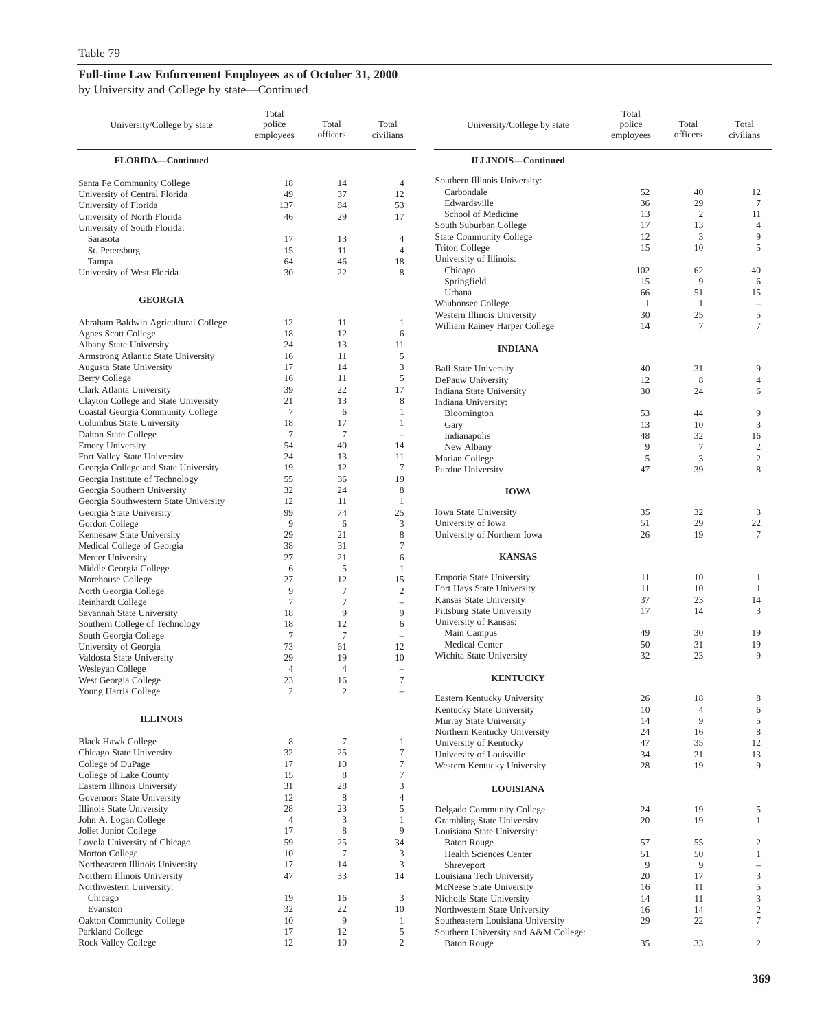Table 79

**Full-time Law Enforcement Employees as of October 31, 2000**

by University and College by state—Continued

| University/College by state | Total police employees | Total officers | Total civilians |
|---|---|---|---|
| **FLORIDA—Continued** | | | |
| Santa Fe Community College | 18 | 14 | 4 |
| University of Central Florida | 49 | 37 | 12 |
| University of Florida | 137 | 84 | 53 |
| University of North Florida | 46 | 29 | 17 |
| University of South Florida: | | | |
| Sarasota | 17 | 13 | 4 |
| St. Petersburg | 15 | 11 | 4 |
| Tampa | 64 | 46 | 18 |
| University of West Florida | 30 | 22 | 8 |
| **GEORGIA** | | | |
| Abraham Baldwin Agricultural College | 12 | 11 | 1 |
| Agnes Scott College | 18 | 12 | 6 |
| Albany State University | 24 | 13 | 11 |
| Armstrong Atlantic State University | 16 | 11 | 5 |
| Augusta State University | 17 | 14 | 3 |
| Berry College | 16 | 11 | 5 |
| Clark Atlanta University | 39 | 22 | 17 |
| Clayton College and State University | 21 | 13 | 8 |
| Coastal Georgia Community College | 7 | 6 | 1 |
| Columbus State University | 18 | 17 | 1 |
| Dalton State College | 7 | 7 | – |
| Emory University | 54 | 40 | 14 |
| Fort Valley State University | 24 | 13 | 11 |
| Georgia College and State University | 19 | 12 | 7 |
| Georgia Institute of Technology | 55 | 36 | 19 |
| Georgia Southern University | 32 | 24 | 8 |
| Georgia Southwestern State University | 12 | 11 | 1 |
| Georgia State University | 99 | 74 | 25 |
| Gordon College | 9 | 6 | 3 |
| Kennesaw State University | 29 | 21 | 8 |
| Medical College of Georgia | 38 | 31 | 7 |
| Mercer University | 27 | 21 | 6 |
| Middle Georgia College | 6 | 5 | 1 |
| Morehouse College | 27 | 12 | 15 |
| North Georgia College | 9 | 7 | 2 |
| Reinhardt College | 7 | 7 | – |
| Savannah State University | 18 | 9 | 9 |
| Southern College of Technology | 18 | 12 | 6 |
| South Georgia College | 7 | 7 | – |
| University of Georgia | 73 | 61 | 12 |
| Valdosta State University | 29 | 19 | 10 |
| Wesleyan College | 4 | 4 | – |
| West Georgia College | 23 | 16 | 7 |
| Young Harris College | 2 | 2 | – |
| **ILLINOIS** | | | |
| Black Hawk College | 8 | 7 | 1 |
| Chicago State University | 32 | 25 | 7 |
| College of DuPage | 17 | 10 | 7 |
| College of Lake County | 15 | 8 | 7 |
| Eastern Illinois University | 31 | 28 | 3 |
| Governors State University | 12 | 8 | 4 |
| Illinois State University | 28 | 23 | 5 |
| John A. Logan College | 4 | 3 | 1 |
| Joliet Junior College | 17 | 8 | 9 |
| Loyola University of Chicago | 59 | 25 | 34 |
| Morton College | 10 | 7 | 3 |
| Northeastern Illinois University | 17 | 14 | 3 |
| Northern Illinois University | 47 | 33 | 14 |
| Northwestern University: | | | |
| Chicago | 19 | 16 | 3 |
| Evanston | 32 | 22 | 10 |
| Oakton Community College | 10 | 9 | 1 |
| Parkland College | 17 | 12 | 5 |
| Rock Valley College | 12 | 10 | 2 |
| **ILLINOIS—Continued** | | | |
| Southern Illinois University: | | | |
| Carbondale | 52 | 40 | 12 |
| Edwardsville | 36 | 29 | 7 |
| School of Medicine | 13 | 2 | 11 |
| South Suburban College | 17 | 13 | 4 |
| State Community College | 12 | 3 | 9 |
| Triton College | 15 | 10 | 5 |
| University of Illinois: | | | |
| Chicago | 102 | 62 | 40 |
| Springfield | 15 | 9 | 6 |
| Urbana | 66 | 51 | 15 |
| Waubonsee College | 1 | 1 | – |
| Western Illinois University | 30 | 25 | 5 |
| William Rainey Harper College | 14 | 7 | 7 |
| **INDIANA** | | | |
| Ball State University | 40 | 31 | 9 |
| DePauw University | 12 | 8 | 4 |
| Indiana State University | 30 | 24 | 6 |
| Indiana University: | | | |
| Bloomington | 53 | 44 | 9 |
| Gary | 13 | 10 | 3 |
| Indianapolis | 48 | 32 | 16 |
| New Albany | 9 | 7 | 2 |
| Marian College | 5 | 3 | 2 |
| Purdue University | 47 | 39 | 8 |
| **IOWA** | | | |
| Iowa State University | 35 | 32 | 3 |
| University of Iowa | 51 | 29 | 22 |
| University of Northern Iowa | 26 | 19 | 7 |
| **KANSAS** | | | |
| Emporia State University | 11 | 10 | 1 |
| Fort Hays State University | 11 | 10 | 1 |
| Kansas State University | 37 | 23 | 14 |
| Pittsburg State University | 17 | 14 | 3 |
| University of Kansas: | | | |
| Main Campus | 49 | 30 | 19 |
| Medical Center | 50 | 31 | 19 |
| Wichita State University | 32 | 23 | 9 |
| **KENTUCKY** | | | |
| Eastern Kentucky University | 26 | 18 | 8 |
| Kentucky State University | 10 | 4 | 6 |
| Murray State University | 14 | 9 | 5 |
| Northern Kentucky University | 24 | 16 | 8 |
| University of Kentucky | 47 | 35 | 12 |
| University of Louisville | 34 | 21 | 13 |
| Western Kentucky University | 28 | 19 | 9 |
| **LOUISIANA** | | | |
| Delgado Community College | 24 | 19 | 5 |
| Grambling State University | 20 | 19 | 1 |
| Louisiana State University: | | | |
| Baton Rouge | 57 | 55 | 2 |
| Health Sciences Center | 51 | 50 | 1 |
| Shreveport | 9 | 9 | – |
| Louisiana Tech University | 20 | 17 | 3 |
| McNeese State University | 16 | 11 | 5 |
| Nicholls State University | 14 | 11 | 3 |
| Northwestern State University | 16 | 14 | 2 |
| Southeastern Louisiana University | 29 | 22 | 7 |
| Southern University and A&M College: | | | |
| Baton Rouge | 35 | 33 | 2 |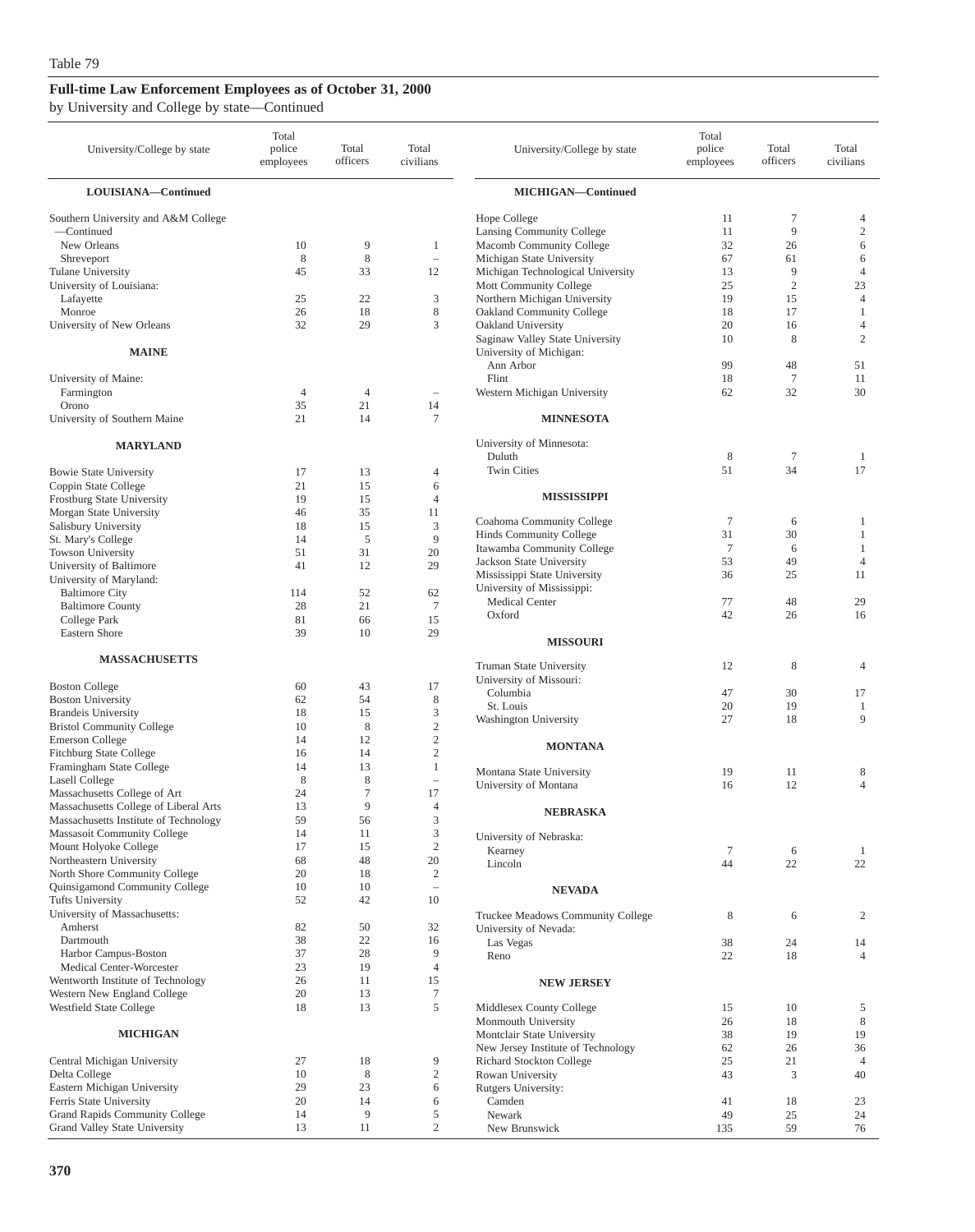Table 79

## Full-time Law Enforcement Employees as of October 31, 2000

by University and College by state—Continued

| University/College by state | Total police employees | Total officers | Total civilians |
|---|---|---|---|
| **LOUISIANA—Continued** | | | |
| Southern University and A&M College —Continued | | | |
| New Orleans | 10 | 9 | 1 |
| Shreveport | 8 | 8 | – |
| Tulane University | 45 | 33 | 12 |
| University of Louisiana: | | | |
| Lafayette | 25 | 22 | 3 |
| Monroe | 26 | 18 | 8 |
| University of New Orleans | 32 | 29 | 3 |
| **MAINE** | | | |
| University of Maine: | | | |
| Farmington | 4 | 4 | – |
| Orono | 35 | 21 | 14 |
| University of Southern Maine | 21 | 14 | 7 |
| **MARYLAND** | | | |
| Bowie State University | 17 | 13 | 4 |
| Coppin State College | 21 | 15 | 6 |
| Frostburg State University | 19 | 15 | 4 |
| Morgan State University | 46 | 35 | 11 |
| Salisbury University | 18 | 15 | 3 |
| St. Mary's College | 14 | 5 | 9 |
| Towson University | 51 | 31 | 20 |
| University of Baltimore | 41 | 12 | 29 |
| University of Maryland: | | | |
| Baltimore City | 114 | 52 | 62 |
| Baltimore County | 28 | 21 | 7 |
| College Park | 81 | 66 | 15 |
| Eastern Shore | 39 | 10 | 29 |
| **MASSACHUSETTS** | | | |
| Boston College | 60 | 43 | 17 |
| Boston University | 62 | 54 | 8 |
| Brandeis University | 18 | 15 | 3 |
| Bristol Community College | 10 | 8 | 2 |
| Emerson College | 14 | 12 | 2 |
| Fitchburg State College | 16 | 14 | 2 |
| Framingham State College | 14 | 13 | 1 |
| Lasell College | 8 | 8 | – |
| Massachusetts College of Art | 24 | 7 | 17 |
| Massachusetts College of Liberal Arts | 13 | 9 | 4 |
| Massachusetts Institute of Technology | 59 | 56 | 3 |
| Massasoit Community College | 14 | 11 | 3 |
| Mount Holyoke College | 17 | 15 | 2 |
| Northeastern University | 68 | 48 | 20 |
| North Shore Community College | 20 | 18 | 2 |
| Quinsigamond Community College | 10 | 10 | – |
| Tufts University | 52 | 42 | 10 |
| University of Massachusetts: | | | |
| Amherst | 82 | 50 | 32 |
| Dartmouth | 38 | 22 | 16 |
| Harbor Campus-Boston | 37 | 28 | 9 |
| Medical Center-Worcester | 23 | 19 | 4 |
| Wentworth Institute of Technology | 26 | 11 | 15 |
| Western New England College | 20 | 13 | 7 |
| Westfield State College | 18 | 13 | 5 |
| **MICHIGAN** | | | |
| Central Michigan University | 27 | 18 | 9 |
| Delta College | 10 | 8 | 2 |
| Eastern Michigan University | 29 | 23 | 6 |
| Ferris State University | 20 | 14 | 6 |
| Grand Rapids Community College | 14 | 9 | 5 |
| Grand Valley State University | 13 | 11 | 2 |
| **MICHIGAN—Continued** | | | |
| Hope College | 11 | 7 | 4 |
| Lansing Community College | 11 | 9 | 2 |
| Macomb Community College | 32 | 26 | 6 |
| Michigan State University | 67 | 61 | 6 |
| Michigan Technological University | 13 | 9 | 4 |
| Mott Community College | 25 | 2 | 23 |
| Northern Michigan University | 19 | 15 | 4 |
| Oakland Community College | 18 | 17 | 1 |
| Oakland University | 20 | 16 | 4 |
| Saginaw Valley State University | 10 | 8 | 2 |
| University of Michigan: | | | |
| Ann Arbor | 99 | 48 | 51 |
| Flint | 18 | 7 | 11 |
| Western Michigan University | 62 | 32 | 30 |
| **MINNESOTA** | | | |
| University of Minnesota: | | | |
| Duluth | 8 | 7 | 1 |
| Twin Cities | 51 | 34 | 17 |
| **MISSISSIPPI** | | | |
| Coahoma Community College | 7 | 6 | 1 |
| Hinds Community College | 31 | 30 | 1 |
| Itawamba Community College | 7 | 6 | 1 |
| Jackson State University | 53 | 49 | 4 |
| Mississippi State University | 36 | 25 | 11 |
| University of Mississippi: | | | |
| Medical Center | 77 | 48 | 29 |
| Oxford | 42 | 26 | 16 |
| **MISSOURI** | | | |
| Truman State University | 12 | 8 | 4 |
| University of Missouri: | | | |
| Columbia | 47 | 30 | 17 |
| St. Louis | 20 | 19 | 1 |
| Washington University | 27 | 18 | 9 |
| **MONTANA** | | | |
| Montana State University | 19 | 11 | 8 |
| University of Montana | 16 | 12 | 4 |
| **NEBRASKA** | | | |
| University of Nebraska: | | | |
| Kearney | 7 | 6 | 1 |
| Lincoln | 44 | 22 | 22 |
| **NEVADA** | | | |
| Truckee Meadows Community College | 8 | 6 | 2 |
| University of Nevada: | | | |
| Las Vegas | 38 | 24 | 14 |
| Reno | 22 | 18 | 4 |
| **NEW JERSEY** | | | |
| Middlesex County College | 15 | 10 | 5 |
| Monmouth University | 26 | 18 | 8 |
| Montclair State University | 38 | 19 | 19 |
| New Jersey Institute of Technology | 62 | 26 | 36 |
| Richard Stockton College | 25 | 21 | 4 |
| Rowan University | 43 | 3 | 40 |
| Rutgers University: | | | |
| Camden | 41 | 18 | 23 |
| Newark | 49 | 25 | 24 |
| New Brunswick | 135 | 59 | 76 |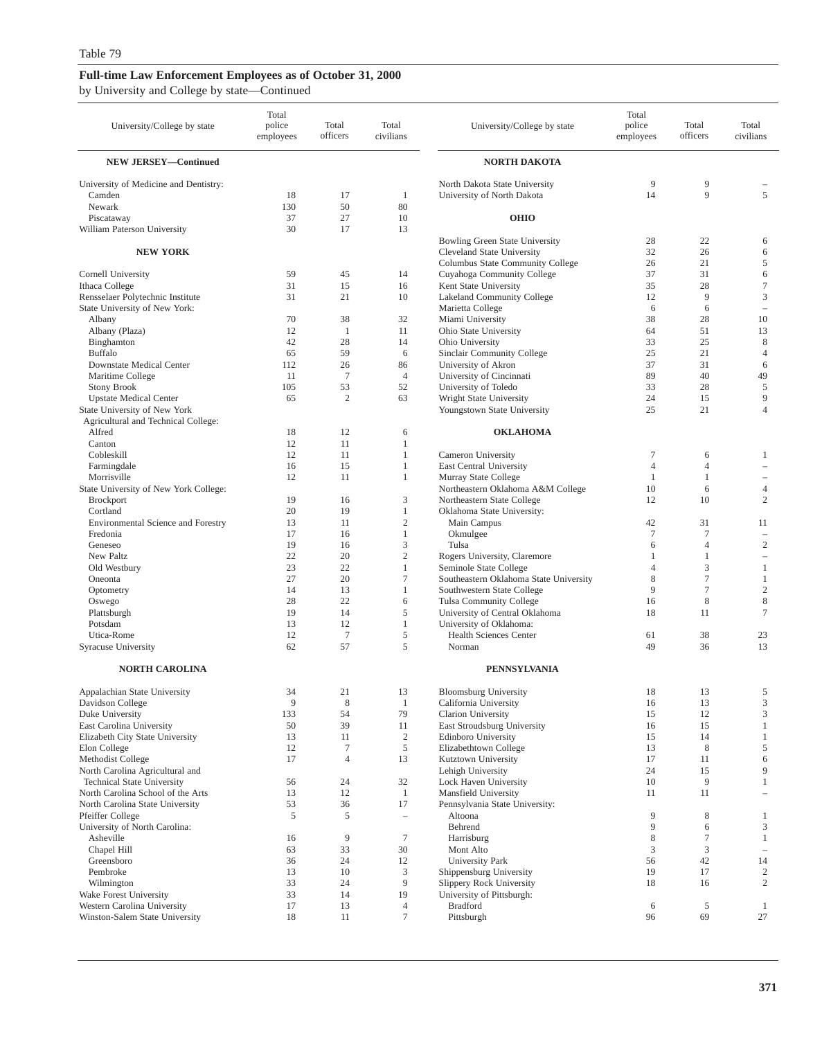Table 79

**Full-time Law Enforcement Employees as of October 31, 2000**

by University and College by state—Continued

| University/College by state | Total police employees | Total officers | Total civilians |
|---|---|---|---|
| **NEW JERSEY—Continued** | | | |
| University of Medicine and Dentistry: | | | |
| Camden | 18 | 17 | 1 |
| Newark | 130 | 50 | 80 |
| Piscataway | 37 | 27 | 10 |
| William Paterson University | 30 | 17 | 13 |
| **NEW YORK** | | | |
| Cornell University | 59 | 45 | 14 |
| Ithaca College | 31 | 15 | 16 |
| Rensselaer Polytechnic Institute | 31 | 21 | 10 |
| State University of New York: | | | |
| Albany | 70 | 38 | 32 |
| Albany (Plaza) | 12 | 1 | 11 |
| Binghamton | 42 | 28 | 14 |
| Buffalo | 65 | 59 | 6 |
| Downstate Medical Center | 112 | 26 | 86 |
| Maritime College | 11 | 7 | 4 |
| Stony Brook | 105 | 53 | 52 |
| Upstate Medical Center | 65 | 2 | 63 |
| State University of New York Agricultural and Technical College: | | | |
| Alfred | 18 | 12 | 6 |
| Canton | 12 | 11 | 1 |
| Cobleskill | 12 | 11 | 1 |
| Farmingdale | 16 | 15 | 1 |
| Morrisville | 12 | 11 | 1 |
| State University of New York College: | | | |
| Brockport | 19 | 16 | 3 |
| Cortland | 20 | 19 | 1 |
| Environmental Science and Forestry | 13 | 11 | 2 |
| Fredonia | 17 | 16 | 1 |
| Geneseo | 19 | 16 | 3 |
| New Paltz | 22 | 20 | 2 |
| Old Westbury | 23 | 22 | 1 |
| Oneonta | 27 | 20 | 7 |
| Optometry | 14 | 13 | 1 |
| Oswego | 28 | 22 | 6 |
| Plattsburgh | 19 | 14 | 5 |
| Potsdam | 13 | 12 | 1 |
| Utica-Rome | 12 | 7 | 5 |
| Syracuse University | 62 | 57 | 5 |
| **NORTH CAROLINA** | | | |
| Appalachian State University | 34 | 21 | 13 |
| Davidson College | 9 | 8 | 1 |
| Duke University | 133 | 54 | 79 |
| East Carolina University | 50 | 39 | 11 |
| Elizabeth City State University | 13 | 11 | 2 |
| Elon College | 12 | 7 | 5 |
| Methodist College | 17 | 4 | 13 |
| North Carolina Agricultural and Technical State University | 56 | 24 | 32 |
| North Carolina School of the Arts | 13 | 12 | 1 |
| North Carolina State University | 53 | 36 | 17 |
| Pfeiffer College | 5 | 5 | – |
| University of North Carolina: | | | |
| Asheville | 16 | 9 | 7 |
| Chapel Hill | 63 | 33 | 30 |
| Greensboro | 36 | 24 | 12 |
| Pembroke | 13 | 10 | 3 |
| Wilmington | 33 | 24 | 9 |
| Wake Forest University | 33 | 14 | 19 |
| Western Carolina University | 17 | 13 | 4 |
| Winston-Salem State University | 18 | 11 | 7 |
| **NORTH DAKOTA** | | | |
| North Dakota State University | 9 | 9 | – |
| University of North Dakota | 14 | 9 | 5 |
| **OHIO** | | | |
| Bowling Green State University | 28 | 22 | 6 |
| Cleveland State University | 32 | 26 | 6 |
| Columbus State Community College | 26 | 21 | 5 |
| Cuyahoga Community College | 37 | 31 | 6 |
| Kent State University | 35 | 28 | 7 |
| Lakeland Community College | 12 | 9 | 3 |
| Marietta College | 6 | 6 | – |
| Miami University | 38 | 28 | 10 |
| Ohio State University | 64 | 51 | 13 |
| Ohio University | 33 | 25 | 8 |
| Sinclair Community College | 25 | 21 | 4 |
| University of Akron | 37 | 31 | 6 |
| University of Cincinnati | 89 | 40 | 49 |
| University of Toledo | 33 | 28 | 5 |
| Wright State University | 24 | 15 | 9 |
| Youngstown State University | 25 | 21 | 4 |
| **OKLAHOMA** | | | |
| Cameron University | 7 | 6 | 1 |
| East Central University | 4 | 4 | – |
| Murray State College | 1 | 1 | – |
| Northeastern Oklahoma A&M College | 10 | 6 | 4 |
| Northeastern State College | 12 | 10 | 2 |
| Oklahoma State University: | | | |
| Main Campus | 42 | 31 | 11 |
| Okmulgee | 7 | 7 | – |
| Tulsa | 6 | 4 | 2 |
| Rogers University, Claremore | 1 | 1 | – |
| Seminole State College | 4 | 3 | 1 |
| Southeastern Oklahoma State University | 8 | 7 | 1 |
| Southwestern State College | 9 | 7 | 2 |
| Tulsa Community College | 16 | 8 | 8 |
| University of Central Oklahoma | 18 | 11 | 7 |
| University of Oklahoma: | | | |
| Health Sciences Center | 61 | 38 | 23 |
| Norman | 49 | 36 | 13 |
| **PENNSYLVANIA** | | | |
| Bloomsburg University | 18 | 13 | 5 |
| California University | 16 | 13 | 3 |
| Clarion University | 15 | 12 | 3 |
| East Stroudsburg University | 16 | 15 | 1 |
| Edinboro University | 15 | 14 | 1 |
| Elizabethtown College | 13 | 8 | 5 |
| Kutztown University | 17 | 11 | 6 |
| Lehigh University | 24 | 15 | 9 |
| Lock Haven University | 10 | 9 | 1 |
| Mansfield University | 11 | 11 | – |
| Pennsylvania State University: | | | |
| Altoona | 9 | 8 | 1 |
| Behrend | 9 | 6 | 3 |
| Harrisburg | 8 | 7 | 1 |
| Mont Alto | 3 | 3 | – |
| University Park | 56 | 42 | 14 |
| Shippensburg University | 19 | 17 | 2 |
| Slippery Rock University | 18 | 16 | 2 |
| University of Pittsburgh: | | | |
| Bradford | 6 | 5 | 1 |
| Pittsburgh | 96 | 69 | 27 |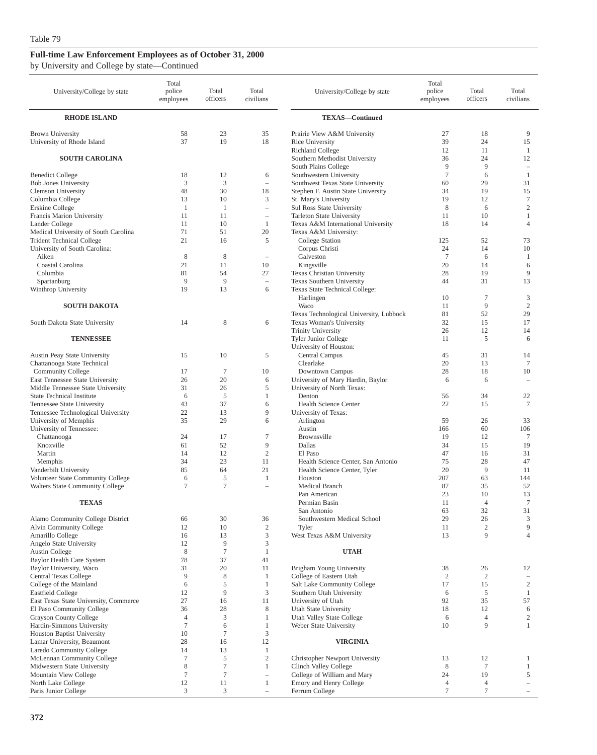Table 79

## Full-time Law Enforcement Employees as of October 31, 2000

by University and College by state—Continued

| University/College by state | Total police employees | Total officers | Total civilians |
|---|---|---|---|
| **RHODE ISLAND** | | | |
| Brown University | 58 | 23 | 35 |
| University of Rhode Island | 37 | 19 | 18 |
| **SOUTH CAROLINA** | | | |
| Benedict College | 18 | 12 | 6 |
| Bob Jones University | 3 | 3 | – |
| Clemson University | 48 | 30 | 18 |
| Columbia College | 13 | 10 | 3 |
| Erskine College | 1 | 1 | – |
| Francis Marion University | 11 | 11 | – |
| Lander College | 11 | 10 | 1 |
| Medical University of South Carolina | 71 | 51 | 20 |
| Trident Technical College | 21 | 16 | 5 |
| University of South Carolina: | | | |
| Aiken | 8 | 8 | – |
| Coastal Carolina | 21 | 11 | 10 |
| Columbia | 81 | 54 | 27 |
| Spartanburg | 9 | 9 | – |
| Winthrop University | 19 | 13 | 6 |
| **SOUTH DAKOTA** | | | |
| South Dakota State University | 14 | 8 | 6 |
| **TENNESSEE** | | | |
| Austin Peay State University | 15 | 10 | 5 |
| Chattanooga State Technical Community College | 17 | 7 | 10 |
| East Tennessee State University | 26 | 20 | 6 |
| Middle Tennessee State University | 31 | 26 | 5 |
| State Technical Institute | 6 | 5 | 1 |
| Tennessee State University | 43 | 37 | 6 |
| Tennessee Technological University | 22 | 13 | 9 |
| University of Memphis | 35 | 29 | 6 |
| University of Tennessee: | | | |
| Chattanooga | 24 | 17 | 7 |
| Knoxville | 61 | 52 | 9 |
| Martin | 14 | 12 | 2 |
| Memphis | 34 | 23 | 11 |
| Vanderbilt University | 85 | 64 | 21 |
| Volunteer State Community College | 6 | 5 | 1 |
| Walters State Community College | 7 | 7 | – |
| **TEXAS** | | | |
| Alamo Community College District | 66 | 30 | 36 |
| Alvin Community College | 12 | 10 | 2 |
| Amarillo College | 16 | 13 | 3 |
| Angelo State University | 12 | 9 | 3 |
| Austin College | 8 | 7 | 1 |
| Baylor Health Care System | 78 | 37 | 41 |
| Baylor University, Waco | 31 | 20 | 11 |
| Central Texas College | 9 | 8 | 1 |
| College of the Mainland | 6 | 5 | 1 |
| Eastfield College | 12 | 9 | 3 |
| East Texas State University, Commerce | 27 | 16 | 11 |
| El Paso Community College | 36 | 28 | 8 |
| Grayson County College | 4 | 3 | 1 |
| Hardin-Simmons University | 7 | 6 | 1 |
| Houston Baptist University | 10 | 7 | 3 |
| Lamar University, Beaumont | 28 | 16 | 12 |
| Laredo Community College | 14 | 13 | 1 |
| McLennan Community College | 7 | 5 | 2 |
| Midwestern State University | 8 | 7 | 1 |
| Mountain View College | 7 | 7 | – |
| North Lake College | 12 | 11 | 1 |
| Paris Junior College | 3 | 3 | – |
| **TEXAS—Continued** | | | |
| Prairie View A&M University | 27 | 18 | 9 |
| Rice University | 39 | 24 | 15 |
| Richland College | 12 | 11 | 1 |
| Southern Methodist University | 36 | 24 | 12 |
| South Plains College | 9 | 9 | – |
| Southwestern University | 7 | 6 | 1 |
| Southwest Texas State University | 60 | 29 | 31 |
| Stephen F. Austin State University | 34 | 19 | 15 |
| St. Mary's University | 19 | 12 | 7 |
| Sul Ross State University | 8 | 6 | 2 |
| Tarleton State University | 11 | 10 | 1 |
| Texas A&M International University | 18 | 14 | 4 |
| Texas A&M University: | | | |
| College Station | 125 | 52 | 73 |
| Corpus Christi | 24 | 14 | 10 |
| Galveston | 7 | 6 | 1 |
| Kingsville | 20 | 14 | 6 |
| Texas Christian University | 28 | 19 | 9 |
| Texas Southern University | 44 | 31 | 13 |
| Texas State Technical College: | | | |
| Harlingen | 10 | 7 | 3 |
| Waco | 11 | 9 | 2 |
| Texas Technological University, Lubbock | 81 | 52 | 29 |
| Texas Woman's University | 32 | 15 | 17 |
| Trinity University | 26 | 12 | 14 |
| Tyler Junior College | 11 | 5 | 6 |
| University of Houston: | | | |
| Central Campus | 45 | 31 | 14 |
| Clearlake | 20 | 13 | 7 |
| Downtown Campus | 28 | 18 | 10 |
| University of Mary Hardin, Baylor | 6 | 6 | – |
| University of North Texas: | | | |
| Denton | 56 | 34 | 22 |
| Health Science Center | 22 | 15 | 7 |
| University of Texas: | | | |
| Arlington | 59 | 26 | 33 |
| Austin | 166 | 60 | 106 |
| Brownsville | 19 | 12 | 7 |
| Dallas | 34 | 15 | 19 |
| El Paso | 47 | 16 | 31 |
| Health Science Center, San Antonio | 75 | 28 | 47 |
| Health Science Center, Tyler | 20 | 9 | 11 |
| Houston | 207 | 63 | 144 |
| Medical Branch | 87 | 35 | 52 |
| Pan American | 23 | 10 | 13 |
| Permian Basin | 11 | 4 | 7 |
| San Antonio | 63 | 32 | 31 |
| Southwestern Medical School | 29 | 26 | 3 |
| Tyler | 11 | 2 | 9 |
| West Texas A&M University | 13 | 9 | 4 |
| **UTAH** | | | |
| Brigham Young University | 38 | 26 | 12 |
| College of Eastern Utah | 2 | 2 | – |
| Salt Lake Community College | 17 | 15 | 2 |
| Southern Utah University | 6 | 5 | 1 |
| University of Utah | 92 | 35 | 57 |
| Utah State University | 18 | 12 | 6 |
| Utah Valley State College | 6 | 4 | 2 |
| Weber State University | 10 | 9 | 1 |
| **VIRGINIA** | | | |
| Christopher Newport University | 13 | 12 | 1 |
| Clinch Valley College | 8 | 7 | 1 |
| College of William and Mary | 24 | 19 | 5 |
| Emory and Henry College | 4 | 4 | – |
| Ferrum College | 7 | 7 | – |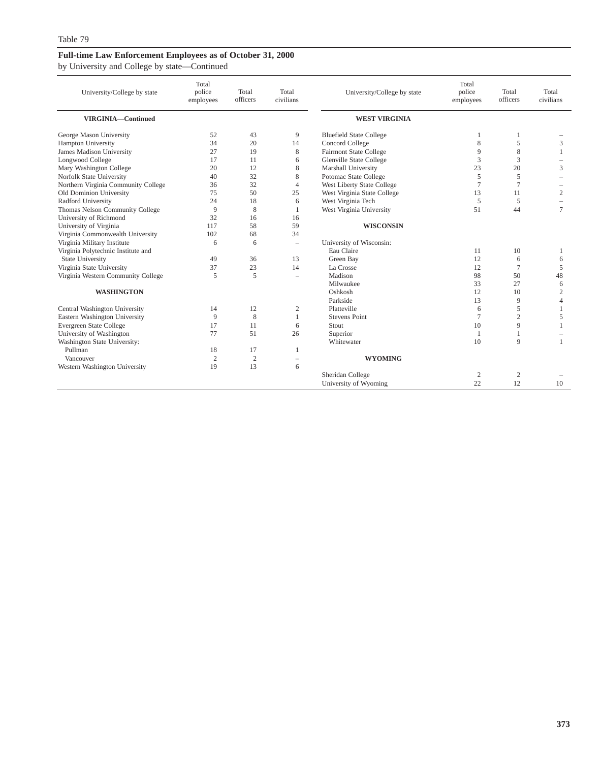Table 79

**Full-time Law Enforcement Employees as of October 31, 2000**

by University and College by state—Continued

| University/College by state | Total police employees | Total officers | Total civilians |
|---|---|---|---|
| **VIRGINIA—Continued** | | | |
| George Mason University | 52 | 43 | 9 |
| Hampton University | 34 | 20 | 14 |
| James Madison University | 27 | 19 | 8 |
| Longwood College | 17 | 11 | 6 |
| Mary Washington College | 20 | 12 | 8 |
| Norfolk State University | 40 | 32 | 8 |
| Northern Virginia Community College | 36 | 32 | 4 |
| Old Dominion University | 75 | 50 | 25 |
| Radford University | 24 | 18 | 6 |
| Thomas Nelson Community College | 9 | 8 | 1 |
| University of Richmond | 32 | 16 | 16 |
| University of Virginia | 117 | 58 | 59 |
| Virginia Commonwealth University | 102 | 68 | 34 |
| Virginia Military Institute | 6 | 6 | – |
| Virginia Polytechnic Institute and State University | 49 | 36 | 13 |
| Virginia State University | 37 | 23 | 14 |
| Virginia Western Community College | 5 | 5 | – |
| **WASHINGTON** | | | |
| Central Washington University | 14 | 12 | 2 |
| Eastern Washington University | 9 | 8 | 1 |
| Evergreen State College | 17 | 11 | 6 |
| University of Washington | 77 | 51 | 26 |
| Washington State University: | | | |
| Pullman | 18 | 17 | 1 |
| Vancouver | 2 | 2 | – |
| Western Washington University | 19 | 13 | 6 |
| **WEST VIRGINIA** | | | |
| Bluefield State College | 1 | 1 | – |
| Concord College | 8 | 5 | 3 |
| Fairmont State College | 9 | 8 | 1 |
| Glenville State College | 3 | 3 | – |
| Marshall University | 23 | 20 | 3 |
| Potomac State College | 5 | 5 | – |
| West Liberty State College | 7 | 7 | – |
| West Virginia State College | 13 | 11 | 2 |
| West Virginia Tech | 5 | 5 | – |
| West Virginia University | 51 | 44 | 7 |
| **WISCONSIN** | | | |
| University of Wisconsin: | | | |
| Eau Claire | 11 | 10 | 1 |
| Green Bay | 12 | 6 | 6 |
| La Crosse | 12 | 7 | 5 |
| Madison | 98 | 50 | 48 |
| Milwaukee | 33 | 27 | 6 |
| Oshkosh | 12 | 10 | 2 |
| Parkside | 13 | 9 | 4 |
| Platteville | 6 | 5 | 1 |
| Stevens Point | 7 | 2 | 5 |
| Stout | 10 | 9 | 1 |
| Superior | 1 | 1 | – |
| Whitewater | 10 | 9 | 1 |
| **WYOMING** | | | |
| Sheridan College | 2 | 2 | – |
| University of Wyoming | 22 | 12 | 10 |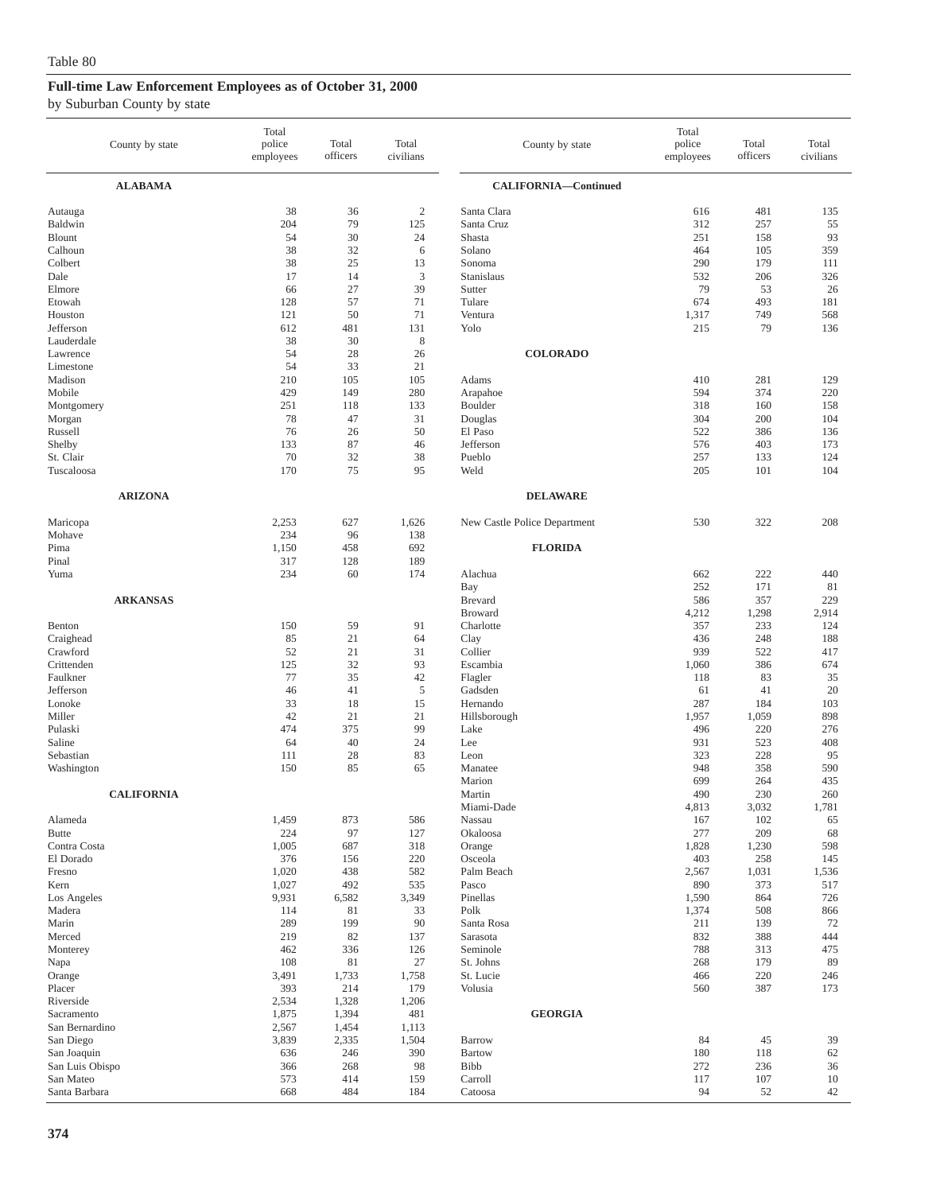Table 80

**Full-time Law Enforcement Employees as of October 31, 2000**

by Suburban County by state

| County by state | Total police employees | Total officers | Total civilians |
|---|---|---|---|
| **ALABAMA** | | | |
| Autauga | 38 | 36 | 2 |
| Baldwin | 204 | 79 | 125 |
| Blount | 54 | 30 | 24 |
| Calhoun | 38 | 32 | 6 |
| Colbert | 38 | 25 | 13 |
| Dale | 17 | 14 | 3 |
| Elmore | 66 | 27 | 39 |
| Etowah | 128 | 57 | 71 |
| Houston | 121 | 50 | 71 |
| Jefferson | 612 | 481 | 131 |
| Lauderdale | 38 | 30 | 8 |
| Lawrence | 54 | 28 | 26 |
| Limestone | 54 | 33 | 21 |
| Madison | 210 | 105 | 105 |
| Mobile | 429 | 149 | 280 |
| Montgomery | 251 | 118 | 133 |
| Morgan | 78 | 47 | 31 |
| Russell | 76 | 26 | 50 |
| Shelby | 133 | 87 | 46 |
| St. Clair | 70 | 32 | 38 |
| Tuscaloosa | 170 | 75 | 95 |
| **ARIZONA** | | | |
| Maricopa | 2,253 | 627 | 1,626 |
| Mohave | 234 | 96 | 138 |
| Pima | 1,150 | 458 | 692 |
| Pinal | 317 | 128 | 189 |
| Yuma | 234 | 60 | 174 |
| **ARKANSAS** | | | |
| Benton | 150 | 59 | 91 |
| Craighead | 85 | 21 | 64 |
| Crawford | 52 | 21 | 31 |
| Crittenden | 125 | 32 | 93 |
| Faulkner | 77 | 35 | 42 |
| Jefferson | 46 | 41 | 5 |
| Lonoke | 33 | 18 | 15 |
| Miller | 42 | 21 | 21 |
| Pulaski | 474 | 375 | 99 |
| Saline | 64 | 40 | 24 |
| Sebastian | 111 | 28 | 83 |
| Washington | 150 | 85 | 65 |
| **CALIFORNIA** | | | |
| Alameda | 1,459 | 873 | 586 |
| Butte | 224 | 97 | 127 |
| Contra Costa | 1,005 | 687 | 318 |
| El Dorado | 376 | 156 | 220 |
| Fresno | 1,020 | 438 | 582 |
| Kern | 1,027 | 492 | 535 |
| Los Angeles | 9,931 | 6,582 | 3,349 |
| Madera | 114 | 81 | 33 |
| Marin | 289 | 199 | 90 |
| Merced | 219 | 82 | 137 |
| Monterey | 462 | 336 | 126 |
| Napa | 108 | 81 | 27 |
| Orange | 3,491 | 1,733 | 1,758 |
| Placer | 393 | 214 | 179 |
| Riverside | 2,534 | 1,328 | 1,206 |
| Sacramento | 1,875 | 1,394 | 481 |
| San Bernardino | 2,567 | 1,454 | 1,113 |
| San Diego | 3,839 | 2,335 | 1,504 |
| San Joaquin | 636 | 246 | 390 |
| San Luis Obispo | 366 | 268 | 98 |
| San Mateo | 573 | 414 | 159 |
| Santa Barbara | 668 | 484 | 184 |
| **CALIFORNIA—Continued** | | | |
| Santa Clara | 616 | 481 | 135 |
| Santa Cruz | 312 | 257 | 55 |
| Shasta | 251 | 158 | 93 |
| Solano | 464 | 105 | 359 |
| Sonoma | 290 | 179 | 111 |
| Stanislaus | 532 | 206 | 326 |
| Sutter | 79 | 53 | 26 |
| Tulare | 674 | 493 | 181 |
| Ventura | 1,317 | 749 | 568 |
| Yolo | 215 | 79 | 136 |
| **COLORADO** | | | |
| Adams | 410 | 281 | 129 |
| Arapahoe | 594 | 374 | 220 |
| Boulder | 318 | 160 | 158 |
| Douglas | 304 | 200 | 104 |
| El Paso | 522 | 386 | 136 |
| Jefferson | 576 | 403 | 173 |
| Pueblo | 257 | 133 | 124 |
| Weld | 205 | 101 | 104 |
| **DELAWARE** | | | |
| New Castle Police Department | 530 | 322 | 208 |
| **FLORIDA** | | | |
| Alachua | 662 | 222 | 440 |
| Bay | 252 | 171 | 81 |
| Brevard | 586 | 357 | 229 |
| Broward | 4,212 | 1,298 | 2,914 |
| Charlotte | 357 | 233 | 124 |
| Clay | 436 | 248 | 188 |
| Collier | 939 | 522 | 417 |
| Escambia | 1,060 | 386 | 674 |
| Flagler | 118 | 83 | 35 |
| Gadsden | 61 | 41 | 20 |
| Hernando | 287 | 184 | 103 |
| Hillsborough | 1,957 | 1,059 | 898 |
| Lake | 496 | 220 | 276 |
| Lee | 931 | 523 | 408 |
| Leon | 323 | 228 | 95 |
| Manatee | 948 | 358 | 590 |
| Marion | 699 | 264 | 435 |
| Martin | 490 | 230 | 260 |
| Miami-Dade | 4,813 | 3,032 | 1,781 |
| Nassau | 167 | 102 | 65 |
| Okaloosa | 277 | 209 | 68 |
| Orange | 1,828 | 1,230 | 598 |
| Osceola | 403 | 258 | 145 |
| Palm Beach | 2,567 | 1,031 | 1,536 |
| Pasco | 890 | 373 | 517 |
| Pinellas | 1,590 | 864 | 726 |
| Polk | 1,374 | 508 | 866 |
| Santa Rosa | 211 | 139 | 72 |
| Sarasota | 832 | 388 | 444 |
| Seminole | 788 | 313 | 475 |
| St. Johns | 268 | 179 | 89 |
| St. Lucie | 466 | 220 | 246 |
| Volusia | 560 | 387 | 173 |
| **GEORGIA** | | | |
| Barrow | 84 | 45 | 39 |
| Bartow | 180 | 118 | 62 |
| Bibb | 272 | 236 | 36 |
| Carroll | 117 | 107 | 10 |
| Catoosa | 94 | 52 | 42 |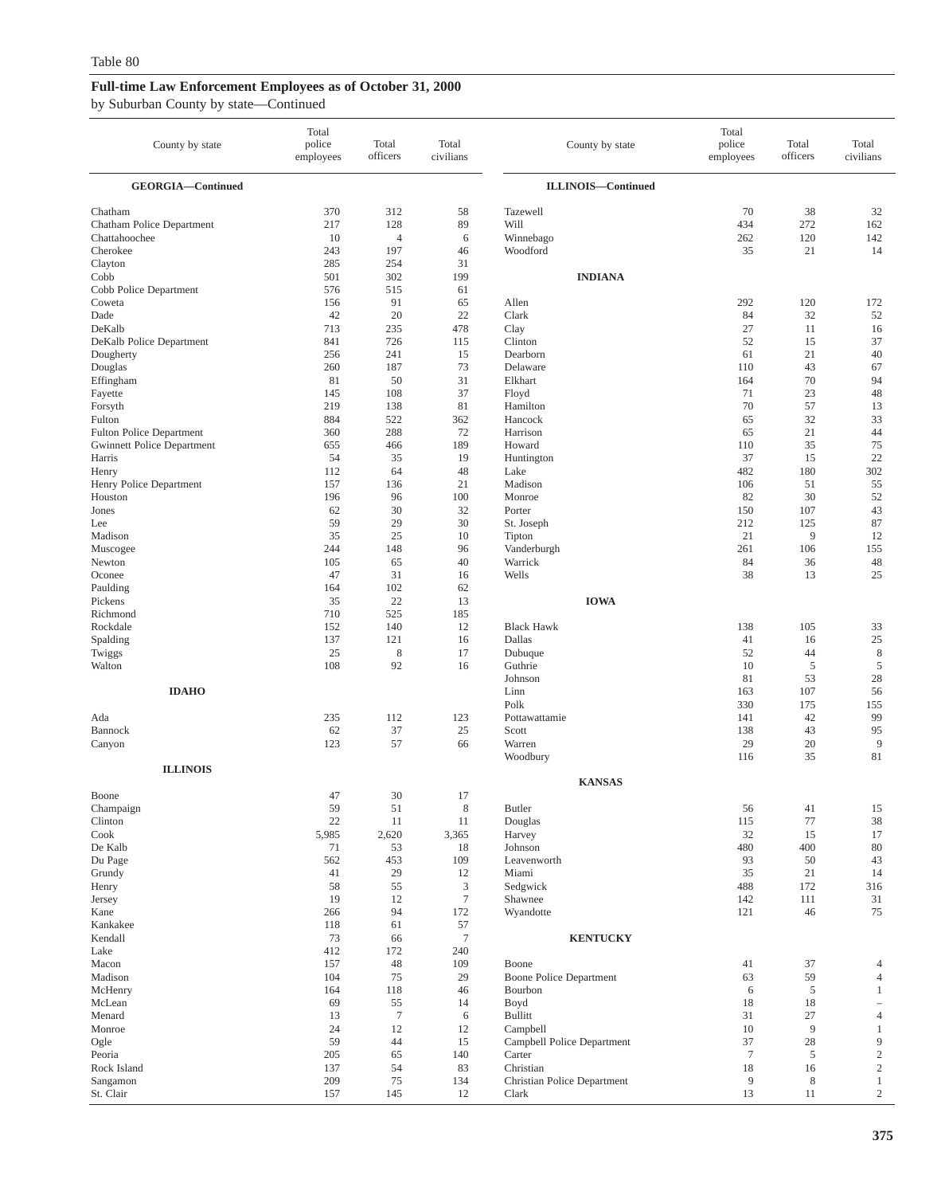Table 80

## Full-time Law Enforcement Employees as of October 31, 2000

by Suburban County by state—Continued

| County by state | Total police employees | Total officers | Total civilians |
|---|---|---|---|
| **GEORGIA—Continued** | | | |
| Chatham | 370 | 312 | 58 |
| Chatham Police Department | 217 | 128 | 89 |
| Chattahoochee | 10 | 4 | 6 |
| Cherokee | 243 | 197 | 46 |
| Clayton | 285 | 254 | 31 |
| Cobb | 501 | 302 | 199 |
| Cobb Police Department | 576 | 515 | 61 |
| Coweta | 156 | 91 | 65 |
| Dade | 42 | 20 | 22 |
| DeKalb | 713 | 235 | 478 |
| DeKalb Police Department | 841 | 726 | 115 |
| Dougherty | 256 | 241 | 15 |
| Douglas | 260 | 187 | 73 |
| Effingham | 81 | 50 | 31 |
| Fayette | 145 | 108 | 37 |
| Forsyth | 219 | 138 | 81 |
| Fulton | 884 | 522 | 362 |
| Fulton Police Department | 360 | 288 | 72 |
| Gwinnett Police Department | 655 | 466 | 189 |
| Harris | 54 | 35 | 19 |
| Henry | 112 | 64 | 48 |
| Henry Police Department | 157 | 136 | 21 |
| Houston | 196 | 96 | 100 |
| Jones | 62 | 30 | 32 |
| Lee | 59 | 29 | 30 |
| Madison | 35 | 25 | 10 |
| Muscogee | 244 | 148 | 96 |
| Newton | 105 | 65 | 40 |
| Oconee | 47 | 31 | 16 |
| Paulding | 164 | 102 | 62 |
| Pickens | 35 | 22 | 13 |
| Richmond | 710 | 525 | 185 |
| Rockdale | 152 | 140 | 12 |
| Spalding | 137 | 121 | 16 |
| Twiggs | 25 | 8 | 17 |
| Walton | 108 | 92 | 16 |
| **IDAHO** | | | |
| Ada | 235 | 112 | 123 |
| Bannock | 62 | 37 | 25 |
| Canyon | 123 | 57 | 66 |
| **ILLINOIS** | | | |
| Boone | 47 | 30 | 17 |
| Champaign | 59 | 51 | 8 |
| Clinton | 22 | 11 | 11 |
| Cook | 5,985 | 2,620 | 3,365 |
| De Kalb | 71 | 53 | 18 |
| Du Page | 562 | 453 | 109 |
| Grundy | 41 | 29 | 12 |
| Henry | 58 | 55 | 3 |
| Jersey | 19 | 12 | 7 |
| Kane | 266 | 94 | 172 |
| Kankakee | 118 | 61 | 57 |
| Kendall | 73 | 66 | 7 |
| Lake | 412 | 172 | 240 |
| Macon | 157 | 48 | 109 |
| Madison | 104 | 75 | 29 |
| McHenry | 164 | 118 | 46 |
| McLean | 69 | 55 | 14 |
| Menard | 13 | 7 | 6 |
| Monroe | 24 | 12 | 12 |
| Ogle | 59 | 44 | 15 |
| Peoria | 205 | 65 | 140 |
| Rock Island | 137 | 54 | 83 |
| Sangamon | 209 | 75 | 134 |
| St. Clair | 157 | 145 | 12 |
| **ILLINOIS—Continued** | | | |
| Tazewell | 70 | 38 | 32 |
| Will | 434 | 272 | 162 |
| Winnebago | 262 | 120 | 142 |
| Woodford | 35 | 21 | 14 |
| **INDIANA** | | | |
| Allen | 292 | 120 | 172 |
| Clark | 84 | 32 | 52 |
| Clay | 27 | 11 | 16 |
| Clinton | 52 | 15 | 37 |
| Dearborn | 61 | 21 | 40 |
| Delaware | 110 | 43 | 67 |
| Elkhart | 164 | 70 | 94 |
| Floyd | 71 | 23 | 48 |
| Hamilton | 70 | 57 | 13 |
| Hancock | 65 | 32 | 33 |
| Harrison | 65 | 21 | 44 |
| Howard | 110 | 35 | 75 |
| Huntington | 37 | 15 | 22 |
| Lake | 482 | 180 | 302 |
| Madison | 106 | 51 | 55 |
| Monroe | 82 | 30 | 52 |
| Porter | 150 | 107 | 43 |
| St. Joseph | 212 | 125 | 87 |
| Tipton | 21 | 9 | 12 |
| Vanderburgh | 261 | 106 | 155 |
| Warrick | 84 | 36 | 48 |
| Wells | 38 | 13 | 25 |
| **IOWA** | | | |
| Black Hawk | 138 | 105 | 33 |
| Dallas | 41 | 16 | 25 |
| Dubuque | 52 | 44 | 8 |
| Guthrie | 10 | 5 | 5 |
| Johnson | 81 | 53 | 28 |
| Linn | 163 | 107 | 56 |
| Polk | 330 | 175 | 155 |
| Pottawattamie | 141 | 42 | 99 |
| Scott | 138 | 43 | 95 |
| Warren | 29 | 20 | 9 |
| Woodbury | 116 | 35 | 81 |
| **KANSAS** | | | |
| Butler | 56 | 41 | 15 |
| Douglas | 115 | 77 | 38 |
| Harvey | 32 | 15 | 17 |
| Johnson | 480 | 400 | 80 |
| Leavenworth | 93 | 50 | 43 |
| Miami | 35 | 21 | 14 |
| Sedgwick | 488 | 172 | 316 |
| Shawnee | 142 | 111 | 31 |
| Wyandotte | 121 | 46 | 75 |
| **KENTUCKY** | | | |
| Boone | 41 | 37 | 4 |
| Boone Police Department | 63 | 59 | 4 |
| Bourbon | 6 | 5 | 1 |
| Boyd | 18 | 18 | – |
| Bullitt | 31 | 27 | 4 |
| Campbell | 10 | 9 | 1 |
| Campbell Police Department | 37 | 28 | 9 |
| Carter | 7 | 5 | 2 |
| Christian | 18 | 16 | 2 |
| Christian Police Department | 9 | 8 | 1 |
| Clark | 13 | 11 | 2 |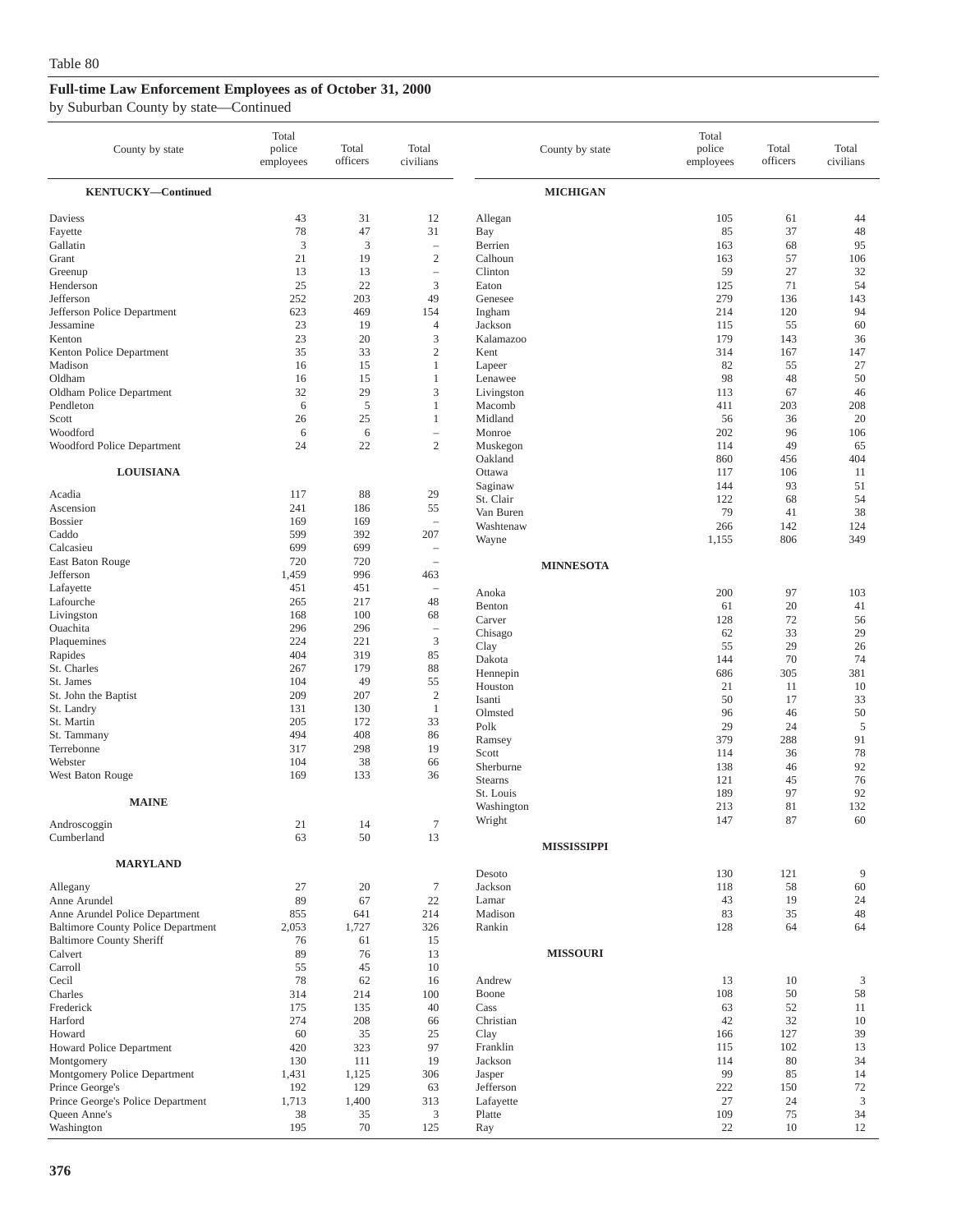Table 80

## Full-time Law Enforcement Employees as of October 31, 2000

by Suburban County by state—Continued

| County by state | Total police employees | Total officers | Total civilians |
|---|---|---|---|
| **KENTUCKY—Continued** | | | |
| Daviess | 43 | 31 | 12 |
| Fayette | 78 | 47 | 31 |
| Gallatin | 3 | 3 | – |
| Grant | 21 | 19 | 2 |
| Greenup | 13 | 13 | – |
| Henderson | 25 | 22 | 3 |
| Jefferson | 252 | 203 | 49 |
| Jefferson Police Department | 623 | 469 | 154 |
| Jessamine | 23 | 19 | 4 |
| Kenton | 23 | 20 | 3 |
| Kenton Police Department | 35 | 33 | 2 |
| Madison | 16 | 15 | 1 |
| Oldham | 16 | 15 | 1 |
| Oldham Police Department | 32 | 29 | 3 |
| Pendleton | 6 | 5 | 1 |
| Scott | 26 | 25 | 1 |
| Woodford | 6 | 6 | – |
| Woodford Police Department | 24 | 22 | 2 |
| **LOUISIANA** | | | |
| Acadia | 117 | 88 | 29 |
| Ascension | 241 | 186 | 55 |
| Bossier | 169 | 169 | – |
| Caddo | 599 | 392 | 207 |
| Calcasieu | 699 | 699 | – |
| East Baton Rouge | 720 | 720 | – |
| Jefferson | 1,459 | 996 | 463 |
| Lafayette | 451 | 451 | – |
| Lafourche | 265 | 217 | 48 |
| Livingston | 168 | 100 | 68 |
| Ouachita | 296 | 296 | – |
| Plaquemines | 224 | 221 | 3 |
| Rapides | 404 | 319 | 85 |
| St. Charles | 267 | 179 | 88 |
| St. James | 104 | 49 | 55 |
| St. John the Baptist | 209 | 207 | 2 |
| St. Landry | 131 | 130 | 1 |
| St. Martin | 205 | 172 | 33 |
| St. Tammany | 494 | 408 | 86 |
| Terrebonne | 317 | 298 | 19 |
| Webster | 104 | 38 | 66 |
| West Baton Rouge | 169 | 133 | 36 |
| **MAINE** | | | |
| Androscoggin | 21 | 14 | 7 |
| Cumberland | 63 | 50 | 13 |
| **MARYLAND** | | | |
| Allegany | 27 | 20 | 7 |
| Anne Arundel | 89 | 67 | 22 |
| Anne Arundel Police Department | 855 | 641 | 214 |
| Baltimore County Police Department | 2,053 | 1,727 | 326 |
| Baltimore County Sheriff | 76 | 61 | 15 |
| Calvert | 89 | 76 | 13 |
| Carroll | 55 | 45 | 10 |
| Cecil | 78 | 62 | 16 |
| Charles | 314 | 214 | 100 |
| Frederick | 175 | 135 | 40 |
| Harford | 274 | 208 | 66 |
| Howard | 60 | 35 | 25 |
| Howard Police Department | 420 | 323 | 97 |
| Montgomery | 130 | 111 | 19 |
| Montgomery Police Department | 1,431 | 1,125 | 306 |
| Prince George's | 192 | 129 | 63 |
| Prince George's Police Department | 1,713 | 1,400 | 313 |
| Queen Anne's | 38 | 35 | 3 |
| Washington | 195 | 70 | 125 |
| **MICHIGAN** | | | |
| Allegan | 105 | 61 | 44 |
| Bay | 85 | 37 | 48 |
| Berrien | 163 | 68 | 95 |
| Calhoun | 163 | 57 | 106 |
| Clinton | 59 | 27 | 32 |
| Eaton | 125 | 71 | 54 |
| Genesee | 279 | 136 | 143 |
| Ingham | 214 | 120 | 94 |
| Jackson | 115 | 55 | 60 |
| Kalamazoo | 179 | 143 | 36 |
| Kent | 314 | 167 | 147 |
| Lapeer | 82 | 55 | 27 |
| Lenawee | 98 | 48 | 50 |
| Livingston | 113 | 67 | 46 |
| Macomb | 411 | 203 | 208 |
| Midland | 56 | 36 | 20 |
| Monroe | 202 | 96 | 106 |
| Muskegon | 114 | 49 | 65 |
| Oakland | 860 | 456 | 404 |
| Ottawa | 117 | 106 | 11 |
| Saginaw | 144 | 93 | 51 |
| St. Clair | 122 | 68 | 54 |
| Van Buren | 79 | 41 | 38 |
| Washtenaw | 266 | 142 | 124 |
| Wayne | 1,155 | 806 | 349 |
| **MINNESOTA** | | | |
| Anoka | 200 | 97 | 103 |
| Benton | 61 | 20 | 41 |
| Carver | 128 | 72 | 56 |
| Chisago | 62 | 33 | 29 |
| Clay | 55 | 29 | 26 |
| Dakota | 144 | 70 | 74 |
| Hennepin | 686 | 305 | 381 |
| Houston | 21 | 11 | 10 |
| Isanti | 50 | 17 | 33 |
| Olmsted | 96 | 46 | 50 |
| Polk | 29 | 24 | 5 |
| Ramsey | 379 | 288 | 91 |
| Scott | 114 | 36 | 78 |
| Sherburne | 138 | 46 | 92 |
| Stearns | 121 | 45 | 76 |
| St. Louis | 189 | 97 | 92 |
| Washington | 213 | 81 | 132 |
| Wright | 147 | 87 | 60 |
| **MISSISSIPPI** | | | |
| Desoto | 130 | 121 | 9 |
| Jackson | 118 | 58 | 60 |
| Lamar | 43 | 19 | 24 |
| Madison | 83 | 35 | 48 |
| Rankin | 128 | 64 | 64 |
| **MISSOURI** | | | |
| Andrew | 13 | 10 | 3 |
| Boone | 108 | 50 | 58 |
| Cass | 63 | 52 | 11 |
| Christian | 42 | 32 | 10 |
| Clay | 166 | 127 | 39 |
| Franklin | 115 | 102 | 13 |
| Jackson | 114 | 80 | 34 |
| Jasper | 99 | 85 | 14 |
| Jefferson | 222 | 150 | 72 |
| Lafayette | 27 | 24 | 3 |
| Platte | 109 | 75 | 34 |
| Ray | 22 | 10 | 12 |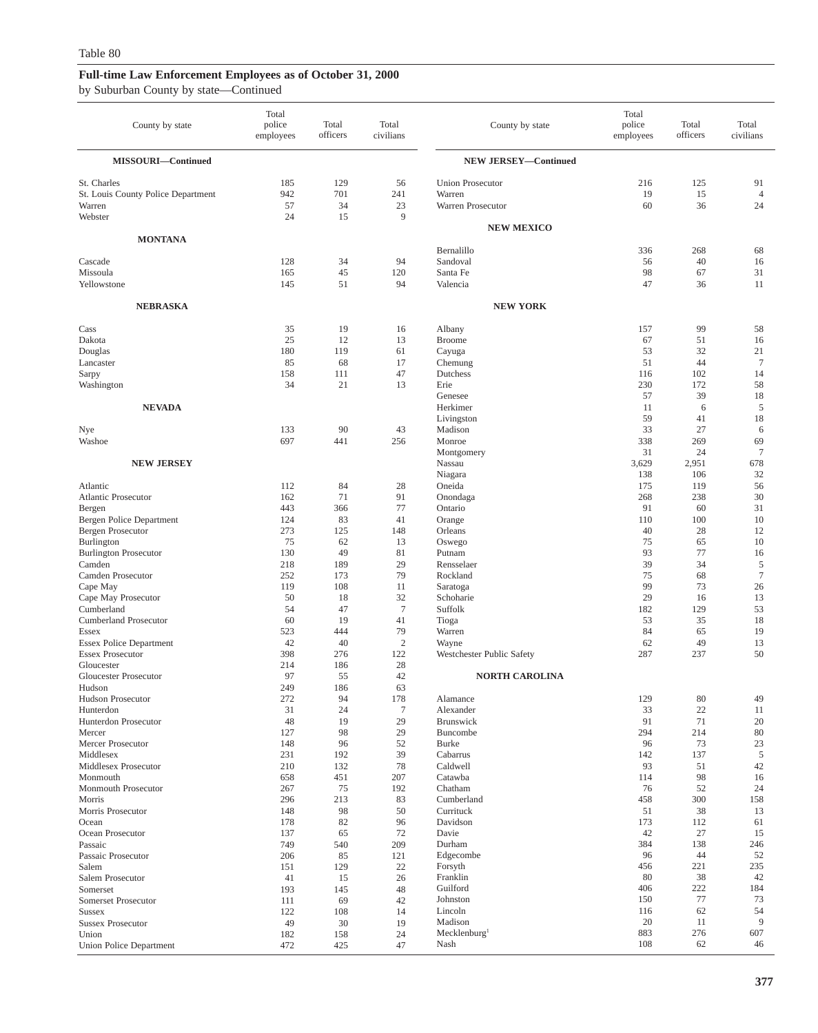Table 80

## Full-time Law Enforcement Employees as of October 31, 2000

by Suburban County by state—Continued

| County by state | Total police employees | Total officers | Total civilians |
|---|---|---|---|
| **MISSOURI—Continued** | | | |
| St. Charles | 185 | 129 | 56 |
| St. Louis County Police Department | 942 | 701 | 241 |
| Warren | 57 | 34 | 23 |
| Webster | 24 | 15 | 9 |
| **MONTANA** | | | |
| Cascade | 128 | 34 | 94 |
| Missoula | 165 | 45 | 120 |
| Yellowstone | 145 | 51 | 94 |
| **NEBRASKA** | | | |
| Cass | 35 | 19 | 16 |
| Dakota | 25 | 12 | 13 |
| Douglas | 180 | 119 | 61 |
| Lancaster | 85 | 68 | 17 |
| Sarpy | 158 | 111 | 47 |
| Washington | 34 | 21 | 13 |
| **NEVADA** | | | |
| Nye | 133 | 90 | 43 |
| Washoe | 697 | 441 | 256 |
| **NEW JERSEY** | | | |
| Atlantic | 112 | 84 | 28 |
| Atlantic Prosecutor | 162 | 71 | 91 |
| Bergen | 443 | 366 | 77 |
| Bergen Police Department | 124 | 83 | 41 |
| Bergen Prosecutor | 273 | 125 | 148 |
| Burlington | 75 | 62 | 13 |
| Burlington Prosecutor | 130 | 49 | 81 |
| Camden | 218 | 189 | 29 |
| Camden Prosecutor | 252 | 173 | 79 |
| Cape May | 119 | 108 | 11 |
| Cape May Prosecutor | 50 | 18 | 32 |
| Cumberland | 54 | 47 | 7 |
| Cumberland Prosecutor | 60 | 19 | 41 |
| Essex | 523 | 444 | 79 |
| Essex Police Department | 42 | 40 | 2 |
| Essex Prosecutor | 398 | 276 | 122 |
| Gloucester | 214 | 186 | 28 |
| Gloucester Prosecutor | 97 | 55 | 42 |
| Hudson | 249 | 186 | 63 |
| Hudson Prosecutor | 272 | 94 | 178 |
| Hunterdon | 31 | 24 | 7 |
| Hunterdon Prosecutor | 48 | 19 | 29 |
| Mercer | 127 | 98 | 29 |
| Mercer Prosecutor | 148 | 96 | 52 |
| Middlesex | 231 | 192 | 39 |
| Middlesex Prosecutor | 210 | 132 | 78 |
| Monmouth | 658 | 451 | 207 |
| Monmouth Prosecutor | 267 | 75 | 192 |
| Morris | 296 | 213 | 83 |
| Morris Prosecutor | 148 | 98 | 50 |
| Ocean | 178 | 82 | 96 |
| Ocean Prosecutor | 137 | 65 | 72 |
| Passaic | 749 | 540 | 209 |
| Passaic Prosecutor | 206 | 85 | 121 |
| Salem | 151 | 129 | 22 |
| Salem Prosecutor | 41 | 15 | 26 |
| Somerset | 193 | 145 | 48 |
| Somerset Prosecutor | 111 | 69 | 42 |
| Sussex | 122 | 108 | 14 |
| Sussex Prosecutor | 49 | 30 | 19 |
| Union | 182 | 158 | 24 |
| Union Police Department | 472 | 425 | 47 |
| **NEW JERSEY—Continued** | | | |
| Union Prosecutor | 216 | 125 | 91 |
| Warren | 19 | 15 | 4 |
| Warren Prosecutor | 60 | 36 | 24 |
| **NEW MEXICO** | | | |
| Bernalillo | 336 | 268 | 68 |
| Sandoval | 56 | 40 | 16 |
| Santa Fe | 98 | 67 | 31 |
| Valencia | 47 | 36 | 11 |
| **NEW YORK** | | | |
| Albany | 157 | 99 | 58 |
| Broome | 67 | 51 | 16 |
| Cayuga | 53 | 32 | 21 |
| Chemung | 51 | 44 | 7 |
| Dutchess | 116 | 102 | 14 |
| Erie | 230 | 172 | 58 |
| Genesee | 57 | 39 | 18 |
| Herkimer | 11 | 6 | 5 |
| Livingston | 59 | 41 | 18 |
| Madison | 33 | 27 | 6 |
| Monroe | 338 | 269 | 69 |
| Montgomery | 31 | 24 | 7 |
| Nassau | 3,629 | 2,951 | 678 |
| Niagara | 138 | 106 | 32 |
| Oneida | 175 | 119 | 56 |
| Onondaga | 268 | 238 | 30 |
| Ontario | 91 | 60 | 31 |
| Orange | 110 | 100 | 10 |
| Orleans | 40 | 28 | 12 |
| Oswego | 75 | 65 | 10 |
| Putnam | 93 | 77 | 16 |
| Rensselaer | 39 | 34 | 5 |
| Rockland | 75 | 68 | 7 |
| Saratoga | 99 | 73 | 26 |
| Schoharie | 29 | 16 | 13 |
| Suffolk | 182 | 129 | 53 |
| Tioga | 53 | 35 | 18 |
| Warren | 84 | 65 | 19 |
| Wayne | 62 | 49 | 13 |
| Westchester Public Safety | 287 | 237 | 50 |
| **NORTH CAROLINA** | | | |
| Alamance | 129 | 80 | 49 |
| Alexander | 33 | 22 | 11 |
| Brunswick | 91 | 71 | 20 |
| Buncombe | 294 | 214 | 80 |
| Burke | 96 | 73 | 23 |
| Cabarrus | 142 | 137 | 5 |
| Caldwell | 93 | 51 | 42 |
| Catawba | 114 | 98 | 16 |
| Chatham | 76 | 52 | 24 |
| Cumberland | 458 | 300 | 158 |
| Currituck | 51 | 38 | 13 |
| Davidson | 173 | 112 | 61 |
| Davie | 42 | 27 | 15 |
| Durham | 384 | 138 | 246 |
| Edgecombe | 96 | 44 | 52 |
| Forsyth | 456 | 221 | 235 |
| Franklin | 80 | 38 | 42 |
| Guilford | 406 | 222 | 184 |
| Johnston | 150 | 77 | 73 |
| Lincoln | 116 | 62 | 54 |
| Madison | 20 | 11 | 9 |
| Mecklenburg[1] | 883 | 276 | 607 |
| Nash | 108 | 62 | 46 |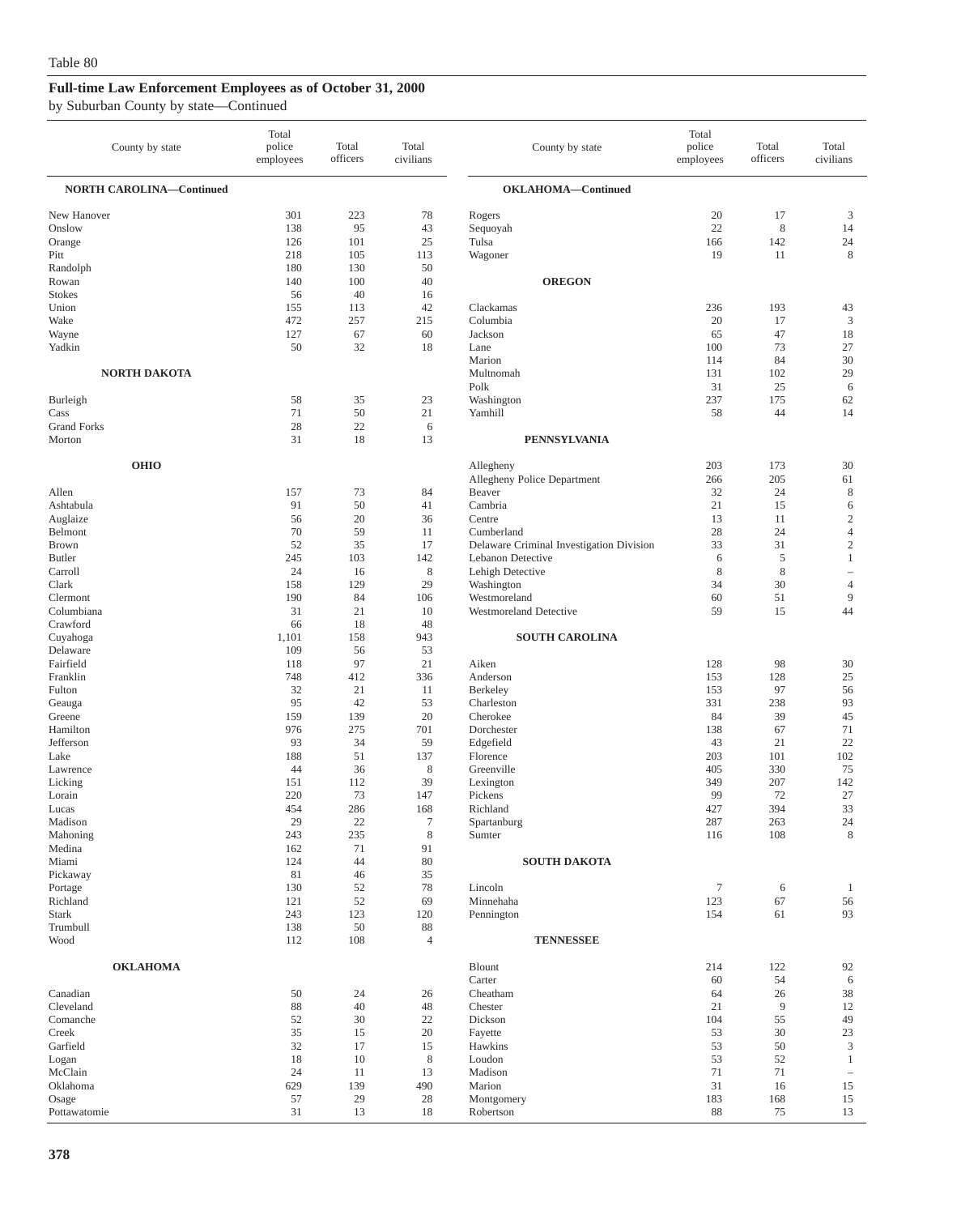Table 80

## Full-time Law Enforcement Employees as of October 31, 2000

by Suburban County by state—Continued

| County by state | Total police employees | Total officers | Total civilians |
|---|---|---|---|
| **NORTH CAROLINA—Continued** | | | |
| New Hanover | 301 | 223 | 78 |
| Onslow | 138 | 95 | 43 |
| Orange | 126 | 101 | 25 |
| Pitt | 218 | 105 | 113 |
| Randolph | 180 | 130 | 50 |
| Rowan | 140 | 100 | 40 |
| Stokes | 56 | 40 | 16 |
| Union | 155 | 113 | 42 |
| Wake | 472 | 257 | 215 |
| Wayne | 127 | 67 | 60 |
| Yadkin | 50 | 32 | 18 |
| **NORTH DAKOTA** | | | |
| Burleigh | 58 | 35 | 23 |
| Cass | 71 | 50 | 21 |
| Grand Forks | 28 | 22 | 6 |
| Morton | 31 | 18 | 13 |
| **OHIO** | | | |
| Allen | 157 | 73 | 84 |
| Ashtabula | 91 | 50 | 41 |
| Auglaize | 56 | 20 | 36 |
| Belmont | 70 | 59 | 11 |
| Brown | 52 | 35 | 17 |
| Butler | 245 | 103 | 142 |
| Carroll | 24 | 16 | 8 |
| Clark | 158 | 129 | 29 |
| Clermont | 190 | 84 | 106 |
| Columbiana | 31 | 21 | 10 |
| Crawford | 66 | 18 | 48 |
| Cuyahoga | 1,101 | 158 | 943 |
| Delaware | 109 | 56 | 53 |
| Fairfield | 118 | 97 | 21 |
| Franklin | 748 | 412 | 336 |
| Fulton | 32 | 21 | 11 |
| Geauga | 95 | 42 | 53 |
| Greene | 159 | 139 | 20 |
| Hamilton | 976 | 275 | 701 |
| Jefferson | 93 | 34 | 59 |
| Lake | 188 | 51 | 137 |
| Lawrence | 44 | 36 | 8 |
| Licking | 151 | 112 | 39 |
| Lorain | 220 | 73 | 147 |
| Lucas | 454 | 286 | 168 |
| Madison | 29 | 22 | 7 |
| Mahoning | 243 | 235 | 8 |
| Medina | 162 | 71 | 91 |
| Miami | 124 | 44 | 80 |
| Pickaway | 81 | 46 | 35 |
| Portage | 130 | 52 | 78 |
| Richland | 121 | 52 | 69 |
| Stark | 243 | 123 | 120 |
| Trumbull | 138 | 50 | 88 |
| Wood | 112 | 108 | 4 |
| **OKLAHOMA** | | | |
| Canadian | 50 | 24 | 26 |
| Cleveland | 88 | 40 | 48 |
| Comanche | 52 | 30 | 22 |
| Creek | 35 | 15 | 20 |
| Garfield | 32 | 17 | 15 |
| Logan | 18 | 10 | 8 |
| McClain | 24 | 11 | 13 |
| Oklahoma | 629 | 139 | 490 |
| Osage | 57 | 29 | 28 |
| Pottawatomie | 31 | 13 | 18 |
| **OKLAHOMA—Continued** | | | |
| Rogers | 20 | 17 | 3 |
| Sequoyah | 22 | 8 | 14 |
| Tulsa | 166 | 142 | 24 |
| Wagoner | 19 | 11 | 8 |
| **OREGON** | | | |
| Clackamas | 236 | 193 | 43 |
| Columbia | 20 | 17 | 3 |
| Jackson | 65 | 47 | 18 |
| Lane | 100 | 73 | 27 |
| Marion | 114 | 84 | 30 |
| Multnomah | 131 | 102 | 29 |
| Polk | 31 | 25 | 6 |
| Washington | 237 | 175 | 62 |
| Yamhill | 58 | 44 | 14 |
| **PENNSYLVANIA** | | | |
| Allegheny | 203 | 173 | 30 |
| Allegheny Police Department | 266 | 205 | 61 |
| Beaver | 32 | 24 | 8 |
| Cambria | 21 | 15 | 6 |
| Centre | 13 | 11 | 2 |
| Cumberland | 28 | 24 | 4 |
| Delaware Criminal Investigation Division | 33 | 31 | 2 |
| Lebanon Detective | 6 | 5 | 1 |
| Lehigh Detective | 8 | 8 | – |
| Washington | 34 | 30 | 4 |
| Westmoreland | 60 | 51 | 9 |
| Westmoreland Detective | 59 | 15 | 44 |
| **SOUTH CAROLINA** | | | |
| Aiken | 128 | 98 | 30 |
| Anderson | 153 | 128 | 25 |
| Berkeley | 153 | 97 | 56 |
| Charleston | 331 | 238 | 93 |
| Cherokee | 84 | 39 | 45 |
| Dorchester | 138 | 67 | 71 |
| Edgefield | 43 | 21 | 22 |
| Florence | 203 | 101 | 102 |
| Greenville | 405 | 330 | 75 |
| Lexington | 349 | 207 | 142 |
| Pickens | 99 | 72 | 27 |
| Richland | 427 | 394 | 33 |
| Spartanburg | 287 | 263 | 24 |
| Sumter | 116 | 108 | 8 |
| **SOUTH DAKOTA** | | | |
| Lincoln | 7 | 6 | 1 |
| Minnehaha | 123 | 67 | 56 |
| Pennington | 154 | 61 | 93 |
| **TENNESSEE** | | | |
| Blount | 214 | 122 | 92 |
| Carter | 60 | 54 | 6 |
| Cheatham | 64 | 26 | 38 |
| Chester | 21 | 9 | 12 |
| Dickson | 104 | 55 | 49 |
| Fayette | 53 | 30 | 23 |
| Hawkins | 53 | 50 | 3 |
| Loudon | 53 | 52 | 1 |
| Madison | 71 | 71 | – |
| Marion | 31 | 16 | 15 |
| Montgomery | 183 | 168 | 15 |
| Robertson | 88 | 75 | 13 |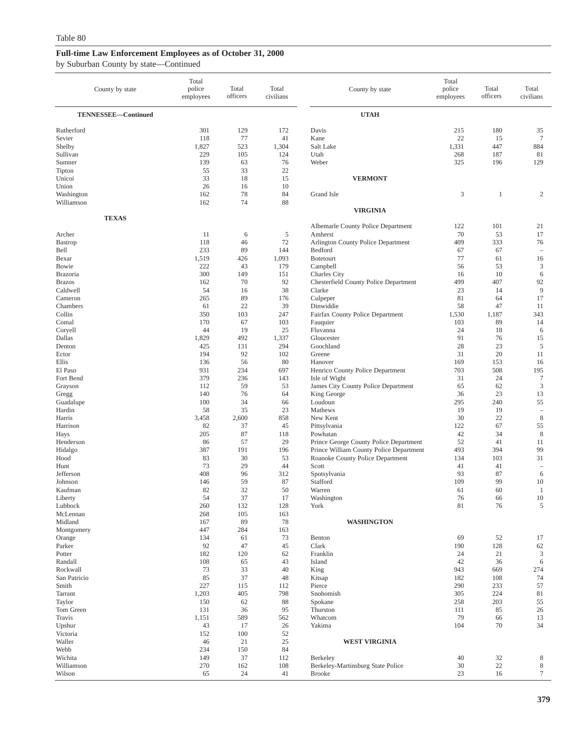Table 80

**Full-time Law Enforcement Employees as of October 31, 2000**

by Suburban County by state—Continued

| County by state | Total police employees | Total officers | Total civilians |
|---|---|---|---|
| **TENNESSEE—Continued** | | | |
| Rutherford | 301 | 129 | 172 |
| Sevier | 118 | 77 | 41 |
| Shelby | 1,827 | 523 | 1,304 |
| Sullivan | 229 | 105 | 124 |
| Sumner | 139 | 63 | 76 |
| Tipton | 55 | 33 | 22 |
| Unicoi | 33 | 18 | 15 |
| Union | 26 | 16 | 10 |
| Washington | 162 | 78 | 84 |
| Williamson | 162 | 74 | 88 |
| **TEXAS** | | | |
| Archer | 11 | 6 | 5 |
| Bastrop | 118 | 46 | 72 |
| Bell | 233 | 89 | 144 |
| Bexar | 1,519 | 426 | 1,093 |
| Bowie | 222 | 43 | 179 |
| Brazoria | 300 | 149 | 151 |
| Brazos | 162 | 70 | 92 |
| Caldwell | 54 | 16 | 38 |
| Cameron | 265 | 89 | 176 |
| Chambers | 61 | 22 | 39 |
| Collin | 350 | 103 | 247 |
| Comal | 170 | 67 | 103 |
| Coryell | 44 | 19 | 25 |
| Dallas | 1,829 | 492 | 1,337 |
| Denton | 425 | 131 | 294 |
| Ector | 194 | 92 | 102 |
| Ellis | 136 | 56 | 80 |
| El Paso | 931 | 234 | 697 |
| Fort Bend | 379 | 236 | 143 |
| Grayson | 112 | 59 | 53 |
| Gregg | 140 | 76 | 64 |
| Guadalupe | 100 | 34 | 66 |
| Hardin | 58 | 35 | 23 |
| Harris | 3,458 | 2,600 | 858 |
| Harrison | 82 | 37 | 45 |
| Hays | 205 | 87 | 118 |
| Henderson | 86 | 57 | 29 |
| Hidalgo | 387 | 191 | 196 |
| Hood | 83 | 30 | 53 |
| Hunt | 73 | 29 | 44 |
| Jefferson | 408 | 96 | 312 |
| Johnson | 146 | 59 | 87 |
| Kaufman | 82 | 32 | 50 |
| Liberty | 54 | 37 | 17 |
| Lubbock | 260 | 132 | 128 |
| McLennan | 268 | 105 | 163 |
| Midland | 167 | 89 | 78 |
| Montgomery | 447 | 284 | 163 |
| Orange | 134 | 61 | 73 |
| Parker | 92 | 47 | 45 |
| Potter | 182 | 120 | 62 |
| Randall | 108 | 65 | 43 |
| Rockwall | 73 | 33 | 40 |
| San Patricio | 85 | 37 | 48 |
| Smith | 227 | 115 | 112 |
| Tarrant | 1,203 | 405 | 798 |
| Taylor | 150 | 62 | 88 |
| Tom Green | 131 | 36 | 95 |
| Travis | 1,151 | 589 | 562 |
| Upshur | 43 | 17 | 26 |
| Victoria | 152 | 100 | 52 |
| Waller | 46 | 21 | 25 |
| Webb | 234 | 150 | 84 |
| Wichita | 149 | 37 | 112 |
| Williamson | 270 | 162 | 108 |
| Wilson | 65 | 24 | 41 |
| **UTAH** | | | |
| Davis | 215 | 180 | 35 |
| Kane | 22 | 15 | 7 |
| Salt Lake | 1,331 | 447 | 884 |
| Utah | 268 | 187 | 81 |
| Weber | 325 | 196 | 129 |
| **VERMONT** | | | |
| Grand Isle | 3 | 1 | 2 |
| **VIRGINIA** | | | |
| Albemarle County Police Department | 122 | 101 | 21 |
| Amherst | 70 | 53 | 17 |
| Arlington County Police Department | 409 | 333 | 76 |
| Bedford | 67 | 67 | – |
| Botetourt | 77 | 61 | 16 |
| Campbell | 56 | 53 | 3 |
| Charles City | 16 | 10 | 6 |
| Chesterfield County Police Department | 499 | 407 | 92 |
| Clarke | 23 | 14 | 9 |
| Culpeper | 81 | 64 | 17 |
| Dinwiddie | 58 | 47 | 11 |
| Fairfax County Police Department | 1,530 | 1,187 | 343 |
| Fauquier | 103 | 89 | 14 |
| Fluvanna | 24 | 18 | 6 |
| Gloucester | 91 | 76 | 15 |
| Goochland | 28 | 23 | 5 |
| Greene | 31 | 20 | 11 |
| Hanover | 169 | 153 | 16 |
| Henrico County Police Department | 703 | 508 | 195 |
| Isle of Wight | 31 | 24 | 7 |
| James City County Police Department | 65 | 62 | 3 |
| King George | 36 | 23 | 13 |
| Loudoun | 295 | 240 | 55 |
| Mathews | 19 | 19 | – |
| New Kent | 30 | 22 | 8 |
| Pittsylvania | 122 | 67 | 55 |
| Powhatan | 42 | 34 | 8 |
| Prince George County Police Department | 52 | 41 | 11 |
| Prince William County Police Department | 493 | 394 | 99 |
| Roanoke County Police Department | 134 | 103 | 31 |
| Scott | 41 | 41 | – |
| Spotsylvania | 93 | 87 | 6 |
| Stafford | 109 | 99 | 10 |
| Warren | 61 | 60 | 1 |
| Washington | 76 | 66 | 10 |
| York | 81 | 76 | 5 |
| **WASHINGTON** | | | |
| Benton | 69 | 52 | 17 |
| Clark | 190 | 128 | 62 |
| Franklin | 24 | 21 | 3 |
| Island | 42 | 36 | 6 |
| King | 943 | 669 | 274 |
| Kitsap | 182 | 108 | 74 |
| Pierce | 290 | 233 | 57 |
| Snohomish | 305 | 224 | 81 |
| Spokane | 258 | 203 | 55 |
| Thurston | 111 | 85 | 26 |
| Whatcom | 79 | 66 | 13 |
| Yakima | 104 | 70 | 34 |
| **WEST VIRGINIA** | | | |
| Berkeley | 40 | 32 | 8 |
| Berkeley-Martinsburg State Police | 30 | 22 | 8 |
| Brooke | 23 | 16 | 7 |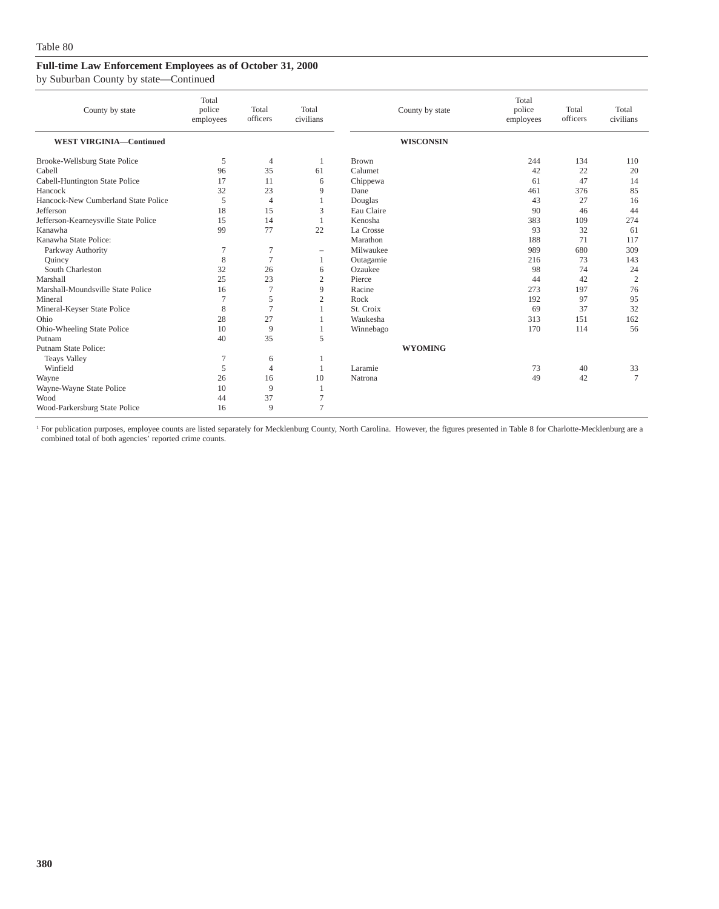Table 80

## Full-time Law Enforcement Employees as of October 31, 2000

by Suburban County by state—Continued

| County by state | Total police employees | Total officers | Total civilians |
|---|---|---|---|
| **WEST VIRGINIA—Continued** | | | |
| Brooke-Wellsburg State Police | 5 | 4 | 1 |
| Cabell | 96 | 35 | 61 |
| Cabell-Huntington State Police | 17 | 11 | 6 |
| Hancock | 32 | 23 | 9 |
| Hancock-New Cumberland State Police | 5 | 4 | 1 |
| Jefferson | 18 | 15 | 3 |
| Jefferson-Kearneysville State Police | 15 | 14 | 1 |
| Kanawha | 99 | 77 | 22 |
| Kanawha State Police: | | | |
| Parkway Authority | 7 | 7 | – |
| Quincy | 8 | 7 | 1 |
| South Charleston | 32 | 26 | 6 |
| Marshall | 25 | 23 | 2 |
| Marshall-Moundsville State Police | 16 | 7 | 9 |
| Mineral | 7 | 5 | 2 |
| Mineral-Keyser State Police | 8 | 7 | 1 |
| Ohio | 28 | 27 | 1 |
| Ohio-Wheeling State Police | 10 | 9 | 1 |
| Putnam | 40 | 35 | 5 |
| Putnam State Police: | | | |
| Teays Valley | 7 | 6 | 1 |
| Winfield | 5 | 4 | 1 |
| Wayne | 26 | 16 | 10 |
| Wayne-Wayne State Police | 10 | 9 | 1 |
| Wood | 44 | 37 | 7 |
| Wood-Parkersburg State Police | 16 | 9 | 7 |
| **WISCONSIN** | | | |
| Brown | 244 | 134 | 110 |
| Calumet | 42 | 22 | 20 |
| Chippewa | 61 | 47 | 14 |
| Dane | 461 | 376 | 85 |
| Douglas | 43 | 27 | 16 |
| Eau Claire | 90 | 46 | 44 |
| Kenosha | 383 | 109 | 274 |
| La Crosse | 93 | 32 | 61 |
| Marathon | 188 | 71 | 117 |
| Milwaukee | 989 | 680 | 309 |
| Outagamie | 216 | 73 | 143 |
| Ozaukee | 98 | 74 | 24 |
| Pierce | 44 | 42 | 2 |
| Racine | 273 | 197 | 76 |
| Rock | 192 | 97 | 95 |
| St. Croix | 69 | 37 | 32 |
| Waukesha | 313 | 151 | 162 |
| Winnebago | 170 | 114 | 56 |
| **WYOMING** | | | |
| Laramie | 73 | 40 | 33 |
| Natrona | 49 | 42 | 7 |

[1] For publication purposes, employee counts are listed separately for Mecklenburg County, North Carolina. However, the figures presented in Table 8 for Charlotte-Mecklenburg are a combined total of both agencies' reported crime counts.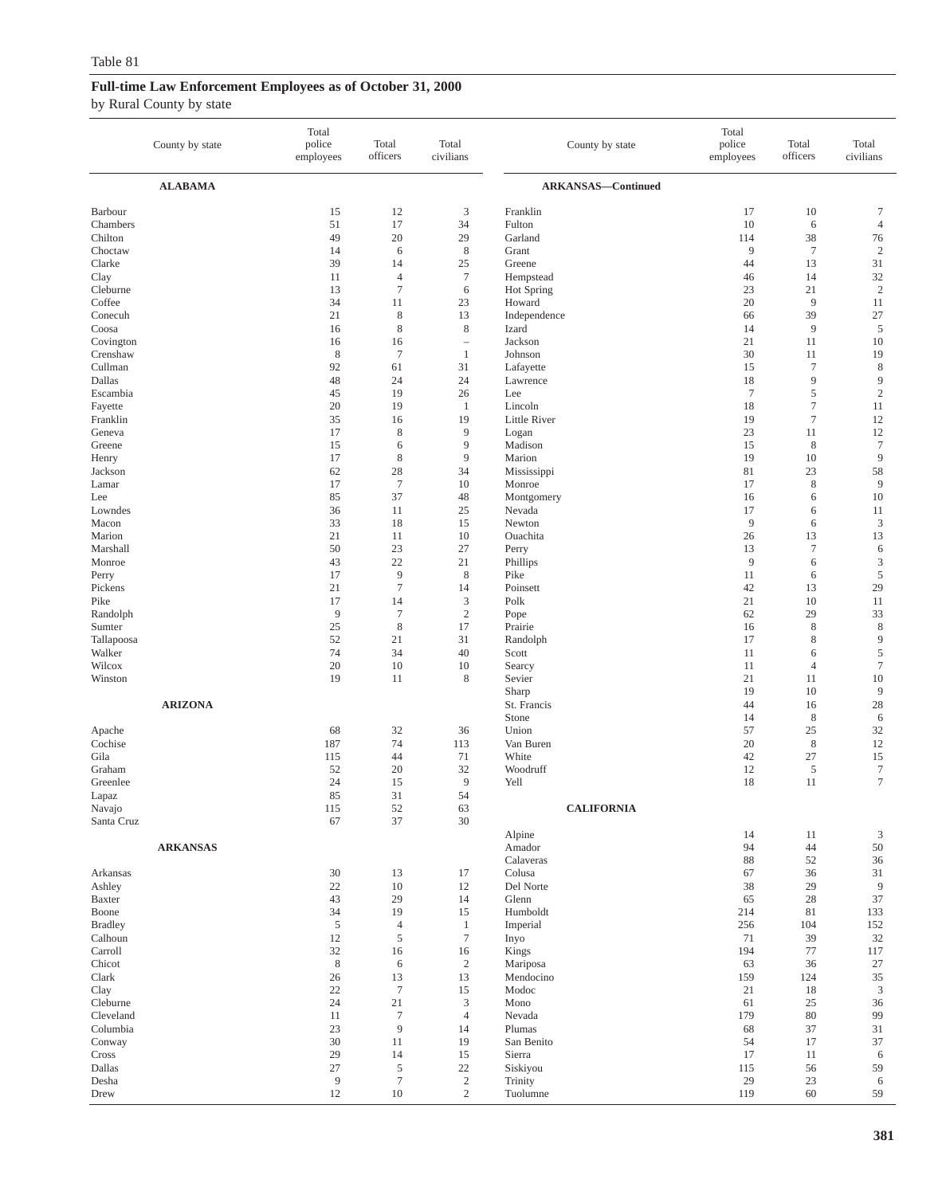Table 81

**Full-time Law Enforcement Employees as of October 31, 2000**

by Rural County by state

| County by state | Total police employees | Total officers | Total civilians |
|---|---|---|---|
| **ALABAMA** | | | |
| Barbour | 15 | 12 | 3 |
| Chambers | 51 | 17 | 34 |
| Chilton | 49 | 20 | 29 |
| Choctaw | 14 | 6 | 8 |
| Clarke | 39 | 14 | 25 |
| Clay | 11 | 4 | 7 |
| Cleburne | 13 | 7 | 6 |
| Coffee | 34 | 11 | 23 |
| Conecuh | 21 | 8 | 13 |
| Coosa | 16 | 8 | 8 |
| Covington | 16 | 16 | – |
| Crenshaw | 8 | 7 | 1 |
| Cullman | 92 | 61 | 31 |
| Dallas | 48 | 24 | 24 |
| Escambia | 45 | 19 | 26 |
| Fayette | 20 | 19 | 1 |
| Franklin | 35 | 16 | 19 |
| Geneva | 17 | 8 | 9 |
| Greene | 15 | 6 | 9 |
| Henry | 17 | 8 | 9 |
| Jackson | 62 | 28 | 34 |
| Lamar | 17 | 7 | 10 |
| Lee | 85 | 37 | 48 |
| Lowndes | 36 | 11 | 25 |
| Macon | 33 | 18 | 15 |
| Marion | 21 | 11 | 10 |
| Marshall | 50 | 23 | 27 |
| Monroe | 43 | 22 | 21 |
| Perry | 17 | 9 | 8 |
| Pickens | 21 | 7 | 14 |
| Pike | 17 | 14 | 3 |
| Randolph | 9 | 7 | 2 |
| Sumter | 25 | 8 | 17 |
| Tallapoosa | 52 | 21 | 31 |
| Walker | 74 | 34 | 40 |
| Wilcox | 20 | 10 | 10 |
| Winston | 19 | 11 | 8 |
| **ARIZONA** | | | |
| Apache | 68 | 32 | 36 |
| Cochise | 187 | 74 | 113 |
| Gila | 115 | 44 | 71 |
| Graham | 52 | 20 | 32 |
| Greenlee | 24 | 15 | 9 |
| Lapaz | 85 | 31 | 54 |
| Navajo | 115 | 52 | 63 |
| Santa Cruz | 67 | 37 | 30 |
| **ARKANSAS** | | | |
| Arkansas | 30 | 13 | 17 |
| Ashley | 22 | 10 | 12 |
| Baxter | 43 | 29 | 14 |
| Boone | 34 | 19 | 15 |
| Bradley | 5 | 4 | 1 |
| Calhoun | 12 | 5 | 7 |
| Carroll | 32 | 16 | 16 |
| Chicot | 8 | 6 | 2 |
| Clark | 26 | 13 | 13 |
| Clay | 22 | 7 | 15 |
| Cleburne | 24 | 21 | 3 |
| Cleveland | 11 | 7 | 4 |
| Columbia | 23 | 9 | 14 |
| Conway | 30 | 11 | 19 |
| Cross | 29 | 14 | 15 |
| Dallas | 27 | 5 | 22 |
| Desha | 9 | 7 | 2 |
| Drew | 12 | 10 | 2 |
| **ARKANSAS—Continued** | | | |
| Franklin | 17 | 10 | 7 |
| Fulton | 10 | 6 | 4 |
| Garland | 114 | 38 | 76 |
| Grant | 9 | 7 | 2 |
| Greene | 44 | 13 | 31 |
| Hempstead | 46 | 14 | 32 |
| Hot Spring | 23 | 21 | 2 |
| Howard | 20 | 9 | 11 |
| Independence | 66 | 39 | 27 |
| Izard | 14 | 9 | 5 |
| Jackson | 21 | 11 | 10 |
| Johnson | 30 | 11 | 19 |
| Lafayette | 15 | 7 | 8 |
| Lawrence | 18 | 9 | 9 |
| Lee | 7 | 5 | 2 |
| Lincoln | 18 | 7 | 11 |
| Little River | 19 | 7 | 12 |
| Logan | 23 | 11 | 12 |
| Madison | 15 | 8 | 7 |
| Marion | 19 | 10 | 9 |
| Mississippi | 81 | 23 | 58 |
| Monroe | 17 | 8 | 9 |
| Montgomery | 16 | 6 | 10 |
| Nevada | 17 | 6 | 11 |
| Newton | 9 | 6 | 3 |
| Ouachita | 26 | 13 | 13 |
| Perry | 13 | 7 | 6 |
| Phillips | 9 | 6 | 3 |
| Pike | 11 | 6 | 5 |
| Poinsett | 42 | 13 | 29 |
| Polk | 21 | 10 | 11 |
| Pope | 62 | 29 | 33 |
| Prairie | 16 | 8 | 8 |
| Randolph | 17 | 8 | 9 |
| Scott | 11 | 6 | 5 |
| Searcy | 11 | 4 | 7 |
| Sevier | 21 | 11 | 10 |
| Sharp | 19 | 10 | 9 |
| St. Francis | 44 | 16 | 28 |
| Stone | 14 | 8 | 6 |
| Union | 57 | 25 | 32 |
| Van Buren | 20 | 8 | 12 |
| White | 42 | 27 | 15 |
| Woodruff | 12 | 5 | 7 |
| Yell | 18 | 11 | 7 |
| **CALIFORNIA** | | | |
| Alpine | 14 | 11 | 3 |
| Amador | 94 | 44 | 50 |
| Calaveras | 88 | 52 | 36 |
| Colusa | 67 | 36 | 31 |
| Del Norte | 38 | 29 | 9 |
| Glenn | 65 | 28 | 37 |
| Humboldt | 214 | 81 | 133 |
| Imperial | 256 | 104 | 152 |
| Inyo | 71 | 39 | 32 |
| Kings | 194 | 77 | 117 |
| Mariposa | 63 | 36 | 27 |
| Mendocino | 159 | 124 | 35 |
| Modoc | 21 | 18 | 3 |
| Mono | 61 | 25 | 36 |
| Nevada | 179 | 80 | 99 |
| Plumas | 68 | 37 | 31 |
| San Benito | 54 | 17 | 37 |
| Sierra | 17 | 11 | 6 |
| Siskiyou | 115 | 56 | 59 |
| Trinity | 29 | 23 | 6 |
| Tuolumne | 119 | 60 | 59 |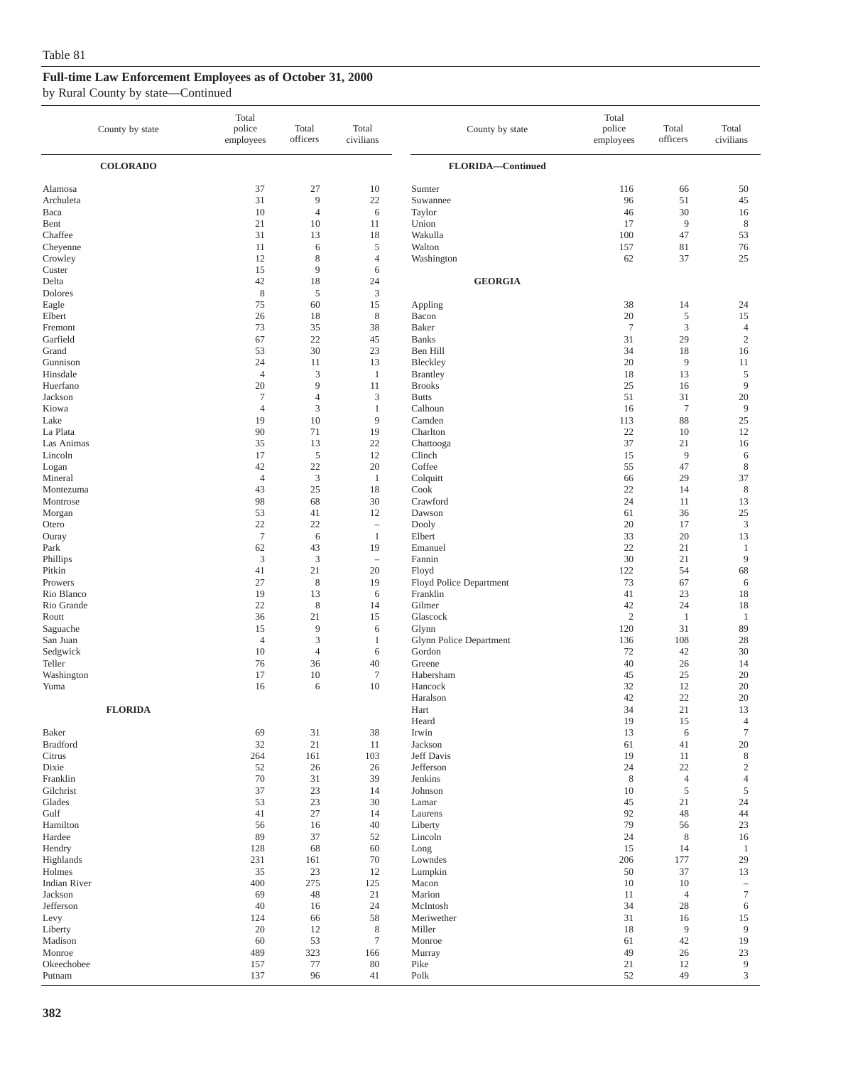Table 81

## Full-time Law Enforcement Employees as of October 31, 2000

by Rural County by state—Continued

| County by state | Total police employees | Total officers | Total civilians |
|---|---|---|---|
| **COLORADO** | | | |
| Alamosa | 37 | 27 | 10 |
| Archuleta | 31 | 9 | 22 |
| Baca | 10 | 4 | 6 |
| Bent | 21 | 10 | 11 |
| Chaffee | 31 | 13 | 18 |
| Cheyenne | 11 | 6 | 5 |
| Crowley | 12 | 8 | 4 |
| Custer | 15 | 9 | 6 |
| Delta | 42 | 18 | 24 |
| Dolores | 8 | 5 | 3 |
| Eagle | 75 | 60 | 15 |
| Elbert | 26 | 18 | 8 |
| Fremont | 73 | 35 | 38 |
| Garfield | 67 | 22 | 45 |
| Grand | 53 | 30 | 23 |
| Gunnison | 24 | 11 | 13 |
| Hinsdale | 4 | 3 | 1 |
| Huerfano | 20 | 9 | 11 |
| Jackson | 7 | 4 | 3 |
| Kiowa | 4 | 3 | 1 |
| Lake | 19 | 10 | 9 |
| La Plata | 90 | 71 | 19 |
| Las Animas | 35 | 13 | 22 |
| Lincoln | 17 | 5 | 12 |
| Logan | 42 | 22 | 20 |
| Mineral | 4 | 3 | 1 |
| Montezuma | 43 | 25 | 18 |
| Montrose | 98 | 68 | 30 |
| Morgan | 53 | 41 | 12 |
| Otero | 22 | 22 | – |
| Ouray | 7 | 6 | 1 |
| Park | 62 | 43 | 19 |
| Phillips | 3 | 3 | – |
| Pitkin | 41 | 21 | 20 |
| Prowers | 27 | 8 | 19 |
| Rio Blanco | 19 | 13 | 6 |
| Rio Grande | 22 | 8 | 14 |
| Routt | 36 | 21 | 15 |
| Saguache | 15 | 9 | 6 |
| San Juan | 4 | 3 | 1 |
| Sedgwick | 10 | 4 | 6 |
| Teller | 76 | 36 | 40 |
| Washington | 17 | 10 | 7 |
| Yuma | 16 | 6 | 10 |
| **FLORIDA** | | | |
| Baker | 69 | 31 | 38 |
| Bradford | 32 | 21 | 11 |
| Citrus | 264 | 161 | 103 |
| Dixie | 52 | 26 | 26 |
| Franklin | 70 | 31 | 39 |
| Gilchrist | 37 | 23 | 14 |
| Glades | 53 | 23 | 30 |
| Gulf | 41 | 27 | 14 |
| Hamilton | 56 | 16 | 40 |
| Hardee | 89 | 37 | 52 |
| Hendry | 128 | 68 | 60 |
| Highlands | 231 | 161 | 70 |
| Holmes | 35 | 23 | 12 |
| Indian River | 400 | 275 | 125 |
| Jackson | 69 | 48 | 21 |
| Jefferson | 40 | 16 | 24 |
| Levy | 124 | 66 | 58 |
| Liberty | 20 | 12 | 8 |
| Madison | 60 | 53 | 7 |
| Monroe | 489 | 323 | 166 |
| Okeechobee | 157 | 77 | 80 |
| Putnam | 137 | 96 | 41 |
| **FLORIDA—Continued** | | | |
| Sumter | 116 | 66 | 50 |
| Suwannee | 96 | 51 | 45 |
| Taylor | 46 | 30 | 16 |
| Union | 17 | 9 | 8 |
| Wakulla | 100 | 47 | 53 |
| Walton | 157 | 81 | 76 |
| Washington | 62 | 37 | 25 |
| **GEORGIA** | | | |
| Appling | 38 | 14 | 24 |
| Bacon | 20 | 5 | 15 |
| Baker | 7 | 3 | 4 |
| Banks | 31 | 29 | 2 |
| Ben Hill | 34 | 18 | 16 |
| Bleckley | 20 | 9 | 11 |
| Brantley | 18 | 13 | 5 |
| Brooks | 25 | 16 | 9 |
| Butts | 51 | 31 | 20 |
| Calhoun | 16 | 7 | 9 |
| Camden | 113 | 88 | 25 |
| Charlton | 22 | 10 | 12 |
| Chattooga | 37 | 21 | 16 |
| Clinch | 15 | 9 | 6 |
| Coffee | 55 | 47 | 8 |
| Colquitt | 66 | 29 | 37 |
| Cook | 22 | 14 | 8 |
| Crawford | 24 | 11 | 13 |
| Dawson | 61 | 36 | 25 |
| Dooly | 20 | 17 | 3 |
| Elbert | 33 | 20 | 13 |
| Emanuel | 22 | 21 | 1 |
| Fannin | 30 | 21 | 9 |
| Floyd | 122 | 54 | 68 |
| Floyd Police Department | 73 | 67 | 6 |
| Franklin | 41 | 23 | 18 |
| Gilmer | 42 | 24 | 18 |
| Glascock | 2 | 1 | 1 |
| Glynn | 120 | 31 | 89 |
| Glynn Police Department | 136 | 108 | 28 |
| Gordon | 72 | 42 | 30 |
| Greene | 40 | 26 | 14 |
| Habersham | 45 | 25 | 20 |
| Hancock | 32 | 12 | 20 |
| Haralson | 42 | 22 | 20 |
| Hart | 34 | 21 | 13 |
| Heard | 19 | 15 | 4 |
| Irwin | 13 | 6 | 7 |
| Jackson | 61 | 41 | 20 |
| Jeff Davis | 19 | 11 | 8 |
| Jefferson | 24 | 22 | 2 |
| Jenkins | 8 | 4 | 4 |
| Johnson | 10 | 5 | 5 |
| Lamar | 45 | 21 | 24 |
| Laurens | 92 | 48 | 44 |
| Liberty | 79 | 56 | 23 |
| Lincoln | 24 | 8 | 16 |
| Long | 15 | 14 | 1 |
| Lowndes | 206 | 177 | 29 |
| Lumpkin | 50 | 37 | 13 |
| Macon | 10 | 10 | – |
| Marion | 11 | 4 | 7 |
| McIntosh | 34 | 28 | 6 |
| Meriwether | 31 | 16 | 15 |
| Miller | 18 | 9 | 9 |
| Monroe | 61 | 42 | 19 |
| Murray | 49 | 26 | 23 |
| Pike | 21 | 12 | 9 |
| Polk | 52 | 49 | 3 |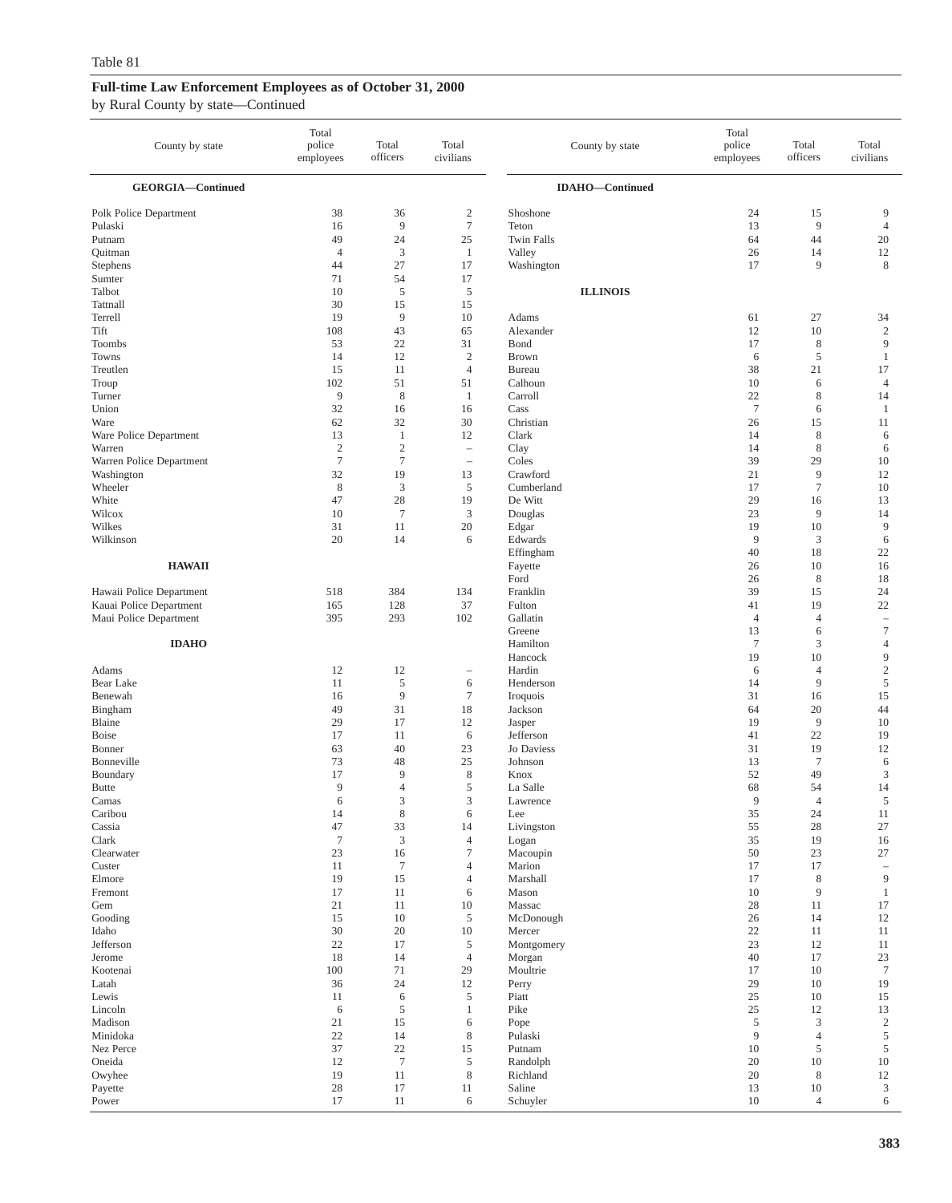Table 81

## Full-time Law Enforcement Employees as of October 31, 2000

by Rural County by state—Continued

| County by state | Total police employees | Total officers | Total civilians |
|---|---|---|---|
| **GEORGIA—Continued** | | | |
| Polk Police Department | 38 | 36 | 2 |
| Pulaski | 16 | 9 | 7 |
| Putnam | 49 | 24 | 25 |
| Quitman | 4 | 3 | 1 |
| Stephens | 44 | 27 | 17 |
| Sumter | 71 | 54 | 17 |
| Talbot | 10 | 5 | 5 |
| Tattnall | 30 | 15 | 15 |
| Terrell | 19 | 9 | 10 |
| Tift | 108 | 43 | 65 |
| Toombs | 53 | 22 | 31 |
| Towns | 14 | 12 | 2 |
| Treutlen | 15 | 11 | 4 |
| Troup | 102 | 51 | 51 |
| Turner | 9 | 8 | 1 |
| Union | 32 | 16 | 16 |
| Ware | 62 | 32 | 30 |
| Ware Police Department | 13 | 1 | 12 |
| Warren | 2 | 2 | – |
| Warren Police Department | 7 | 7 | – |
| Washington | 32 | 19 | 13 |
| Wheeler | 8 | 3 | 5 |
| White | 47 | 28 | 19 |
| Wilcox | 10 | 7 | 3 |
| Wilkes | 31 | 11 | 20 |
| Wilkinson | 20 | 14 | 6 |
| **HAWAII** | | | |
| Hawaii Police Department | 518 | 384 | 134 |
| Kauai Police Department | 165 | 128 | 37 |
| Maui Police Department | 395 | 293 | 102 |
| **IDAHO** | | | |
| Adams | 12 | 12 | – |
| Bear Lake | 11 | 5 | 6 |
| Benewah | 16 | 9 | 7 |
| Bingham | 49 | 31 | 18 |
| Blaine | 29 | 17 | 12 |
| Boise | 17 | 11 | 6 |
| Bonner | 63 | 40 | 23 |
| Bonneville | 73 | 48 | 25 |
| Boundary | 17 | 9 | 8 |
| Butte | 9 | 4 | 5 |
| Camas | 6 | 3 | 3 |
| Caribou | 14 | 8 | 6 |
| Cassia | 47 | 33 | 14 |
| Clark | 7 | 3 | 4 |
| Clearwater | 23 | 16 | 7 |
| Custer | 11 | 7 | 4 |
| Elmore | 19 | 15 | 4 |
| Fremont | 17 | 11 | 6 |
| Gem | 21 | 11 | 10 |
| Gooding | 15 | 10 | 5 |
| Idaho | 30 | 20 | 10 |
| Jefferson | 22 | 17 | 5 |
| Jerome | 18 | 14 | 4 |
| Kootenai | 100 | 71 | 29 |
| Latah | 36 | 24 | 12 |
| Lewis | 11 | 6 | 5 |
| Lincoln | 6 | 5 | 1 |
| Madison | 21 | 15 | 6 |
| Minidoka | 22 | 14 | 8 |
| Nez Perce | 37 | 22 | 15 |
| Oneida | 12 | 7 | 5 |
| Owyhee | 19 | 11 | 8 |
| Payette | 28 | 17 | 11 |
| Power | 17 | 11 | 6 |
| **IDAHO—Continued** | | | |
| Shoshone | 24 | 15 | 9 |
| Teton | 13 | 9 | 4 |
| Twin Falls | 64 | 44 | 20 |
| Valley | 26 | 14 | 12 |
| Washington | 17 | 9 | 8 |
| **ILLINOIS** | | | |
| Adams | 61 | 27 | 34 |
| Alexander | 12 | 10 | 2 |
| Bond | 17 | 8 | 9 |
| Brown | 6 | 5 | 1 |
| Bureau | 38 | 21 | 17 |
| Calhoun | 10 | 6 | 4 |
| Carroll | 22 | 8 | 14 |
| Cass | 7 | 6 | 1 |
| Christian | 26 | 15 | 11 |
| Clark | 14 | 8 | 6 |
| Clay | 14 | 8 | 6 |
| Coles | 39 | 29 | 10 |
| Crawford | 21 | 9 | 12 |
| Cumberland | 17 | 7 | 10 |
| De Witt | 29 | 16 | 13 |
| Douglas | 23 | 9 | 14 |
| Edgar | 19 | 10 | 9 |
| Edwards | 9 | 3 | 6 |
| Effingham | 40 | 18 | 22 |
| Fayette | 26 | 10 | 16 |
| Ford | 26 | 8 | 18 |
| Franklin | 39 | 15 | 24 |
| Fulton | 41 | 19 | 22 |
| Gallatin | 4 | 4 | – |
| Greene | 13 | 6 | 7 |
| Hamilton | 7 | 3 | 4 |
| Hancock | 19 | 10 | 9 |
| Hardin | 6 | 4 | 2 |
| Henderson | 14 | 9 | 5 |
| Iroquois | 31 | 16 | 15 |
| Jackson | 64 | 20 | 44 |
| Jasper | 19 | 9 | 10 |
| Jefferson | 41 | 22 | 19 |
| Jo Daviess | 31 | 19 | 12 |
| Johnson | 13 | 7 | 6 |
| Knox | 52 | 49 | 3 |
| La Salle | 68 | 54 | 14 |
| Lawrence | 9 | 4 | 5 |
| Lee | 35 | 24 | 11 |
| Livingston | 55 | 28 | 27 |
| Logan | 35 | 19 | 16 |
| Macoupin | 50 | 23 | 27 |
| Marion | 17 | 17 | – |
| Marshall | 17 | 8 | 9 |
| Mason | 10 | 9 | 1 |
| Massac | 28 | 11 | 17 |
| McDonough | 26 | 14 | 12 |
| Mercer | 22 | 11 | 11 |
| Montgomery | 23 | 12 | 11 |
| Morgan | 40 | 17 | 23 |
| Moultrie | 17 | 10 | 7 |
| Perry | 29 | 10 | 19 |
| Piatt | 25 | 10 | 15 |
| Pike | 25 | 12 | 13 |
| Pope | 5 | 3 | 2 |
| Pulaski | 9 | 4 | 5 |
| Putnam | 10 | 5 | 5 |
| Randolph | 20 | 10 | 10 |
| Richland | 20 | 8 | 12 |
| Saline | 13 | 10 | 3 |
| Schuyler | 10 | 4 | 6 |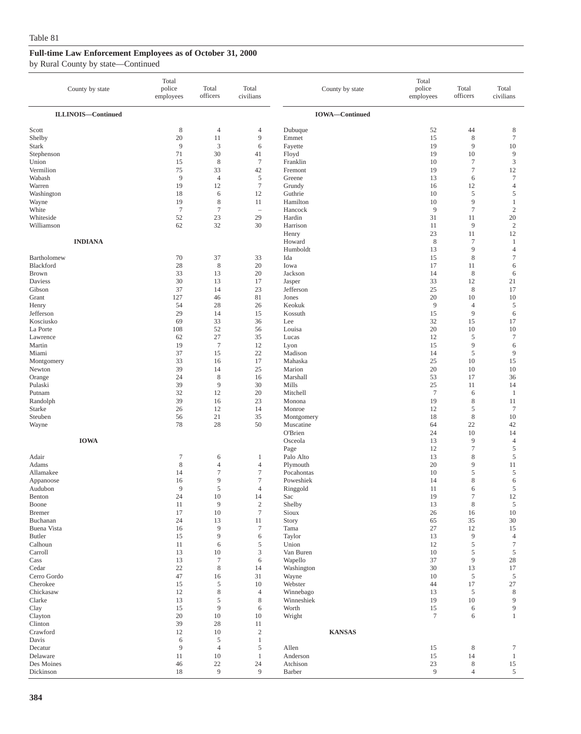Table 81

## Full-time Law Enforcement Employees as of October 31, 2000

by Rural County by state—Continued

| County by state | Total police employees | Total officers | Total civilians |
|---|---|---|---|
| **ILLINOIS—Continued** | | | |
| Scott | 8 | 4 | 4 |
| Shelby | 20 | 11 | 9 |
| Stark | 9 | 3 | 6 |
| Stephenson | 71 | 30 | 41 |
| Union | 15 | 8 | 7 |
| Vermilion | 75 | 33 | 42 |
| Wabash | 9 | 4 | 5 |
| Warren | 19 | 12 | 7 |
| Washington | 18 | 6 | 12 |
| Wayne | 19 | 8 | 11 |
| White | 7 | 7 | – |
| Whiteside | 52 | 23 | 29 |
| Williamson | 62 | 32 | 30 |
| **INDIANA** | | | |
| Bartholomew | 70 | 37 | 33 |
| Blackford | 28 | 8 | 20 |
| Brown | 33 | 13 | 20 |
| Daviess | 30 | 13 | 17 |
| Gibson | 37 | 14 | 23 |
| Grant | 127 | 46 | 81 |
| Henry | 54 | 28 | 26 |
| Jefferson | 29 | 14 | 15 |
| Kosciusko | 69 | 33 | 36 |
| La Porte | 108 | 52 | 56 |
| Lawrence | 62 | 27 | 35 |
| Martin | 19 | 7 | 12 |
| Miami | 37 | 15 | 22 |
| Montgomery | 33 | 16 | 17 |
| Newton | 39 | 14 | 25 |
| Orange | 24 | 8 | 16 |
| Pulaski | 39 | 9 | 30 |
| Putnam | 32 | 12 | 20 |
| Randolph | 39 | 16 | 23 |
| Starke | 26 | 12 | 14 |
| Steuben | 56 | 21 | 35 |
| Wayne | 78 | 28 | 50 |
| **IOWA** | | | |
| Adair | 7 | 6 | 1 |
| Adams | 8 | 4 | 4 |
| Allamakee | 14 | 7 | 7 |
| Appanoose | 16 | 9 | 7 |
| Audubon | 9 | 5 | 4 |
| Benton | 24 | 10 | 14 |
| Boone | 11 | 9 | 2 |
| Bremer | 17 | 10 | 7 |
| Buchanan | 24 | 13 | 11 |
| Buena Vista | 16 | 9 | 7 |
| Butler | 15 | 9 | 6 |
| Calhoun | 11 | 6 | 5 |
| Carroll | 13 | 10 | 3 |
| Cass | 13 | 7 | 6 |
| Cedar | 22 | 8 | 14 |
| Cerro Gordo | 47 | 16 | 31 |
| Cherokee | 15 | 5 | 10 |
| Chickasaw | 12 | 8 | 4 |
| Clarke | 13 | 5 | 8 |
| Clay | 15 | 9 | 6 |
| Clayton | 20 | 10 | 10 |
| Clinton | 39 | 28 | 11 |
| Crawford | 12 | 10 | 2 |
| Davis | 6 | 5 | 1 |
| Decatur | 9 | 4 | 5 |
| Delaware | 11 | 10 | 1 |
| Des Moines | 46 | 22 | 24 |
| Dickinson | 18 | 9 | 9 |
| **IOWA—Continued** | | | |
| Dubuque | 52 | 44 | 8 |
| Emmet | 15 | 8 | 7 |
| Fayette | 19 | 9 | 10 |
| Floyd | 19 | 10 | 9 |
| Franklin | 10 | 7 | 3 |
| Fremont | 19 | 7 | 12 |
| Greene | 13 | 6 | 7 |
| Grundy | 16 | 12 | 4 |
| Guthrie | 10 | 5 | 5 |
| Hamilton | 10 | 9 | 1 |
| Hancock | 9 | 7 | 2 |
| Hardin | 31 | 11 | 20 |
| Harrison | 11 | 9 | 2 |
| Henry | 23 | 11 | 12 |
| Howard | 8 | 7 | 1 |
| Humboldt | 13 | 9 | 4 |
| Ida | 15 | 8 | 7 |
| Iowa | 17 | 11 | 6 |
| Jackson | 14 | 8 | 6 |
| Jasper | 33 | 12 | 21 |
| Jefferson | 25 | 8 | 17 |
| Jones | 20 | 10 | 10 |
| Keokuk | 9 | 4 | 5 |
| Kossuth | 15 | 9 | 6 |
| Lee | 32 | 15 | 17 |
| Louisa | 20 | 10 | 10 |
| Lucas | 12 | 5 | 7 |
| Lyon | 15 | 9 | 6 |
| Madison | 14 | 5 | 9 |
| Mahaska | 25 | 10 | 15 |
| Marion | 20 | 10 | 10 |
| Marshall | 53 | 17 | 36 |
| Mills | 25 | 11 | 14 |
| Mitchell | 7 | 6 | 1 |
| Monona | 19 | 8 | 11 |
| Monroe | 12 | 5 | 7 |
| Montgomery | 18 | 8 | 10 |
| Muscatine | 64 | 22 | 42 |
| O'Brien | 24 | 10 | 14 |
| Osceola | 13 | 9 | 4 |
| Page | 12 | 7 | 5 |
| Palo Alto | 13 | 8 | 5 |
| Plymouth | 20 | 9 | 11 |
| Pocahontas | 10 | 5 | 5 |
| Poweshiek | 14 | 8 | 6 |
| Ringgold | 11 | 6 | 5 |
| Sac | 19 | 7 | 12 |
| Shelby | 13 | 8 | 5 |
| Sioux | 26 | 16 | 10 |
| Story | 65 | 35 | 30 |
| Tama | 27 | 12 | 15 |
| Taylor | 13 | 9 | 4 |
| Union | 12 | 5 | 7 |
| Van Buren | 10 | 5 | 5 |
| Wapello | 37 | 9 | 28 |
| Washington | 30 | 13 | 17 |
| Wayne | 10 | 5 | 5 |
| Webster | 44 | 17 | 27 |
| Winnebago | 13 | 5 | 8 |
| Winneshiek | 19 | 10 | 9 |
| Worth | 15 | 6 | 9 |
| Wright | 7 | 6 | 1 |
| **KANSAS** | | | |
| Allen | 15 | 8 | 7 |
| Anderson | 15 | 14 | 1 |
| Atchison | 23 | 8 | 15 |
| Barber | 9 | 4 | 5 |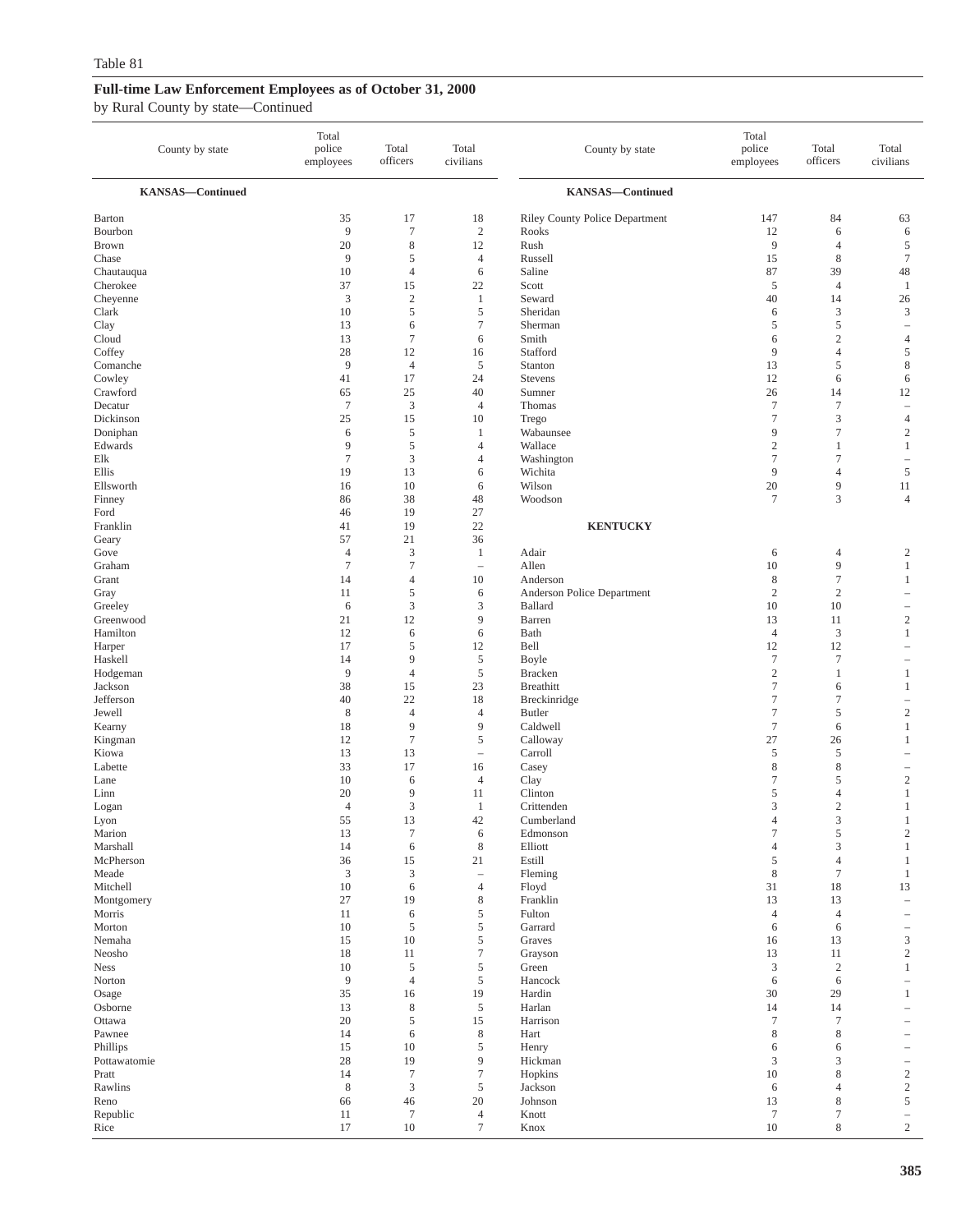Table 81

## Full-time Law Enforcement Employees as of October 31, 2000

by Rural County by state—Continued

| County by state | Total police employees | Total officers | Total civilians |
|---|---|---|---|
| **KANSAS—Continued** | | | |
| Barton | 35 | 17 | 18 |
| Bourbon | 9 | 7 | 2 |
| Brown | 20 | 8 | 12 |
| Chase | 9 | 5 | 4 |
| Chautauqua | 10 | 4 | 6 |
| Cherokee | 37 | 15 | 22 |
| Cheyenne | 3 | 2 | 1 |
| Clark | 10 | 5 | 5 |
| Clay | 13 | 6 | 7 |
| Cloud | 13 | 7 | 6 |
| Coffey | 28 | 12 | 16 |
| Comanche | 9 | 4 | 5 |
| Cowley | 41 | 17 | 24 |
| Crawford | 65 | 25 | 40 |
| Decatur | 7 | 3 | 4 |
| Dickinson | 25 | 15 | 10 |
| Doniphan | 6 | 5 | 1 |
| Edwards | 9 | 5 | 4 |
| Elk | 7 | 3 | 4 |
| Ellis | 19 | 13 | 6 |
| Ellsworth | 16 | 10 | 6 |
| Finney | 86 | 38 | 48 |
| Ford | 46 | 19 | 27 |
| Franklin | 41 | 19 | 22 |
| Geary | 57 | 21 | 36 |
| Gove | 4 | 3 | 1 |
| Graham | 7 | 7 | – |
| Grant | 14 | 4 | 10 |
| Gray | 11 | 5 | 6 |
| Greeley | 6 | 3 | 3 |
| Greenwood | 21 | 12 | 9 |
| Hamilton | 12 | 6 | 6 |
| Harper | 17 | 5 | 12 |
| Haskell | 14 | 9 | 5 |
| Hodgeman | 9 | 4 | 5 |
| Jackson | 38 | 15 | 23 |
| Jefferson | 40 | 22 | 18 |
| Jewell | 8 | 4 | 4 |
| Kearny | 18 | 9 | 9 |
| Kingman | 12 | 7 | 5 |
| Kiowa | 13 | 13 | – |
| Labette | 33 | 17 | 16 |
| Lane | 10 | 6 | 4 |
| Linn | 20 | 9 | 11 |
| Logan | 4 | 3 | 1 |
| Lyon | 55 | 13 | 42 |
| Marion | 13 | 7 | 6 |
| Marshall | 14 | 6 | 8 |
| McPherson | 36 | 15 | 21 |
| Meade | 3 | 3 | – |
| Mitchell | 10 | 6 | 4 |
| Montgomery | 27 | 19 | 8 |
| Morris | 11 | 6 | 5 |
| Morton | 10 | 5 | 5 |
| Nemaha | 15 | 10 | 5 |
| Neosho | 18 | 11 | 7 |
| Ness | 10 | 5 | 5 |
| Norton | 9 | 4 | 5 |
| Osage | 35 | 16 | 19 |
| Osborne | 13 | 8 | 5 |
| Ottawa | 20 | 5 | 15 |
| Pawnee | 14 | 6 | 8 |
| Phillips | 15 | 10 | 5 |
| Pottawatomie | 28 | 19 | 9 |
| Pratt | 14 | 7 | 7 |
| Rawlins | 8 | 3 | 5 |
| Reno | 66 | 46 | 20 |
| Republic | 11 | 7 | 4 |
| Rice | 17 | 10 | 7 |
| Riley County Police Department | 147 | 84 | 63 |
| Rooks | 12 | 6 | 6 |
| Rush | 9 | 4 | 5 |
| Russell | 15 | 8 | 7 |
| Saline | 87 | 39 | 48 |
| Scott | 5 | 4 | 1 |
| Seward | 40 | 14 | 26 |
| Sheridan | 6 | 3 | 3 |
| Sherman | 5 | 5 | – |
| Smith | 6 | 2 | 4 |
| Stafford | 9 | 4 | 5 |
| Stanton | 13 | 5 | 8 |
| Stevens | 12 | 6 | 6 |
| Sumner | 26 | 14 | 12 |
| Thomas | 7 | 7 | – |
| Trego | 7 | 3 | 4 |
| Wabaunsee | 9 | 7 | 2 |
| Wallace | 2 | 1 | 1 |
| Washington | 7 | 7 | – |
| Wichita | 9 | 4 | 5 |
| Wilson | 20 | 9 | 11 |
| Woodson | 7 | 3 | 4 |
| **KENTUCKY** | | | |
| Adair | 6 | 4 | 2 |
| Allen | 10 | 9 | 1 |
| Anderson | 8 | 7 | 1 |
| Anderson Police Department | 2 | 2 | – |
| Ballard | 10 | 10 | – |
| Barren | 13 | 11 | 2 |
| Bath | 4 | 3 | 1 |
| Bell | 12 | 12 | – |
| Boyle | 7 | 7 | – |
| Bracken | 2 | 1 | 1 |
| Breathitt | 7 | 6 | 1 |
| Breckinridge | 7 | 7 | – |
| Butler | 7 | 5 | 2 |
| Caldwell | 7 | 6 | 1 |
| Calloway | 27 | 26 | 1 |
| Carroll | 5 | 5 | – |
| Casey | 8 | 8 | – |
| Clay | 7 | 5 | 2 |
| Clinton | 5 | 4 | 1 |
| Crittenden | 3 | 2 | 1 |
| Cumberland | 4 | 3 | 1 |
| Edmonson | 7 | 5 | 2 |
| Elliott | 4 | 3 | 1 |
| Estill | 5 | 4 | 1 |
| Fleming | 8 | 7 | 1 |
| Floyd | 31 | 18 | 13 |
| Franklin | 13 | 13 | – |
| Fulton | 4 | 4 | – |
| Garrard | 6 | 6 | – |
| Graves | 16 | 13 | 3 |
| Grayson | 13 | 11 | 2 |
| Green | 3 | 2 | 1 |
| Hancock | 6 | 6 | – |
| Hardin | 30 | 29 | 1 |
| Harlan | 14 | 14 | – |
| Harrison | 7 | 7 | – |
| Hart | 8 | 8 | – |
| Henry | 6 | 6 | – |
| Hickman | 3 | 3 | – |
| Hopkins | 10 | 8 | 2 |
| Jackson | 6 | 4 | 2 |
| Johnson | 13 | 8 | 5 |
| Knott | 7 | 7 | – |
| Knox | 10 | 8 | 2 |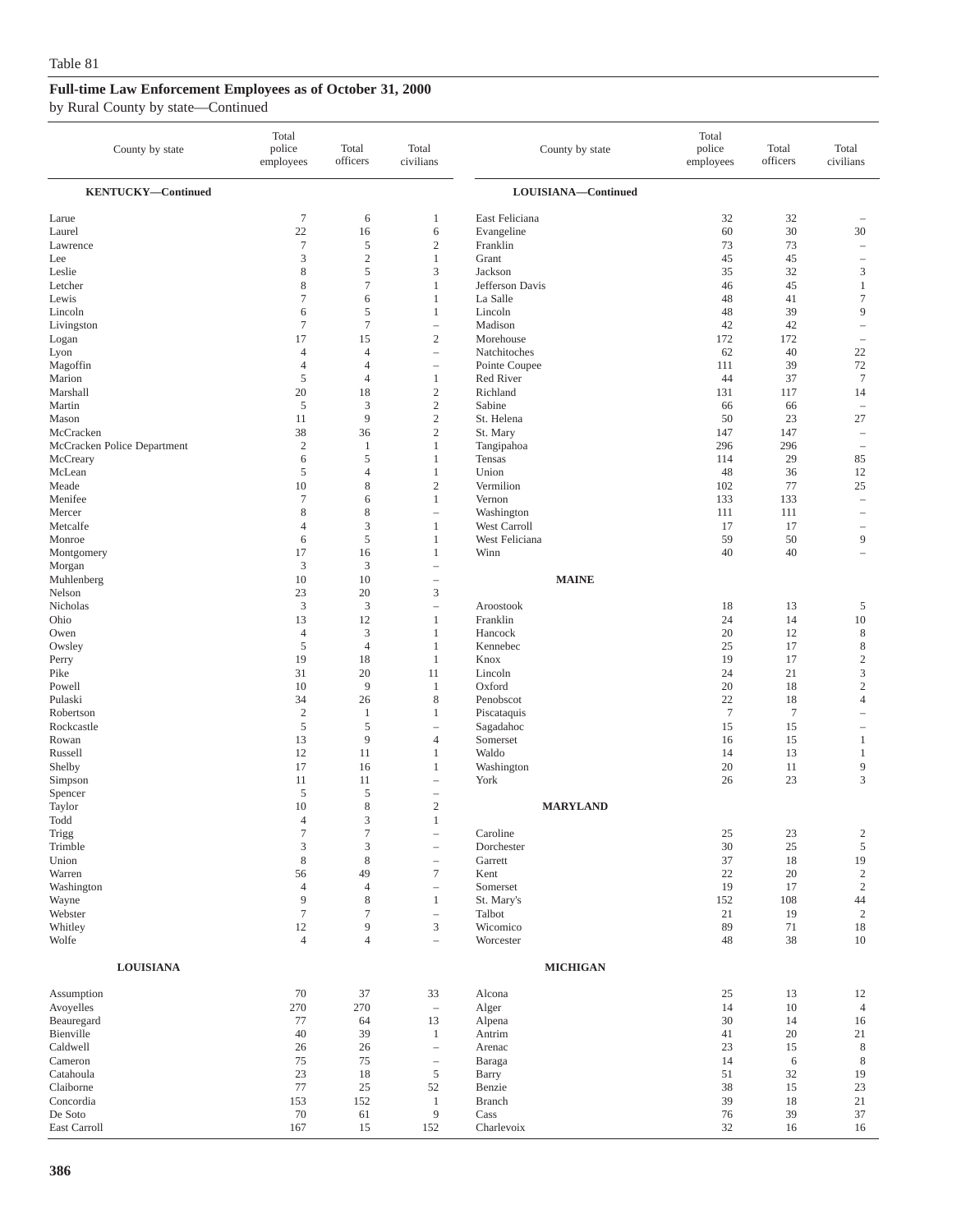Table 81

## Full-time Law Enforcement Employees as of October 31, 2000

by Rural County by state—Continued

| County by state | Total police employees | Total officers | Total civilians |
|---|---|---|---|
| **KENTUCKY—Continued** | | | |
| Larue | 7 | 6 | 1 |
| Laurel | 22 | 16 | 6 |
| Lawrence | 7 | 5 | 2 |
| Lee | 3 | 2 | 1 |
| Leslie | 8 | 5 | 3 |
| Letcher | 8 | 7 | 1 |
| Lewis | 7 | 6 | 1 |
| Lincoln | 6 | 5 | 1 |
| Livingston | 7 | 7 | – |
| Logan | 17 | 15 | 2 |
| Lyon | 4 | 4 | – |
| Magoffin | 4 | 4 | – |
| Marion | 5 | 4 | 1 |
| Marshall | 20 | 18 | 2 |
| Martin | 5 | 3 | 2 |
| Mason | 11 | 9 | 2 |
| McCracken | 38 | 36 | 2 |
| McCracken Police Department | 2 | 1 | 1 |
| McCreary | 6 | 5 | 1 |
| McLean | 5 | 4 | 1 |
| Meade | 10 | 8 | 2 |
| Menifee | 7 | 6 | 1 |
| Mercer | 8 | 8 | – |
| Metcalfe | 4 | 3 | 1 |
| Monroe | 6 | 5 | 1 |
| Montgomery | 17 | 16 | 1 |
| Morgan | 3 | 3 | – |
| Muhlenberg | 10 | 10 | – |
| Nelson | 23 | 20 | 3 |
| Nicholas | 3 | 3 | – |
| Ohio | 13 | 12 | 1 |
| Owen | 4 | 3 | 1 |
| Owsley | 5 | 4 | 1 |
| Perry | 19 | 18 | 1 |
| Pike | 31 | 20 | 11 |
| Powell | 10 | 9 | 1 |
| Pulaski | 34 | 26 | 8 |
| Robertson | 2 | 1 | 1 |
| Rockcastle | 5 | 5 | – |
| Rowan | 13 | 9 | 4 |
| Russell | 12 | 11 | 1 |
| Shelby | 17 | 16 | 1 |
| Simpson | 11 | 11 | – |
| Spencer | 5 | 5 | – |
| Taylor | 10 | 8 | 2 |
| Todd | 4 | 3 | 1 |
| Trigg | 7 | 7 | – |
| Trimble | 3 | 3 | – |
| Union | 8 | 8 | – |
| Warren | 56 | 49 | 7 |
| Washington | 4 | 4 | – |
| Wayne | 9 | 8 | 1 |
| Webster | 7 | 7 | – |
| Whitley | 12 | 9 | 3 |
| Wolfe | 4 | 4 | – |
| **LOUISIANA** | | | |
| Assumption | 70 | 37 | 33 |
| Avoyelles | 270 | 270 | – |
| Beauregard | 77 | 64 | 13 |
| Bienville | 40 | 39 | 1 |
| Caldwell | 26 | 26 | – |
| Cameron | 75 | 75 | – |
| Catahoula | 23 | 18 | 5 |
| Claiborne | 77 | 25 | 52 |
| Concordia | 153 | 152 | 1 |
| De Soto | 70 | 61 | 9 |
| East Carroll | 167 | 15 | 152 |
| **LOUISIANA—Continued** | | | |
| East Feliciana | 32 | 32 | – |
| Evangeline | 60 | 30 | 30 |
| Franklin | 73 | 73 | – |
| Grant | 45 | 45 | – |
| Jackson | 35 | 32 | 3 |
| Jefferson Davis | 46 | 45 | 1 |
| La Salle | 48 | 41 | 7 |
| Lincoln | 48 | 39 | 9 |
| Madison | 42 | 42 | – |
| Morehouse | 172 | 172 | – |
| Natchitoches | 62 | 40 | 22 |
| Pointe Coupee | 111 | 39 | 72 |
| Red River | 44 | 37 | 7 |
| Richland | 131 | 117 | 14 |
| Sabine | 66 | 66 | – |
| St. Helena | 50 | 23 | 27 |
| St. Mary | 147 | 147 | – |
| Tangipahoa | 296 | 296 | – |
| Tensas | 114 | 29 | 85 |
| Union | 48 | 36 | 12 |
| Vermilion | 102 | 77 | 25 |
| Vernon | 133 | 133 | – |
| Washington | 111 | 111 | – |
| West Carroll | 17 | 17 | – |
| West Feliciana | 59 | 50 | 9 |
| Winn | 40 | 40 | – |
| **MAINE** | | | |
| Aroostook | 18 | 13 | 5 |
| Franklin | 24 | 14 | 10 |
| Hancock | 20 | 12 | 8 |
| Kennebec | 25 | 17 | 8 |
| Knox | 19 | 17 | 2 |
| Lincoln | 24 | 21 | 3 |
| Oxford | 20 | 18 | 2 |
| Penobscot | 22 | 18 | 4 |
| Piscataquis | 7 | 7 | – |
| Sagadahoc | 15 | 15 | – |
| Somerset | 16 | 15 | 1 |
| Waldo | 14 | 13 | 1 |
| Washington | 20 | 11 | 9 |
| York | 26 | 23 | 3 |
| **MARYLAND** | | | |
| Caroline | 25 | 23 | 2 |
| Dorchester | 30 | 25 | 5 |
| Garrett | 37 | 18 | 19 |
| Kent | 22 | 20 | 2 |
| Somerset | 19 | 17 | 2 |
| St. Mary's | 152 | 108 | 44 |
| Talbot | 21 | 19 | 2 |
| Wicomico | 89 | 71 | 18 |
| Worcester | 48 | 38 | 10 |
| **MICHIGAN** | | | |
| Alcona | 25 | 13 | 12 |
| Alger | 14 | 10 | 4 |
| Alpena | 30 | 14 | 16 |
| Antrim | 41 | 20 | 21 |
| Arenac | 23 | 15 | 8 |
| Baraga | 14 | 6 | 8 |
| Barry | 51 | 32 | 19 |
| Benzie | 38 | 15 | 23 |
| Branch | 39 | 18 | 21 |
| Cass | 76 | 39 | 37 |
| Charlevoix | 32 | 16 | 16 |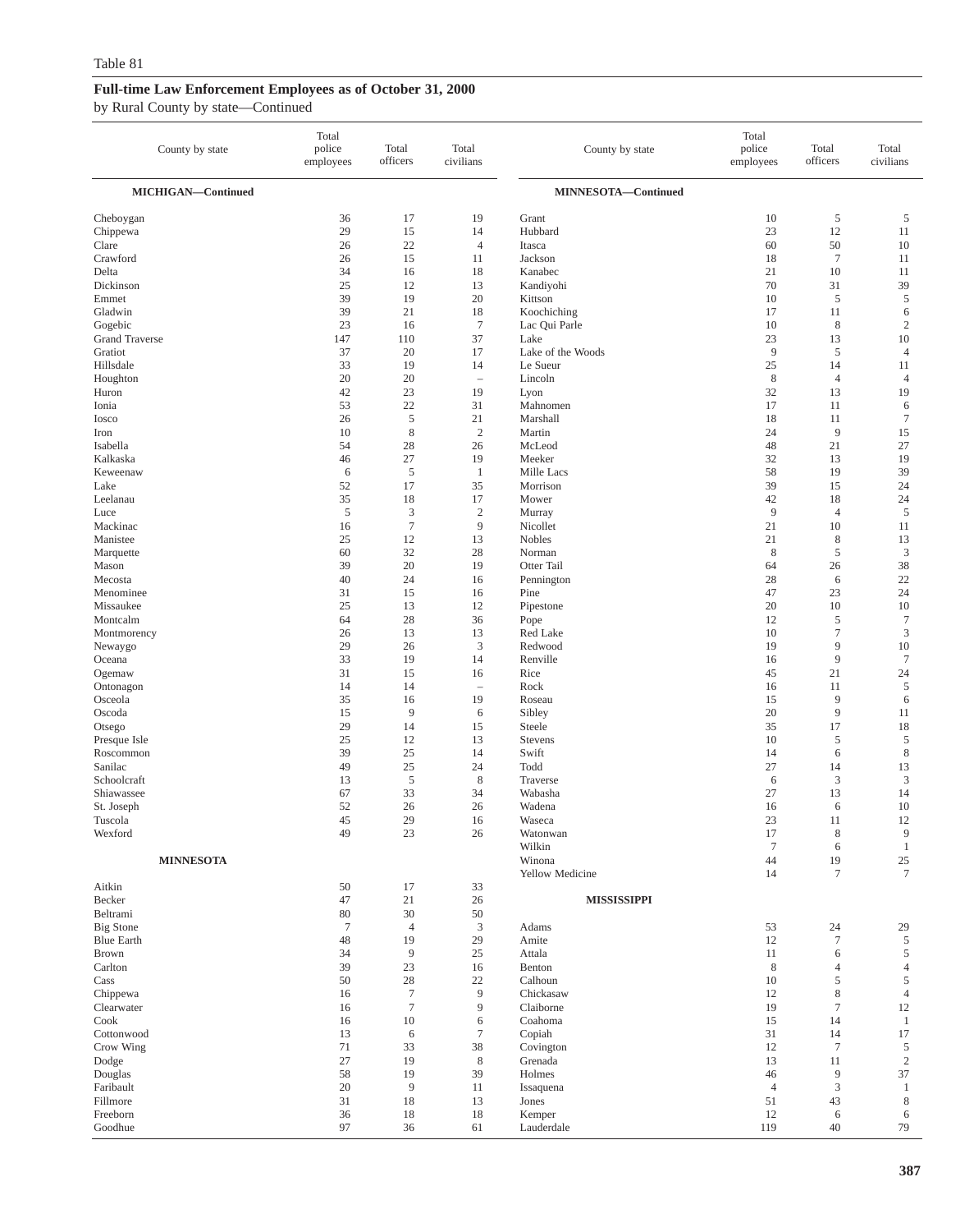Table 81

## Full-time Law Enforcement Employees as of October 31, 2000

by Rural County by state—Continued

| County by state | Total police employees | Total officers | Total civilians |
|---|---|---|---|
| **MICHIGAN—Continued** | | | |
| Cheboygan | 36 | 17 | 19 |
| Chippewa | 29 | 15 | 14 |
| Clare | 26 | 22 | 4 |
| Crawford | 26 | 15 | 11 |
| Delta | 34 | 16 | 18 |
| Dickinson | 25 | 12 | 13 |
| Emmet | 39 | 19 | 20 |
| Gladwin | 39 | 21 | 18 |
| Gogebic | 23 | 16 | 7 |
| Grand Traverse | 147 | 110 | 37 |
| Gratiot | 37 | 20 | 17 |
| Hillsdale | 33 | 19 | 14 |
| Houghton | 20 | 20 | – |
| Huron | 42 | 23 | 19 |
| Ionia | 53 | 22 | 31 |
| Iosco | 26 | 5 | 21 |
| Iron | 10 | 8 | 2 |
| Isabella | 54 | 28 | 26 |
| Kalkaska | 46 | 27 | 19 |
| Keweenaw | 6 | 5 | 1 |
| Lake | 52 | 17 | 35 |
| Leelanau | 35 | 18 | 17 |
| Luce | 5 | 3 | 2 |
| Mackinac | 16 | 7 | 9 |
| Manistee | 25 | 12 | 13 |
| Marquette | 60 | 32 | 28 |
| Mason | 39 | 20 | 19 |
| Mecosta | 40 | 24 | 16 |
| Menominee | 31 | 15 | 16 |
| Missaukee | 25 | 13 | 12 |
| Montcalm | 64 | 28 | 36 |
| Montmorency | 26 | 13 | 13 |
| Newaygo | 29 | 26 | 3 |
| Oceana | 33 | 19 | 14 |
| Ogemaw | 31 | 15 | 16 |
| Ontonagon | 14 | 14 | – |
| Osceola | 35 | 16 | 19 |
| Oscoda | 15 | 9 | 6 |
| Otsego | 29 | 14 | 15 |
| Presque Isle | 25 | 12 | 13 |
| Roscommon | 39 | 25 | 14 |
| Sanilac | 49 | 25 | 24 |
| Schoolcraft | 13 | 5 | 8 |
| Shiawassee | 67 | 33 | 34 |
| St. Joseph | 52 | 26 | 26 |
| Tuscola | 45 | 29 | 16 |
| Wexford | 49 | 23 | 26 |
| **MINNESOTA** | | | |
| Aitkin | 50 | 17 | 33 |
| Becker | 47 | 21 | 26 |
| Beltrami | 80 | 30 | 50 |
| Big Stone | 7 | 4 | 3 |
| Blue Earth | 48 | 19 | 29 |
| Brown | 34 | 9 | 25 |
| Carlton | 39 | 23 | 16 |
| Cass | 50 | 28 | 22 |
| Chippewa | 16 | 7 | 9 |
| Clearwater | 16 | 7 | 9 |
| Cook | 16 | 10 | 6 |
| Cottonwood | 13 | 6 | 7 |
| Crow Wing | 71 | 33 | 38 |
| Dodge | 27 | 19 | 8 |
| Douglas | 58 | 19 | 39 |
| Faribault | 20 | 9 | 11 |
| Fillmore | 31 | 18 | 13 |
| Freeborn | 36 | 18 | 18 |
| Goodhue | 97 | 36 | 61 |
| **MINNESOTA—Continued** | | | |
| Grant | 10 | 5 | 5 |
| Hubbard | 23 | 12 | 11 |
| Itasca | 60 | 50 | 10 |
| Jackson | 18 | 7 | 11 |
| Kanabec | 21 | 10 | 11 |
| Kandiyohi | 70 | 31 | 39 |
| Kittson | 10 | 5 | 5 |
| Koochiching | 17 | 11 | 6 |
| Lac Qui Parle | 10 | 8 | 2 |
| Lake | 23 | 13 | 10 |
| Lake of the Woods | 9 | 5 | 4 |
| Le Sueur | 25 | 14 | 11 |
| Lincoln | 8 | 4 | 4 |
| Lyon | 32 | 13 | 19 |
| Mahnomen | 17 | 11 | 6 |
| Marshall | 18 | 11 | 7 |
| Martin | 24 | 9 | 15 |
| McLeod | 48 | 21 | 27 |
| Meeker | 32 | 13 | 19 |
| Mille Lacs | 58 | 19 | 39 |
| Morrison | 39 | 15 | 24 |
| Mower | 42 | 18 | 24 |
| Murray | 9 | 4 | 5 |
| Nicollet | 21 | 10 | 11 |
| Nobles | 21 | 8 | 13 |
| Norman | 8 | 5 | 3 |
| Otter Tail | 64 | 26 | 38 |
| Pennington | 28 | 6 | 22 |
| Pine | 47 | 23 | 24 |
| Pipestone | 20 | 10 | 10 |
| Pope | 12 | 5 | 7 |
| Red Lake | 10 | 7 | 3 |
| Redwood | 19 | 9 | 10 |
| Renville | 16 | 9 | 7 |
| Rice | 45 | 21 | 24 |
| Rock | 16 | 11 | 5 |
| Roseau | 15 | 9 | 6 |
| Sibley | 20 | 9 | 11 |
| Steele | 35 | 17 | 18 |
| Stevens | 10 | 5 | 5 |
| Swift | 14 | 6 | 8 |
| Todd | 27 | 14 | 13 |
| Traverse | 6 | 3 | 3 |
| Wabasha | 27 | 13 | 14 |
| Wadena | 16 | 6 | 10 |
| Waseca | 23 | 11 | 12 |
| Watonwan | 17 | 8 | 9 |
| Wilkin | 7 | 6 | 1 |
| Winona | 44 | 19 | 25 |
| Yellow Medicine | 14 | 7 | 7 |
| **MISSISSIPPI** | | | |
| Adams | 53 | 24 | 29 |
| Amite | 12 | 7 | 5 |
| Attala | 11 | 6 | 5 |
| Benton | 8 | 4 | 4 |
| Calhoun | 10 | 5 | 5 |
| Chickasaw | 12 | 8 | 4 |
| Claiborne | 19 | 7 | 12 |
| Coahoma | 15 | 14 | 1 |
| Copiah | 31 | 14 | 17 |
| Covington | 12 | 7 | 5 |
| Grenada | 13 | 11 | 2 |
| Holmes | 46 | 9 | 37 |
| Issaquena | 4 | 3 | 1 |
| Jones | 51 | 43 | 8 |
| Kemper | 12 | 6 | 6 |
| Lauderdale | 119 | 40 | 79 |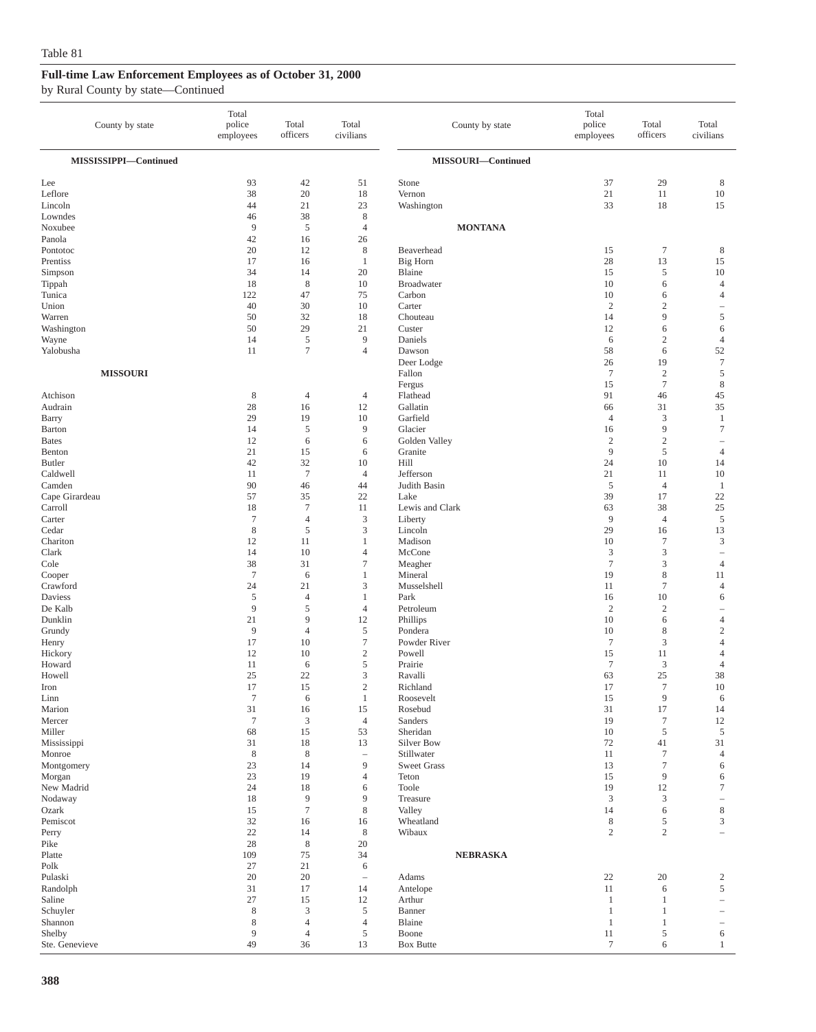Table 81

**Full-time Law Enforcement Employees as of October 31, 2000**

by Rural County by state—Continued

| County by state | Total police employees | Total officers | Total civilians |
|---|---|---|---|
| **MISSISSIPPI—Continued** | | | |
| Lee | 93 | 42 | 51 |
| Leflore | 38 | 20 | 18 |
| Lincoln | 44 | 21 | 23 |
| Lowndes | 46 | 38 | 8 |
| Noxubee | 9 | 5 | 4 |
| Panola | 42 | 16 | 26 |
| Pontotoc | 20 | 12 | 8 |
| Prentiss | 17 | 16 | 1 |
| Simpson | 34 | 14 | 20 |
| Tippah | 18 | 8 | 10 |
| Tunica | 122 | 47 | 75 |
| Union | 40 | 30 | 10 |
| Warren | 50 | 32 | 18 |
| Washington | 50 | 29 | 21 |
| Wayne | 14 | 5 | 9 |
| Yalobusha | 11 | 7 | 4 |
| **MISSOURI** | | | |
| Atchison | 8 | 4 | 4 |
| Audrain | 28 | 16 | 12 |
| Barry | 29 | 19 | 10 |
| Barton | 14 | 5 | 9 |
| Bates | 12 | 6 | 6 |
| Benton | 21 | 15 | 6 |
| Butler | 42 | 32 | 10 |
| Caldwell | 11 | 7 | 4 |
| Camden | 90 | 46 | 44 |
| Cape Girardeau | 57 | 35 | 22 |
| Carroll | 18 | 7 | 11 |
| Carter | 7 | 4 | 3 |
| Cedar | 8 | 5 | 3 |
| Chariton | 12 | 11 | 1 |
| Clark | 14 | 10 | 4 |
| Cole | 38 | 31 | 7 |
| Cooper | 7 | 6 | 1 |
| Crawford | 24 | 21 | 3 |
| Daviess | 5 | 4 | 1 |
| De Kalb | 9 | 5 | 4 |
| Dunklin | 21 | 9 | 12 |
| Grundy | 9 | 4 | 5 |
| Henry | 17 | 10 | 7 |
| Hickory | 12 | 10 | 2 |
| Howard | 11 | 6 | 5 |
| Howell | 25 | 22 | 3 |
| Iron | 17 | 15 | 2 |
| Linn | 7 | 6 | 1 |
| Marion | 31 | 16 | 15 |
| Mercer | 7 | 3 | 4 |
| Miller | 68 | 15 | 53 |
| Mississippi | 31 | 18 | 13 |
| Monroe | 8 | 8 | – |
| Montgomery | 23 | 14 | 9 |
| Morgan | 23 | 19 | 4 |
| New Madrid | 24 | 18 | 6 |
| Nodaway | 18 | 9 | 9 |
| Ozark | 15 | 7 | 8 |
| Pemiscot | 32 | 16 | 16 |
| Perry | 22 | 14 | 8 |
| Pike | 28 | 8 | 20 |
| Platte | 109 | 75 | 34 |
| Polk | 27 | 21 | 6 |
| Pulaski | 20 | 20 | – |
| Randolph | 31 | 17 | 14 |
| Saline | 27 | 15 | 12 |
| Schuyler | 8 | 3 | 5 |
| Shannon | 8 | 4 | 4 |
| Shelby | 9 | 4 | 5 |
| Ste. Genevieve | 49 | 36 | 13 |
| **MISSOURI—Continued** | | | |
| Stone | 37 | 29 | 8 |
| Vernon | 21 | 11 | 10 |
| Washington | 33 | 18 | 15 |
| **MONTANA** | | | |
| Beaverhead | 15 | 7 | 8 |
| Big Horn | 28 | 13 | 15 |
| Blaine | 15 | 5 | 10 |
| Broadwater | 10 | 6 | 4 |
| Carbon | 10 | 6 | 4 |
| Carter | 2 | 2 | – |
| Chouteau | 14 | 9 | 5 |
| Custer | 12 | 6 | 6 |
| Daniels | 6 | 2 | 4 |
| Dawson | 58 | 6 | 52 |
| Deer Lodge | 26 | 19 | 7 |
| Fallon | 7 | 2 | 5 |
| Fergus | 15 | 7 | 8 |
| Flathead | 91 | 46 | 45 |
| Gallatin | 66 | 31 | 35 |
| Garfield | 4 | 3 | 1 |
| Glacier | 16 | 9 | 7 |
| Golden Valley | 2 | 2 | – |
| Granite | 9 | 5 | 4 |
| Hill | 24 | 10 | 14 |
| Jefferson | 21 | 11 | 10 |
| Judith Basin | 5 | 4 | 1 |
| Lake | 39 | 17 | 22 |
| Lewis and Clark | 63 | 38 | 25 |
| Liberty | 9 | 4 | 5 |
| Lincoln | 29 | 16 | 13 |
| Madison | 10 | 7 | 3 |
| McCone | 3 | 3 | – |
| Meagher | 7 | 3 | 4 |
| Mineral | 19 | 8 | 11 |
| Musselshell | 11 | 7 | 4 |
| Park | 16 | 10 | 6 |
| Petroleum | 2 | 2 | – |
| Phillips | 10 | 6 | 4 |
| Pondera | 10 | 8 | 2 |
| Powder River | 7 | 3 | 4 |
| Powell | 15 | 11 | 4 |
| Prairie | 7 | 3 | 4 |
| Ravalli | 63 | 25 | 38 |
| Richland | 17 | 7 | 10 |
| Roosevelt | 15 | 9 | 6 |
| Rosebud | 31 | 17 | 14 |
| Sanders | 19 | 7 | 12 |
| Sheridan | 10 | 5 | 5 |
| Silver Bow | 72 | 41 | 31 |
| Stillwater | 11 | 7 | 4 |
| Sweet Grass | 13 | 7 | 6 |
| Teton | 15 | 9 | 6 |
| Toole | 19 | 12 | 7 |
| Treasure | 3 | 3 | – |
| Valley | 14 | 6 | 8 |
| Wheatland | 8 | 5 | 3 |
| Wibaux | 2 | 2 | – |
| **NEBRASKA** | | | |
| Adams | 22 | 20 | 2 |
| Antelope | 11 | 6 | 5 |
| Arthur | 1 | 1 | – |
| Banner | 1 | 1 | – |
| Blaine | 1 | 1 | – |
| Boone | 11 | 5 | 6 |
| Box Butte | 7 | 6 | 1 |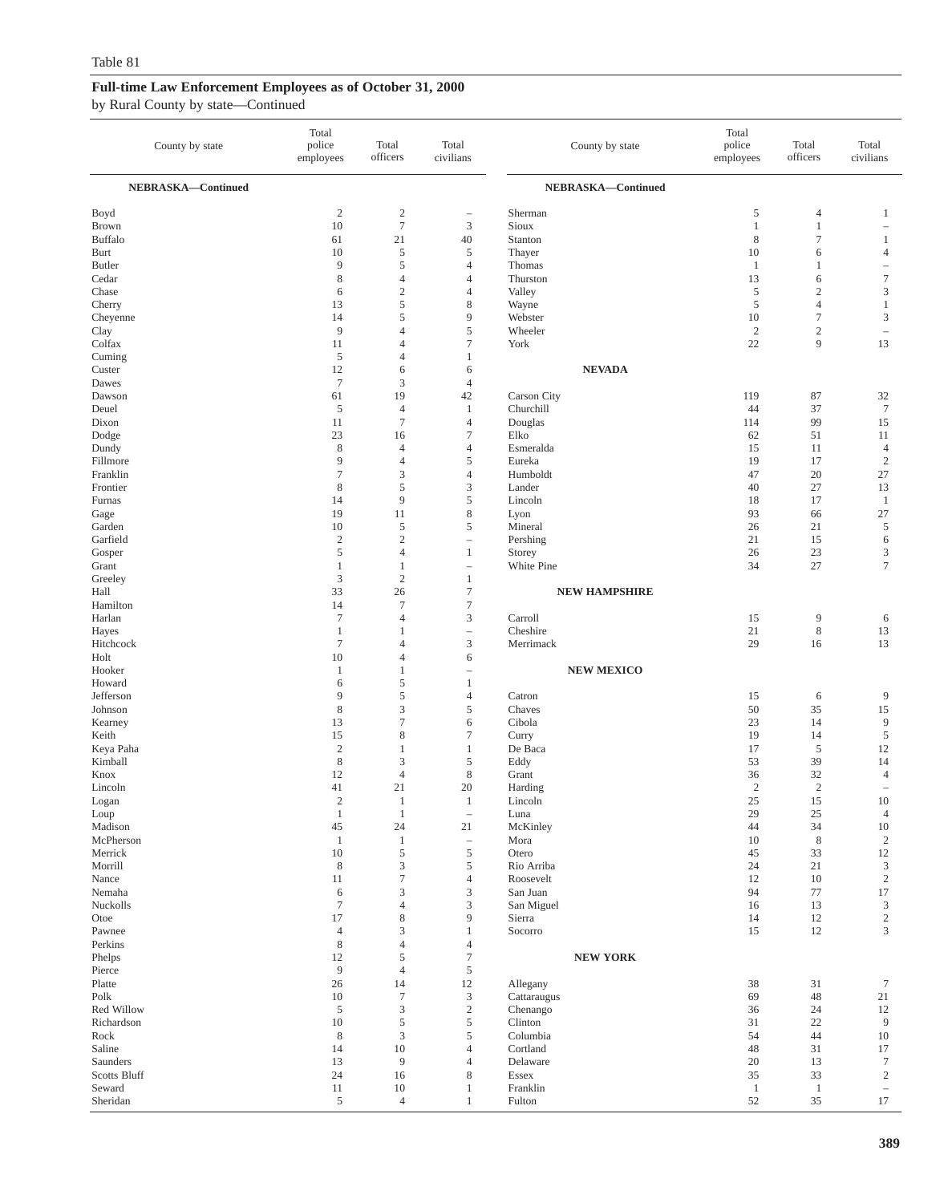Table 81

**Full-time Law Enforcement Employees as of October 31, 2000**

by Rural County by state—Continued

| County by state | Total police employees | Total officers | Total civilians |
|---|---|---|---|
| **NEBRASKA—Continued** | | | |
| Boyd | 2 | 2 | – |
| Brown | 10 | 7 | 3 |
| Buffalo | 61 | 21 | 40 |
| Burt | 10 | 5 | 5 |
| Butler | 9 | 5 | 4 |
| Cedar | 8 | 4 | 4 |
| Chase | 6 | 2 | 4 |
| Cherry | 13 | 5 | 8 |
| Cheyenne | 14 | 5 | 9 |
| Clay | 9 | 4 | 5 |
| Colfax | 11 | 4 | 7 |
| Cuming | 5 | 4 | 1 |
| Custer | 12 | 6 | 6 |
| Dawes | 7 | 3 | 4 |
| Dawson | 61 | 19 | 42 |
| Deuel | 5 | 4 | 1 |
| Dixon | 11 | 7 | 4 |
| Dodge | 23 | 16 | 7 |
| Dundy | 8 | 4 | 4 |
| Fillmore | 9 | 4 | 5 |
| Franklin | 7 | 3 | 4 |
| Frontier | 8 | 5 | 3 |
| Furnas | 14 | 9 | 5 |
| Gage | 19 | 11 | 8 |
| Garden | 10 | 5 | 5 |
| Garfield | 2 | 2 | – |
| Gosper | 5 | 4 | 1 |
| Grant | 1 | 1 | – |
| Greeley | 3 | 2 | 1 |
| Hall | 33 | 26 | 7 |
| Hamilton | 14 | 7 | 7 |
| Harlan | 7 | 4 | 3 |
| Hayes | 1 | 1 | – |
| Hitchcock | 7 | 4 | 3 |
| Holt | 10 | 4 | 6 |
| Hooker | 1 | 1 | – |
| Howard | 6 | 5 | 1 |
| Jefferson | 9 | 5 | 4 |
| Johnson | 8 | 3 | 5 |
| Kearney | 13 | 7 | 6 |
| Keith | 15 | 8 | 7 |
| Keya Paha | 2 | 1 | 1 |
| Kimball | 8 | 3 | 5 |
| Knox | 12 | 4 | 8 |
| Lincoln | 41 | 21 | 20 |
| Logan | 2 | 1 | 1 |
| Loup | 1 | 1 | – |
| Madison | 45 | 24 | 21 |
| McPherson | 1 | 1 | – |
| Merrick | 10 | 5 | 5 |
| Morrill | 8 | 3 | 5 |
| Nance | 11 | 7 | 4 |
| Nemaha | 6 | 3 | 3 |
| Nuckolls | 7 | 4 | 3 |
| Otoe | 17 | 8 | 9 |
| Pawnee | 4 | 3 | 1 |
| Perkins | 8 | 4 | 4 |
| Phelps | 12 | 5 | 7 |
| Pierce | 9 | 4 | 5 |
| Platte | 26 | 14 | 12 |
| Polk | 10 | 7 | 3 |
| Red Willow | 5 | 3 | 2 |
| Richardson | 10 | 5 | 5 |
| Rock | 8 | 3 | 5 |
| Saline | 14 | 10 | 4 |
| Saunders | 13 | 9 | 4 |
| Scotts Bluff | 24 | 16 | 8 |
| Seward | 11 | 10 | 1 |
| Sheridan | 5 | 4 | 1 |
| Sherman | 5 | 4 | 1 |
| Sioux | 1 | 1 | – |
| Stanton | 8 | 7 | 1 |
| Thayer | 10 | 6 | 4 |
| Thomas | 1 | 1 | – |
| Thurston | 13 | 6 | 7 |
| Valley | 5 | 2 | 3 |
| Wayne | 5 | 4 | 1 |
| Webster | 10 | 7 | 3 |
| Wheeler | 2 | 2 | – |
| York | 22 | 9 | 13 |
| **NEVADA** | | | |
| Carson City | 119 | 87 | 32 |
| Churchill | 44 | 37 | 7 |
| Douglas | 114 | 99 | 15 |
| Elko | 62 | 51 | 11 |
| Esmeralda | 15 | 11 | 4 |
| Eureka | 19 | 17 | 2 |
| Humboldt | 47 | 20 | 27 |
| Lander | 40 | 27 | 13 |
| Lincoln | 18 | 17 | 1 |
| Lyon | 93 | 66 | 27 |
| Mineral | 26 | 21 | 5 |
| Pershing | 21 | 15 | 6 |
| Storey | 26 | 23 | 3 |
| White Pine | 34 | 27 | 7 |
| **NEW HAMPSHIRE** | | | |
| Carroll | 15 | 9 | 6 |
| Cheshire | 21 | 8 | 13 |
| Merrimack | 29 | 16 | 13 |
| **NEW MEXICO** | | | |
| Catron | 15 | 6 | 9 |
| Chaves | 50 | 35 | 15 |
| Cibola | 23 | 14 | 9 |
| Curry | 19 | 14 | 5 |
| De Baca | 17 | 5 | 12 |
| Eddy | 53 | 39 | 14 |
| Grant | 36 | 32 | 4 |
| Harding | 2 | 2 | – |
| Lincoln | 25 | 15 | 10 |
| Luna | 29 | 25 | 4 |
| McKinley | 44 | 34 | 10 |
| Mora | 10 | 8 | 2 |
| Otero | 45 | 33 | 12 |
| Rio Arriba | 24 | 21 | 3 |
| Roosevelt | 12 | 10 | 2 |
| San Juan | 94 | 77 | 17 |
| San Miguel | 16 | 13 | 3 |
| Sierra | 14 | 12 | 2 |
| Socorro | 15 | 12 | 3 |
| **NEW YORK** | | | |
| Allegany | 38 | 31 | 7 |
| Cattaraugus | 69 | 48 | 21 |
| Chenango | 36 | 24 | 12 |
| Clinton | 31 | 22 | 9 |
| Columbia | 54 | 44 | 10 |
| Cortland | 48 | 31 | 17 |
| Delaware | 20 | 13 | 7 |
| Essex | 35 | 33 | 2 |
| Franklin | 1 | 1 | – |
| Fulton | 52 | 35 | 17 |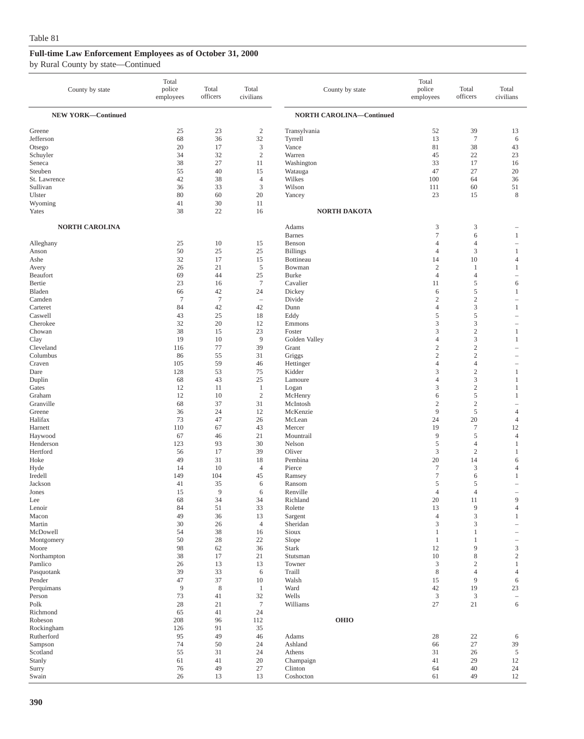Table 81

**Full-time Law Enforcement Employees as of October 31, 2000**

by Rural County by state—Continued

| County by state | Total police employees | Total officers | Total civilians |
|---|---|---|---|
| **NEW YORK—Continued** | | | |
| Greene | 25 | 23 | 2 |
| Jefferson | 68 | 36 | 32 |
| Otsego | 20 | 17 | 3 |
| Schuyler | 34 | 32 | 2 |
| Seneca | 38 | 27 | 11 |
| Steuben | 55 | 40 | 15 |
| St. Lawrence | 42 | 38 | 4 |
| Sullivan | 36 | 33 | 3 |
| Ulster | 80 | 60 | 20 |
| Wyoming | 41 | 30 | 11 |
| Yates | 38 | 22 | 16 |
| **NORTH CAROLINA** | | | |
| Alleghany | 25 | 10 | 15 |
| Anson | 50 | 25 | 25 |
| Ashe | 32 | 17 | 15 |
| Avery | 26 | 21 | 5 |
| Beaufort | 69 | 44 | 25 |
| Bertie | 23 | 16 | 7 |
| Bladen | 66 | 42 | 24 |
| Camden | 7 | 7 | – |
| Carteret | 84 | 42 | 42 |
| Caswell | 43 | 25 | 18 |
| Cherokee | 32 | 20 | 12 |
| Chowan | 38 | 15 | 23 |
| Clay | 19 | 10 | 9 |
| Cleveland | 116 | 77 | 39 |
| Columbus | 86 | 55 | 31 |
| Craven | 105 | 59 | 46 |
| Dare | 128 | 53 | 75 |
| Duplin | 68 | 43 | 25 |
| Gates | 12 | 11 | 1 |
| Graham | 12 | 10 | 2 |
| Granville | 68 | 37 | 31 |
| Greene | 36 | 24 | 12 |
| Halifax | 73 | 47 | 26 |
| Harnett | 110 | 67 | 43 |
| Haywood | 67 | 46 | 21 |
| Henderson | 123 | 93 | 30 |
| Hertford | 56 | 17 | 39 |
| Hoke | 49 | 31 | 18 |
| Hyde | 14 | 10 | 4 |
| Iredell | 149 | 104 | 45 |
| Jackson | 41 | 35 | 6 |
| Jones | 15 | 9 | 6 |
| Lee | 68 | 34 | 34 |
| Lenoir | 84 | 51 | 33 |
| Macon | 49 | 36 | 13 |
| Martin | 30 | 26 | 4 |
| McDowell | 54 | 38 | 16 |
| Montgomery | 50 | 28 | 22 |
| Moore | 98 | 62 | 36 |
| Northampton | 38 | 17 | 21 |
| Pamlico | 26 | 13 | 13 |
| Pasquotank | 39 | 33 | 6 |
| Pender | 47 | 37 | 10 |
| Perquimans | 9 | 8 | 1 |
| Person | 73 | 41 | 32 |
| Polk | 28 | 21 | 7 |
| Richmond | 65 | 41 | 24 |
| Robeson | 208 | 96 | 112 |
| Rockingham | 126 | 91 | 35 |
| Rutherford | 95 | 49 | 46 |
| Sampson | 74 | 50 | 24 |
| Scotland | 55 | 31 | 24 |
| Stanly | 61 | 41 | 20 |
| Surry | 76 | 49 | 27 |
| Swain | 26 | 13 | 13 |
| **NORTH CAROLINA—Continued** | | | |
| Transylvania | 52 | 39 | 13 |
| Tyrrell | 13 | 7 | 6 |
| Vance | 81 | 38 | 43 |
| Warren | 45 | 22 | 23 |
| Washington | 33 | 17 | 16 |
| Watauga | 47 | 27 | 20 |
| Wilkes | 100 | 64 | 36 |
| Wilson | 111 | 60 | 51 |
| Yancey | 23 | 15 | 8 |
| **NORTH DAKOTA** | | | |
| Adams | 3 | 3 | – |
| Barnes | 7 | 6 | 1 |
| Benson | 4 | 4 | – |
| Billings | 4 | 3 | 1 |
| Bottineau | 14 | 10 | 4 |
| Bowman | 2 | 1 | 1 |
| Burke | 4 | 4 | – |
| Cavalier | 11 | 5 | 6 |
| Dickey | 6 | 5 | 1 |
| Divide | 2 | 2 | – |
| Dunn | 4 | 3 | 1 |
| Eddy | 5 | 5 | – |
| Emmons | 3 | 3 | – |
| Foster | 3 | 2 | 1 |
| Golden Valley | 4 | 3 | 1 |
| Grant | 2 | 2 | – |
| Griggs | 2 | 2 | – |
| Hettinger | 4 | 4 | – |
| Kidder | 3 | 2 | 1 |
| Lamoure | 4 | 3 | 1 |
| Logan | 3 | 2 | 1 |
| McHenry | 6 | 5 | 1 |
| McIntosh | 2 | 2 | – |
| McKenzie | 9 | 5 | 4 |
| McLean | 24 | 20 | 4 |
| Mercer | 19 | 7 | 12 |
| Mountrail | 9 | 5 | 4 |
| Nelson | 5 | 4 | 1 |
| Oliver | 3 | 2 | 1 |
| Pembina | 20 | 14 | 6 |
| Pierce | 7 | 3 | 4 |
| Ramsey | 7 | 6 | 1 |
| Ransom | 5 | 5 | – |
| Renville | 4 | 4 | – |
| Richland | 20 | 11 | 9 |
| Rolette | 13 | 9 | 4 |
| Sargent | 4 | 3 | 1 |
| Sheridan | 3 | 3 | – |
| Sioux | 1 | 1 | – |
| Slope | 1 | 1 | – |
| Stark | 12 | 9 | 3 |
| Stutsman | 10 | 8 | 2 |
| Towner | 3 | 2 | 1 |
| Traill | 8 | 4 | 4 |
| Walsh | 15 | 9 | 6 |
| Ward | 42 | 19 | 23 |
| Wells | 3 | 3 | – |
| Williams | 27 | 21 | 6 |
| **OHIO** | | | |
| Adams | 28 | 22 | 6 |
| Ashland | 66 | 27 | 39 |
| Athens | 31 | 26 | 5 |
| Champaign | 41 | 29 | 12 |
| Clinton | 64 | 40 | 24 |
| Coshocton | 61 | 49 | 12 |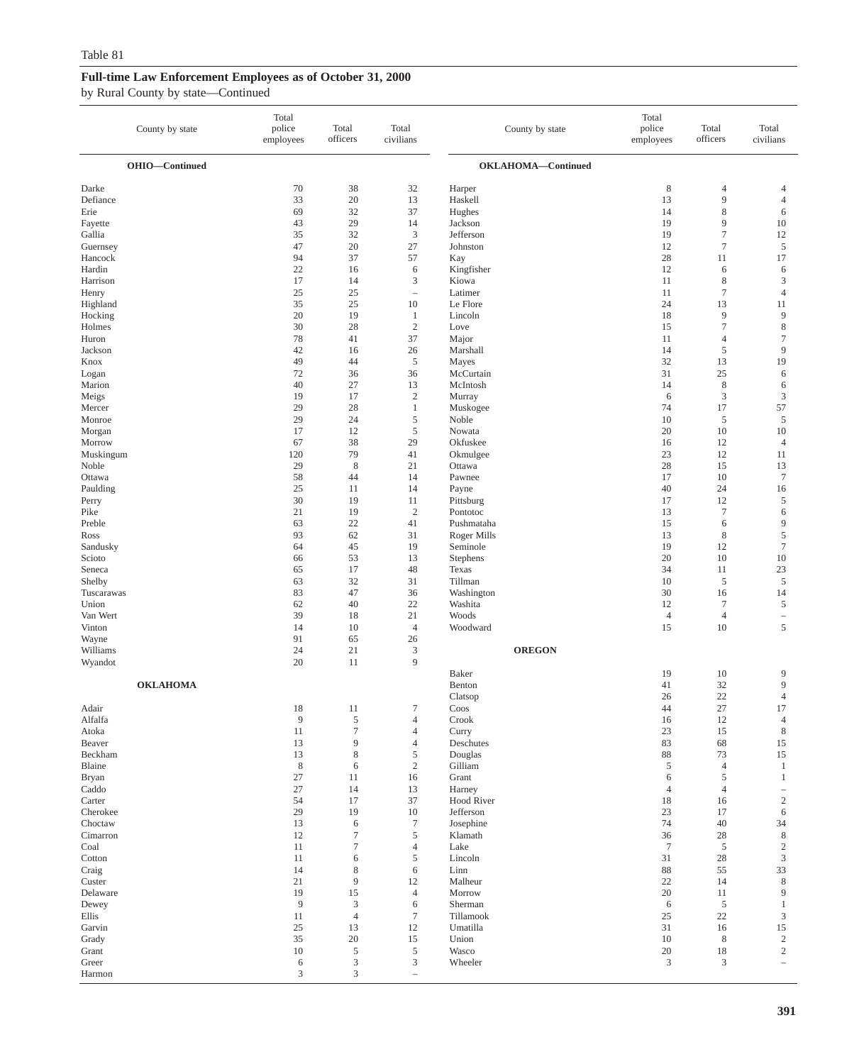Table 81

## Full-time Law Enforcement Employees as of October 31, 2000

by Rural County by state—Continued

| County by state | Total police employees | Total officers | Total civilians |
|---|---|---|---|
| **OHIO—Continued** | | | |
| Darke | 70 | 38 | 32 |
| Defiance | 33 | 20 | 13 |
| Erie | 69 | 32 | 37 |
| Fayette | 43 | 29 | 14 |
| Gallia | 35 | 32 | 3 |
| Guernsey | 47 | 20 | 27 |
| Hancock | 94 | 37 | 57 |
| Hardin | 22 | 16 | 6 |
| Harrison | 17 | 14 | 3 |
| Henry | 25 | 25 | – |
| Highland | 35 | 25 | 10 |
| Hocking | 20 | 19 | 1 |
| Holmes | 30 | 28 | 2 |
| Huron | 78 | 41 | 37 |
| Jackson | 42 | 16 | 26 |
| Knox | 49 | 44 | 5 |
| Logan | 72 | 36 | 36 |
| Marion | 40 | 27 | 13 |
| Meigs | 19 | 17 | 2 |
| Mercer | 29 | 28 | 1 |
| Monroe | 29 | 24 | 5 |
| Morgan | 17 | 12 | 5 |
| Morrow | 67 | 38 | 29 |
| Muskingum | 120 | 79 | 41 |
| Noble | 29 | 8 | 21 |
| Ottawa | 58 | 44 | 14 |
| Paulding | 25 | 11 | 14 |
| Perry | 30 | 19 | 11 |
| Pike | 21 | 19 | 2 |
| Preble | 63 | 22 | 41 |
| Ross | 93 | 62 | 31 |
| Sandusky | 64 | 45 | 19 |
| Scioto | 66 | 53 | 13 |
| Seneca | 65 | 17 | 48 |
| Shelby | 63 | 32 | 31 |
| Tuscarawas | 83 | 47 | 36 |
| Union | 62 | 40 | 22 |
| Van Wert | 39 | 18 | 21 |
| Vinton | 14 | 10 | 4 |
| Wayne | 91 | 65 | 26 |
| Williams | 24 | 21 | 3 |
| Wyandot | 20 | 11 | 9 |
| **OKLAHOMA** | | | |
| Adair | 18 | 11 | 7 |
| Alfalfa | 9 | 5 | 4 |
| Atoka | 11 | 7 | 4 |
| Beaver | 13 | 9 | 4 |
| Beckham | 13 | 8 | 5 |
| Blaine | 8 | 6 | 2 |
| Bryan | 27 | 11 | 16 |
| Caddo | 27 | 14 | 13 |
| Carter | 54 | 17 | 37 |
| Cherokee | 29 | 19 | 10 |
| Choctaw | 13 | 6 | 7 |
| Cimarron | 12 | 7 | 5 |
| Coal | 11 | 7 | 4 |
| Cotton | 11 | 6 | 5 |
| Craig | 14 | 8 | 6 |
| Custer | 21 | 9 | 12 |
| Delaware | 19 | 15 | 4 |
| Dewey | 9 | 3 | 6 |
| Ellis | 11 | 4 | 7 |
| Garvin | 25 | 13 | 12 |
| Grady | 35 | 20 | 15 |
| Grant | 10 | 5 | 5 |
| Greer | 6 | 3 | 3 |
| Harmon | 3 | 3 | – |
| **OKLAHOMA—Continued** | | | |
| Harper | 8 | 4 | 4 |
| Haskell | 13 | 9 | 4 |
| Hughes | 14 | 8 | 6 |
| Jackson | 19 | 9 | 10 |
| Jefferson | 19 | 7 | 12 |
| Johnston | 12 | 7 | 5 |
| Kay | 28 | 11 | 17 |
| Kingfisher | 12 | 6 | 6 |
| Kiowa | 11 | 8 | 3 |
| Latimer | 11 | 7 | 4 |
| Le Flore | 24 | 13 | 11 |
| Lincoln | 18 | 9 | 9 |
| Love | 15 | 7 | 8 |
| Major | 11 | 4 | 7 |
| Marshall | 14 | 5 | 9 |
| Mayes | 32 | 13 | 19 |
| McCurtain | 31 | 25 | 6 |
| McIntosh | 14 | 8 | 6 |
| Murray | 6 | 3 | 3 |
| Muskogee | 74 | 17 | 57 |
| Noble | 10 | 5 | 5 |
| Nowata | 20 | 10 | 10 |
| Okfuskee | 16 | 12 | 4 |
| Okmulgee | 23 | 12 | 11 |
| Ottawa | 28 | 15 | 13 |
| Pawnee | 17 | 10 | 7 |
| Payne | 40 | 24 | 16 |
| Pittsburg | 17 | 12 | 5 |
| Pontotoc | 13 | 7 | 6 |
| Pushmataha | 15 | 6 | 9 |
| Roger Mills | 13 | 8 | 5 |
| Seminole | 19 | 12 | 7 |
| Stephens | 20 | 10 | 10 |
| Texas | 34 | 11 | 23 |
| Tillman | 10 | 5 | 5 |
| Washington | 30 | 16 | 14 |
| Washita | 12 | 7 | 5 |
| Woods | 4 | 4 | – |
| Woodward | 15 | 10 | 5 |
| **OREGON** | | | |
| Baker | 19 | 10 | 9 |
| Benton | 41 | 32 | 9 |
| Clatsop | 26 | 22 | 4 |
| Coos | 44 | 27 | 17 |
| Crook | 16 | 12 | 4 |
| Curry | 23 | 15 | 8 |
| Deschutes | 83 | 68 | 15 |
| Douglas | 88 | 73 | 15 |
| Gilliam | 5 | 4 | 1 |
| Grant | 6 | 5 | 1 |
| Harney | 4 | 4 | – |
| Hood River | 18 | 16 | 2 |
| Jefferson | 23 | 17 | 6 |
| Josephine | 74 | 40 | 34 |
| Klamath | 36 | 28 | 8 |
| Lake | 7 | 5 | 2 |
| Lincoln | 31 | 28 | 3 |
| Linn | 88 | 55 | 33 |
| Malheur | 22 | 14 | 8 |
| Morrow | 20 | 11 | 9 |
| Sherman | 6 | 5 | 1 |
| Tillamook | 25 | 22 | 3 |
| Umatilla | 31 | 16 | 15 |
| Union | 10 | 8 | 2 |
| Wasco | 20 | 18 | 2 |
| Wheeler | 3 | 3 | – |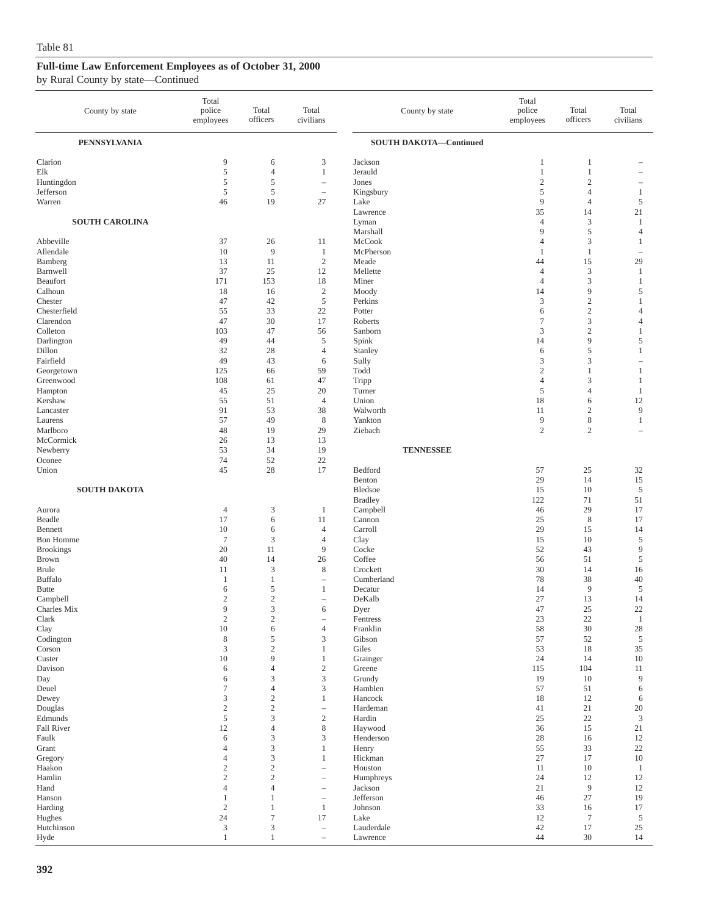Table 81

**Full-time Law Enforcement Employees as of October 31, 2000**

by Rural County by state—Continued

| County by state | Total police employees | Total officers | Total civilians |
|---|---|---|---|
| **PENNSYLVANIA** | | | |
| Clarion | 9 | 6 | 3 |
| Elk | 5 | 4 | 1 |
| Huntingdon | 5 | 5 | – |
| Jefferson | 5 | 5 | – |
| Warren | 46 | 19 | 27 |
| **SOUTH CAROLINA** | | | |
| Abbeville | 37 | 26 | 11 |
| Allendale | 10 | 9 | 1 |
| Bamberg | 13 | 11 | 2 |
| Barnwell | 37 | 25 | 12 |
| Beaufort | 171 | 153 | 18 |
| Calhoun | 18 | 16 | 2 |
| Chester | 47 | 42 | 5 |
| Chesterfield | 55 | 33 | 22 |
| Clarendon | 47 | 30 | 17 |
| Colleton | 103 | 47 | 56 |
| Darlington | 49 | 44 | 5 |
| Dillon | 32 | 28 | 4 |
| Fairfield | 49 | 43 | 6 |
| Georgetown | 125 | 66 | 59 |
| Greenwood | 108 | 61 | 47 |
| Hampton | 45 | 25 | 20 |
| Kershaw | 55 | 51 | 4 |
| Lancaster | 91 | 53 | 38 |
| Laurens | 57 | 49 | 8 |
| Marlboro | 48 | 19 | 29 |
| McCormick | 26 | 13 | 13 |
| Newberry | 53 | 34 | 19 |
| Oconee | 74 | 52 | 22 |
| Union | 45 | 28 | 17 |
| **SOUTH DAKOTA** | | | |
| Aurora | 4 | 3 | 1 |
| Beadle | 17 | 6 | 11 |
| Bennett | 10 | 6 | 4 |
| Bon Homme | 7 | 3 | 4 |
| Brookings | 20 | 11 | 9 |
| Brown | 40 | 14 | 26 |
| Brule | 11 | 3 | 8 |
| Buffalo | 1 | 1 | – |
| Butte | 6 | 5 | 1 |
| Campbell | 2 | 2 | – |
| Charles Mix | 9 | 3 | 6 |
| Clark | 2 | 2 | – |
| Clay | 10 | 6 | 4 |
| Codington | 8 | 5 | 3 |
| Corson | 3 | 2 | 1 |
| Custer | 10 | 9 | 1 |
| Davison | 6 | 4 | 2 |
| Day | 6 | 3 | 3 |
| Deuel | 7 | 4 | 3 |
| Dewey | 3 | 2 | 1 |
| Douglas | 2 | 2 | – |
| Edmunds | 5 | 3 | 2 |
| Fall River | 12 | 4 | 8 |
| Faulk | 6 | 3 | 3 |
| Grant | 4 | 3 | 1 |
| Gregory | 4 | 3 | 1 |
| Haakon | 2 | 2 | – |
| Hamlin | 2 | 2 | – |
| Hand | 4 | 4 | – |
| Hanson | 1 | 1 | – |
| Harding | 2 | 1 | 1 |
| Hughes | 24 | 7 | 17 |
| Hutchinson | 3 | 3 | – |
| Hyde | 1 | 1 | – |
| **SOUTH DAKOTA—Continued** | | | |
| Jackson | 1 | 1 | – |
| Jerauld | 1 | 1 | – |
| Jones | 2 | 2 | – |
| Kingsbury | 5 | 4 | 1 |
| Lake | 9 | 4 | 5 |
| Lawrence | 35 | 14 | 21 |
| Lyman | 4 | 3 | 1 |
| Marshall | 9 | 5 | 4 |
| McCook | 4 | 3 | 1 |
| McPherson | 1 | 1 | – |
| Meade | 44 | 15 | 29 |
| Mellette | 4 | 3 | 1 |
| Miner | 4 | 3 | 1 |
| Moody | 14 | 9 | 5 |
| Perkins | 3 | 2 | 1 |
| Potter | 6 | 2 | 4 |
| Roberts | 7 | 3 | 4 |
| Sanborn | 3 | 2 | 1 |
| Spink | 14 | 9 | 5 |
| Stanley | 6 | 5 | 1 |
| Sully | 3 | 3 | – |
| Todd | 2 | 1 | 1 |
| Tripp | 4 | 3 | 1 |
| Turner | 5 | 4 | 1 |
| Union | 18 | 6 | 12 |
| Walworth | 11 | 2 | 9 |
| Yankton | 9 | 8 | 1 |
| Ziebach | 2 | 2 | – |
| **TENNESSEE** | | | |
| Bedford | 57 | 25 | 32 |
| Benton | 29 | 14 | 15 |
| Bledsoe | 15 | 10 | 5 |
| Bradley | 122 | 71 | 51 |
| Campbell | 46 | 29 | 17 |
| Cannon | 25 | 8 | 17 |
| Carroll | 29 | 15 | 14 |
| Clay | 15 | 10 | 5 |
| Cocke | 52 | 43 | 9 |
| Coffee | 56 | 51 | 5 |
| Crockett | 30 | 14 | 16 |
| Cumberland | 78 | 38 | 40 |
| Decatur | 14 | 9 | 5 |
| DeKalb | 27 | 13 | 14 |
| Dyer | 47 | 25 | 22 |
| Fentress | 23 | 22 | 1 |
| Franklin | 58 | 30 | 28 |
| Gibson | 57 | 52 | 5 |
| Giles | 53 | 18 | 35 |
| Grainger | 24 | 14 | 10 |
| Greene | 115 | 104 | 11 |
| Grundy | 19 | 10 | 9 |
| Hamblen | 57 | 51 | 6 |
| Hancock | 18 | 12 | 6 |
| Hardeman | 41 | 21 | 20 |
| Hardin | 25 | 22 | 3 |
| Haywood | 36 | 15 | 21 |
| Henderson | 28 | 16 | 12 |
| Henry | 55 | 33 | 22 |
| Hickman | 27 | 17 | 10 |
| Houston | 11 | 10 | 1 |
| Humphreys | 24 | 12 | 12 |
| Jackson | 21 | 9 | 12 |
| Jefferson | 46 | 27 | 19 |
| Johnson | 33 | 16 | 17 |
| Lake | 12 | 7 | 5 |
| Lauderdale | 42 | 17 | 25 |
| Lawrence | 44 | 30 | 14 |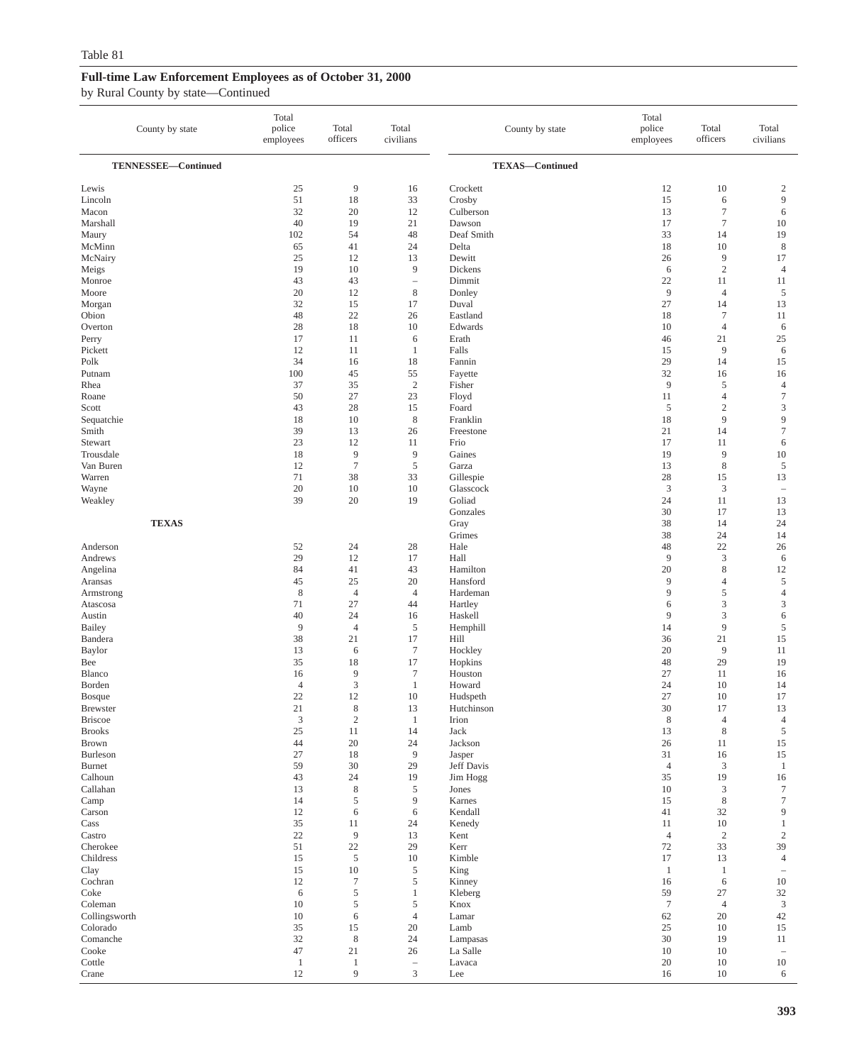Table 81

## Full-time Law Enforcement Employees as of October 31, 2000

by Rural County by state—Continued

| County by state | Total police employees | Total officers | Total civilians |
|---|---|---|---|
| **TENNESSEE—Continued** | | | |
| Lewis | 25 | 9 | 16 |
| Lincoln | 51 | 18 | 33 |
| Macon | 32 | 20 | 12 |
| Marshall | 40 | 19 | 21 |
| Maury | 102 | 54 | 48 |
| McMinn | 65 | 41 | 24 |
| McNairy | 25 | 12 | 13 |
| Meigs | 19 | 10 | 9 |
| Monroe | 43 | 43 | – |
| Moore | 20 | 12 | 8 |
| Morgan | 32 | 15 | 17 |
| Obion | 48 | 22 | 26 |
| Overton | 28 | 18 | 10 |
| Perry | 17 | 11 | 6 |
| Pickett | 12 | 11 | 1 |
| Polk | 34 | 16 | 18 |
| Putnam | 100 | 45 | 55 |
| Rhea | 37 | 35 | 2 |
| Roane | 50 | 27 | 23 |
| Scott | 43 | 28 | 15 |
| Sequatchie | 18 | 10 | 8 |
| Smith | 39 | 13 | 26 |
| Stewart | 23 | 12 | 11 |
| Trousdale | 18 | 9 | 9 |
| Van Buren | 12 | 7 | 5 |
| Warren | 71 | 38 | 33 |
| Wayne | 20 | 10 | 10 |
| Weakley | 39 | 20 | 19 |
| **TEXAS** | | | |
| Anderson | 52 | 24 | 28 |
| Andrews | 29 | 12 | 17 |
| Angelina | 84 | 41 | 43 |
| Aransas | 45 | 25 | 20 |
| Armstrong | 8 | 4 | 4 |
| Atascosa | 71 | 27 | 44 |
| Austin | 40 | 24 | 16 |
| Bailey | 9 | 4 | 5 |
| Bandera | 38 | 21 | 17 |
| Baylor | 13 | 6 | 7 |
| Bee | 35 | 18 | 17 |
| Blanco | 16 | 9 | 7 |
| Borden | 4 | 3 | 1 |
| Bosque | 22 | 12 | 10 |
| Brewster | 21 | 8 | 13 |
| Briscoe | 3 | 2 | 1 |
| Brooks | 25 | 11 | 14 |
| Brown | 44 | 20 | 24 |
| Burleson | 27 | 18 | 9 |
| Burnet | 59 | 30 | 29 |
| Calhoun | 43 | 24 | 19 |
| Callahan | 13 | 8 | 5 |
| Camp | 14 | 5 | 9 |
| Carson | 12 | 6 | 6 |
| Cass | 35 | 11 | 24 |
| Castro | 22 | 9 | 13 |
| Cherokee | 51 | 22 | 29 |
| Childress | 15 | 5 | 10 |
| Clay | 15 | 10 | 5 |
| Cochran | 12 | 7 | 5 |
| Coke | 6 | 5 | 1 |
| Coleman | 10 | 5 | 5 |
| Collingsworth | 10 | 6 | 4 |
| Colorado | 35 | 15 | 20 |
| Comanche | 32 | 8 | 24 |
| Cooke | 47 | 21 | 26 |
| Cottle | 1 | 1 | – |
| Crane | 12 | 9 | 3 |
| **TEXAS—Continued** | | | |
| Crockett | 12 | 10 | 2 |
| Crosby | 15 | 6 | 9 |
| Culberson | 13 | 7 | 6 |
| Dawson | 17 | 7 | 10 |
| Deaf Smith | 33 | 14 | 19 |
| Delta | 18 | 10 | 8 |
| Dewitt | 26 | 9 | 17 |
| Dickens | 6 | 2 | 4 |
| Dimmit | 22 | 11 | 11 |
| Donley | 9 | 4 | 5 |
| Duval | 27 | 14 | 13 |
| Eastland | 18 | 7 | 11 |
| Edwards | 10 | 4 | 6 |
| Erath | 46 | 21 | 25 |
| Falls | 15 | 9 | 6 |
| Fannin | 29 | 14 | 15 |
| Fayette | 32 | 16 | 16 |
| Fisher | 9 | 5 | 4 |
| Floyd | 11 | 4 | 7 |
| Foard | 5 | 2 | 3 |
| Franklin | 18 | 9 | 9 |
| Freestone | 21 | 14 | 7 |
| Frio | 17 | 11 | 6 |
| Gaines | 19 | 9 | 10 |
| Garza | 13 | 8 | 5 |
| Gillespie | 28 | 15 | 13 |
| Glasscock | 3 | 3 | – |
| Goliad | 24 | 11 | 13 |
| Gonzales | 30 | 17 | 13 |
| Gray | 38 | 14 | 24 |
| Grimes | 38 | 24 | 14 |
| Hale | 48 | 22 | 26 |
| Hall | 9 | 3 | 6 |
| Hamilton | 20 | 8 | 12 |
| Hansford | 9 | 4 | 5 |
| Hardeman | 9 | 5 | 4 |
| Hartley | 6 | 3 | 3 |
| Haskell | 9 | 3 | 6 |
| Hemphill | 14 | 9 | 5 |
| Hill | 36 | 21 | 15 |
| Hockley | 20 | 9 | 11 |
| Hopkins | 48 | 29 | 19 |
| Houston | 27 | 11 | 16 |
| Howard | 24 | 10 | 14 |
| Hudspeth | 27 | 10 | 17 |
| Hutchinson | 30 | 17 | 13 |
| Irion | 8 | 4 | 4 |
| Jack | 13 | 8 | 5 |
| Jackson | 26 | 11 | 15 |
| Jasper | 31 | 16 | 15 |
| Jeff Davis | 4 | 3 | 1 |
| Jim Hogg | 35 | 19 | 16 |
| Jones | 10 | 3 | 7 |
| Karnes | 15 | 8 | 7 |
| Kendall | 41 | 32 | 9 |
| Kenedy | 11 | 10 | 1 |
| Kent | 4 | 2 | 2 |
| Kerr | 72 | 33 | 39 |
| Kimble | 17 | 13 | 4 |
| King | 1 | 1 | – |
| Kinney | 16 | 6 | 10 |
| Kleberg | 59 | 27 | 32 |
| Knox | 7 | 4 | 3 |
| Lamar | 62 | 20 | 42 |
| Lamb | 25 | 10 | 15 |
| Lampasas | 30 | 19 | 11 |
| La Salle | 10 | 10 | – |
| Lavaca | 20 | 10 | 10 |
| Lee | 16 | 10 | 6 |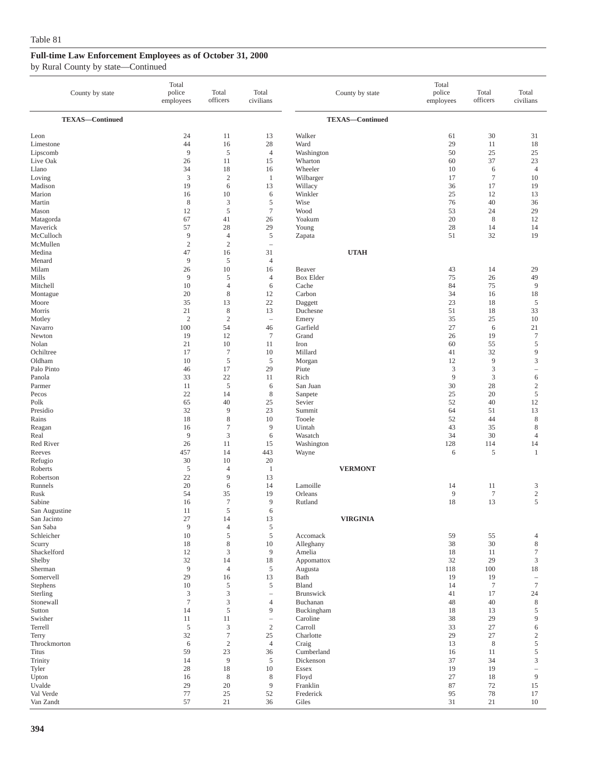Table 81

**Full-time Law Enforcement Employees as of October 31, 2000**

by Rural County by state—Continued

| County by state | Total police employees | Total officers | Total civilians |
|---|---|---|---|
| **TEXAS—Continued** | | | |
| Leon | 24 | 11 | 13 |
| Limestone | 44 | 16 | 28 |
| Lipscomb | 9 | 5 | 4 |
| Live Oak | 26 | 11 | 15 |
| Llano | 34 | 18 | 16 |
| Loving | 3 | 2 | 1 |
| Madison | 19 | 6 | 13 |
| Marion | 16 | 10 | 6 |
| Martin | 8 | 3 | 5 |
| Mason | 12 | 5 | 7 |
| Matagorda | 67 | 41 | 26 |
| Maverick | 57 | 28 | 29 |
| McCulloch | 9 | 4 | 5 |
| McMullen | 2 | 2 | – |
| Medina | 47 | 16 | 31 |
| Menard | 9 | 5 | 4 |
| Milam | 26 | 10 | 16 |
| Mills | 9 | 5 | 4 |
| Mitchell | 10 | 4 | 6 |
| Montague | 20 | 8 | 12 |
| Moore | 35 | 13 | 22 |
| Morris | 21 | 8 | 13 |
| Motley | 2 | 2 | – |
| Navarro | 100 | 54 | 46 |
| Newton | 19 | 12 | 7 |
| Nolan | 21 | 10 | 11 |
| Ochiltree | 17 | 7 | 10 |
| Oldham | 10 | 5 | 5 |
| Palo Pinto | 46 | 17 | 29 |
| Panola | 33 | 22 | 11 |
| Parmer | 11 | 5 | 6 |
| Pecos | 22 | 14 | 8 |
| Polk | 65 | 40 | 25 |
| Presidio | 32 | 9 | 23 |
| Rains | 18 | 8 | 10 |
| Reagan | 16 | 7 | 9 |
| Real | 9 | 3 | 6 |
| Red River | 26 | 11 | 15 |
| Reeves | 457 | 14 | 443 |
| Refugio | 30 | 10 | 20 |
| Roberts | 5 | 4 | 1 |
| Robertson | 22 | 9 | 13 |
| Runnels | 20 | 6 | 14 |
| Rusk | 54 | 35 | 19 |
| Sabine | 16 | 7 | 9 |
| San Augustine | 11 | 5 | 6 |
| San Jacinto | 27 | 14 | 13 |
| San Saba | 9 | 4 | 5 |
| Schleicher | 10 | 5 | 5 |
| Scurry | 18 | 8 | 10 |
| Shackelford | 12 | 3 | 9 |
| Shelby | 32 | 14 | 18 |
| Sherman | 9 | 4 | 5 |
| Somervell | 29 | 16 | 13 |
| Stephens | 10 | 5 | 5 |
| Sterling | 3 | 3 | – |
| Stonewall | 7 | 3 | 4 |
| Sutton | 14 | 5 | 9 |
| Swisher | 11 | 11 | – |
| Terrell | 5 | 3 | 2 |
| Terry | 32 | 7 | 25 |
| Throckmorton | 6 | 2 | 4 |
| Titus | 59 | 23 | 36 |
| Trinity | 14 | 9 | 5 |
| Tyler | 28 | 18 | 10 |
| Upton | 16 | 8 | 8 |
| Uvalde | 29 | 20 | 9 |
| Val Verde | 77 | 25 | 52 |
| Van Zandt | 57 | 21 | 36 |
| Walker | 61 | 30 | 31 |
| Ward | 29 | 11 | 18 |
| Washington | 50 | 25 | 25 |
| Wharton | 60 | 37 | 23 |
| Wheeler | 10 | 6 | 4 |
| Wilbarger | 17 | 7 | 10 |
| Willacy | 36 | 17 | 19 |
| Winkler | 25 | 12 | 13 |
| Wise | 76 | 40 | 36 |
| Wood | 53 | 24 | 29 |
| Yoakum | 20 | 8 | 12 |
| Young | 28 | 14 | 14 |
| Zapata | 51 | 32 | 19 |
| **UTAH** | | | |
| Beaver | 43 | 14 | 29 |
| Box Elder | 75 | 26 | 49 |
| Cache | 84 | 75 | 9 |
| Carbon | 34 | 16 | 18 |
| Daggett | 23 | 18 | 5 |
| Duchesne | 51 | 18 | 33 |
| Emery | 35 | 25 | 10 |
| Garfield | 27 | 6 | 21 |
| Grand | 26 | 19 | 7 |
| Iron | 60 | 55 | 5 |
| Millard | 41 | 32 | 9 |
| Morgan | 12 | 9 | 3 |
| Piute | 3 | 3 | – |
| Rich | 9 | 3 | 6 |
| San Juan | 30 | 28 | 2 |
| Sanpete | 25 | 20 | 5 |
| Sevier | 52 | 40 | 12 |
| Summit | 64 | 51 | 13 |
| Tooele | 52 | 44 | 8 |
| Uintah | 43 | 35 | 8 |
| Wasatch | 34 | 30 | 4 |
| Washington | 128 | 114 | 14 |
| Wayne | 6 | 5 | 1 |
| **VERMONT** | | | |
| Lamoille | 14 | 11 | 3 |
| Orleans | 9 | 7 | 2 |
| Rutland | 18 | 13 | 5 |
| **VIRGINIA** | | | |
| Accomack | 59 | 55 | 4 |
| Alleghany | 38 | 30 | 8 |
| Amelia | 18 | 11 | 7 |
| Appomattox | 32 | 29 | 3 |
| Augusta | 118 | 100 | 18 |
| Bath | 19 | 19 | – |
| Bland | 14 | 7 | 7 |
| Brunswick | 41 | 17 | 24 |
| Buchanan | 48 | 40 | 8 |
| Buckingham | 18 | 13 | 5 |
| Caroline | 38 | 29 | 9 |
| Carroll | 33 | 27 | 6 |
| Charlotte | 29 | 27 | 2 |
| Craig | 13 | 8 | 5 |
| Cumberland | 16 | 11 | 5 |
| Dickenson | 37 | 34 | 3 |
| Essex | 19 | 19 | – |
| Floyd | 27 | 18 | 9 |
| Franklin | 87 | 72 | 15 |
| Frederick | 95 | 78 | 17 |
| Giles | 31 | 21 | 10 |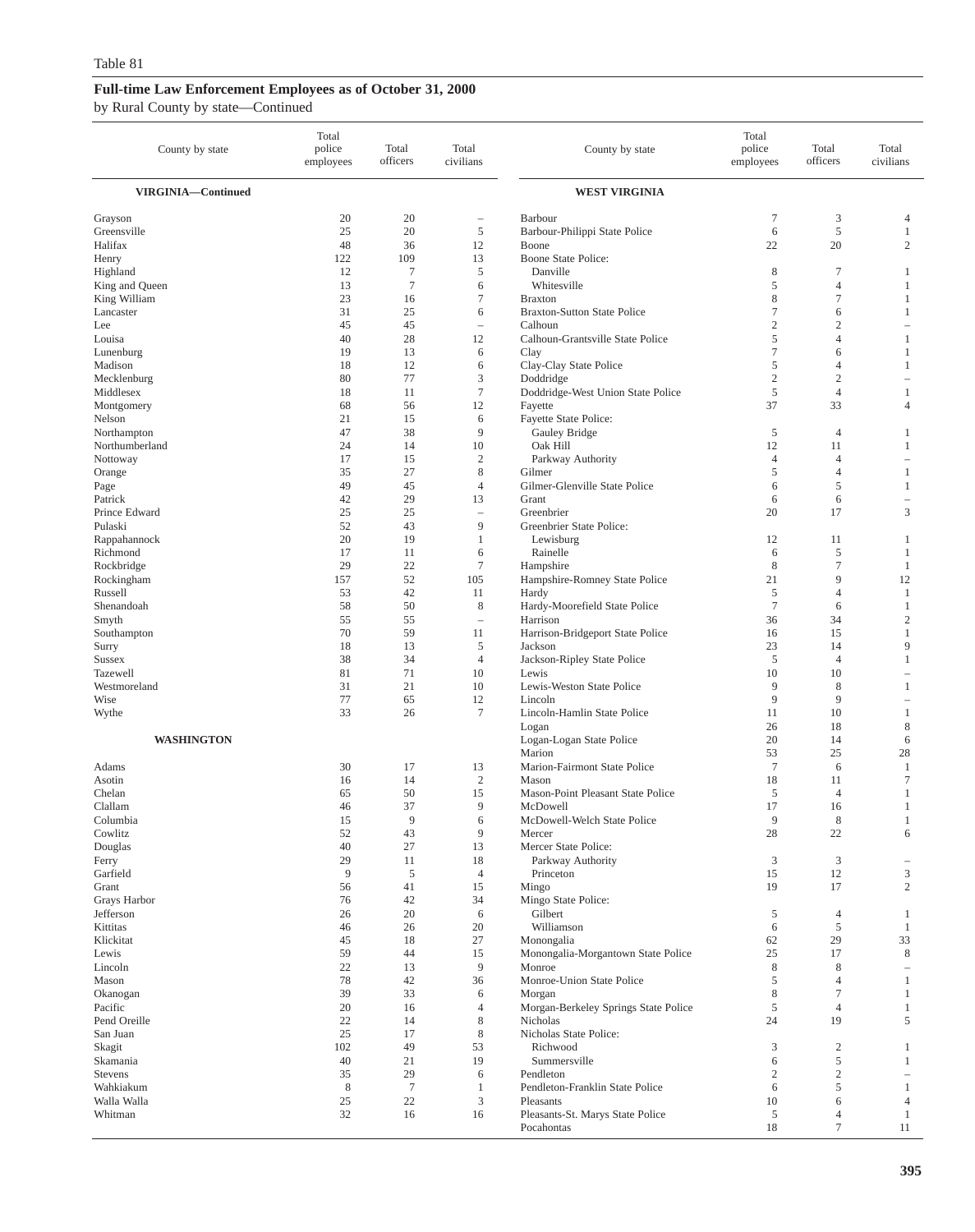Table 81

**Full-time Law Enforcement Employees as of October 31, 2000**

by Rural County by state—Continued

| County by state | Total police employees | Total officers | Total civilians |
|---|---|---|---|
| **VIRGINIA—Continued** | | | |
| Grayson | 20 | 20 | – |
| Greensville | 25 | 20 | 5 |
| Halifax | 48 | 36 | 12 |
| Henry | 122 | 109 | 13 |
| Highland | 12 | 7 | 5 |
| King and Queen | 13 | 7 | 6 |
| King William | 23 | 16 | 7 |
| Lancaster | 31 | 25 | 6 |
| Lee | 45 | 45 | – |
| Louisa | 40 | 28 | 12 |
| Lunenburg | 19 | 13 | 6 |
| Madison | 18 | 12 | 6 |
| Mecklenburg | 80 | 77 | 3 |
| Middlesex | 18 | 11 | 7 |
| Montgomery | 68 | 56 | 12 |
| Nelson | 21 | 15 | 6 |
| Northampton | 47 | 38 | 9 |
| Northumberland | 24 | 14 | 10 |
| Nottoway | 17 | 15 | 2 |
| Orange | 35 | 27 | 8 |
| Page | 49 | 45 | 4 |
| Patrick | 42 | 29 | 13 |
| Prince Edward | 25 | 25 | – |
| Pulaski | 52 | 43 | 9 |
| Rappahannock | 20 | 19 | 1 |
| Richmond | 17 | 11 | 6 |
| Rockbridge | 29 | 22 | 7 |
| Rockingham | 157 | 52 | 105 |
| Russell | 53 | 42 | 11 |
| Shenandoah | 58 | 50 | 8 |
| Smyth | 55 | 55 | – |
| Southampton | 70 | 59 | 11 |
| Surry | 18 | 13 | 5 |
| Sussex | 38 | 34 | 4 |
| Tazewell | 81 | 71 | 10 |
| Westmoreland | 31 | 21 | 10 |
| Wise | 77 | 65 | 12 |
| Wythe | 33 | 26 | 7 |
| **WASHINGTON** | | | |
| Adams | 30 | 17 | 13 |
| Asotin | 16 | 14 | 2 |
| Chelan | 65 | 50 | 15 |
| Clallam | 46 | 37 | 9 |
| Columbia | 15 | 9 | 6 |
| Cowlitz | 52 | 43 | 9 |
| Douglas | 40 | 27 | 13 |
| Ferry | 29 | 11 | 18 |
| Garfield | 9 | 5 | 4 |
| Grant | 56 | 41 | 15 |
| Grays Harbor | 76 | 42 | 34 |
| Jefferson | 26 | 20 | 6 |
| Kittitas | 46 | 26 | 20 |
| Klickitat | 45 | 18 | 27 |
| Lewis | 59 | 44 | 15 |
| Lincoln | 22 | 13 | 9 |
| Mason | 78 | 42 | 36 |
| Okanogan | 39 | 33 | 6 |
| Pacific | 20 | 16 | 4 |
| Pend Oreille | 22 | 14 | 8 |
| San Juan | 25 | 17 | 8 |
| Skagit | 102 | 49 | 53 |
| Skamania | 40 | 21 | 19 |
| Stevens | 35 | 29 | 6 |
| Wahkiakum | 8 | 7 | 1 |
| Walla Walla | 25 | 22 | 3 |
| Whitman | 32 | 16 | 16 |
| **WEST VIRGINIA** | | | |
| Barbour | 7 | 3 | 4 |
| Barbour-Philippi State Police | 6 | 5 | 1 |
| Boone | 22 | 20 | 2 |
| Boone State Police: | | | |
| Danville | 8 | 7 | 1 |
| Whitesville | 5 | 4 | 1 |
| Braxton | 8 | 7 | 1 |
| Braxton-Sutton State Police | 7 | 6 | 1 |
| Calhoun | 2 | 2 | – |
| Calhoun-Grantsville State Police | 5 | 4 | 1 |
| Clay | 7 | 6 | 1 |
| Clay-Clay State Police | 5 | 4 | 1 |
| Doddridge | 2 | 2 | – |
| Doddridge-West Union State Police | 5 | 4 | 1 |
| Fayette | 37 | 33 | 4 |
| Fayette State Police: | | | |
| Gauley Bridge | 5 | 4 | 1 |
| Oak Hill | 12 | 11 | 1 |
| Parkway Authority | 4 | 4 | – |
| Gilmer | 5 | 4 | 1 |
| Gilmer-Glenville State Police | 6 | 5 | 1 |
| Grant | 6 | 6 | – |
| Greenbrier | 20 | 17 | 3 |
| Greenbrier State Police: | | | |
| Lewisburg | 12 | 11 | 1 |
| Rainelle | 6 | 5 | 1 |
| Hampshire | 8 | 7 | 1 |
| Hampshire-Romney State Police | 21 | 9 | 12 |
| Hardy | 5 | 4 | 1 |
| Hardy-Moorefield State Police | 7 | 6 | 1 |
| Harrison | 36 | 34 | 2 |
| Harrison-Bridgeport State Police | 16 | 15 | 1 |
| Jackson | 23 | 14 | 9 |
| Jackson-Ripley State Police | 5 | 4 | 1 |
| Lewis | 10 | 10 | – |
| Lewis-Weston State Police | 9 | 8 | 1 |
| Lincoln | 9 | 9 | – |
| Lincoln-Hamlin State Police | 11 | 10 | 1 |
| Logan | 26 | 18 | 8 |
| Logan-Logan State Police | 20 | 14 | 6 |
| Marion | 53 | 25 | 28 |
| Marion-Fairmont State Police | 7 | 6 | 1 |
| Mason | 18 | 11 | 7 |
| Mason-Point Pleasant State Police | 5 | 4 | 1 |
| McDowell | 17 | 16 | 1 |
| McDowell-Welch State Police | 9 | 8 | 1 |
| Mercer | 28 | 22 | 6 |
| Mercer State Police: | | | |
| Parkway Authority | 3 | 3 | – |
| Princeton | 15 | 12 | 3 |
| Mingo | 19 | 17 | 2 |
| Mingo State Police: | | | |
| Gilbert | 5 | 4 | 1 |
| Williamson | 6 | 5 | 1 |
| Monongalia | 62 | 29 | 33 |
| Monongalia-Morgantown State Police | 25 | 17 | 8 |
| Monroe | 8 | 8 | – |
| Monroe-Union State Police | 5 | 4 | 1 |
| Morgan | 8 | 7 | 1 |
| Morgan-Berkeley Springs State Police | 5 | 4 | 1 |
| Nicholas | 24 | 19 | 5 |
| Nicholas State Police: | | | |
| Richwood | 3 | 2 | 1 |
| Summersville | 6 | 5 | 1 |
| Pendleton | 2 | 2 | – |
| Pendleton-Franklin State Police | 6 | 5 | 1 |
| Pleasants | 10 | 6 | 4 |
| Pleasants-St. Marys State Police | 5 | 4 | 1 |
| Pocahontas | 18 | 7 | 11 |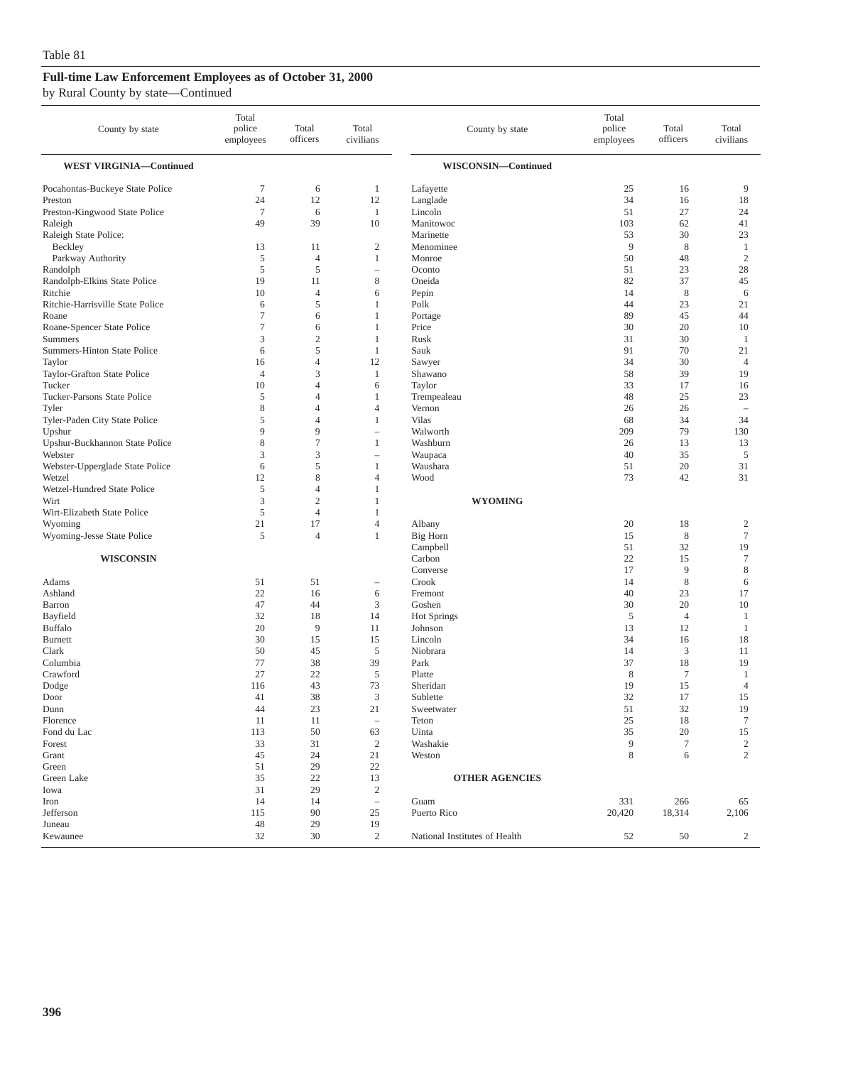Table 81

## Full-time Law Enforcement Employees as of October 31, 2000

by Rural County by state—Continued

| County by state | Total police employees | Total officers | Total civilians |
|---|---|---|---|
| **WEST VIRGINIA—Continued** | | | |
| Pocahontas-Buckeye State Police | 7 | 6 | 1 |
| Preston | 24 | 12 | 12 |
| Preston-Kingwood State Police | 7 | 6 | 1 |
| Raleigh | 49 | 39 | 10 |
| Raleigh State Police: | | | |
| Beckley | 13 | 11 | 2 |
| Parkway Authority | 5 | 4 | 1 |
| Randolph | 5 | 5 | – |
| Randolph-Elkins State Police | 19 | 11 | 8 |
| Ritchie | 10 | 4 | 6 |
| Ritchie-Harrisville State Police | 6 | 5 | 1 |
| Roane | 7 | 6 | 1 |
| Roane-Spencer State Police | 7 | 6 | 1 |
| Summers | 3 | 2 | 1 |
| Summers-Hinton State Police | 6 | 5 | 1 |
| Taylor | 16 | 4 | 12 |
| Taylor-Grafton State Police | 4 | 3 | 1 |
| Tucker | 10 | 4 | 6 |
| Tucker-Parsons State Police | 5 | 4 | 1 |
| Tyler | 8 | 4 | 4 |
| Tyler-Paden City State Police | 5 | 4 | 1 |
| Upshur | 9 | 9 | – |
| Upshur-Buckhannon State Police | 8 | 7 | 1 |
| Webster | 3 | 3 | – |
| Webster-Upperglade State Police | 6 | 5 | 1 |
| Wetzel | 12 | 8 | 4 |
| Wetzel-Hundred State Police | 5 | 4 | 1 |
| Wirt | 3 | 2 | 1 |
| Wirt-Elizabeth State Police | 5 | 4 | 1 |
| Wyoming | 21 | 17 | 4 |
| Wyoming-Jesse State Police | 5 | 4 | 1 |
| **WISCONSIN** | | | |
| Adams | 51 | 51 | – |
| Ashland | 22 | 16 | 6 |
| Barron | 47 | 44 | 3 |
| Bayfield | 32 | 18 | 14 |
| Buffalo | 20 | 9 | 11 |
| Burnett | 30 | 15 | 15 |
| Clark | 50 | 45 | 5 |
| Columbia | 77 | 38 | 39 |
| Crawford | 27 | 22 | 5 |
| Dodge | 116 | 43 | 73 |
| Door | 41 | 38 | 3 |
| Dunn | 44 | 23 | 21 |
| Florence | 11 | 11 | – |
| Fond du Lac | 113 | 50 | 63 |
| Forest | 33 | 31 | 2 |
| Grant | 45 | 24 | 21 |
| Green | 51 | 29 | 22 |
| Green Lake | 35 | 22 | 13 |
| Iowa | 31 | 29 | 2 |
| Iron | 14 | 14 | – |
| Jefferson | 115 | 90 | 25 |
| Juneau | 48 | 29 | 19 |
| Kewaunee | 32 | 30 | 2 |
| **WISCONSIN—Continued** | | | |
| Lafayette | 25 | 16 | 9 |
| Langlade | 34 | 16 | 18 |
| Lincoln | 51 | 27 | 24 |
| Manitowoc | 103 | 62 | 41 |
| Marinette | 53 | 30 | 23 |
| Menominee | 9 | 8 | 1 |
| Monroe | 50 | 48 | 2 |
| Oconto | 51 | 23 | 28 |
| Oneida | 82 | 37 | 45 |
| Pepin | 14 | 8 | 6 |
| Polk | 44 | 23 | 21 |
| Portage | 89 | 45 | 44 |
| Price | 30 | 20 | 10 |
| Rusk | 31 | 30 | 1 |
| Sauk | 91 | 70 | 21 |
| Sawyer | 34 | 30 | 4 |
| Shawano | 58 | 39 | 19 |
| Taylor | 33 | 17 | 16 |
| Trempealeau | 48 | 25 | 23 |
| Vernon | 26 | 26 | – |
| Vilas | 68 | 34 | 34 |
| Walworth | 209 | 79 | 130 |
| Washburn | 26 | 13 | 13 |
| Waupaca | 40 | 35 | 5 |
| Waushara | 51 | 20 | 31 |
| Wood | 73 | 42 | 31 |
| **WYOMING** | | | |
| Albany | 20 | 18 | 2 |
| Big Horn | 15 | 8 | 7 |
| Campbell | 51 | 32 | 19 |
| Carbon | 22 | 15 | 7 |
| Converse | 17 | 9 | 8 |
| Crook | 14 | 8 | 6 |
| Fremont | 40 | 23 | 17 |
| Goshen | 30 | 20 | 10 |
| Hot Springs | 5 | 4 | 1 |
| Johnson | 13 | 12 | 1 |
| Lincoln | 34 | 16 | 18 |
| Niobrara | 14 | 3 | 11 |
| Park | 37 | 18 | 19 |
| Platte | 8 | 7 | 1 |
| Sheridan | 19 | 15 | 4 |
| Sublette | 32 | 17 | 15 |
| Sweetwater | 51 | 32 | 19 |
| Teton | 25 | 18 | 7 |
| Uinta | 35 | 20 | 15 |
| Washakie | 9 | 7 | 2 |
| Weston | 8 | 6 | 2 |
| **OTHER AGENCIES** | | | |
| Guam | 331 | 266 | 65 |
| Puerto Rico | 20,420 | 18,314 | 2,106 |
| National Institutes of Health | 52 | 50 | 2 |